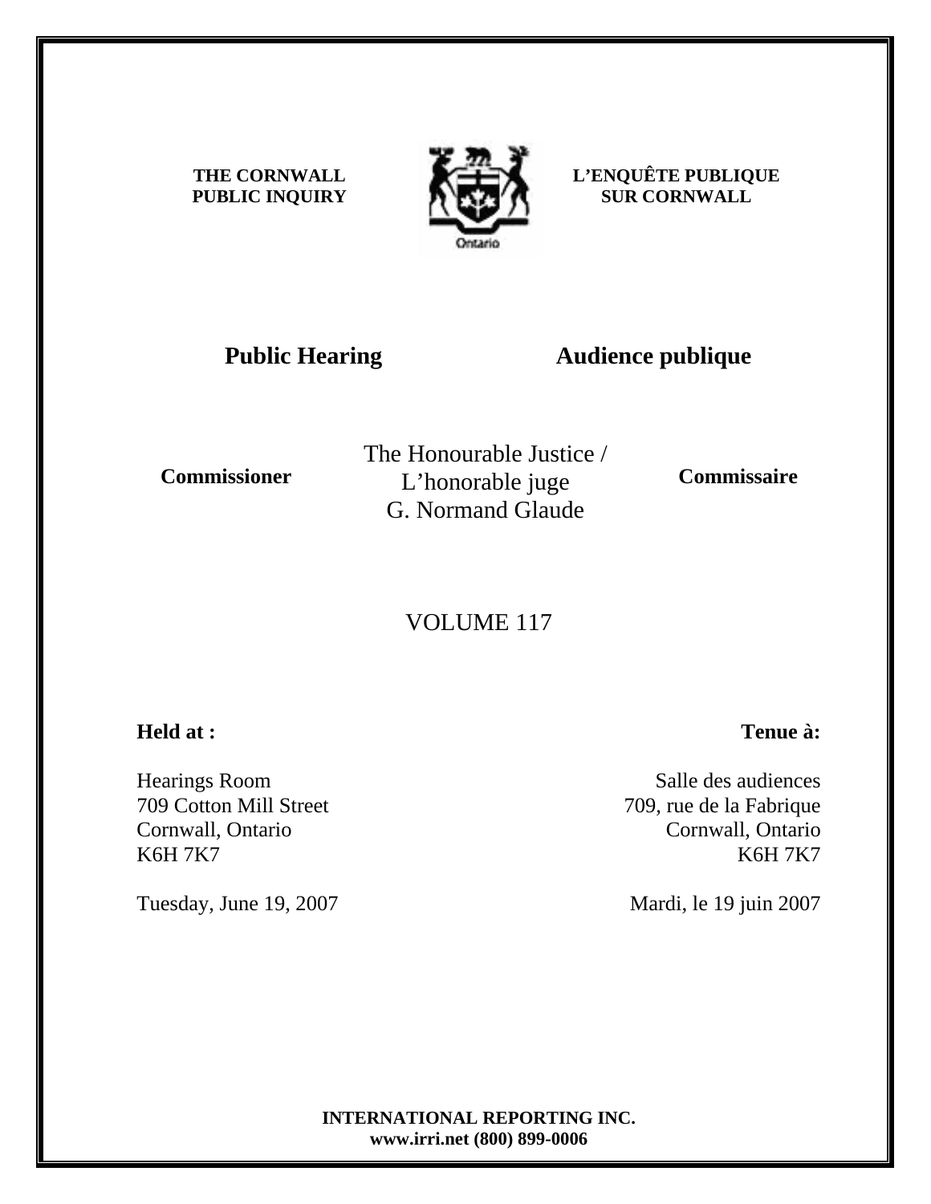**THE CORNWALL PUBLIC INQUIRY**

**L'ENQUÊTE PUBLIQUE SUR CORNWALL**

Ontario

## Public Hearing

## Audience publique

**Commissioner**

The Honourable Justice / L'honorable juge G. Normand Glaude

**Commissaire**

VOLUME 117

**Held at :**

Hearings Room
709 Cotton Mill Street
Cornwall, Ontario
K6H 7K7

Tuesday, June 19, 2007

**Tenue à:**

Salle des audiences
709, rue de la Fabrique
Cornwall, Ontario
K6H 7K7

Mardi, le 19 juin 2007

**INTERNATIONAL REPORTING INC.**
**www.irri.net (800) 899-0006**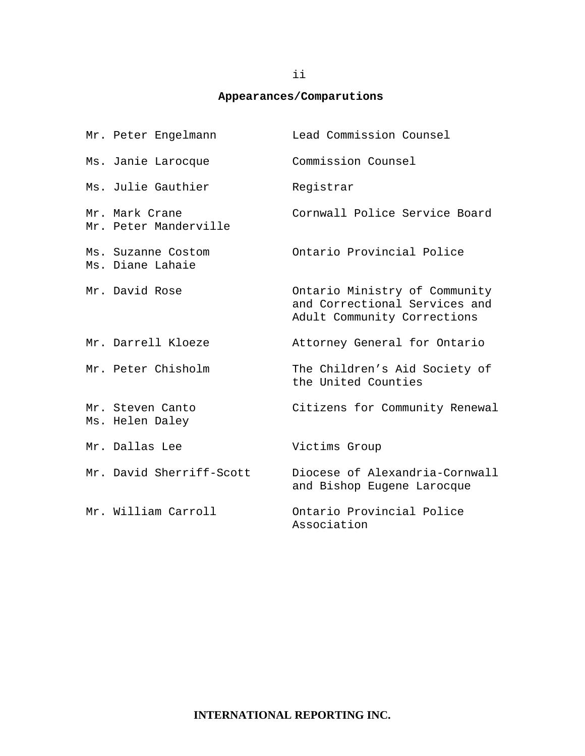## Appearances/Comparutions

| | |
|---|---|
| Mr. Peter Engelmann | Lead Commission Counsel |
| Ms. Janie Larocque | Commission Counsel |
| Ms. Julie Gauthier | Registrar |
| Mr. Mark Crane<br>Mr. Peter Manderville | Cornwall Police Service Board |
| Ms. Suzanne Costom<br>Ms. Diane Lahaie | Ontario Provincial Police |
| Mr. David Rose | Ontario Ministry of Community and Correctional Services and Adult Community Corrections |
| Mr. Darrell Kloeze | Attorney General for Ontario |
| Mr. Peter Chisholm | The Children's Aid Society of the United Counties |
| Mr. Steven Canto<br>Ms. Helen Daley | Citizens for Community Renewal |
| Mr. Dallas Lee | Victims Group |
| Mr. David Sherriff-Scott | Diocese of Alexandria-Cornwall and Bishop Eugene Larocque |
| Mr. William Carroll | Ontario Provincial Police Association |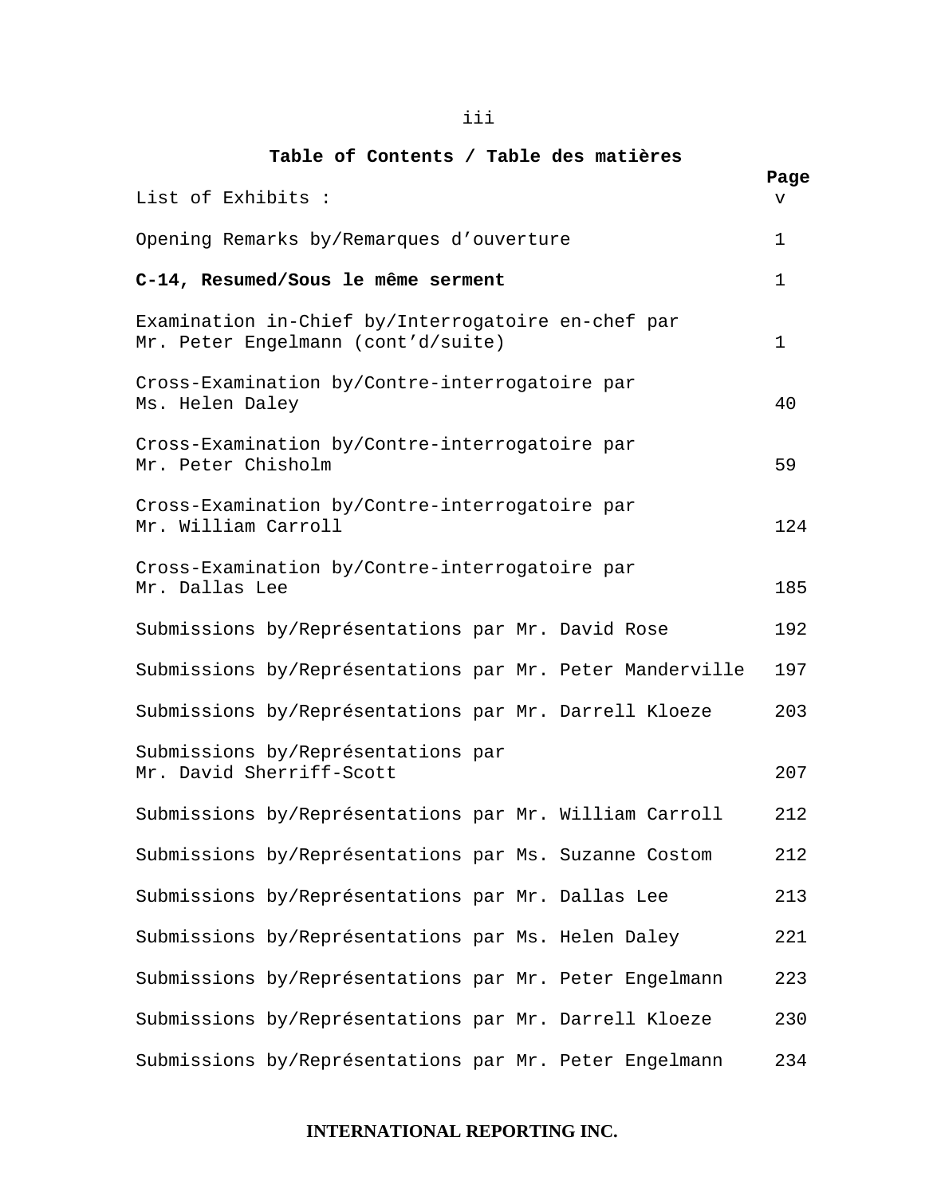## Table of Contents / Table des matières

| | Page |
|---|---|
| List of Exhibits : | v |
| Opening Remarks by/Remarques d'ouverture | 1 |
| **C-14, Resumed/Sous le même serment** | 1 |
| Examination in-Chief by/Interrogatoire en-chef par Mr. Peter Engelmann (cont'd/suite) | 1 |
| Cross-Examination by/Contre-interrogatoire par Ms. Helen Daley | 40 |
| Cross-Examination by/Contre-interrogatoire par Mr. Peter Chisholm | 59 |
| Cross-Examination by/Contre-interrogatoire par Mr. William Carroll | 124 |
| Cross-Examination by/Contre-interrogatoire par Mr. Dallas Lee | 185 |
| Submissions by/Représentations par Mr. David Rose | 192 |
| Submissions by/Représentations par Mr. Peter Manderville | 197 |
| Submissions by/Représentations par Mr. Darrell Kloeze | 203 |
| Submissions by/Représentations par Mr. David Sherriff-Scott | 207 |
| Submissions by/Représentations par Mr. William Carroll | 212 |
| Submissions by/Représentations par Ms. Suzanne Costom | 212 |
| Submissions by/Représentations par Mr. Dallas Lee | 213 |
| Submissions by/Représentations par Ms. Helen Daley | 221 |
| Submissions by/Représentations par Mr. Peter Engelmann | 223 |
| Submissions by/Représentations par Mr. Darrell Kloeze | 230 |
| Submissions by/Représentations par Mr. Peter Engelmann | 234 |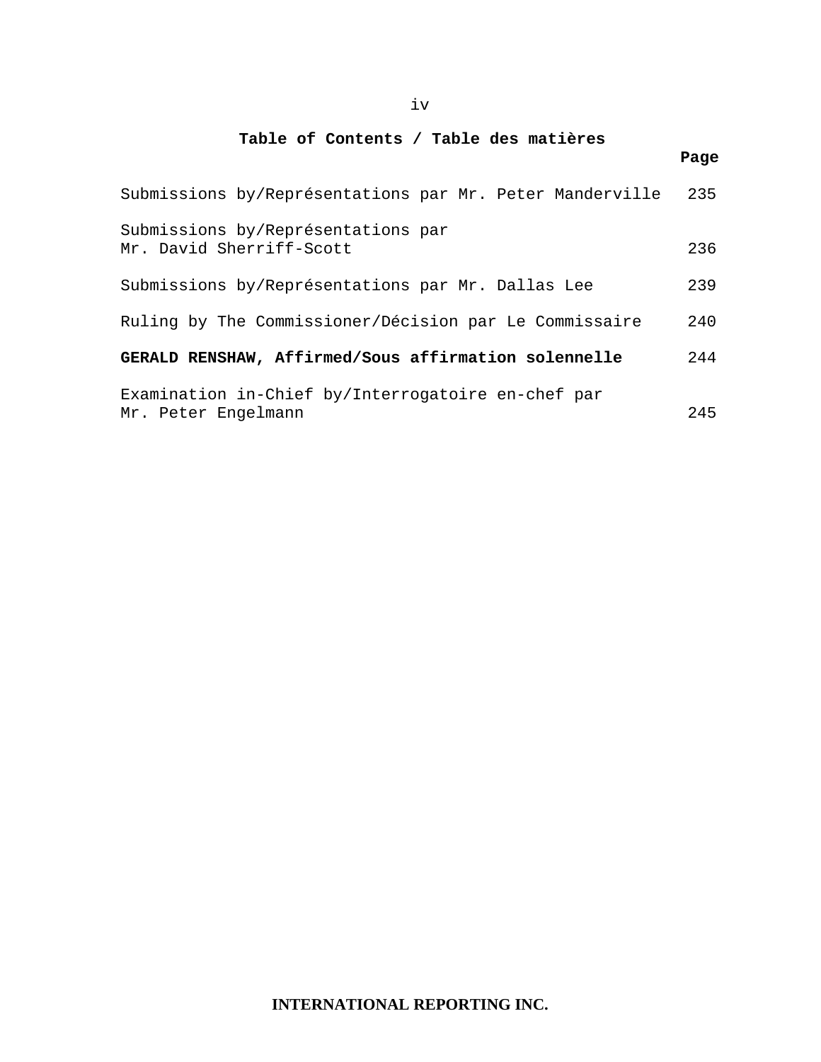**Table of Contents / Table des matières**

| | Page |
|---|---|
| Submissions by/Représentations par Mr. Peter Manderville | 235 |
| Submissions by/Représentations par Mr. David Sherriff-Scott | 236 |
| Submissions by/Représentations par Mr. Dallas Lee | 239 |
| Ruling by The Commissioner/Décision par Le Commissaire | 240 |
| **GERALD RENSHAW, Affirmed/Sous affirmation solennelle** | 244 |
| Examination in-Chief by/Interrogatoire en-chef par Mr. Peter Engelmann | 245 |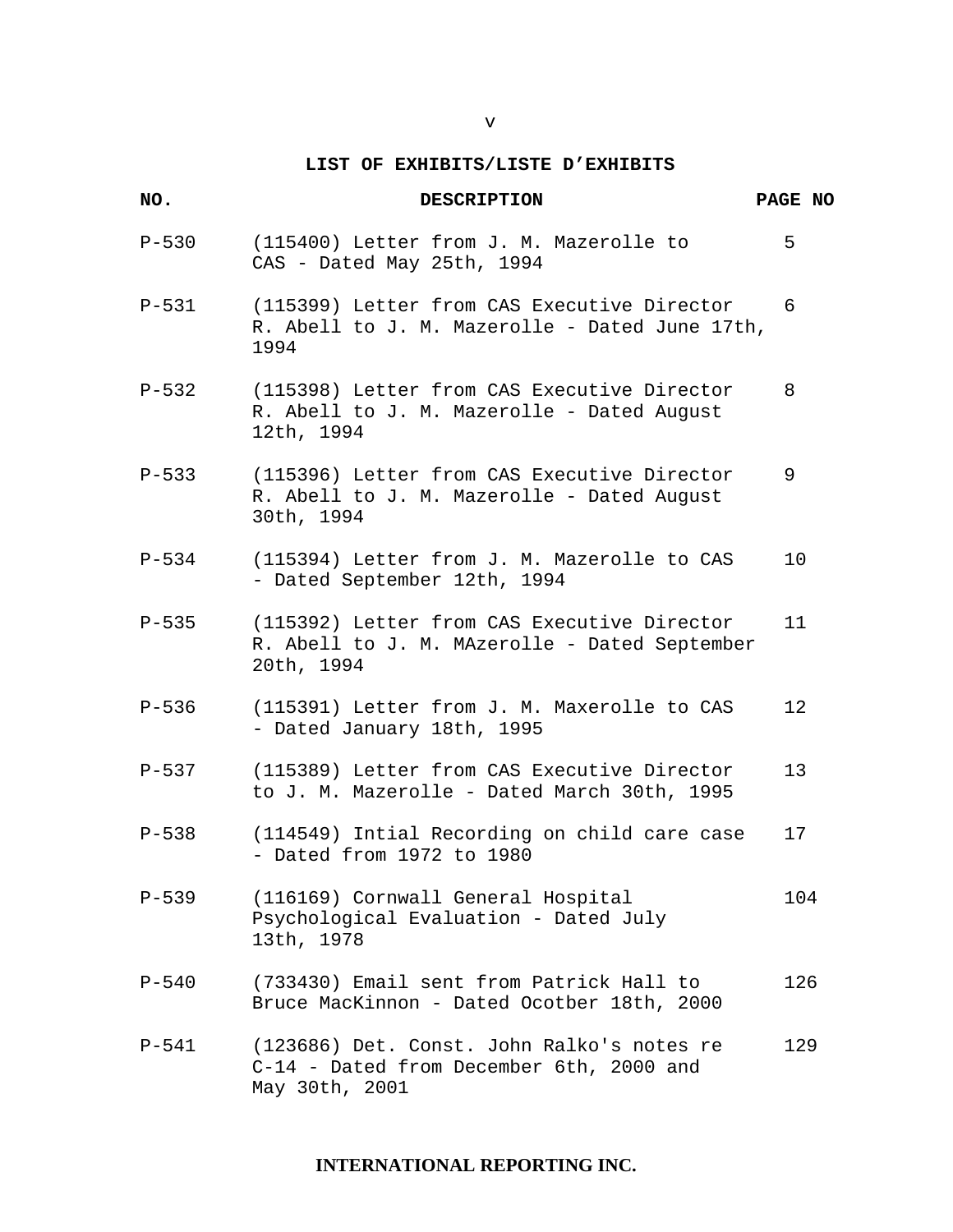## LIST OF EXHIBITS/LISTE D'EXHIBITS

| NO. | DESCRIPTION | PAGE NO |
|---|---|---|
| P-530 | (115400) Letter from J. M. Mazerolle to CAS - Dated May 25th, 1994 | 5 |
| P-531 | (115399) Letter from CAS Executive Director R. Abell to J. M. Mazerolle - Dated June 17th, 1994 | 6 |
| P-532 | (115398) Letter from CAS Executive Director R. Abell to J. M. Mazerolle - Dated August 12th, 1994 | 8 |
| P-533 | (115396) Letter from CAS Executive Director R. Abell to J. M. Mazerolle - Dated August 30th, 1994 | 9 |
| P-534 | (115394) Letter from J. M. Mazerolle to CAS - Dated September 12th, 1994 | 10 |
| P-535 | (115392) Letter from CAS Executive Director R. Abell to J. M. MAzerolle - Dated September 20th, 1994 | 11 |
| P-536 | (115391) Letter from J. M. Maxerolle to CAS - Dated January 18th, 1995 | 12 |
| P-537 | (115389) Letter from CAS Executive Director to J. M. Mazerolle - Dated March 30th, 1995 | 13 |
| P-538 | (114549) Intial Recording on child care case - Dated from 1972 to 1980 | 17 |
| P-539 | (116169) Cornwall General Hospital Psychological Evaluation - Dated July 13th, 1978 | 104 |
| P-540 | (733430) Email sent from Patrick Hall to Bruce MacKinnon - Dated Ocotber 18th, 2000 | 126 |
| P-541 | (123686) Det. Const. John Ralko's notes re C-14 - Dated from December 6th, 2000 and May 30th, 2001 | 129 |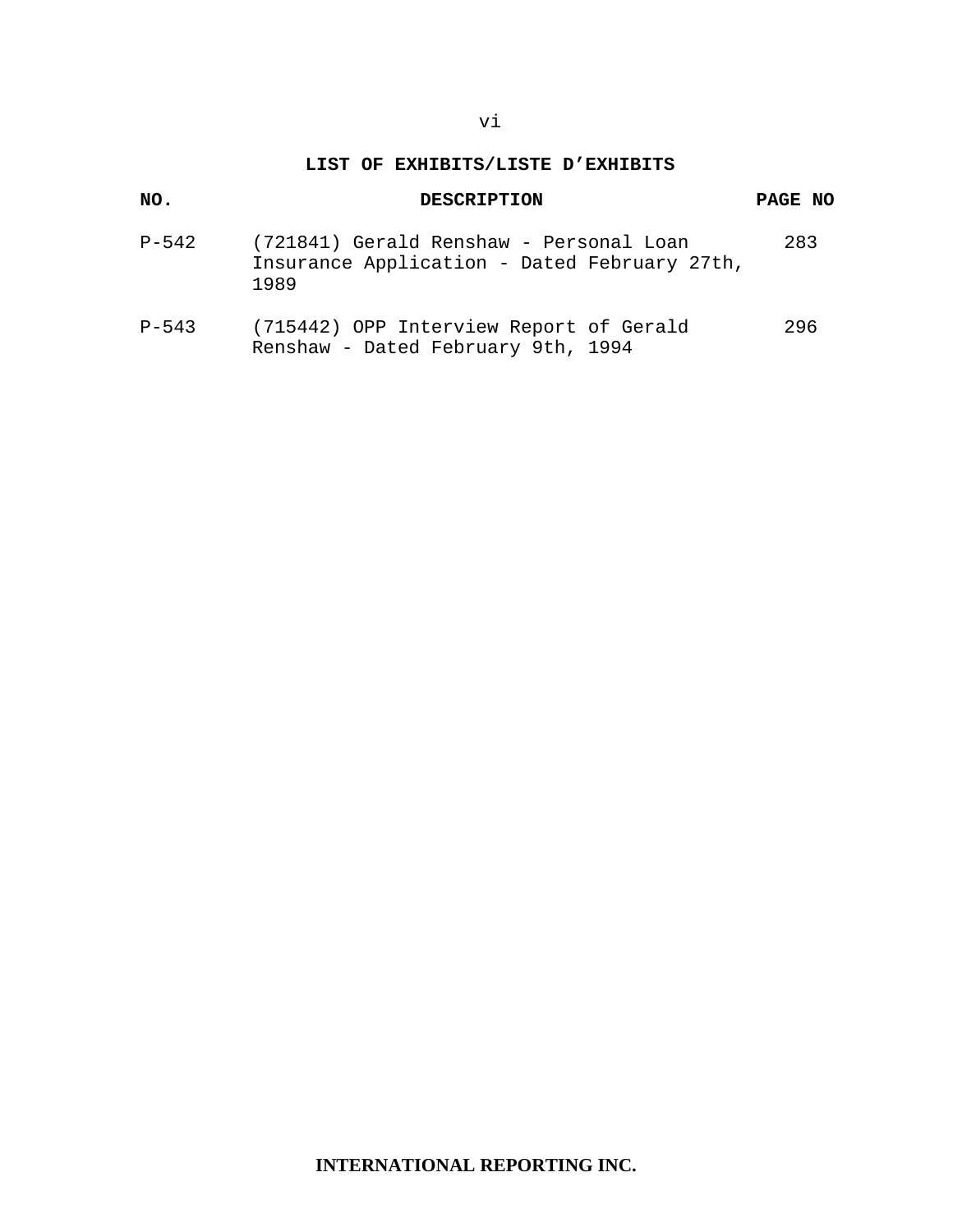## LIST OF EXHIBITS/LISTE D'EXHIBITS

| NO. | DESCRIPTION | PAGE NO |
| --- | --- | --- |
| P-542 | (721841) Gerald Renshaw - Personal Loan Insurance Application - Dated February 27th, 1989 | 283 |
| P-543 | (715442) OPP Interview Report of Gerald Renshaw - Dated February 9th, 1994 | 296 |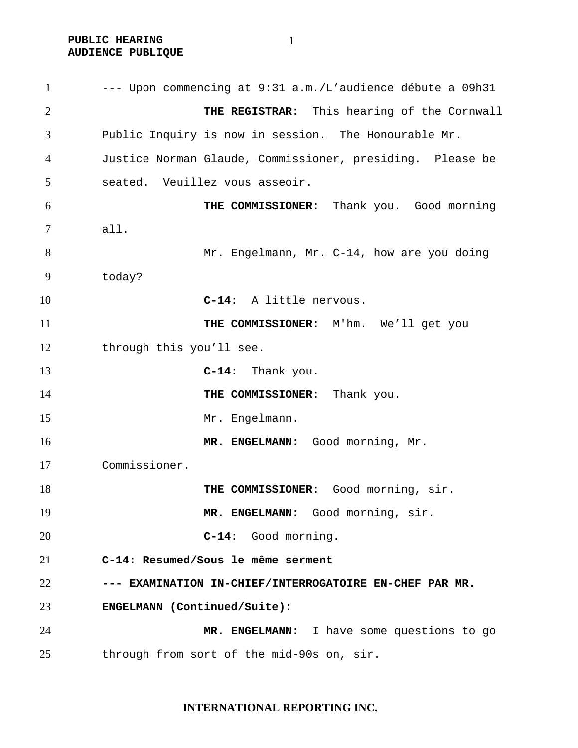--- Upon commencing at 9:31 a.m./L'audience débute a 09h31

**THE REGISTRAR:** This hearing of the Cornwall Public Inquiry is now in session. The Honourable Mr. Justice Norman Glaude, Commissioner, presiding. Please be seated. Veuillez vous asseoir.

**THE COMMISSIONER:** Thank you. Good morning all.

Mr. Engelmann, Mr. C-14, how are you doing today?

**C-14:** A little nervous.

**THE COMMISSIONER:** M'hm. We'll get you through this you'll see.

**C-14:** Thank you.

**THE COMMISSIONER:** Thank you.

Mr. Engelmann.

**MR. ENGELMANN:** Good morning, Mr. Commissioner.

**THE COMMISSIONER:** Good morning, sir.

**MR. ENGELMANN:** Good morning, sir.

**C-14:** Good morning.

**C-14: Resumed/Sous le même serment**

**--- EXAMINATION IN-CHIEF/INTERROGATOIRE EN-CHEF PAR MR. ENGELMANN (Continued/Suite):**

**MR. ENGELMANN:** I have some questions to go through from sort of the mid-90s on, sir.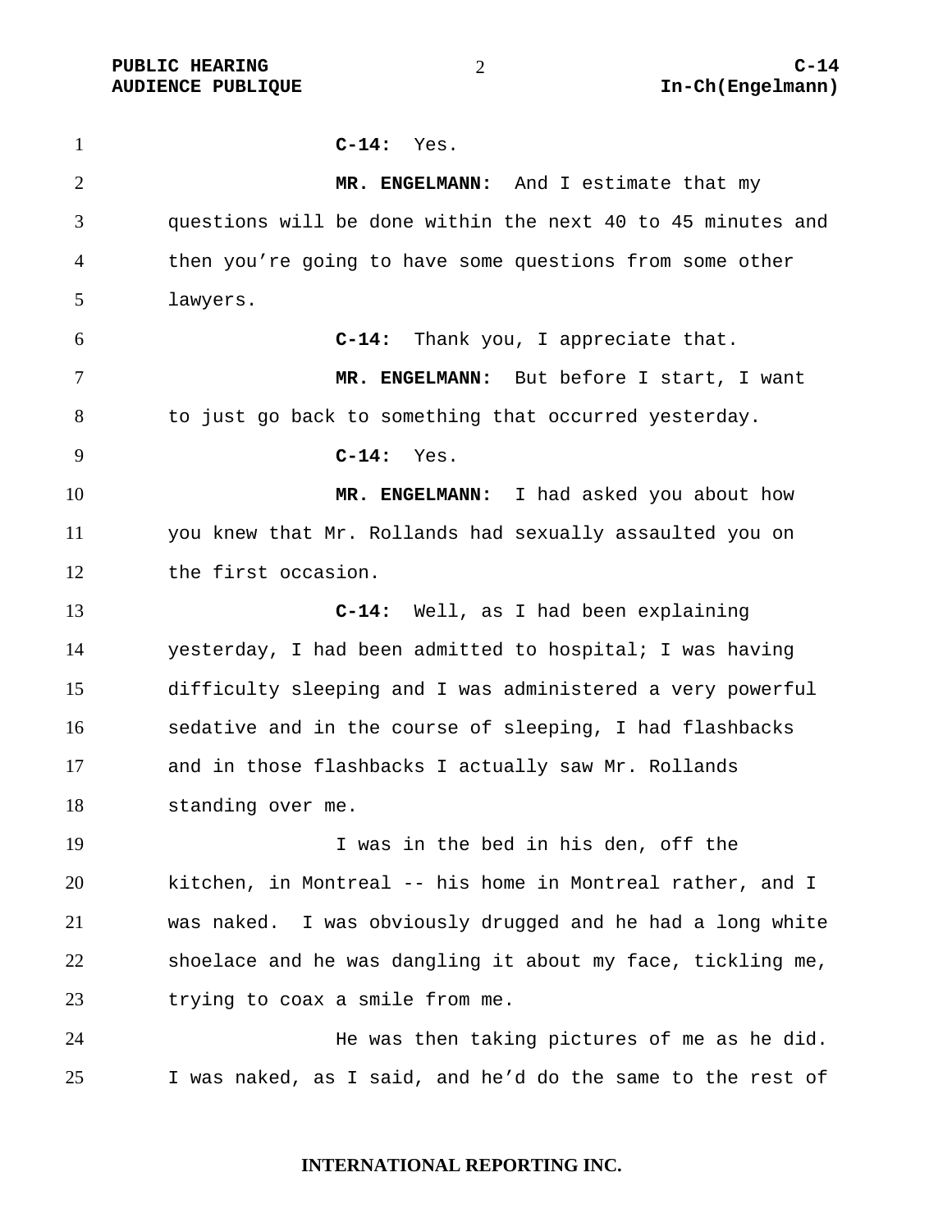**C-14:** Yes.

**MR. ENGELMANN:** And I estimate that my questions will be done within the next 40 to 45 minutes and then you're going to have some questions from some other lawyers.

**C-14:** Thank you, I appreciate that.

**MR. ENGELMANN:** But before I start, I want to just go back to something that occurred yesterday.

**C-14:** Yes.

**MR. ENGELMANN:** I had asked you about how you knew that Mr. Rollands had sexually assaulted you on the first occasion.

**C-14:** Well, as I had been explaining yesterday, I had been admitted to hospital; I was having difficulty sleeping and I was administered a very powerful sedative and in the course of sleeping, I had flashbacks and in those flashbacks I actually saw Mr. Rollands standing over me.

I was in the bed in his den, off the kitchen, in Montreal -- his home in Montreal rather, and I was naked. I was obviously drugged and he had a long white shoelace and he was dangling it about my face, tickling me, trying to coax a smile from me.

He was then taking pictures of me as he did. I was naked, as I said, and he'd do the same to the rest of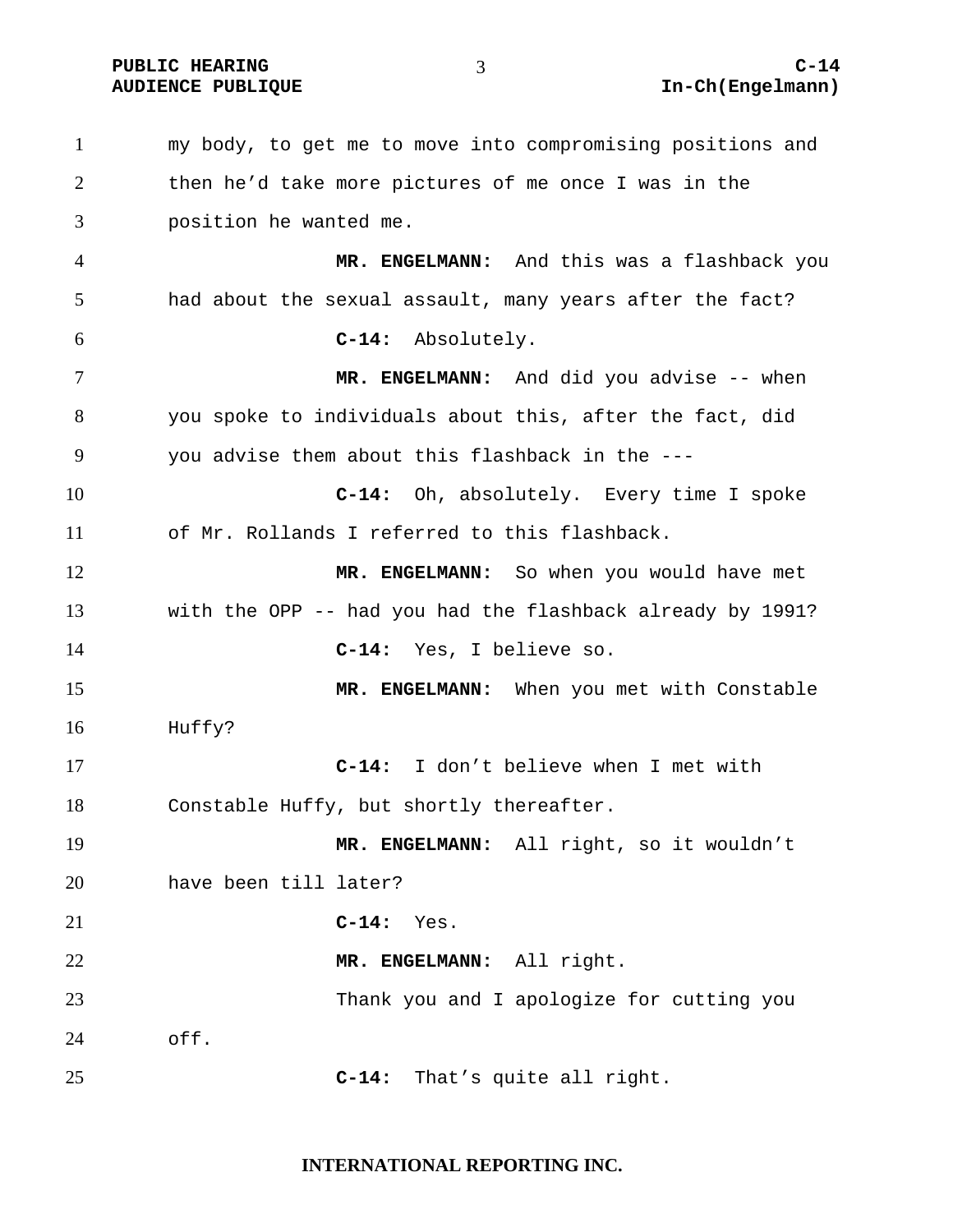my body, to get me to move into compromising positions and then he'd take more pictures of me once I was in the position he wanted me.

**MR. ENGELMANN:** And this was a flashback you had about the sexual assault, many years after the fact?

**C-14:** Absolutely.

**MR. ENGELMANN:** And did you advise -- when you spoke to individuals about this, after the fact, did you advise them about this flashback in the ---

**C-14:** Oh, absolutely. Every time I spoke of Mr. Rollands I referred to this flashback.

**MR. ENGELMANN:** So when you would have met with the OPP -- had you had the flashback already by 1991?

**C-14:** Yes, I believe so.

**MR. ENGELMANN:** When you met with Constable Huffy?

**C-14:** I don't believe when I met with Constable Huffy, but shortly thereafter.

**MR. ENGELMANN:** All right, so it wouldn't have been till later?

**C-14:** Yes.

**MR. ENGELMANN:** All right.

Thank you and I apologize for cutting you off.

**C-14:** That's quite all right.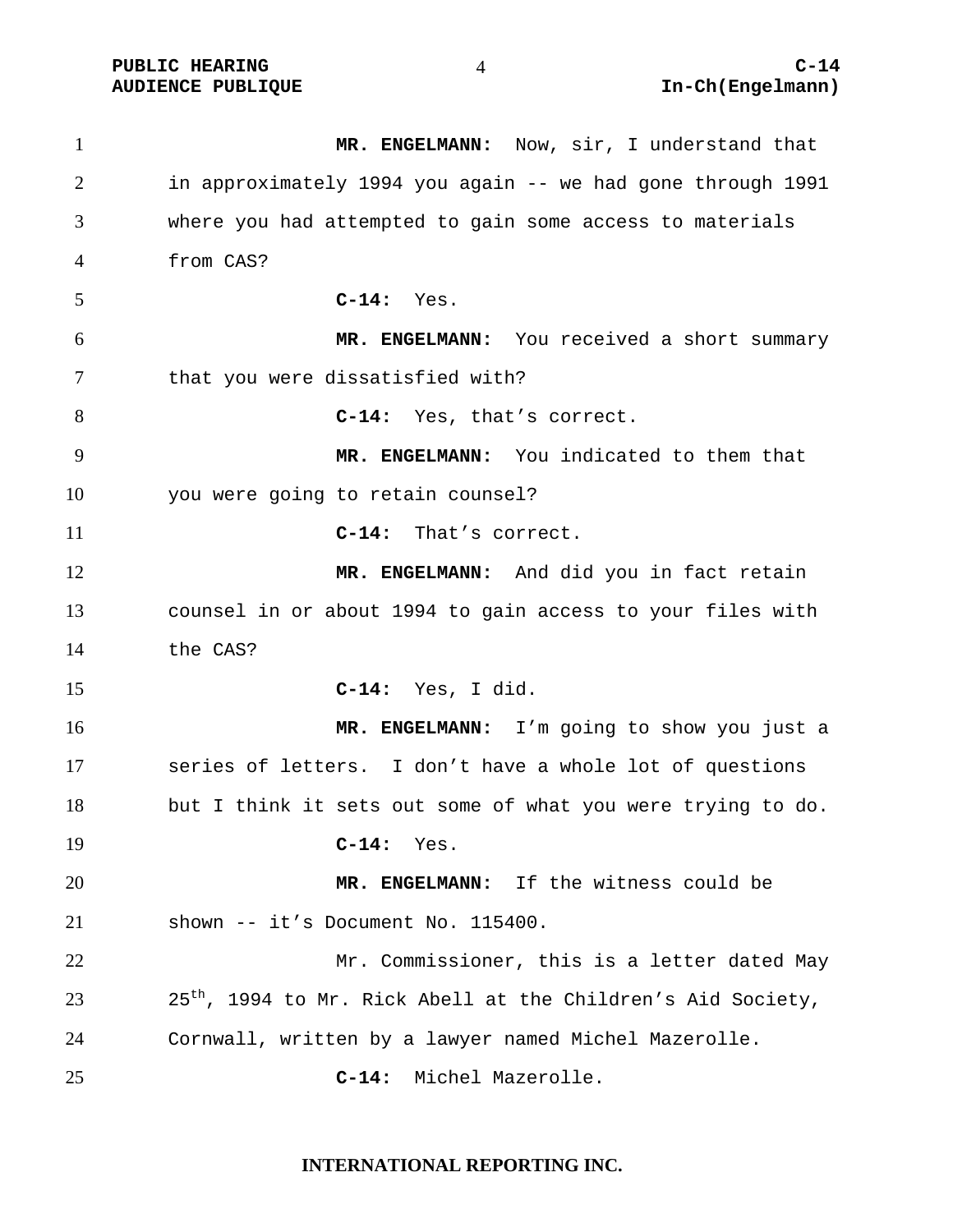**MR. ENGELMANN:** Now, sir, I understand that in approximately 1994 you again -- we had gone through 1991 where you had attempted to gain some access to materials from CAS?

**C-14:** Yes.

**MR. ENGELMANN:** You received a short summary that you were dissatisfied with?

**C-14:** Yes, that's correct.

**MR. ENGELMANN:** You indicated to them that you were going to retain counsel?

**C-14:** That's correct.

**MR. ENGELMANN:** And did you in fact retain counsel in or about 1994 to gain access to your files with the CAS?

**C-14:** Yes, I did.

**MR. ENGELMANN:** I'm going to show you just a series of letters. I don't have a whole lot of questions but I think it sets out some of what you were trying to do.

**C-14:** Yes.

**MR. ENGELMANN:** If the witness could be shown -- it's Document No. 115400.

Mr. Commissioner, this is a letter dated May 25th, 1994 to Mr. Rick Abell at the Children's Aid Society, Cornwall, written by a lawyer named Michel Mazerolle.

**C-14:** Michel Mazerolle.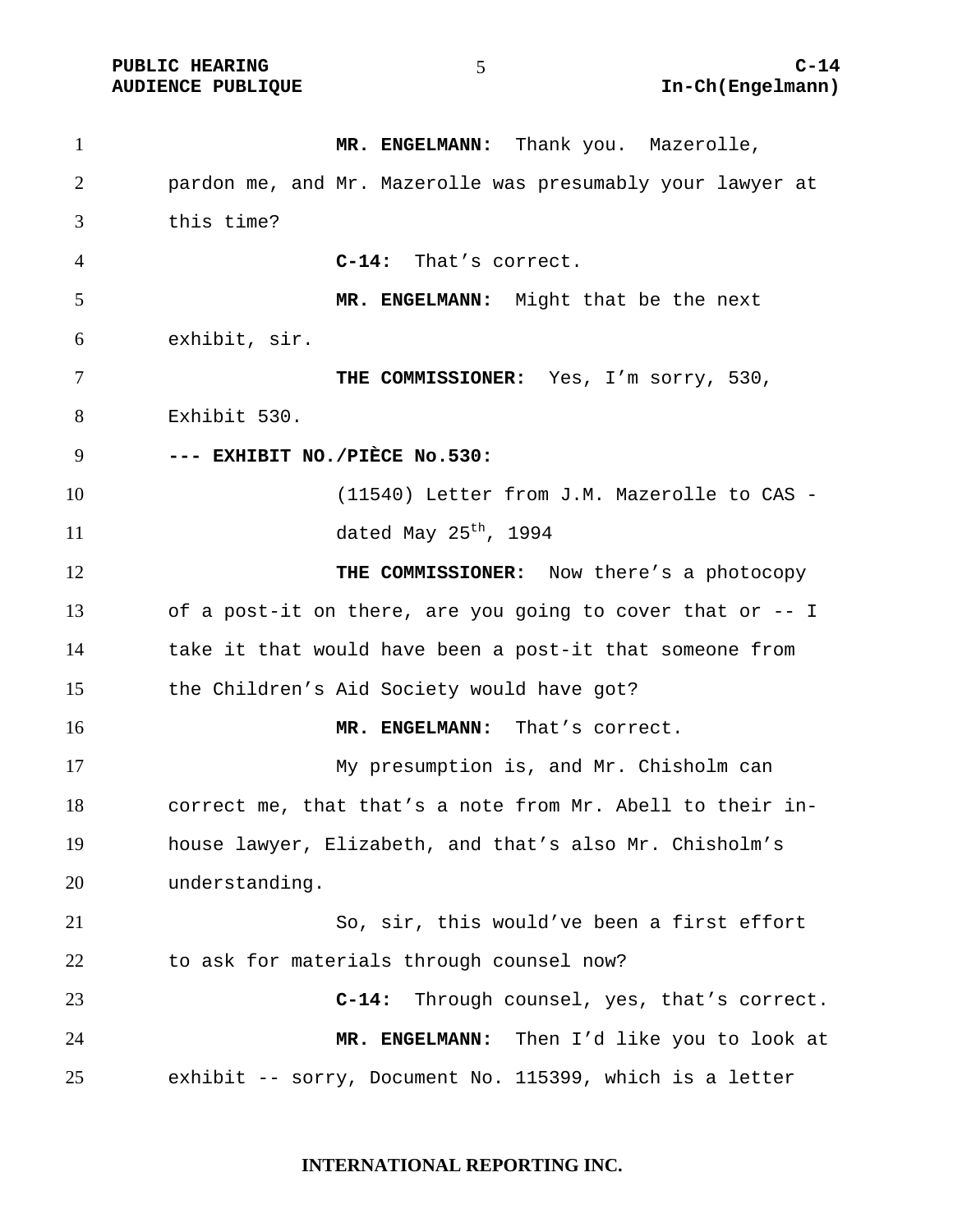**MR. ENGELMANN:** Thank you. Mazerolle, pardon me, and Mr. Mazerolle was presumably your lawyer at this time?

**C-14:** That's correct.

**MR. ENGELMANN:** Might that be the next exhibit, sir.

**THE COMMISSIONER:** Yes, I'm sorry, 530, Exhibit 530.

**--- EXHIBIT NO./PIÈCE No.530:**

(11540) Letter from J.M. Mazerolle to CAS - dated May 25th, 1994

**THE COMMISSIONER:** Now there's a photocopy of a post-it on there, are you going to cover that or -- I take it that would have been a post-it that someone from the Children's Aid Society would have got?

**MR. ENGELMANN:** That's correct.

My presumption is, and Mr. Chisholm can correct me, that that's a note from Mr. Abell to their in-house lawyer, Elizabeth, and that's also Mr. Chisholm's understanding.

So, sir, this would've been a first effort to ask for materials through counsel now?

**C-14:** Through counsel, yes, that's correct.

**MR. ENGELMANN:** Then I'd like you to look at exhibit -- sorry, Document No. 115399, which is a letter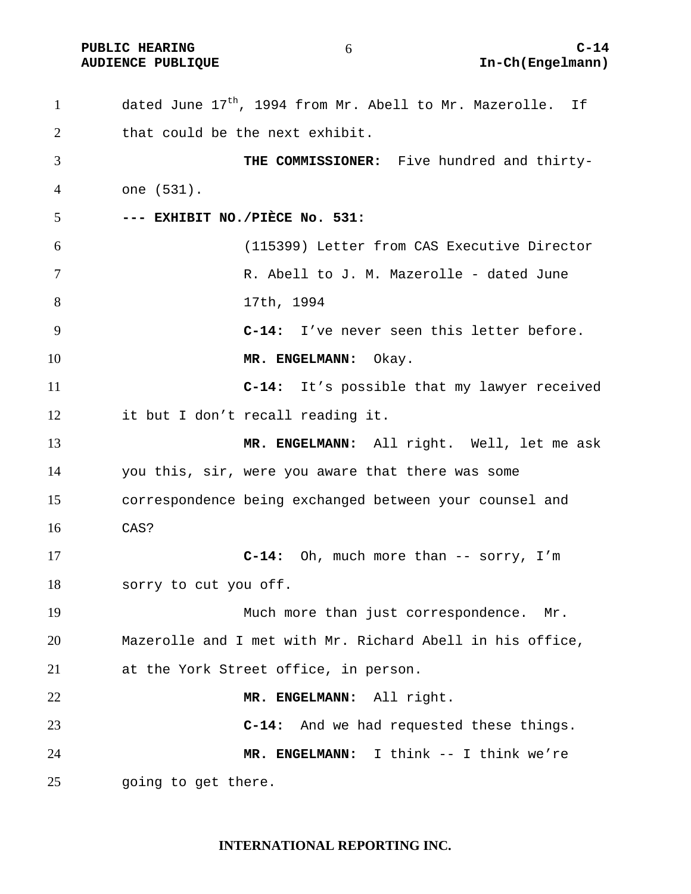dated June 17th, 1994 from Mr. Abell to Mr. Mazerolle. If that could be the next exhibit.

**THE COMMISSIONER:** Five hundred and thirty-one (531).

**--- EXHIBIT NO./PIÈCE No. 531:**

(115399) Letter from CAS Executive Director R. Abell to J. M. Mazerolle - dated June 17th, 1994

**C-14:** I've never seen this letter before.

**MR. ENGELMANN:** Okay.

**C-14:** It's possible that my lawyer received it but I don't recall reading it.

**MR. ENGELMANN:** All right. Well, let me ask you this, sir, were you aware that there was some correspondence being exchanged between your counsel and CAS?

**C-14:** Oh, much more than -- sorry, I'm sorry to cut you off.

Much more than just correspondence. Mr. Mazerolle and I met with Mr. Richard Abell in his office, at the York Street office, in person.

**MR. ENGELMANN:** All right.

**C-14:** And we had requested these things.

**MR. ENGELMANN:** I think -- I think we're going to get there.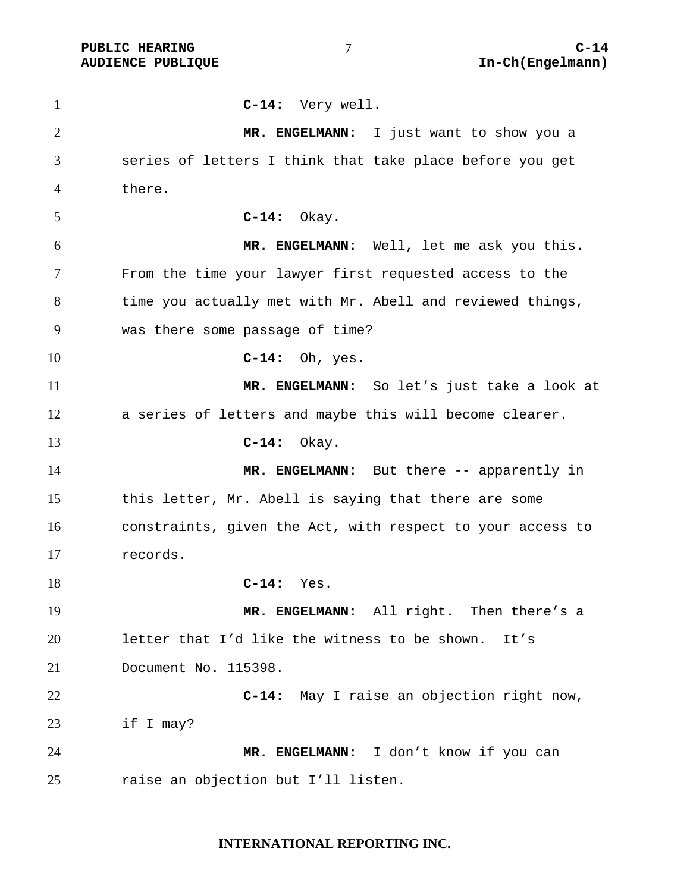**C-14:** Very well.

**MR. ENGELMANN:** I just want to show you a series of letters I think that take place before you get there.

**C-14:** Okay.

**MR. ENGELMANN:** Well, let me ask you this. From the time your lawyer first requested access to the time you actually met with Mr. Abell and reviewed things, was there some passage of time?

**C-14:** Oh, yes.

**MR. ENGELMANN:** So let's just take a look at a series of letters and maybe this will become clearer.

**C-14:** Okay.

**MR. ENGELMANN:** But there -- apparently in this letter, Mr. Abell is saying that there are some constraints, given the Act, with respect to your access to records.

**C-14:** Yes.

**MR. ENGELMANN:** All right. Then there's a letter that I'd like the witness to be shown. It's Document No. 115398.

**C-14:** May I raise an objection right now, if I may?

**MR. ENGELMANN:** I don't know if you can raise an objection but I'll listen.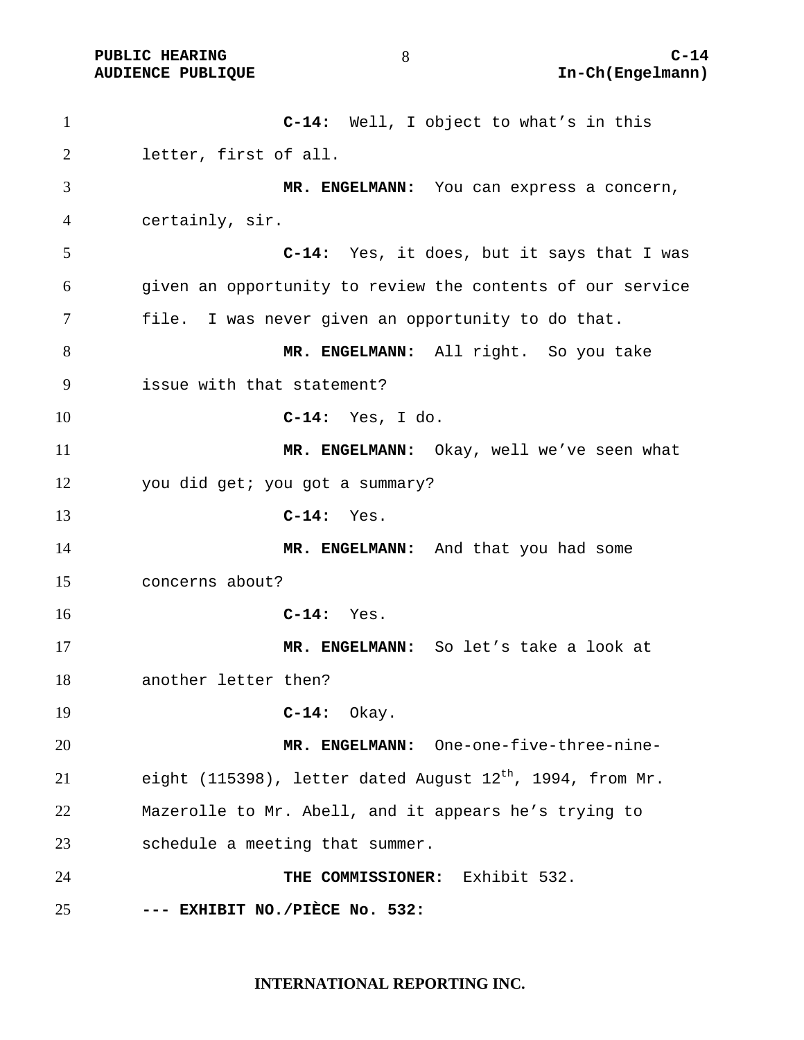**C-14:** Well, I object to what's in this letter, first of all.

**MR. ENGELMANN:** You can express a concern, certainly, sir.

**C-14:** Yes, it does, but it says that I was given an opportunity to review the contents of our service file. I was never given an opportunity to do that.

**MR. ENGELMANN:** All right. So you take issue with that statement?

**C-14:** Yes, I do.

**MR. ENGELMANN:** Okay, well we've seen what you did get; you got a summary?

**C-14:** Yes.

**MR. ENGELMANN:** And that you had some concerns about?

**C-14:** Yes.

**MR. ENGELMANN:** So let's take a look at another letter then?

**C-14:** Okay.

**MR. ENGELMANN:** One-one-five-three-nine-eight (115398), letter dated August 12th, 1994, from Mr. Mazerolle to Mr. Abell, and it appears he's trying to schedule a meeting that summer.

**THE COMMISSIONER:** Exhibit 532.

**--- EXHIBIT NO./PIÈCE No. 532:**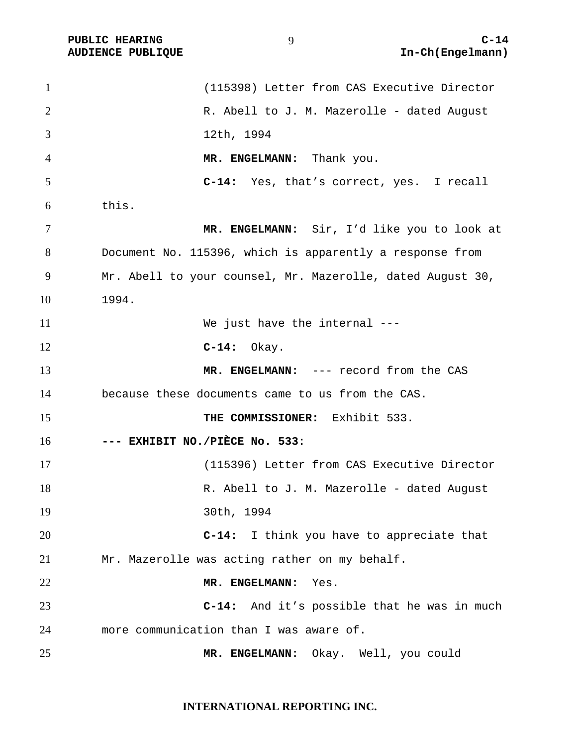(115398) Letter from CAS Executive Director R. Abell to J. M. Mazerolle - dated August 12th, 1994

**MR. ENGELMANN:** Thank you.

**C-14:** Yes, that's correct, yes. I recall this.

**MR. ENGELMANN:** Sir, I'd like you to look at Document No. 115396, which is apparently a response from Mr. Abell to your counsel, Mr. Mazerolle, dated August 30, 1994.

We just have the internal ---

**C-14:** Okay.

**MR. ENGELMANN:** --- record from the CAS because these documents came to us from the CAS.

**THE COMMISSIONER:** Exhibit 533.

**--- EXHIBIT NO./PIÈCE No. 533:**

(115396) Letter from CAS Executive Director R. Abell to J. M. Mazerolle - dated August 30th, 1994

**C-14:** I think you have to appreciate that Mr. Mazerolle was acting rather on my behalf.

**MR. ENGELMANN:** Yes.

**C-14:** And it's possible that he was in much more communication than I was aware of.

**MR. ENGELMANN:** Okay. Well, you could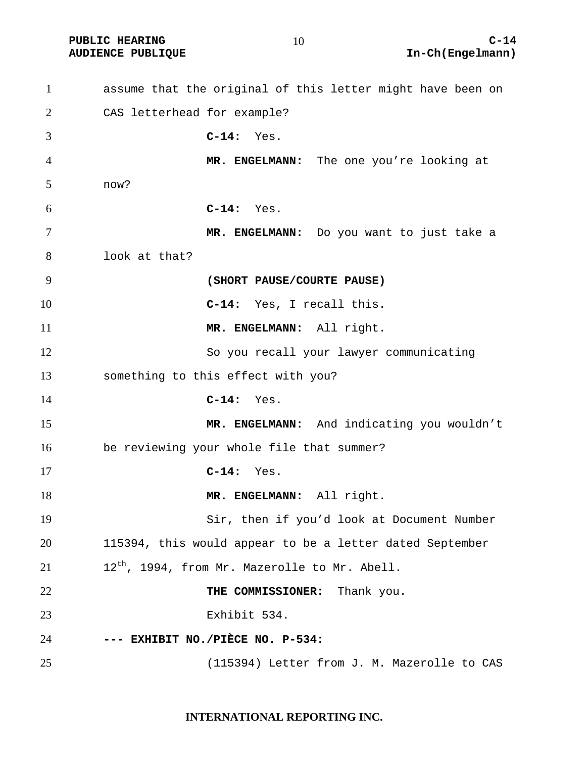assume that the original of this letter might have been on CAS letterhead for example?

**C-14:** Yes.

**MR. ENGELMANN:** The one you're looking at now?

**C-14:** Yes.

**MR. ENGELMANN:** Do you want to just take a look at that?

**(SHORT PAUSE/COURTE PAUSE)**

**C-14:** Yes, I recall this.

**MR. ENGELMANN:** All right.

So you recall your lawyer communicating something to this effect with you?

**C-14:** Yes.

**MR. ENGELMANN:** And indicating you wouldn't be reviewing your whole file that summer?

**C-14:** Yes.

**MR. ENGELMANN:** All right.

Sir, then if you'd look at Document Number 115394, this would appear to be a letter dated September $12^{th}$, 1994, from Mr. Mazerolle to Mr. Abell.

**THE COMMISSIONER:** Thank you.

Exhibit 534.

**--- EXHIBIT NO./PIÈCE NO. P-534:**

(115394) Letter from J. M. Mazerolle to CAS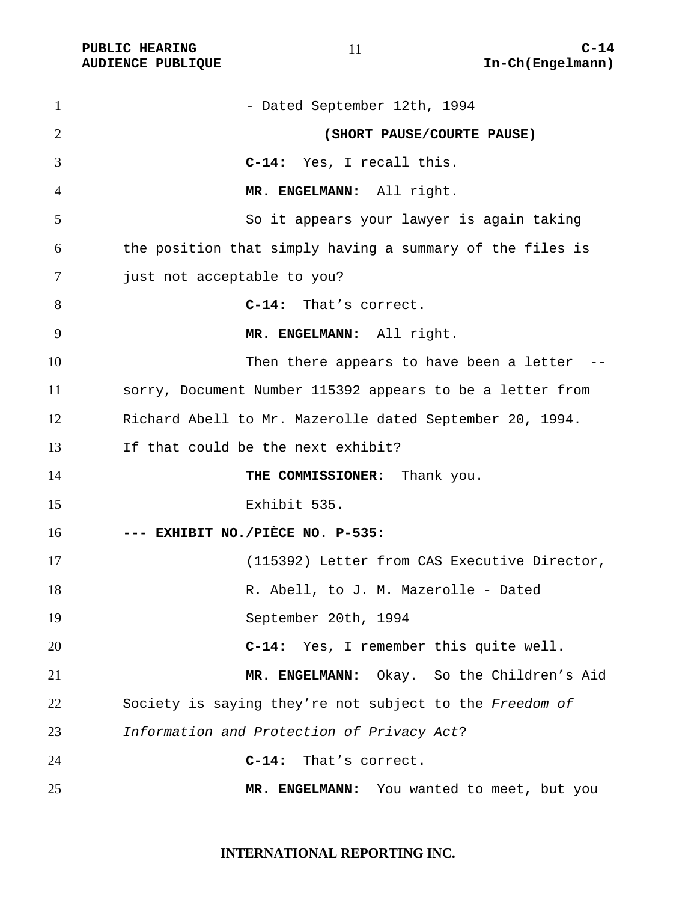- Dated September 12th, 1994

**(SHORT PAUSE/COURTE PAUSE)**

**C-14:** Yes, I recall this.

**MR. ENGELMANN:** All right.

So it appears your lawyer is again taking the position that simply having a summary of the files is just not acceptable to you?

**C-14:** That's correct.

**MR. ENGELMANN:** All right.

Then there appears to have been a letter -- sorry, Document Number 115392 appears to be a letter from Richard Abell to Mr. Mazerolle dated September 20, 1994. If that could be the next exhibit?

**THE COMMISSIONER:** Thank you.

Exhibit 535.

**--- EXHIBIT NO./PIÈCE NO. P-535:**

(115392) Letter from CAS Executive Director, R. Abell, to J. M. Mazerolle - Dated September 20th, 1994

**C-14:** Yes, I remember this quite well.

**MR. ENGELMANN:** Okay. So the Children's Aid Society is saying they're not subject to the *Freedom of Information and Protection of Privacy Act*?

**C-14:** That's correct.

**MR. ENGELMANN:** You wanted to meet, but you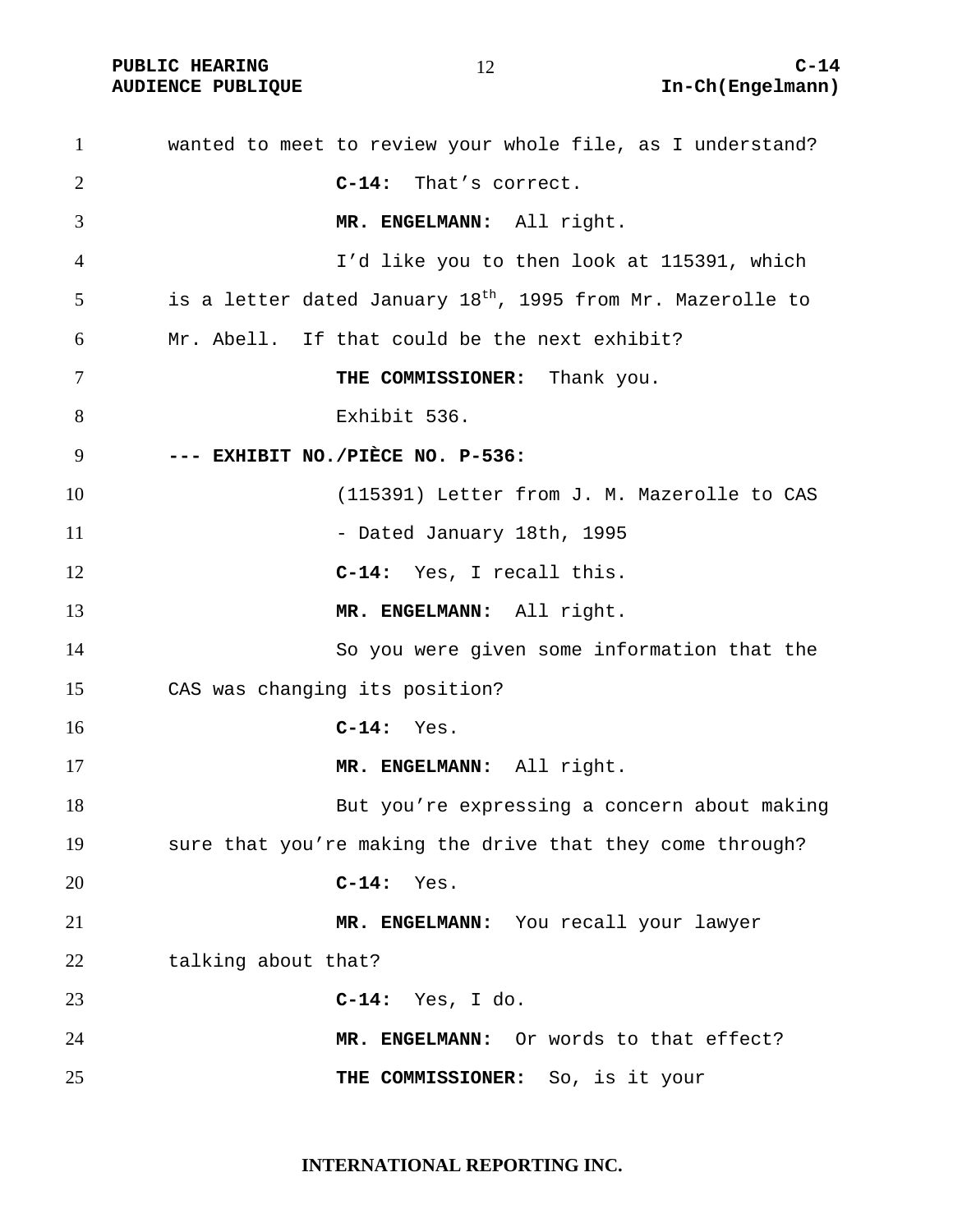wanted to meet to review your whole file, as I understand?

**C-14:** That's correct.

**MR. ENGELMANN:** All right.

I'd like you to then look at 115391, which is a letter dated January 18th, 1995 from Mr. Mazerolle to Mr. Abell. If that could be the next exhibit?

**THE COMMISSIONER:** Thank you.

Exhibit 536.

**--- EXHIBIT NO./PIÈCE NO. P-536:**

(115391) Letter from J. M. Mazerolle to CAS - Dated January 18th, 1995

**C-14:** Yes, I recall this.

**MR. ENGELMANN:** All right.

So you were given some information that the CAS was changing its position?

**C-14:** Yes.

**MR. ENGELMANN:** All right.

But you're expressing a concern about making sure that you're making the drive that they come through?

**C-14:** Yes.

**MR. ENGELMANN:** You recall your lawyer talking about that?

**C-14:** Yes, I do.

**MR. ENGELMANN:** Or words to that effect?

**THE COMMISSIONER:** So, is it your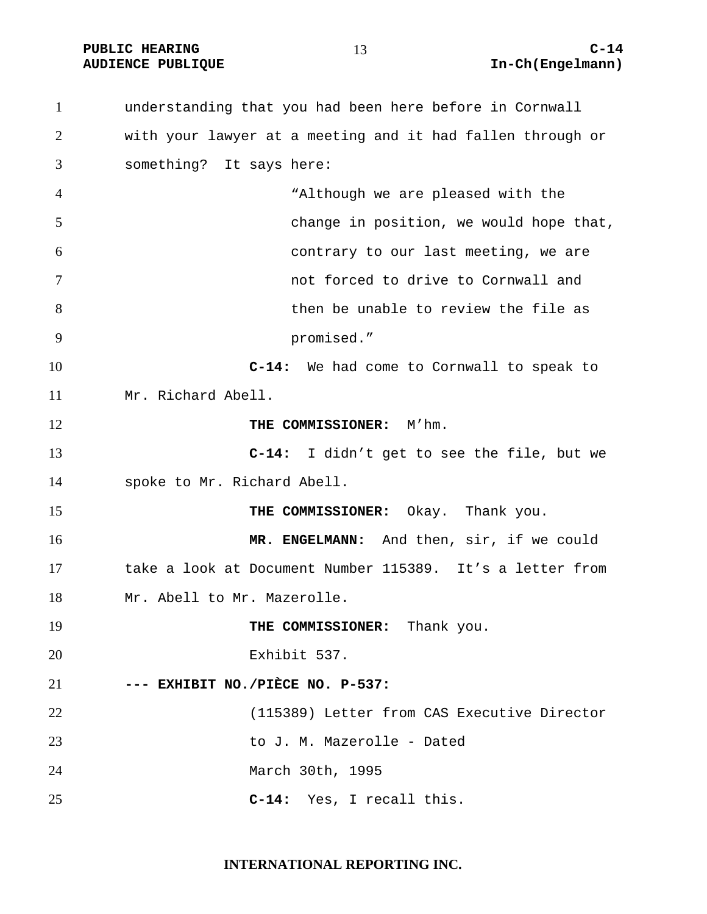understanding that you had been here before in Cornwall with your lawyer at a meeting and it had fallen through or something? It says here:

> "Although we are pleased with the change in position, we would hope that, contrary to our last meeting, we are not forced to drive to Cornwall and then be unable to review the file as promised."

**C-14:** We had come to Cornwall to speak to Mr. Richard Abell.

**THE COMMISSIONER:** M'hm.

**C-14:** I didn't get to see the file, but we spoke to Mr. Richard Abell.

**THE COMMISSIONER:** Okay. Thank you.

**MR. ENGELMANN:** And then, sir, if we could take a look at Document Number 115389. It's a letter from Mr. Abell to Mr. Mazerolle.

**THE COMMISSIONER:** Thank you.

Exhibit 537.

**--- EXHIBIT NO./PIÈCE NO. P-537:**

(115389) Letter from CAS Executive Director to J. M. Mazerolle - Dated March 30th, 1995

**C-14:** Yes, I recall this.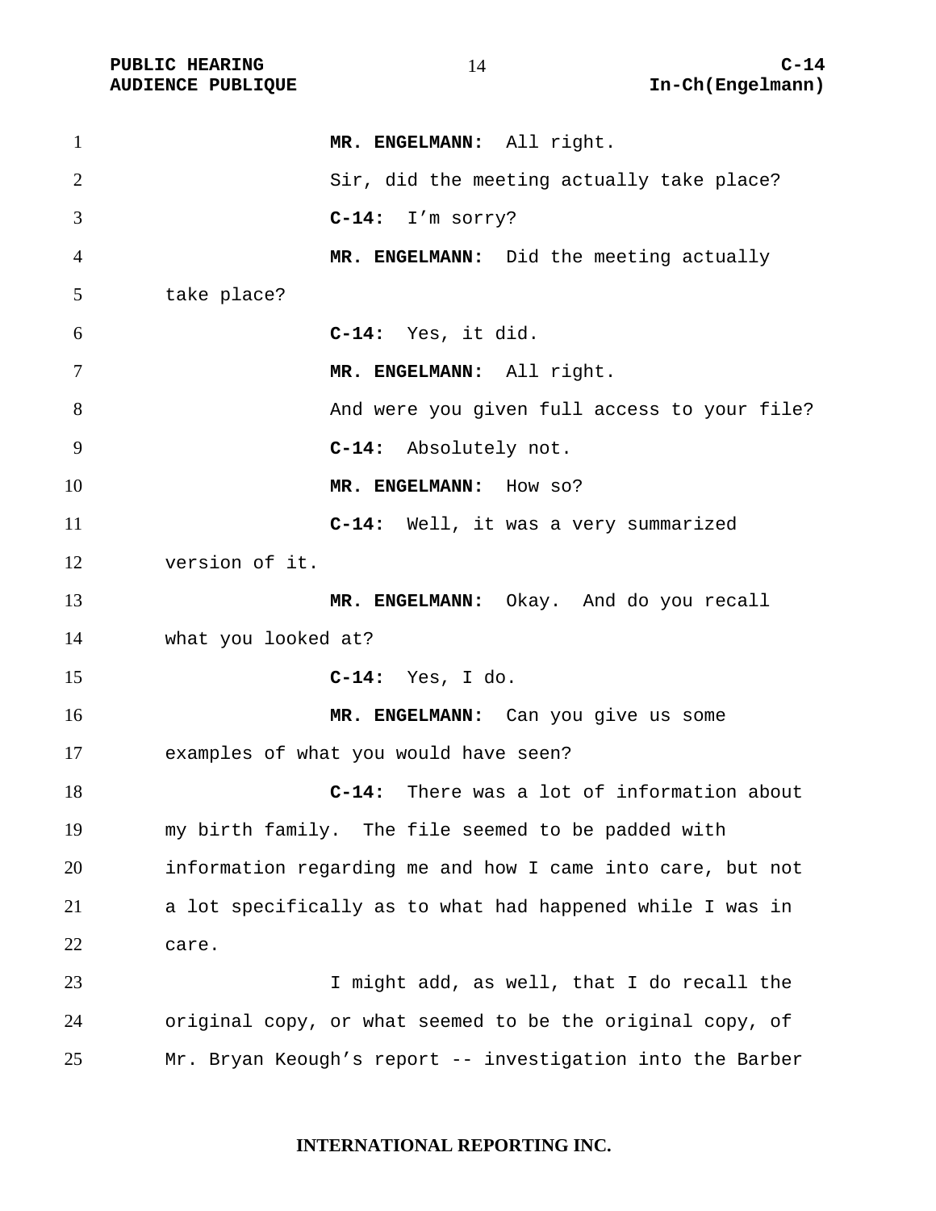**MR. ENGELMANN:** All right.

Sir, did the meeting actually take place?

**C-14:** I'm sorry?

**MR. ENGELMANN:** Did the meeting actually take place?

**C-14:** Yes, it did.

**MR. ENGELMANN:** All right.

And were you given full access to your file?

**C-14:** Absolutely not.

**MR. ENGELMANN:** How so?

**C-14:** Well, it was a very summarized version of it.

**MR. ENGELMANN:** Okay. And do you recall what you looked at?

**C-14:** Yes, I do.

**MR. ENGELMANN:** Can you give us some examples of what you would have seen?

**C-14:** There was a lot of information about my birth family. The file seemed to be padded with information regarding me and how I came into care, but not a lot specifically as to what had happened while I was in care.

I might add, as well, that I do recall the original copy, or what seemed to be the original copy, of Mr. Bryan Keough's report -- investigation into the Barber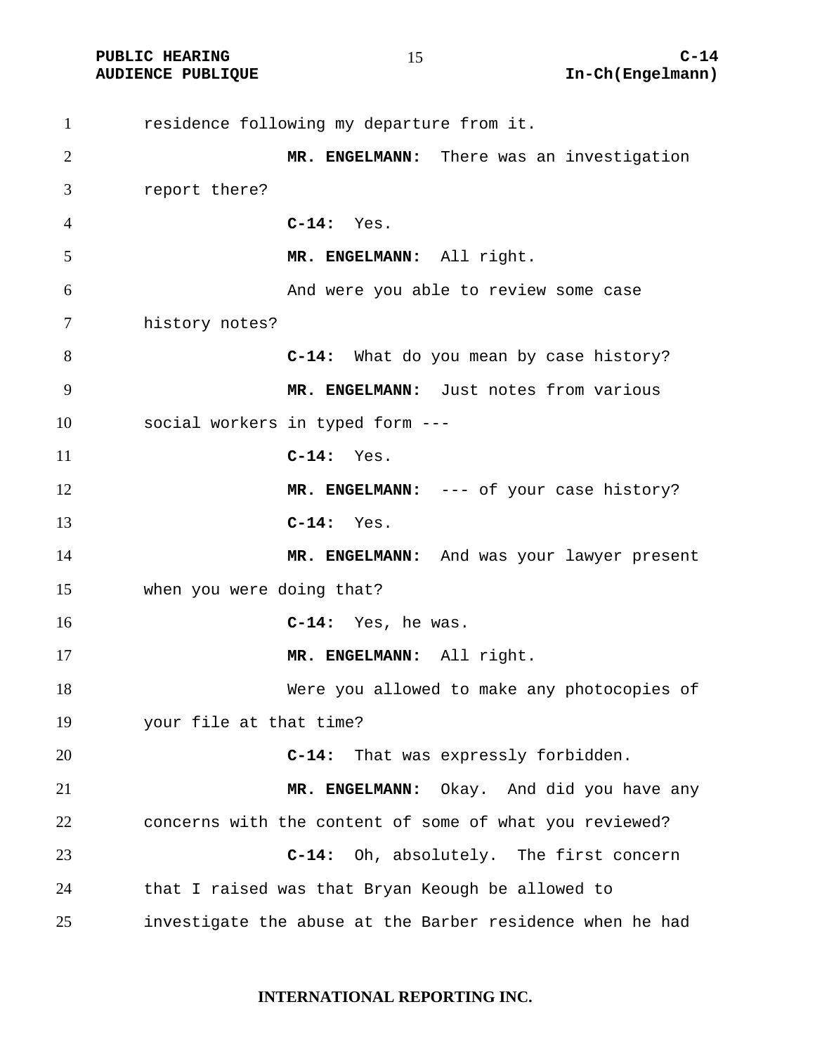residence following my departure from it.

**MR. ENGELMANN:** There was an investigation report there?

**C-14:** Yes.

**MR. ENGELMANN:** All right.

And were you able to review some case history notes?

**C-14:** What do you mean by case history?

**MR. ENGELMANN:** Just notes from various social workers in typed form ---

**C-14:** Yes.

**MR. ENGELMANN:** --- of your case history?

**C-14:** Yes.

**MR. ENGELMANN:** And was your lawyer present when you were doing that?

**C-14:** Yes, he was.

**MR. ENGELMANN:** All right.

Were you allowed to make any photocopies of your file at that time?

**C-14:** That was expressly forbidden.

**MR. ENGELMANN:** Okay. And did you have any concerns with the content of some of what you reviewed?

**C-14:** Oh, absolutely. The first concern that I raised was that Bryan Keough be allowed to investigate the abuse at the Barber residence when he had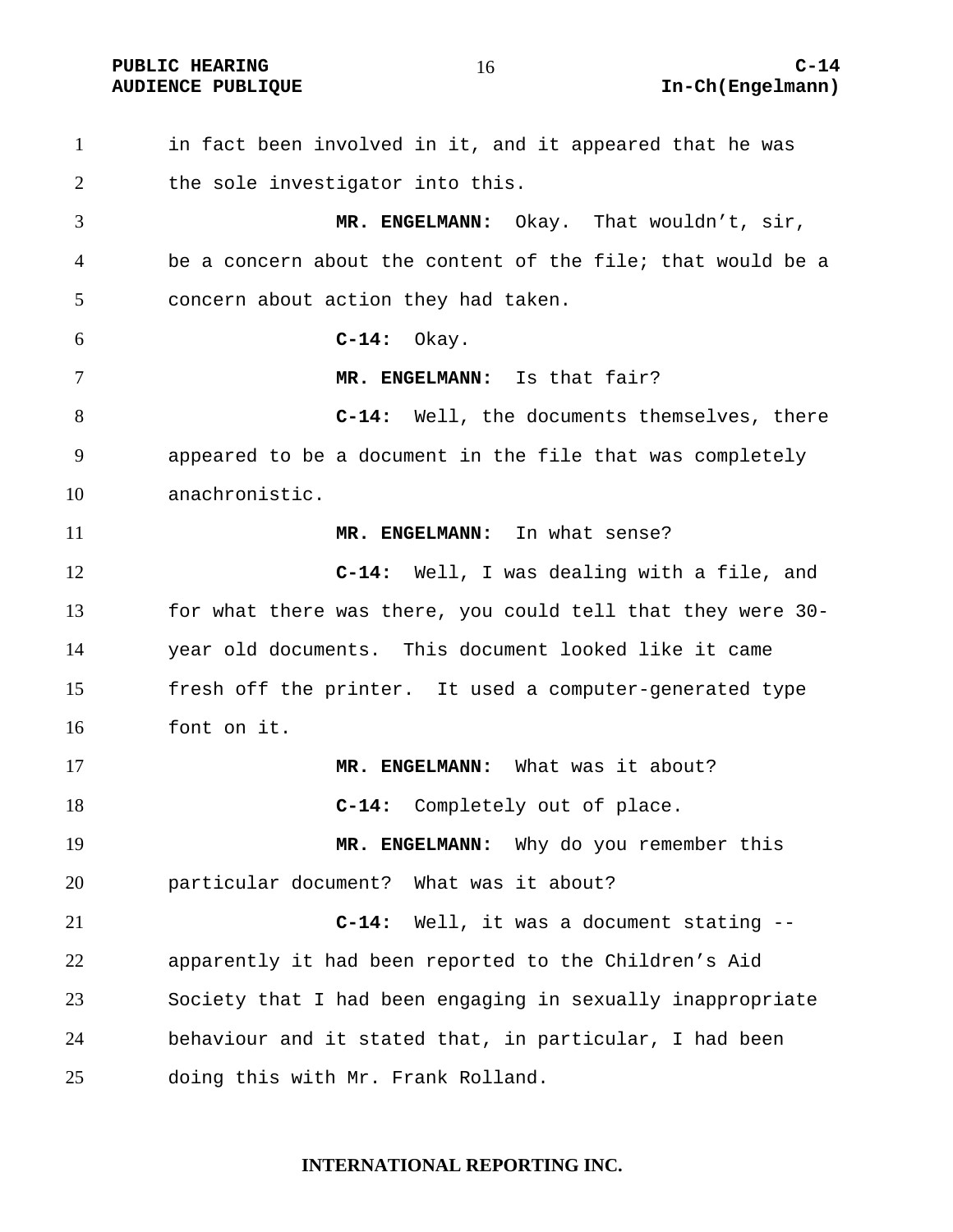in fact been involved in it, and it appeared that he was the sole investigator into this.

**MR. ENGELMANN:** Okay. That wouldn't, sir, be a concern about the content of the file; that would be a concern about action they had taken.

**C-14:** Okay.

**MR. ENGELMANN:** Is that fair?

**C-14:** Well, the documents themselves, there appeared to be a document in the file that was completely anachronistic.

**MR. ENGELMANN:** In what sense?

**C-14:** Well, I was dealing with a file, and for what there was there, you could tell that they were 30-year old documents. This document looked like it came fresh off the printer. It used a computer-generated type font on it.

**MR. ENGELMANN:** What was it about?

**C-14:** Completely out of place.

**MR. ENGELMANN:** Why do you remember this particular document? What was it about?

**C-14:** Well, it was a document stating -- apparently it had been reported to the Children's Aid Society that I had been engaging in sexually inappropriate behaviour and it stated that, in particular, I had been doing this with Mr. Frank Rolland.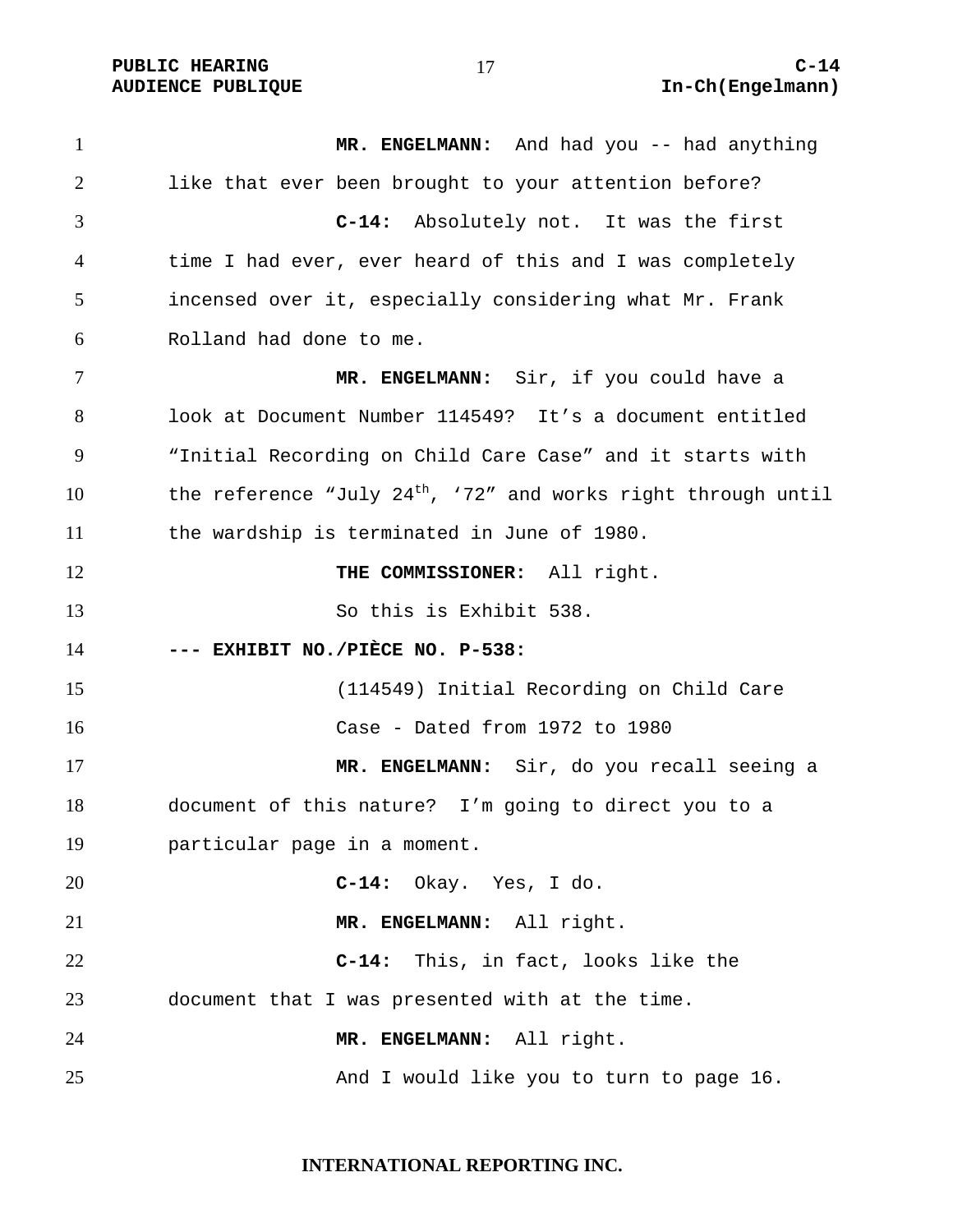**MR. ENGELMANN:** And had you -- had anything like that ever been brought to your attention before?

**C-14:** Absolutely not. It was the first time I had ever, ever heard of this and I was completely incensed over it, especially considering what Mr. Frank Rolland had done to me.

**MR. ENGELMANN:** Sir, if you could have a look at Document Number 114549? It's a document entitled "Initial Recording on Child Care Case" and it starts with the reference "July 24th, '72" and works right through until the wardship is terminated in June of 1980.

**THE COMMISSIONER:** All right.

So this is Exhibit 538.

**--- EXHIBIT NO./PIÈCE NO. P-538:**

(114549) Initial Recording on Child Care Case - Dated from 1972 to 1980

**MR. ENGELMANN:** Sir, do you recall seeing a document of this nature? I'm going to direct you to a particular page in a moment.

**C-14:** Okay. Yes, I do.

**MR. ENGELMANN:** All right.

**C-14:** This, in fact, looks like the document that I was presented with at the time.

**MR. ENGELMANN:** All right.

And I would like you to turn to page 16.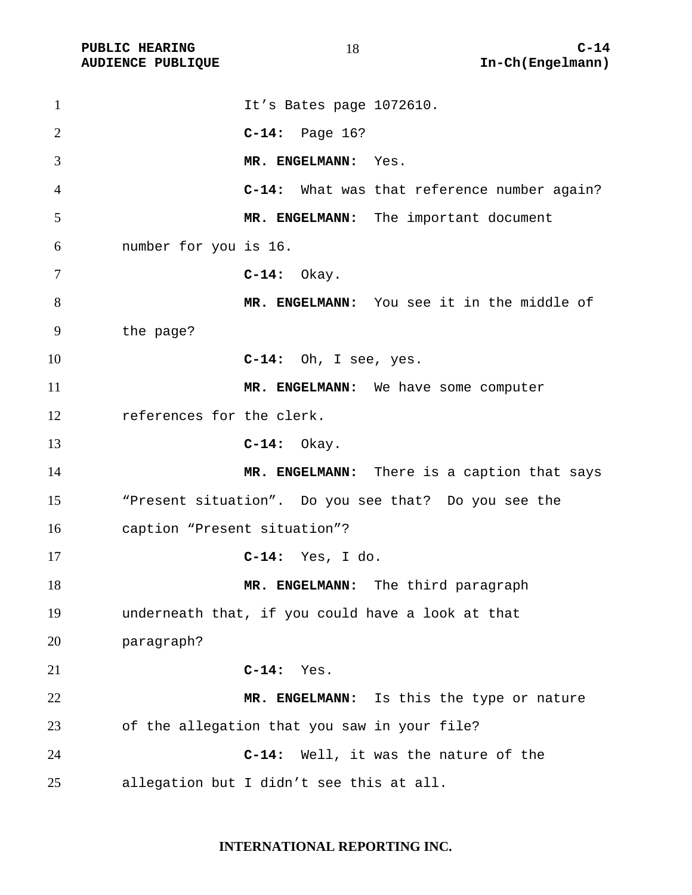It’s Bates page 1072610.

**C-14:** Page 16?

**MR. ENGELMANN:** Yes.

**C-14:** What was that reference number again?

**MR. ENGELMANN:** The important document number for you is 16.

**C-14:** Okay.

**MR. ENGELMANN:** You see it in the middle of the page?

**C-14:** Oh, I see, yes.

**MR. ENGELMANN:** We have some computer references for the clerk.

**C-14:** Okay.

**MR. ENGELMANN:** There is a caption that says “Present situation”. Do you see that? Do you see the caption “Present situation”?

**C-14:** Yes, I do.

**MR. ENGELMANN:** The third paragraph underneath that, if you could have a look at that paragraph?

**C-14:** Yes.

**MR. ENGELMANN:** Is this the type or nature of the allegation that you saw in your file?

**C-14:** Well, it was the nature of the allegation but I didn’t see this at all.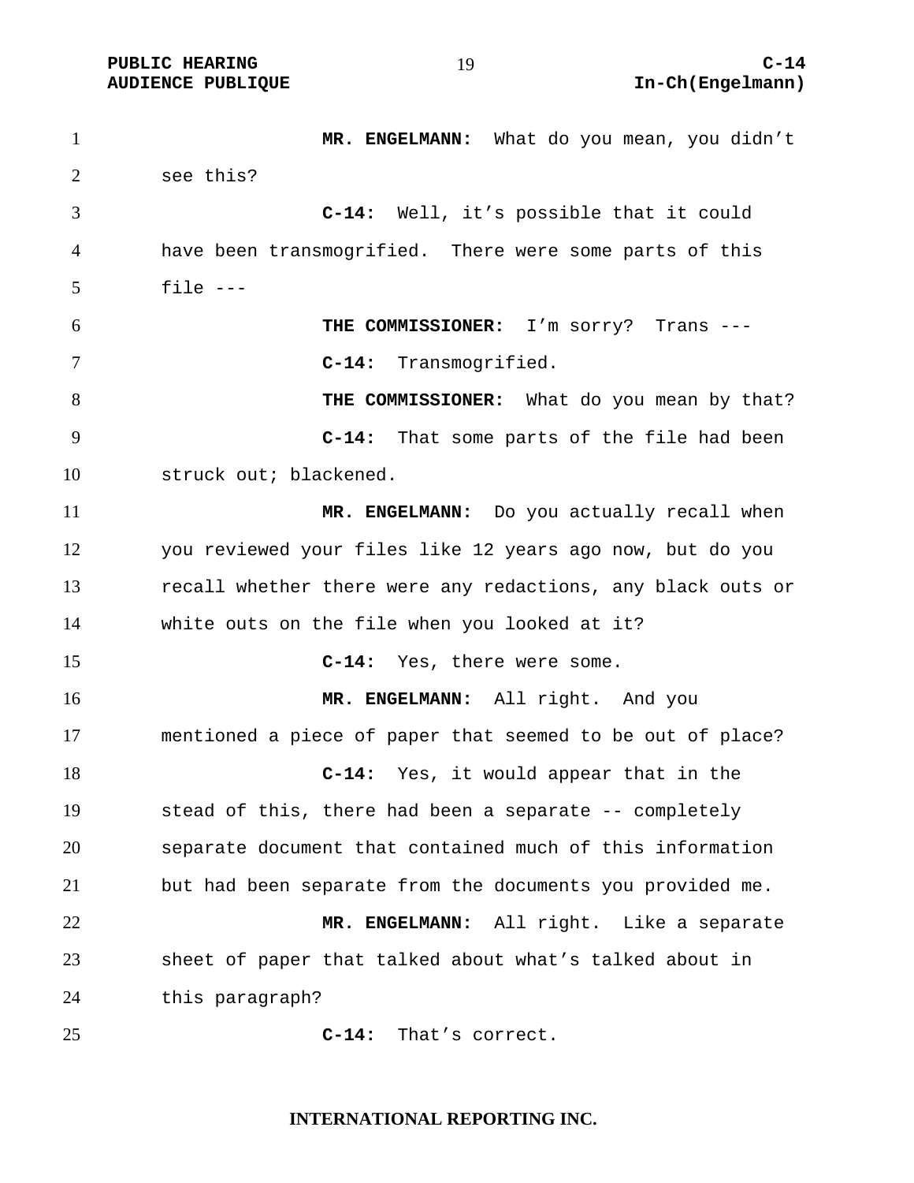**MR. ENGELMANN:** What do you mean, you didn't see this?

**C-14:** Well, it's possible that it could have been transmogrified. There were some parts of this file ---

**THE COMMISSIONER:** I'm sorry? Trans ---

**C-14:** Transmogrified.

**THE COMMISSIONER:** What do you mean by that?

**C-14:** That some parts of the file had been struck out; blackened.

**MR. ENGELMANN:** Do you actually recall when you reviewed your files like 12 years ago now, but do you recall whether there were any redactions, any black outs or white outs on the file when you looked at it?

**C-14:** Yes, there were some.

**MR. ENGELMANN:** All right. And you mentioned a piece of paper that seemed to be out of place?

**C-14:** Yes, it would appear that in the stead of this, there had been a separate -- completely separate document that contained much of this information but had been separate from the documents you provided me.

**MR. ENGELMANN:** All right. Like a separate sheet of paper that talked about what's talked about in this paragraph?

**C-14:** That's correct.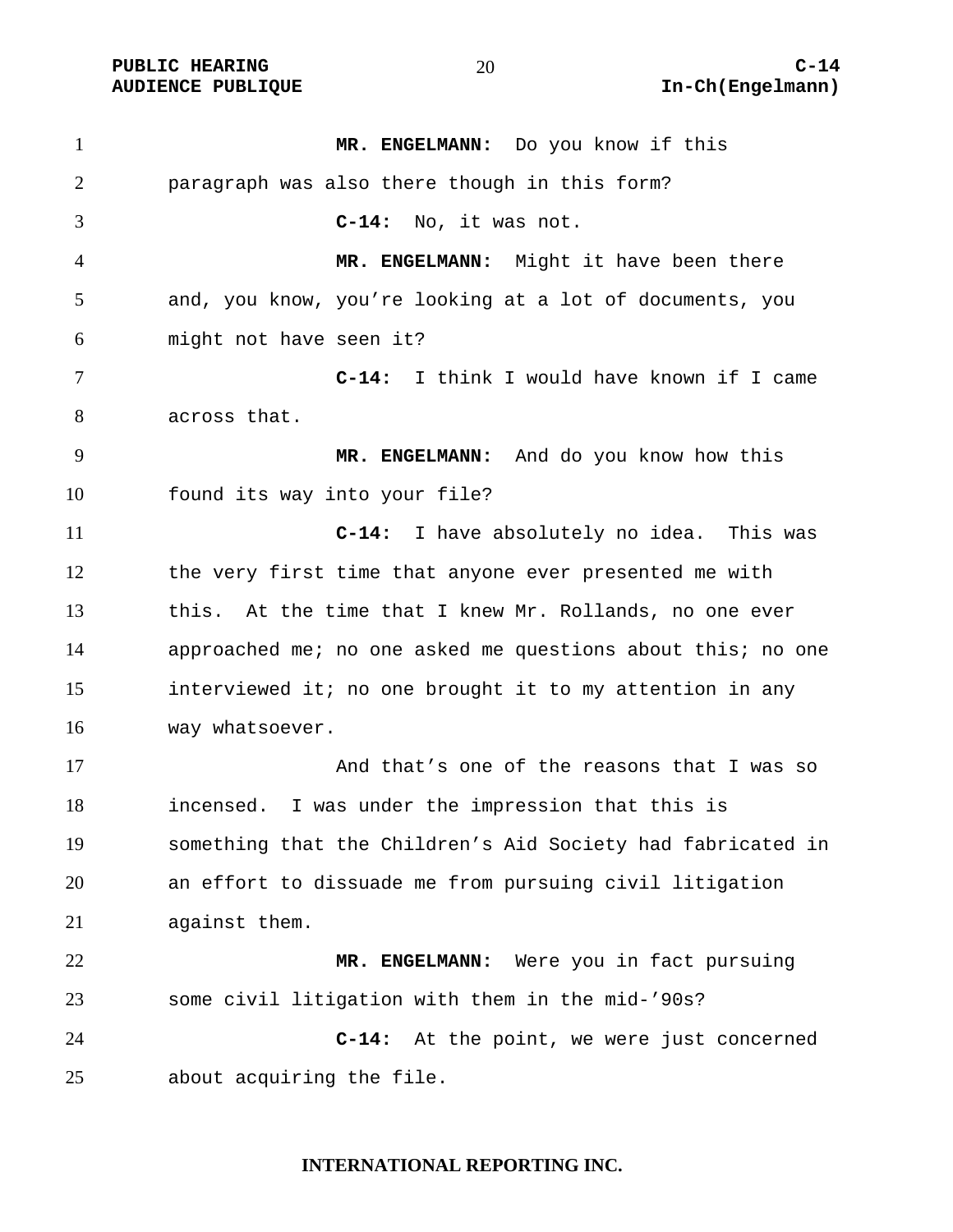**MR. ENGELMANN:** Do you know if this paragraph was also there though in this form?

**C-14:** No, it was not.

**MR. ENGELMANN:** Might it have been there and, you know, you're looking at a lot of documents, you might not have seen it?

**C-14:** I think I would have known if I came across that.

**MR. ENGELMANN:** And do you know how this found its way into your file?

**C-14:** I have absolutely no idea. This was the very first time that anyone ever presented me with this. At the time that I knew Mr. Rollands, no one ever approached me; no one asked me questions about this; no one interviewed it; no one brought it to my attention in any way whatsoever.

And that's one of the reasons that I was so incensed. I was under the impression that this is something that the Children's Aid Society had fabricated in an effort to dissuade me from pursuing civil litigation against them.

**MR. ENGELMANN:** Were you in fact pursuing some civil litigation with them in the mid-'90s?

**C-14:** At the point, we were just concerned about acquiring the file.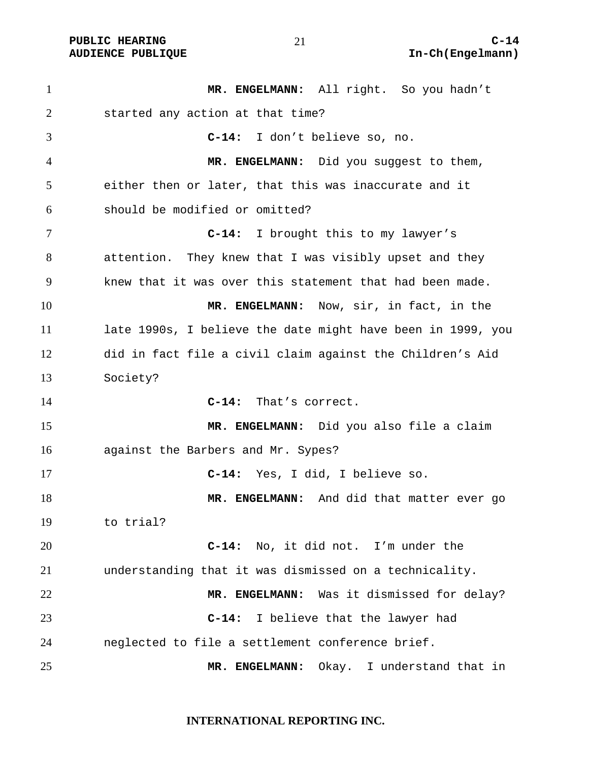**MR. ENGELMANN:** All right. So you hadn't started any action at that time?

**C-14:** I don't believe so, no.

**MR. ENGELMANN:** Did you suggest to them, either then or later, that this was inaccurate and it should be modified or omitted?

**C-14:** I brought this to my lawyer's attention. They knew that I was visibly upset and they knew that it was over this statement that had been made.

**MR. ENGELMANN:** Now, sir, in fact, in the late 1990s, I believe the date might have been in 1999, you did in fact file a civil claim against the Children's Aid Society?

**C-14:** That's correct.

**MR. ENGELMANN:** Did you also file a claim against the Barbers and Mr. Sypes?

**C-14:** Yes, I did, I believe so.

**MR. ENGELMANN:** And did that matter ever go to trial?

**C-14:** No, it did not. I'm under the understanding that it was dismissed on a technicality.

**MR. ENGELMANN:** Was it dismissed for delay?

**C-14:** I believe that the lawyer had neglected to file a settlement conference brief.

**MR. ENGELMANN:** Okay. I understand that in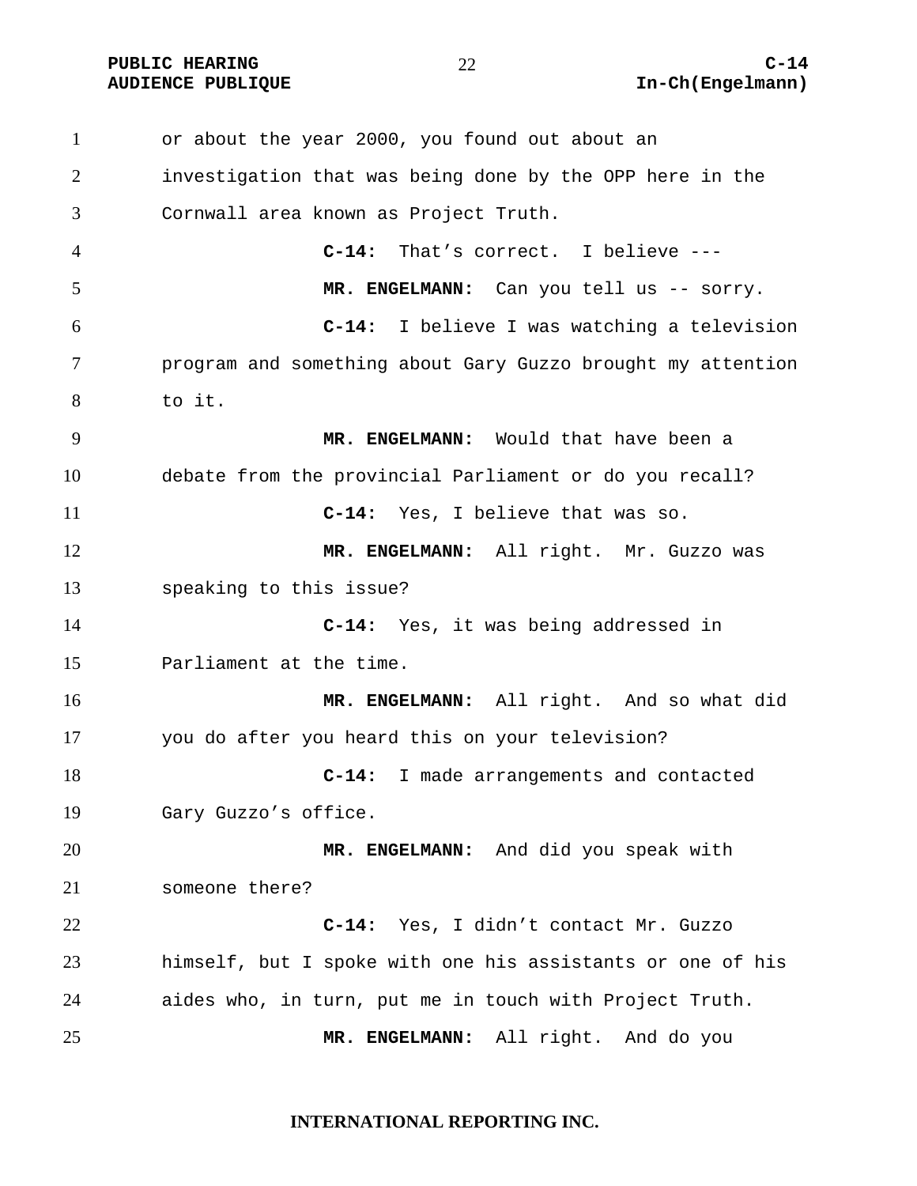or about the year 2000, you found out about an investigation that was being done by the OPP here in the Cornwall area known as Project Truth.

**C-14:** That's correct. I believe ---

**MR. ENGELMANN:** Can you tell us -- sorry.

**C-14:** I believe I was watching a television program and something about Gary Guzzo brought my attention to it.

**MR. ENGELMANN:** Would that have been a debate from the provincial Parliament or do you recall?

**C-14:** Yes, I believe that was so.

**MR. ENGELMANN:** All right. Mr. Guzzo was speaking to this issue?

**C-14:** Yes, it was being addressed in Parliament at the time.

**MR. ENGELMANN:** All right. And so what did you do after you heard this on your television?

**C-14:** I made arrangements and contacted Gary Guzzo's office.

**MR. ENGELMANN:** And did you speak with someone there?

**C-14:** Yes, I didn't contact Mr. Guzzo himself, but I spoke with one his assistants or one of his aides who, in turn, put me in touch with Project Truth.

**MR. ENGELMANN:** All right. And do you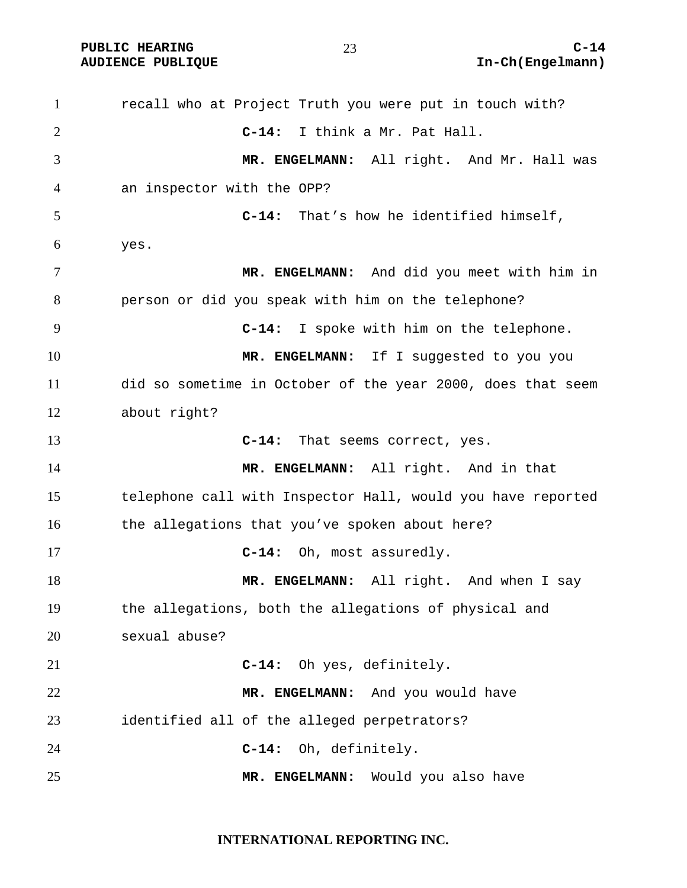recall who at Project Truth you were put in touch with?

**C-14:** I think a Mr. Pat Hall.

**MR. ENGELMANN:** All right. And Mr. Hall was an inspector with the OPP?

**C-14:** That's how he identified himself, yes.

**MR. ENGELMANN:** And did you meet with him in person or did you speak with him on the telephone?

**C-14:** I spoke with him on the telephone.

**MR. ENGELMANN:** If I suggested to you you did so sometime in October of the year 2000, does that seem about right?

**C-14:** That seems correct, yes.

**MR. ENGELMANN:** All right. And in that telephone call with Inspector Hall, would you have reported the allegations that you've spoken about here?

**C-14:** Oh, most assuredly.

**MR. ENGELMANN:** All right. And when I say the allegations, both the allegations of physical and sexual abuse?

**C-14:** Oh yes, definitely.

**MR. ENGELMANN:** And you would have identified all of the alleged perpetrators?

**C-14:** Oh, definitely.

**MR. ENGELMANN:** Would you also have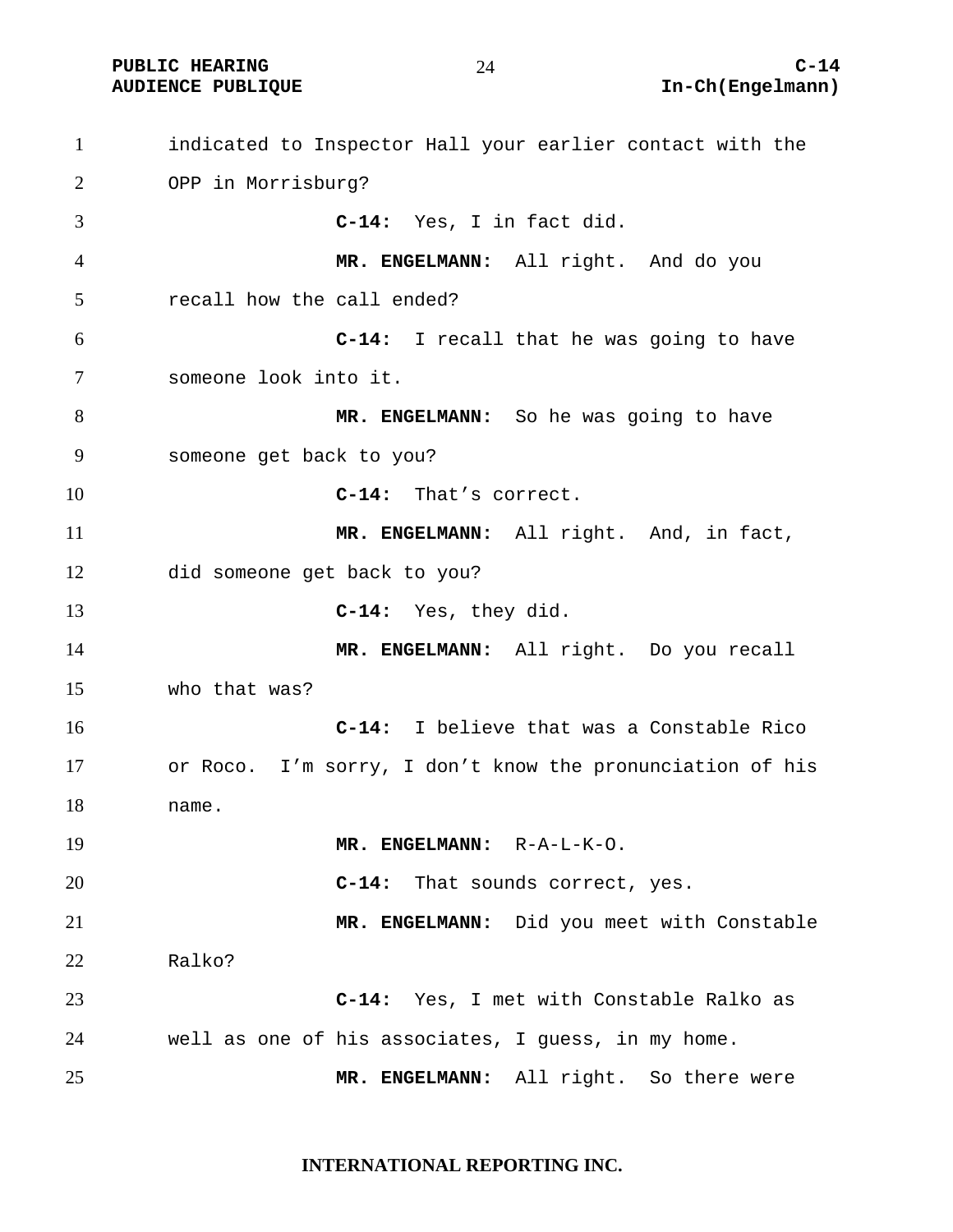indicated to Inspector Hall your earlier contact with the OPP in Morrisburg?

**C-14:** Yes, I in fact did.

**MR. ENGELMANN:** All right. And do you recall how the call ended?

**C-14:** I recall that he was going to have someone look into it.

**MR. ENGELMANN:** So he was going to have someone get back to you?

**C-14:** That's correct.

**MR. ENGELMANN:** All right. And, in fact, did someone get back to you?

**C-14:** Yes, they did.

**MR. ENGELMANN:** All right. Do you recall who that was?

**C-14:** I believe that was a Constable Rico or Roco. I'm sorry, I don't know the pronunciation of his name.

**MR. ENGELMANN:** R-A-L-K-O.

**C-14:** That sounds correct, yes.

**MR. ENGELMANN:** Did you meet with Constable Ralko?

**C-14:** Yes, I met with Constable Ralko as well as one of his associates, I guess, in my home.

**MR. ENGELMANN:** All right. So there were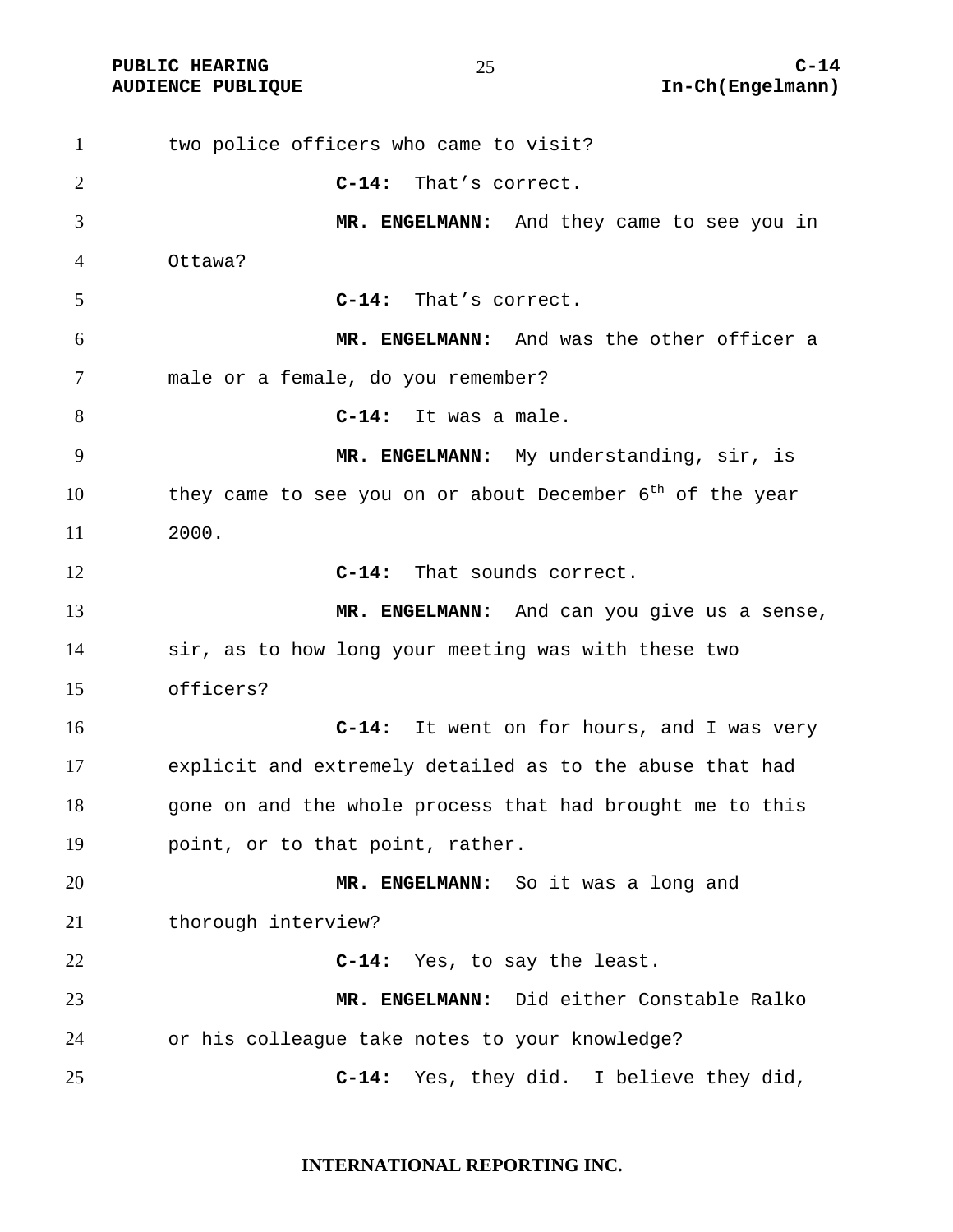two police officers who came to visit?

**C-14:** That’s correct.

**MR. ENGELMANN:** And they came to see you in Ottawa?

**C-14:** That’s correct.

**MR. ENGELMANN:** And was the other officer a male or a female, do you remember?

**C-14:** It was a male.

**MR. ENGELMANN:** My understanding, sir, is they came to see you on or about December 6th of the year 2000.

**C-14:** That sounds correct.

**MR. ENGELMANN:** And can you give us a sense, sir, as to how long your meeting was with these two officers?

**C-14:** It went on for hours, and I was very explicit and extremely detailed as to the abuse that had gone on and the whole process that had brought me to this point, or to that point, rather.

**MR. ENGELMANN:** So it was a long and thorough interview?

**C-14:** Yes, to say the least.

**MR. ENGELMANN:** Did either Constable Ralko or his colleague take notes to your knowledge?

**C-14:** Yes, they did. I believe they did,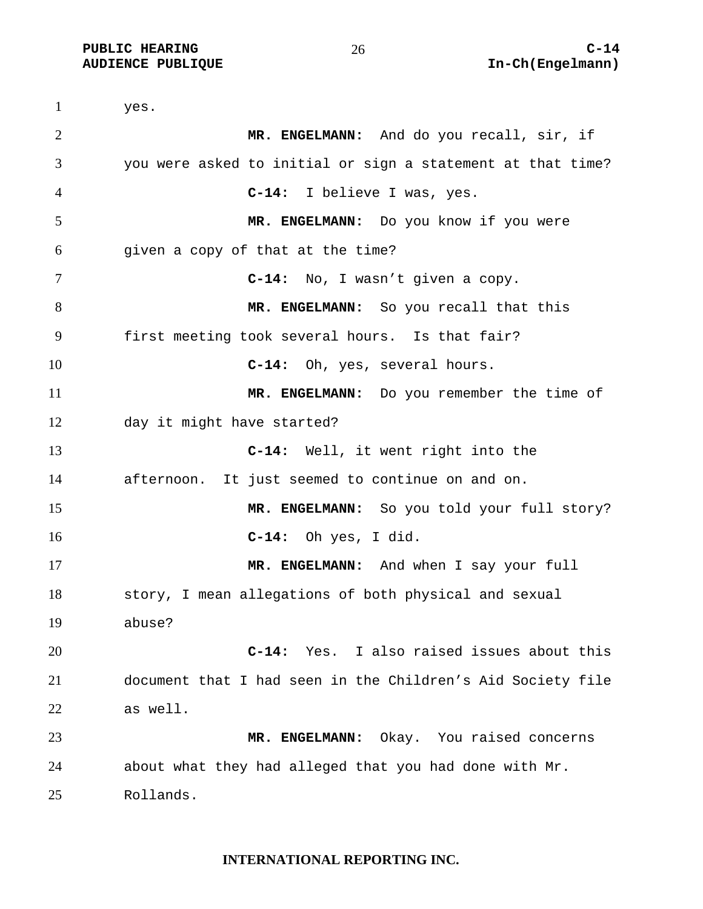yes.

**MR. ENGELMANN:** And do you recall, sir, if you were asked to initial or sign a statement at that time?

**C-14:** I believe I was, yes.

**MR. ENGELMANN:** Do you know if you were given a copy of that at the time?

**C-14:** No, I wasn't given a copy.

**MR. ENGELMANN:** So you recall that this first meeting took several hours. Is that fair?

**C-14:** Oh, yes, several hours.

**MR. ENGELMANN:** Do you remember the time of day it might have started?

**C-14:** Well, it went right into the afternoon. It just seemed to continue on and on.

**MR. ENGELMANN:** So you told your full story?

**C-14:** Oh yes, I did.

**MR. ENGELMANN:** And when I say your full story, I mean allegations of both physical and sexual abuse?

**C-14:** Yes. I also raised issues about this document that I had seen in the Children's Aid Society file as well.

**MR. ENGELMANN:** Okay. You raised concerns about what they had alleged that you had done with Mr. Rollands.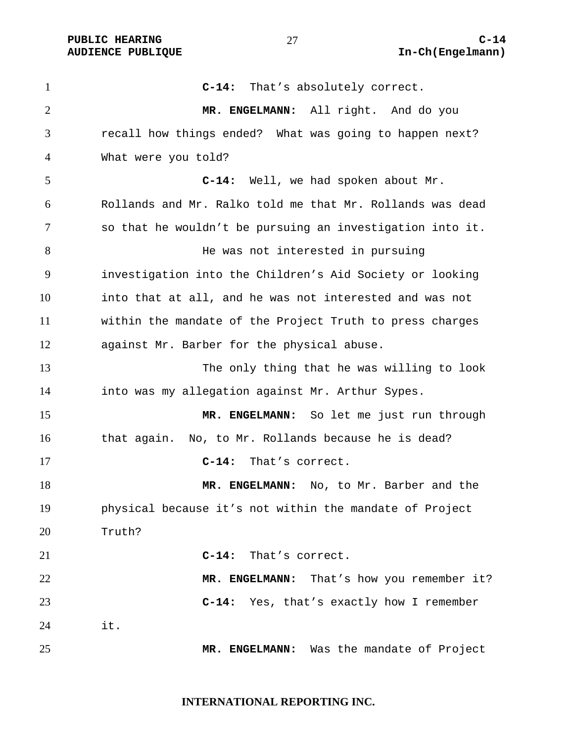**C-14:** That's absolutely correct.

**MR. ENGELMANN:** All right. And do you recall how things ended? What was going to happen next? What were you told?

**C-14:** Well, we had spoken about Mr. Rollands and Mr. Ralko told me that Mr. Rollands was dead so that he wouldn't be pursuing an investigation into it.

He was not interested in pursuing investigation into the Children's Aid Society or looking into that at all, and he was not interested and was not within the mandate of the Project Truth to press charges against Mr. Barber for the physical abuse.

The only thing that he was willing to look into was my allegation against Mr. Arthur Sypes.

**MR. ENGELMANN:** So let me just run through that again. No, to Mr. Rollands because he is dead?

**C-14:** That's correct.

**MR. ENGELMANN:** No, to Mr. Barber and the physical because it's not within the mandate of Project Truth?

**C-14:** That's correct.

**MR. ENGELMANN:** That's how you remember it?

**C-14:** Yes, that's exactly how I remember it.

**MR. ENGELMANN:** Was the mandate of Project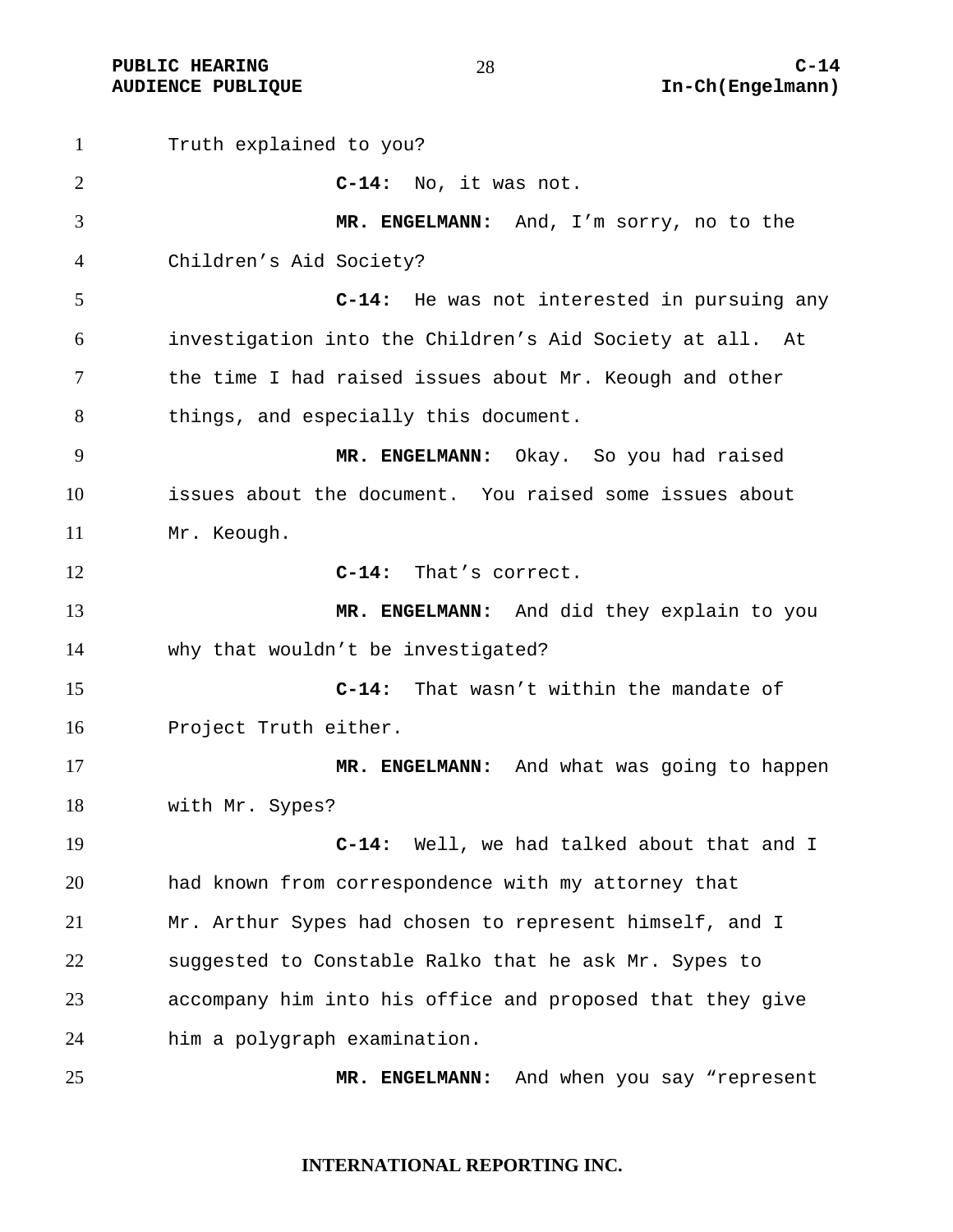Truth explained to you?

**C-14:** No, it was not.

**MR. ENGELMANN:** And, I'm sorry, no to the Children's Aid Society?

**C-14:** He was not interested in pursuing any investigation into the Children's Aid Society at all. At the time I had raised issues about Mr. Keough and other things, and especially this document.

**MR. ENGELMANN:** Okay. So you had raised issues about the document. You raised some issues about Mr. Keough.

**C-14:** That's correct.

**MR. ENGELMANN:** And did they explain to you why that wouldn't be investigated?

**C-14:** That wasn't within the mandate of Project Truth either.

**MR. ENGELMANN:** And what was going to happen with Mr. Sypes?

**C-14:** Well, we had talked about that and I had known from correspondence with my attorney that Mr. Arthur Sypes had chosen to represent himself, and I suggested to Constable Ralko that he ask Mr. Sypes to accompany him into his office and proposed that they give him a polygraph examination.

**MR. ENGELMANN:** And when you say "represent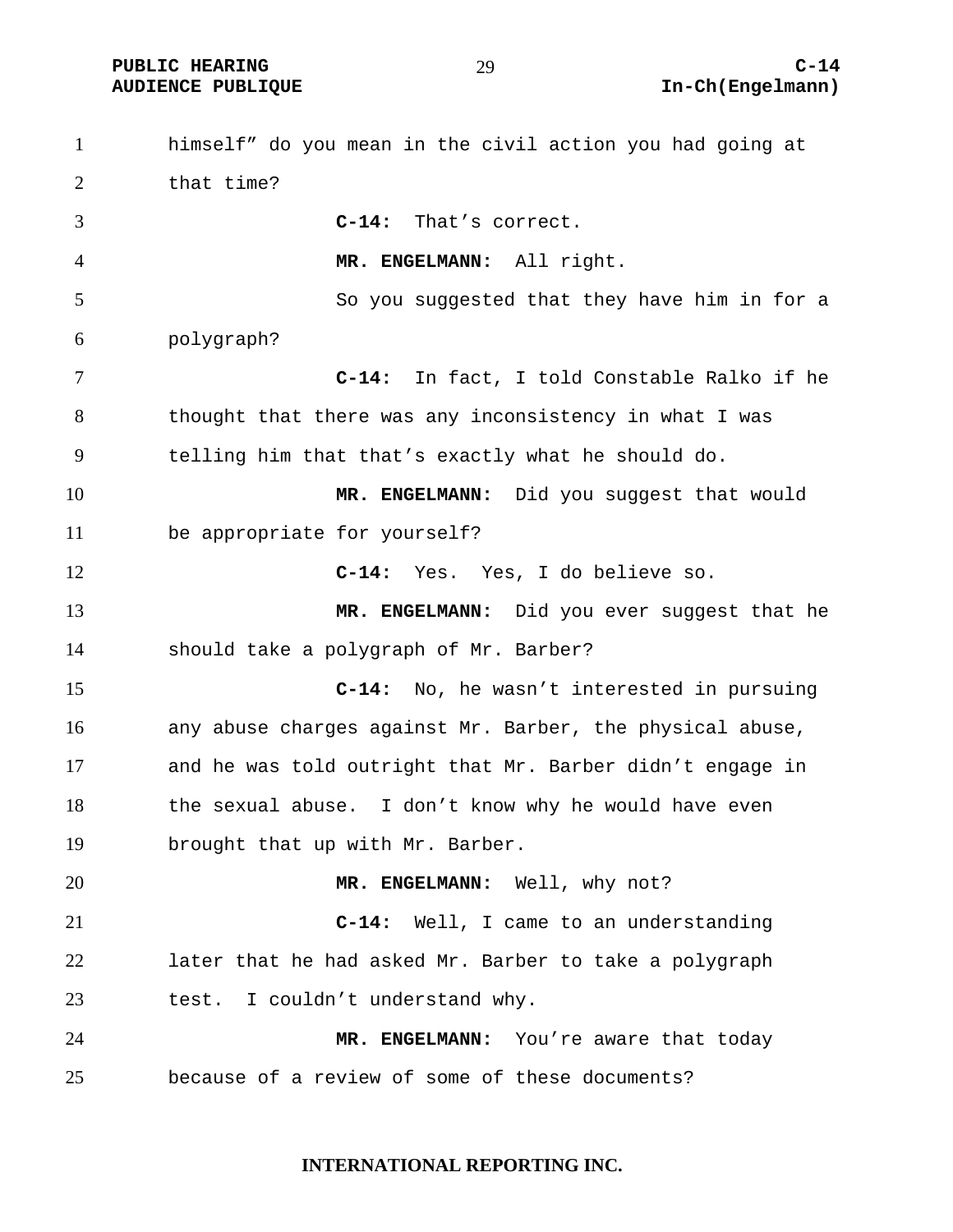himself" do you mean in the civil action you had going at that time?

**C-14:** That's correct.

**MR. ENGELMANN:** All right.

So you suggested that they have him in for a polygraph?

**C-14:** In fact, I told Constable Ralko if he thought that there was any inconsistency in what I was telling him that that's exactly what he should do.

**MR. ENGELMANN:** Did you suggest that would be appropriate for yourself?

**C-14:** Yes. Yes, I do believe so.

**MR. ENGELMANN:** Did you ever suggest that he should take a polygraph of Mr. Barber?

**C-14:** No, he wasn't interested in pursuing any abuse charges against Mr. Barber, the physical abuse, and he was told outright that Mr. Barber didn't engage in the sexual abuse. I don't know why he would have even brought that up with Mr. Barber.

**MR. ENGELMANN:** Well, why not?

**C-14:** Well, I came to an understanding later that he had asked Mr. Barber to take a polygraph test. I couldn't understand why.

**MR. ENGELMANN:** You're aware that today because of a review of some of these documents?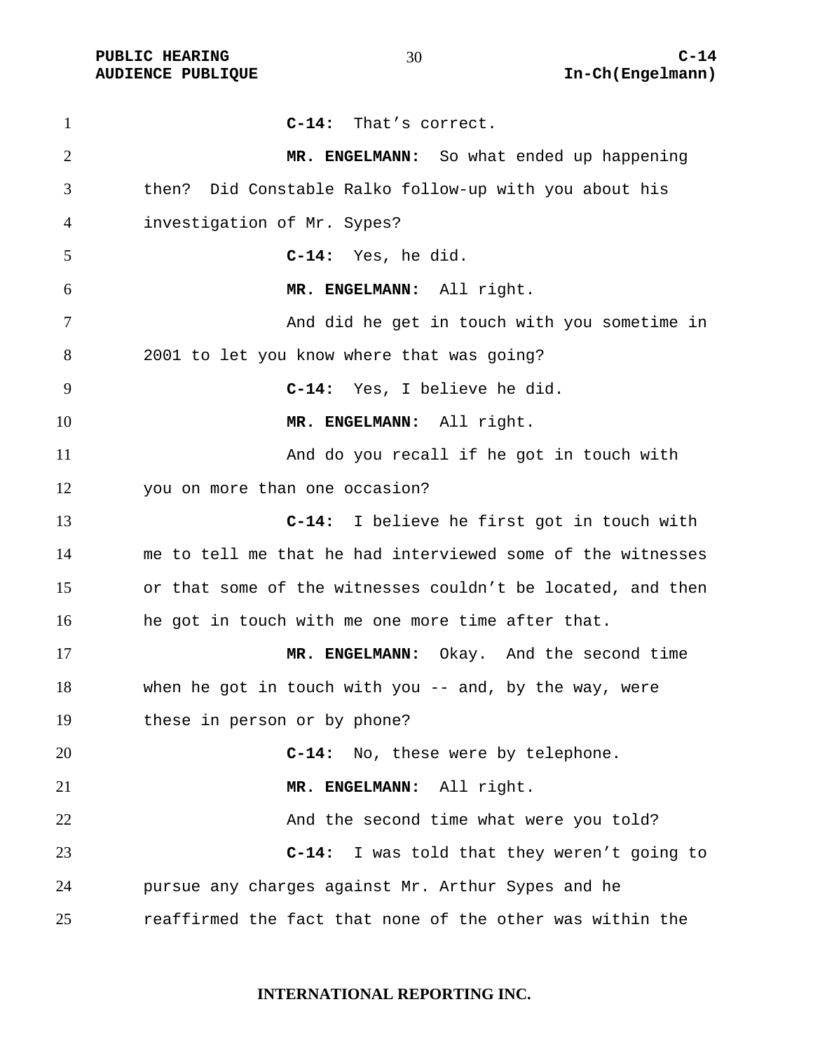**C-14:** That's correct.

**MR. ENGELMANN:** So what ended up happening then? Did Constable Ralko follow-up with you about his investigation of Mr. Sypes?

**C-14:** Yes, he did.

**MR. ENGELMANN:** All right.

And did he get in touch with you sometime in 2001 to let you know where that was going?

**C-14:** Yes, I believe he did.

**MR. ENGELMANN:** All right.

And do you recall if he got in touch with you on more than one occasion?

**C-14:** I believe he first got in touch with me to tell me that he had interviewed some of the witnesses or that some of the witnesses couldn't be located, and then he got in touch with me one more time after that.

**MR. ENGELMANN:** Okay. And the second time when he got in touch with you -- and, by the way, were these in person or by phone?

**C-14:** No, these were by telephone.

**MR. ENGELMANN:** All right.

And the second time what were you told?

**C-14:** I was told that they weren't going to pursue any charges against Mr. Arthur Sypes and he reaffirmed the fact that none of the other was within the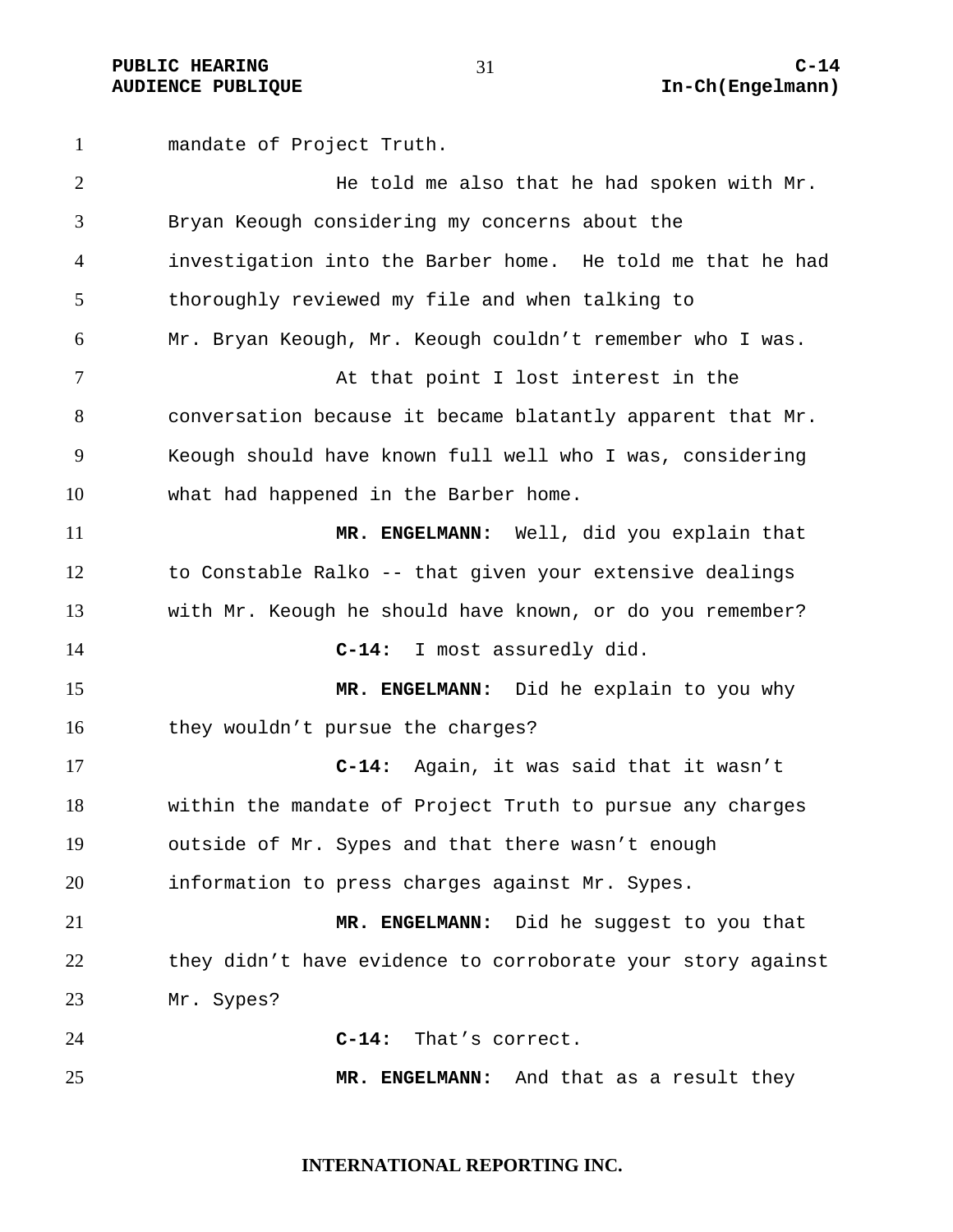mandate of Project Truth.

He told me also that he had spoken with Mr. Bryan Keough considering my concerns about the investigation into the Barber home. He told me that he had thoroughly reviewed my file and when talking to Mr. Bryan Keough, Mr. Keough couldn't remember who I was.

At that point I lost interest in the conversation because it became blatantly apparent that Mr. Keough should have known full well who I was, considering what had happened in the Barber home.

**MR. ENGELMANN:** Well, did you explain that to Constable Ralko -- that given your extensive dealings with Mr. Keough he should have known, or do you remember?

**C-14:** I most assuredly did.

**MR. ENGELMANN:** Did he explain to you why they wouldn't pursue the charges?

**C-14:** Again, it was said that it wasn't within the mandate of Project Truth to pursue any charges outside of Mr. Sypes and that there wasn't enough information to press charges against Mr. Sypes.

**MR. ENGELMANN:** Did he suggest to you that they didn't have evidence to corroborate your story against Mr. Sypes?

**C-14:** That's correct.

**MR. ENGELMANN:** And that as a result they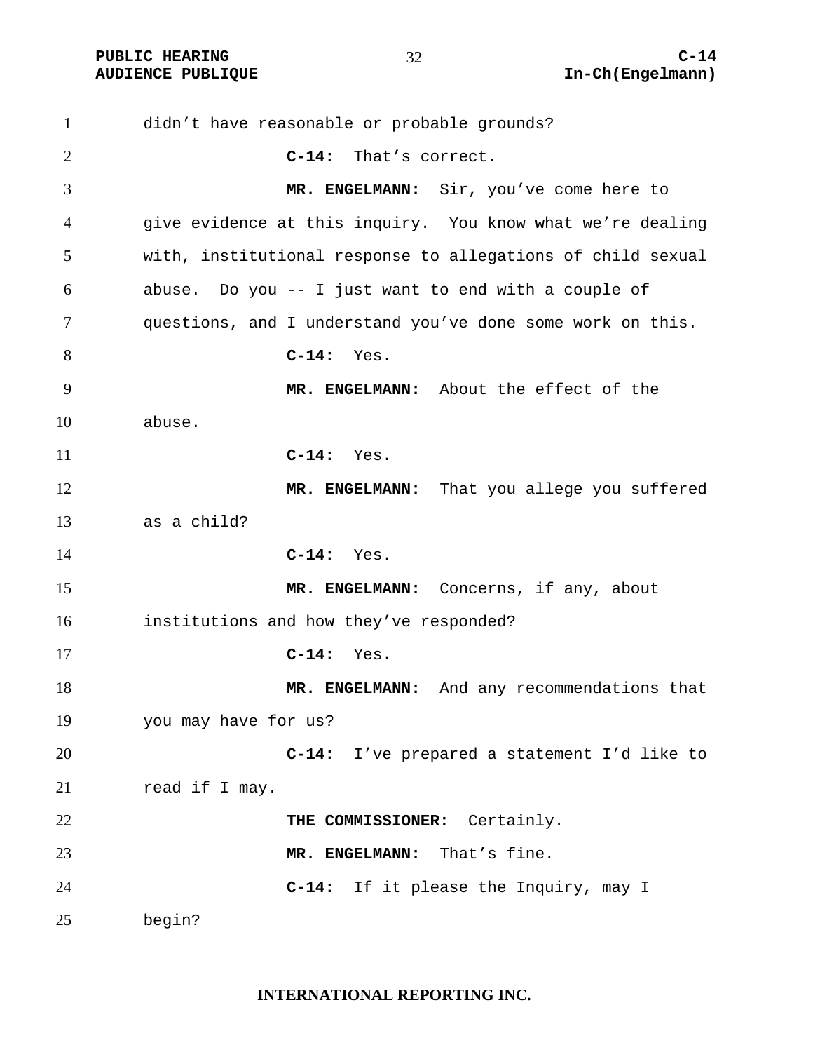didn't have reasonable or probable grounds?

**C-14:** That's correct.

**MR. ENGELMANN:** Sir, you've come here to give evidence at this inquiry. You know what we're dealing with, institutional response to allegations of child sexual abuse. Do you -- I just want to end with a couple of questions, and I understand you've done some work on this.

**C-14:** Yes.

**MR. ENGELMANN:** About the effect of the abuse.

**C-14:** Yes.

**MR. ENGELMANN:** That you allege you suffered as a child?

**C-14:** Yes.

**MR. ENGELMANN:** Concerns, if any, about institutions and how they've responded?

**C-14:** Yes.

**MR. ENGELMANN:** And any recommendations that you may have for us?

**C-14:** I've prepared a statement I'd like to read if I may.

**THE COMMISSIONER:** Certainly.

**MR. ENGELMANN:** That's fine.

**C-14:** If it please the Inquiry, may I begin?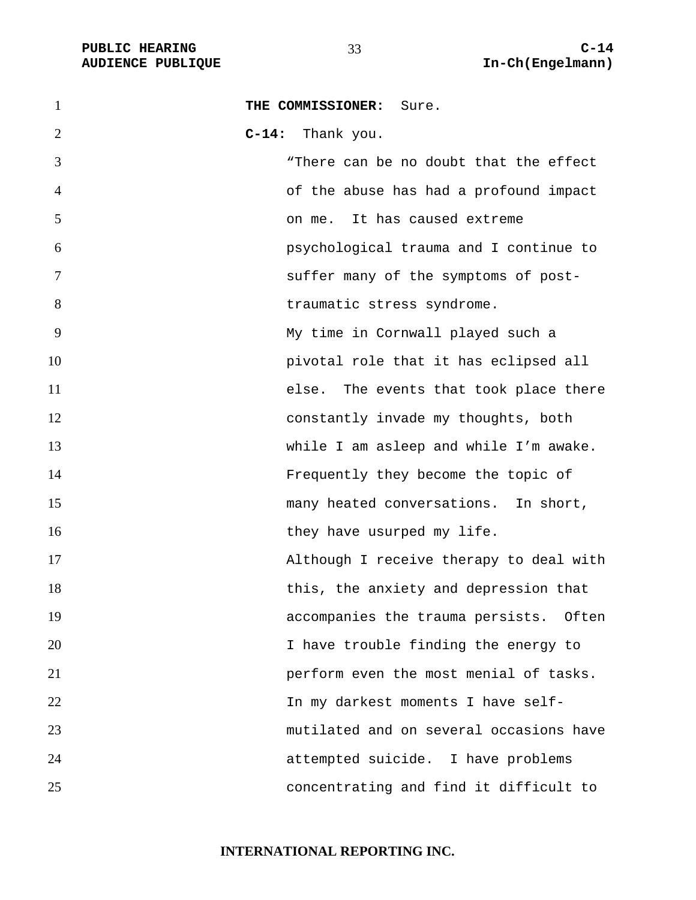**THE COMMISSIONER:** Sure.

**C-14:** Thank you.

> "There can be no doubt that the effect of the abuse has had a profound impact on me. It has caused extreme psychological trauma and I continue to suffer many of the symptoms of post-traumatic stress syndrome.
>
> My time in Cornwall played such a pivotal role that it has eclipsed all else. The events that took place there constantly invade my thoughts, both while I am asleep and while I'm awake. Frequently they become the topic of many heated conversations. In short, they have usurped my life.
>
> Although I receive therapy to deal with this, the anxiety and depression that accompanies the trauma persists. Often I have trouble finding the energy to perform even the most menial of tasks. In my darkest moments I have self-mutilated and on several occasions have attempted suicide. I have problems concentrating and find it difficult to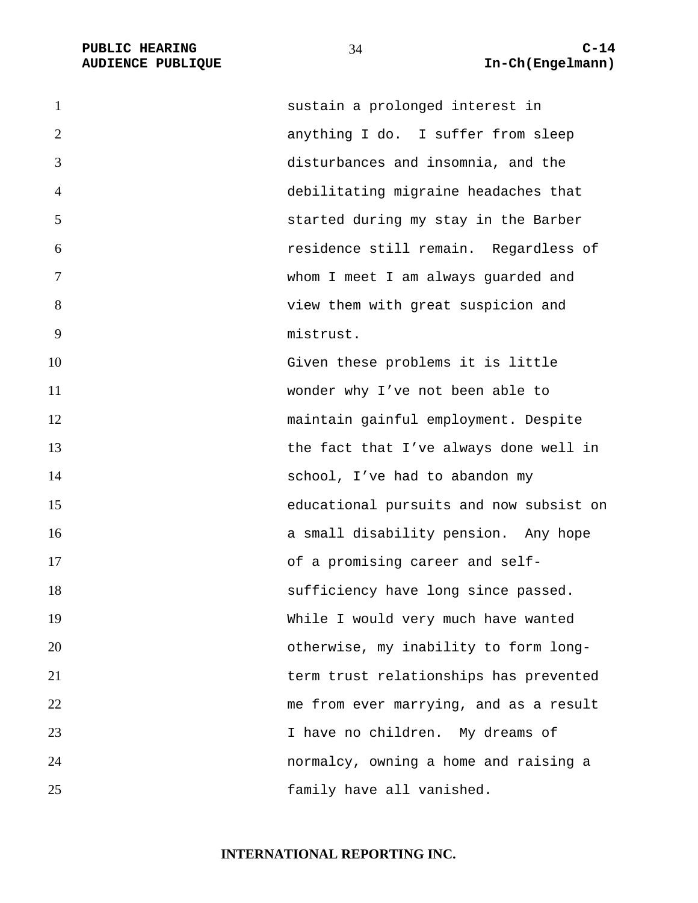sustain a prolonged interest in anything I do. I suffer from sleep disturbances and insomnia, and the debilitating migraine headaches that started during my stay in the Barber residence still remain. Regardless of whom I meet I am always guarded and view them with great suspicion and mistrust.

Given these problems it is little wonder why I've not been able to maintain gainful employment. Despite the fact that I've always done well in school, I've had to abandon my educational pursuits and now subsist on a small disability pension. Any hope of a promising career and self-sufficiency have long since passed. While I would very much have wanted otherwise, my inability to form long-term trust relationships has prevented me from ever marrying, and as a result I have no children. My dreams of normalcy, owning a home and raising a family have all vanished.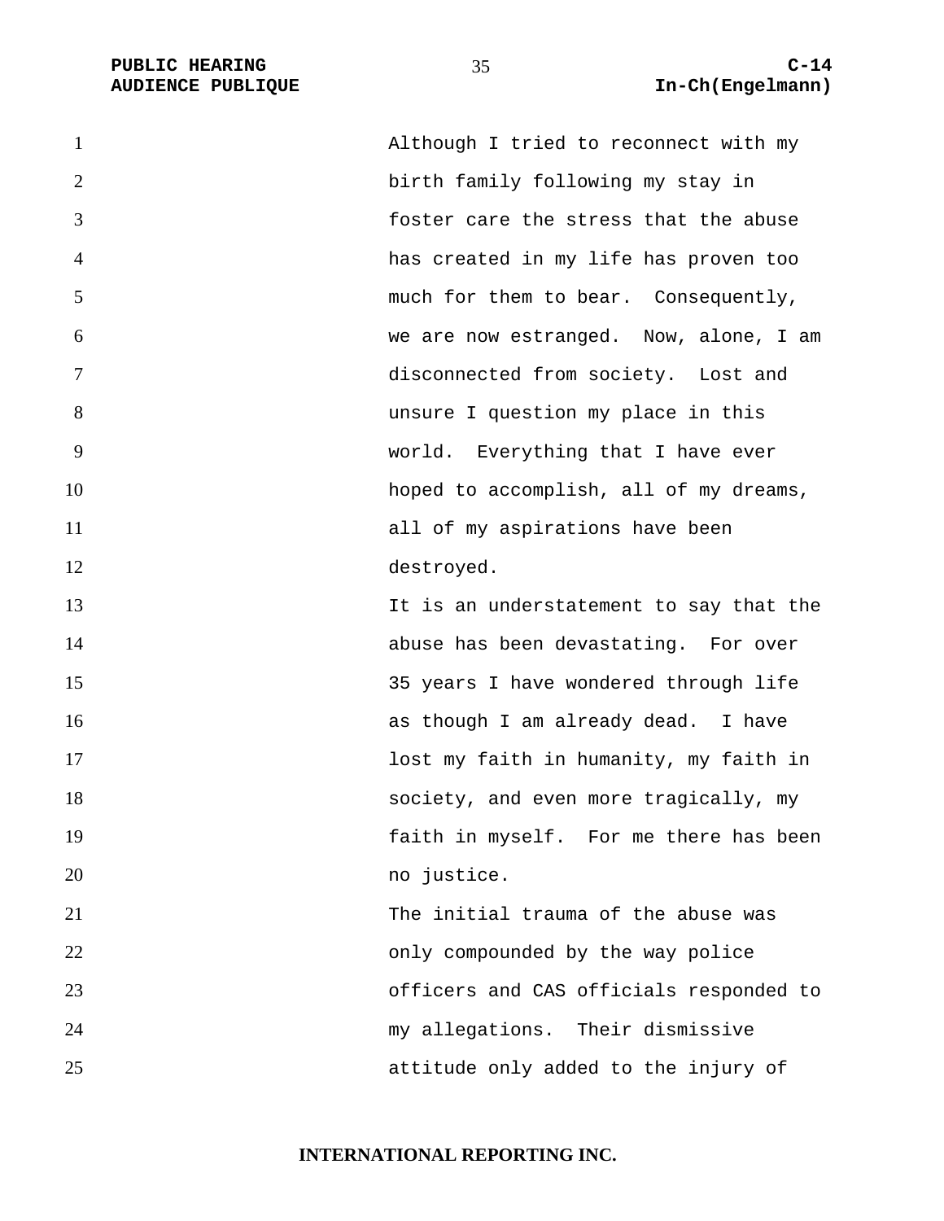Although I tried to reconnect with my birth family following my stay in foster care the stress that the abuse has created in my life has proven too much for them to bear. Consequently, we are now estranged. Now, alone, I am disconnected from society. Lost and unsure I question my place in this world. Everything that I have ever hoped to accomplish, all of my dreams, all of my aspirations have been destroyed.

It is an understatement to say that the abuse has been devastating. For over 35 years I have wondered through life as though I am already dead. I have lost my faith in humanity, my faith in society, and even more tragically, my faith in myself. For me there has been no justice.

The initial trauma of the abuse was only compounded by the way police officers and CAS officials responded to my allegations. Their dismissive attitude only added to the injury of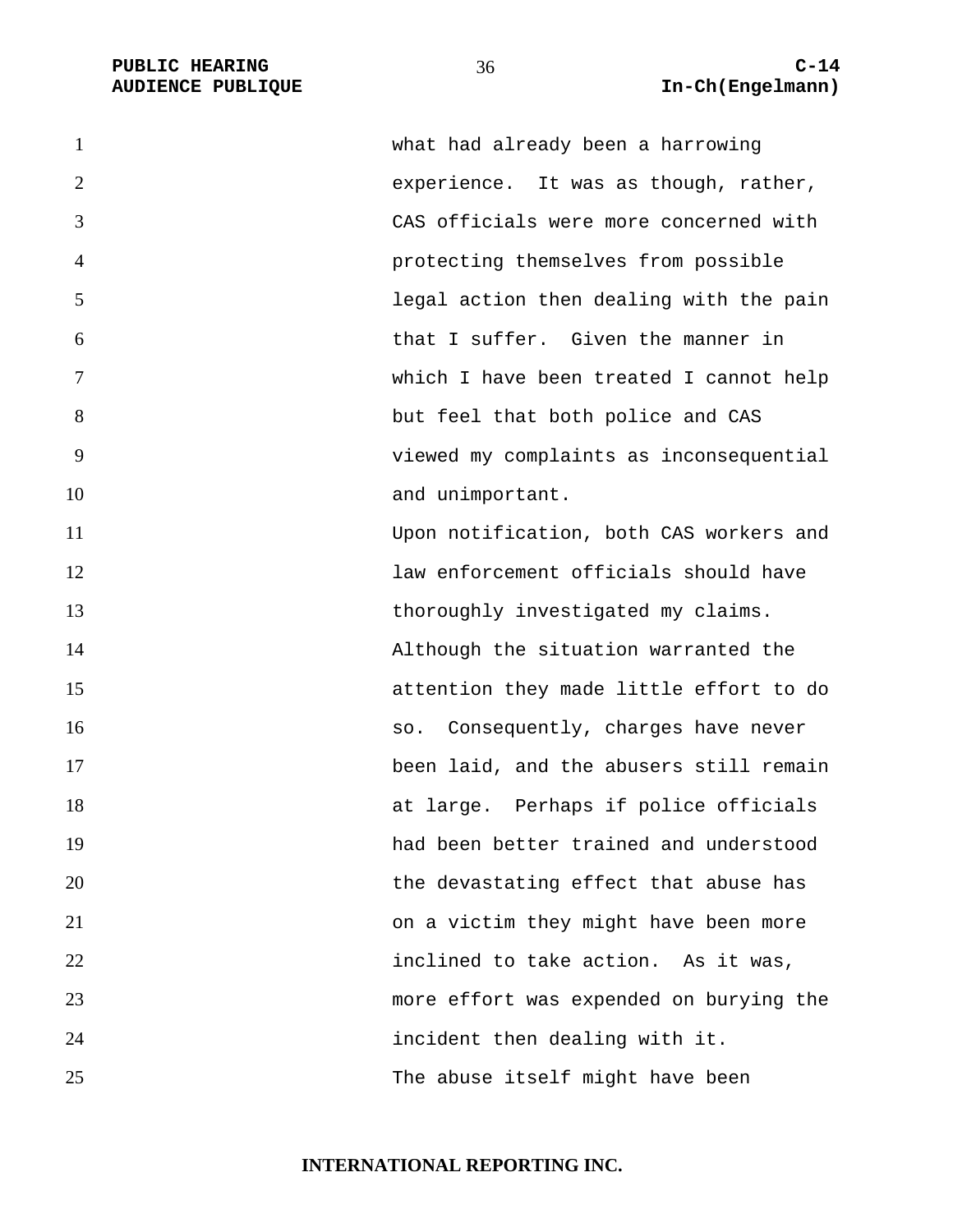what had already been a harrowing experience. It was as though, rather, CAS officials were more concerned with protecting themselves from possible legal action then dealing with the pain that I suffer. Given the manner in which I have been treated I cannot help but feel that both police and CAS viewed my complaints as inconsequential and unimportant.

Upon notification, both CAS workers and law enforcement officials should have thoroughly investigated my claims. Although the situation warranted the attention they made little effort to do so. Consequently, charges have never been laid, and the abusers still remain at large. Perhaps if police officials had been better trained and understood the devastating effect that abuse has on a victim they might have been more inclined to take action. As it was, more effort was expended on burying the incident then dealing with it.

The abuse itself might have been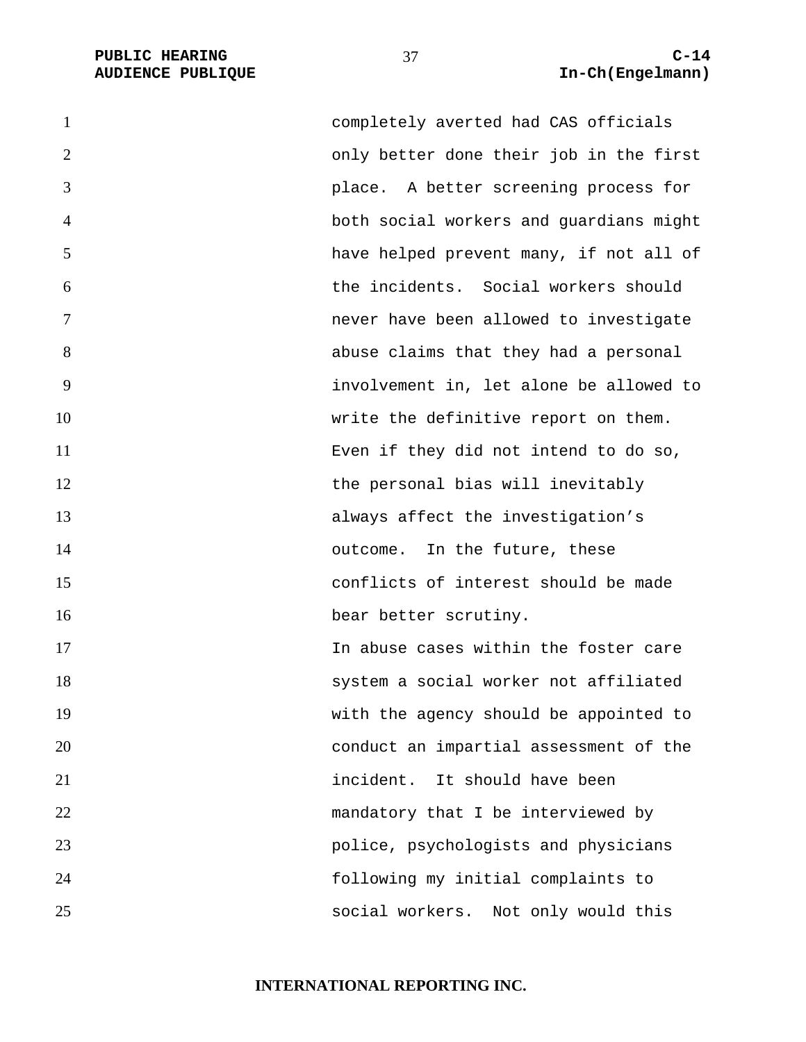completely averted had CAS officials only better done their job in the first place. A better screening process for both social workers and guardians might have helped prevent many, if not all of the incidents. Social workers should never have been allowed to investigate abuse claims that they had a personal involvement in, let alone be allowed to write the definitive report on them. Even if they did not intend to do so, the personal bias will inevitably always affect the investigation's outcome. In the future, these conflicts of interest should be made bear better scrutiny.

In abuse cases within the foster care system a social worker not affiliated with the agency should be appointed to conduct an impartial assessment of the incident. It should have been mandatory that I be interviewed by police, psychologists and physicians following my initial complaints to social workers. Not only would this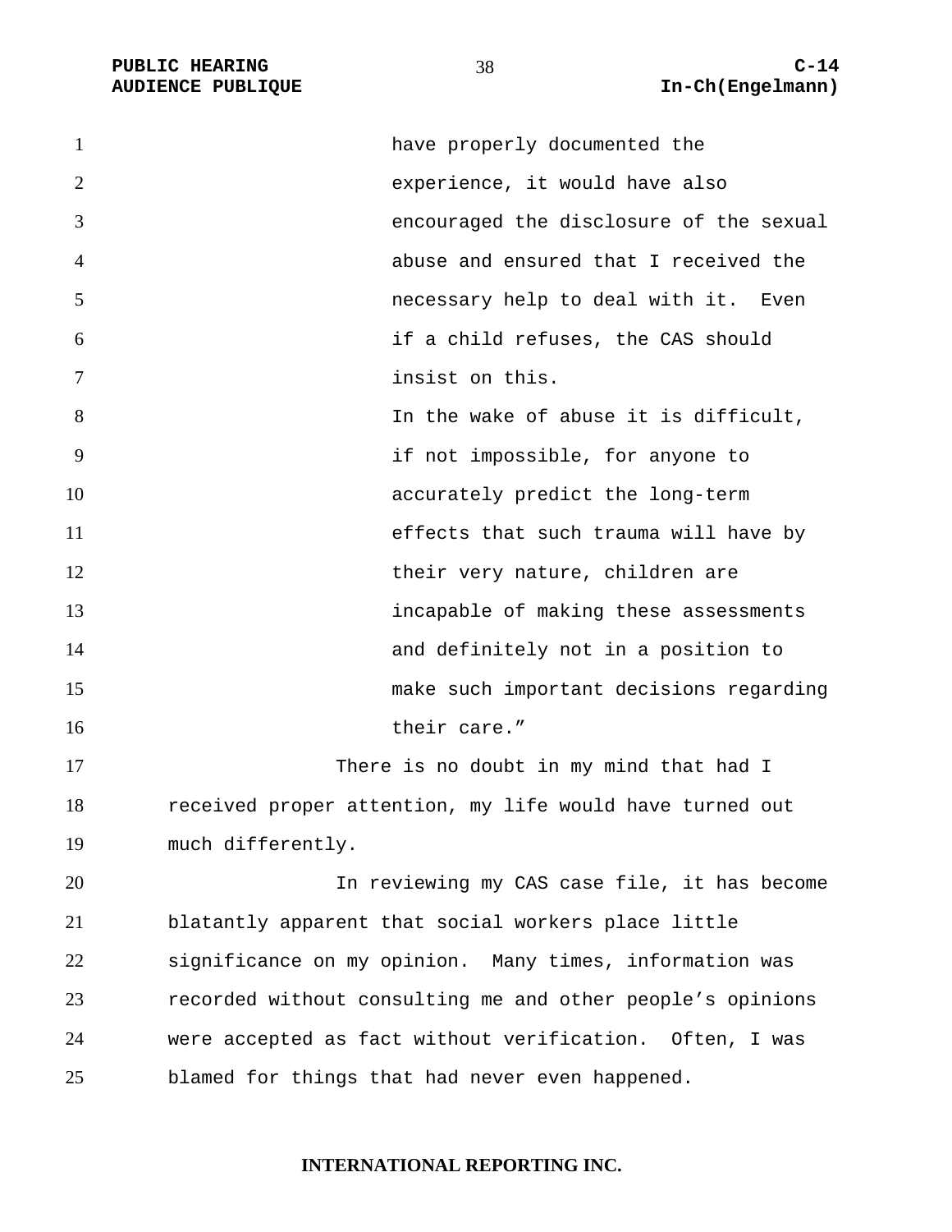have properly documented the experience, it would have also encouraged the disclosure of the sexual abuse and ensured that I received the necessary help to deal with it. Even if a child refuses, the CAS should insist on this.

In the wake of abuse it is difficult, if not impossible, for anyone to accurately predict the long-term effects that such trauma will have by their very nature, children are incapable of making these assessments and definitely not in a position to make such important decisions regarding their care."

There is no doubt in my mind that had I received proper attention, my life would have turned out much differently.

In reviewing my CAS case file, it has become blatantly apparent that social workers place little significance on my opinion. Many times, information was recorded without consulting me and other people's opinions were accepted as fact without verification. Often, I was blamed for things that had never even happened.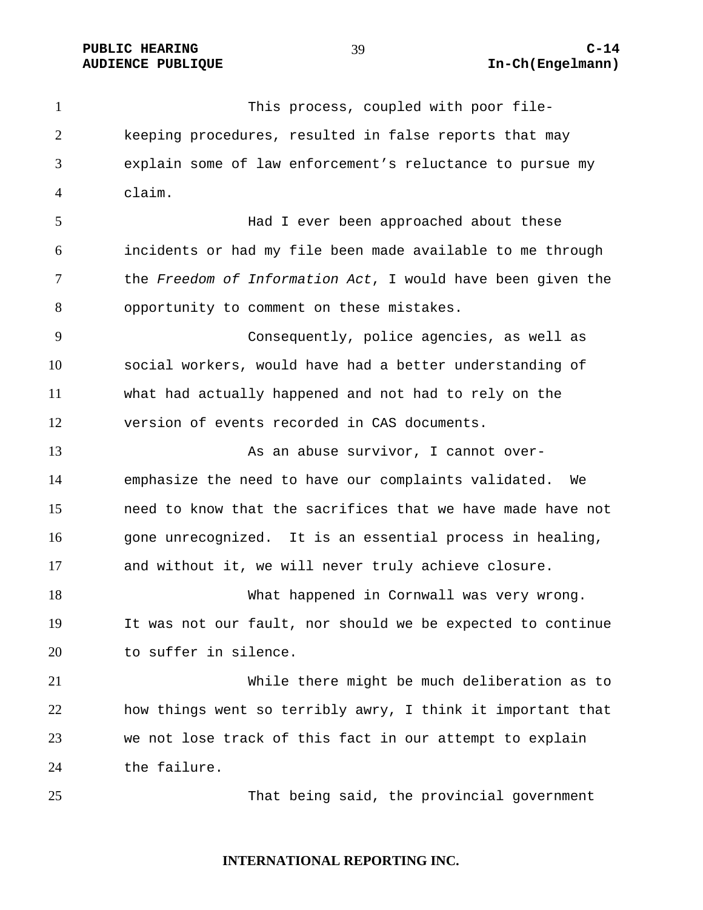This process, coupled with poor file-keeping procedures, resulted in false reports that may explain some of law enforcement's reluctance to pursue my claim.

Had I ever been approached about these incidents or had my file been made available to me through the *Freedom of Information Act*, I would have been given the opportunity to comment on these mistakes.

Consequently, police agencies, as well as social workers, would have had a better understanding of what had actually happened and not had to rely on the version of events recorded in CAS documents.

As an abuse survivor, I cannot over-emphasize the need to have our complaints validated. We need to know that the sacrifices that we have made have not gone unrecognized. It is an essential process in healing, and without it, we will never truly achieve closure.

What happened in Cornwall was very wrong. It was not our fault, nor should we be expected to continue to suffer in silence.

While there might be much deliberation as to how things went so terribly awry, I think it important that we not lose track of this fact in our attempt to explain the failure.

That being said, the provincial government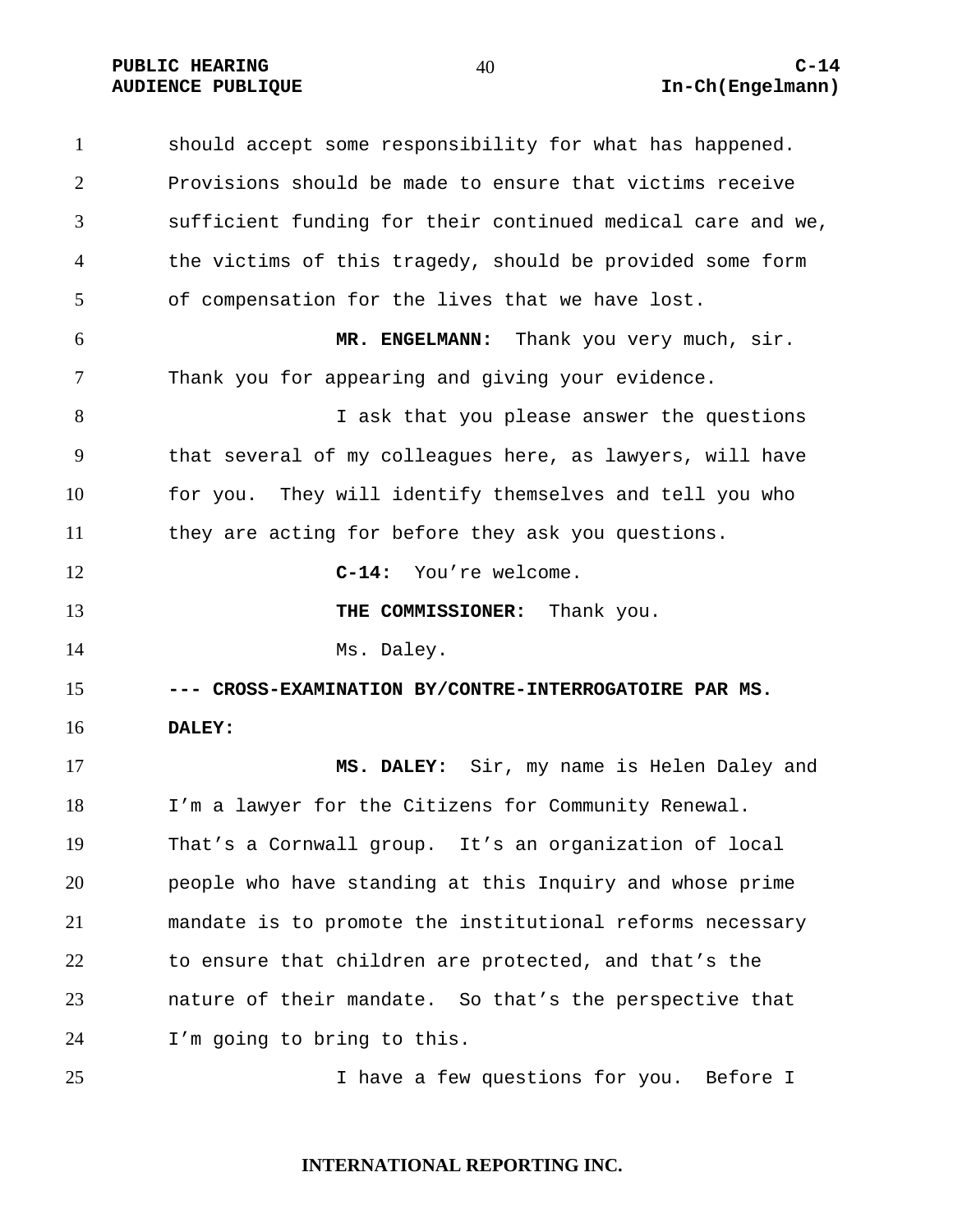should accept some responsibility for what has happened. Provisions should be made to ensure that victims receive sufficient funding for their continued medical care and we, the victims of this tragedy, should be provided some form of compensation for the lives that we have lost.

**MR. ENGELMANN:** Thank you very much, sir. Thank you for appearing and giving your evidence.

I ask that you please answer the questions that several of my colleagues here, as lawyers, will have for you. They will identify themselves and tell you who they are acting for before they ask you questions.

**C-14:** You're welcome.

**THE COMMISSIONER:** Thank you.

Ms. Daley.

**--- CROSS-EXAMINATION BY/CONTRE-INTERROGATOIRE PAR MS. DALEY:**

**MS. DALEY:** Sir, my name is Helen Daley and I'm a lawyer for the Citizens for Community Renewal. That's a Cornwall group. It's an organization of local people who have standing at this Inquiry and whose prime mandate is to promote the institutional reforms necessary to ensure that children are protected, and that's the nature of their mandate. So that's the perspective that I'm going to bring to this.

I have a few questions for you. Before I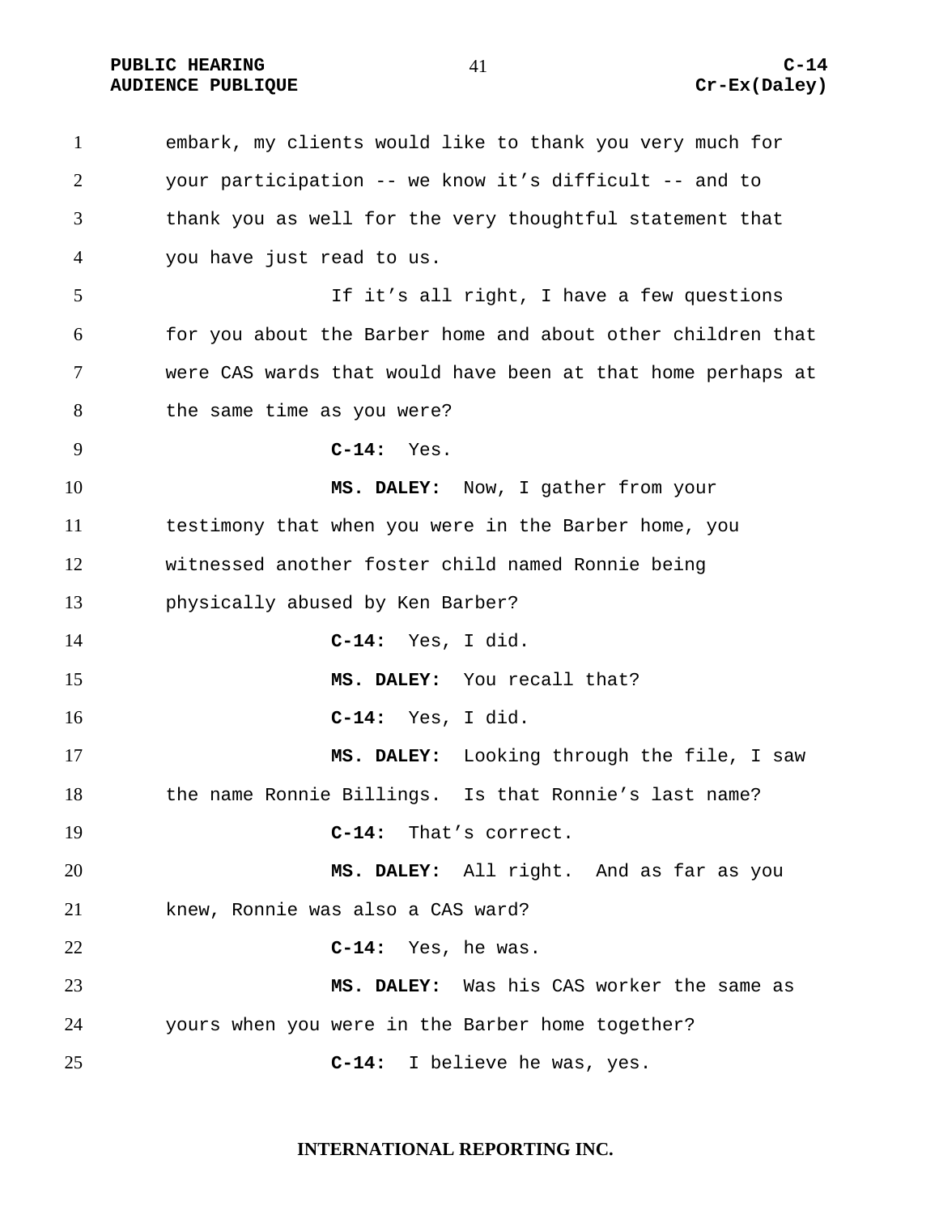embark, my clients would like to thank you very much for your participation -- we know it's difficult -- and to thank you as well for the very thoughtful statement that you have just read to us.

If it's all right, I have a few questions for you about the Barber home and about other children that were CAS wards that would have been at that home perhaps at the same time as you were?

**C-14:** Yes.

**MS. DALEY:** Now, I gather from your testimony that when you were in the Barber home, you witnessed another foster child named Ronnie being physically abused by Ken Barber?

**C-14:** Yes, I did.

**MS. DALEY:** You recall that?

**C-14:** Yes, I did.

**MS. DALEY:** Looking through the file, I saw the name Ronnie Billings. Is that Ronnie's last name?

**C-14:** That's correct.

**MS. DALEY:** All right. And as far as you knew, Ronnie was also a CAS ward?

**C-14:** Yes, he was.

**MS. DALEY:** Was his CAS worker the same as yours when you were in the Barber home together?

**C-14:** I believe he was, yes.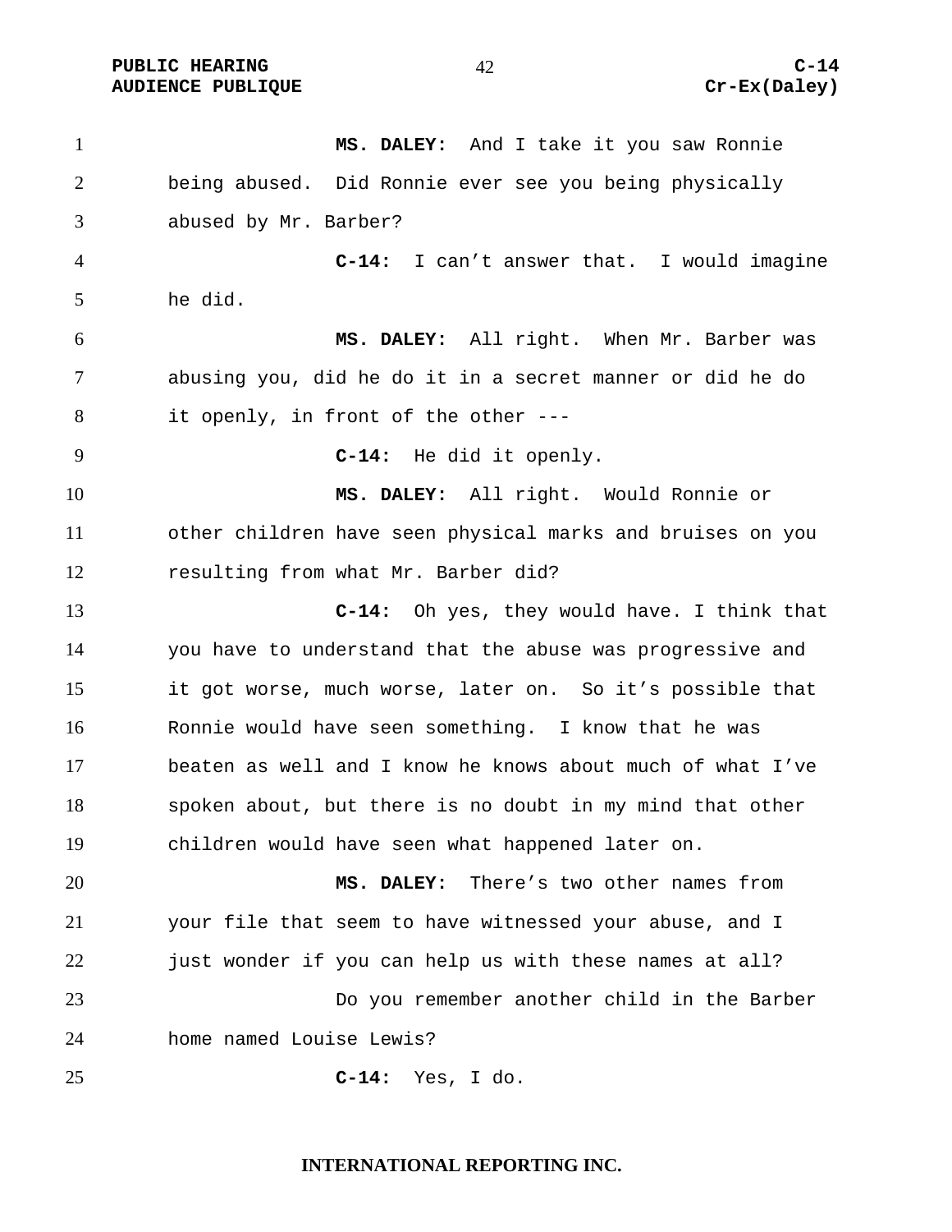**MS. DALEY:** And I take it you saw Ronnie being abused. Did Ronnie ever see you being physically abused by Mr. Barber?

**C-14:** I can't answer that. I would imagine he did.

**MS. DALEY:** All right. When Mr. Barber was abusing you, did he do it in a secret manner or did he do it openly, in front of the other ---

**C-14:** He did it openly.

**MS. DALEY:** All right. Would Ronnie or other children have seen physical marks and bruises on you resulting from what Mr. Barber did?

**C-14:** Oh yes, they would have. I think that you have to understand that the abuse was progressive and it got worse, much worse, later on. So it's possible that Ronnie would have seen something. I know that he was beaten as well and I know he knows about much of what I've spoken about, but there is no doubt in my mind that other children would have seen what happened later on.

**MS. DALEY:** There's two other names from your file that seem to have witnessed your abuse, and I just wonder if you can help us with these names at all?

Do you remember another child in the Barber home named Louise Lewis?

**C-14:** Yes, I do.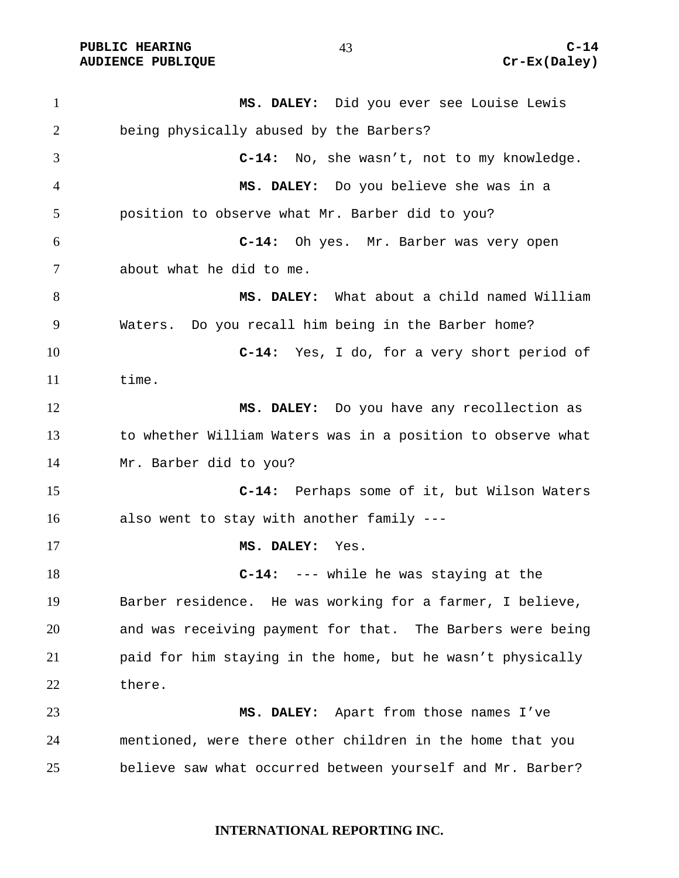**MS. DALEY:** Did you ever see Louise Lewis being physically abused by the Barbers?

**C-14:** No, she wasn't, not to my knowledge.

**MS. DALEY:** Do you believe she was in a position to observe what Mr. Barber did to you?

**C-14:** Oh yes. Mr. Barber was very open about what he did to me.

**MS. DALEY:** What about a child named William Waters. Do you recall him being in the Barber home?

**C-14:** Yes, I do, for a very short period of time.

**MS. DALEY:** Do you have any recollection as to whether William Waters was in a position to observe what Mr. Barber did to you?

**C-14:** Perhaps some of it, but Wilson Waters also went to stay with another family ---

**MS. DALEY:** Yes.

**C-14:** --- while he was staying at the Barber residence. He was working for a farmer, I believe, and was receiving payment for that. The Barbers were being paid for him staying in the home, but he wasn't physically there.

**MS. DALEY:** Apart from those names I've mentioned, were there other children in the home that you believe saw what occurred between yourself and Mr. Barber?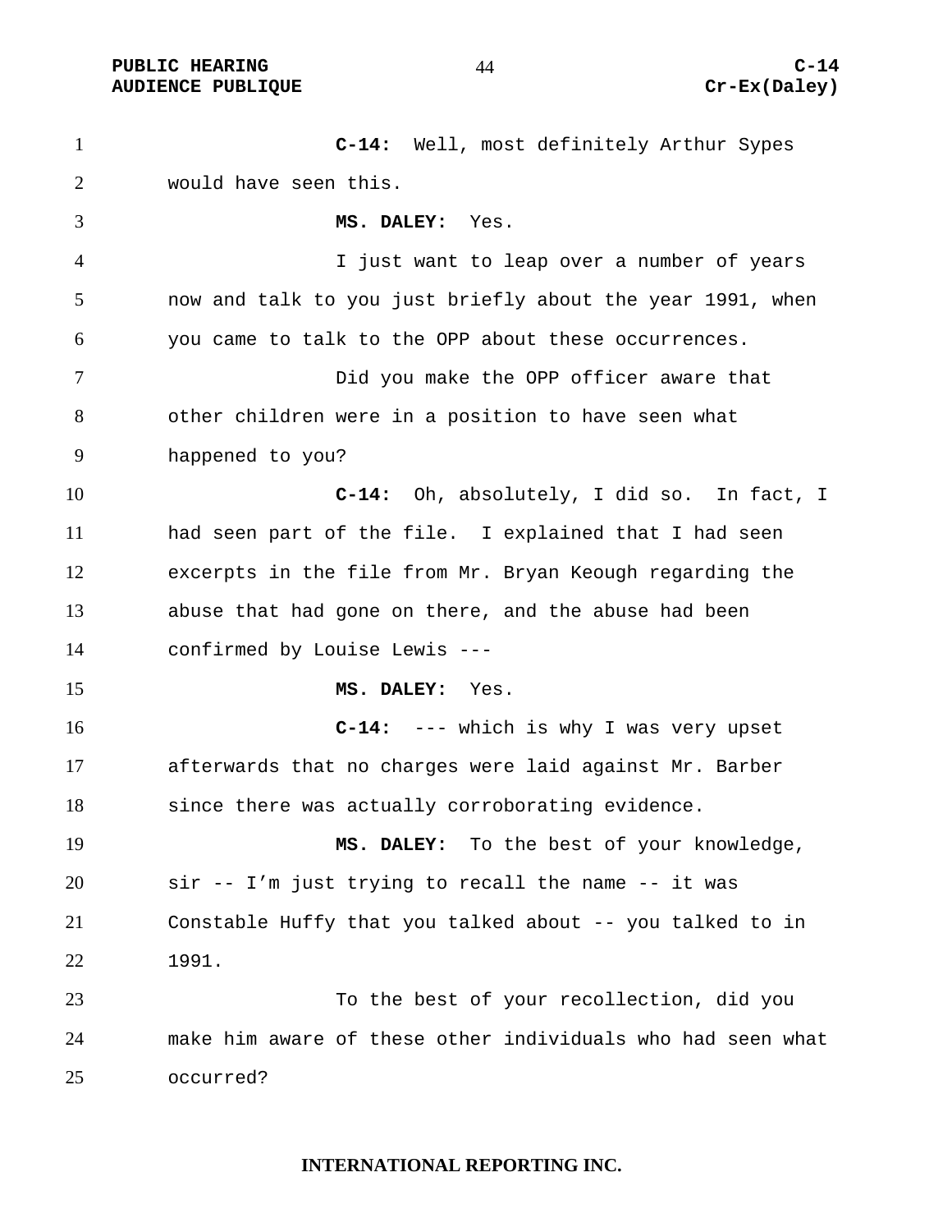**C-14:** Well, most definitely Arthur Sypes would have seen this.

**MS. DALEY:** Yes.

I just want to leap over a number of years now and talk to you just briefly about the year 1991, when you came to talk to the OPP about these occurrences.

Did you make the OPP officer aware that other children were in a position to have seen what happened to you?

**C-14:** Oh, absolutely, I did so. In fact, I had seen part of the file. I explained that I had seen excerpts in the file from Mr. Bryan Keough regarding the abuse that had gone on there, and the abuse had been confirmed by Louise Lewis ---

**MS. DALEY:** Yes.

**C-14:** --- which is why I was very upset afterwards that no charges were laid against Mr. Barber since there was actually corroborating evidence.

**MS. DALEY:** To the best of your knowledge, sir -- I'm just trying to recall the name -- it was Constable Huffy that you talked about -- you talked to in 1991.

To the best of your recollection, did you make him aware of these other individuals who had seen what occurred?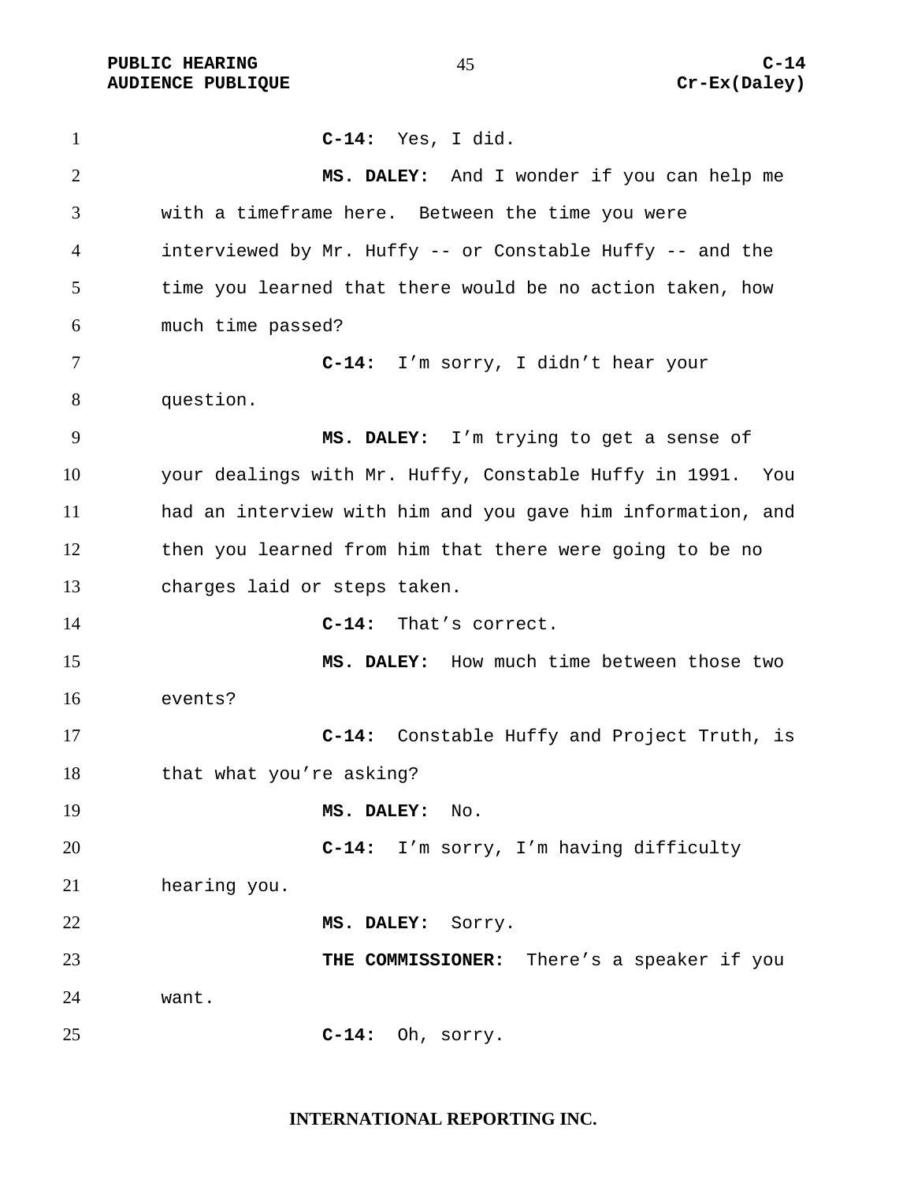**C-14:** Yes, I did.

**MS. DALEY:** And I wonder if you can help me with a timeframe here. Between the time you were interviewed by Mr. Huffy -- or Constable Huffy -- and the time you learned that there would be no action taken, how much time passed?

**C-14:** I'm sorry, I didn't hear your question.

**MS. DALEY:** I'm trying to get a sense of your dealings with Mr. Huffy, Constable Huffy in 1991. You had an interview with him and you gave him information, and then you learned from him that there were going to be no charges laid or steps taken.

**C-14:** That's correct.

**MS. DALEY:** How much time between those two events?

**C-14:** Constable Huffy and Project Truth, is that what you're asking?

**MS. DALEY:** No.

**C-14:** I'm sorry, I'm having difficulty hearing you.

**MS. DALEY:** Sorry.

**THE COMMISSIONER:** There's a speaker if you want.

**C-14:** Oh, sorry.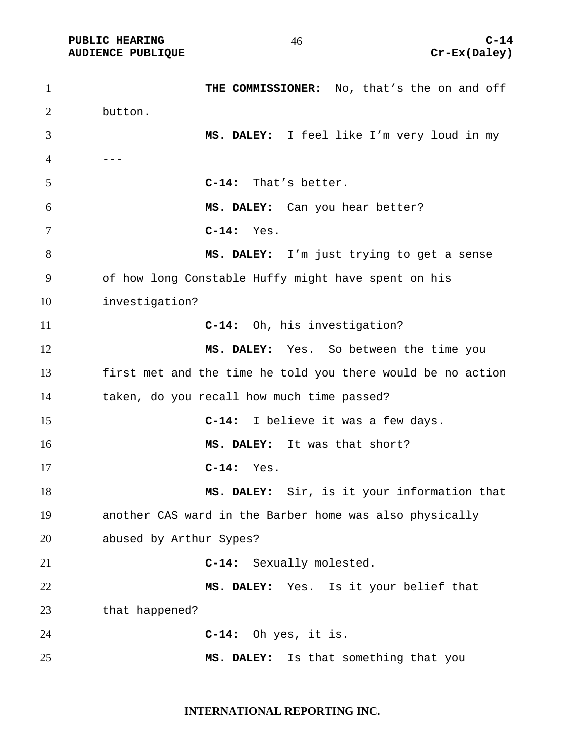**THE COMMISSIONER:** No, that's the on and off button.

**MS. DALEY:** I feel like I'm very loud in my ---

**C-14:** That's better.

**MS. DALEY:** Can you hear better?

**C-14:** Yes.

**MS. DALEY:** I'm just trying to get a sense of how long Constable Huffy might have spent on his investigation?

**C-14:** Oh, his investigation?

**MS. DALEY:** Yes. So between the time you first met and the time he told you there would be no action taken, do you recall how much time passed?

**C-14:** I believe it was a few days.

**MS. DALEY:** It was that short?

**C-14:** Yes.

**MS. DALEY:** Sir, is it your information that another CAS ward in the Barber home was also physically abused by Arthur Sypes?

**C-14:** Sexually molested.

**MS. DALEY:** Yes. Is it your belief that that happened?

**C-14:** Oh yes, it is.

**MS. DALEY:** Is that something that you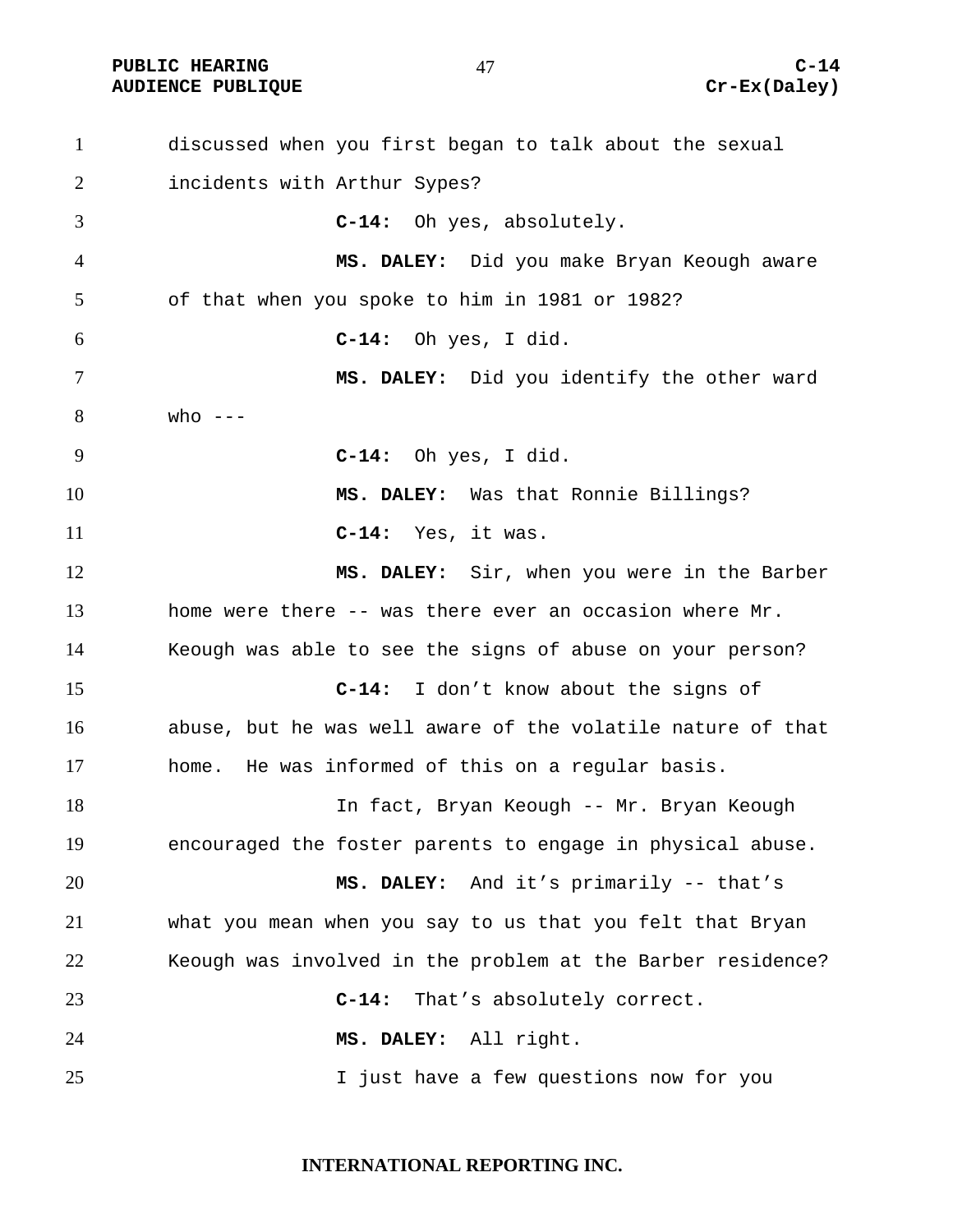discussed when you first began to talk about the sexual incidents with Arthur Sypes?

**C-14:** Oh yes, absolutely.

**MS. DALEY:** Did you make Bryan Keough aware of that when you spoke to him in 1981 or 1982?

**C-14:** Oh yes, I did.

**MS. DALEY:** Did you identify the other ward who ---

**C-14:** Oh yes, I did.

**MS. DALEY:** Was that Ronnie Billings?

**C-14:** Yes, it was.

**MS. DALEY:** Sir, when you were in the Barber home were there -- was there ever an occasion where Mr. Keough was able to see the signs of abuse on your person?

**C-14:** I don't know about the signs of abuse, but he was well aware of the volatile nature of that home. He was informed of this on a regular basis.

In fact, Bryan Keough -- Mr. Bryan Keough encouraged the foster parents to engage in physical abuse.

**MS. DALEY:** And it's primarily -- that's what you mean when you say to us that you felt that Bryan Keough was involved in the problem at the Barber residence?

**C-14:** That's absolutely correct.

**MS. DALEY:** All right.

I just have a few questions now for you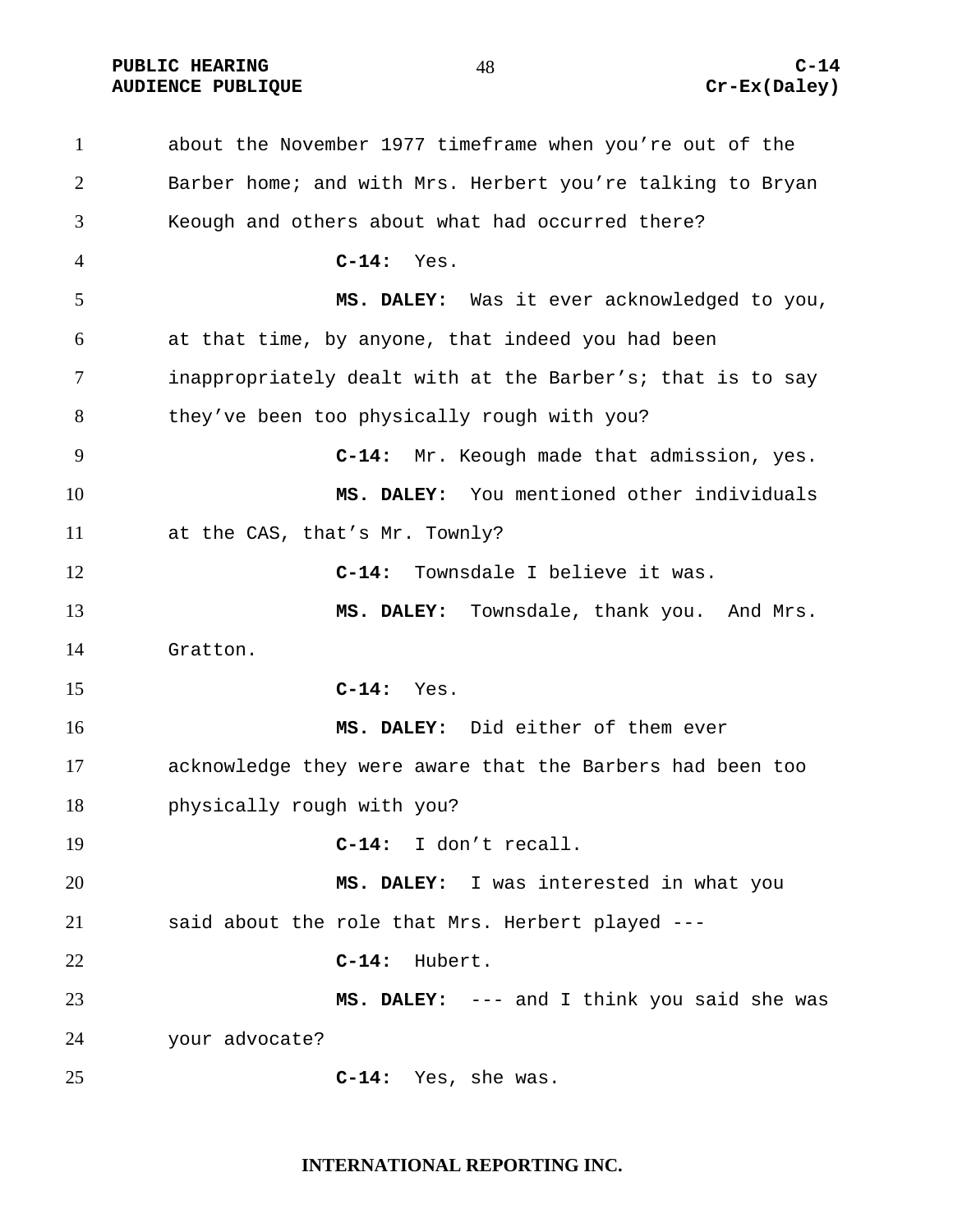about the November 1977 timeframe when you're out of the Barber home; and with Mrs. Herbert you're talking to Bryan Keough and others about what had occurred there?

**C-14:** Yes.

**MS. DALEY:** Was it ever acknowledged to you, at that time, by anyone, that indeed you had been inappropriately dealt with at the Barber's; that is to say they've been too physically rough with you?

**C-14:** Mr. Keough made that admission, yes.

**MS. DALEY:** You mentioned other individuals at the CAS, that's Mr. Townly?

**C-14:** Townsdale I believe it was.

**MS. DALEY:** Townsdale, thank you. And Mrs. Gratton.

**C-14:** Yes.

**MS. DALEY:** Did either of them ever acknowledge they were aware that the Barbers had been too physically rough with you?

**C-14:** I don't recall.

**MS. DALEY:** I was interested in what you said about the role that Mrs. Herbert played ---

**C-14:** Hubert.

**MS. DALEY:** --- and I think you said she was your advocate?

**C-14:** Yes, she was.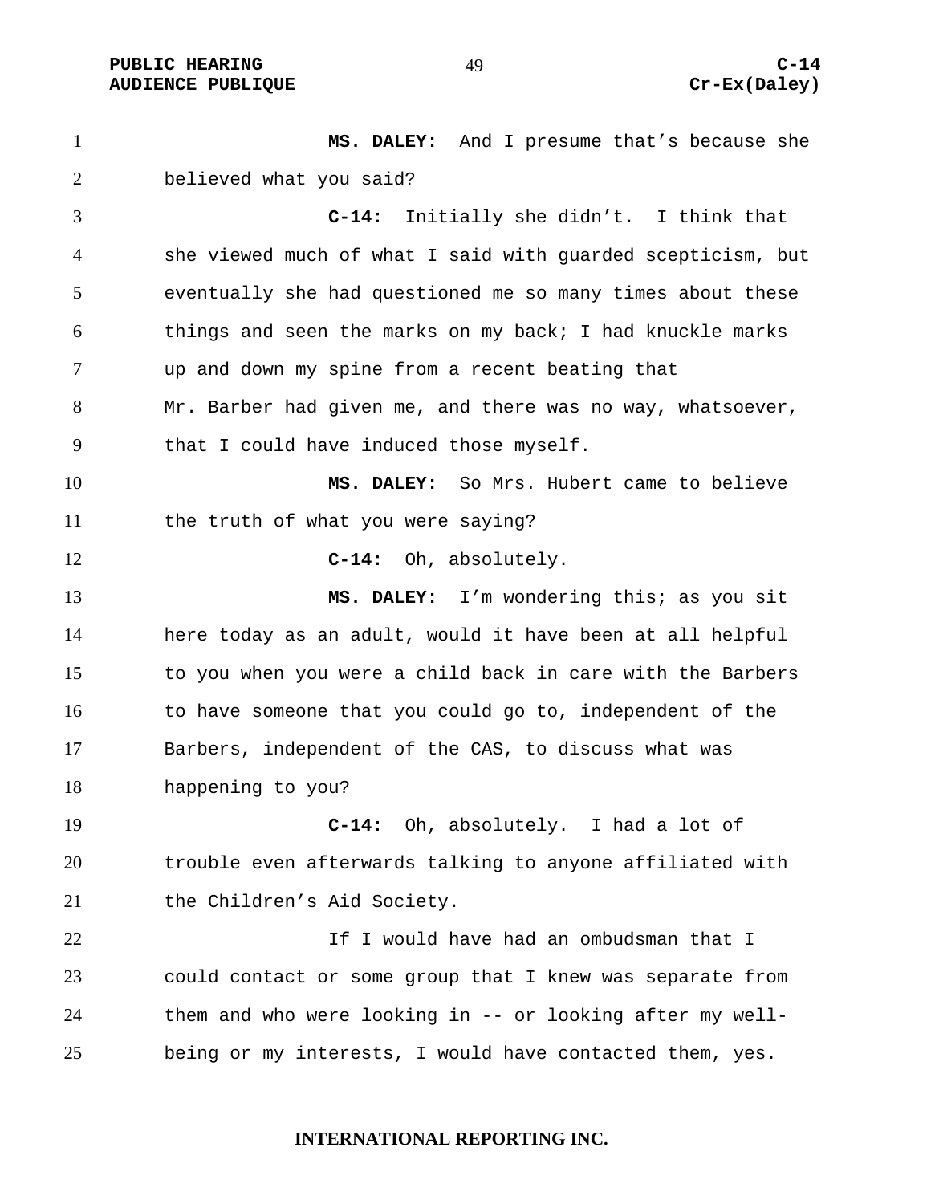**MS. DALEY:** And I presume that's because she believed what you said?

**C-14:** Initially she didn't. I think that she viewed much of what I said with guarded scepticism, but eventually she had questioned me so many times about these things and seen the marks on my back; I had knuckle marks up and down my spine from a recent beating that Mr. Barber had given me, and there was no way, whatsoever, that I could have induced those myself.

**MS. DALEY:** So Mrs. Hubert came to believe the truth of what you were saying?

**C-14:** Oh, absolutely.

**MS. DALEY:** I'm wondering this; as you sit here today as an adult, would it have been at all helpful to you when you were a child back in care with the Barbers to have someone that you could go to, independent of the Barbers, independent of the CAS, to discuss what was happening to you?

**C-14:** Oh, absolutely. I had a lot of trouble even afterwards talking to anyone affiliated with the Children's Aid Society.

If I would have had an ombudsman that I could contact or some group that I knew was separate from them and who were looking in -- or looking after my well-being or my interests, I would have contacted them, yes.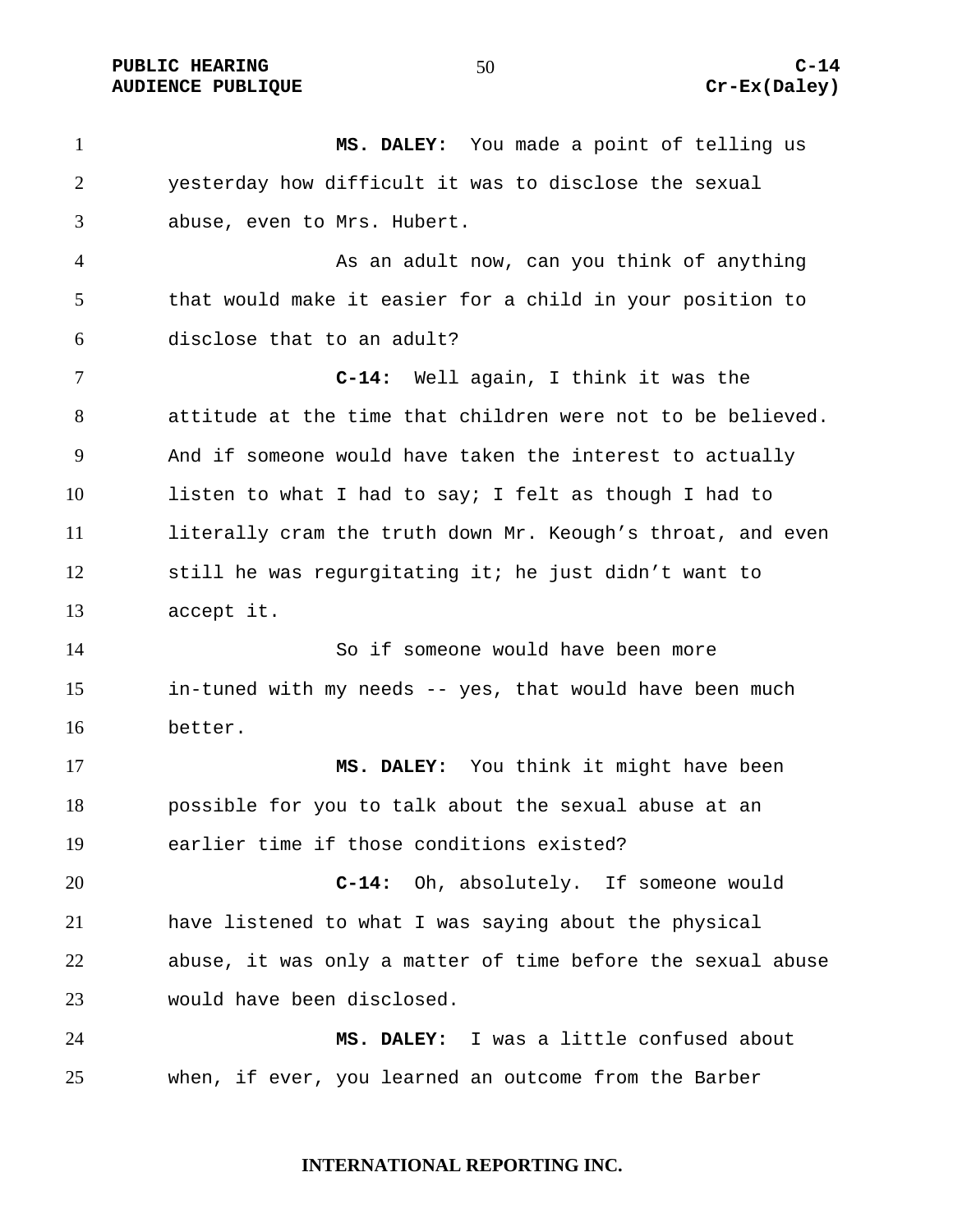**MS. DALEY:** You made a point of telling us yesterday how difficult it was to disclose the sexual abuse, even to Mrs. Hubert.

As an adult now, can you think of anything that would make it easier for a child in your position to disclose that to an adult?

**C-14:** Well again, I think it was the attitude at the time that children were not to be believed. And if someone would have taken the interest to actually listen to what I had to say; I felt as though I had to literally cram the truth down Mr. Keough's throat, and even still he was regurgitating it; he just didn't want to accept it.

So if someone would have been more in-tuned with my needs -- yes, that would have been much better.

**MS. DALEY:** You think it might have been possible for you to talk about the sexual abuse at an earlier time if those conditions existed?

**C-14:** Oh, absolutely. If someone would have listened to what I was saying about the physical abuse, it was only a matter of time before the sexual abuse would have been disclosed.

**MS. DALEY:** I was a little confused about when, if ever, you learned an outcome from the Barber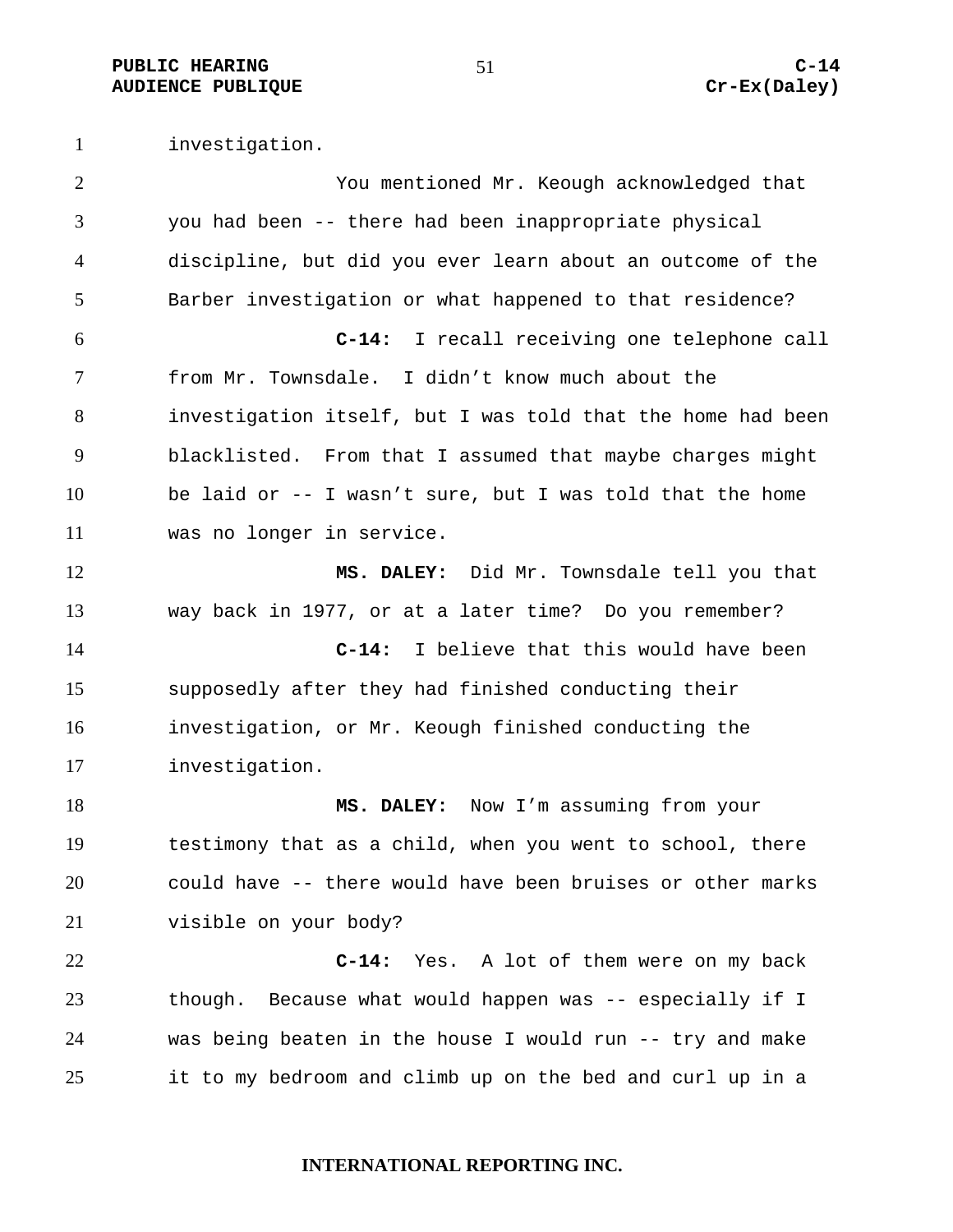investigation.

You mentioned Mr. Keough acknowledged that you had been -- there had been inappropriate physical discipline, but did you ever learn about an outcome of the Barber investigation or what happened to that residence?

**C-14:** I recall receiving one telephone call from Mr. Townsdale. I didn't know much about the investigation itself, but I was told that the home had been blacklisted. From that I assumed that maybe charges might be laid or -- I wasn't sure, but I was told that the home was no longer in service.

**MS. DALEY:** Did Mr. Townsdale tell you that way back in 1977, or at a later time? Do you remember?

**C-14:** I believe that this would have been supposedly after they had finished conducting their investigation, or Mr. Keough finished conducting the investigation.

**MS. DALEY:** Now I'm assuming from your testimony that as a child, when you went to school, there could have -- there would have been bruises or other marks visible on your body?

**C-14:** Yes. A lot of them were on my back though. Because what would happen was -- especially if I was being beaten in the house I would run -- try and make it to my bedroom and climb up on the bed and curl up in a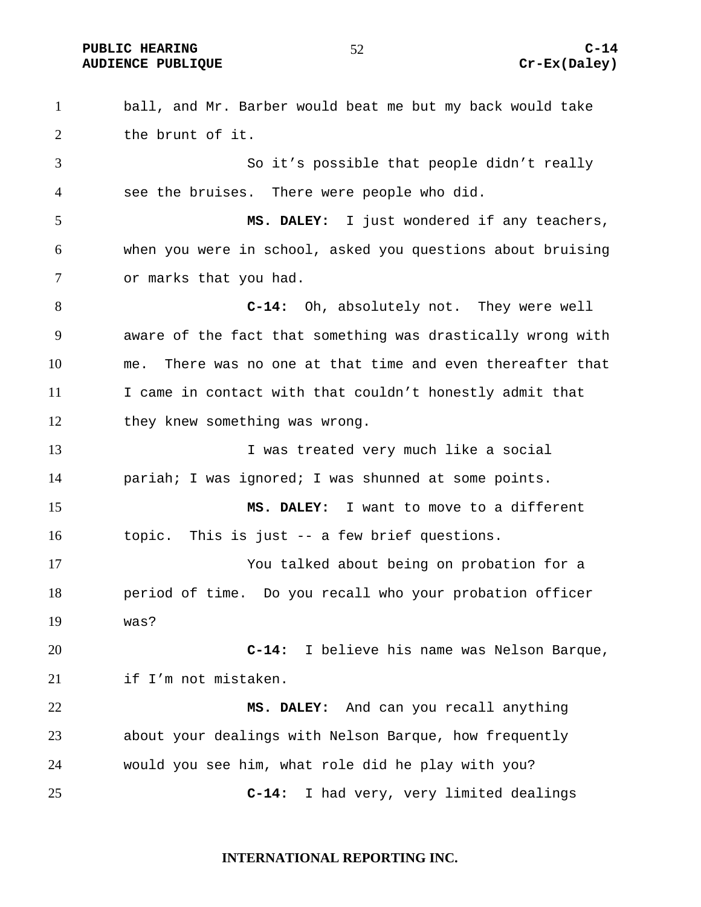ball, and Mr. Barber would beat me but my back would take the brunt of it.

So it's possible that people didn't really see the bruises. There were people who did.

**MS. DALEY:** I just wondered if any teachers, when you were in school, asked you questions about bruising or marks that you had.

**C-14:** Oh, absolutely not. They were well aware of the fact that something was drastically wrong with me. There was no one at that time and even thereafter that I came in contact with that couldn't honestly admit that they knew something was wrong.

I was treated very much like a social pariah; I was ignored; I was shunned at some points.

**MS. DALEY:** I want to move to a different topic. This is just -- a few brief questions.

You talked about being on probation for a period of time. Do you recall who your probation officer was?

**C-14:** I believe his name was Nelson Barque, if I'm not mistaken.

**MS. DALEY:** And can you recall anything about your dealings with Nelson Barque, how frequently would you see him, what role did he play with you?

**C-14:** I had very, very limited dealings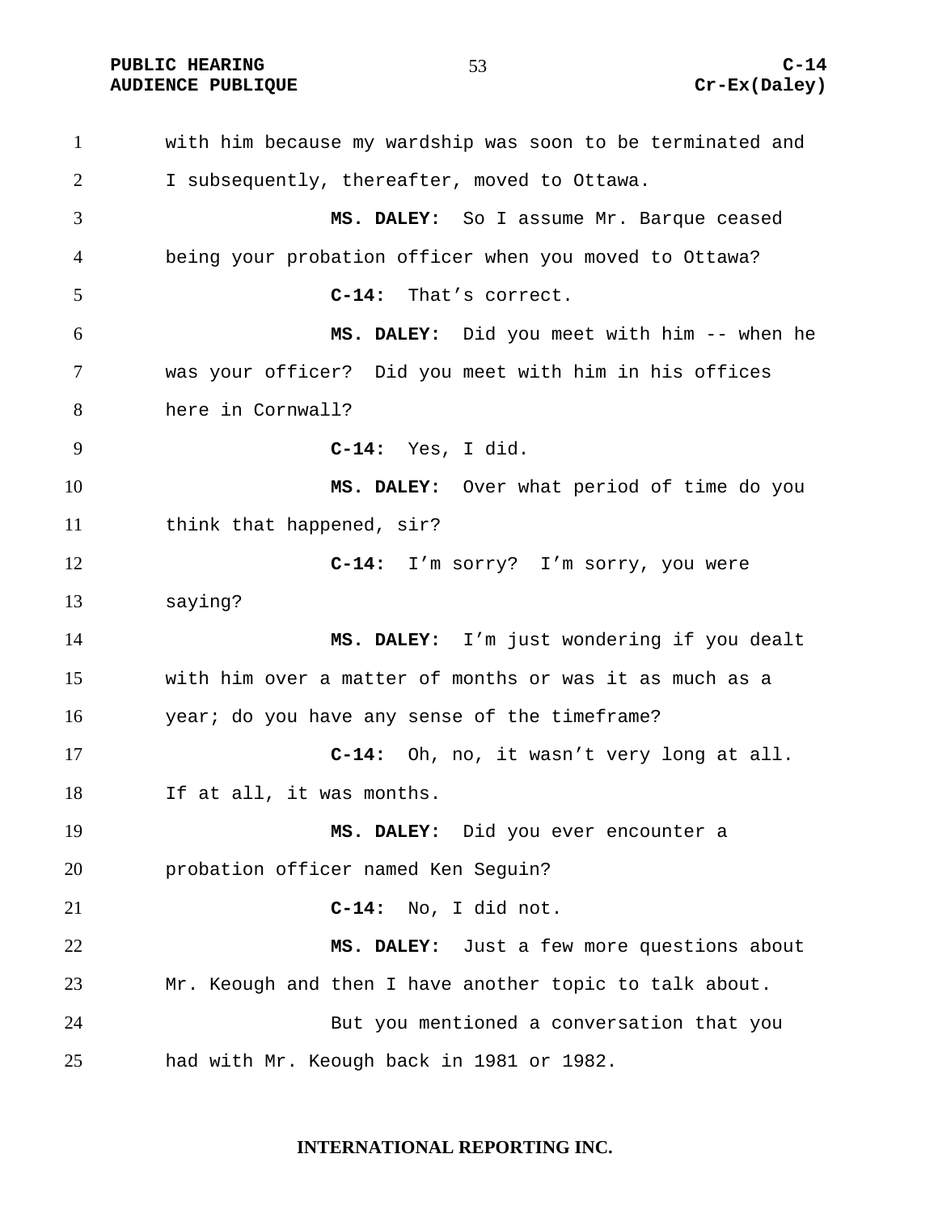with him because my wardship was soon to be terminated and I subsequently, thereafter, moved to Ottawa.

**MS. DALEY:** So I assume Mr. Barque ceased being your probation officer when you moved to Ottawa?

**C-14:** That's correct.

**MS. DALEY:** Did you meet with him -- when he was your officer? Did you meet with him in his offices here in Cornwall?

**C-14:** Yes, I did.

**MS. DALEY:** Over what period of time do you think that happened, sir?

**C-14:** I'm sorry? I'm sorry, you were saying?

**MS. DALEY:** I'm just wondering if you dealt with him over a matter of months or was it as much as a year; do you have any sense of the timeframe?

**C-14:** Oh, no, it wasn't very long at all. If at all, it was months.

**MS. DALEY:** Did you ever encounter a probation officer named Ken Seguin?

**C-14:** No, I did not.

**MS. DALEY:** Just a few more questions about Mr. Keough and then I have another topic to talk about.

But you mentioned a conversation that you had with Mr. Keough back in 1981 or 1982.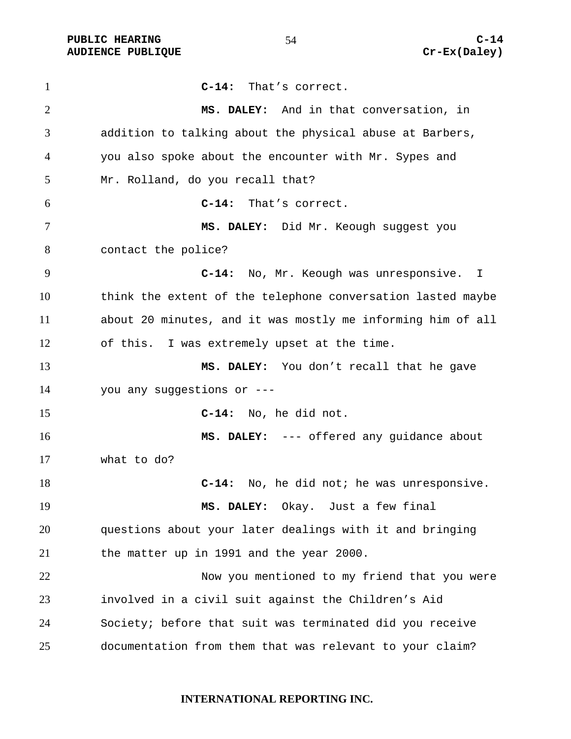**C-14:** That's correct.

**MS. DALEY:** And in that conversation, in addition to talking about the physical abuse at Barbers, you also spoke about the encounter with Mr. Sypes and Mr. Rolland, do you recall that?

**C-14:** That's correct.

**MS. DALEY:** Did Mr. Keough suggest you contact the police?

**C-14:** No, Mr. Keough was unresponsive. I think the extent of the telephone conversation lasted maybe about 20 minutes, and it was mostly me informing him of all of this. I was extremely upset at the time.

**MS. DALEY:** You don't recall that he gave you any suggestions or ---

**C-14:** No, he did not.

**MS. DALEY:** --- offered any guidance about what to do?

**C-14:** No, he did not; he was unresponsive.

**MS. DALEY:** Okay. Just a few final questions about your later dealings with it and bringing the matter up in 1991 and the year 2000.

Now you mentioned to my friend that you were involved in a civil suit against the Children's Aid Society; before that suit was terminated did you receive documentation from them that was relevant to your claim?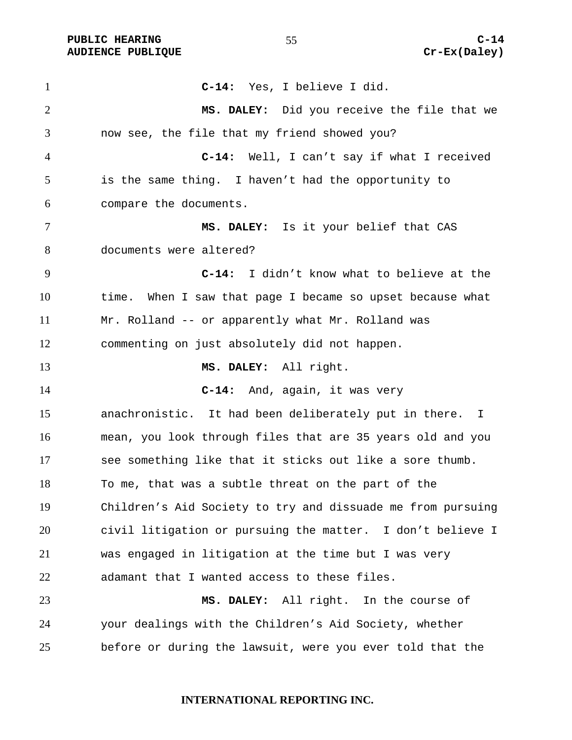**C-14:** Yes, I believe I did.

**MS. DALEY:** Did you receive the file that we now see, the file that my friend showed you?

**C-14:** Well, I can't say if what I received is the same thing. I haven't had the opportunity to compare the documents.

**MS. DALEY:** Is it your belief that CAS documents were altered?

**C-14:** I didn't know what to believe at the time. When I saw that page I became so upset because what Mr. Rolland -- or apparently what Mr. Rolland was commenting on just absolutely did not happen.

**MS. DALEY:** All right.

**C-14:** And, again, it was very anachronistic. It had been deliberately put in there. I mean, you look through files that are 35 years old and you see something like that it sticks out like a sore thumb. To me, that was a subtle threat on the part of the Children's Aid Society to try and dissuade me from pursuing civil litigation or pursuing the matter. I don't believe I was engaged in litigation at the time but I was very adamant that I wanted access to these files.

**MS. DALEY:** All right. In the course of your dealings with the Children's Aid Society, whether before or during the lawsuit, were you ever told that the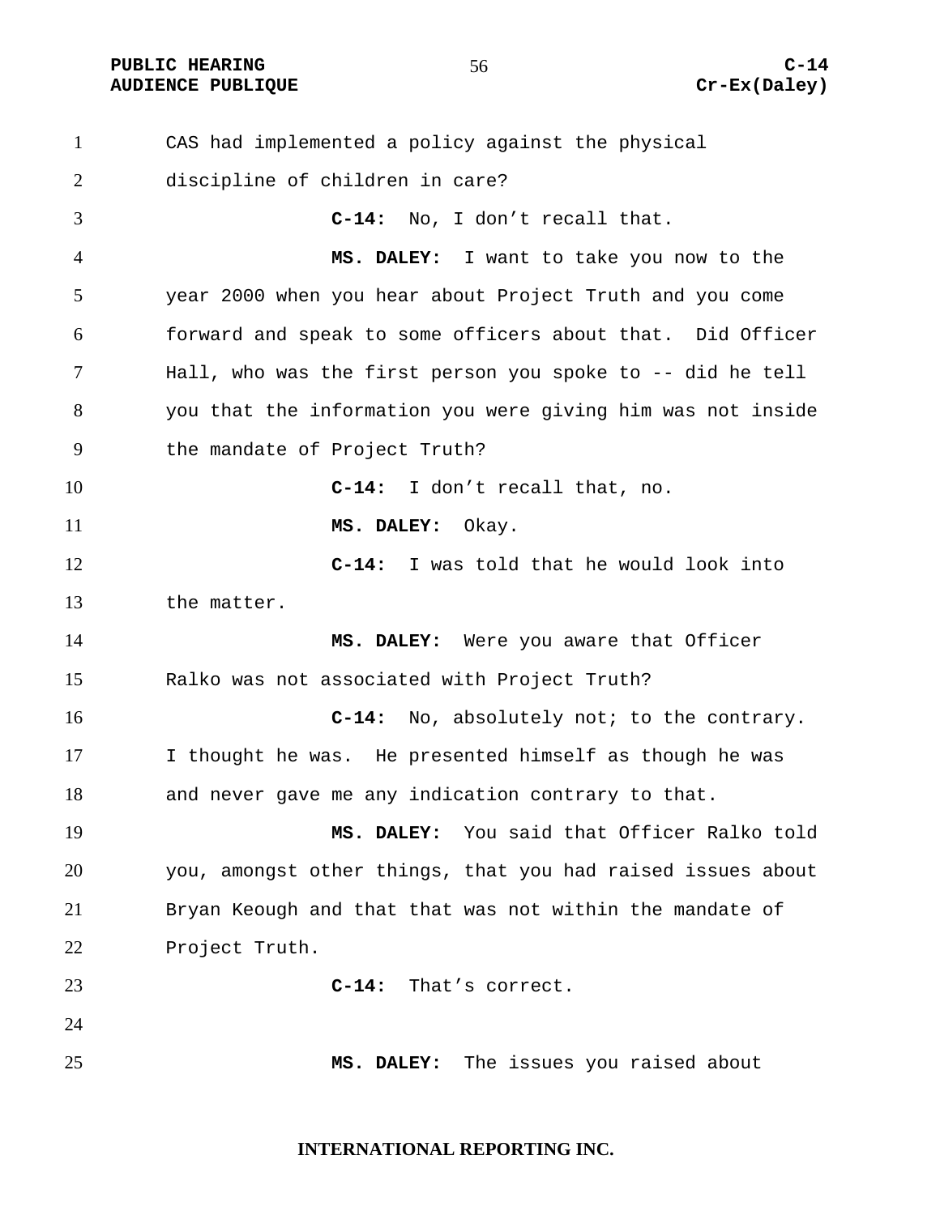CAS had implemented a policy against the physical discipline of children in care?

**C-14:** No, I don't recall that.

**MS. DALEY:** I want to take you now to the year 2000 when you hear about Project Truth and you come forward and speak to some officers about that. Did Officer Hall, who was the first person you spoke to -- did he tell you that the information you were giving him was not inside the mandate of Project Truth?

**C-14:** I don't recall that, no.

**MS. DALEY:** Okay.

**C-14:** I was told that he would look into the matter.

**MS. DALEY:** Were you aware that Officer Ralko was not associated with Project Truth?

**C-14:** No, absolutely not; to the contrary. I thought he was. He presented himself as though he was and never gave me any indication contrary to that.

**MS. DALEY:** You said that Officer Ralko told you, amongst other things, that you had raised issues about Bryan Keough and that that was not within the mandate of Project Truth.

**C-14:** That's correct.

**MS. DALEY:** The issues you raised about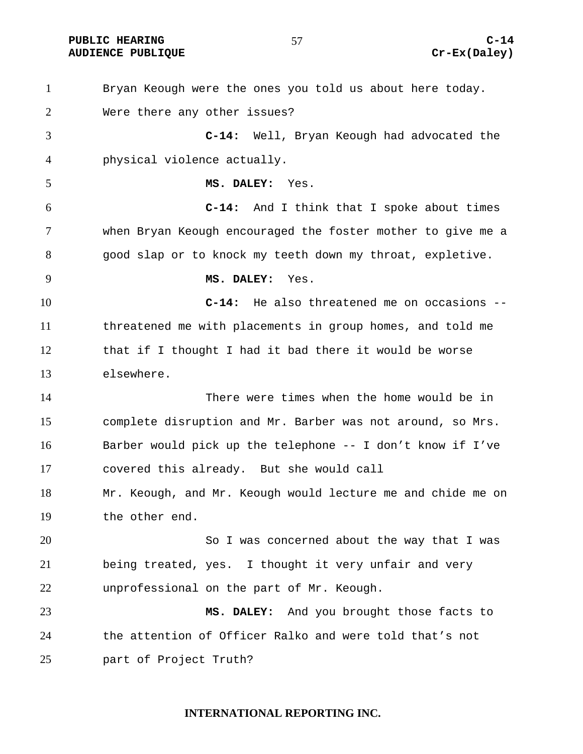Bryan Keough were the ones you told us about here today. Were there any other issues?

**C-14:** Well, Bryan Keough had advocated the physical violence actually.

**MS. DALEY:** Yes.

**C-14:** And I think that I spoke about times when Bryan Keough encouraged the foster mother to give me a good slap or to knock my teeth down my throat, expletive.

**MS. DALEY:** Yes.

**C-14:** He also threatened me on occasions -- threatened me with placements in group homes, and told me that if I thought I had it bad there it would be worse elsewhere.

There were times when the home would be in complete disruption and Mr. Barber was not around, so Mrs. Barber would pick up the telephone -- I don't know if I've covered this already. But she would call Mr. Keough, and Mr. Keough would lecture me and chide me on the other end.

So I was concerned about the way that I was being treated, yes. I thought it very unfair and very unprofessional on the part of Mr. Keough.

**MS. DALEY:** And you brought those facts to the attention of Officer Ralko and were told that's not part of Project Truth?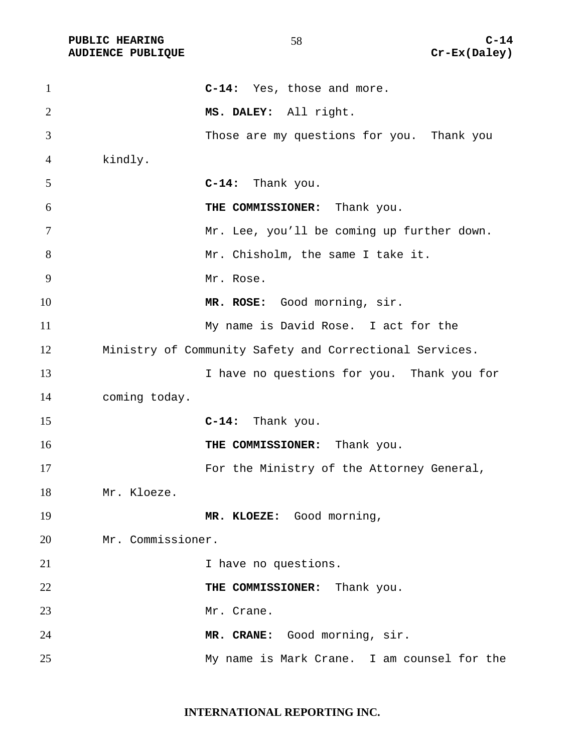**C-14:** Yes, those and more.

**MS. DALEY:** All right.

Those are my questions for you. Thank you kindly.

**C-14:** Thank you.

**THE COMMISSIONER:** Thank you.

Mr. Lee, you'll be coming up further down.

Mr. Chisholm, the same I take it.

Mr. Rose.

**MR. ROSE:** Good morning, sir.

My name is David Rose. I act for the Ministry of Community Safety and Correctional Services.

I have no questions for you. Thank you for coming today.

**C-14:** Thank you.

**THE COMMISSIONER:** Thank you.

For the Ministry of the Attorney General, Mr. Kloeze.

**MR. KLOEZE:** Good morning, Mr. Commissioner.

I have no questions.

**THE COMMISSIONER:** Thank you.

Mr. Crane.

**MR. CRANE:** Good morning, sir.

My name is Mark Crane. I am counsel for the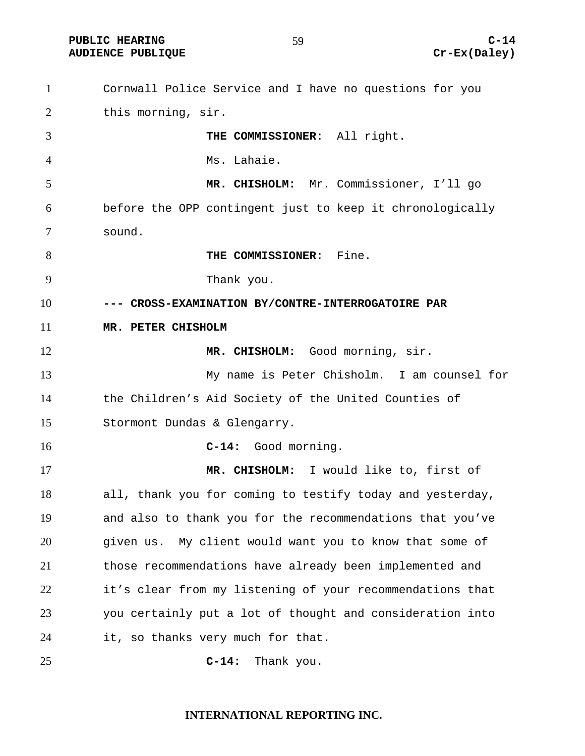Cornwall Police Service and I have no questions for you this morning, sir.

**THE COMMISSIONER:** All right.

Ms. Lahaie.

**MR. CHISHOLM:** Mr. Commissioner, I'll go before the OPP contingent just to keep it chronologically sound.

**THE COMMISSIONER:** Fine.

Thank you.

**--- CROSS-EXAMINATION BY/CONTRE-INTERROGATOIRE PAR MR. PETER CHISHOLM**

**MR. CHISHOLM:** Good morning, sir.

My name is Peter Chisholm. I am counsel for the Children's Aid Society of the United Counties of Stormont Dundas & Glengarry.

**C-14:** Good morning.

**MR. CHISHOLM:** I would like to, first of all, thank you for coming to testify today and yesterday, and also to thank you for the recommendations that you've given us. My client would want you to know that some of those recommendations have already been implemented and it's clear from my listening of your recommendations that you certainly put a lot of thought and consideration into it, so thanks very much for that.

**C-14:** Thank you.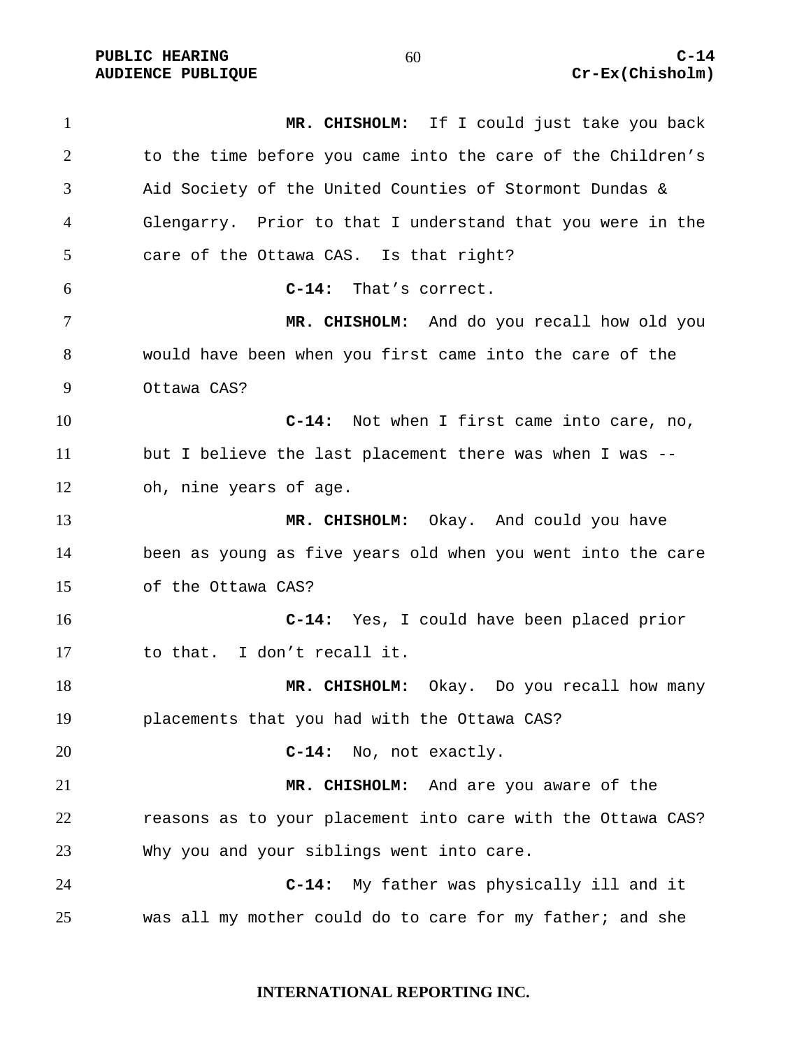**MR. CHISHOLM:** If I could just take you back to the time before you came into the care of the Children's Aid Society of the United Counties of Stormont Dundas & Glengarry. Prior to that I understand that you were in the care of the Ottawa CAS. Is that right?

**C-14:** That's correct.

**MR. CHISHOLM:** And do you recall how old you would have been when you first came into the care of the Ottawa CAS?

**C-14:** Not when I first came into care, no, but I believe the last placement there was when I was -- oh, nine years of age.

**MR. CHISHOLM:** Okay. And could you have been as young as five years old when you went into the care of the Ottawa CAS?

**C-14:** Yes, I could have been placed prior to that. I don't recall it.

**MR. CHISHOLM:** Okay. Do you recall how many placements that you had with the Ottawa CAS?

**C-14:** No, not exactly.

**MR. CHISHOLM:** And are you aware of the reasons as to your placement into care with the Ottawa CAS? Why you and your siblings went into care.

**C-14:** My father was physically ill and it was all my mother could do to care for my father; and she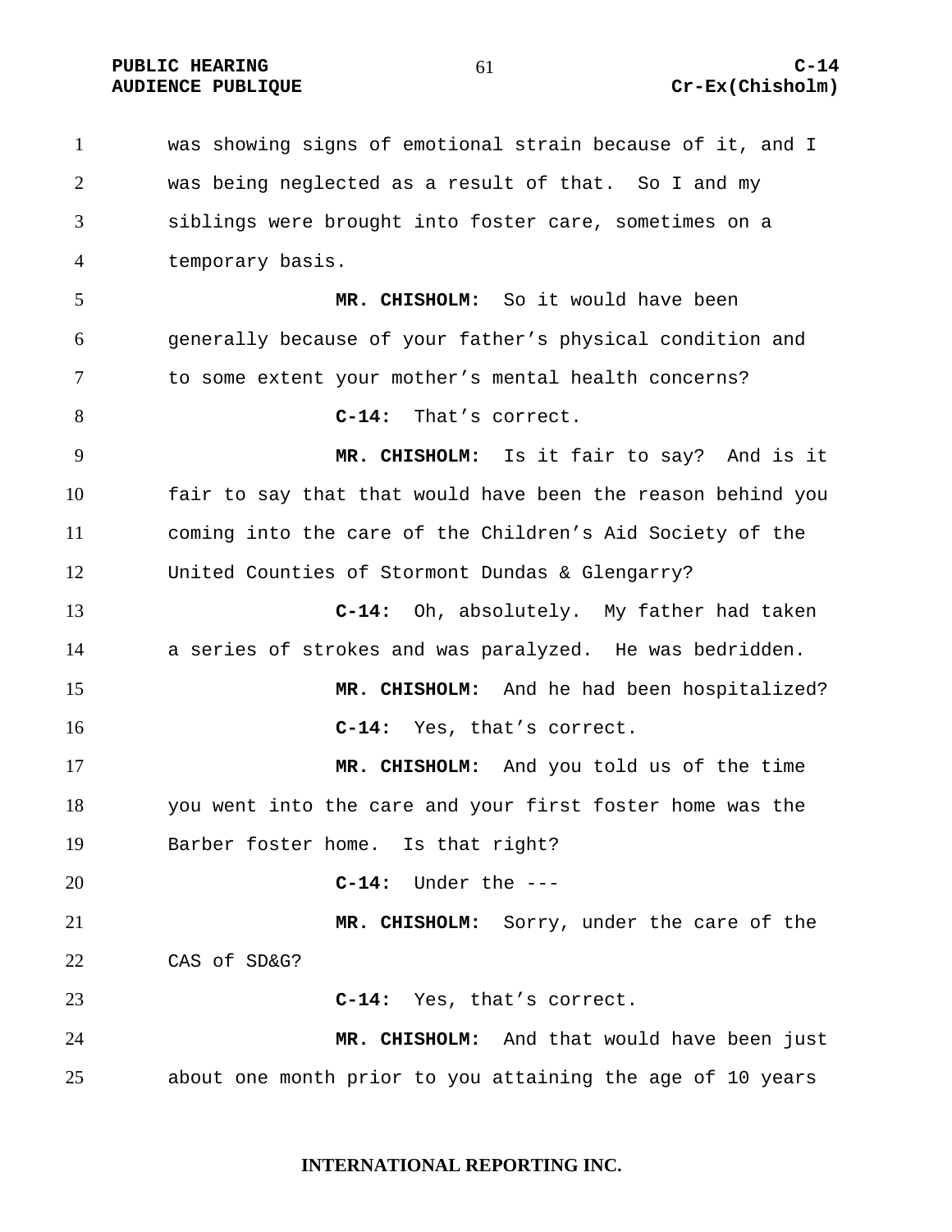was showing signs of emotional strain because of it, and I was being neglected as a result of that. So I and my siblings were brought into foster care, sometimes on a temporary basis.

**MR. CHISHOLM:** So it would have been generally because of your father's physical condition and to some extent your mother's mental health concerns?

**C-14:** That's correct.

**MR. CHISHOLM:** Is it fair to say? And is it fair to say that that would have been the reason behind you coming into the care of the Children's Aid Society of the United Counties of Stormont Dundas & Glengarry?

**C-14:** Oh, absolutely. My father had taken a series of strokes and was paralyzed. He was bedridden.

**MR. CHISHOLM:** And he had been hospitalized?

**C-14:** Yes, that's correct.

**MR. CHISHOLM:** And you told us of the time you went into the care and your first foster home was the Barber foster home. Is that right?

**C-14:** Under the ---

**MR. CHISHOLM:** Sorry, under the care of the CAS of SD&G?

**C-14:** Yes, that's correct.

**MR. CHISHOLM:** And that would have been just about one month prior to you attaining the age of 10 years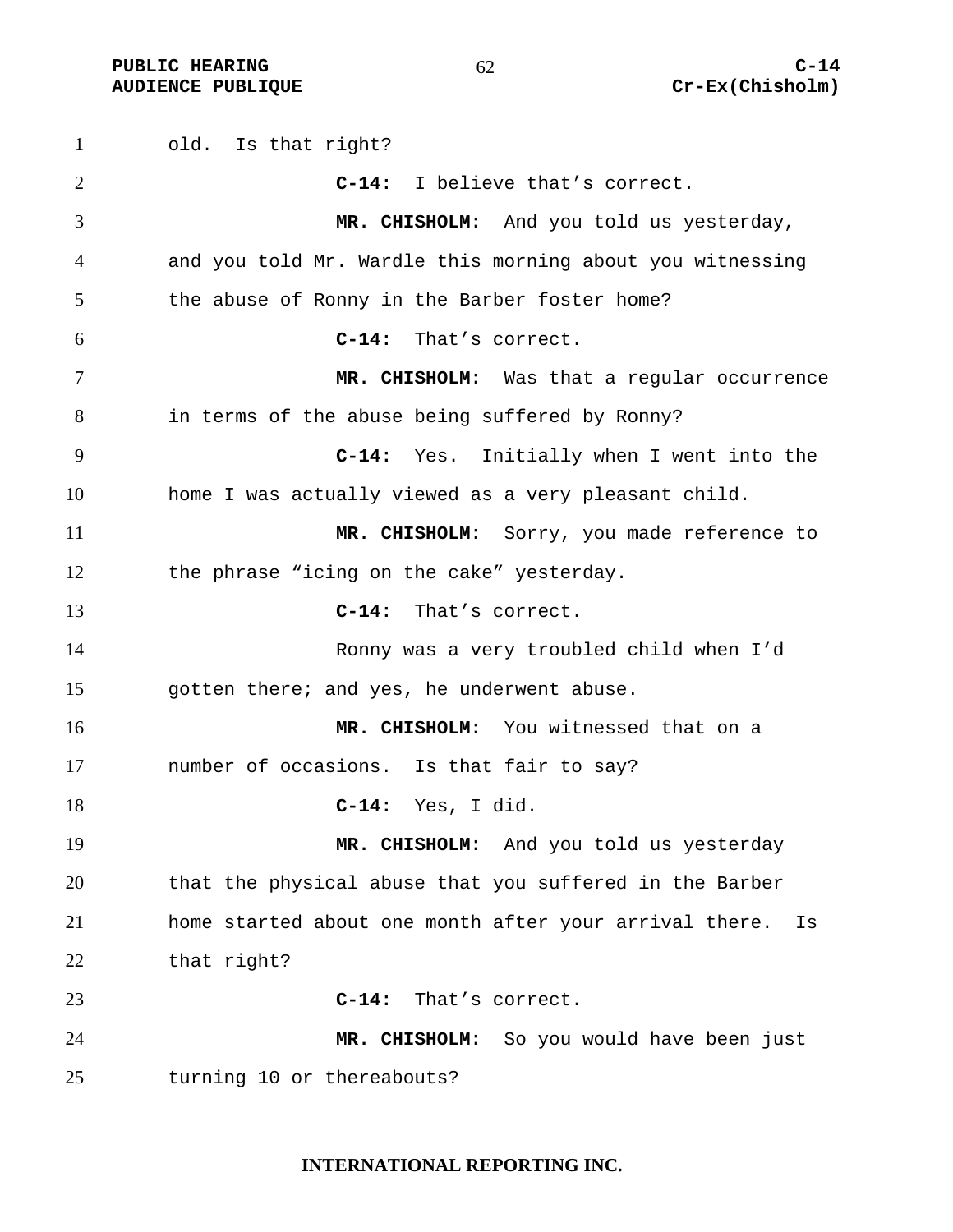old. Is that right?

**C-14:** I believe that's correct.

**MR. CHISHOLM:** And you told us yesterday, and you told Mr. Wardle this morning about you witnessing the abuse of Ronny in the Barber foster home?

**C-14:** That's correct.

**MR. CHISHOLM:** Was that a regular occurrence in terms of the abuse being suffered by Ronny?

**C-14:** Yes. Initially when I went into the home I was actually viewed as a very pleasant child.

**MR. CHISHOLM:** Sorry, you made reference to the phrase "icing on the cake" yesterday.

**C-14:** That's correct.

Ronny was a very troubled child when I'd gotten there; and yes, he underwent abuse.

**MR. CHISHOLM:** You witnessed that on a number of occasions. Is that fair to say?

**C-14:** Yes, I did.

**MR. CHISHOLM:** And you told us yesterday that the physical abuse that you suffered in the Barber home started about one month after your arrival there. Is that right?

**C-14:** That's correct.

**MR. CHISHOLM:** So you would have been just turning 10 or thereabouts?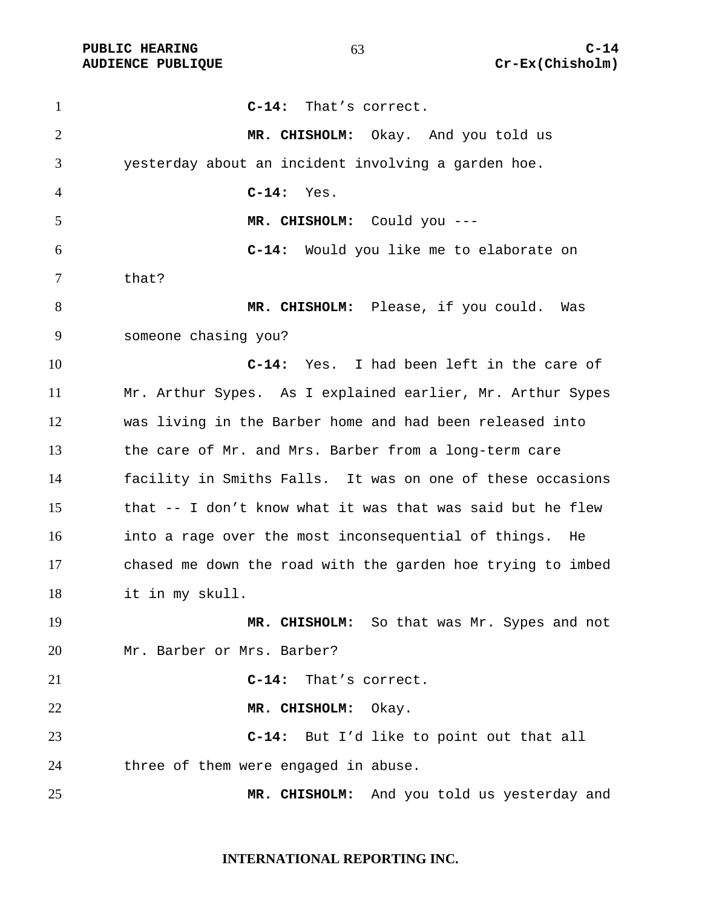**C-14:** That's correct.

**MR. CHISHOLM:** Okay. And you told us yesterday about an incident involving a garden hoe.

**C-14:** Yes.

**MR. CHISHOLM:** Could you ---

**C-14:** Would you like me to elaborate on that?

**MR. CHISHOLM:** Please, if you could. Was someone chasing you?

**C-14:** Yes. I had been left in the care of Mr. Arthur Sypes. As I explained earlier, Mr. Arthur Sypes was living in the Barber home and had been released into the care of Mr. and Mrs. Barber from a long-term care facility in Smiths Falls. It was on one of these occasions that -- I don't know what it was that was said but he flew into a rage over the most inconsequential of things. He chased me down the road with the garden hoe trying to imbed it in my skull.

**MR. CHISHOLM:** So that was Mr. Sypes and not Mr. Barber or Mrs. Barber?

**C-14:** That's correct.

**MR. CHISHOLM:** Okay.

**C-14:** But I'd like to point out that all three of them were engaged in abuse.

**MR. CHISHOLM:** And you told us yesterday and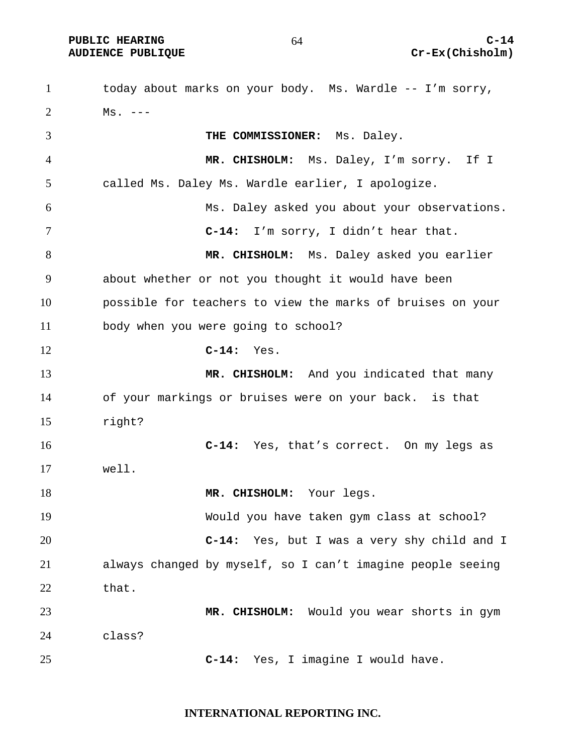today about marks on your body. Ms. Wardle -- I'm sorry, Ms. ---

**THE COMMISSIONER:** Ms. Daley.

**MR. CHISHOLM:** Ms. Daley, I'm sorry. If I called Ms. Daley Ms. Wardle earlier, I apologize.

Ms. Daley asked you about your observations.

**C-14:** I'm sorry, I didn't hear that.

**MR. CHISHOLM:** Ms. Daley asked you earlier about whether or not you thought it would have been possible for teachers to view the marks of bruises on your body when you were going to school?

**C-14:** Yes.

**MR. CHISHOLM:** And you indicated that many of your markings or bruises were on your back. is that right?

**C-14:** Yes, that's correct. On my legs as well.

**MR. CHISHOLM:** Your legs.

Would you have taken gym class at school?

**C-14:** Yes, but I was a very shy child and I always changed by myself, so I can't imagine people seeing that.

**MR. CHISHOLM:** Would you wear shorts in gym class?

**C-14:** Yes, I imagine I would have.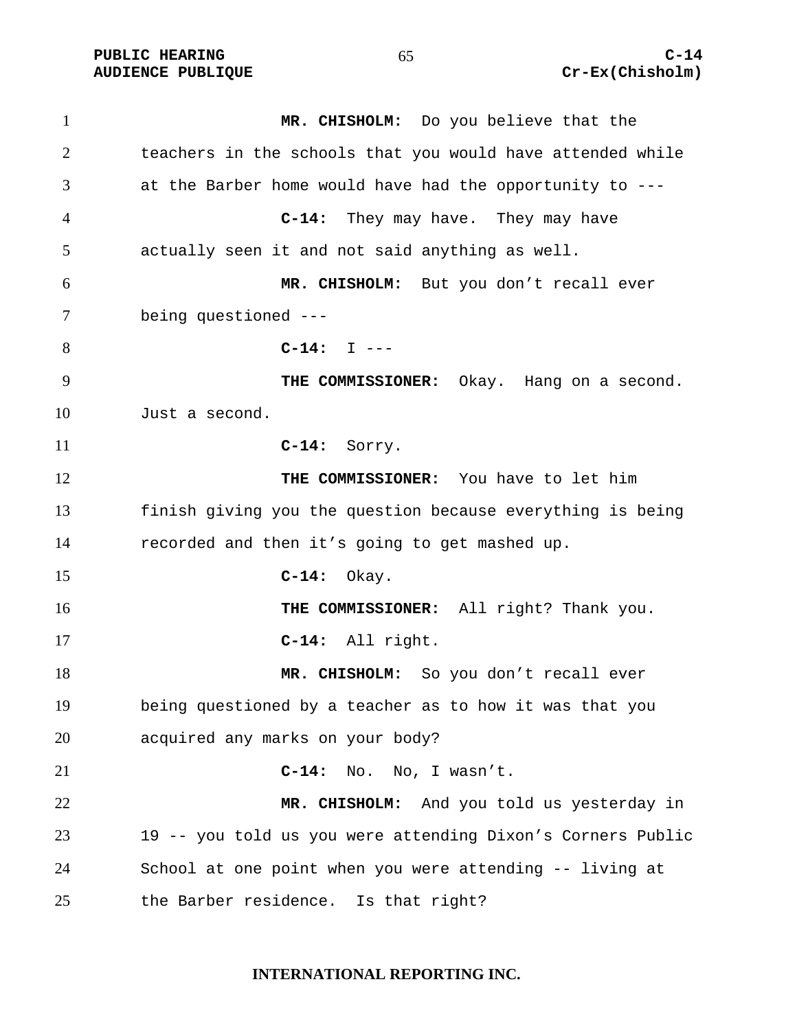**MR. CHISHOLM:** Do you believe that the teachers in the schools that you would have attended while at the Barber home would have had the opportunity to ---

**C-14:** They may have. They may have actually seen it and not said anything as well.

**MR. CHISHOLM:** But you don't recall ever being questioned ---

**C-14:** I ---

**THE COMMISSIONER:** Okay. Hang on a second. Just a second.

**C-14:** Sorry.

**THE COMMISSIONER:** You have to let him finish giving you the question because everything is being recorded and then it's going to get mashed up.

**C-14:** Okay.

**THE COMMISSIONER:** All right? Thank you.

**C-14:** All right.

**MR. CHISHOLM:** So you don't recall ever being questioned by a teacher as to how it was that you acquired any marks on your body?

**C-14:** No. No, I wasn't.

**MR. CHISHOLM:** And you told us yesterday in 19 -- you told us you were attending Dixon's Corners Public School at one point when you were attending -- living at the Barber residence. Is that right?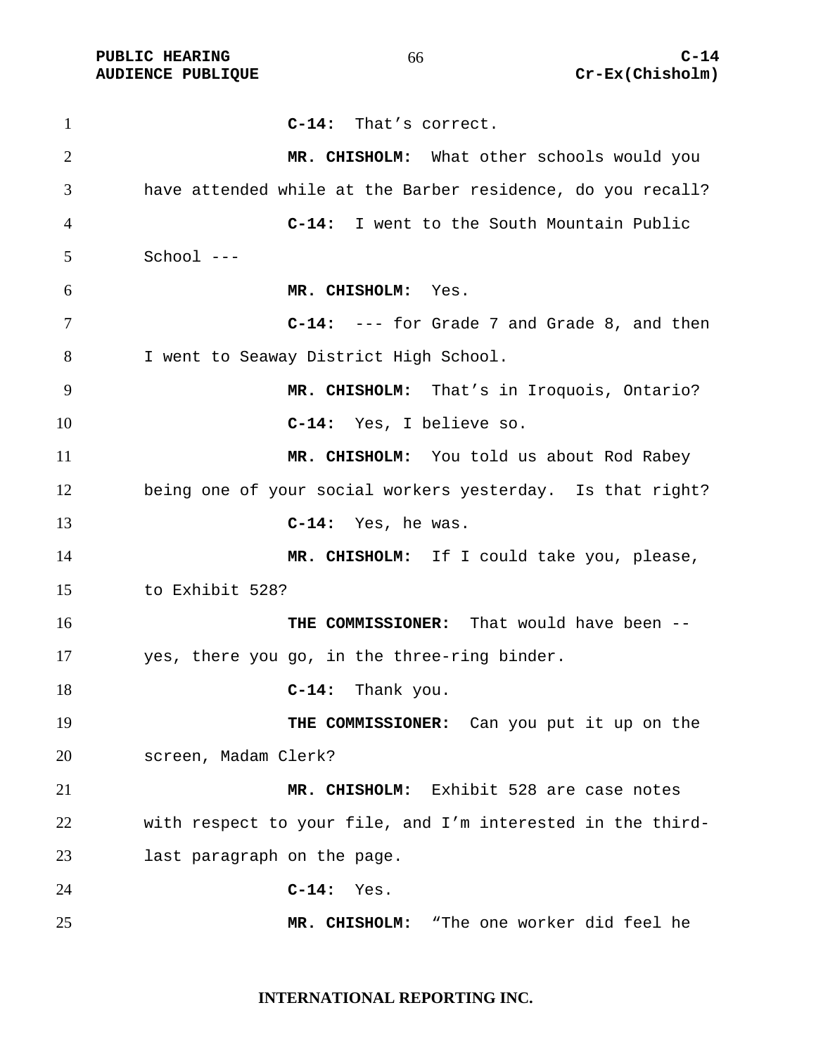**C-14:** That's correct.

**MR. CHISHOLM:** What other schools would you have attended while at the Barber residence, do you recall?

**C-14:** I went to the South Mountain Public School ---

**MR. CHISHOLM:** Yes.

**C-14:** --- for Grade 7 and Grade 8, and then I went to Seaway District High School.

**MR. CHISHOLM:** That's in Iroquois, Ontario?

**C-14:** Yes, I believe so.

**MR. CHISHOLM:** You told us about Rod Rabey being one of your social workers yesterday. Is that right?

**C-14:** Yes, he was.

**MR. CHISHOLM:** If I could take you, please, to Exhibit 528?

**THE COMMISSIONER:** That would have been -- yes, there you go, in the three-ring binder.

**C-14:** Thank you.

**THE COMMISSIONER:** Can you put it up on the screen, Madam Clerk?

**MR. CHISHOLM:** Exhibit 528 are case notes with respect to your file, and I'm interested in the third-last paragraph on the page.

**C-14:** Yes.

**MR. CHISHOLM:** "The one worker did feel he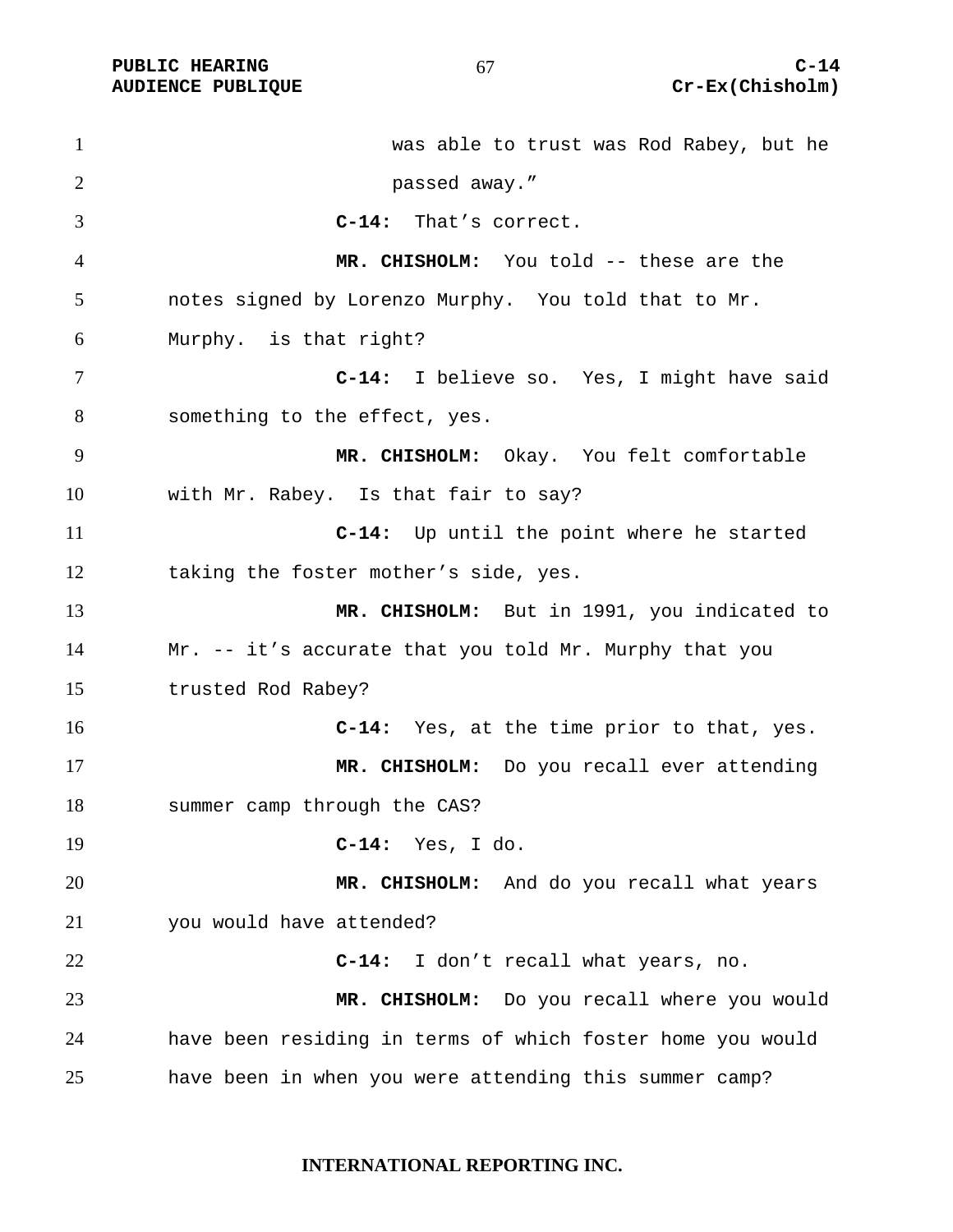was able to trust was Rod Rabey, but he passed away."

**C-14:** That's correct.

**MR. CHISHOLM:** You told -- these are the notes signed by Lorenzo Murphy. You told that to Mr. Murphy. is that right?

**C-14:** I believe so. Yes, I might have said something to the effect, yes.

**MR. CHISHOLM:** Okay. You felt comfortable with Mr. Rabey. Is that fair to say?

**C-14:** Up until the point where he started taking the foster mother's side, yes.

**MR. CHISHOLM:** But in 1991, you indicated to Mr. -- it's accurate that you told Mr. Murphy that you trusted Rod Rabey?

**C-14:** Yes, at the time prior to that, yes.

**MR. CHISHOLM:** Do you recall ever attending summer camp through the CAS?

**C-14:** Yes, I do.

**MR. CHISHOLM:** And do you recall what years you would have attended?

**C-14:** I don't recall what years, no.

**MR. CHISHOLM:** Do you recall where you would have been residing in terms of which foster home you would have been in when you were attending this summer camp?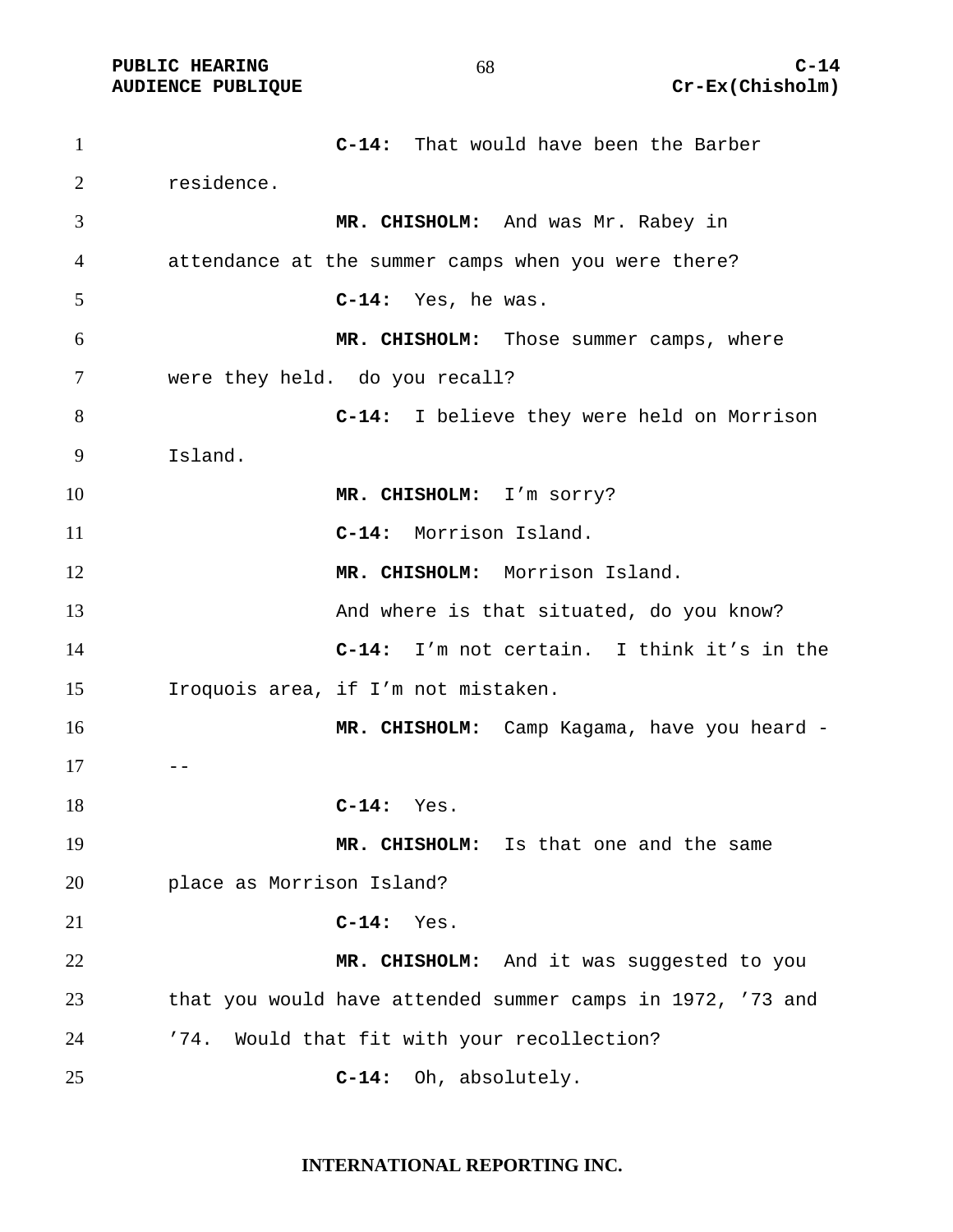**C-14:** That would have been the Barber residence.

**MR. CHISHOLM:** And was Mr. Rabey in attendance at the summer camps when you were there?

**C-14:** Yes, he was.

**MR. CHISHOLM:** Those summer camps, where were they held. do you recall?

**C-14:** I believe they were held on Morrison Island.

**MR. CHISHOLM:** I'm sorry?

**C-14:** Morrison Island.

**MR. CHISHOLM:** Morrison Island.

And where is that situated, do you know?

**C-14:** I'm not certain. I think it's in the Iroquois area, if I'm not mistaken.

**MR. CHISHOLM:** Camp Kagama, have you heard ---

**C-14:** Yes.

**MR. CHISHOLM:** Is that one and the same place as Morrison Island?

**C-14:** Yes.

**MR. CHISHOLM:** And it was suggested to you that you would have attended summer camps in 1972, '73 and '74. Would that fit with your recollection?

**C-14:** Oh, absolutely.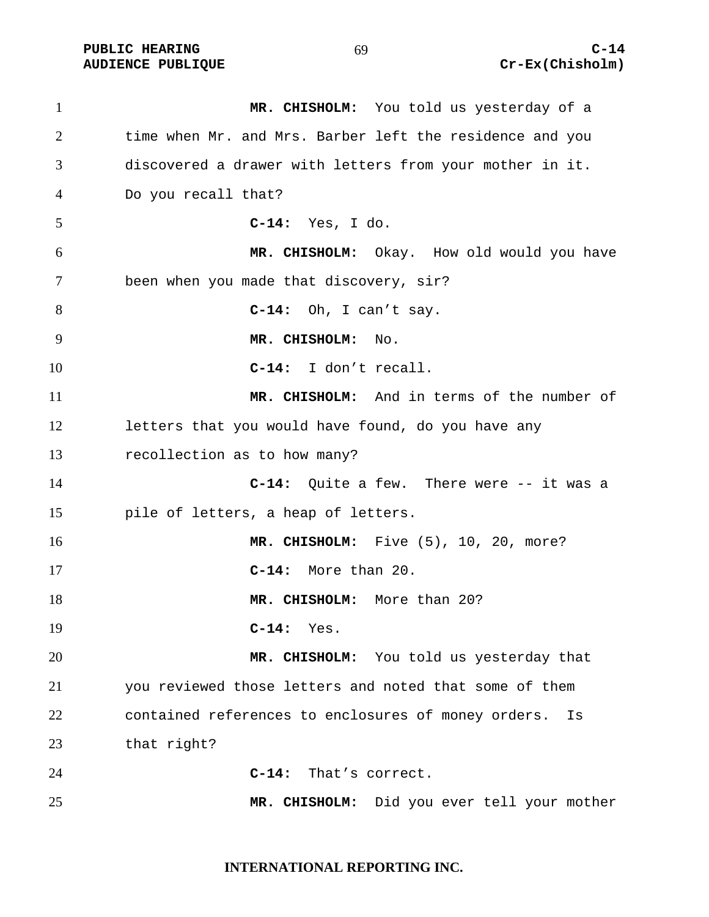**MR. CHISHOLM:** You told us yesterday of a time when Mr. and Mrs. Barber left the residence and you discovered a drawer with letters from your mother in it. Do you recall that?

**C-14:** Yes, I do.

**MR. CHISHOLM:** Okay. How old would you have been when you made that discovery, sir?

**C-14:** Oh, I can't say.

**MR. CHISHOLM:** No.

**C-14:** I don't recall.

**MR. CHISHOLM:** And in terms of the number of letters that you would have found, do you have any recollection as to how many?

**C-14:** Quite a few. There were -- it was a pile of letters, a heap of letters.

**MR. CHISHOLM:** Five (5), 10, 20, more?

**C-14:** More than 20.

**MR. CHISHOLM:** More than 20?

**C-14:** Yes.

**MR. CHISHOLM:** You told us yesterday that you reviewed those letters and noted that some of them contained references to enclosures of money orders. Is that right?

**C-14:** That's correct.

**MR. CHISHOLM:** Did you ever tell your mother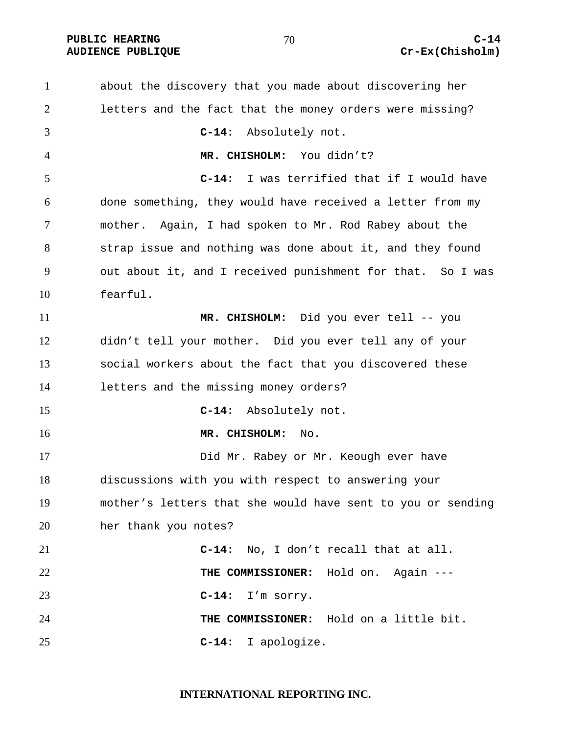about the discovery that you made about discovering her letters and the fact that the money orders were missing?

**C-14:** Absolutely not.

**MR. CHISHOLM:** You didn't?

**C-14:** I was terrified that if I would have done something, they would have received a letter from my mother. Again, I had spoken to Mr. Rod Rabey about the strap issue and nothing was done about it, and they found out about it, and I received punishment for that. So I was fearful.

**MR. CHISHOLM:** Did you ever tell -- you didn't tell your mother. Did you ever tell any of your social workers about the fact that you discovered these letters and the missing money orders?

**C-14:** Absolutely not.

**MR. CHISHOLM:** No.

Did Mr. Rabey or Mr. Keough ever have discussions with you with respect to answering your mother's letters that she would have sent to you or sending her thank you notes?

**C-14:** No, I don't recall that at all.

**THE COMMISSIONER:** Hold on. Again ---

**C-14:** I'm sorry.

**THE COMMISSIONER:** Hold on a little bit.

**C-14:** I apologize.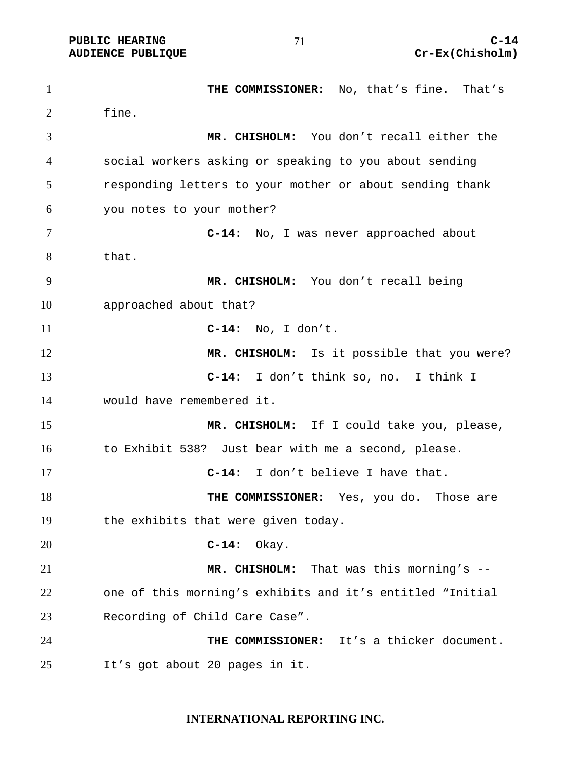**THE COMMISSIONER:** No, that's fine. That's fine.

**MR. CHISHOLM:** You don't recall either the social workers asking or speaking to you about sending responding letters to your mother or about sending thank you notes to your mother?

**C-14:** No, I was never approached about that.

**MR. CHISHOLM:** You don't recall being approached about that?

**C-14:** No, I don't.

**MR. CHISHOLM:** Is it possible that you were?

**C-14:** I don't think so, no. I think I would have remembered it.

**MR. CHISHOLM:** If I could take you, please, to Exhibit 538? Just bear with me a second, please.

**C-14:** I don't believe I have that.

**THE COMMISSIONER:** Yes, you do. Those are the exhibits that were given today.

**C-14:** Okay.

**MR. CHISHOLM:** That was this morning's -- one of this morning's exhibits and it's entitled "Initial Recording of Child Care Case".

**THE COMMISSIONER:** It's a thicker document. It's got about 20 pages in it.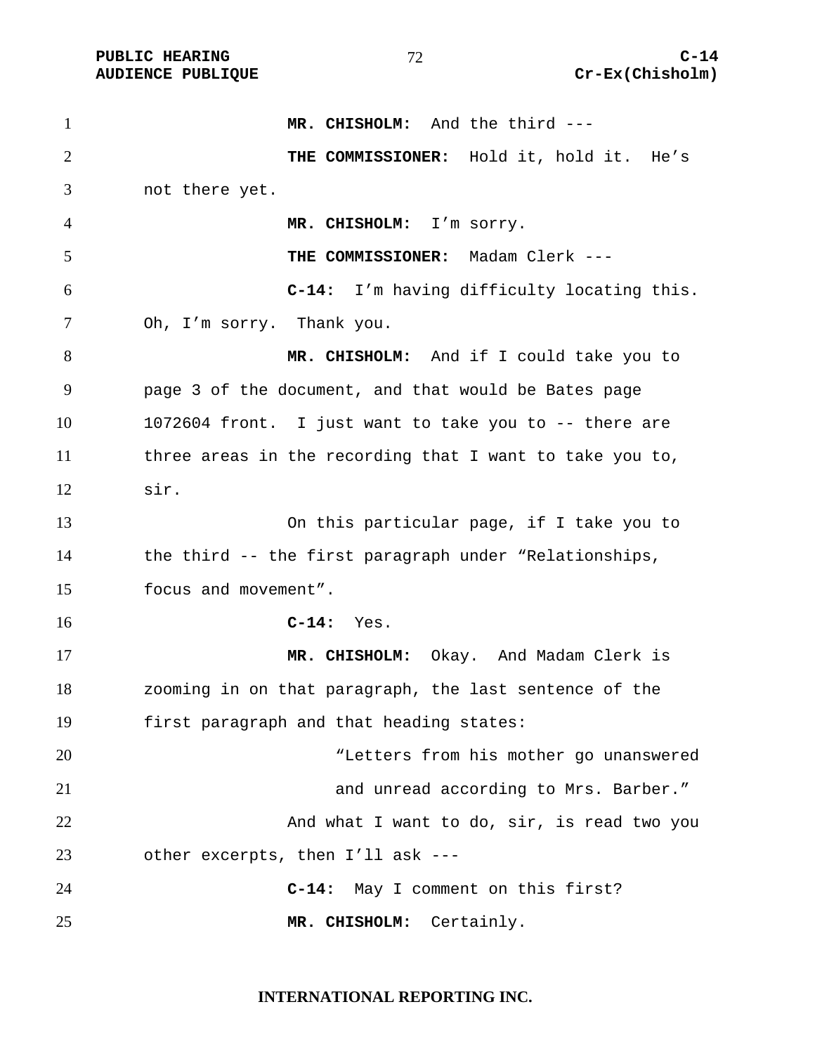**MR. CHISHOLM:** And the third ---

**THE COMMISSIONER:** Hold it, hold it. He's not there yet.

**MR. CHISHOLM:** I'm sorry.

**THE COMMISSIONER:** Madam Clerk ---

**C-14:** I'm having difficulty locating this. Oh, I'm sorry. Thank you.

**MR. CHISHOLM:** And if I could take you to page 3 of the document, and that would be Bates page 1072604 front. I just want to take you to -- there are three areas in the recording that I want to take you to, sir.

On this particular page, if I take you to the third -- the first paragraph under "Relationships, focus and movement".

**C-14:** Yes.

**MR. CHISHOLM:** Okay. And Madam Clerk is zooming in on that paragraph, the last sentence of the first paragraph and that heading states:

> "Letters from his mother go unanswered and unread according to Mrs. Barber."

And what I want to do, sir, is read two you other excerpts, then I'll ask ---

**C-14:** May I comment on this first?

**MR. CHISHOLM:** Certainly.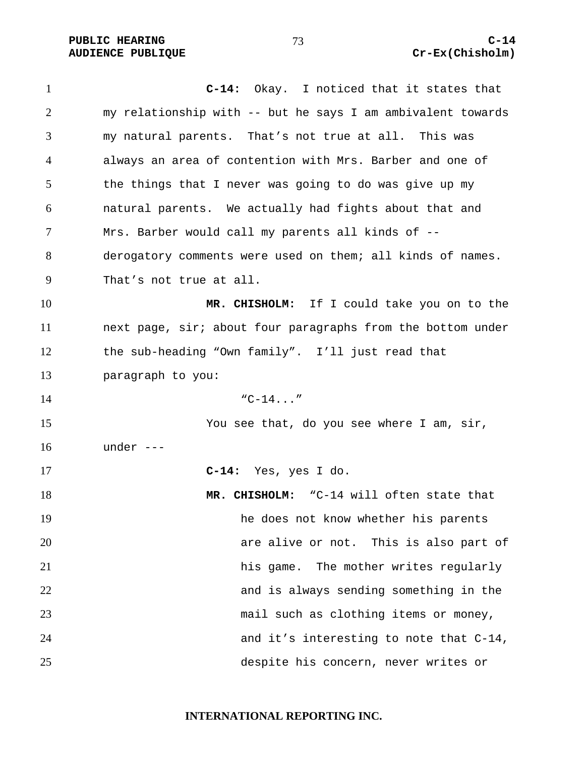**C-14:** Okay. I noticed that it states that my relationship with -- but he says I am ambivalent towards my natural parents. That's not true at all. This was always an area of contention with Mrs. Barber and one of the things that I never was going to do was give up my natural parents. We actually had fights about that and Mrs. Barber would call my parents all kinds of -- derogatory comments were used on them; all kinds of names. That's not true at all.

**MR. CHISHOLM:** If I could take you on to the next page, sir; about four paragraphs from the bottom under the sub-heading "Own family". I'll just read that paragraph to you:

> "C-14..."

You see that, do you see where I am, sir, under ---

**C-14:** Yes, yes I do.

**MR. CHISHOLM:** "C-14 will often state that

> he does not know whether his parents are alive or not. This is also part of his game. The mother writes regularly and is always sending something in the mail such as clothing items or money, and it's interesting to note that C-14, despite his concern, never writes or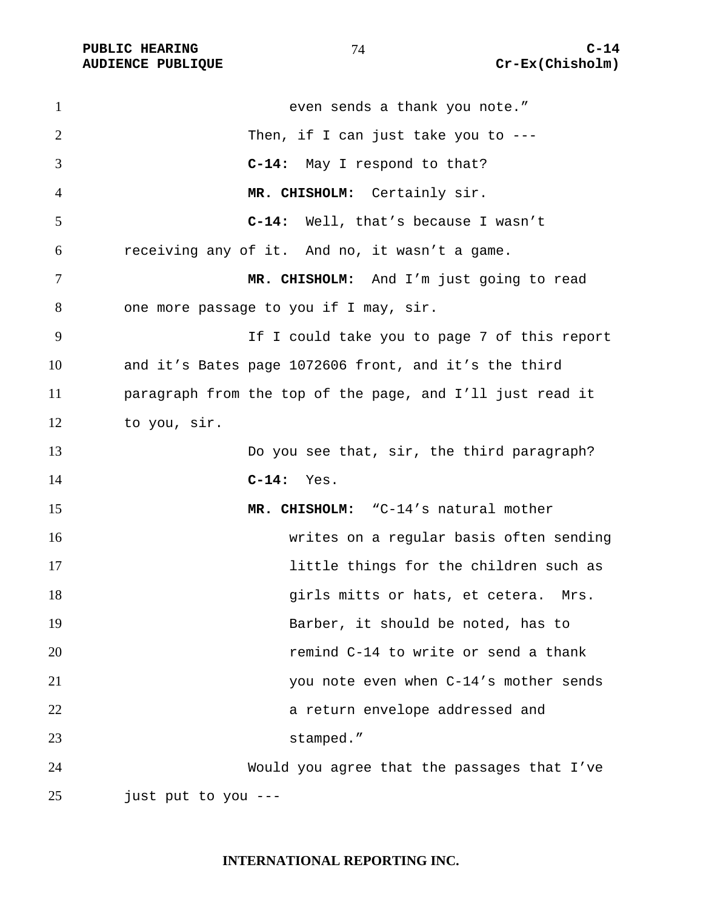even sends a thank you note."

Then, if I can just take you to ---

**C-14:** May I respond to that?

**MR. CHISHOLM:** Certainly sir.

**C-14:** Well, that's because I wasn't receiving any of it. And no, it wasn't a game.

**MR. CHISHOLM:** And I'm just going to read one more passage to you if I may, sir.

If I could take you to page 7 of this report and it's Bates page 1072606 front, and it's the third paragraph from the top of the page, and I'll just read it to you, sir.

Do you see that, sir, the third paragraph?

**C-14:** Yes.

**MR. CHISHOLM:** "C-14's natural mother writes on a regular basis often sending little things for the children such as girls mitts or hats, et cetera. Mrs. Barber, it should be noted, has to remind C-14 to write or send a thank you note even when C-14's mother sends a return envelope addressed and stamped."

Would you agree that the passages that I've just put to you ---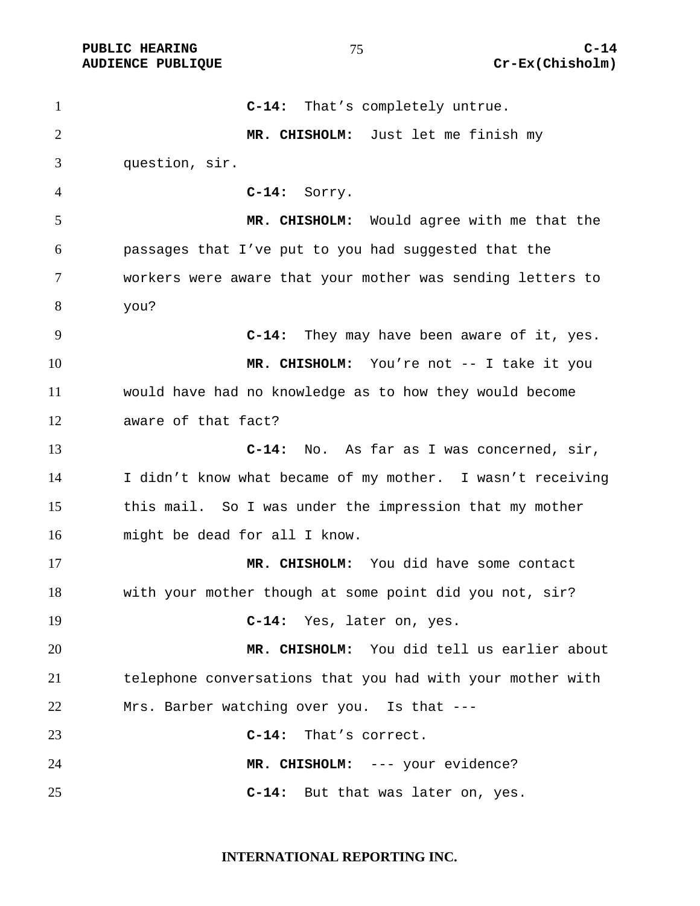**C-14:** That's completely untrue.

**MR. CHISHOLM:** Just let me finish my question, sir.

**C-14:** Sorry.

**MR. CHISHOLM:** Would agree with me that the passages that I've put to you had suggested that the workers were aware that your mother was sending letters to you?

**C-14:** They may have been aware of it, yes.

**MR. CHISHOLM:** You're not -- I take it you would have had no knowledge as to how they would become aware of that fact?

**C-14:** No. As far as I was concerned, sir, I didn't know what became of my mother. I wasn't receiving this mail. So I was under the impression that my mother might be dead for all I know.

**MR. CHISHOLM:** You did have some contact with your mother though at some point did you not, sir?

**C-14:** Yes, later on, yes.

**MR. CHISHOLM:** You did tell us earlier about telephone conversations that you had with your mother with Mrs. Barber watching over you. Is that ---

**C-14:** That's correct.

**MR. CHISHOLM:** --- your evidence?

**C-14:** But that was later on, yes.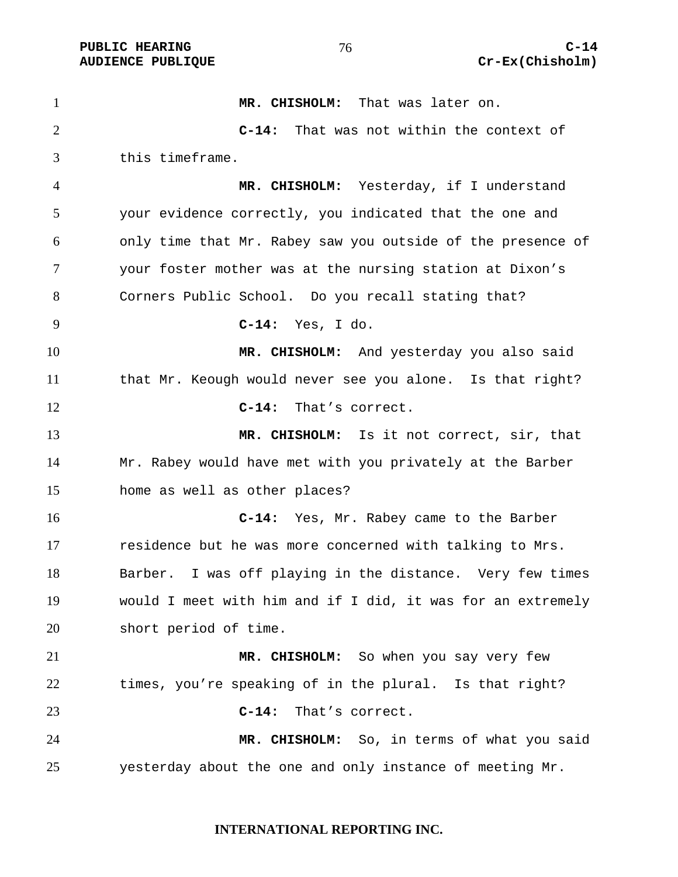**MR. CHISHOLM:** That was later on.

**C-14:** That was not within the context of this timeframe.

**MR. CHISHOLM:** Yesterday, if I understand your evidence correctly, you indicated that the one and only time that Mr. Rabey saw you outside of the presence of your foster mother was at the nursing station at Dixon's Corners Public School. Do you recall stating that?

**C-14:** Yes, I do.

**MR. CHISHOLM:** And yesterday you also said that Mr. Keough would never see you alone. Is that right?

**C-14:** That's correct.

**MR. CHISHOLM:** Is it not correct, sir, that Mr. Rabey would have met with you privately at the Barber home as well as other places?

**C-14:** Yes, Mr. Rabey came to the Barber residence but he was more concerned with talking to Mrs. Barber. I was off playing in the distance. Very few times would I meet with him and if I did, it was for an extremely short period of time.

**MR. CHISHOLM:** So when you say very few times, you're speaking of in the plural. Is that right?

**C-14:** That's correct.

**MR. CHISHOLM:** So, in terms of what you said yesterday about the one and only instance of meeting Mr.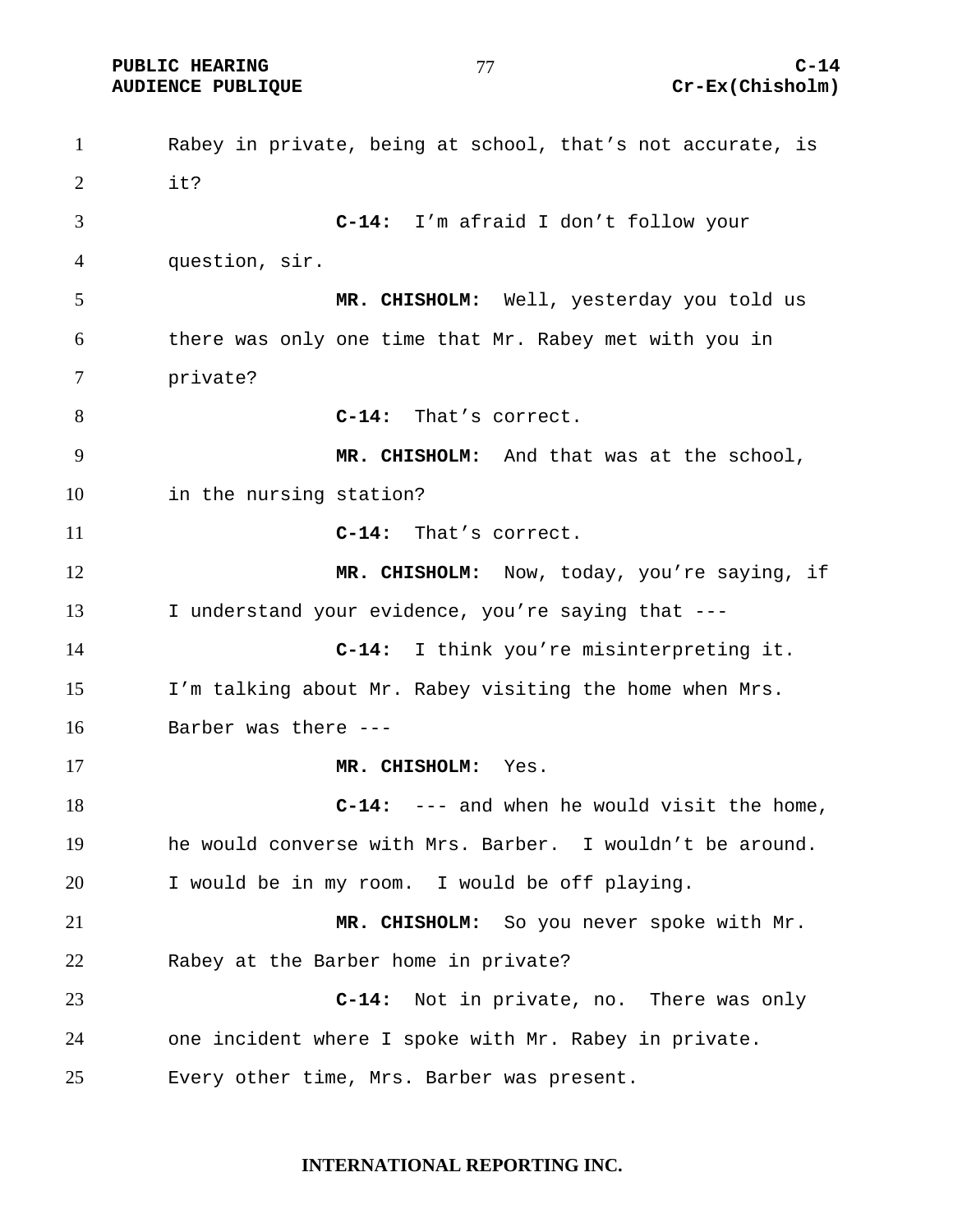Rabey in private, being at school, that's not accurate, is it?

**C-14:** I'm afraid I don't follow your question, sir.

**MR. CHISHOLM:** Well, yesterday you told us there was only one time that Mr. Rabey met with you in private?

**C-14:** That's correct.

**MR. CHISHOLM:** And that was at the school, in the nursing station?

**C-14:** That's correct.

**MR. CHISHOLM:** Now, today, you're saying, if I understand your evidence, you're saying that ---

**C-14:** I think you're misinterpreting it. I'm talking about Mr. Rabey visiting the home when Mrs. Barber was there ---

**MR. CHISHOLM:** Yes.

**C-14:** --- and when he would visit the home, he would converse with Mrs. Barber. I wouldn't be around. I would be in my room. I would be off playing.

**MR. CHISHOLM:** So you never spoke with Mr. Rabey at the Barber home in private?

**C-14:** Not in private, no. There was only one incident where I spoke with Mr. Rabey in private. Every other time, Mrs. Barber was present.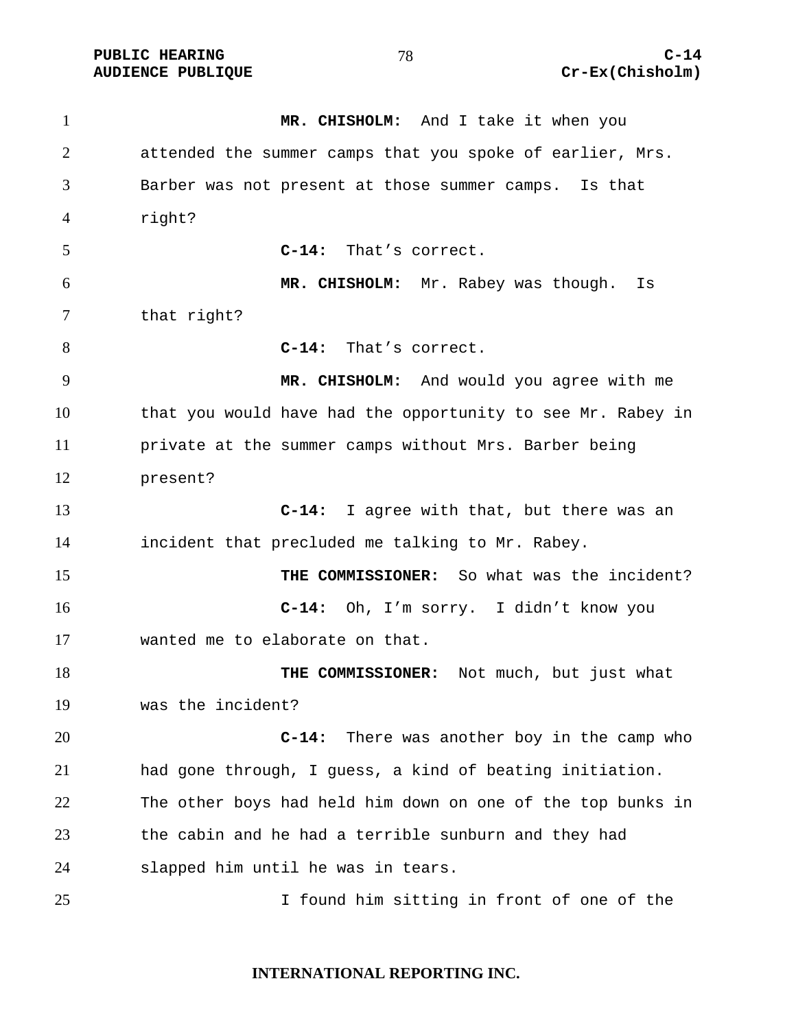**MR. CHISHOLM:** And I take it when you attended the summer camps that you spoke of earlier, Mrs. Barber was not present at those summer camps. Is that right?

**C-14:** That's correct.

**MR. CHISHOLM:** Mr. Rabey was though. Is that right?

**C-14:** That's correct.

**MR. CHISHOLM:** And would you agree with me that you would have had the opportunity to see Mr. Rabey in private at the summer camps without Mrs. Barber being present?

**C-14:** I agree with that, but there was an incident that precluded me talking to Mr. Rabey.

**THE COMMISSIONER:** So what was the incident?

**C-14:** Oh, I'm sorry. I didn't know you wanted me to elaborate on that.

**THE COMMISSIONER:** Not much, but just what was the incident?

**C-14:** There was another boy in the camp who had gone through, I guess, a kind of beating initiation. The other boys had held him down on one of the top bunks in the cabin and he had a terrible sunburn and they had slapped him until he was in tears.

I found him sitting in front of one of the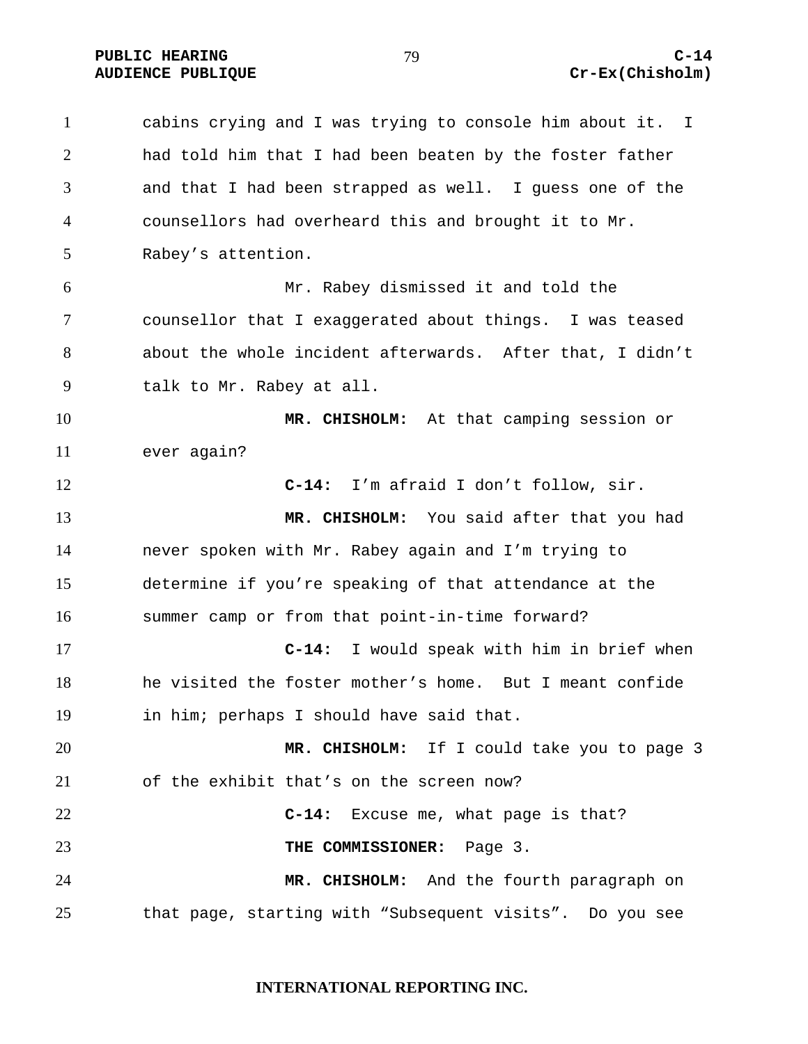cabins crying and I was trying to console him about it. I had told him that I had been beaten by the foster father and that I had been strapped as well. I guess one of the counsellors had overheard this and brought it to Mr. Rabey's attention.

Mr. Rabey dismissed it and told the counsellor that I exaggerated about things. I was teased about the whole incident afterwards. After that, I didn't talk to Mr. Rabey at all.

**MR. CHISHOLM:** At that camping session or ever again?

**C-14:** I'm afraid I don't follow, sir.

**MR. CHISHOLM:** You said after that you had never spoken with Mr. Rabey again and I'm trying to determine if you're speaking of that attendance at the summer camp or from that point-in-time forward?

**C-14:** I would speak with him in brief when he visited the foster mother's home. But I meant confide in him; perhaps I should have said that.

**MR. CHISHOLM:** If I could take you to page 3 of the exhibit that's on the screen now?

**C-14:** Excuse me, what page is that?

**THE COMMISSIONER:** Page 3.

**MR. CHISHOLM:** And the fourth paragraph on that page, starting with "Subsequent visits". Do you see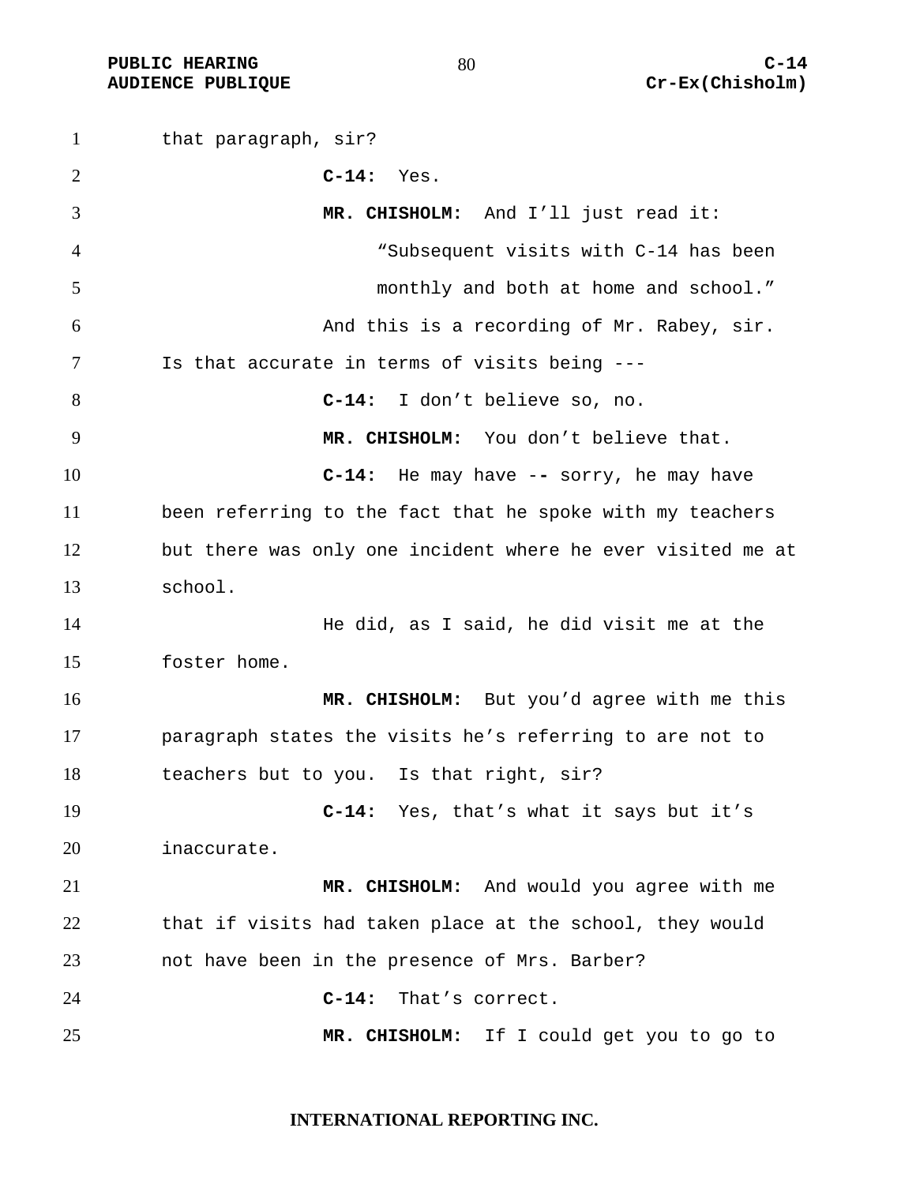that paragraph, sir?

**C-14:** Yes.

**MR. CHISHOLM:** And I'll just read it:

> "Subsequent visits with C-14 has been monthly and both at home and school."

And this is a recording of Mr. Rabey, sir. Is that accurate in terms of visits being ---

**C-14:** I don't believe so, no.

**MR. CHISHOLM:** You don't believe that.

**C-14:** He may have -- sorry, he may have been referring to the fact that he spoke with my teachers but there was only one incident where he ever visited me at school.

He did, as I said, he did visit me at the foster home.

**MR. CHISHOLM:** But you'd agree with me this paragraph states the visits he's referring to are not to teachers but to you. Is that right, sir?

**C-14:** Yes, that's what it says but it's inaccurate.

**MR. CHISHOLM:** And would you agree with me that if visits had taken place at the school, they would not have been in the presence of Mrs. Barber?

**C-14:** That's correct.

**MR. CHISHOLM:** If I could get you to go to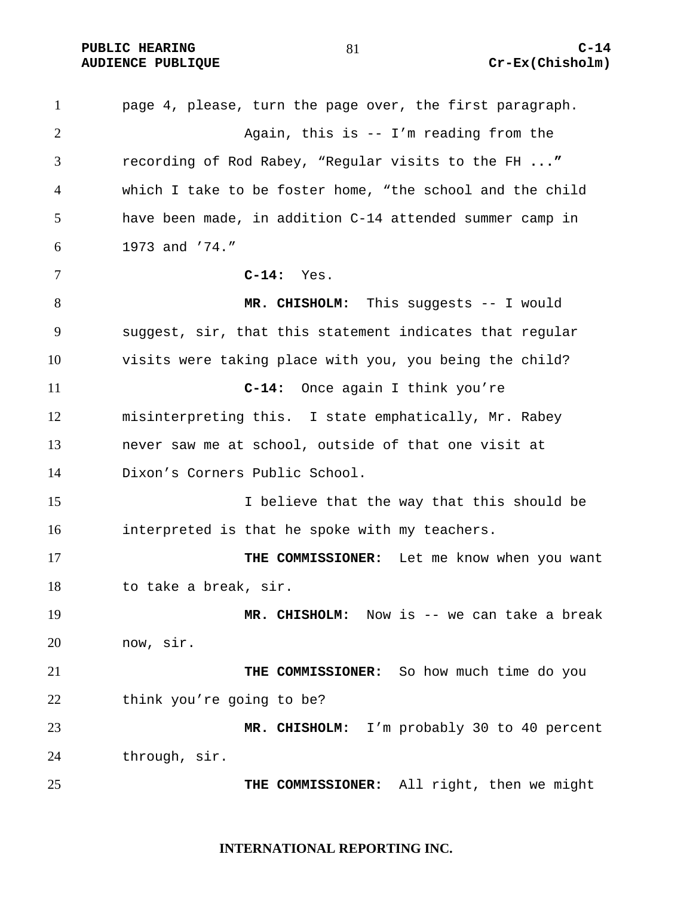page 4, please, turn the page over, the first paragraph.

Again, this is -- I'm reading from the recording of Rod Rabey, "Regular visits to the FH ..." which I take to be foster home, "the school and the child have been made, in addition C-14 attended summer camp in 1973 and '74."

**C-14:** Yes.

**MR. CHISHOLM:** This suggests -- I would suggest, sir, that this statement indicates that regular visits were taking place with you, you being the child?

**C-14:** Once again I think you're misinterpreting this. I state emphatically, Mr. Rabey never saw me at school, outside of that one visit at Dixon's Corners Public School.

I believe that the way that this should be interpreted is that he spoke with my teachers.

**THE COMMISSIONER:** Let me know when you want to take a break, sir.

**MR. CHISHOLM:** Now is -- we can take a break now, sir.

**THE COMMISSIONER:** So how much time do you think you're going to be?

**MR. CHISHOLM:** I'm probably 30 to 40 percent through, sir.

**THE COMMISSIONER:** All right, then we might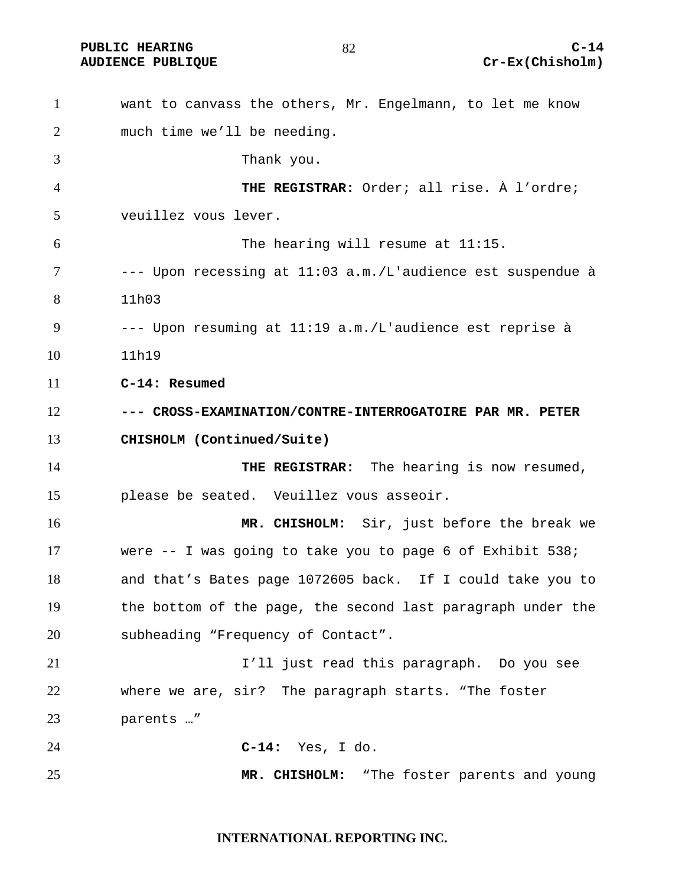want to canvass the others, Mr. Engelmann, to let me know much time we'll be needing.

Thank you.

**THE REGISTRAR:** Order; all rise. À l'ordre; veuillez vous lever.

The hearing will resume at 11:15.

--- Upon recessing at 11:03 a.m./L'audience est suspendue à 11h03

--- Upon resuming at 11:19 a.m./L'audience est reprise à 11h19

**C-14: Resumed**

**--- CROSS-EXAMINATION/CONTRE-INTERROGATOIRE PAR MR. PETER CHISHOLM (Continued/Suite)**

**THE REGISTRAR:** The hearing is now resumed, please be seated. Veuillez vous asseoir.

**MR. CHISHOLM:** Sir, just before the break we were -- I was going to take you to page 6 of Exhibit 538; and that's Bates page 1072605 back. If I could take you to the bottom of the page, the second last paragraph under the subheading "Frequency of Contact".

I'll just read this paragraph. Do you see where we are, sir? The paragraph starts. "The foster parents …"

**C-14:** Yes, I do.

**MR. CHISHOLM:** "The foster parents and young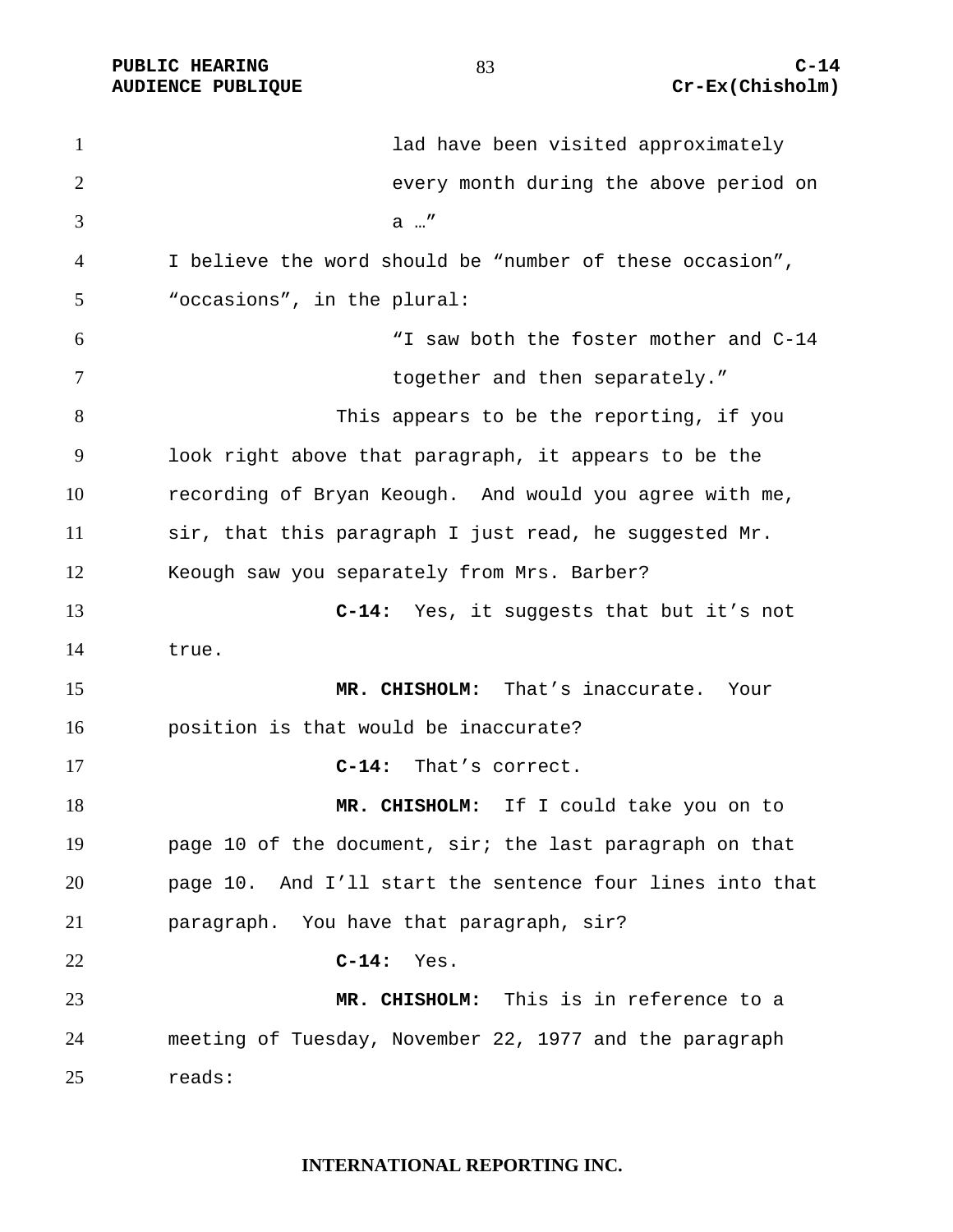lad have been visited approximately every month during the above period on a …"

I believe the word should be "number of these occasion", "occasions", in the plural:

"I saw both the foster mother and C-14 together and then separately."

This appears to be the reporting, if you look right above that paragraph, it appears to be the recording of Bryan Keough. And would you agree with me, sir, that this paragraph I just read, he suggested Mr. Keough saw you separately from Mrs. Barber?

**C-14:** Yes, it suggests that but it's not true.

**MR. CHISHOLM:** That's inaccurate. Your position is that would be inaccurate?

**C-14:** That's correct.

**MR. CHISHOLM:** If I could take you on to page 10 of the document, sir; the last paragraph on that page 10. And I'll start the sentence four lines into that paragraph. You have that paragraph, sir?

**C-14:** Yes.

**MR. CHISHOLM:** This is in reference to a meeting of Tuesday, November 22, 1977 and the paragraph reads: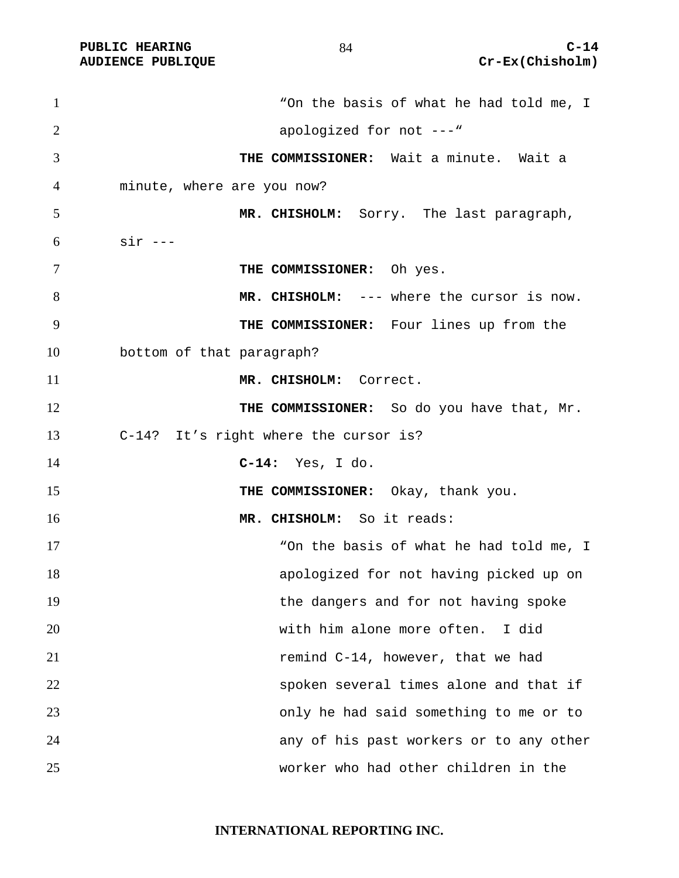> "On the basis of what he had told me, I apologized for not ---"

**THE COMMISSIONER:** Wait a minute. Wait a minute, where are you now?

**MR. CHISHOLM:** Sorry. The last paragraph, sir ---

**THE COMMISSIONER:** Oh yes.

**MR. CHISHOLM:** --- where the cursor is now.

**THE COMMISSIONER:** Four lines up from the bottom of that paragraph?

**MR. CHISHOLM:** Correct.

**THE COMMISSIONER:** So do you have that, Mr. C-14? It's right where the cursor is?

**C-14:** Yes, I do.

**THE COMMISSIONER:** Okay, thank you.

**MR. CHISHOLM:** So it reads:

> "On the basis of what he had told me, I apologized for not having picked up on the dangers and for not having spoke with him alone more often. I did remind C-14, however, that we had spoken several times alone and that if only he had said something to me or to any of his past workers or to any other worker who had other children in the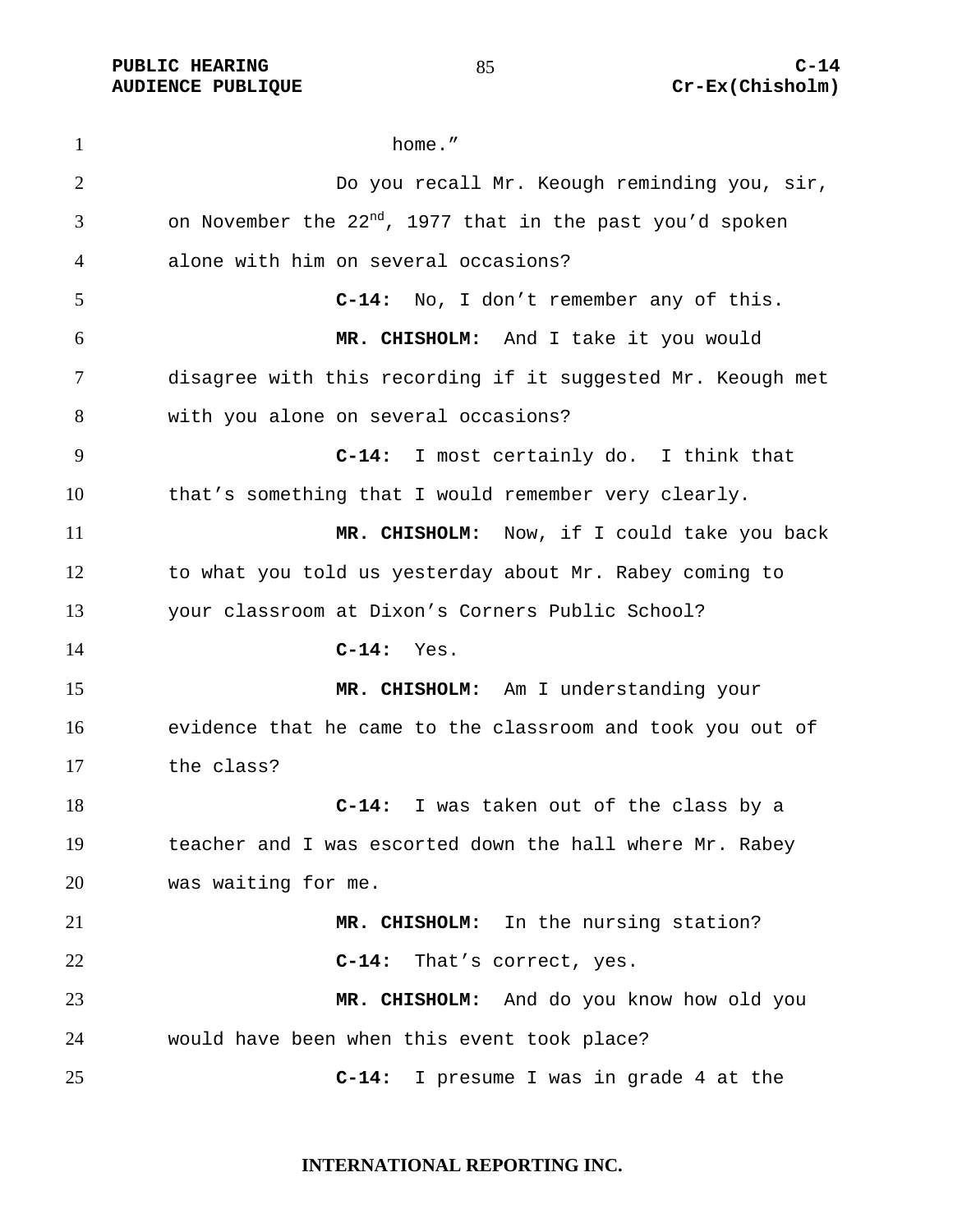home.”

Do you recall Mr. Keough reminding you, sir, on November the 22nd, 1977 that in the past you’d spoken alone with him on several occasions?

**C-14:** No, I don’t remember any of this.

**MR. CHISHOLM:** And I take it you would disagree with this recording if it suggested Mr. Keough met with you alone on several occasions?

**C-14:** I most certainly do. I think that that’s something that I would remember very clearly.

**MR. CHISHOLM:** Now, if I could take you back to what you told us yesterday about Mr. Rabey coming to your classroom at Dixon’s Corners Public School?

**C-14:** Yes.

**MR. CHISHOLM:** Am I understanding your evidence that he came to the classroom and took you out of the class?

**C-14:** I was taken out of the class by a teacher and I was escorted down the hall where Mr. Rabey was waiting for me.

**MR. CHISHOLM:** In the nursing station?

**C-14:** That’s correct, yes.

**MR. CHISHOLM:** And do you know how old you would have been when this event took place?

**C-14:** I presume I was in grade 4 at the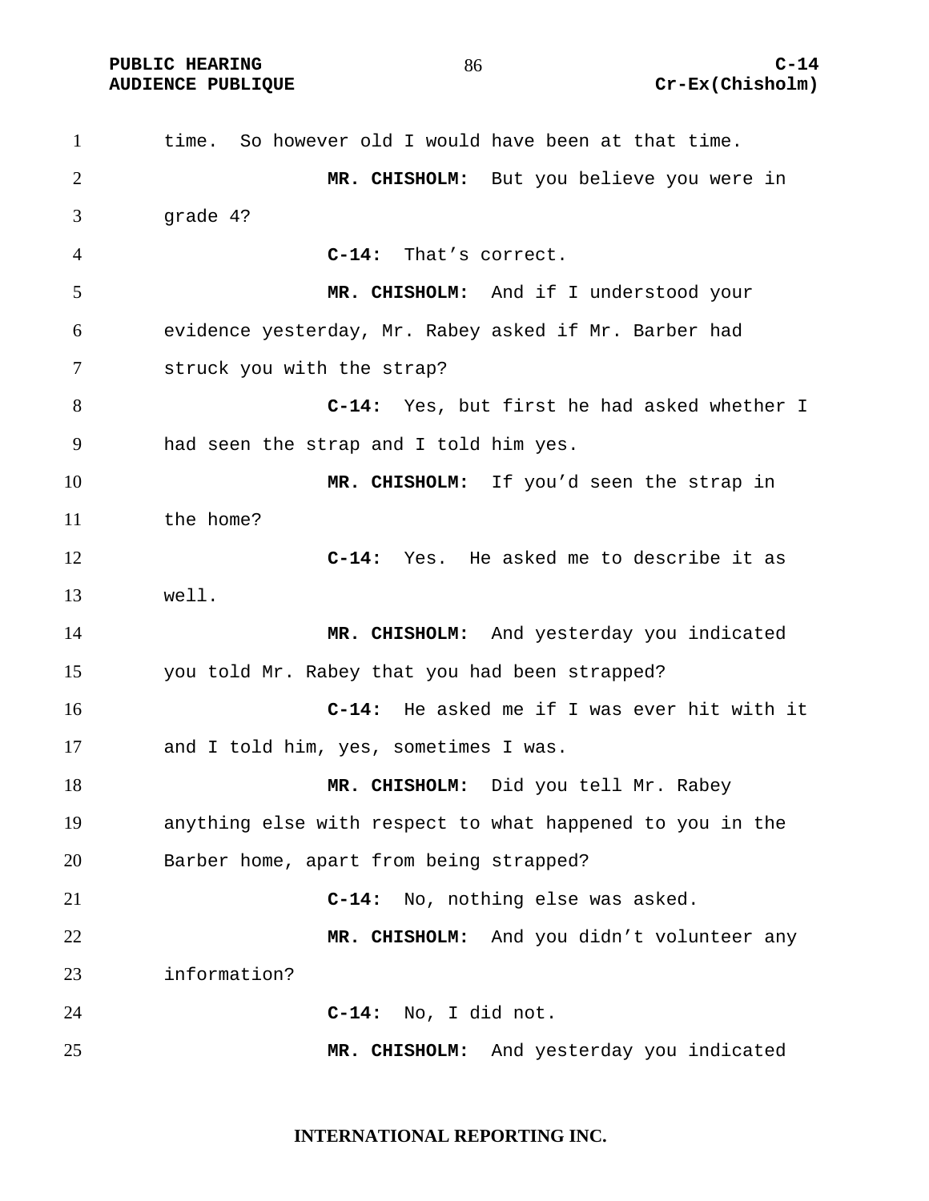time. So however old I would have been at that time.

**MR. CHISHOLM:** But you believe you were in grade 4?

**C-14:** That's correct.

**MR. CHISHOLM:** And if I understood your evidence yesterday, Mr. Rabey asked if Mr. Barber had struck you with the strap?

**C-14:** Yes, but first he had asked whether I had seen the strap and I told him yes.

**MR. CHISHOLM:** If you'd seen the strap in the home?

**C-14:** Yes. He asked me to describe it as well.

**MR. CHISHOLM:** And yesterday you indicated you told Mr. Rabey that you had been strapped?

**C-14:** He asked me if I was ever hit with it and I told him, yes, sometimes I was.

**MR. CHISHOLM:** Did you tell Mr. Rabey anything else with respect to what happened to you in the Barber home, apart from being strapped?

**C-14:** No, nothing else was asked.

**MR. CHISHOLM:** And you didn't volunteer any information?

**C-14:** No, I did not.

**MR. CHISHOLM:** And yesterday you indicated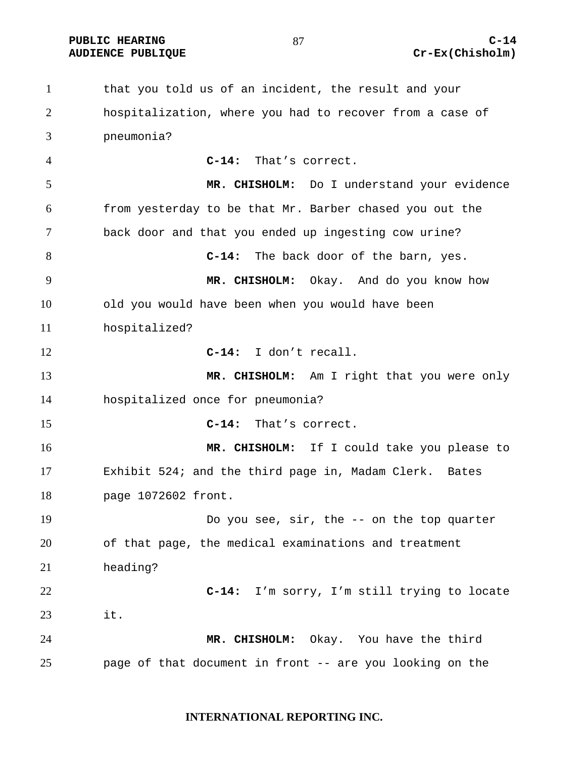that you told us of an incident, the result and your hospitalization, where you had to recover from a case of pneumonia?

**C-14:** That's correct.

**MR. CHISHOLM:** Do I understand your evidence from yesterday to be that Mr. Barber chased you out the back door and that you ended up ingesting cow urine?

**C-14:** The back door of the barn, yes.

**MR. CHISHOLM:** Okay. And do you know how old you would have been when you would have been hospitalized?

**C-14:** I don't recall.

**MR. CHISHOLM:** Am I right that you were only hospitalized once for pneumonia?

**C-14:** That's correct.

**MR. CHISHOLM:** If I could take you please to Exhibit 524; and the third page in, Madam Clerk. Bates page 1072602 front.

Do you see, sir, the -- on the top quarter of that page, the medical examinations and treatment heading?

**C-14:** I'm sorry, I'm still trying to locate it.

**MR. CHISHOLM:** Okay. You have the third page of that document in front -- are you looking on the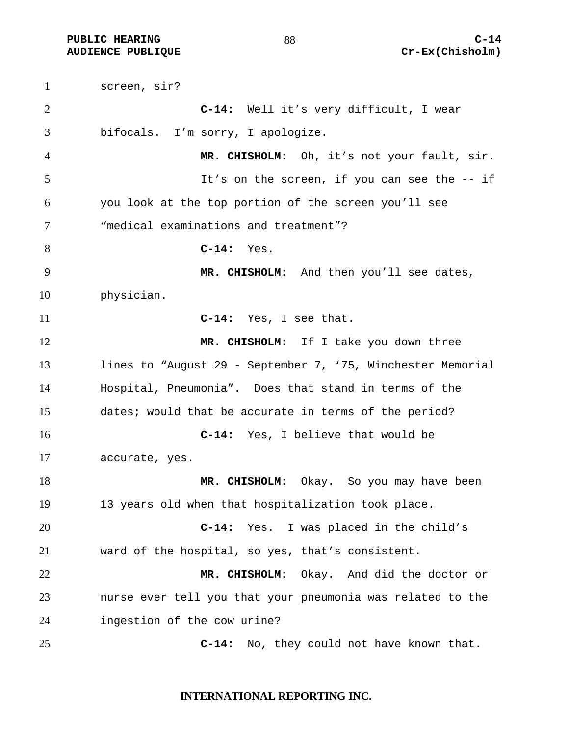screen, sir?

**C-14:** Well it's very difficult, I wear bifocals. I'm sorry, I apologize.

**MR. CHISHOLM:** Oh, it's not your fault, sir.

It's on the screen, if you can see the -- if you look at the top portion of the screen you'll see "medical examinations and treatment"?

**C-14:** Yes.

**MR. CHISHOLM:** And then you'll see dates, physician.

**C-14:** Yes, I see that.

**MR. CHISHOLM:** If I take you down three lines to "August 29 - September 7, '75, Winchester Memorial Hospital, Pneumonia". Does that stand in terms of the dates; would that be accurate in terms of the period?

**C-14:** Yes, I believe that would be accurate, yes.

**MR. CHISHOLM:** Okay. So you may have been 13 years old when that hospitalization took place.

**C-14:** Yes. I was placed in the child's ward of the hospital, so yes, that's consistent.

**MR. CHISHOLM:** Okay. And did the doctor or nurse ever tell you that your pneumonia was related to the ingestion of the cow urine?

**C-14:** No, they could not have known that.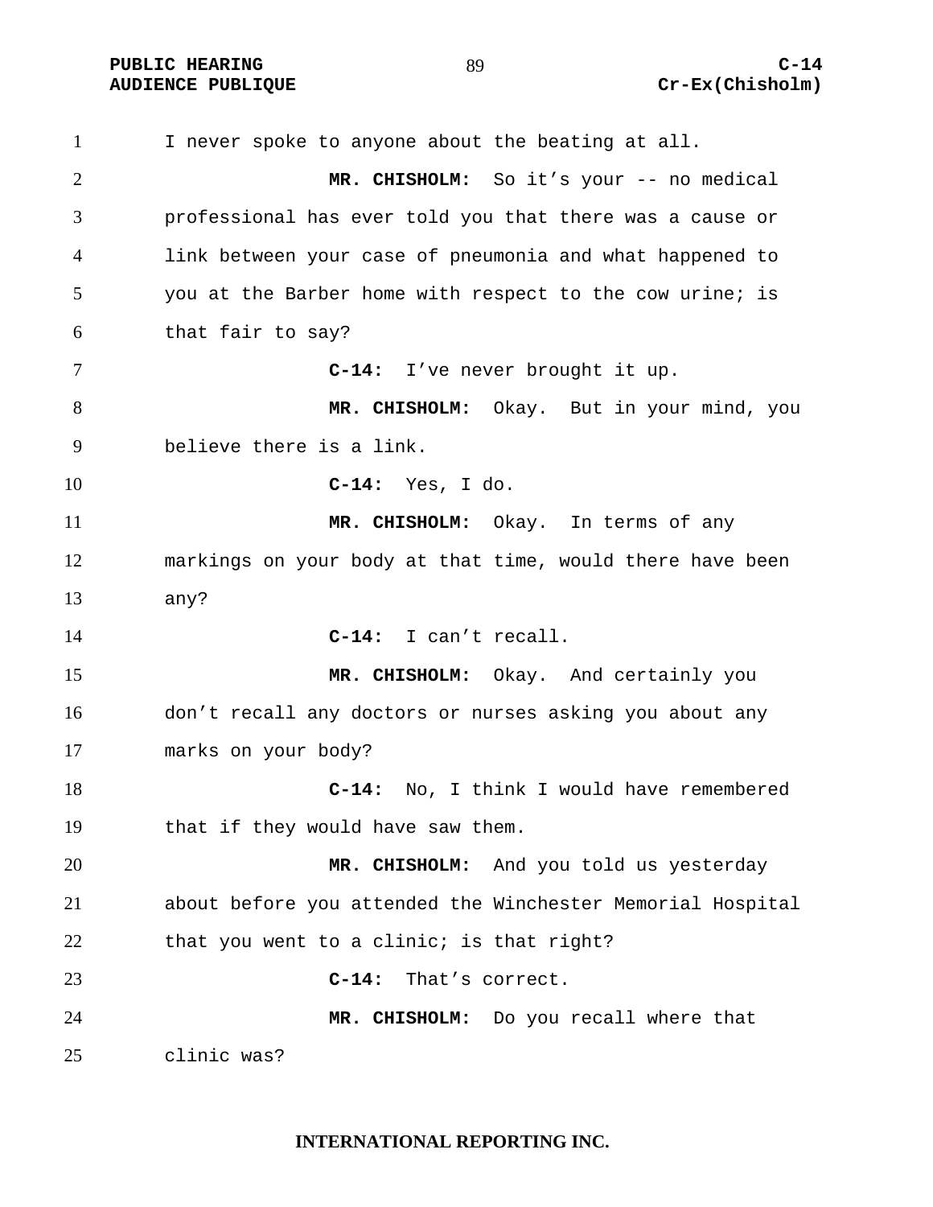I never spoke to anyone about the beating at all.

**MR. CHISHOLM:** So it's your -- no medical professional has ever told you that there was a cause or link between your case of pneumonia and what happened to you at the Barber home with respect to the cow urine; is that fair to say?

**C-14:** I've never brought it up.

**MR. CHISHOLM:** Okay. But in your mind, you believe there is a link.

**C-14:** Yes, I do.

**MR. CHISHOLM:** Okay. In terms of any markings on your body at that time, would there have been any?

**C-14:** I can't recall.

**MR. CHISHOLM:** Okay. And certainly you don't recall any doctors or nurses asking you about any marks on your body?

**C-14:** No, I think I would have remembered that if they would have saw them.

**MR. CHISHOLM:** And you told us yesterday about before you attended the Winchester Memorial Hospital that you went to a clinic; is that right?

**C-14:** That's correct.

**MR. CHISHOLM:** Do you recall where that clinic was?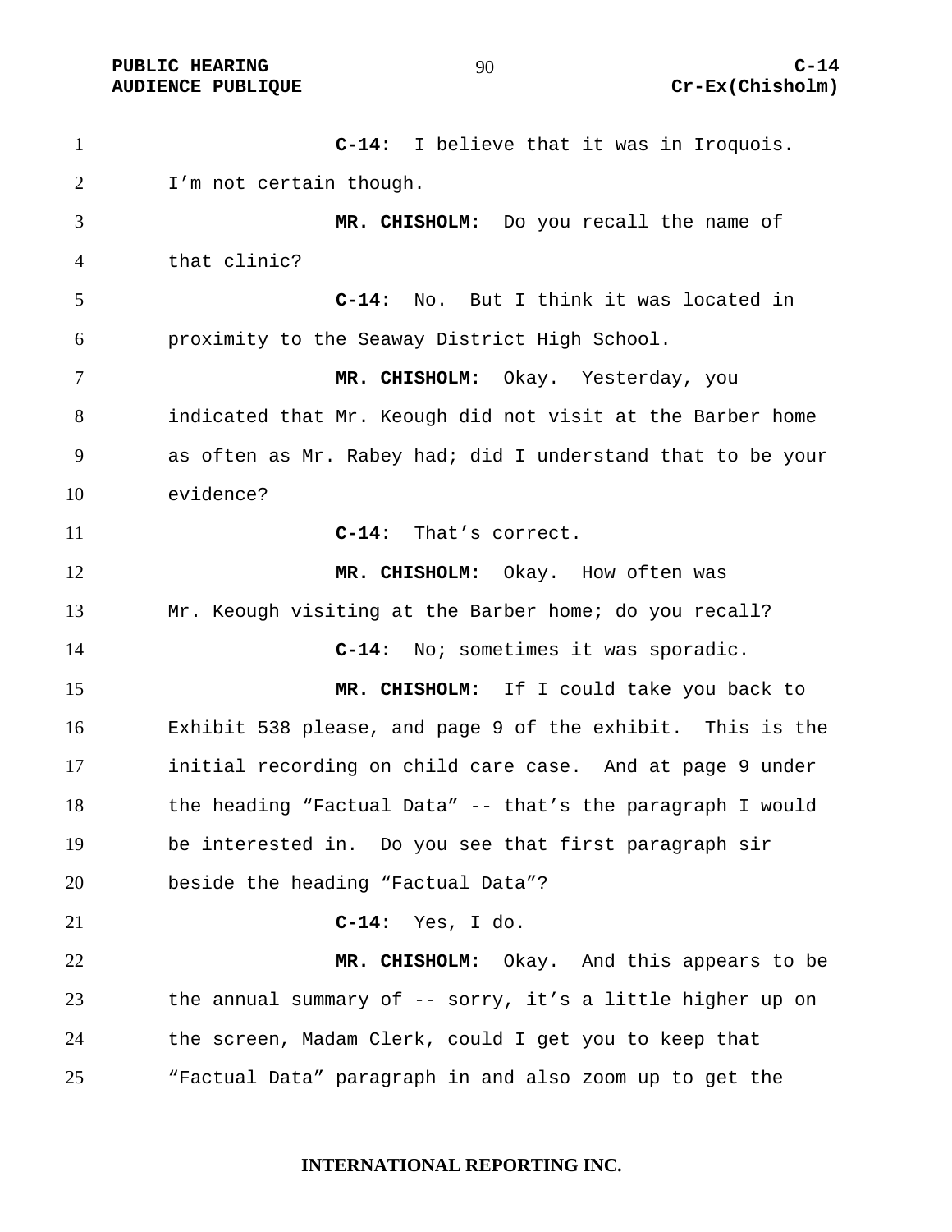**C-14:** I believe that it was in Iroquois. I'm not certain though.

**MR. CHISHOLM:** Do you recall the name of that clinic?

**C-14:** No. But I think it was located in proximity to the Seaway District High School.

**MR. CHISHOLM:** Okay. Yesterday, you indicated that Mr. Keough did not visit at the Barber home as often as Mr. Rabey had; did I understand that to be your evidence?

**C-14:** That's correct.

**MR. CHISHOLM:** Okay. How often was Mr. Keough visiting at the Barber home; do you recall?

**C-14:** No; sometimes it was sporadic.

**MR. CHISHOLM:** If I could take you back to Exhibit 538 please, and page 9 of the exhibit. This is the initial recording on child care case. And at page 9 under the heading "Factual Data" -- that's the paragraph I would be interested in. Do you see that first paragraph sir beside the heading "Factual Data"?

**C-14:** Yes, I do.

**MR. CHISHOLM:** Okay. And this appears to be the annual summary of -- sorry, it's a little higher up on the screen, Madam Clerk, could I get you to keep that "Factual Data" paragraph in and also zoom up to get the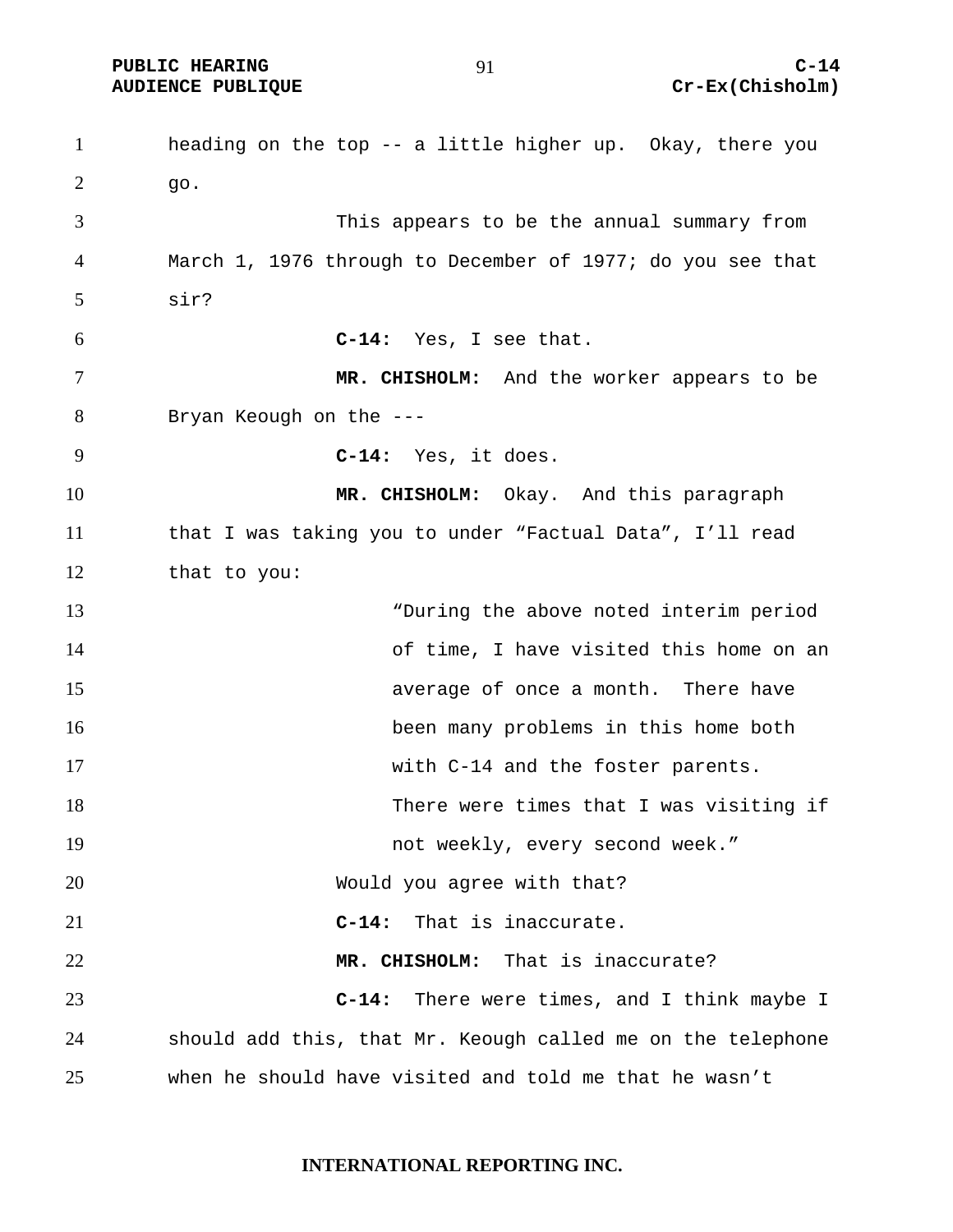heading on the top -- a little higher up. Okay, there you go.

This appears to be the annual summary from March 1, 1976 through to December of 1977; do you see that sir?

**C-14:** Yes, I see that.

**MR. CHISHOLM:** And the worker appears to be Bryan Keough on the ---

**C-14:** Yes, it does.

**MR. CHISHOLM:** Okay. And this paragraph that I was taking you to under “Factual Data”, I’ll read that to you:

> “During the above noted interim period of time, I have visited this home on an average of once a month. There have been many problems in this home both with C-14 and the foster parents. There were times that I was visiting if not weekly, every second week.”

Would you agree with that?

**C-14:** That is inaccurate.

**MR. CHISHOLM:** That is inaccurate?

**C-14:** There were times, and I think maybe I should add this, that Mr. Keough called me on the telephone when he should have visited and told me that he wasn’t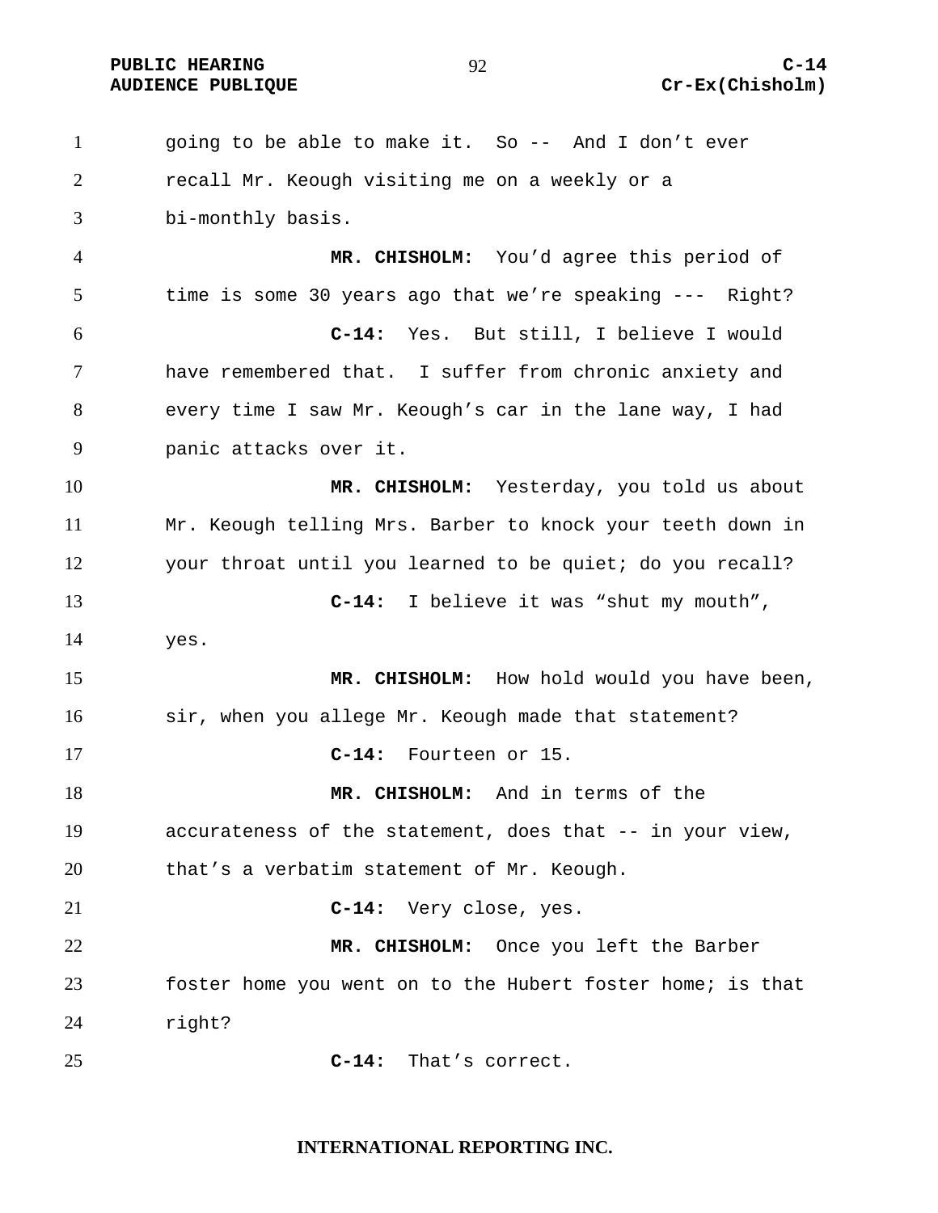going to be able to make it. So -- And I don't ever recall Mr. Keough visiting me on a weekly or a bi-monthly basis.

**MR. CHISHOLM:** You'd agree this period of time is some 30 years ago that we're speaking --- Right?

**C-14:** Yes. But still, I believe I would have remembered that. I suffer from chronic anxiety and every time I saw Mr. Keough's car in the lane way, I had panic attacks over it.

**MR. CHISHOLM:** Yesterday, you told us about Mr. Keough telling Mrs. Barber to knock your teeth down in your throat until you learned to be quiet; do you recall?

**C-14:** I believe it was "shut my mouth", yes.

**MR. CHISHOLM:** How hold would you have been, sir, when you allege Mr. Keough made that statement?

**C-14:** Fourteen or 15.

**MR. CHISHOLM:** And in terms of the accurateness of the statement, does that -- in your view, that's a verbatim statement of Mr. Keough.

**C-14:** Very close, yes.

**MR. CHISHOLM:** Once you left the Barber foster home you went on to the Hubert foster home; is that right?

**C-14:** That's correct.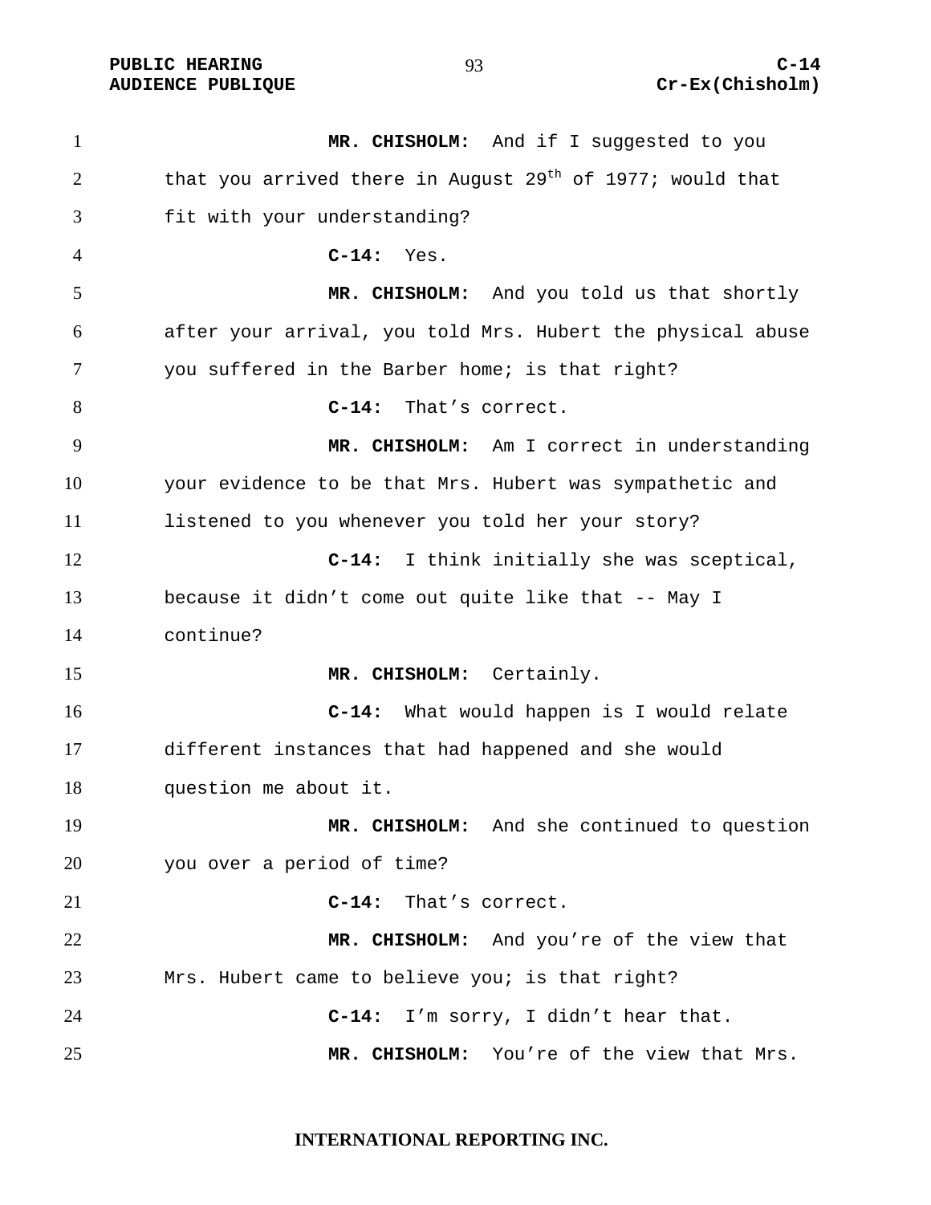**MR. CHISHOLM:** And if I suggested to you that you arrived there in August 29th of 1977; would that fit with your understanding?

**C-14:** Yes.

**MR. CHISHOLM:** And you told us that shortly after your arrival, you told Mrs. Hubert the physical abuse you suffered in the Barber home; is that right?

**C-14:** That's correct.

**MR. CHISHOLM:** Am I correct in understanding your evidence to be that Mrs. Hubert was sympathetic and listened to you whenever you told her your story?

**C-14:** I think initially she was sceptical, because it didn't come out quite like that -- May I continue?

**MR. CHISHOLM:** Certainly.

**C-14:** What would happen is I would relate different instances that had happened and she would question me about it.

**MR. CHISHOLM:** And she continued to question you over a period of time?

**C-14:** That's correct.

**MR. CHISHOLM:** And you're of the view that Mrs. Hubert came to believe you; is that right?

**C-14:** I'm sorry, I didn't hear that.

**MR. CHISHOLM:** You're of the view that Mrs.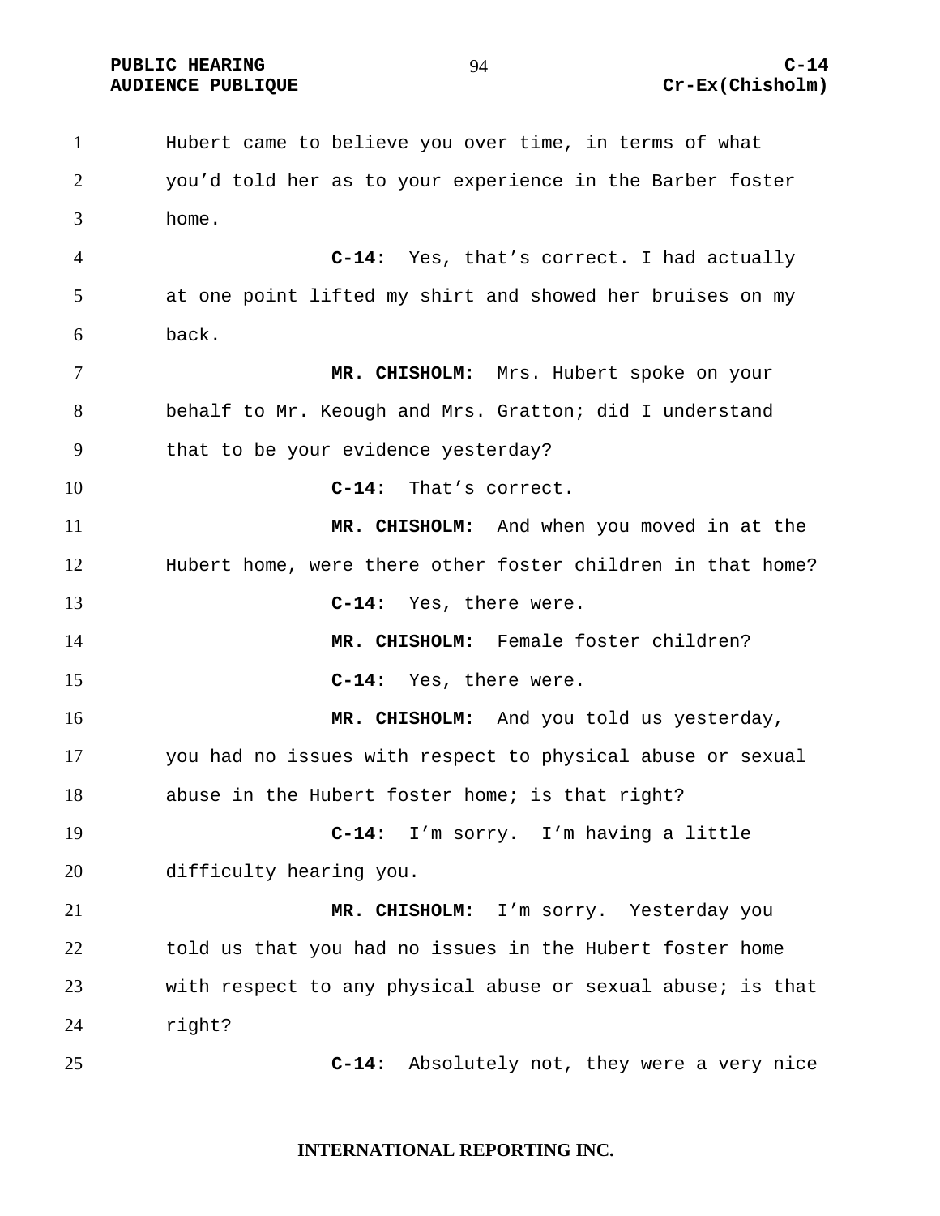Hubert came to believe you over time, in terms of what you'd told her as to your experience in the Barber foster home.

**C-14:** Yes, that's correct. I had actually at one point lifted my shirt and showed her bruises on my back.

**MR. CHISHOLM:** Mrs. Hubert spoke on your behalf to Mr. Keough and Mrs. Gratton; did I understand that to be your evidence yesterday?

**C-14:** That's correct.

**MR. CHISHOLM:** And when you moved in at the Hubert home, were there other foster children in that home?

**C-14:** Yes, there were.

**MR. CHISHOLM:** Female foster children?

**C-14:** Yes, there were.

**MR. CHISHOLM:** And you told us yesterday, you had no issues with respect to physical abuse or sexual abuse in the Hubert foster home; is that right?

**C-14:** I'm sorry. I'm having a little difficulty hearing you.

**MR. CHISHOLM:** I'm sorry. Yesterday you told us that you had no issues in the Hubert foster home with respect to any physical abuse or sexual abuse; is that right?

**C-14:** Absolutely not, they were a very nice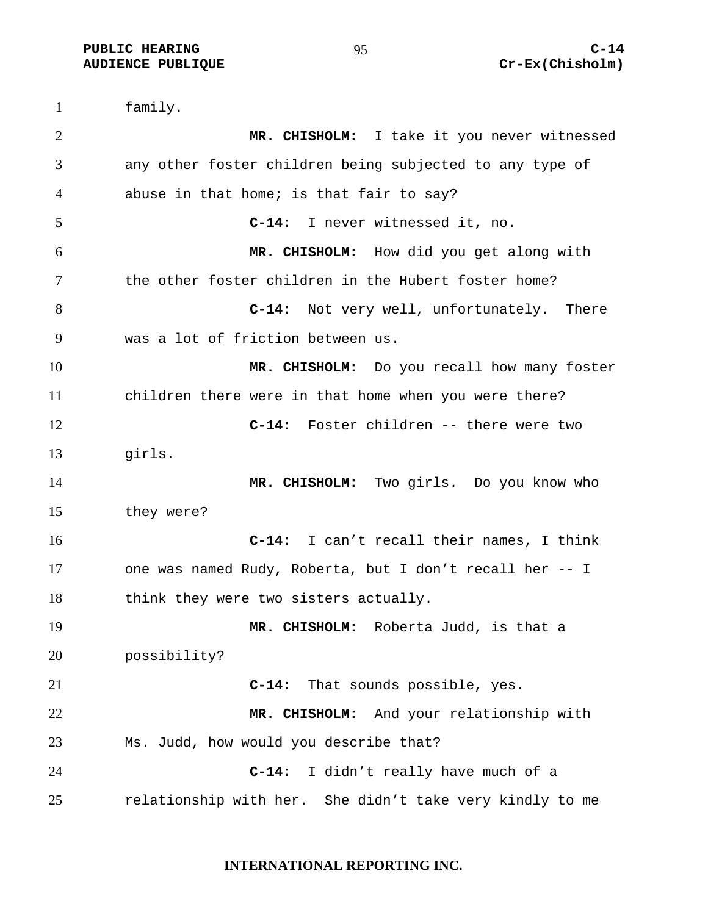family.

**MR. CHISHOLM:** I take it you never witnessed any other foster children being subjected to any type of abuse in that home; is that fair to say?

**C-14:** I never witnessed it, no.

**MR. CHISHOLM:** How did you get along with the other foster children in the Hubert foster home?

**C-14:** Not very well, unfortunately. There was a lot of friction between us.

**MR. CHISHOLM:** Do you recall how many foster children there were in that home when you were there?

**C-14:** Foster children -- there were two girls.

**MR. CHISHOLM:** Two girls. Do you know who they were?

**C-14:** I can't recall their names, I think one was named Rudy, Roberta, but I don't recall her -- I think they were two sisters actually.

**MR. CHISHOLM:** Roberta Judd, is that a possibility?

**C-14:** That sounds possible, yes.

**MR. CHISHOLM:** And your relationship with Ms. Judd, how would you describe that?

**C-14:** I didn't really have much of a relationship with her. She didn't take very kindly to me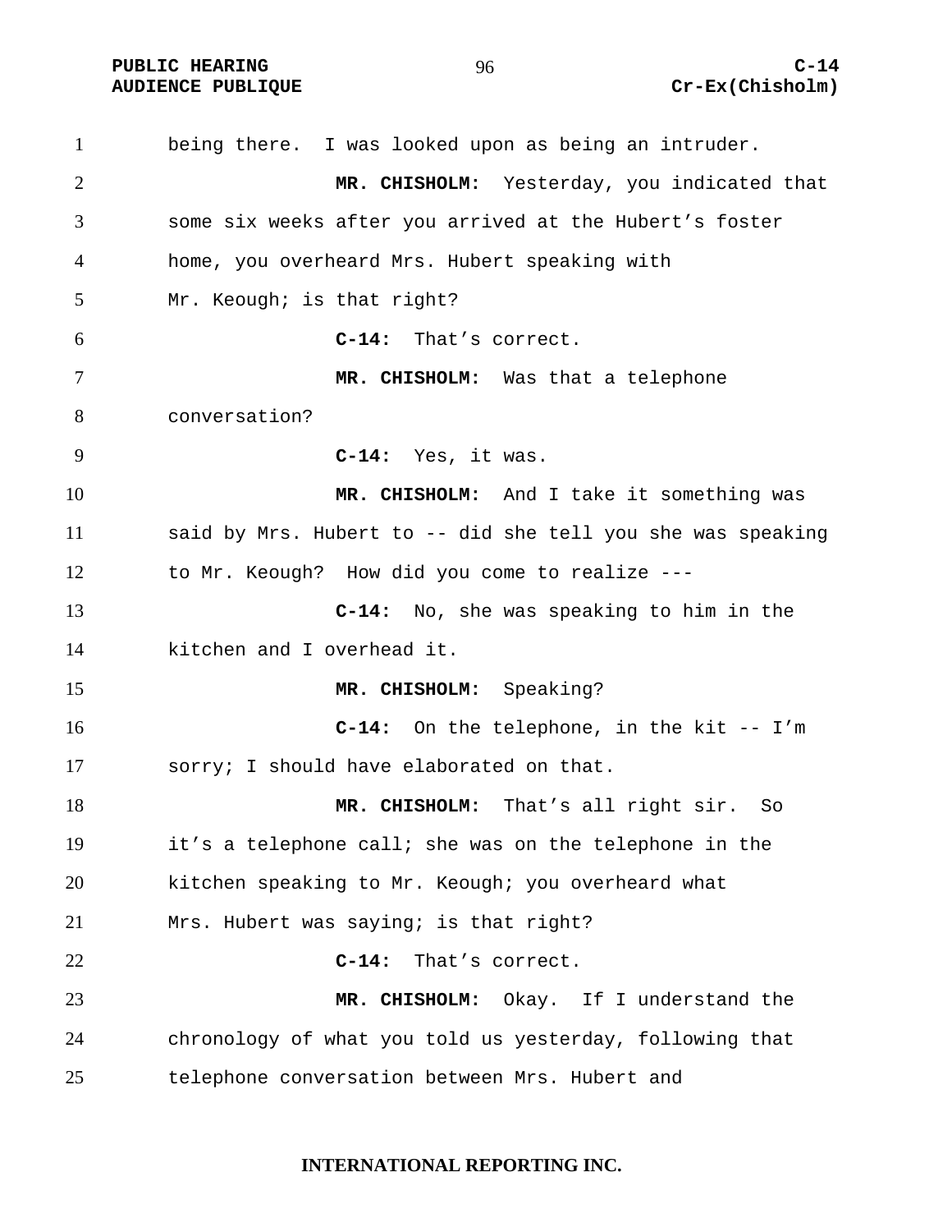being there. I was looked upon as being an intruder.

**MR. CHISHOLM:** Yesterday, you indicated that some six weeks after you arrived at the Hubert's foster home, you overheard Mrs. Hubert speaking with Mr. Keough; is that right?

**C-14:** That's correct.

**MR. CHISHOLM:** Was that a telephone conversation?

**C-14:** Yes, it was.

**MR. CHISHOLM:** And I take it something was said by Mrs. Hubert to -- did she tell you she was speaking to Mr. Keough? How did you come to realize ---

**C-14:** No, she was speaking to him in the kitchen and I overhead it.

**MR. CHISHOLM:** Speaking?

**C-14:** On the telephone, in the kit -- I'm sorry; I should have elaborated on that.

**MR. CHISHOLM:** That's all right sir. So it's a telephone call; she was on the telephone in the kitchen speaking to Mr. Keough; you overheard what Mrs. Hubert was saying; is that right?

**C-14:** That's correct.

**MR. CHISHOLM:** Okay. If I understand the chronology of what you told us yesterday, following that telephone conversation between Mrs. Hubert and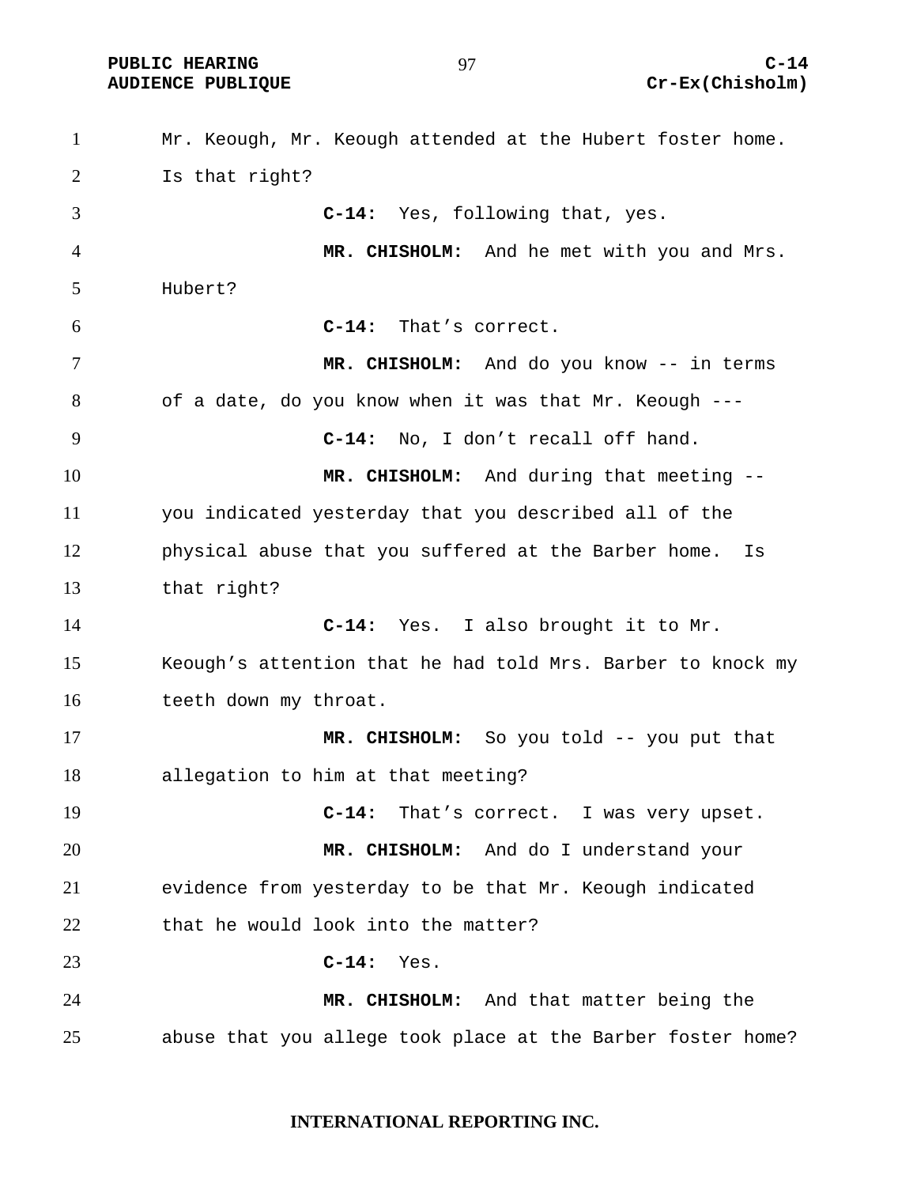Mr. Keough, Mr. Keough attended at the Hubert foster home. Is that right?

**C-14:** Yes, following that, yes.

**MR. CHISHOLM:** And he met with you and Mrs. Hubert?

**C-14:** That's correct.

**MR. CHISHOLM:** And do you know -- in terms of a date, do you know when it was that Mr. Keough ---

**C-14:** No, I don't recall off hand.

**MR. CHISHOLM:** And during that meeting -- you indicated yesterday that you described all of the physical abuse that you suffered at the Barber home. Is that right?

**C-14:** Yes. I also brought it to Mr. Keough's attention that he had told Mrs. Barber to knock my teeth down my throat.

**MR. CHISHOLM:** So you told -- you put that allegation to him at that meeting?

**C-14:** That's correct. I was very upset.

**MR. CHISHOLM:** And do I understand your evidence from yesterday to be that Mr. Keough indicated that he would look into the matter?

**C-14:** Yes.

**MR. CHISHOLM:** And that matter being the abuse that you allege took place at the Barber foster home?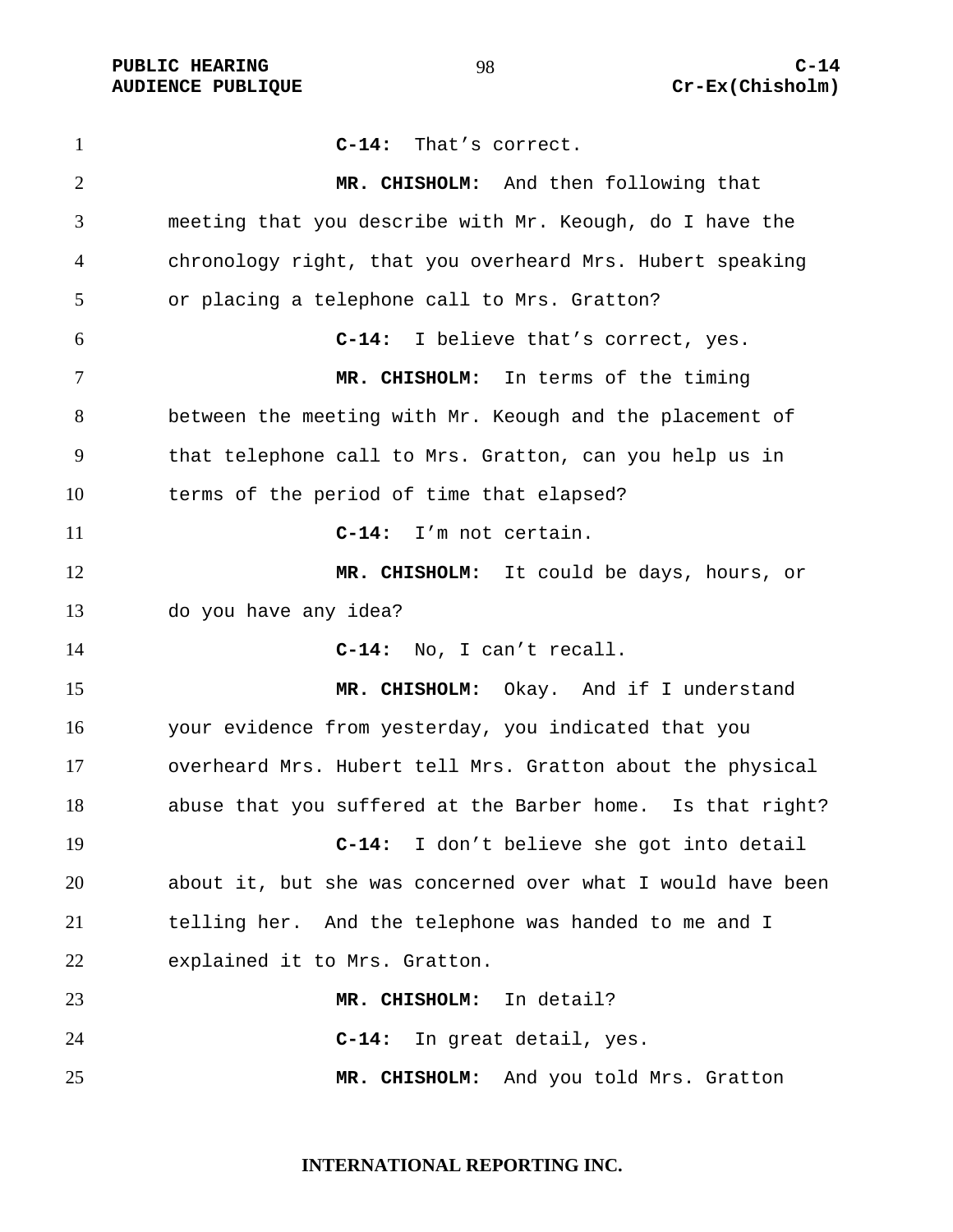**C-14:** That's correct.

**MR. CHISHOLM:** And then following that meeting that you describe with Mr. Keough, do I have the chronology right, that you overheard Mrs. Hubert speaking or placing a telephone call to Mrs. Gratton?

**C-14:** I believe that's correct, yes.

**MR. CHISHOLM:** In terms of the timing between the meeting with Mr. Keough and the placement of that telephone call to Mrs. Gratton, can you help us in terms of the period of time that elapsed?

**C-14:** I'm not certain.

**MR. CHISHOLM:** It could be days, hours, or do you have any idea?

**C-14:** No, I can't recall.

**MR. CHISHOLM:** Okay. And if I understand your evidence from yesterday, you indicated that you overheard Mrs. Hubert tell Mrs. Gratton about the physical abuse that you suffered at the Barber home. Is that right?

**C-14:** I don't believe she got into detail about it, but she was concerned over what I would have been telling her. And the telephone was handed to me and I explained it to Mrs. Gratton.

**MR. CHISHOLM:** In detail?

**C-14:** In great detail, yes.

**MR. CHISHOLM:** And you told Mrs. Gratton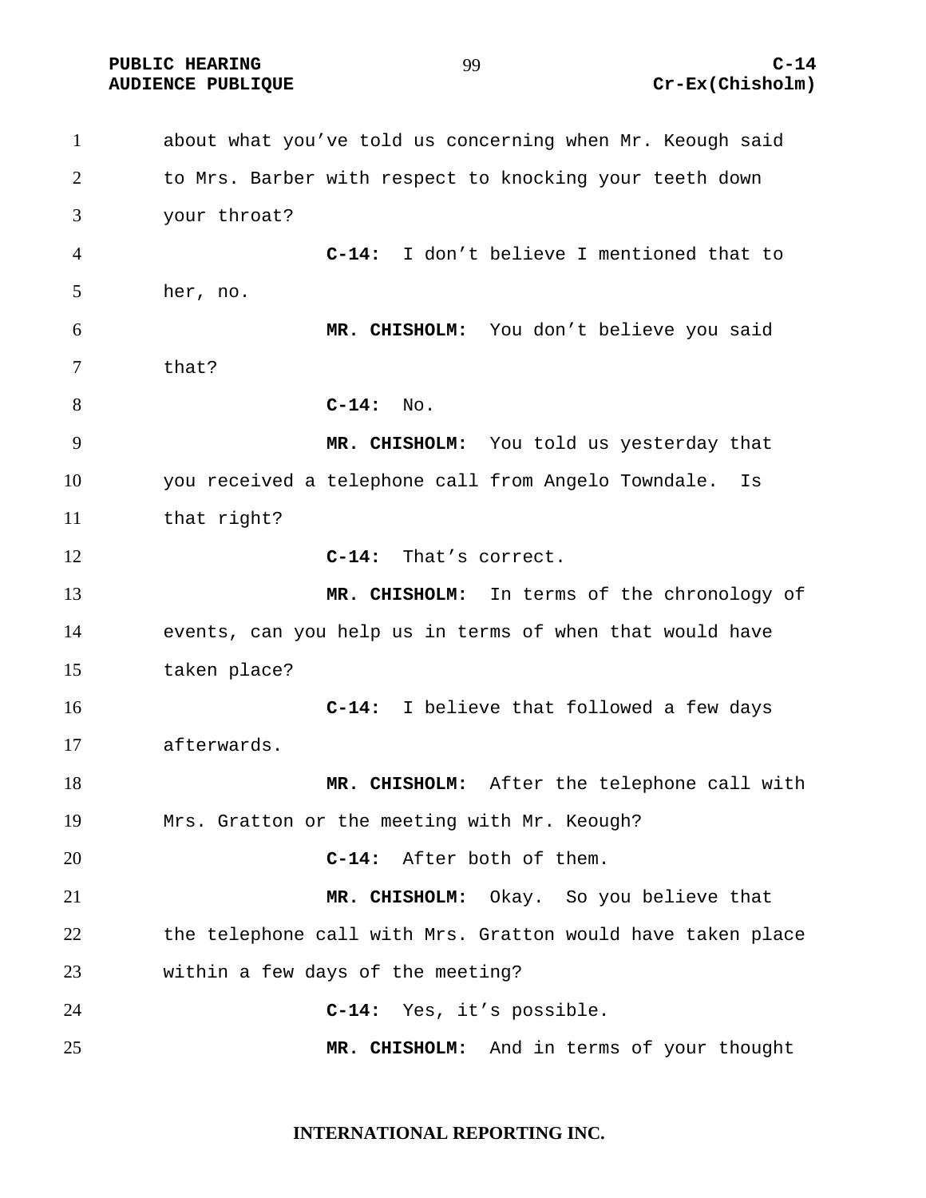about what you've told us concerning when Mr. Keough said to Mrs. Barber with respect to knocking your teeth down your throat?

**C-14:** I don't believe I mentioned that to her, no.

**MR. CHISHOLM:** You don't believe you said that?

**C-14:** No.

**MR. CHISHOLM:** You told us yesterday that you received a telephone call from Angelo Towndale. Is that right?

**C-14:** That's correct.

**MR. CHISHOLM:** In terms of the chronology of events, can you help us in terms of when that would have taken place?

**C-14:** I believe that followed a few days afterwards.

**MR. CHISHOLM:** After the telephone call with Mrs. Gratton or the meeting with Mr. Keough?

**C-14:** After both of them.

**MR. CHISHOLM:** Okay. So you believe that the telephone call with Mrs. Gratton would have taken place within a few days of the meeting?

**C-14:** Yes, it's possible.

**MR. CHISHOLM:** And in terms of your thought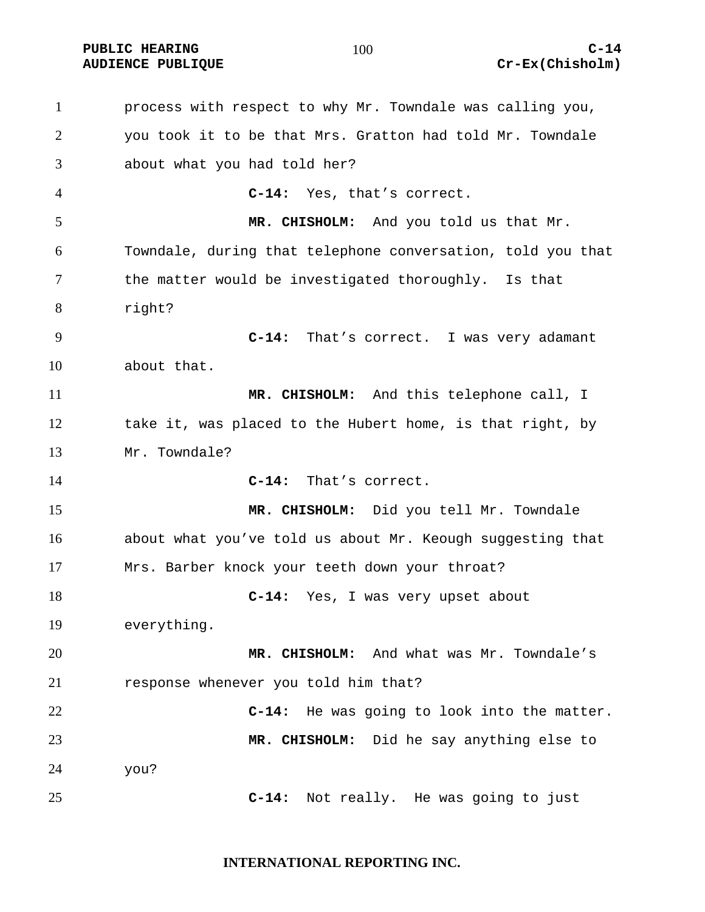process with respect to why Mr. Towndale was calling you, you took it to be that Mrs. Gratton had told Mr. Towndale about what you had told her?

**C-14:** Yes, that's correct.

**MR. CHISHOLM:** And you told us that Mr. Towndale, during that telephone conversation, told you that the matter would be investigated thoroughly. Is that right?

**C-14:** That's correct. I was very adamant about that.

**MR. CHISHOLM:** And this telephone call, I take it, was placed to the Hubert home, is that right, by Mr. Towndale?

**C-14:** That's correct.

**MR. CHISHOLM:** Did you tell Mr. Towndale about what you've told us about Mr. Keough suggesting that Mrs. Barber knock your teeth down your throat?

**C-14:** Yes, I was very upset about everything.

**MR. CHISHOLM:** And what was Mr. Towndale's response whenever you told him that?

**C-14:** He was going to look into the matter.

**MR. CHISHOLM:** Did he say anything else to you?

**C-14:** Not really. He was going to just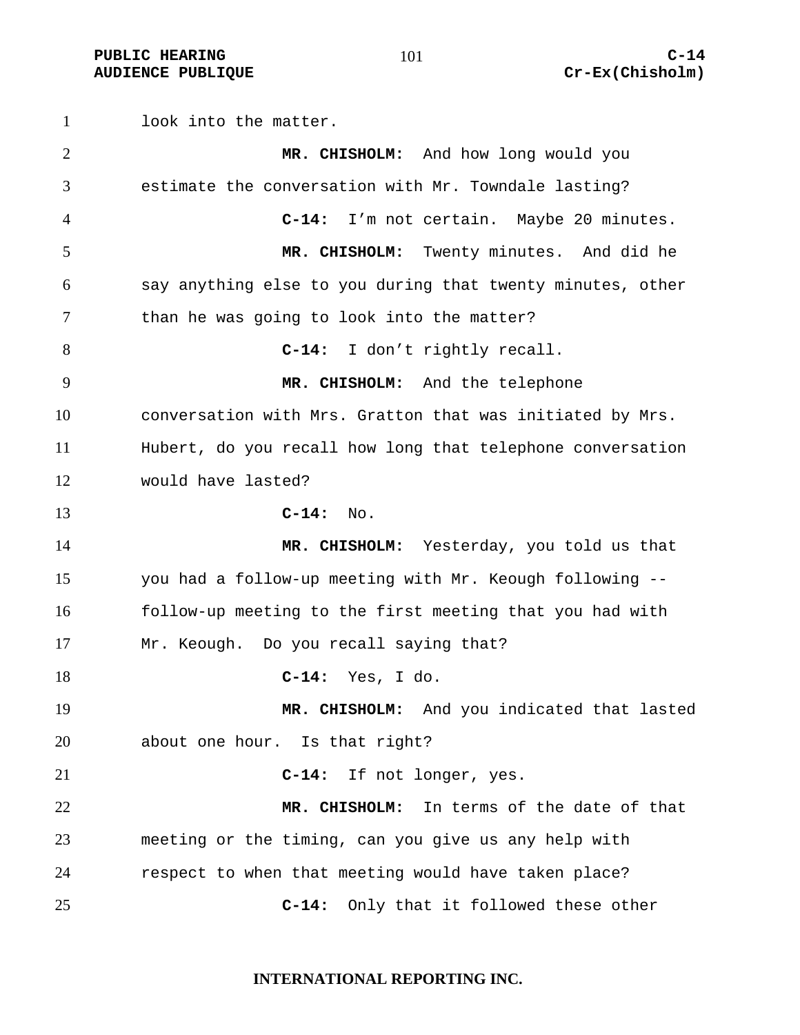look into the matter.

**MR. CHISHOLM:** And how long would you estimate the conversation with Mr. Towndale lasting?

**C-14:** I'm not certain. Maybe 20 minutes.

**MR. CHISHOLM:** Twenty minutes. And did he say anything else to you during that twenty minutes, other than he was going to look into the matter?

**C-14:** I don't rightly recall.

**MR. CHISHOLM:** And the telephone conversation with Mrs. Gratton that was initiated by Mrs. Hubert, do you recall how long that telephone conversation would have lasted?

**C-14:** No.

**MR. CHISHOLM:** Yesterday, you told us that you had a follow-up meeting with Mr. Keough following -- follow-up meeting to the first meeting that you had with Mr. Keough. Do you recall saying that?

**C-14:** Yes, I do.

**MR. CHISHOLM:** And you indicated that lasted about one hour. Is that right?

**C-14:** If not longer, yes.

**MR. CHISHOLM:** In terms of the date of that meeting or the timing, can you give us any help with respect to when that meeting would have taken place?

**C-14:** Only that it followed these other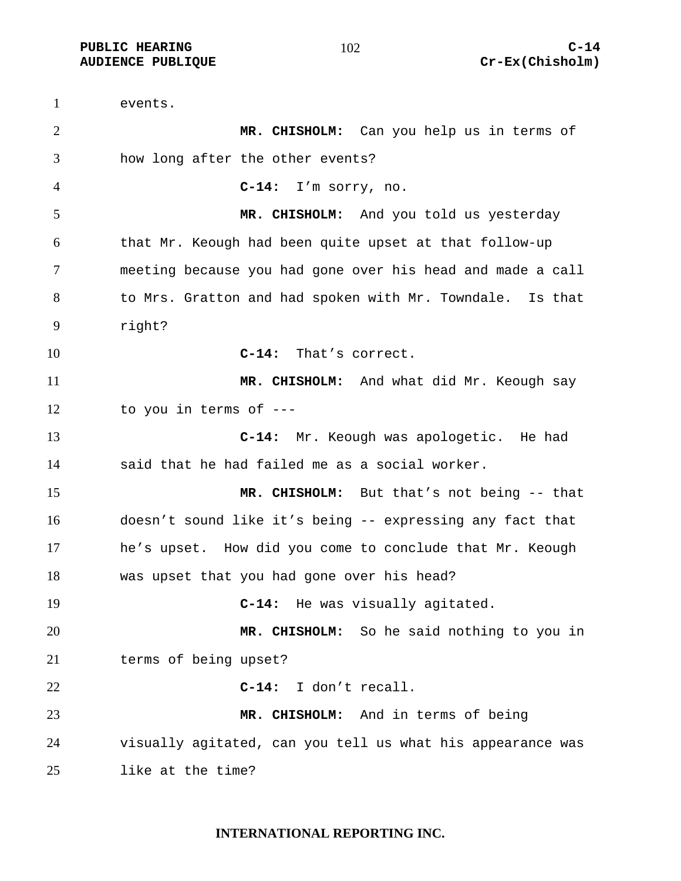events.

**MR. CHISHOLM:** Can you help us in terms of how long after the other events?

**C-14:** I'm sorry, no.

**MR. CHISHOLM:** And you told us yesterday that Mr. Keough had been quite upset at that follow-up meeting because you had gone over his head and made a call to Mrs. Gratton and had spoken with Mr. Towndale. Is that right?

**C-14:** That's correct.

**MR. CHISHOLM:** And what did Mr. Keough say to you in terms of ---

**C-14:** Mr. Keough was apologetic. He had said that he had failed me as a social worker.

**MR. CHISHOLM:** But that's not being -- that doesn't sound like it's being -- expressing any fact that he's upset. How did you come to conclude that Mr. Keough was upset that you had gone over his head?

**C-14:** He was visually agitated.

**MR. CHISHOLM:** So he said nothing to you in terms of being upset?

**C-14:** I don't recall.

**MR. CHISHOLM:** And in terms of being visually agitated, can you tell us what his appearance was like at the time?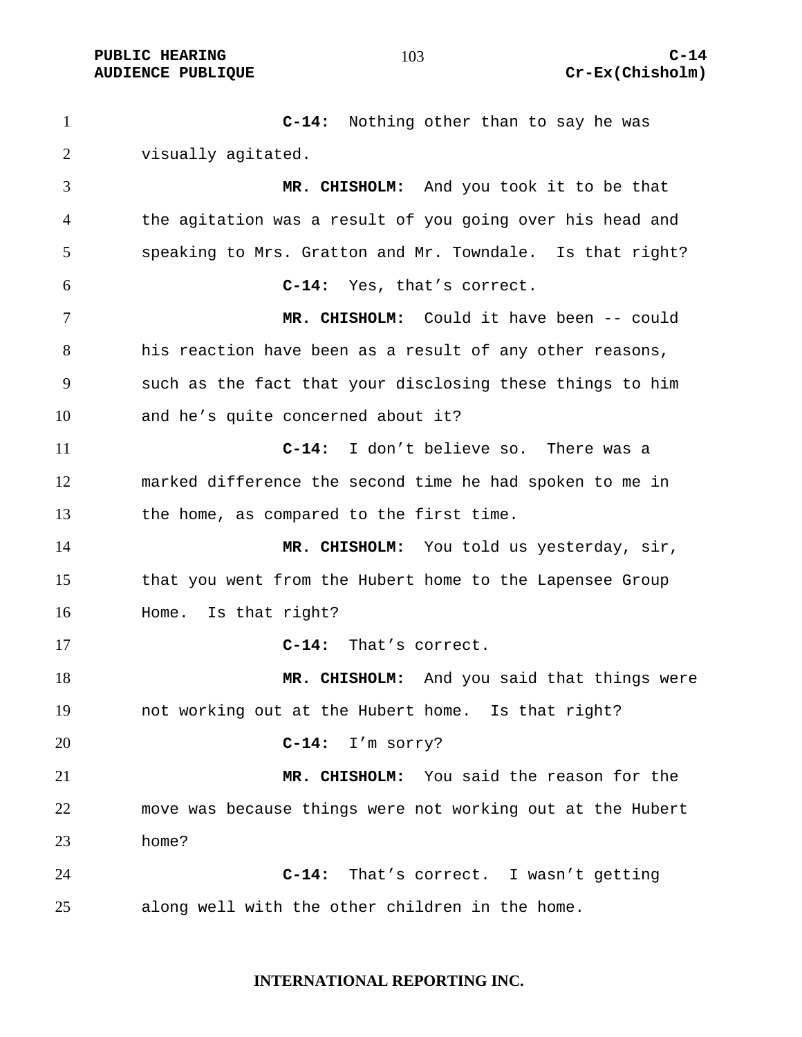**C-14:** Nothing other than to say he was visually agitated.

**MR. CHISHOLM:** And you took it to be that the agitation was a result of you going over his head and speaking to Mrs. Gratton and Mr. Towndale. Is that right?

**C-14:** Yes, that's correct.

**MR. CHISHOLM:** Could it have been -- could his reaction have been as a result of any other reasons, such as the fact that your disclosing these things to him and he's quite concerned about it?

**C-14:** I don't believe so. There was a marked difference the second time he had spoken to me in the home, as compared to the first time.

**MR. CHISHOLM:** You told us yesterday, sir, that you went from the Hubert home to the Lapensee Group Home. Is that right?

**C-14:** That's correct.

**MR. CHISHOLM:** And you said that things were not working out at the Hubert home. Is that right?

**C-14:** I'm sorry?

**MR. CHISHOLM:** You said the reason for the move was because things were not working out at the Hubert home?

**C-14:** That's correct. I wasn't getting along well with the other children in the home.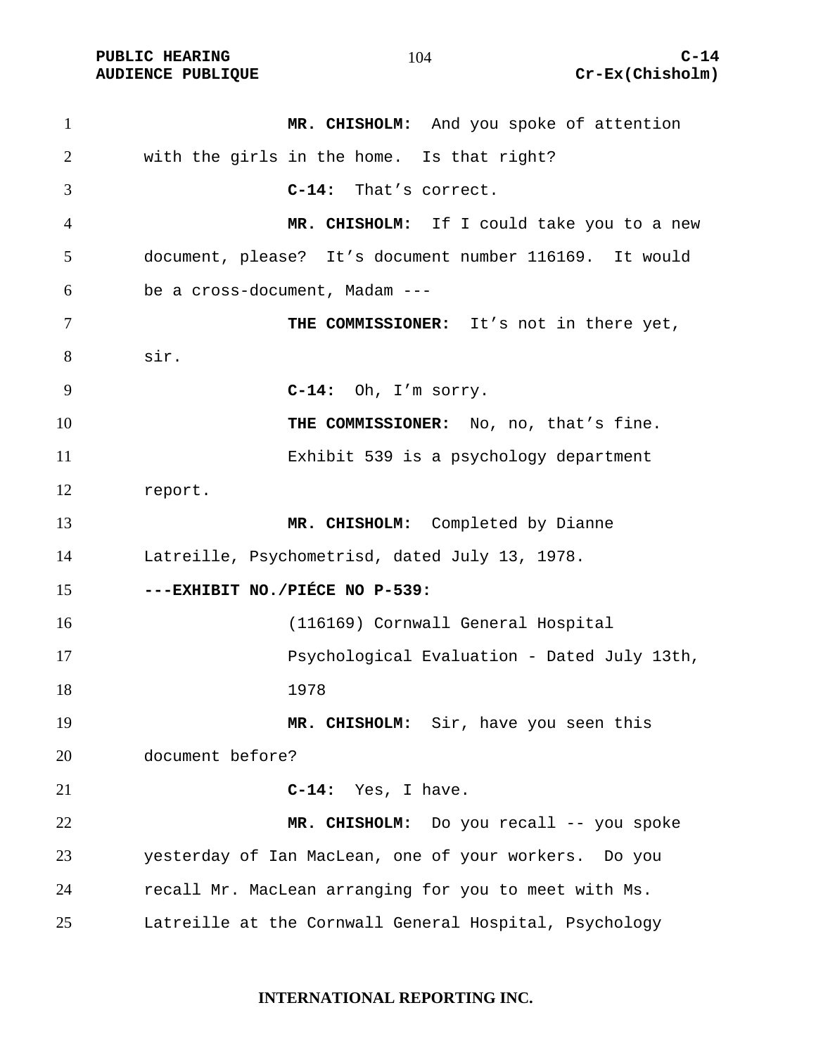**MR. CHISHOLM:** And you spoke of attention with the girls in the home. Is that right?

**C-14:** That's correct.

**MR. CHISHOLM:** If I could take you to a new document, please? It's document number 116169. It would be a cross-document, Madam ---

**THE COMMISSIONER:** It's not in there yet, sir.

**C-14:** Oh, I'm sorry.

**THE COMMISSIONER:** No, no, that's fine.

Exhibit 539 is a psychology department report.

**MR. CHISHOLM:** Completed by Dianne Latreille, Psychometrisd, dated July 13, 1978.

**---EXHIBIT NO./PIÉCE NO P-539:**

(116169) Cornwall General Hospital Psychological Evaluation - Dated July 13th, 1978

**MR. CHISHOLM:** Sir, have you seen this document before?

**C-14:** Yes, I have.

**MR. CHISHOLM:** Do you recall -- you spoke yesterday of Ian MacLean, one of your workers. Do you recall Mr. MacLean arranging for you to meet with Ms. Latreille at the Cornwall General Hospital, Psychology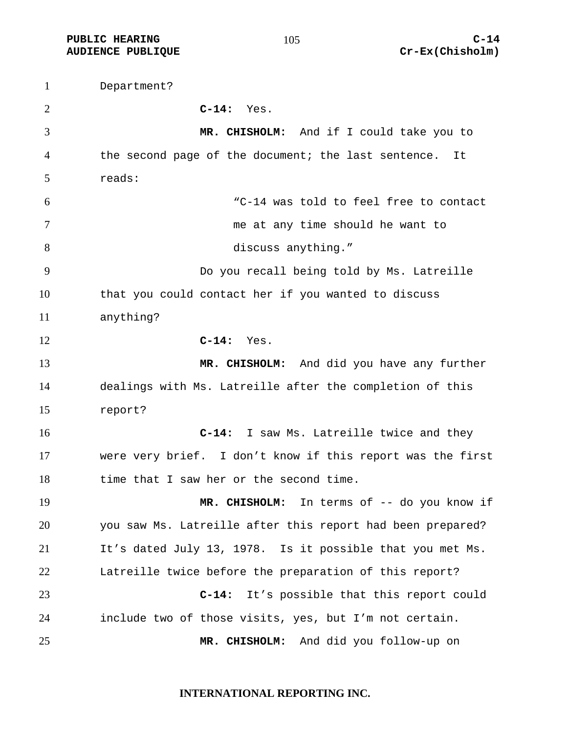Department?

**C-14:** Yes.

**MR. CHISHOLM:** And if I could take you to the second page of the document; the last sentence. It reads:

> "C-14 was told to feel free to contact me at any time should he want to discuss anything."

Do you recall being told by Ms. Latreille that you could contact her if you wanted to discuss anything?

**C-14:** Yes.

**MR. CHISHOLM:** And did you have any further dealings with Ms. Latreille after the completion of this report?

**C-14:** I saw Ms. Latreille twice and they were very brief. I don't know if this report was the first time that I saw her or the second time.

**MR. CHISHOLM:** In terms of -- do you know if you saw Ms. Latreille after this report had been prepared? It's dated July 13, 1978. Is it possible that you met Ms. Latreille twice before the preparation of this report?

**C-14:** It's possible that this report could include two of those visits, yes, but I'm not certain.

**MR. CHISHOLM:** And did you follow-up on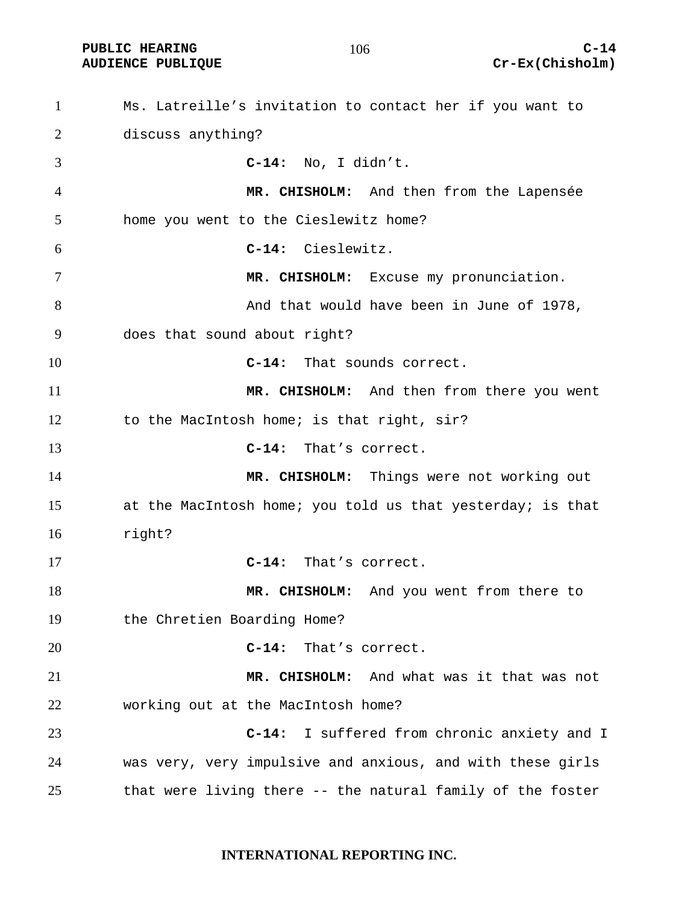Ms. Latreille's invitation to contact her if you want to discuss anything?

**C-14:** No, I didn't.

**MR. CHISHOLM:** And then from the Lapensée home you went to the Cieslewitz home?

**C-14:** Cieslewitz.

**MR. CHISHOLM:** Excuse my pronunciation.

And that would have been in June of 1978, does that sound about right?

**C-14:** That sounds correct.

**MR. CHISHOLM:** And then from there you went to the MacIntosh home; is that right, sir?

**C-14:** That's correct.

**MR. CHISHOLM:** Things were not working out at the MacIntosh home; you told us that yesterday; is that right?

**C-14:** That's correct.

**MR. CHISHOLM:** And you went from there to the Chretien Boarding Home?

**C-14:** That's correct.

**MR. CHISHOLM:** And what was it that was not working out at the MacIntosh home?

**C-14:** I suffered from chronic anxiety and I was very, very impulsive and anxious, and with these girls that were living there -- the natural family of the foster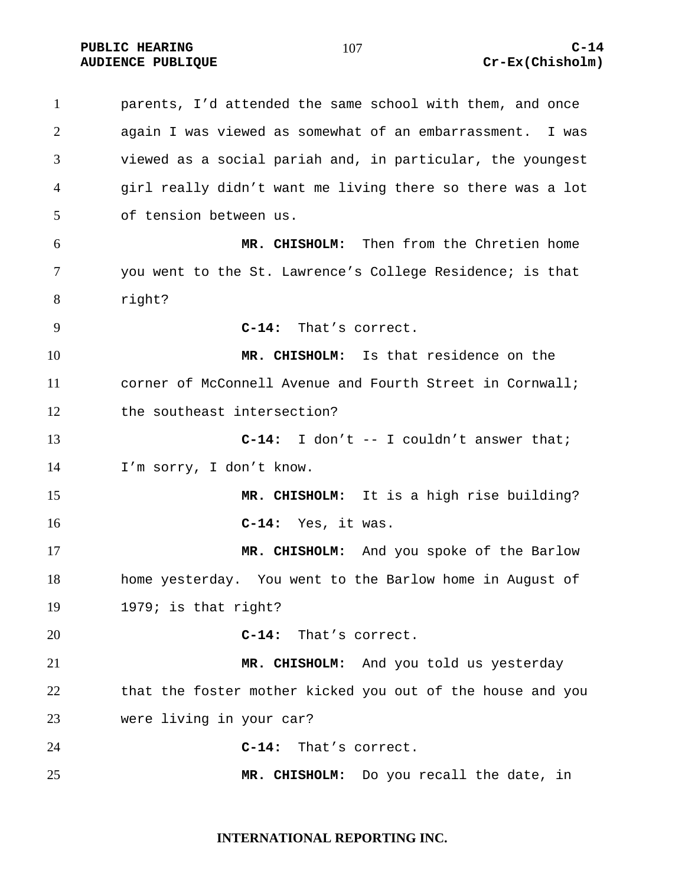parents, I'd attended the same school with them, and once again I was viewed as somewhat of an embarrassment. I was viewed as a social pariah and, in particular, the youngest girl really didn't want me living there so there was a lot of tension between us.

**MR. CHISHOLM:** Then from the Chretien home you went to the St. Lawrence's College Residence; is that right?

**C-14:** That's correct.

**MR. CHISHOLM:** Is that residence on the corner of McConnell Avenue and Fourth Street in Cornwall; the southeast intersection?

**C-14:** I don't -- I couldn't answer that; I'm sorry, I don't know.

**MR. CHISHOLM:** It is a high rise building?

**C-14:** Yes, it was.

**MR. CHISHOLM:** And you spoke of the Barlow home yesterday. You went to the Barlow home in August of 1979; is that right?

**C-14:** That's correct.

**MR. CHISHOLM:** And you told us yesterday that the foster mother kicked you out of the house and you were living in your car?

**C-14:** That's correct.

**MR. CHISHOLM:** Do you recall the date, in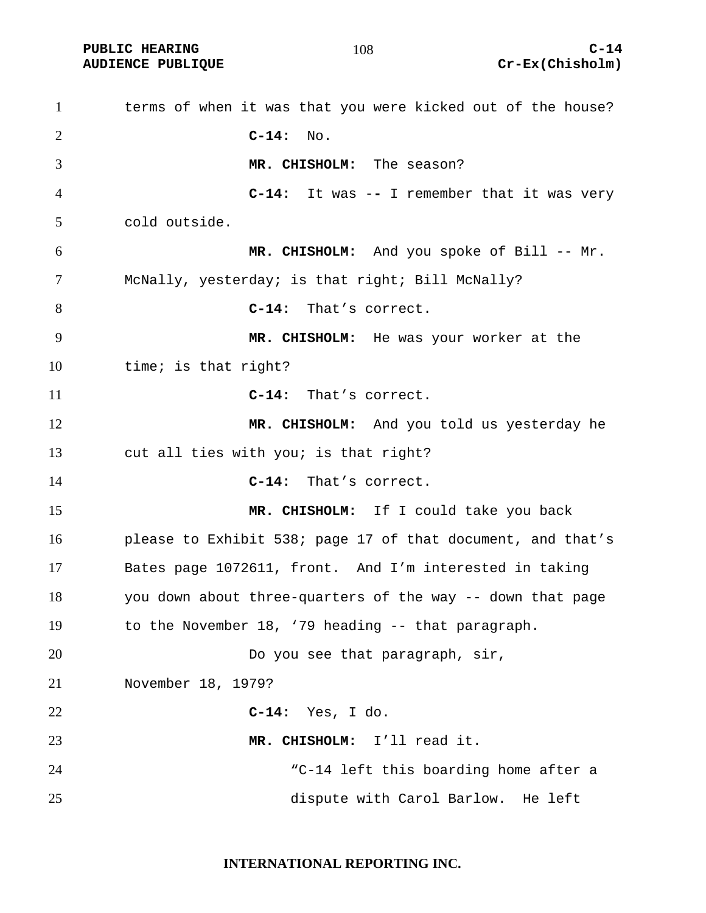terms of when it was that you were kicked out of the house?

**C-14:** No.

**MR. CHISHOLM:** The season?

**C-14:** It was -- I remember that it was very cold outside.

**MR. CHISHOLM:** And you spoke of Bill -- Mr. McNally, yesterday; is that right; Bill McNally?

**C-14:** That's correct.

**MR. CHISHOLM:** He was your worker at the time; is that right?

**C-14:** That's correct.

**MR. CHISHOLM:** And you told us yesterday he cut all ties with you; is that right?

**C-14:** That's correct.

**MR. CHISHOLM:** If I could take you back please to Exhibit 538; page 17 of that document, and that's Bates page 1072611, front. And I'm interested in taking you down about three-quarters of the way -- down that page to the November 18, '79 heading -- that paragraph.

Do you see that paragraph, sir, November 18, 1979?

**C-14:** Yes, I do.

**MR. CHISHOLM:** I'll read it.

> "C-14 left this boarding home after a dispute with Carol Barlow. He left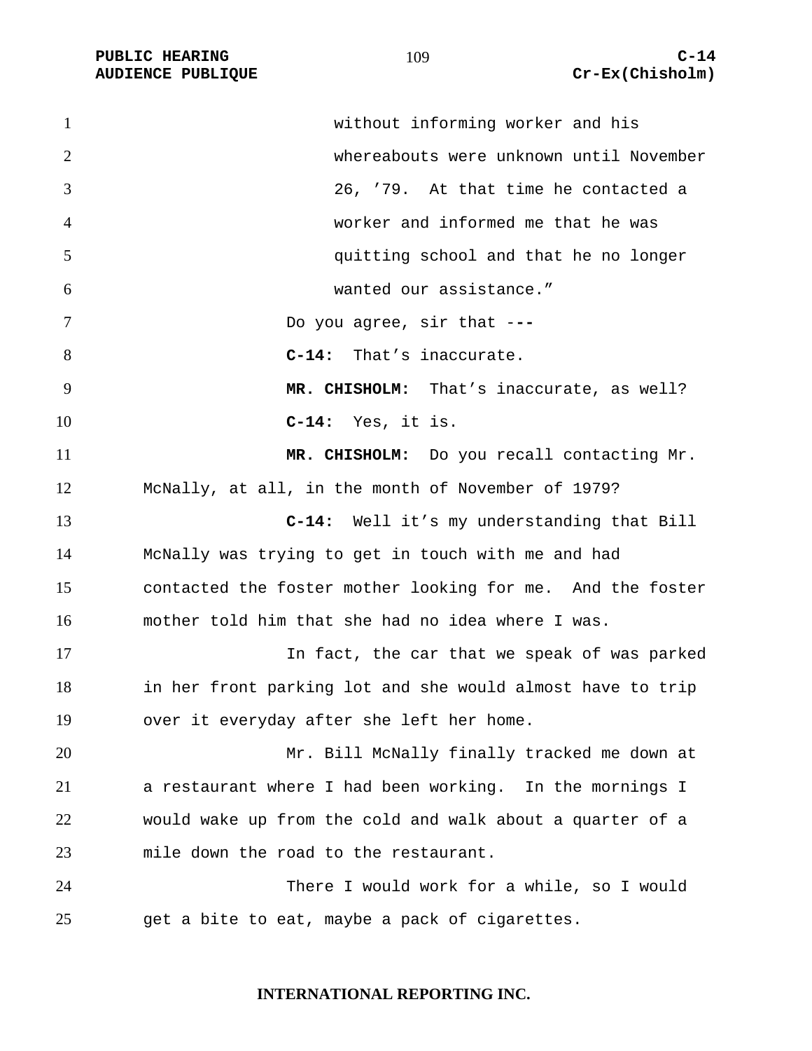without informing worker and his whereabouts were unknown until November 26, '79. At that time he contacted a worker and informed me that he was quitting school and that he no longer wanted our assistance."

Do you agree, sir that ---

**C-14:** That's inaccurate.

**MR. CHISHOLM:** That's inaccurate, as well?

**C-14:** Yes, it is.

**MR. CHISHOLM:** Do you recall contacting Mr. McNally, at all, in the month of November of 1979?

**C-14:** Well it's my understanding that Bill McNally was trying to get in touch with me and had contacted the foster mother looking for me. And the foster mother told him that she had no idea where I was.

In fact, the car that we speak of was parked in her front parking lot and she would almost have to trip over it everyday after she left her home.

Mr. Bill McNally finally tracked me down at a restaurant where I had been working. In the mornings I would wake up from the cold and walk about a quarter of a mile down the road to the restaurant.

There I would work for a while, so I would get a bite to eat, maybe a pack of cigarettes.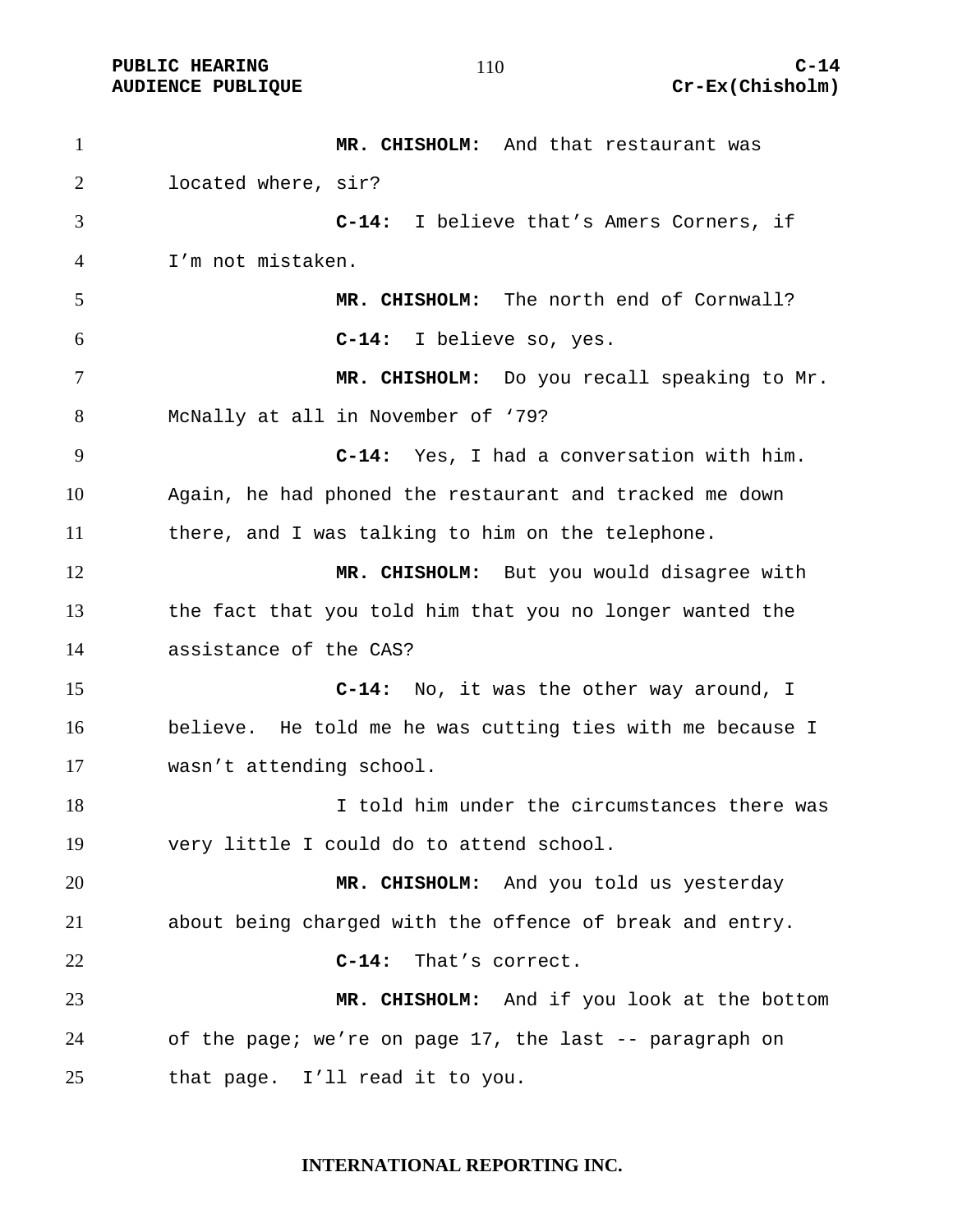**MR. CHISHOLM:** And that restaurant was located where, sir?

**C-14:** I believe that's Amers Corners, if I'm not mistaken.

**MR. CHISHOLM:** The north end of Cornwall?

**C-14:** I believe so, yes.

**MR. CHISHOLM:** Do you recall speaking to Mr. McNally at all in November of '79?

**C-14:** Yes, I had a conversation with him. Again, he had phoned the restaurant and tracked me down there, and I was talking to him on the telephone.

**MR. CHISHOLM:** But you would disagree with the fact that you told him that you no longer wanted the assistance of the CAS?

**C-14:** No, it was the other way around, I believe. He told me he was cutting ties with me because I wasn't attending school.

I told him under the circumstances there was very little I could do to attend school.

**MR. CHISHOLM:** And you told us yesterday about being charged with the offence of break and entry.

**C-14:** That's correct.

**MR. CHISHOLM:** And if you look at the bottom of the page; we're on page 17, the last -- paragraph on that page. I'll read it to you.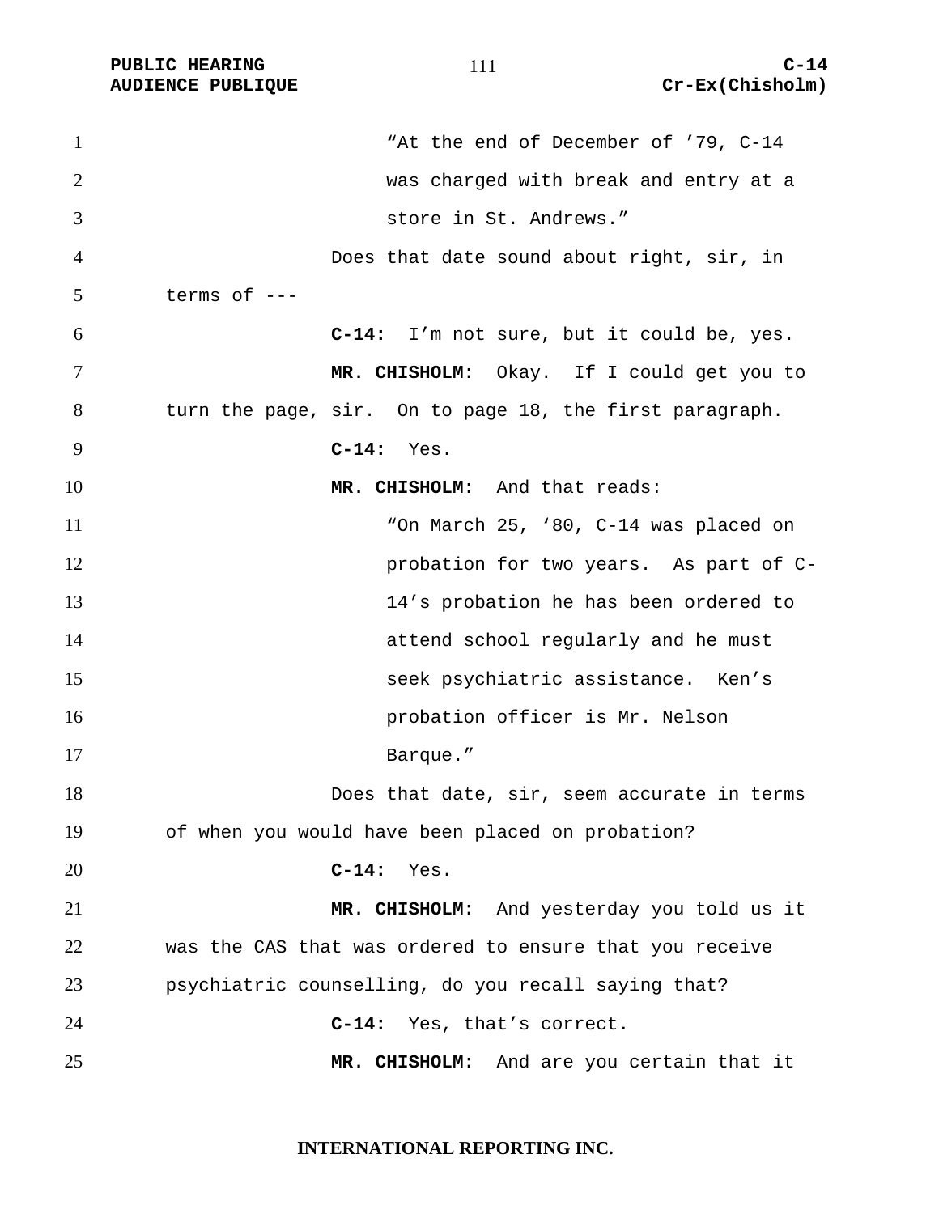"At the end of December of '79, C-14 was charged with break and entry at a store in St. Andrews."

Does that date sound about right, sir, in terms of ---

**C-14:** I'm not sure, but it could be, yes.

**MR. CHISHOLM:** Okay. If I could get you to turn the page, sir. On to page 18, the first paragraph.

**C-14:** Yes.

**MR. CHISHOLM:** And that reads:

"On March 25, '80, C-14 was placed on probation for two years. As part of C-14's probation he has been ordered to attend school regularly and he must seek psychiatric assistance. Ken's probation officer is Mr. Nelson Barque."

Does that date, sir, seem accurate in terms of when you would have been placed on probation?

**C-14:** Yes.

**MR. CHISHOLM:** And yesterday you told us it was the CAS that was ordered to ensure that you receive psychiatric counselling, do you recall saying that?

**C-14:** Yes, that's correct.

**MR. CHISHOLM:** And are you certain that it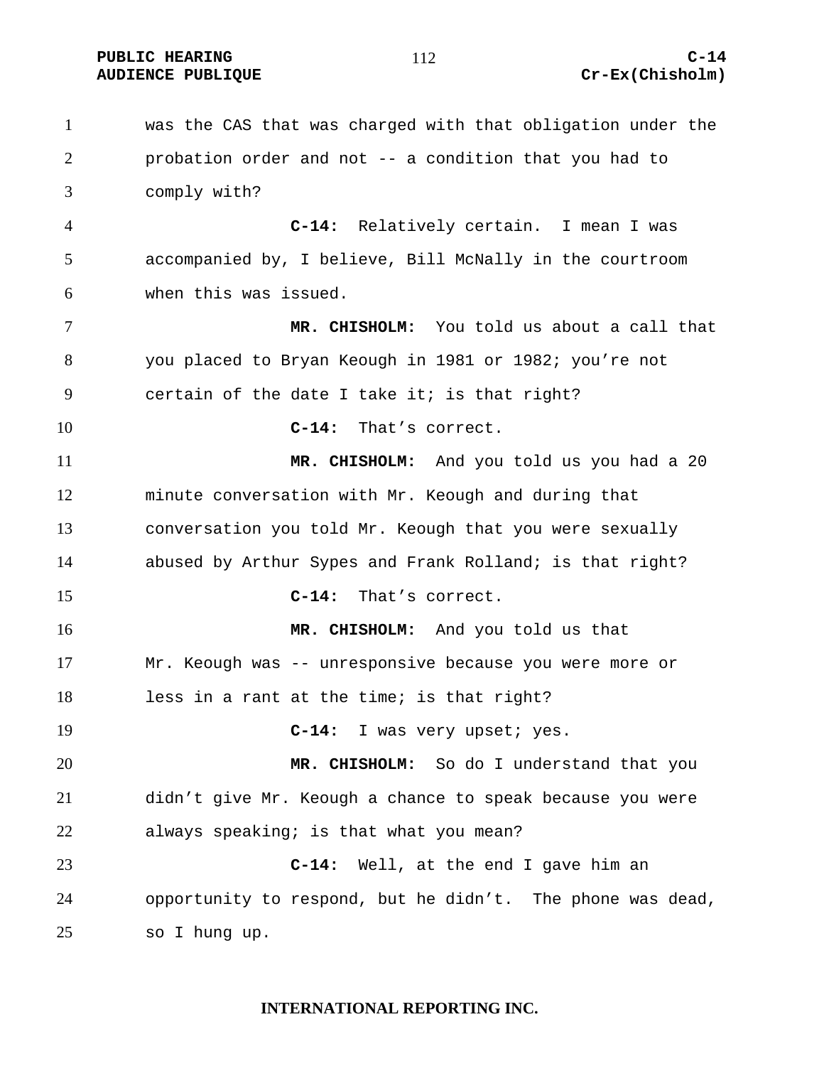was the CAS that was charged with that obligation under the probation order and not -- a condition that you had to comply with?

**C-14:** Relatively certain. I mean I was accompanied by, I believe, Bill McNally in the courtroom when this was issued.

**MR. CHISHOLM:** You told us about a call that you placed to Bryan Keough in 1981 or 1982; you're not certain of the date I take it; is that right?

**C-14:** That's correct.

**MR. CHISHOLM:** And you told us you had a 20 minute conversation with Mr. Keough and during that conversation you told Mr. Keough that you were sexually abused by Arthur Sypes and Frank Rolland; is that right?

**C-14:** That's correct.

**MR. CHISHOLM:** And you told us that Mr. Keough was -- unresponsive because you were more or less in a rant at the time; is that right?

**C-14:** I was very upset; yes.

**MR. CHISHOLM:** So do I understand that you didn't give Mr. Keough a chance to speak because you were always speaking; is that what you mean?

**C-14:** Well, at the end I gave him an opportunity to respond, but he didn't. The phone was dead, so I hung up.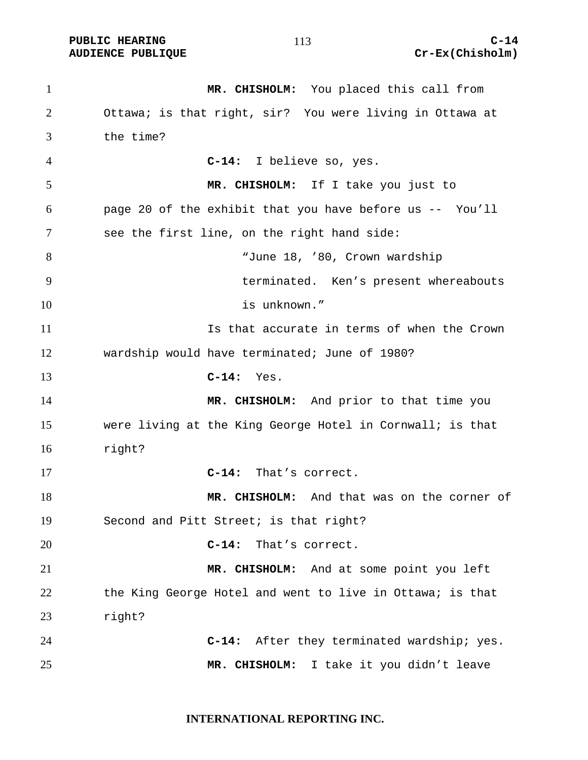**MR. CHISHOLM:** You placed this call from Ottawa; is that right, sir? You were living in Ottawa at the time?

**C-14:** I believe so, yes.

**MR. CHISHOLM:** If I take you just to page 20 of the exhibit that you have before us -- You'll see the first line, on the right hand side:

> "June 18, '80, Crown wardship terminated. Ken's present whereabouts is unknown."

Is that accurate in terms of when the Crown wardship would have terminated; June of 1980?

**C-14:** Yes.

**MR. CHISHOLM:** And prior to that time you were living at the King George Hotel in Cornwall; is that right?

**C-14:** That's correct.

**MR. CHISHOLM:** And that was on the corner of Second and Pitt Street; is that right?

**C-14:** That's correct.

**MR. CHISHOLM:** And at some point you left the King George Hotel and went to live in Ottawa; is that right?

**C-14:** After they terminated wardship; yes.

**MR. CHISHOLM:** I take it you didn't leave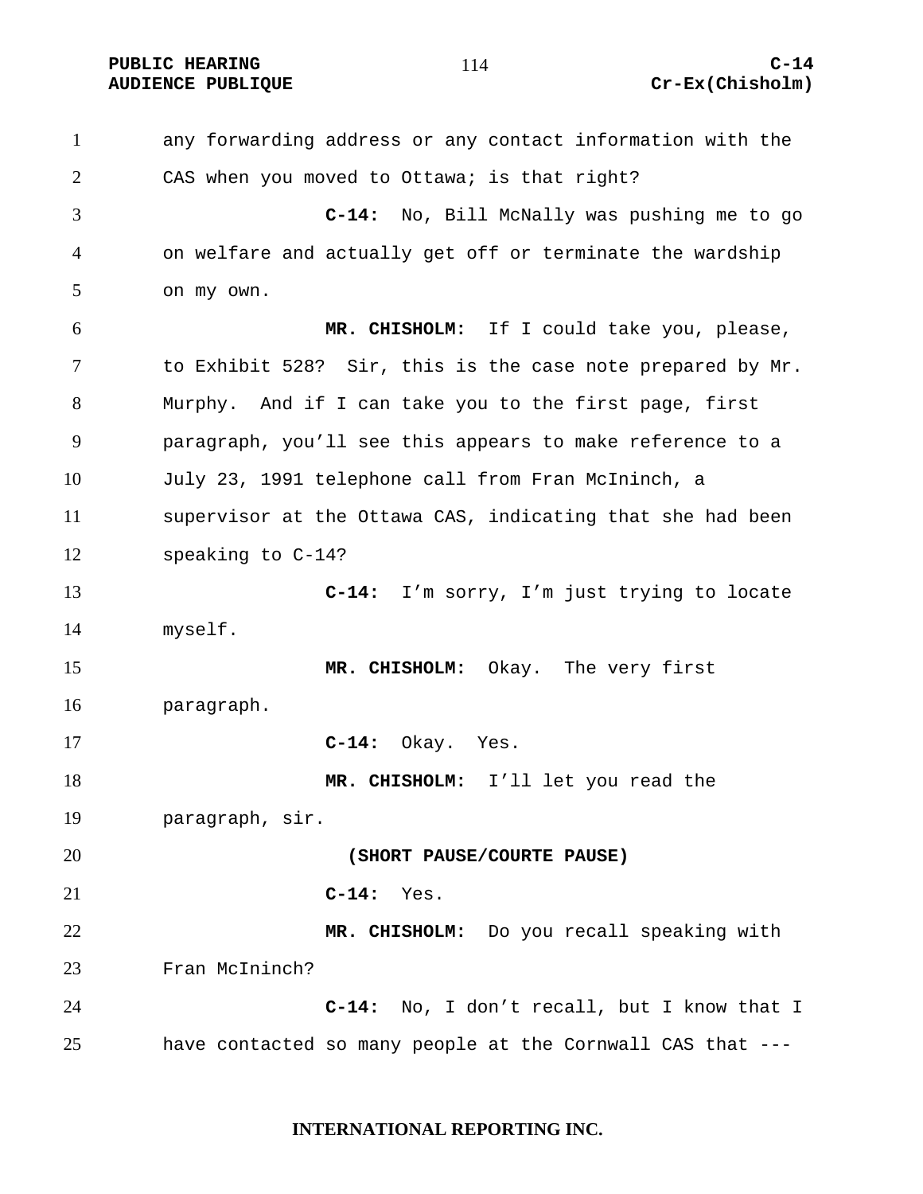any forwarding address or any contact information with the CAS when you moved to Ottawa; is that right?

**C-14:** No, Bill McNally was pushing me to go on welfare and actually get off or terminate the wardship on my own.

**MR. CHISHOLM:** If I could take you, please, to Exhibit 528? Sir, this is the case note prepared by Mr. Murphy. And if I can take you to the first page, first paragraph, you'll see this appears to make reference to a July 23, 1991 telephone call from Fran McIninch, a supervisor at the Ottawa CAS, indicating that she had been speaking to C-14?

**C-14:** I'm sorry, I'm just trying to locate myself.

**MR. CHISHOLM:** Okay. The very first paragraph.

**C-14:** Okay. Yes.

**MR. CHISHOLM:** I'll let you read the paragraph, sir.

**(SHORT PAUSE/COURTE PAUSE)**

**C-14:** Yes.

**MR. CHISHOLM:** Do you recall speaking with Fran McIninch?

**C-14:** No, I don't recall, but I know that I have contacted so many people at the Cornwall CAS that ---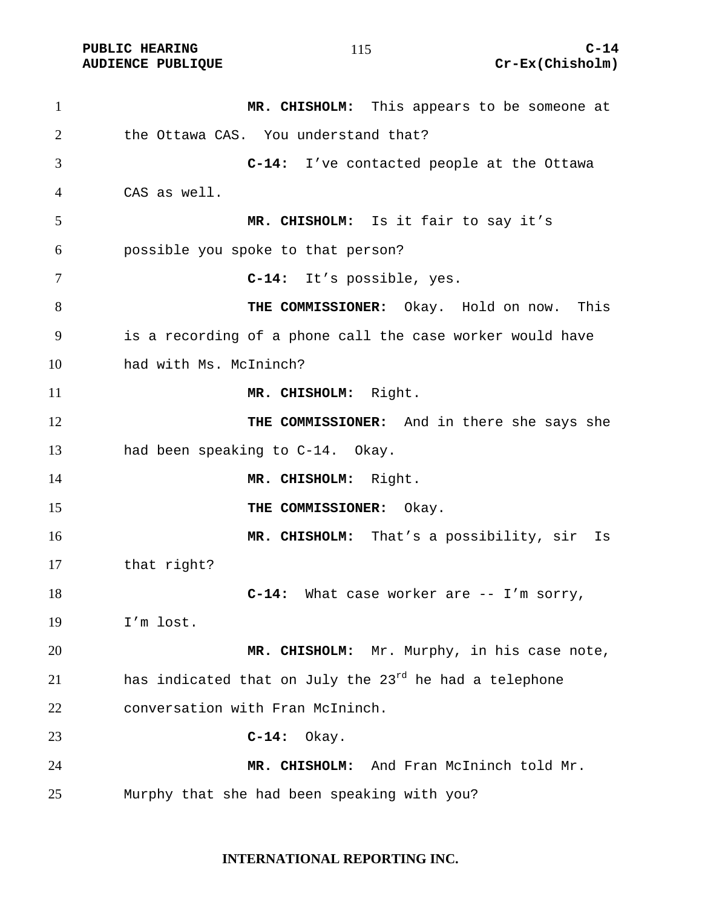**MR. CHISHOLM:** This appears to be someone at the Ottawa CAS. You understand that?

**C-14:** I've contacted people at the Ottawa CAS as well.

**MR. CHISHOLM:** Is it fair to say it's possible you spoke to that person?

**C-14:** It's possible, yes.

**THE COMMISSIONER:** Okay. Hold on now. This is a recording of a phone call the case worker would have had with Ms. McIninch?

**MR. CHISHOLM:** Right.

**THE COMMISSIONER:** And in there she says she had been speaking to C-14. Okay.

**MR. CHISHOLM:** Right.

**THE COMMISSIONER:** Okay.

**MR. CHISHOLM:** That's a possibility, sir Is that right?

**C-14:** What case worker are -- I'm sorry, I'm lost.

**MR. CHISHOLM:** Mr. Murphy, in his case note, has indicated that on July the 23rd he had a telephone conversation with Fran McIninch.

**C-14:** Okay.

**MR. CHISHOLM:** And Fran McIninch told Mr. Murphy that she had been speaking with you?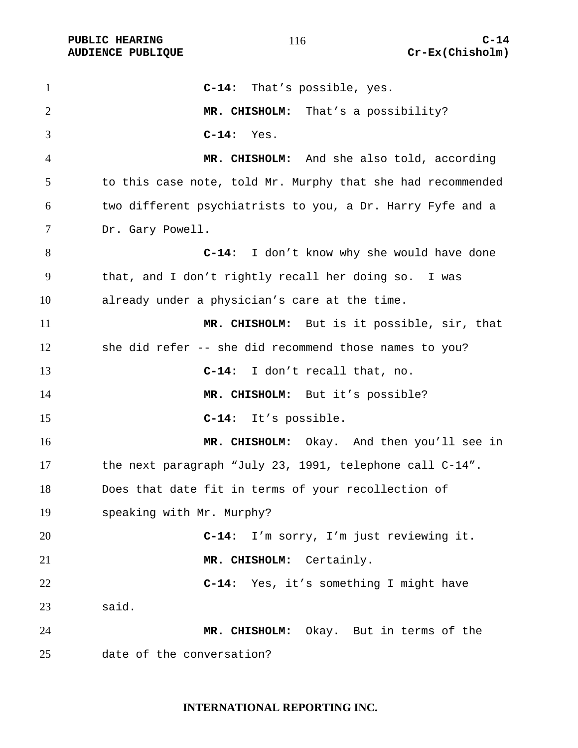**C-14:** That's possible, yes.

**MR. CHISHOLM:** That's a possibility?

**C-14:** Yes.

**MR. CHISHOLM:** And she also told, according to this case note, told Mr. Murphy that she had recommended two different psychiatrists to you, a Dr. Harry Fyfe and a Dr. Gary Powell.

**C-14:** I don't know why she would have done that, and I don't rightly recall her doing so. I was already under a physician's care at the time.

**MR. CHISHOLM:** But is it possible, sir, that she did refer -- she did recommend those names to you?

**C-14:** I don't recall that, no.

**MR. CHISHOLM:** But it's possible?

**C-14:** It's possible.

**MR. CHISHOLM:** Okay. And then you'll see in the next paragraph "July 23, 1991, telephone call C-14". Does that date fit in terms of your recollection of speaking with Mr. Murphy?

**C-14:** I'm sorry, I'm just reviewing it.

**MR. CHISHOLM:** Certainly.

**C-14:** Yes, it's something I might have said.

**MR. CHISHOLM:** Okay. But in terms of the date of the conversation?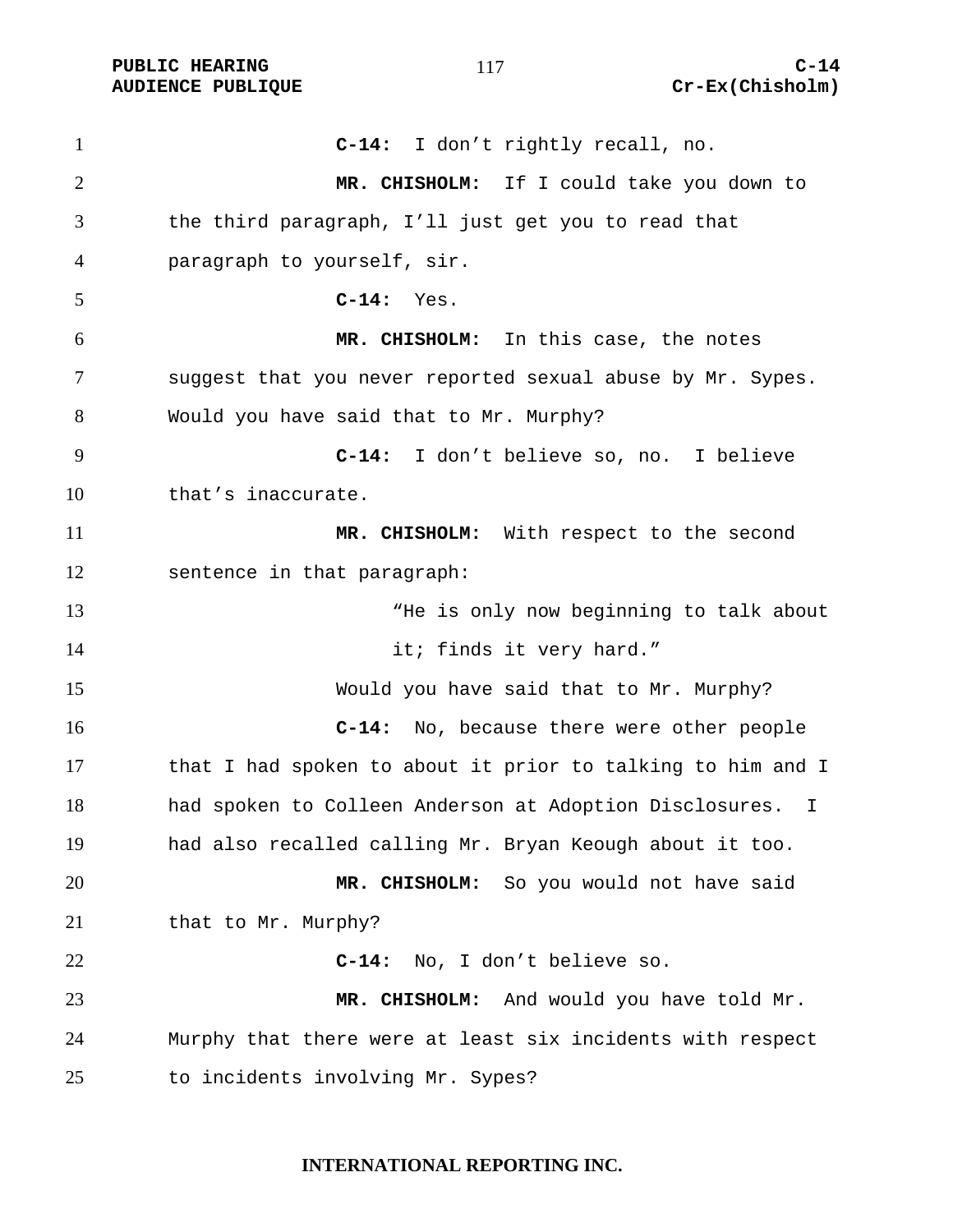**C-14:** I don’t rightly recall, no.

**MR. CHISHOLM:** If I could take you down to the third paragraph, I’ll just get you to read that paragraph to yourself, sir.

**C-14:** Yes.

**MR. CHISHOLM:** In this case, the notes suggest that you never reported sexual abuse by Mr. Sypes. Would you have said that to Mr. Murphy?

**C-14:** I don’t believe so, no. I believe that’s inaccurate.

**MR. CHISHOLM:** With respect to the second sentence in that paragraph:

> “He is only now beginning to talk about it; finds it very hard.”

Would you have said that to Mr. Murphy?

**C-14:** No, because there were other people that I had spoken to about it prior to talking to him and I had spoken to Colleen Anderson at Adoption Disclosures. I had also recalled calling Mr. Bryan Keough about it too.

**MR. CHISHOLM:** So you would not have said that to Mr. Murphy?

**C-14:** No, I don’t believe so.

**MR. CHISHOLM:** And would you have told Mr. Murphy that there were at least six incidents with respect to incidents involving Mr. Sypes?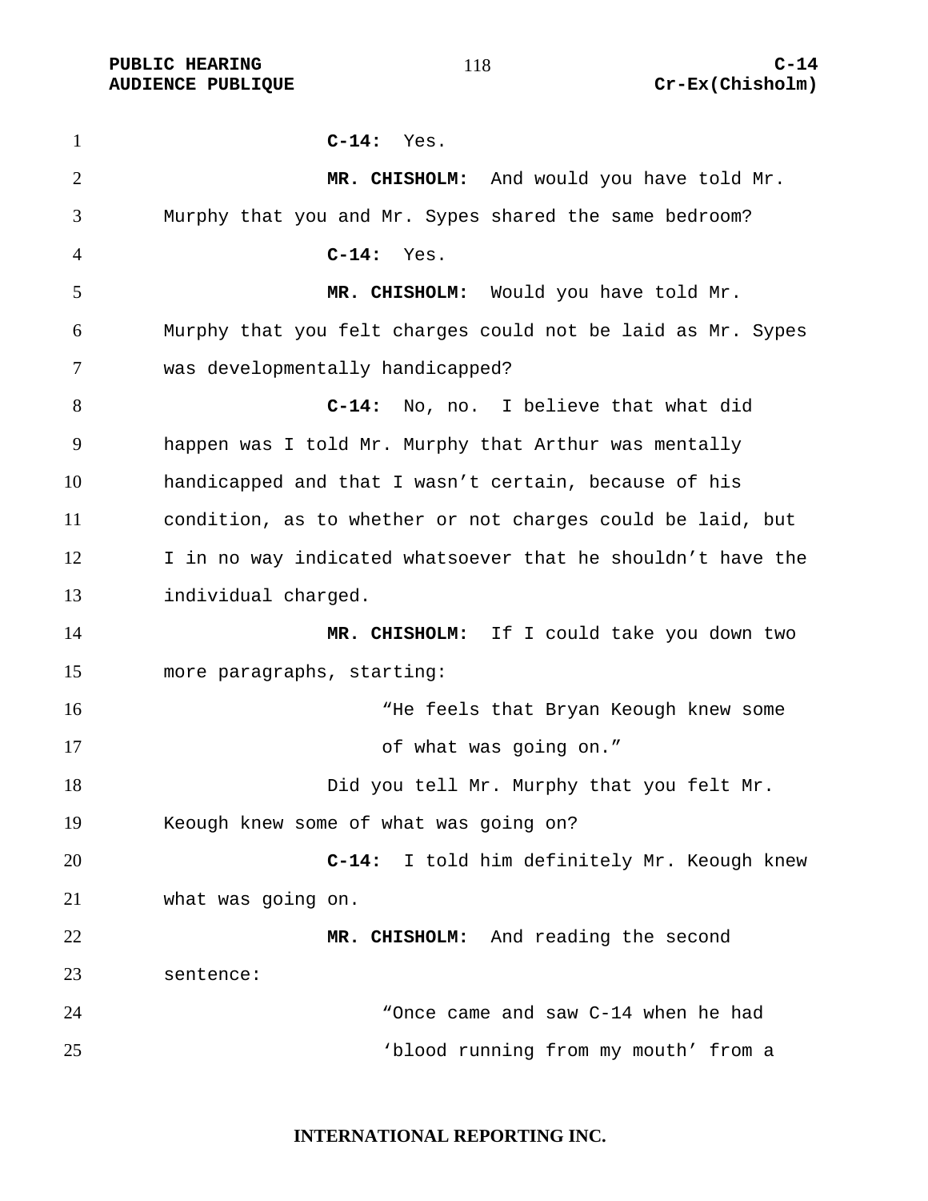**C-14:** Yes.

**MR. CHISHOLM:** And would you have told Mr. Murphy that you and Mr. Sypes shared the same bedroom?

**C-14:** Yes.

**MR. CHISHOLM:** Would you have told Mr. Murphy that you felt charges could not be laid as Mr. Sypes was developmentally handicapped?

**C-14:** No, no. I believe that what did happen was I told Mr. Murphy that Arthur was mentally handicapped and that I wasn't certain, because of his condition, as to whether or not charges could be laid, but I in no way indicated whatsoever that he shouldn't have the individual charged.

**MR. CHISHOLM:** If I could take you down two more paragraphs, starting:

> "He feels that Bryan Keough knew some of what was going on."

Did you tell Mr. Murphy that you felt Mr. Keough knew some of what was going on?

**C-14:** I told him definitely Mr. Keough knew what was going on.

**MR. CHISHOLM:** And reading the second sentence:

> "Once came and saw C-14 when he had 'blood running from my mouth' from a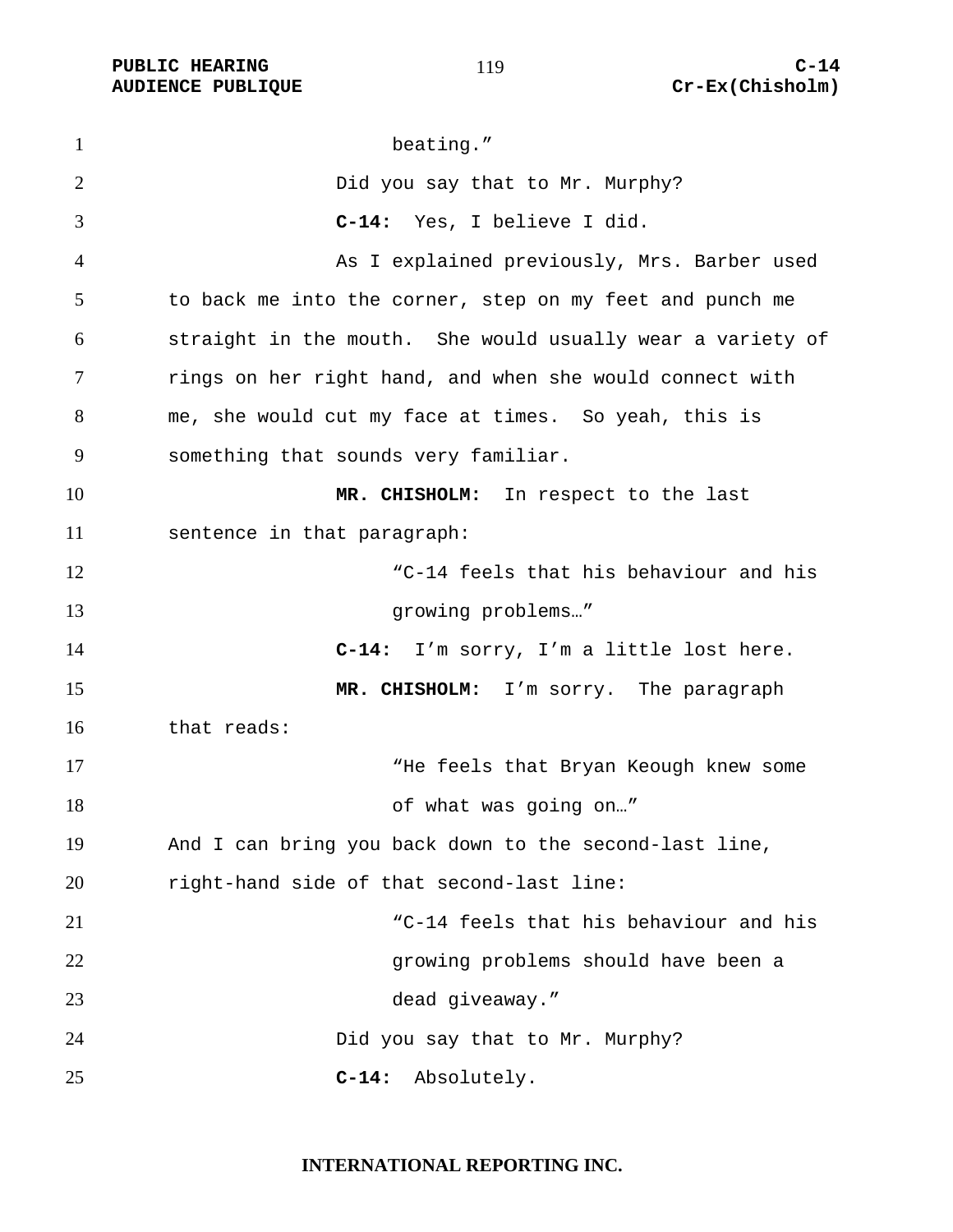beating."

Did you say that to Mr. Murphy?

**C-14:** Yes, I believe I did.

As I explained previously, Mrs. Barber used to back me into the corner, step on my feet and punch me straight in the mouth. She would usually wear a variety of rings on her right hand, and when she would connect with me, she would cut my face at times. So yeah, this is something that sounds very familiar.

**MR. CHISHOLM:** In respect to the last sentence in that paragraph:

> "C-14 feels that his behaviour and his growing problems…"

**C-14:** I'm sorry, I'm a little lost here.

**MR. CHISHOLM:** I'm sorry. The paragraph that reads:

> "He feels that Bryan Keough knew some of what was going on…"

And I can bring you back down to the second-last line, right-hand side of that second-last line:

> "C-14 feels that his behaviour and his growing problems should have been a dead giveaway."

Did you say that to Mr. Murphy?

**C-14:** Absolutely.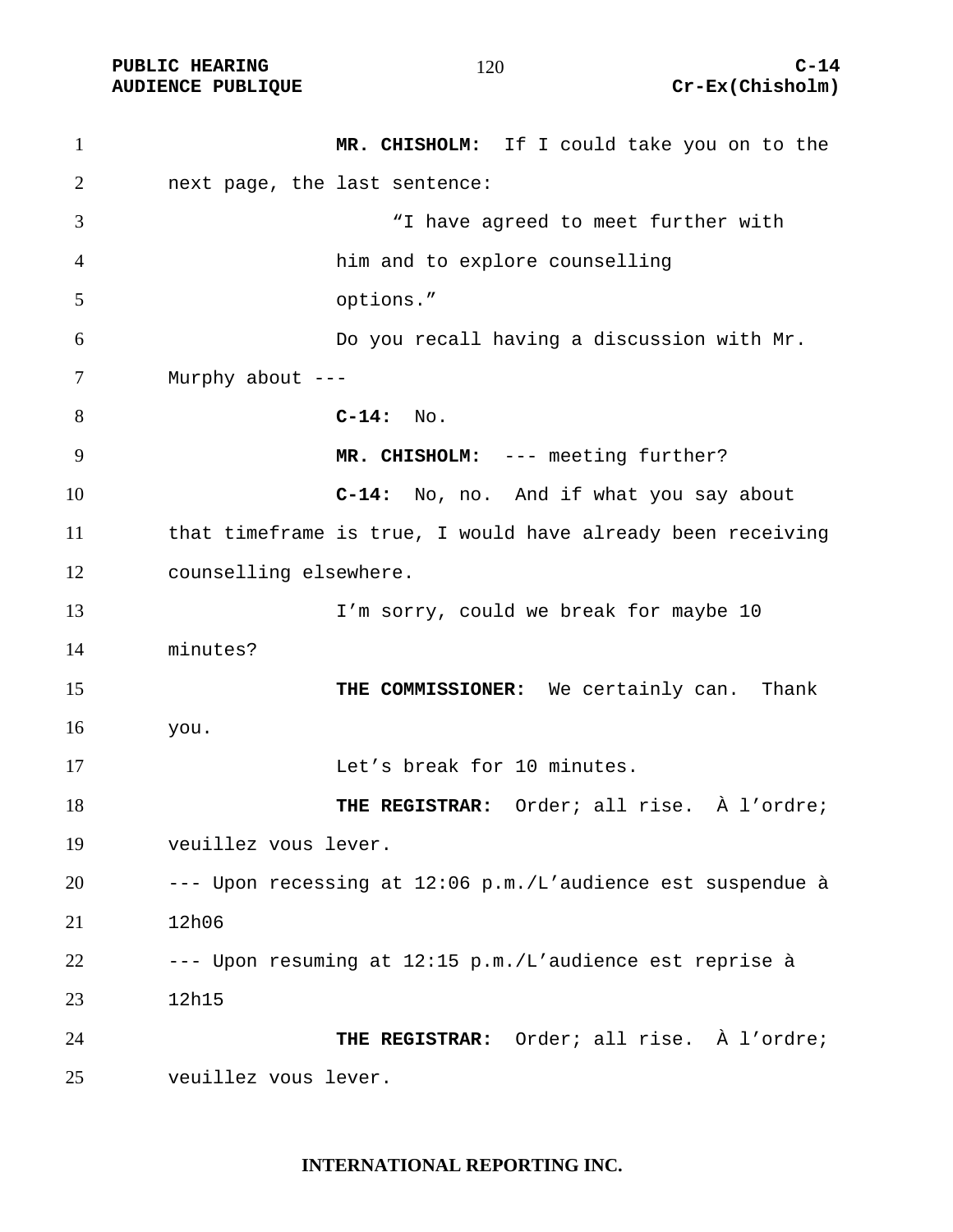**MR. CHISHOLM:** If I could take you on to the next page, the last sentence:

> "I have agreed to meet further with him and to explore counselling options."

Do you recall having a discussion with Mr. Murphy about ---

**C-14:** No.

**MR. CHISHOLM:** --- meeting further?

**C-14:** No, no. And if what you say about that timeframe is true, I would have already been receiving counselling elsewhere.

I'm sorry, could we break for maybe 10 minutes?

**THE COMMISSIONER:** We certainly can. Thank you.

Let's break for 10 minutes.

**THE REGISTRAR:** Order; all rise. À l'ordre; veuillez vous lever.

--- Upon recessing at 12:06 p.m./L'audience est suspendue à 12h06

--- Upon resuming at 12:15 p.m./L'audience est reprise à 12h15

**THE REGISTRAR:** Order; all rise. À l'ordre; veuillez vous lever.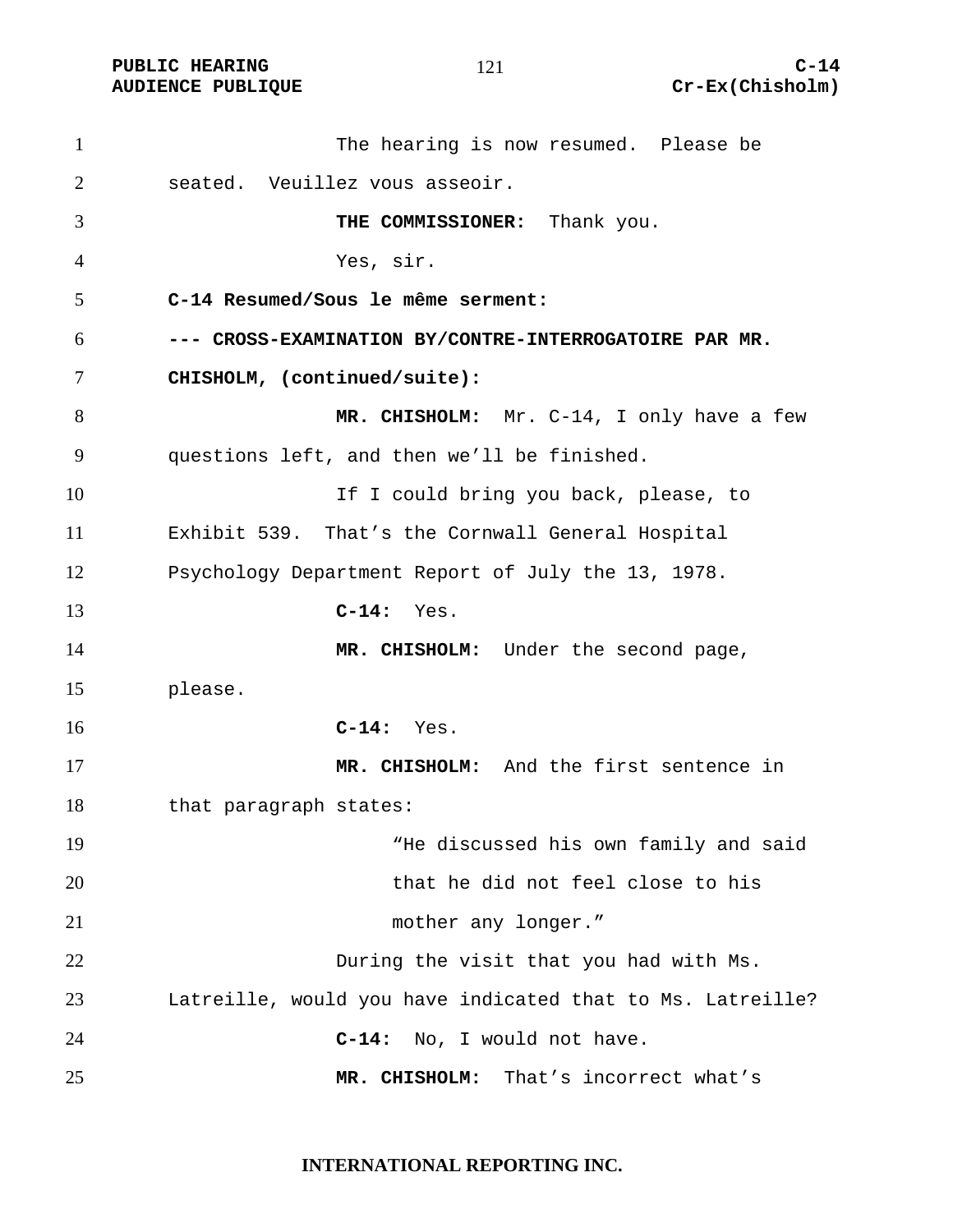The hearing is now resumed. Please be seated. Veuillez vous asseoir.

**THE COMMISSIONER:** Thank you.

Yes, sir.

**C-14 Resumed/Sous le même serment:**

**--- CROSS-EXAMINATION BY/CONTRE-INTERROGATOIRE PAR MR. CHISHOLM, (continued/suite):**

**MR. CHISHOLM:** Mr. C-14, I only have a few questions left, and then we'll be finished.

If I could bring you back, please, to Exhibit 539. That's the Cornwall General Hospital Psychology Department Report of July the 13, 1978.

**C-14:** Yes.

**MR. CHISHOLM:** Under the second page, please.

**C-14:** Yes.

**MR. CHISHOLM:** And the first sentence in that paragraph states:

> "He discussed his own family and said that he did not feel close to his mother any longer."

During the visit that you had with Ms. Latreille, would you have indicated that to Ms. Latreille?

**C-14:** No, I would not have.

**MR. CHISHOLM:** That's incorrect what's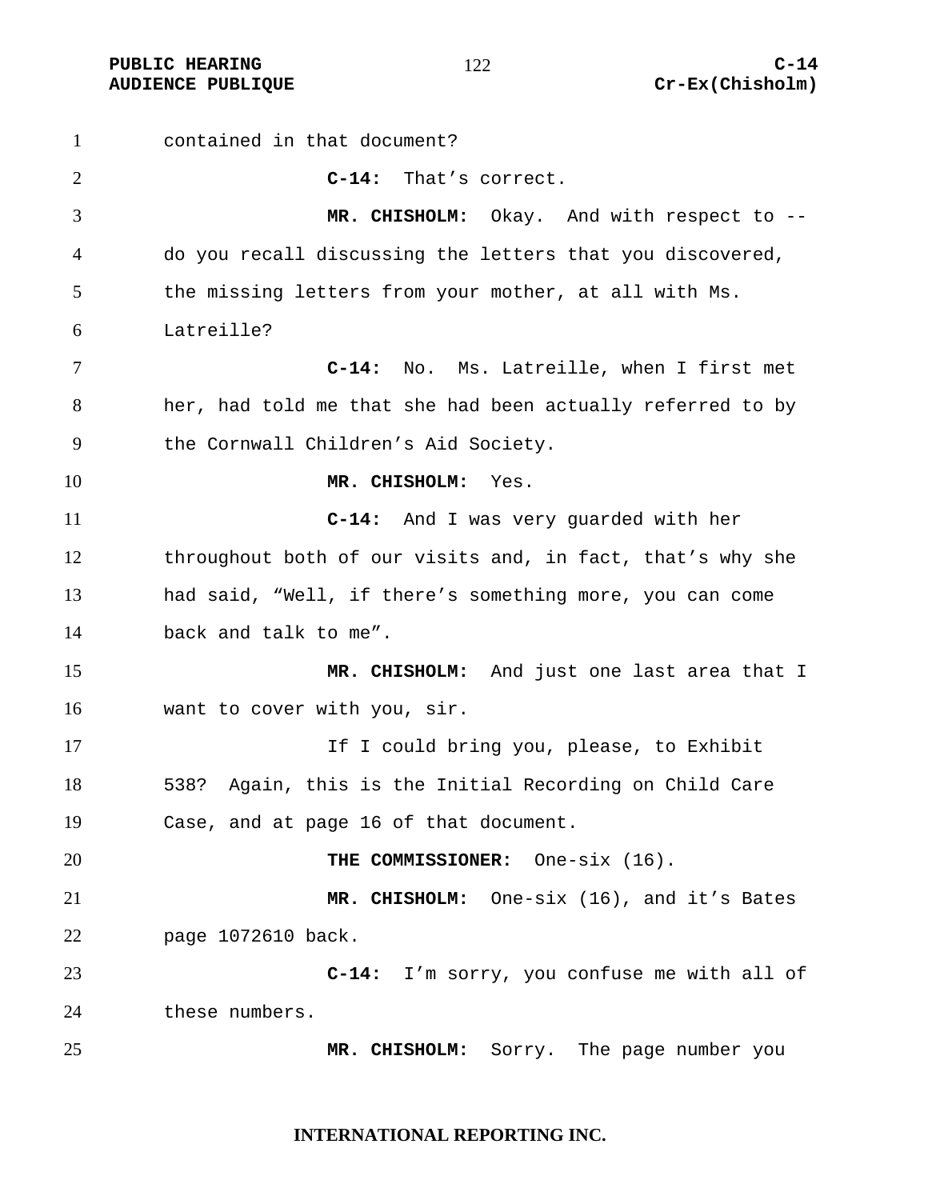contained in that document?

**C-14:** That's correct.

**MR. CHISHOLM:** Okay. And with respect to -- do you recall discussing the letters that you discovered, the missing letters from your mother, at all with Ms. Latreille?

**C-14:** No. Ms. Latreille, when I first met her, had told me that she had been actually referred to by the Cornwall Children's Aid Society.

**MR. CHISHOLM:** Yes.

**C-14:** And I was very guarded with her throughout both of our visits and, in fact, that's why she had said, "Well, if there's something more, you can come back and talk to me".

**MR. CHISHOLM:** And just one last area that I want to cover with you, sir.

If I could bring you, please, to Exhibit 538? Again, this is the Initial Recording on Child Care Case, and at page 16 of that document.

**THE COMMISSIONER:** One-six (16).

**MR. CHISHOLM:** One-six (16), and it's Bates page 1072610 back.

**C-14:** I'm sorry, you confuse me with all of these numbers.

**MR. CHISHOLM:** Sorry. The page number you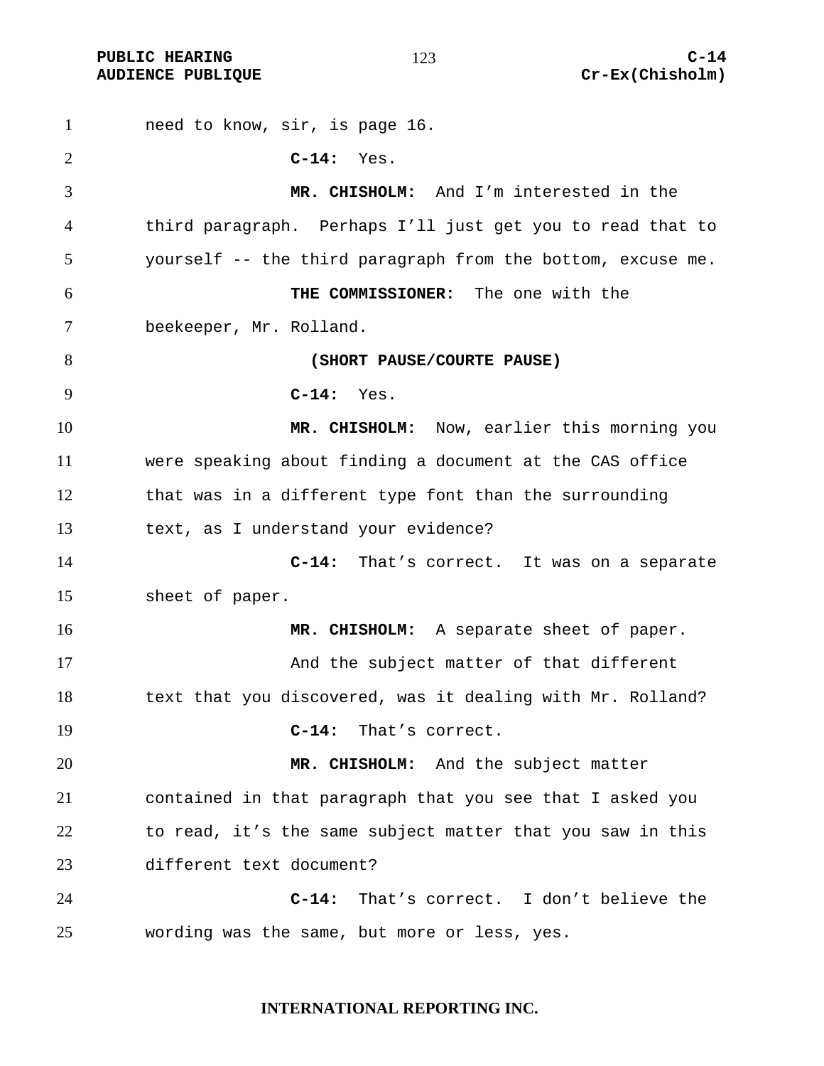need to know, sir, is page 16.

**C-14:** Yes.

**MR. CHISHOLM:** And I'm interested in the third paragraph. Perhaps I'll just get you to read that to yourself -- the third paragraph from the bottom, excuse me.

**THE COMMISSIONER:** The one with the beekeeper, Mr. Rolland.

**(SHORT PAUSE/COURTE PAUSE)**

**C-14:** Yes.

**MR. CHISHOLM:** Now, earlier this morning you were speaking about finding a document at the CAS office that was in a different type font than the surrounding text, as I understand your evidence?

**C-14:** That's correct. It was on a separate sheet of paper.

**MR. CHISHOLM:** A separate sheet of paper.

And the subject matter of that different text that you discovered, was it dealing with Mr. Rolland?

**C-14:** That's correct.

**MR. CHISHOLM:** And the subject matter contained in that paragraph that you see that I asked you to read, it's the same subject matter that you saw in this different text document?

**C-14:** That's correct. I don't believe the wording was the same, but more or less, yes.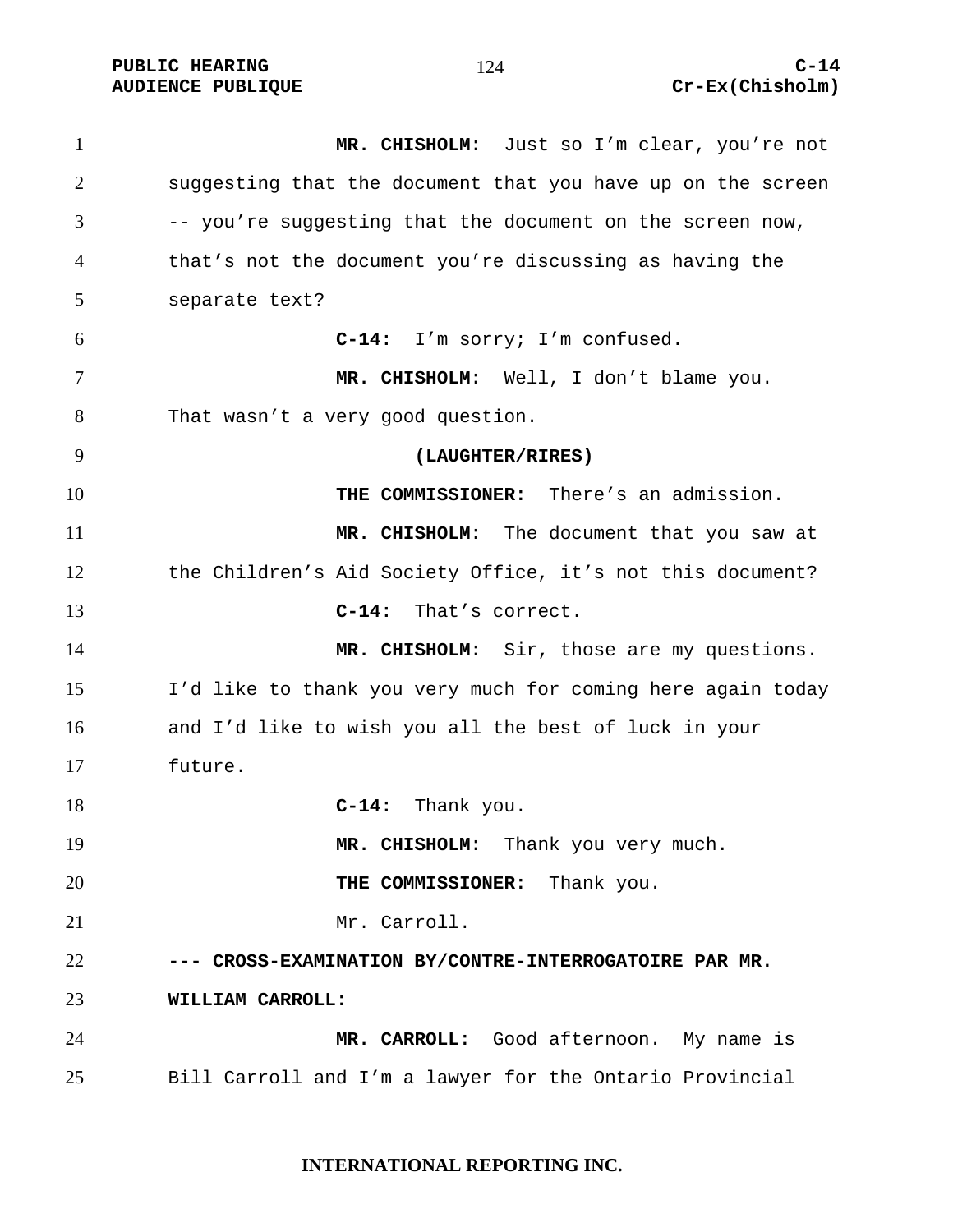**MR. CHISHOLM:** Just so I'm clear, you're not suggesting that the document that you have up on the screen -- you're suggesting that the document on the screen now, that's not the document you're discussing as having the separate text?

**C-14:** I'm sorry; I'm confused.

**MR. CHISHOLM:** Well, I don't blame you. That wasn't a very good question.

**(LAUGHTER/RIRES)**

**THE COMMISSIONER:** There's an admission.

**MR. CHISHOLM:** The document that you saw at the Children's Aid Society Office, it's not this document?

**C-14:** That's correct.

**MR. CHISHOLM:** Sir, those are my questions. I'd like to thank you very much for coming here again today and I'd like to wish you all the best of luck in your future.

**C-14:** Thank you.

**MR. CHISHOLM:** Thank you very much.

**THE COMMISSIONER:** Thank you.

Mr. Carroll.

**--- CROSS-EXAMINATION BY/CONTRE-INTERROGATOIRE PAR MR. WILLIAM CARROLL:**

**MR. CARROLL:** Good afternoon. My name is Bill Carroll and I'm a lawyer for the Ontario Provincial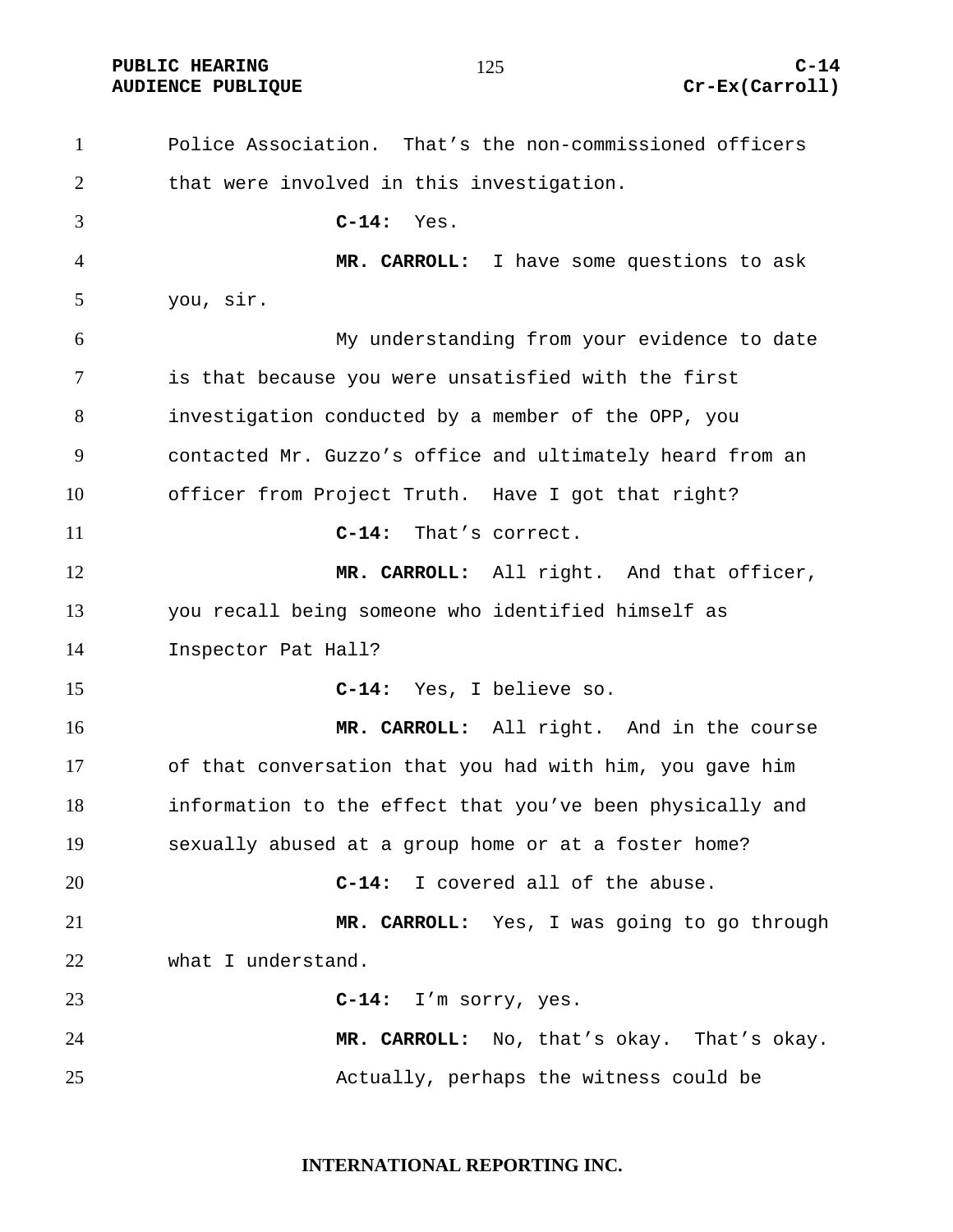Police Association. That's the non-commissioned officers that were involved in this investigation.

**C-14:** Yes.

**MR. CARROLL:** I have some questions to ask you, sir.

My understanding from your evidence to date is that because you were unsatisfied with the first investigation conducted by a member of the OPP, you contacted Mr. Guzzo's office and ultimately heard from an officer from Project Truth. Have I got that right?

**C-14:** That's correct.

**MR. CARROLL:** All right. And that officer, you recall being someone who identified himself as Inspector Pat Hall?

**C-14:** Yes, I believe so.

**MR. CARROLL:** All right. And in the course of that conversation that you had with him, you gave him information to the effect that you've been physically and sexually abused at a group home or at a foster home?

**C-14:** I covered all of the abuse.

**MR. CARROLL:** Yes, I was going to go through what I understand.

**C-14:** I'm sorry, yes.

**MR. CARROLL:** No, that's okay. That's okay.

Actually, perhaps the witness could be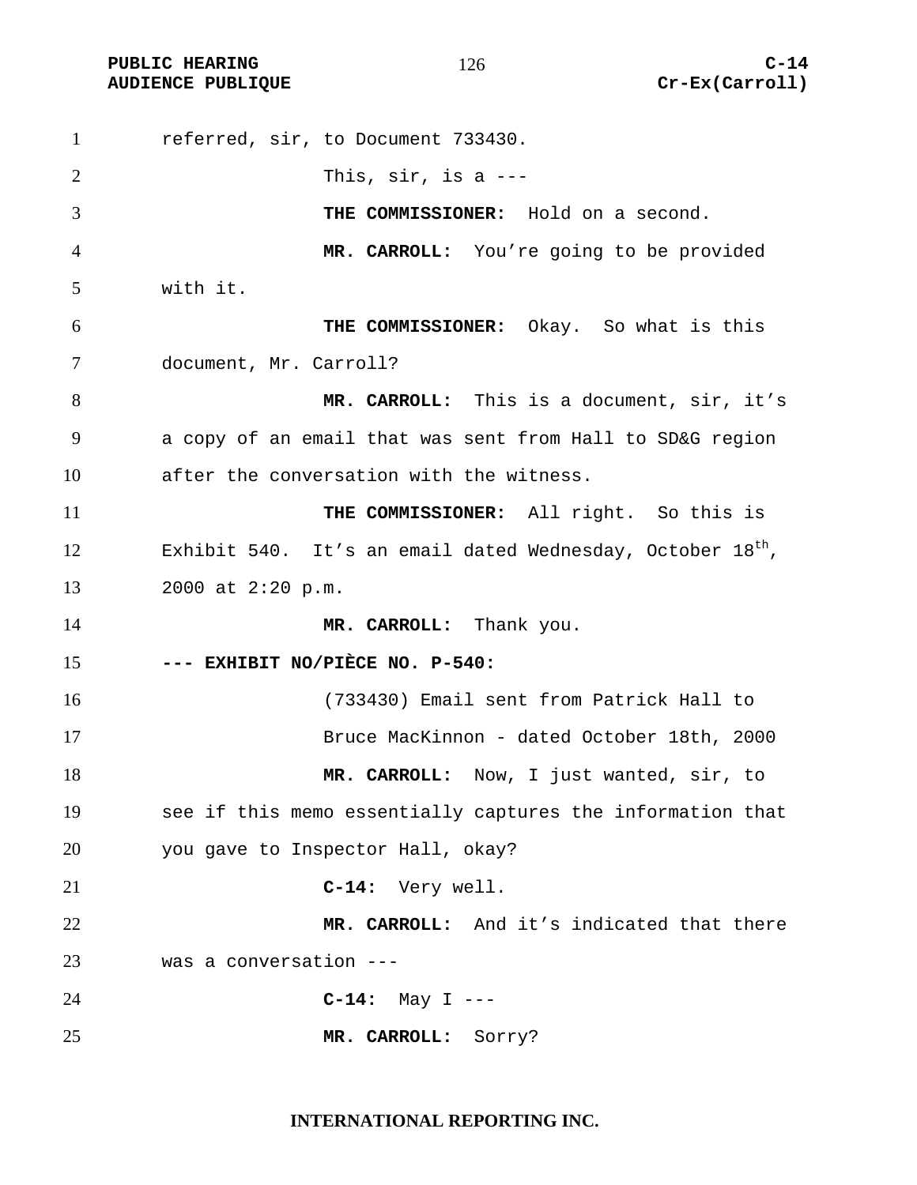referred, sir, to Document 733430.

This, sir, is a ---

**THE COMMISSIONER:** Hold on a second.

**MR. CARROLL:** You're going to be provided with it.

**THE COMMISSIONER:** Okay. So what is this document, Mr. Carroll?

**MR. CARROLL:** This is a document, sir, it's a copy of an email that was sent from Hall to SD&G region after the conversation with the witness.

**THE COMMISSIONER:** All right. So this is Exhibit 540. It's an email dated Wednesday, October 18th, 2000 at 2:20 p.m.

**MR. CARROLL:** Thank you.

**--- EXHIBIT NO/PIÈCE NO. P-540:**

(733430) Email sent from Patrick Hall to Bruce MacKinnon - dated October 18th, 2000

**MR. CARROLL:** Now, I just wanted, sir, to see if this memo essentially captures the information that you gave to Inspector Hall, okay?

**C-14:** Very well.

**MR. CARROLL:** And it's indicated that there was a conversation ---

**C-14:** May I ---

**MR. CARROLL:** Sorry?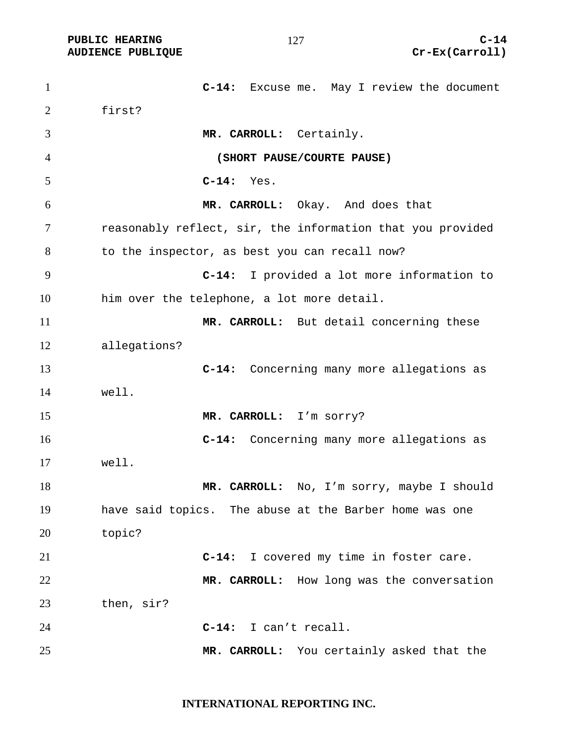**C-14:** Excuse me. May I review the document first?

**MR. CARROLL:** Certainly.

**(SHORT PAUSE/COURTE PAUSE)**

**C-14:** Yes.

**MR. CARROLL:** Okay. And does that reasonably reflect, sir, the information that you provided to the inspector, as best you can recall now?

**C-14:** I provided a lot more information to him over the telephone, a lot more detail.

**MR. CARROLL:** But detail concerning these allegations?

**C-14:** Concerning many more allegations as well.

**MR. CARROLL:** I'm sorry?

**C-14:** Concerning many more allegations as well.

**MR. CARROLL:** No, I'm sorry, maybe I should have said topics. The abuse at the Barber home was one topic?

**C-14:** I covered my time in foster care.

**MR. CARROLL:** How long was the conversation then, sir?

**C-14:** I can't recall.

**MR. CARROLL:** You certainly asked that the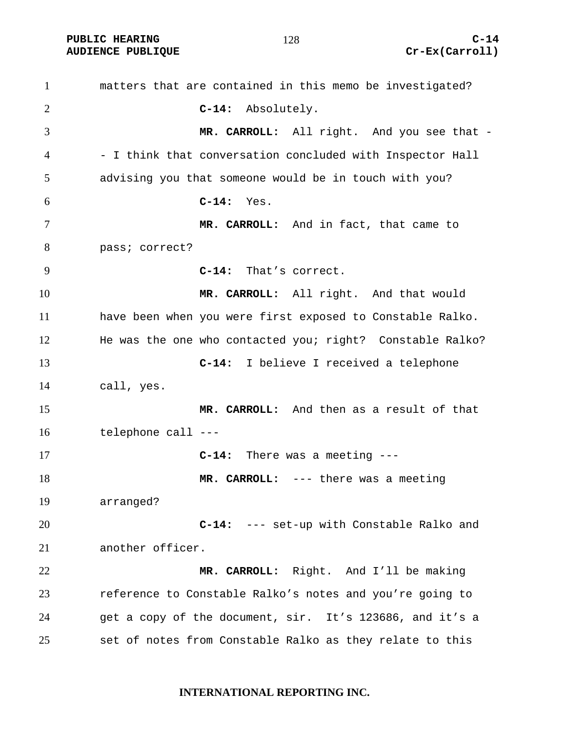matters that are contained in this memo be investigated?

**C-14:** Absolutely.

**MR. CARROLL:** All right. And you see that -- I think that conversation concluded with Inspector Hall advising you that someone would be in touch with you?

**C-14:** Yes.

**MR. CARROLL:** And in fact, that came to pass; correct?

**C-14:** That's correct.

**MR. CARROLL:** All right. And that would have been when you were first exposed to Constable Ralko. He was the one who contacted you; right? Constable Ralko?

**C-14:** I believe I received a telephone call, yes.

**MR. CARROLL:** And then as a result of that telephone call ---

**C-14:** There was a meeting ---

**MR. CARROLL:** --- there was a meeting arranged?

**C-14:** --- set-up with Constable Ralko and another officer.

**MR. CARROLL:** Right. And I'll be making reference to Constable Ralko's notes and you're going to get a copy of the document, sir. It's 123686, and it's a set of notes from Constable Ralko as they relate to this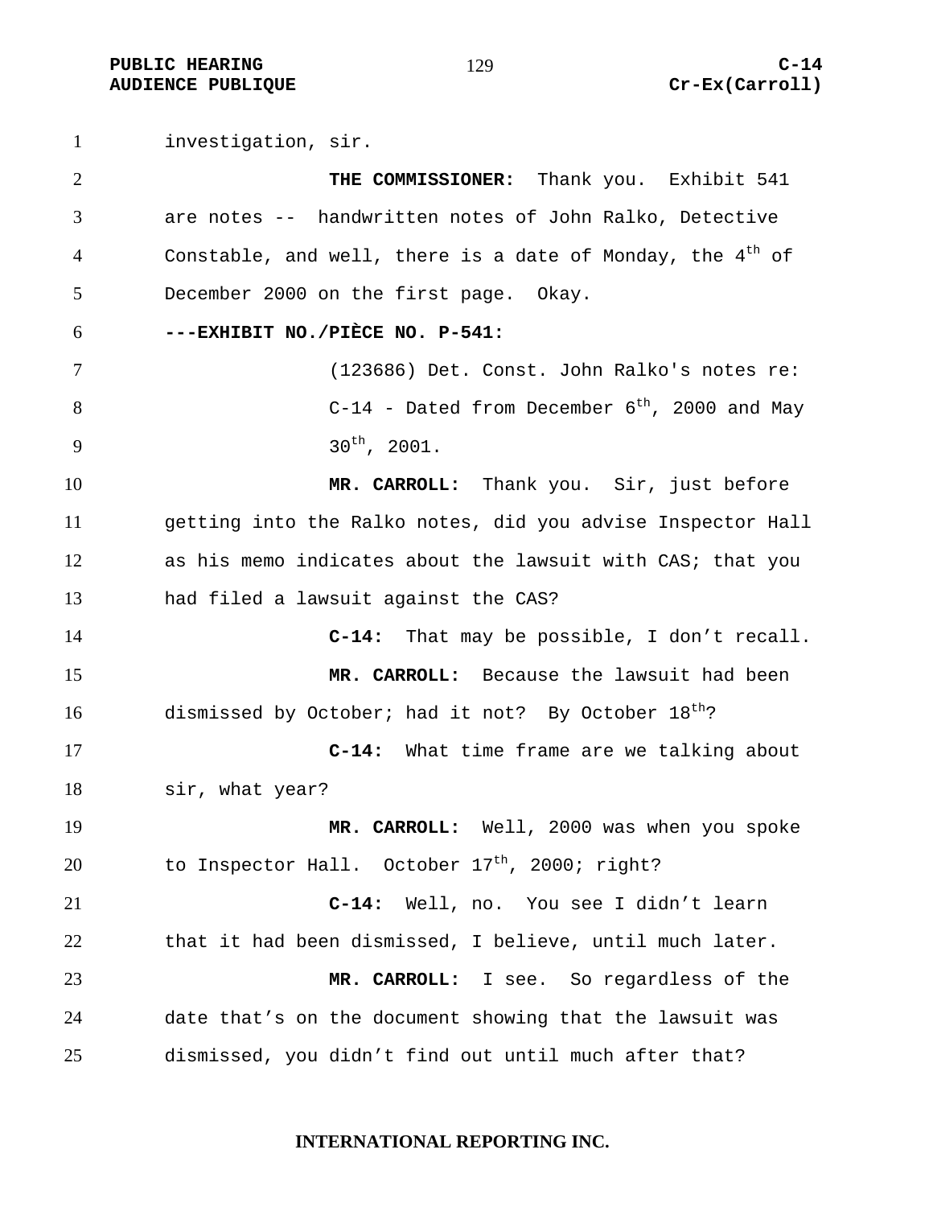investigation, sir.

**THE COMMISSIONER:** Thank you. Exhibit 541 are notes -- handwritten notes of John Ralko, Detective Constable, and well, there is a date of Monday, the 4th of December 2000 on the first page. Okay.

**---EXHIBIT NO./PIÈCE NO. P-541:**

(123686) Det. Const. John Ralko's notes re: C-14 - Dated from December 6th, 2000 and May 30th, 2001.

**MR. CARROLL:** Thank you. Sir, just before getting into the Ralko notes, did you advise Inspector Hall as his memo indicates about the lawsuit with CAS; that you had filed a lawsuit against the CAS?

**C-14:** That may be possible, I don't recall.

**MR. CARROLL:** Because the lawsuit had been dismissed by October; had it not? By October 18th?

**C-14:** What time frame are we talking about sir, what year?

**MR. CARROLL:** Well, 2000 was when you spoke to Inspector Hall. October 17th, 2000; right?

**C-14:** Well, no. You see I didn't learn that it had been dismissed, I believe, until much later.

**MR. CARROLL:** I see. So regardless of the date that's on the document showing that the lawsuit was dismissed, you didn't find out until much after that?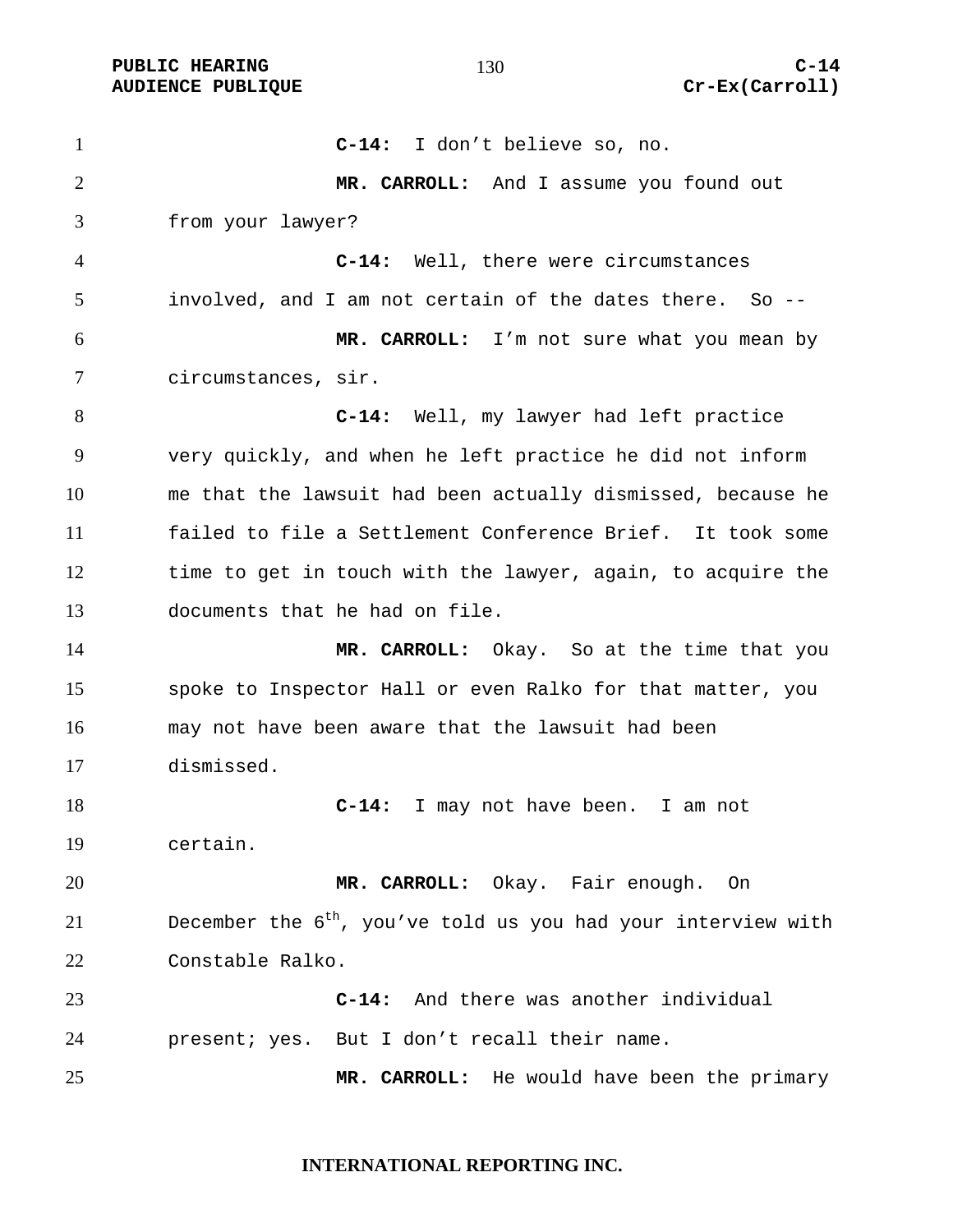**C-14:** I don't believe so, no.

**MR. CARROLL:** And I assume you found out from your lawyer?

**C-14:** Well, there were circumstances involved, and I am not certain of the dates there. So --

**MR. CARROLL:** I'm not sure what you mean by circumstances, sir.

**C-14:** Well, my lawyer had left practice very quickly, and when he left practice he did not inform me that the lawsuit had been actually dismissed, because he failed to file a Settlement Conference Brief. It took some time to get in touch with the lawyer, again, to acquire the documents that he had on file.

**MR. CARROLL:** Okay. So at the time that you spoke to Inspector Hall or even Ralko for that matter, you may not have been aware that the lawsuit had been dismissed.

**C-14:** I may not have been. I am not certain.

**MR. CARROLL:** Okay. Fair enough. On December the 6th, you've told us you had your interview with Constable Ralko.

**C-14:** And there was another individual present; yes. But I don't recall their name.

**MR. CARROLL:** He would have been the primary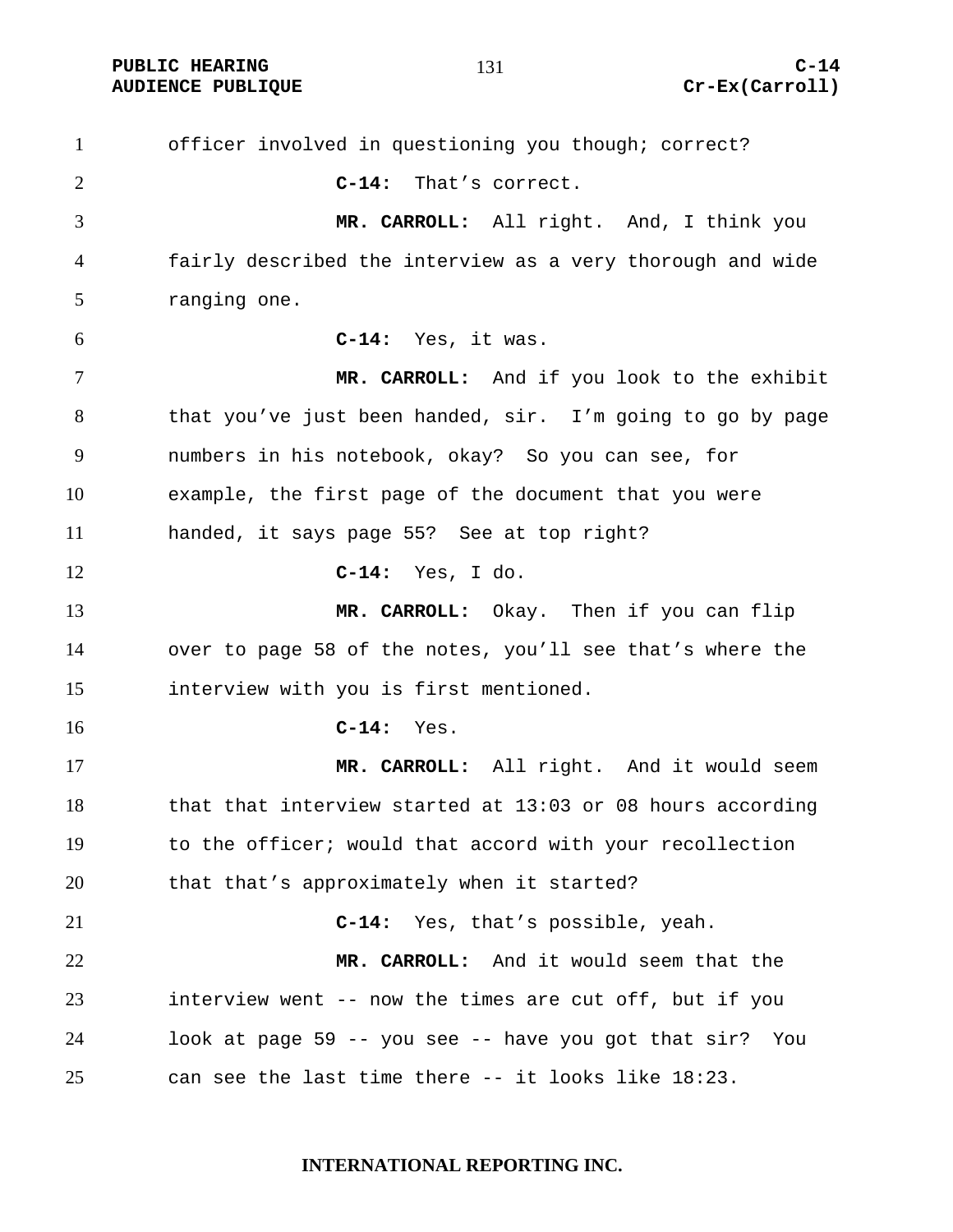officer involved in questioning you though; correct?

**C-14:** That's correct.

**MR. CARROLL:** All right. And, I think you fairly described the interview as a very thorough and wide ranging one.

**C-14:** Yes, it was.

**MR. CARROLL:** And if you look to the exhibit that you've just been handed, sir. I'm going to go by page numbers in his notebook, okay? So you can see, for example, the first page of the document that you were handed, it says page 55? See at top right?

**C-14:** Yes, I do.

**MR. CARROLL:** Okay. Then if you can flip over to page 58 of the notes, you'll see that's where the interview with you is first mentioned.

**C-14:** Yes.

**MR. CARROLL:** All right. And it would seem that that interview started at 13:03 or 08 hours according to the officer; would that accord with your recollection that that's approximately when it started?

**C-14:** Yes, that's possible, yeah.

**MR. CARROLL:** And it would seem that the interview went -- now the times are cut off, but if you look at page 59 -- you see -- have you got that sir? You can see the last time there -- it looks like 18:23.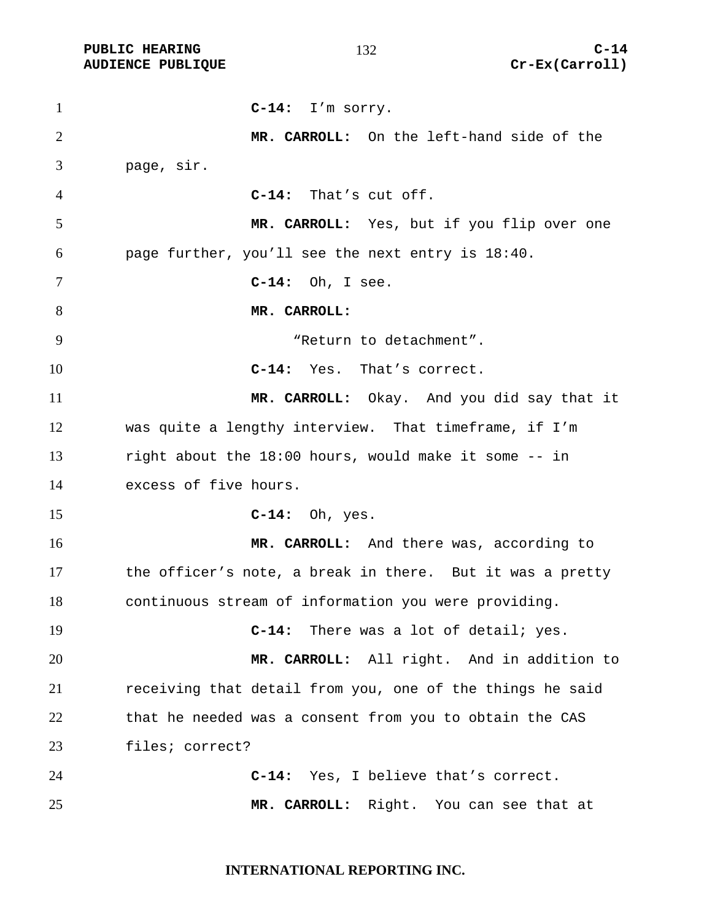**C-14:** I'm sorry.

**MR. CARROLL:** On the left-hand side of the page, sir.

**C-14:** That's cut off.

**MR. CARROLL:** Yes, but if you flip over one page further, you'll see the next entry is 18:40.

**C-14:** Oh, I see.

**MR. CARROLL:**

"Return to detachment".

**C-14:** Yes. That's correct.

**MR. CARROLL:** Okay. And you did say that it was quite a lengthy interview. That timeframe, if I'm right about the 18:00 hours, would make it some -- in excess of five hours.

**C-14:** Oh, yes.

**MR. CARROLL:** And there was, according to the officer's note, a break in there. But it was a pretty continuous stream of information you were providing.

**C-14:** There was a lot of detail; yes.

**MR. CARROLL:** All right. And in addition to receiving that detail from you, one of the things he said that he needed was a consent from you to obtain the CAS files; correct?

**C-14:** Yes, I believe that's correct.

**MR. CARROLL:** Right. You can see that at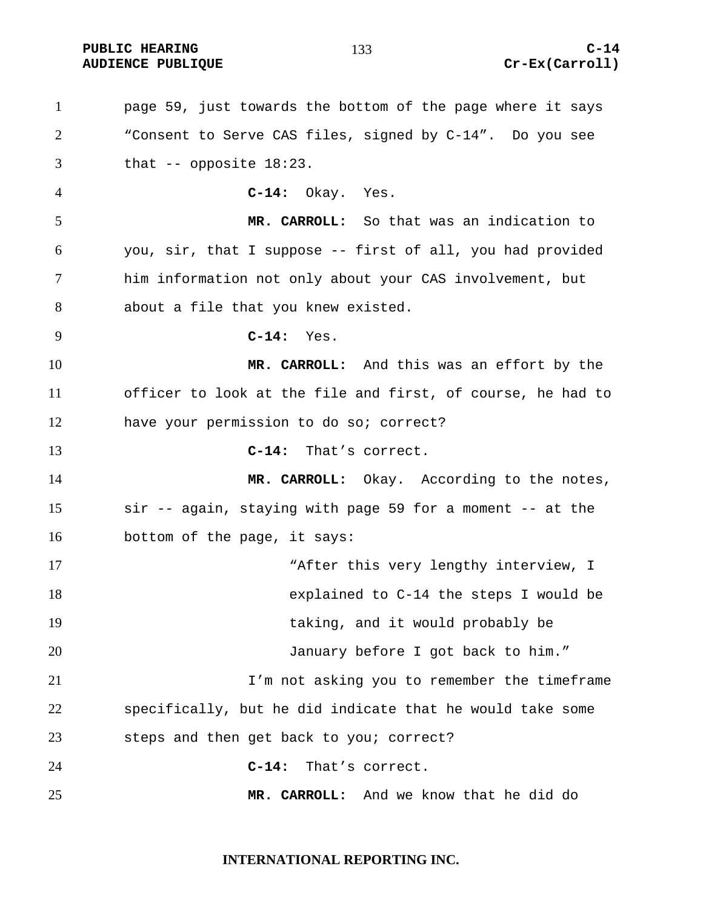page 59, just towards the bottom of the page where it says "Consent to Serve CAS files, signed by C-14". Do you see that -- opposite 18:23.

**C-14:** Okay. Yes.

**MR. CARROLL:** So that was an indication to you, sir, that I suppose -- first of all, you had provided him information not only about your CAS involvement, but about a file that you knew existed.

**C-14:** Yes.

**MR. CARROLL:** And this was an effort by the officer to look at the file and first, of course, he had to have your permission to do so; correct?

**C-14:** That's correct.

**MR. CARROLL:** Okay. According to the notes, sir -- again, staying with page 59 for a moment -- at the bottom of the page, it says:

> "After this very lengthy interview, I explained to C-14 the steps I would be taking, and it would probably be January before I got back to him."

I'm not asking you to remember the timeframe specifically, but he did indicate that he would take some steps and then get back to you; correct?

**C-14:** That's correct.

**MR. CARROLL:** And we know that he did do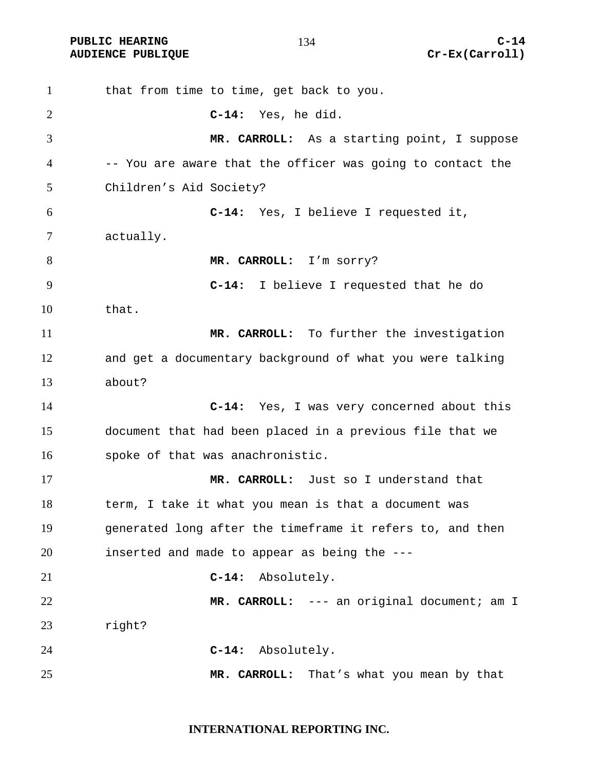that from time to time, get back to you.

**C-14:** Yes, he did.

**MR. CARROLL:** As a starting point, I suppose -- You are aware that the officer was going to contact the Children's Aid Society?

**C-14:** Yes, I believe I requested it, actually.

**MR. CARROLL:** I'm sorry?

**C-14:** I believe I requested that he do that.

**MR. CARROLL:** To further the investigation and get a documentary background of what you were talking about?

**C-14:** Yes, I was very concerned about this document that had been placed in a previous file that we spoke of that was anachronistic.

**MR. CARROLL:** Just so I understand that term, I take it what you mean is that a document was generated long after the timeframe it refers to, and then inserted and made to appear as being the ---

**C-14:** Absolutely.

**MR. CARROLL:** --- an original document; am I right?

**C-14:** Absolutely.

**MR. CARROLL:** That's what you mean by that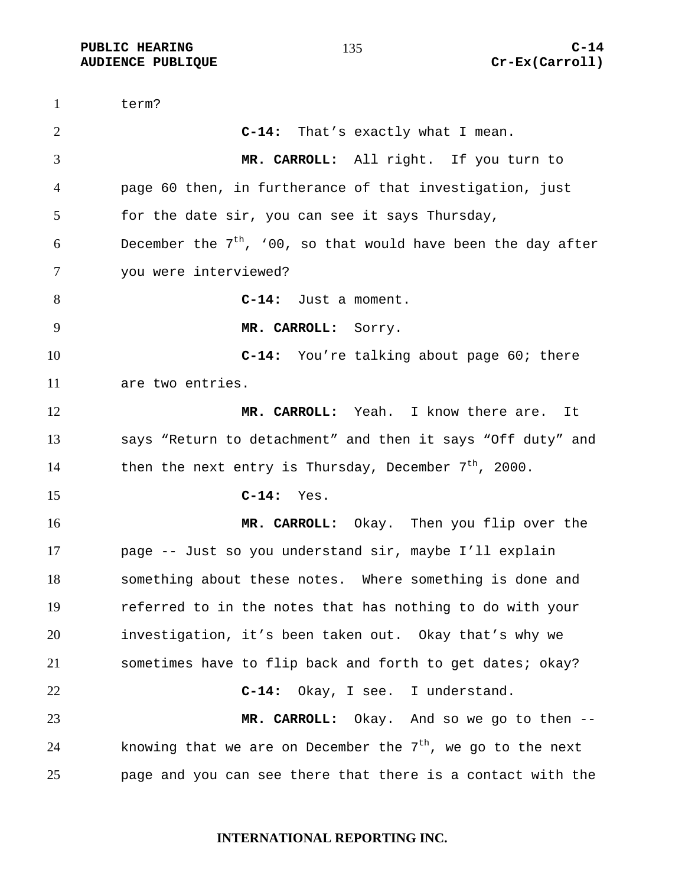term?

**C-14:** That's exactly what I mean.

**MR. CARROLL:** All right. If you turn to page 60 then, in furtherance of that investigation, just for the date sir, you can see it says Thursday, December the 7th, '00, so that would have been the day after you were interviewed?

**C-14:** Just a moment.

**MR. CARROLL:** Sorry.

**C-14:** You're talking about page 60; there are two entries.

**MR. CARROLL:** Yeah. I know there are. It says "Return to detachment" and then it says "Off duty" and then the next entry is Thursday, December 7th, 2000.

**C-14:** Yes.

**MR. CARROLL:** Okay. Then you flip over the page -- Just so you understand sir, maybe I'll explain something about these notes. Where something is done and referred to in the notes that has nothing to do with your investigation, it's been taken out. Okay that's why we sometimes have to flip back and forth to get dates; okay?

**C-14:** Okay, I see. I understand.

**MR. CARROLL:** Okay. And so we go to then -- knowing that we are on December the 7th, we go to the next page and you can see there that there is a contact with the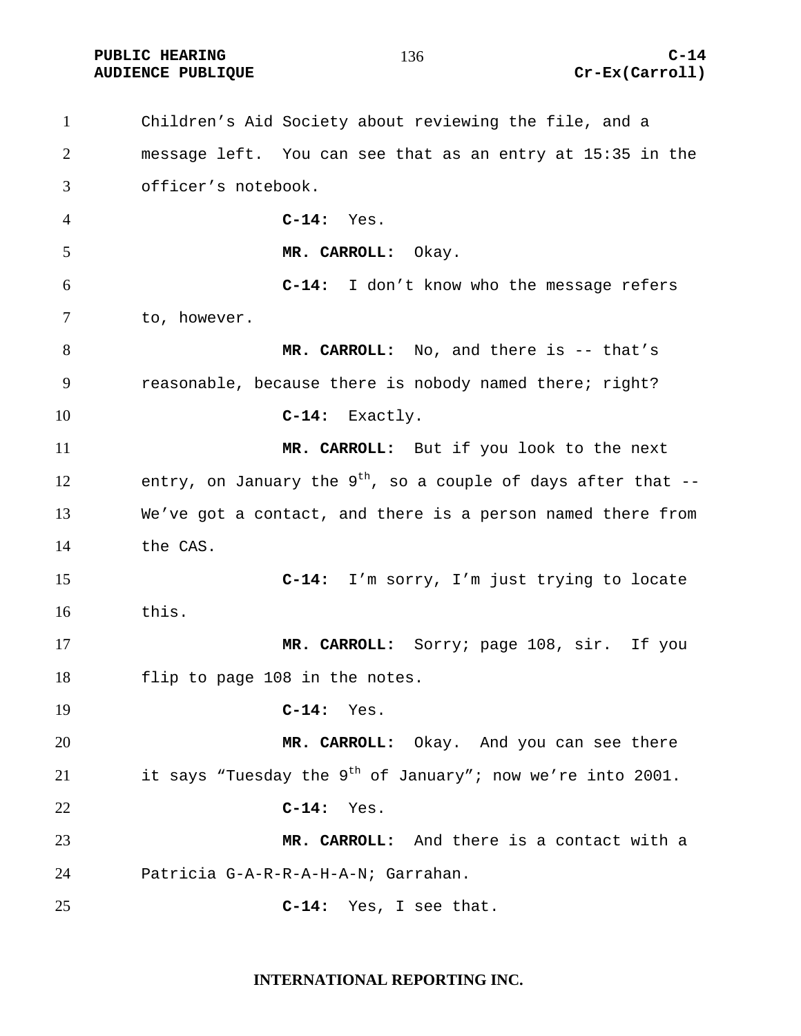Children's Aid Society about reviewing the file, and a message left. You can see that as an entry at 15:35 in the officer's notebook.

**C-14:** Yes.

**MR. CARROLL:** Okay.

**C-14:** I don't know who the message refers to, however.

**MR. CARROLL:** No, and there is -- that's reasonable, because there is nobody named there; right?

**C-14:** Exactly.

**MR. CARROLL:** But if you look to the next entry, on January the 9th, so a couple of days after that -- We've got a contact, and there is a person named there from the CAS.

**C-14:** I'm sorry, I'm just trying to locate this.

**MR. CARROLL:** Sorry; page 108, sir. If you flip to page 108 in the notes.

**C-14:** Yes.

**MR. CARROLL:** Okay. And you can see there it says "Tuesday the 9th of January"; now we're into 2001.

**C-14:** Yes.

**MR. CARROLL:** And there is a contact with a Patricia G-A-R-R-A-H-A-N; Garrahan.

**C-14:** Yes, I see that.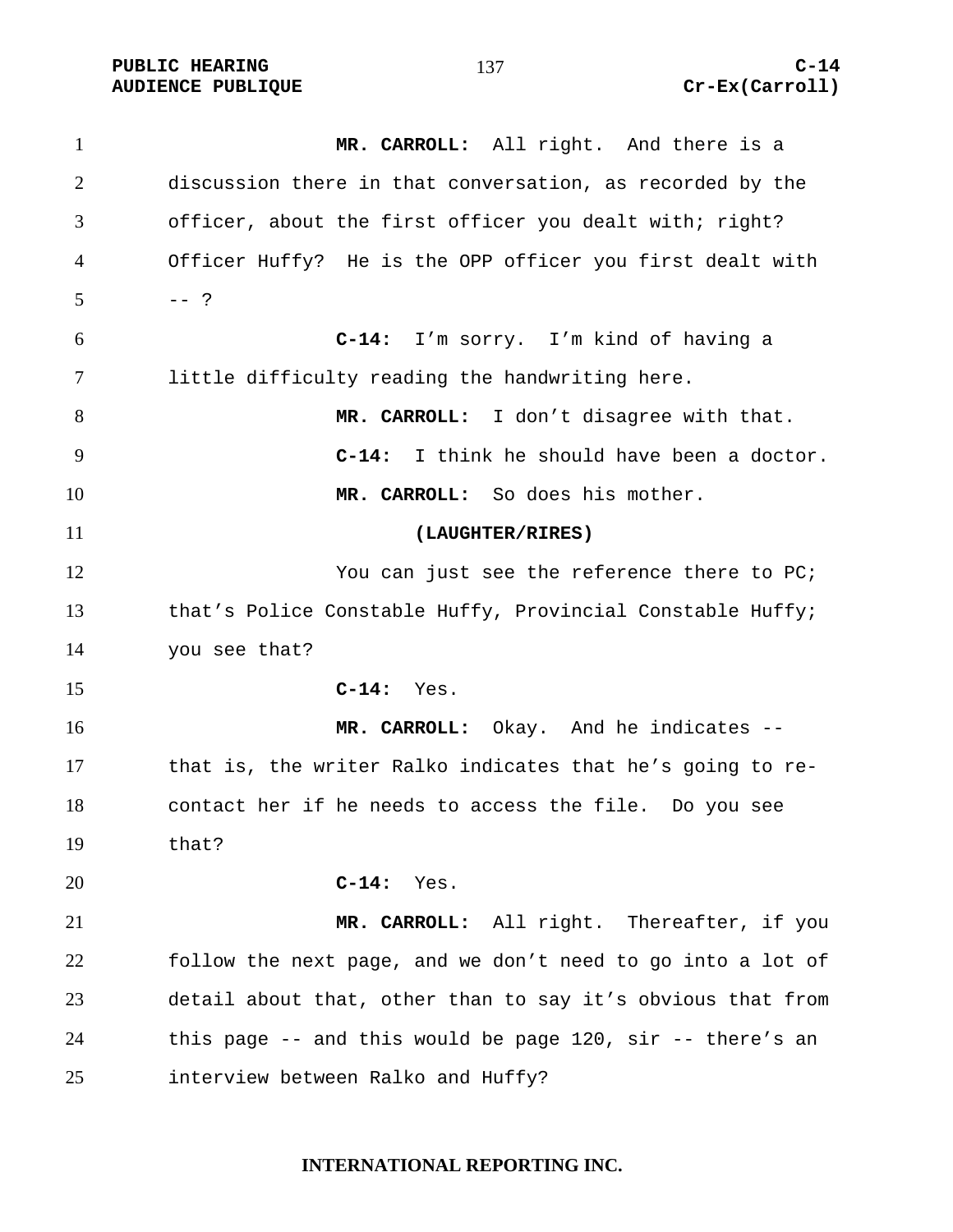**MR. CARROLL:** All right. And there is a discussion there in that conversation, as recorded by the officer, about the first officer you dealt with; right? Officer Huffy? He is the OPP officer you first dealt with -- ?

**C-14:** I'm sorry. I'm kind of having a little difficulty reading the handwriting here.

**MR. CARROLL:** I don't disagree with that.

**C-14:** I think he should have been a doctor.

**MR. CARROLL:** So does his mother.

**(LAUGHTER/RIRES)**

You can just see the reference there to PC; that's Police Constable Huffy, Provincial Constable Huffy; you see that?

**C-14:** Yes.

**MR. CARROLL:** Okay. And he indicates -- that is, the writer Ralko indicates that he's going to re-contact her if he needs to access the file. Do you see that?

**C-14:** Yes.

**MR. CARROLL:** All right. Thereafter, if you follow the next page, and we don't need to go into a lot of detail about that, other than to say it's obvious that from this page -- and this would be page 120, sir -- there's an interview between Ralko and Huffy?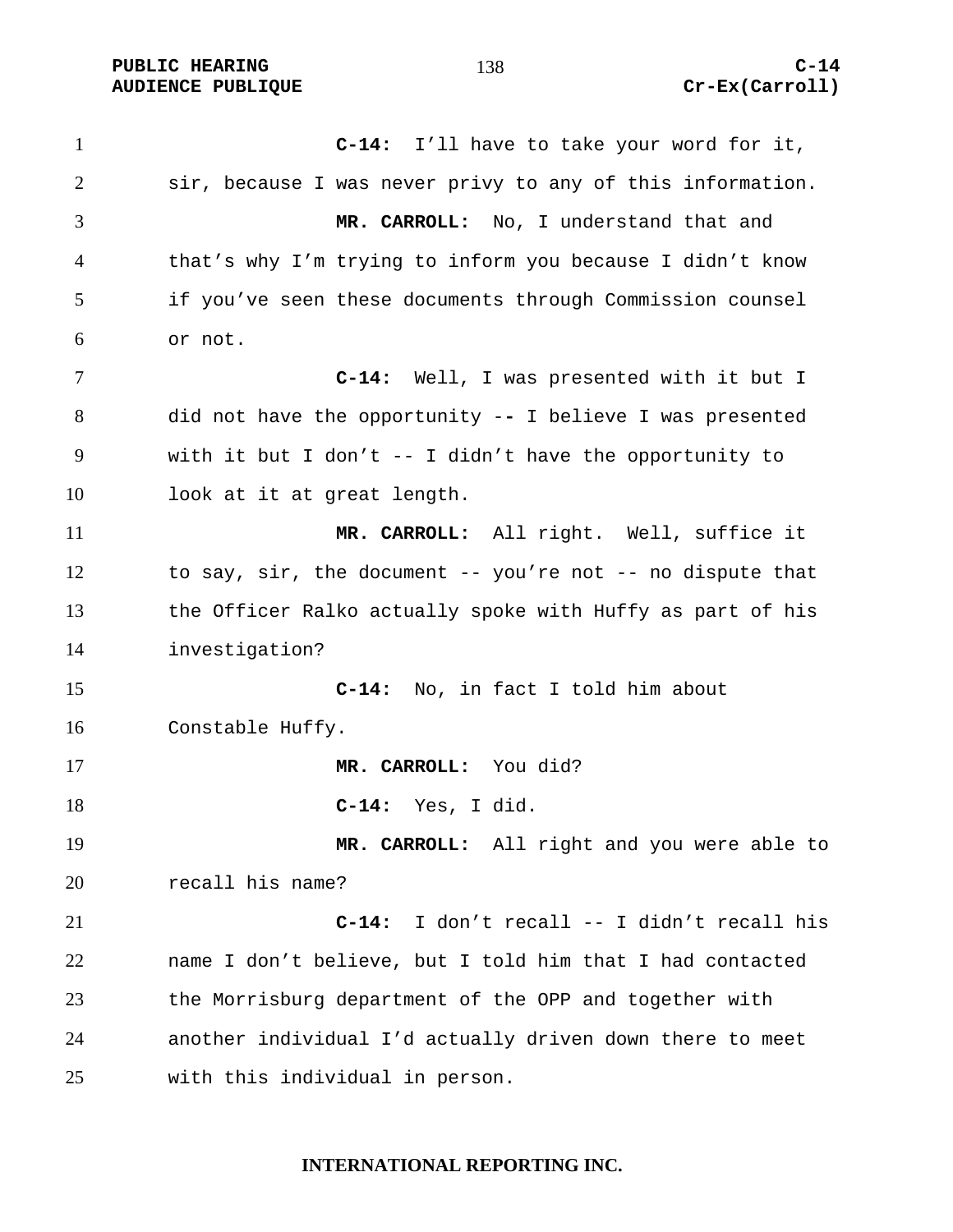**C-14:** I'll have to take your word for it, sir, because I was never privy to any of this information.

**MR. CARROLL:** No, I understand that and that's why I'm trying to inform you because I didn't know if you've seen these documents through Commission counsel or not.

**C-14:** Well, I was presented with it but I did not have the opportunity -- I believe I was presented with it but I don't -- I didn't have the opportunity to look at it at great length.

**MR. CARROLL:** All right. Well, suffice it to say, sir, the document -- you're not -- no dispute that the Officer Ralko actually spoke with Huffy as part of his investigation?

**C-14:** No, in fact I told him about Constable Huffy.

**MR. CARROLL:** You did?

**C-14:** Yes, I did.

**MR. CARROLL:** All right and you were able to recall his name?

**C-14:** I don't recall -- I didn't recall his name I don't believe, but I told him that I had contacted the Morrisburg department of the OPP and together with another individual I'd actually driven down there to meet with this individual in person.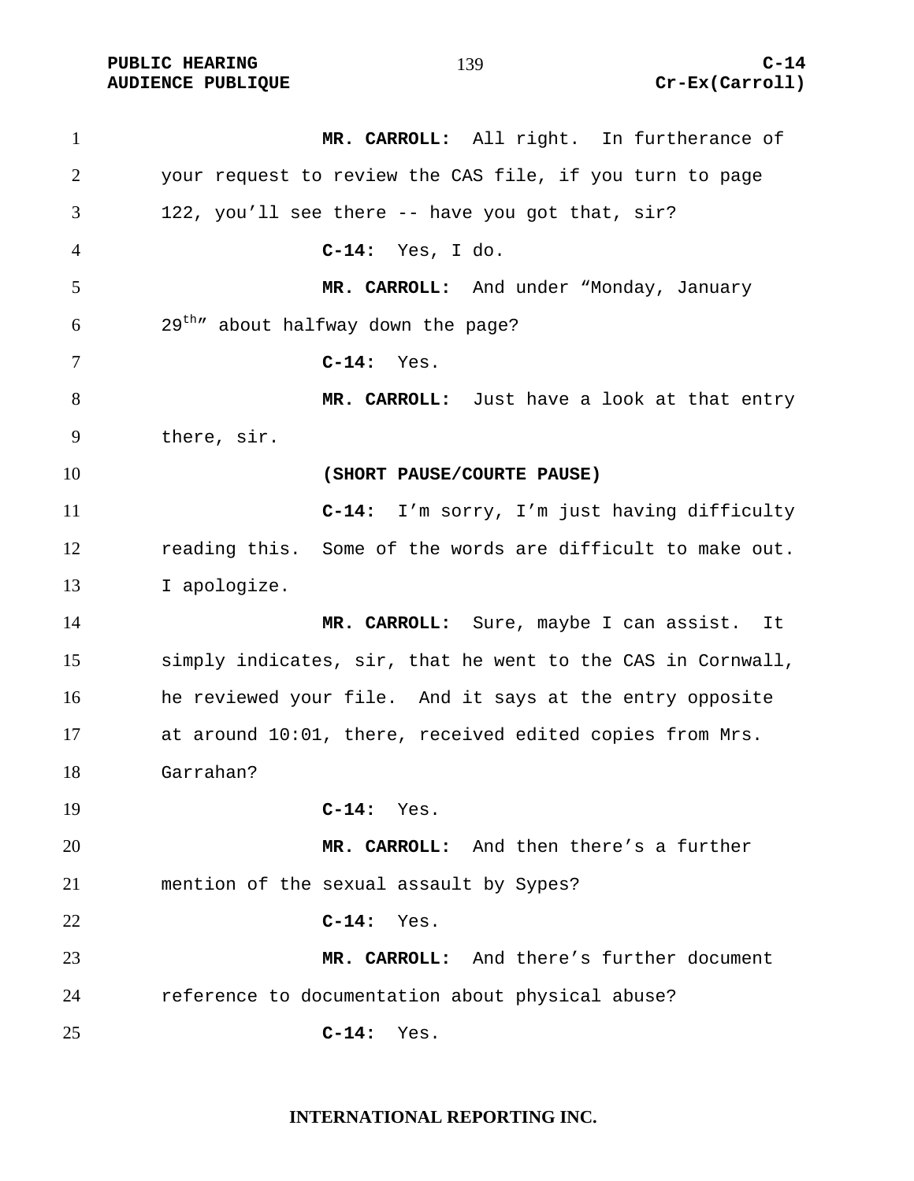**MR. CARROLL:** All right. In furtherance of your request to review the CAS file, if you turn to page 122, you'll see there -- have you got that, sir?

**C-14:** Yes, I do.

**MR. CARROLL:** And under "Monday, January 29th" about halfway down the page?

**C-14:** Yes.

**MR. CARROLL:** Just have a look at that entry there, sir.

**(SHORT PAUSE/COURTE PAUSE)**

**C-14:** I'm sorry, I'm just having difficulty reading this. Some of the words are difficult to make out. I apologize.

**MR. CARROLL:** Sure, maybe I can assist. It simply indicates, sir, that he went to the CAS in Cornwall, he reviewed your file. And it says at the entry opposite at around 10:01, there, received edited copies from Mrs. Garrahan?

**C-14:** Yes.

**MR. CARROLL:** And then there's a further mention of the sexual assault by Sypes?

**C-14:** Yes.

**MR. CARROLL:** And there's further document reference to documentation about physical abuse?

**C-14:** Yes.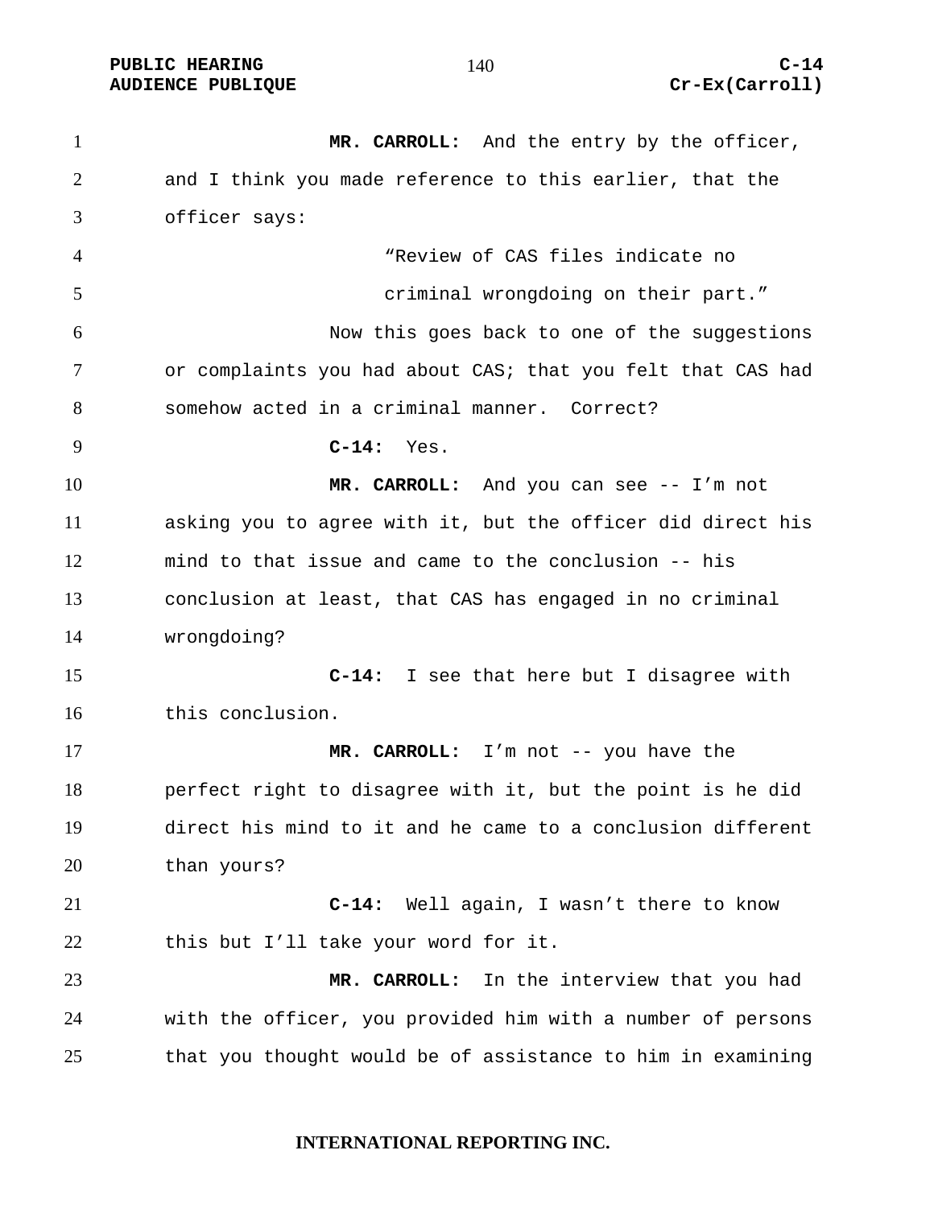**MR. CARROLL:** And the entry by the officer, and I think you made reference to this earlier, that the officer says:

> "Review of CAS files indicate no criminal wrongdoing on their part."

Now this goes back to one of the suggestions or complaints you had about CAS; that you felt that CAS had somehow acted in a criminal manner. Correct?

**C-14:** Yes.

**MR. CARROLL:** And you can see -- I'm not asking you to agree with it, but the officer did direct his mind to that issue and came to the conclusion -- his conclusion at least, that CAS has engaged in no criminal wrongdoing?

**C-14:** I see that here but I disagree with this conclusion.

**MR. CARROLL:** I'm not -- you have the perfect right to disagree with it, but the point is he did direct his mind to it and he came to a conclusion different than yours?

**C-14:** Well again, I wasn't there to know this but I'll take your word for it.

**MR. CARROLL:** In the interview that you had with the officer, you provided him with a number of persons that you thought would be of assistance to him in examining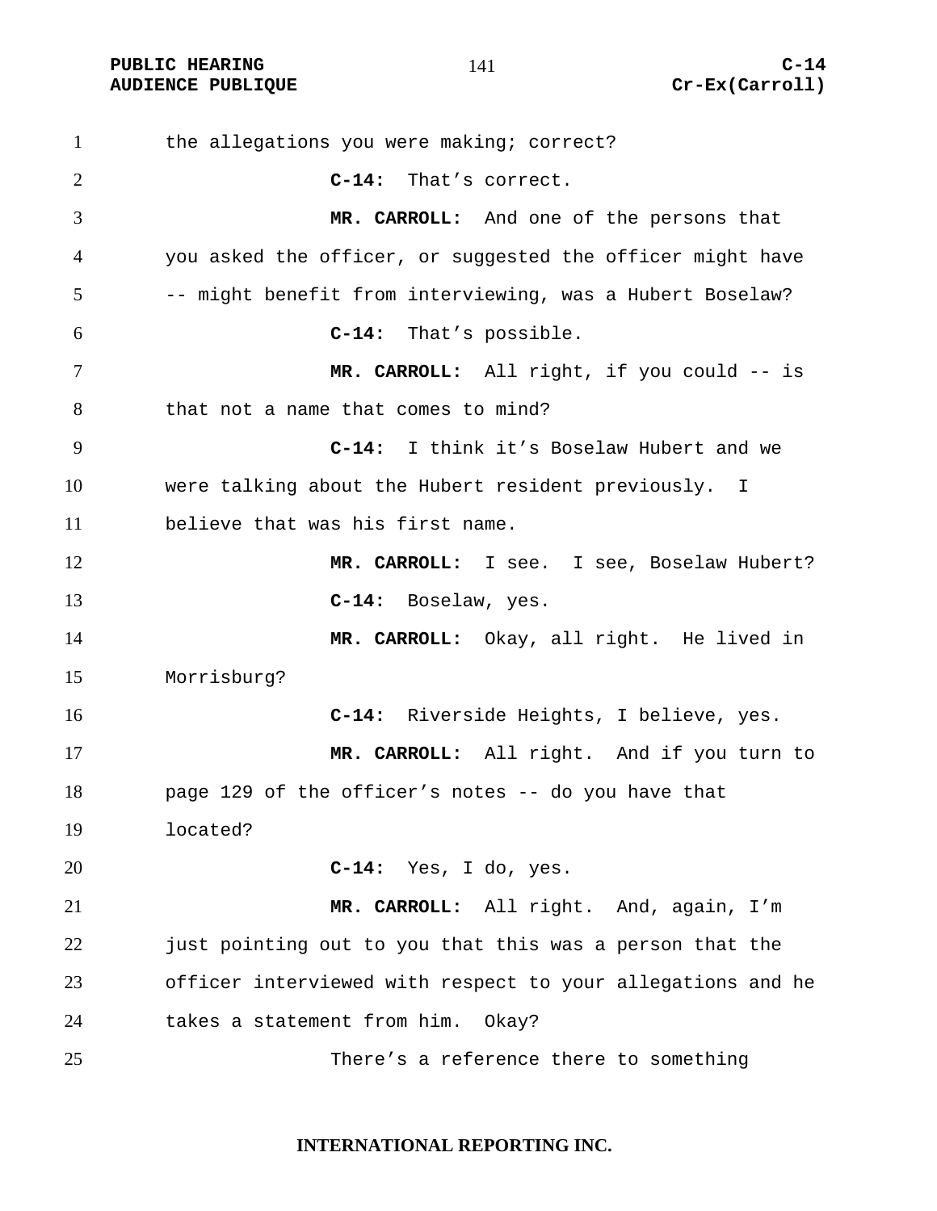the allegations you were making; correct?

**C-14:** That's correct.

**MR. CARROLL:** And one of the persons that you asked the officer, or suggested the officer might have -- might benefit from interviewing, was a Hubert Boselaw?

**C-14:** That's possible.

**MR. CARROLL:** All right, if you could -- is that not a name that comes to mind?

**C-14:** I think it's Boselaw Hubert and we were talking about the Hubert resident previously. I believe that was his first name.

**MR. CARROLL:** I see. I see, Boselaw Hubert?

**C-14:** Boselaw, yes.

**MR. CARROLL:** Okay, all right. He lived in Morrisburg?

**C-14:** Riverside Heights, I believe, yes.

**MR. CARROLL:** All right. And if you turn to page 129 of the officer's notes -- do you have that located?

**C-14:** Yes, I do, yes.

**MR. CARROLL:** All right. And, again, I'm just pointing out to you that this was a person that the officer interviewed with respect to your allegations and he takes a statement from him. Okay?

There's a reference there to something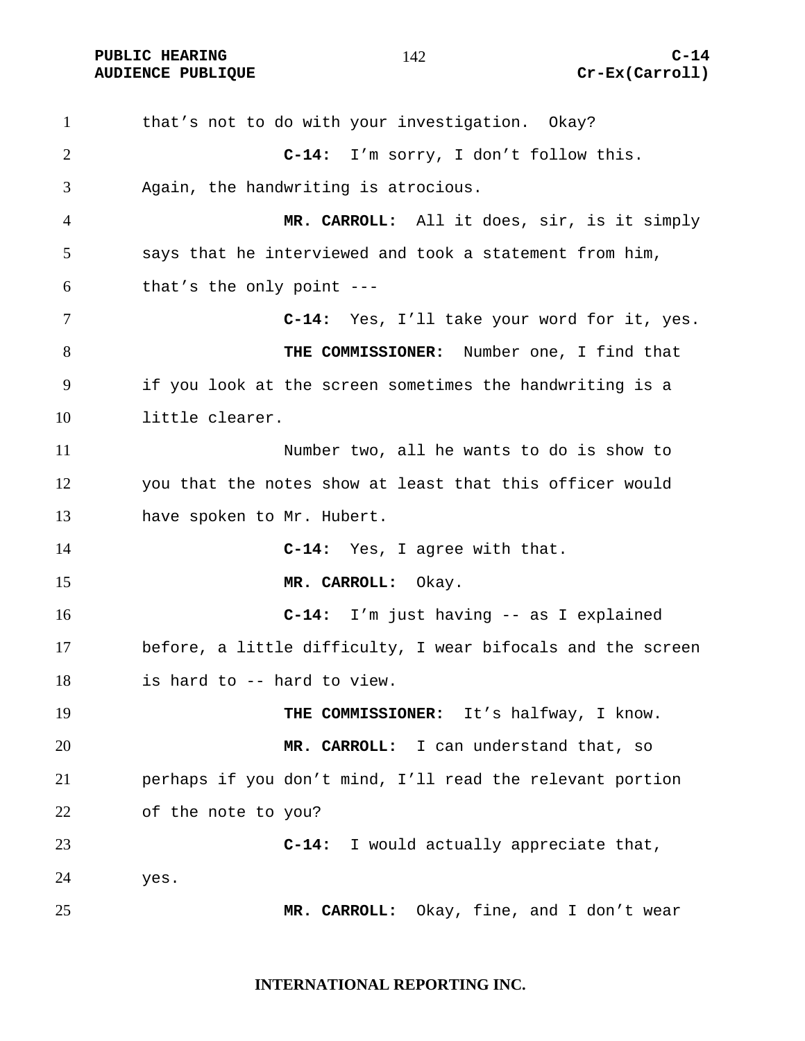that's not to do with your investigation. Okay?

**C-14:** I'm sorry, I don't follow this. Again, the handwriting is atrocious.

**MR. CARROLL:** All it does, sir, is it simply says that he interviewed and took a statement from him, that's the only point ---

**C-14:** Yes, I'll take your word for it, yes.

**THE COMMISSIONER:** Number one, I find that if you look at the screen sometimes the handwriting is a little clearer.

Number two, all he wants to do is show to you that the notes show at least that this officer would have spoken to Mr. Hubert.

**C-14:** Yes, I agree with that.

**MR. CARROLL:** Okay.

**C-14:** I'm just having -- as I explained before, a little difficulty, I wear bifocals and the screen is hard to -- hard to view.

**THE COMMISSIONER:** It's halfway, I know.

**MR. CARROLL:** I can understand that, so perhaps if you don't mind, I'll read the relevant portion of the note to you?

**C-14:** I would actually appreciate that, yes.

**MR. CARROLL:** Okay, fine, and I don't wear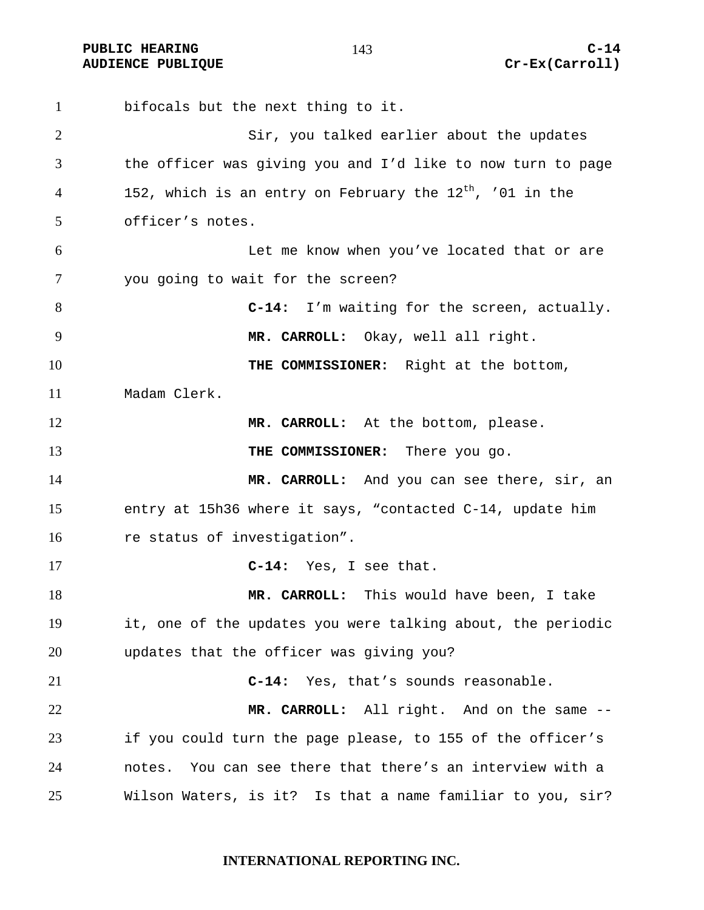bifocals but the next thing to it.

Sir, you talked earlier about the updates the officer was giving you and I'd like to now turn to page 152, which is an entry on February the 12th, '01 in the officer's notes.

Let me know when you've located that or are you going to wait for the screen?

**C-14:** I'm waiting for the screen, actually.

**MR. CARROLL:** Okay, well all right.

**THE COMMISSIONER:** Right at the bottom, Madam Clerk.

**MR. CARROLL:** At the bottom, please.

**THE COMMISSIONER:** There you go.

**MR. CARROLL:** And you can see there, sir, an entry at 15h36 where it says, "contacted C-14, update him re status of investigation".

**C-14:** Yes, I see that.

**MR. CARROLL:** This would have been, I take it, one of the updates you were talking about, the periodic updates that the officer was giving you?

**C-14:** Yes, that's sounds reasonable.

**MR. CARROLL:** All right. And on the same -- if you could turn the page please, to 155 of the officer's notes. You can see there that there's an interview with a Wilson Waters, is it? Is that a name familiar to you, sir?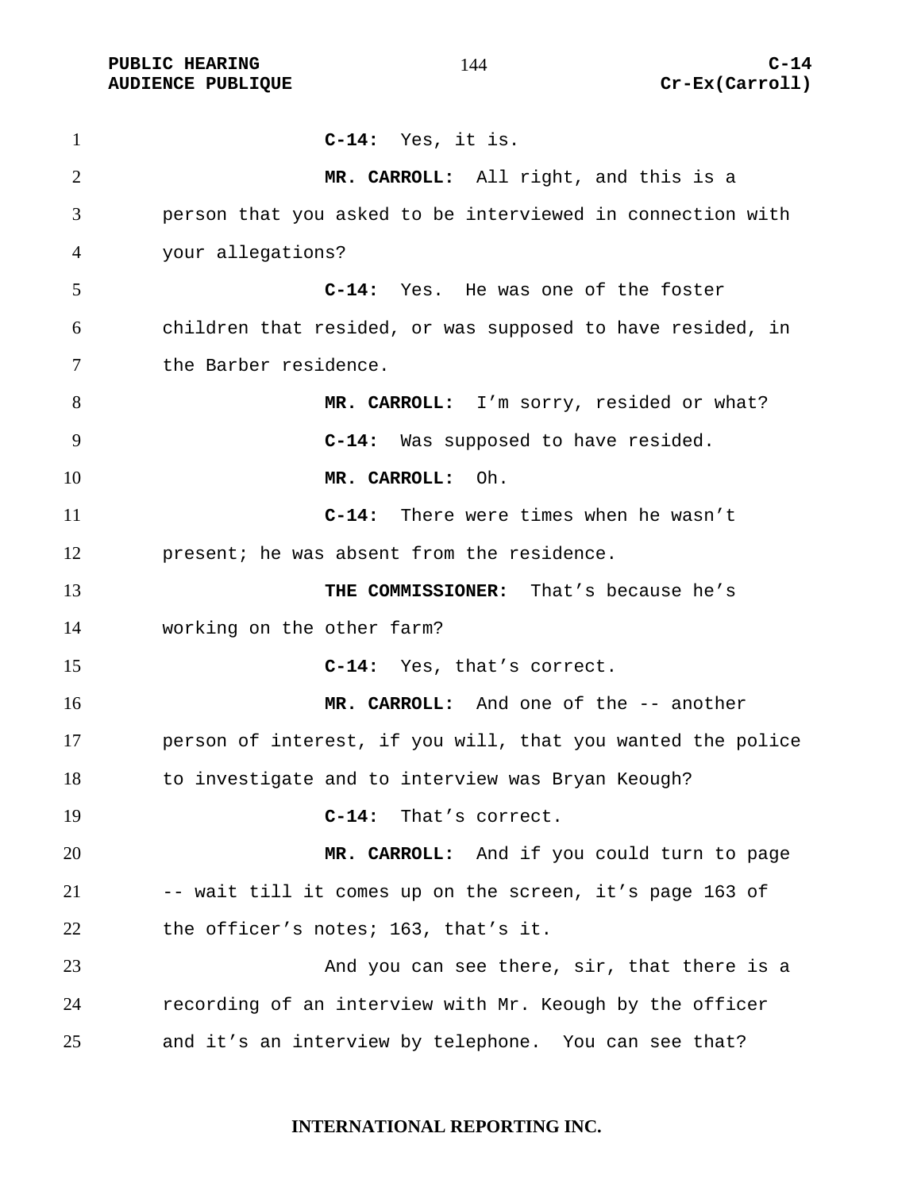**C-14:** Yes, it is.

**MR. CARROLL:** All right, and this is a person that you asked to be interviewed in connection with your allegations?

**C-14:** Yes. He was one of the foster children that resided, or was supposed to have resided, in the Barber residence.

**MR. CARROLL:** I'm sorry, resided or what?

**C-14:** Was supposed to have resided.

**MR. CARROLL:** Oh.

**C-14:** There were times when he wasn't present; he was absent from the residence.

**THE COMMISSIONER:** That's because he's working on the other farm?

**C-14:** Yes, that's correct.

**MR. CARROLL:** And one of the -- another person of interest, if you will, that you wanted the police to investigate and to interview was Bryan Keough?

**C-14:** That's correct.

**MR. CARROLL:** And if you could turn to page -- wait till it comes up on the screen, it's page 163 of the officer's notes; 163, that's it.

And you can see there, sir, that there is a recording of an interview with Mr. Keough by the officer and it's an interview by telephone. You can see that?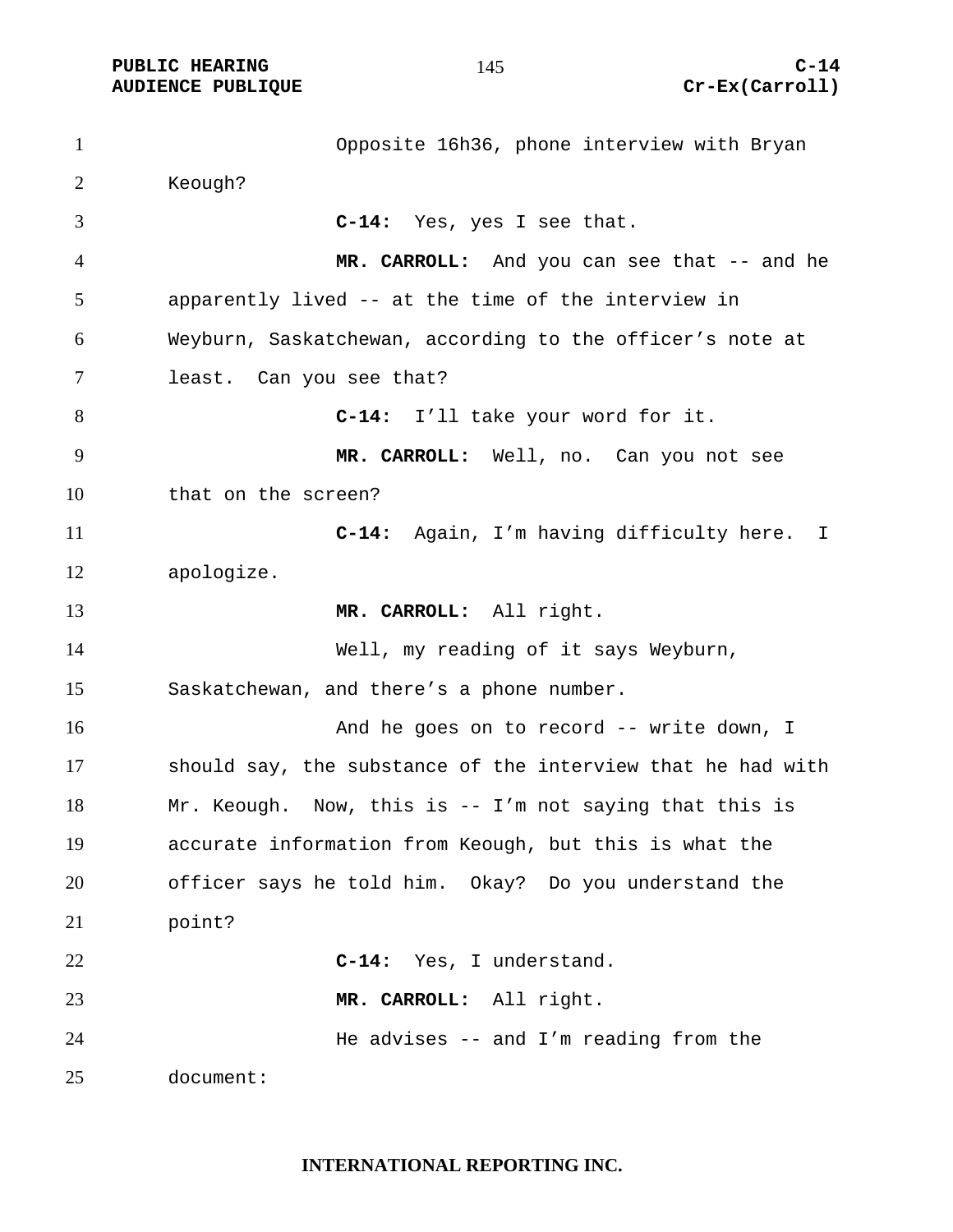Opposite 16h36, phone interview with Bryan Keough?

**C-14:** Yes, yes I see that.

**MR. CARROLL:** And you can see that -- and he apparently lived -- at the time of the interview in Weyburn, Saskatchewan, according to the officer's note at least. Can you see that?

**C-14:** I'll take your word for it.

**MR. CARROLL:** Well, no. Can you not see that on the screen?

**C-14:** Again, I'm having difficulty here. I apologize.

**MR. CARROLL:** All right.

Well, my reading of it says Weyburn, Saskatchewan, and there's a phone number.

And he goes on to record -- write down, I should say, the substance of the interview that he had with Mr. Keough. Now, this is -- I'm not saying that this is accurate information from Keough, but this is what the officer says he told him. Okay? Do you understand the point?

**C-14:** Yes, I understand.

**MR. CARROLL:** All right.

He advises -- and I'm reading from the document: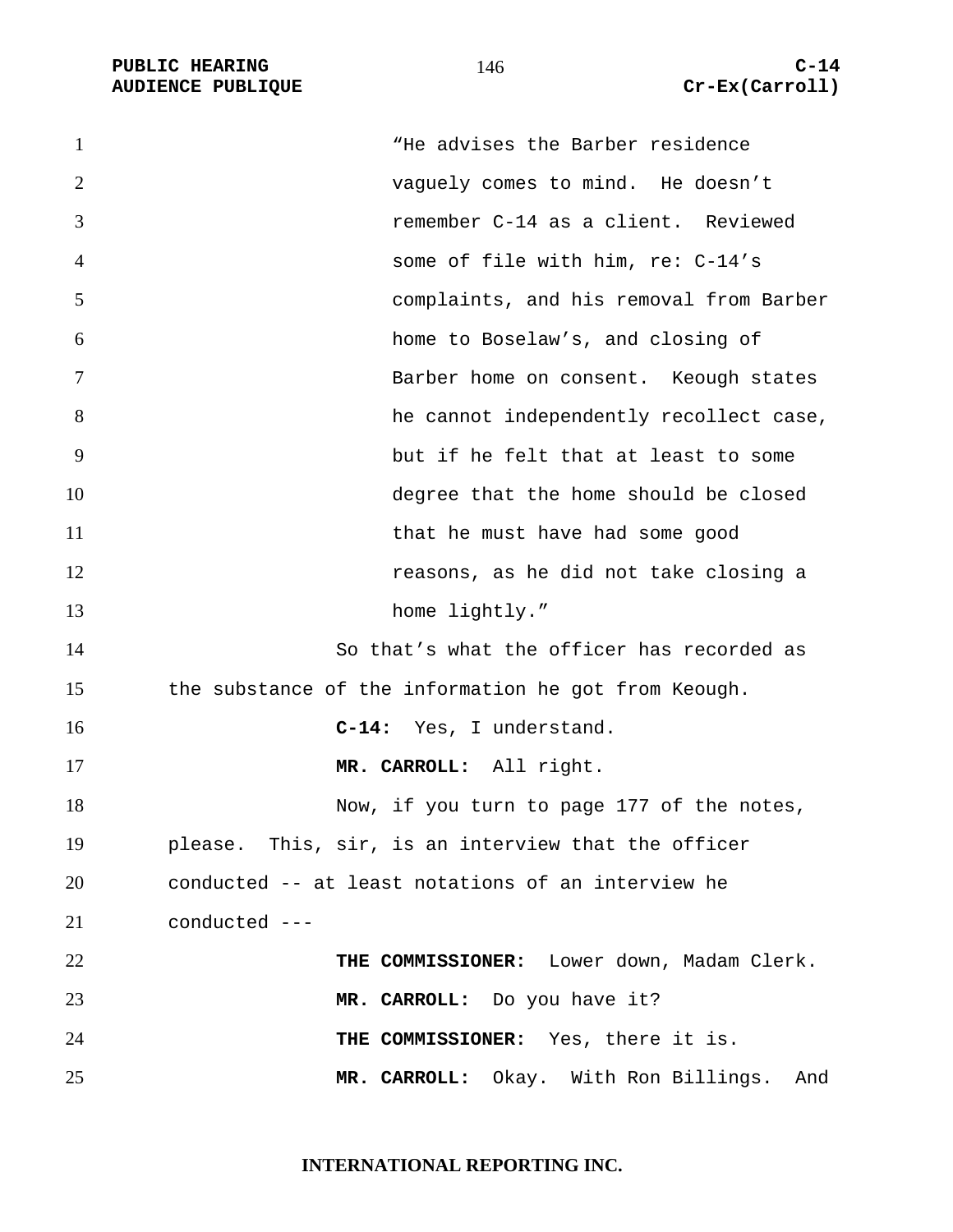> "He advises the Barber residence vaguely comes to mind. He doesn't remember C-14 as a client. Reviewed some of file with him, re: C-14's complaints, and his removal from Barber home to Boselaw's, and closing of Barber home on consent. Keough states he cannot independently recollect case, but if he felt that at least to some degree that the home should be closed that he must have had some good reasons, as he did not take closing a home lightly."

So that's what the officer has recorded as the substance of the information he got from Keough.

**C-14:** Yes, I understand.

**MR. CARROLL:** All right.

Now, if you turn to page 177 of the notes, please. This, sir, is an interview that the officer conducted -- at least notations of an interview he conducted ---

**THE COMMISSIONER:** Lower down, Madam Clerk.

**MR. CARROLL:** Do you have it?

**THE COMMISSIONER:** Yes, there it is.

**MR. CARROLL:** Okay. With Ron Billings. And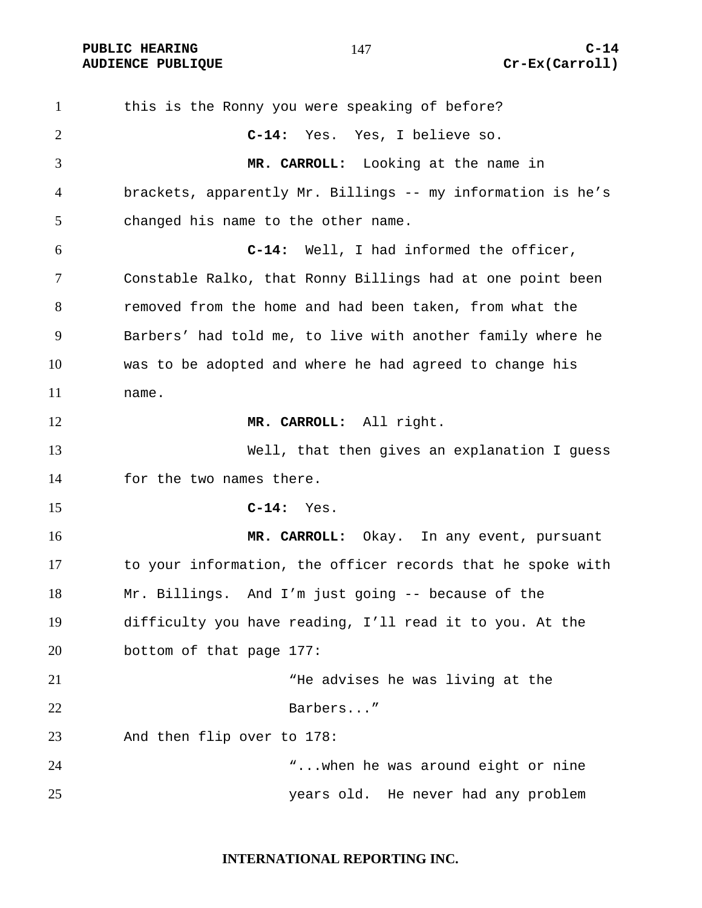this is the Ronny you were speaking of before?

**C-14:** Yes. Yes, I believe so.

**MR. CARROLL:** Looking at the name in brackets, apparently Mr. Billings -- my information is he's changed his name to the other name.

**C-14:** Well, I had informed the officer, Constable Ralko, that Ronny Billings had at one point been removed from the home and had been taken, from what the Barbers' had told me, to live with another family where he was to be adopted and where he had agreed to change his name.

**MR. CARROLL:** All right.

Well, that then gives an explanation I guess for the two names there.

**C-14:** Yes.

**MR. CARROLL:** Okay. In any event, pursuant to your information, the officer records that he spoke with Mr. Billings. And I'm just going -- because of the difficulty you have reading, I'll read it to you. At the bottom of that page 177:

> "He advises he was living at the Barbers..."

And then flip over to 178:

> "...when he was around eight or nine years old. He never had any problem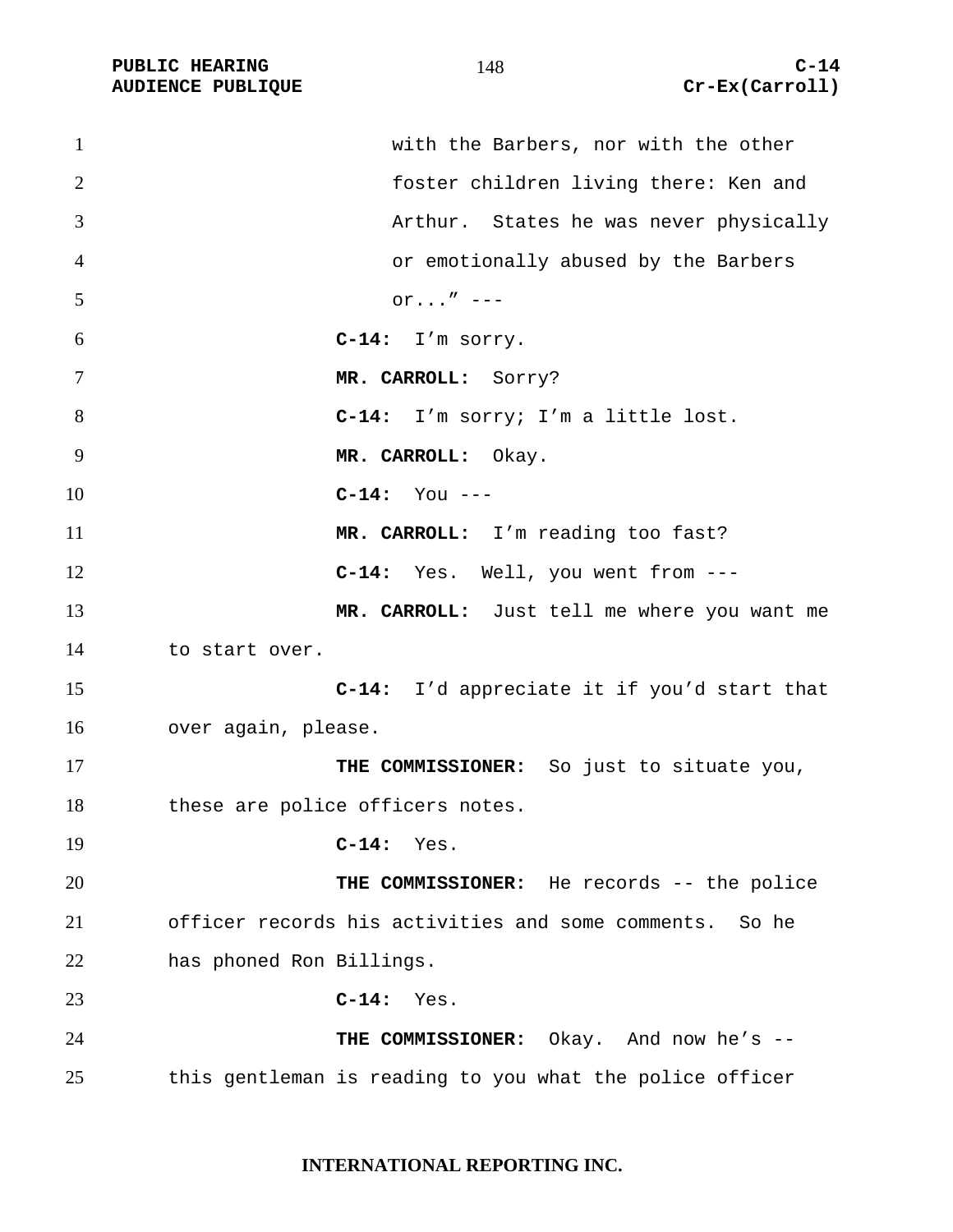with the Barbers, nor with the other foster children living there: Ken and Arthur. States he was never physically or emotionally abused by the Barbers or...” ---

**C-14:** I’m sorry.

**MR. CARROLL:** Sorry?

**C-14:** I’m sorry; I’m a little lost.

**MR. CARROLL:** Okay.

**C-14:** You ---

**MR. CARROLL:** I’m reading too fast?

**C-14:** Yes. Well, you went from ---

**MR. CARROLL:** Just tell me where you want me to start over.

**C-14:** I’d appreciate it if you’d start that over again, please.

**THE COMMISSIONER:** So just to situate you, these are police officers notes.

**C-14:** Yes.

**THE COMMISSIONER:** He records -- the police officer records his activities and some comments. So he has phoned Ron Billings.

**C-14:** Yes.

**THE COMMISSIONER:** Okay. And now he’s -- this gentleman is reading to you what the police officer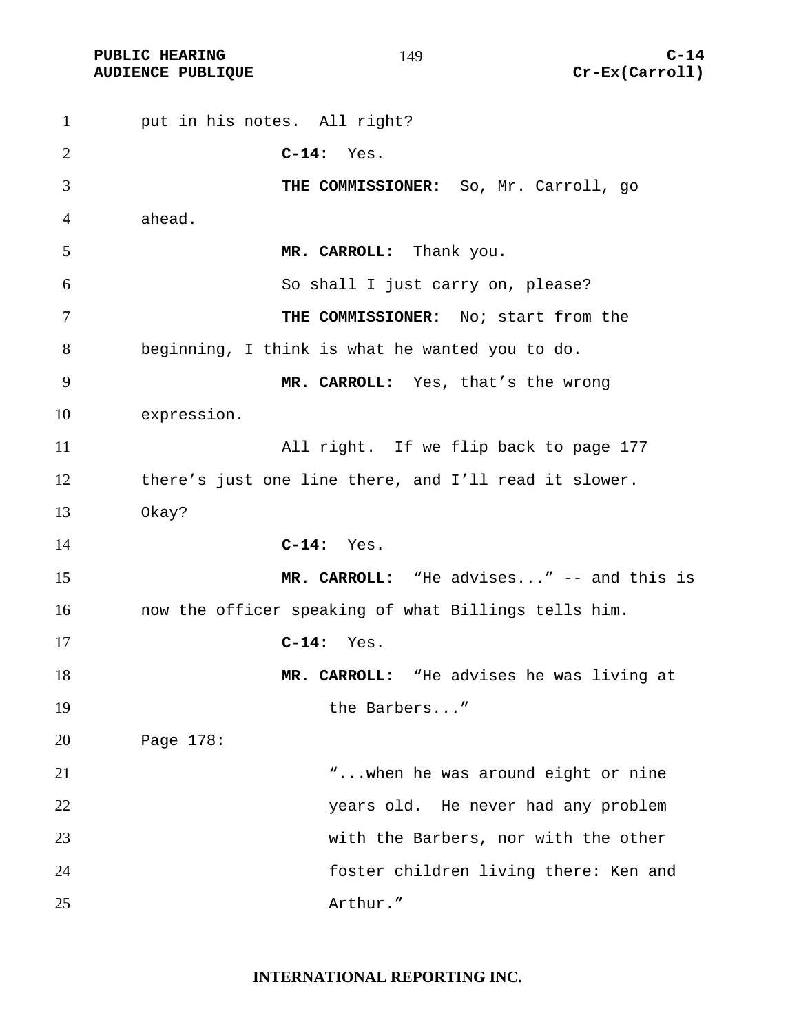put in his notes. All right?

**C-14:** Yes.

**THE COMMISSIONER:** So, Mr. Carroll, go ahead.

**MR. CARROLL:** Thank you.

So shall I just carry on, please?

**THE COMMISSIONER:** No; start from the beginning, I think is what he wanted you to do.

**MR. CARROLL:** Yes, that's the wrong expression.

All right. If we flip back to page 177 there's just one line there, and I'll read it slower. Okay?

**C-14:** Yes.

**MR. CARROLL:** "He advises..." -- and this is now the officer speaking of what Billings tells him.

**C-14:** Yes.

**MR. CARROLL:** "He advises he was living at the Barbers..."

Page 178:

> "...when he was around eight or nine years old. He never had any problem with the Barbers, nor with the other foster children living there: Ken and Arthur."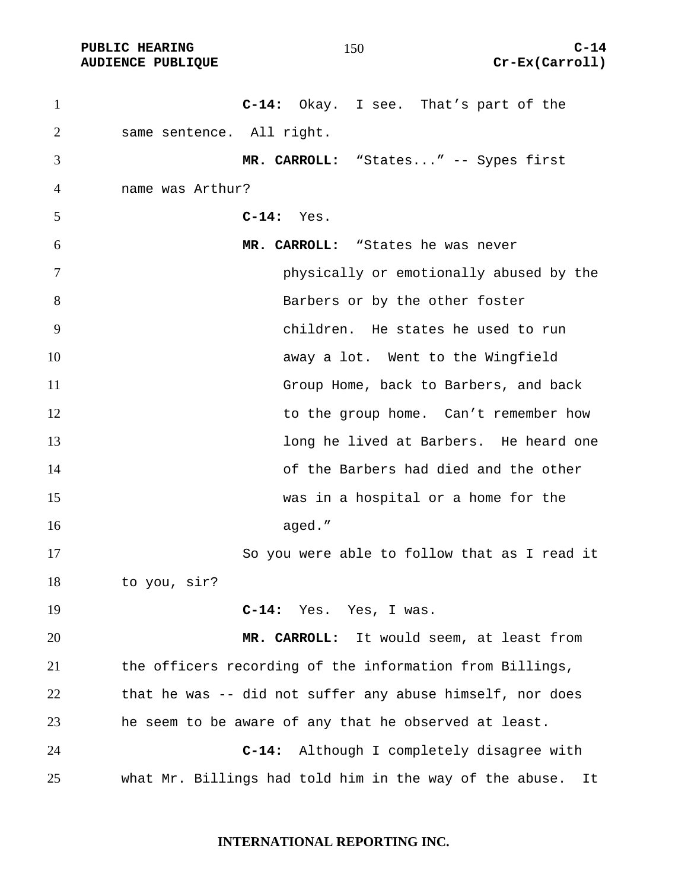**C-14:** Okay. I see. That's part of the same sentence. All right.

**MR. CARROLL:** "States..." -- Sypes first name was Arthur?

**C-14:** Yes.

**MR. CARROLL:** "States he was never

> physically or emotionally abused by the Barbers or by the other foster children. He states he used to run away a lot. Went to the Wingfield Group Home, back to Barbers, and back to the group home. Can't remember how long he lived at Barbers. He heard one of the Barbers had died and the other was in a hospital or a home for the aged."

So you were able to follow that as I read it to you, sir?

**C-14:** Yes. Yes, I was.

**MR. CARROLL:** It would seem, at least from the officers recording of the information from Billings, that he was -- did not suffer any abuse himself, nor does he seem to be aware of any that he observed at least.

**C-14:** Although I completely disagree with what Mr. Billings had told him in the way of the abuse. It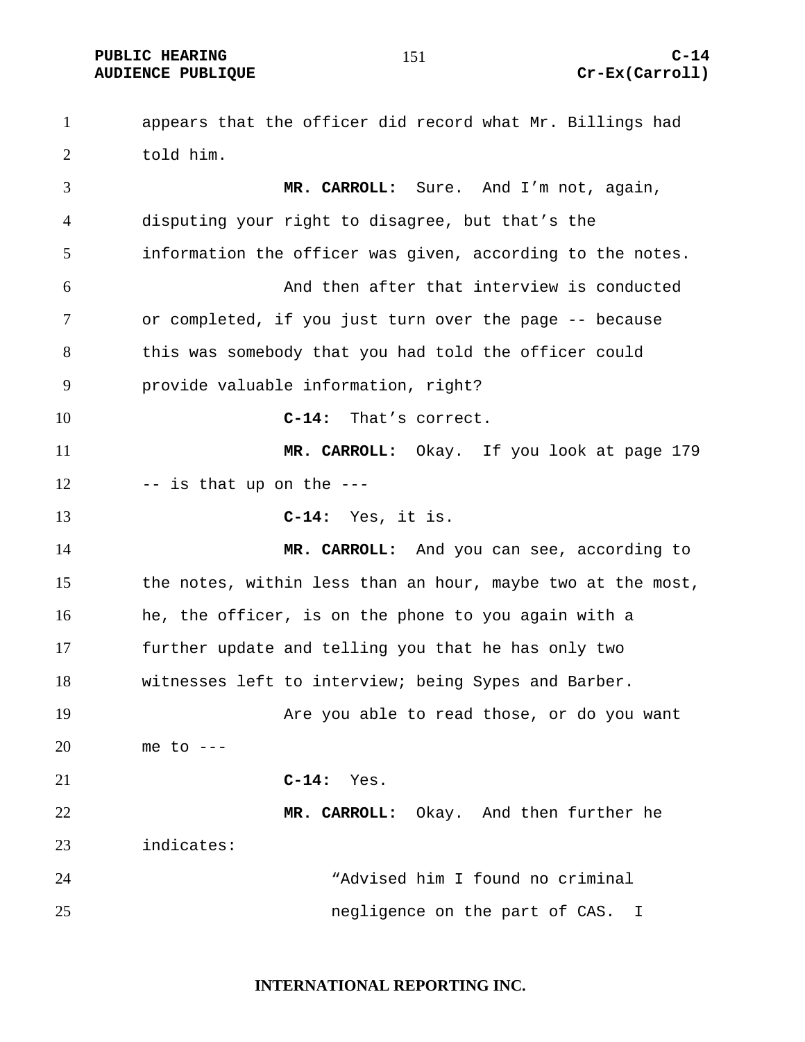appears that the officer did record what Mr. Billings had told him.

**MR. CARROLL:** Sure. And I'm not, again, disputing your right to disagree, but that's the information the officer was given, according to the notes.

And then after that interview is conducted or completed, if you just turn over the page -- because this was somebody that you had told the officer could provide valuable information, right?

**C-14:** That's correct.

**MR. CARROLL:** Okay. If you look at page 179 -- is that up on the ---

**C-14:** Yes, it is.

**MR. CARROLL:** And you can see, according to the notes, within less than an hour, maybe two at the most, he, the officer, is on the phone to you again with a further update and telling you that he has only two witnesses left to interview; being Sypes and Barber.

Are you able to read those, or do you want me to ---

**C-14:** Yes.

**MR. CARROLL:** Okay. And then further he indicates:

> "Advised him I found no criminal negligence on the part of CAS. I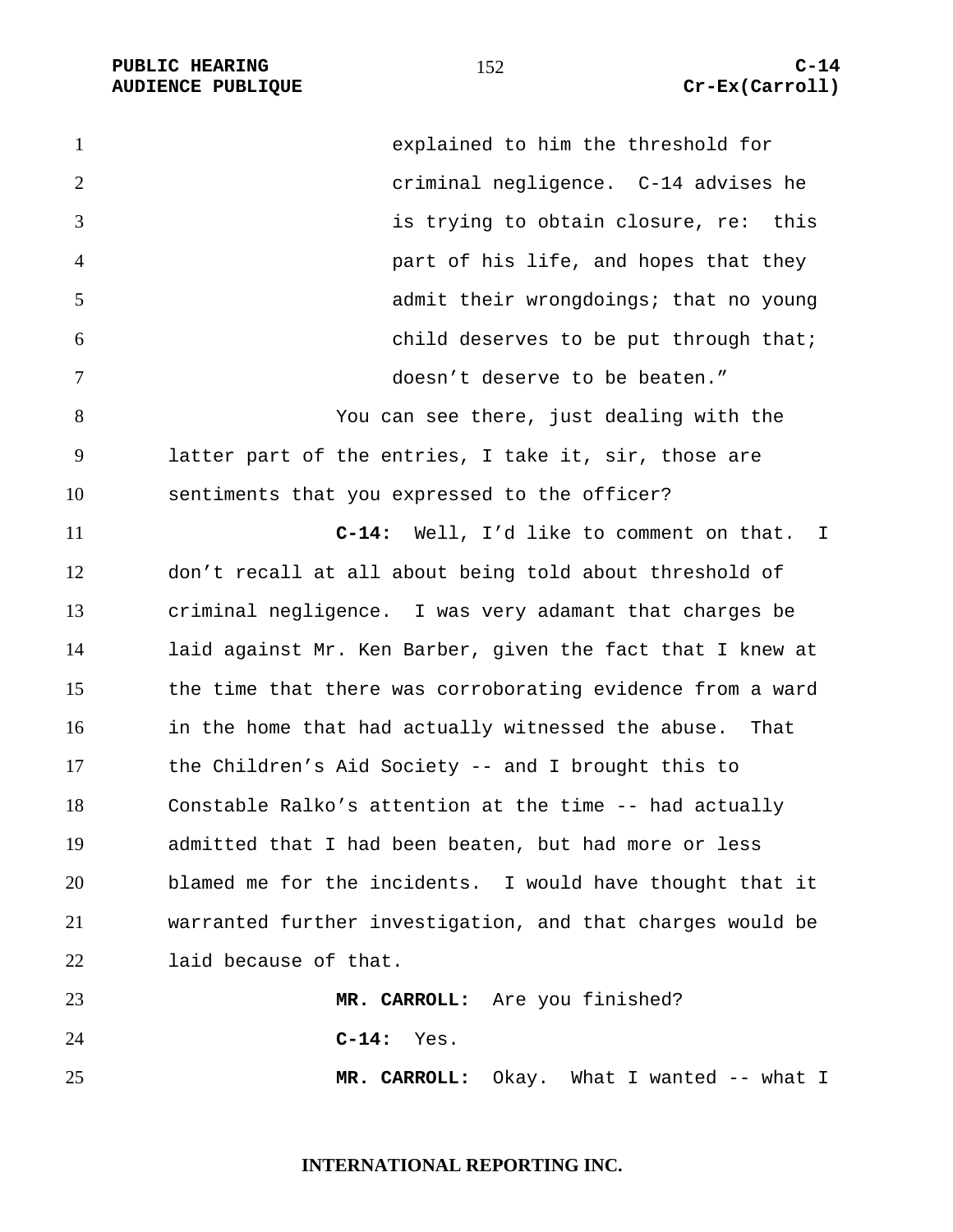explained to him the threshold for criminal negligence. C-14 advises he is trying to obtain closure, re: this part of his life, and hopes that they admit their wrongdoings; that no young child deserves to be put through that; doesn't deserve to be beaten."

You can see there, just dealing with the latter part of the entries, I take it, sir, those are sentiments that you expressed to the officer?

**C-14:** Well, I'd like to comment on that. I don't recall at all about being told about threshold of criminal negligence. I was very adamant that charges be laid against Mr. Ken Barber, given the fact that I knew at the time that there was corroborating evidence from a ward in the home that had actually witnessed the abuse. That the Children's Aid Society -- and I brought this to Constable Ralko's attention at the time -- had actually admitted that I had been beaten, but had more or less blamed me for the incidents. I would have thought that it warranted further investigation, and that charges would be laid because of that.

**MR. CARROLL:** Are you finished?

**C-14:** Yes.

**MR. CARROLL:** Okay. What I wanted -- what I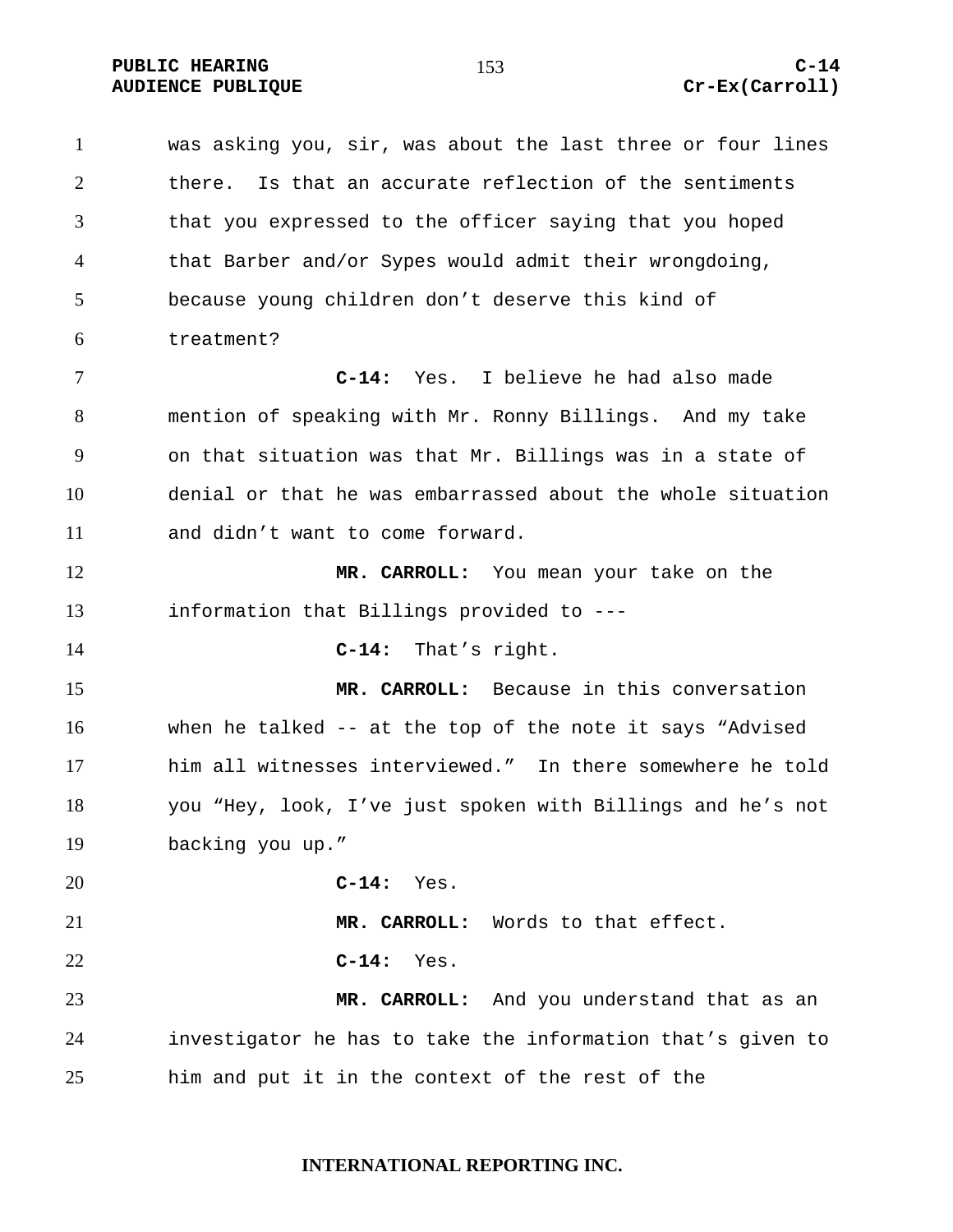was asking you, sir, was about the last three or four lines there. Is that an accurate reflection of the sentiments that you expressed to the officer saying that you hoped that Barber and/or Sypes would admit their wrongdoing, because young children don't deserve this kind of treatment?

**C-14:** Yes. I believe he had also made mention of speaking with Mr. Ronny Billings. And my take on that situation was that Mr. Billings was in a state of denial or that he was embarrassed about the whole situation and didn't want to come forward.

**MR. CARROLL:** You mean your take on the information that Billings provided to ---

**C-14:** That's right.

**MR. CARROLL:** Because in this conversation when he talked -- at the top of the note it says "Advised him all witnesses interviewed." In there somewhere he told you "Hey, look, I've just spoken with Billings and he's not backing you up."

**C-14:** Yes.

**MR. CARROLL:** Words to that effect.

**C-14:** Yes.

**MR. CARROLL:** And you understand that as an investigator he has to take the information that's given to him and put it in the context of the rest of the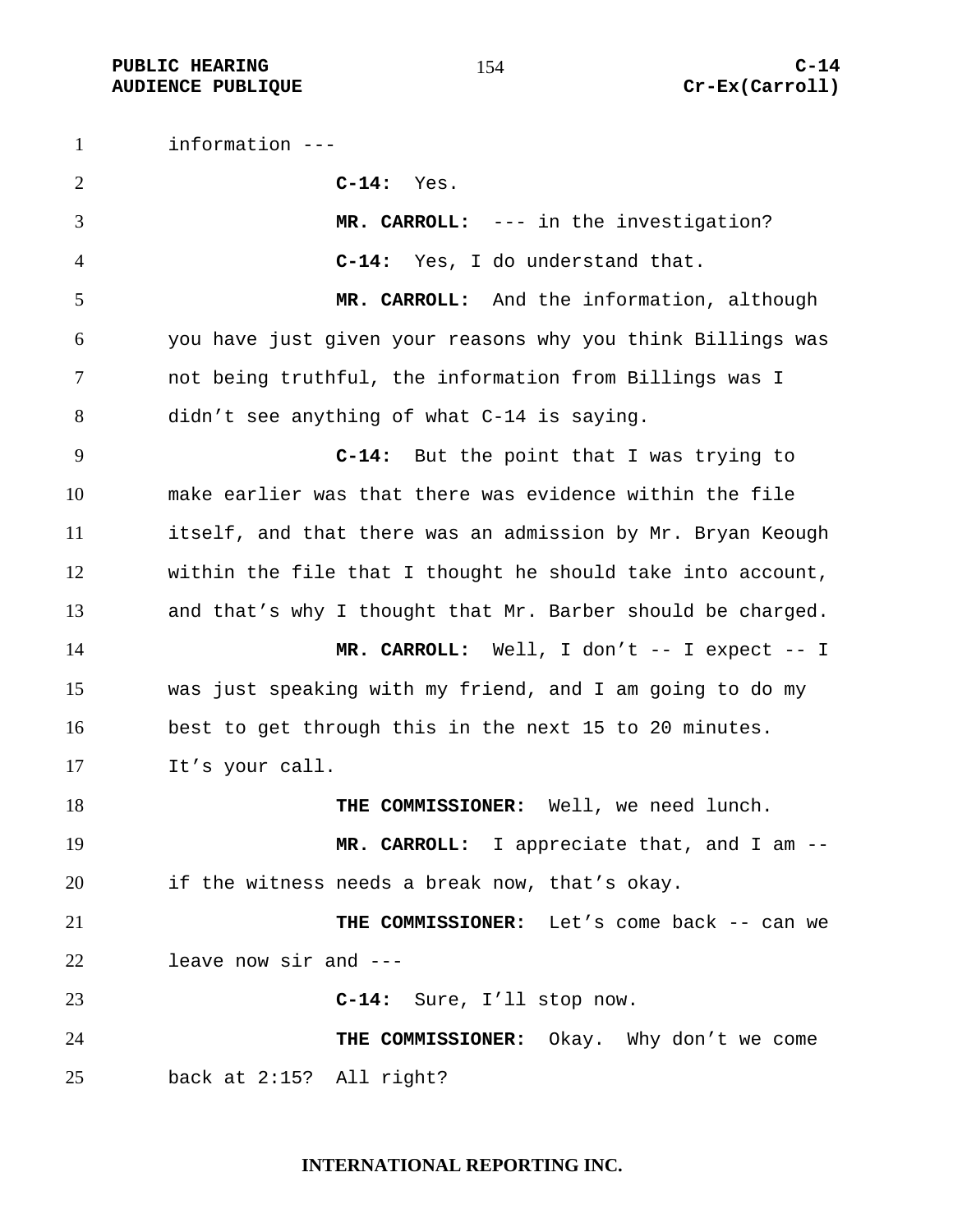information ---

**C-14:** Yes.

**MR. CARROLL:** --- in the investigation?

**C-14:** Yes, I do understand that.

**MR. CARROLL:** And the information, although you have just given your reasons why you think Billings was not being truthful, the information from Billings was I didn't see anything of what C-14 is saying.

**C-14:** But the point that I was trying to make earlier was that there was evidence within the file itself, and that there was an admission by Mr. Bryan Keough within the file that I thought he should take into account, and that's why I thought that Mr. Barber should be charged.

**MR. CARROLL:** Well, I don't -- I expect -- I was just speaking with my friend, and I am going to do my best to get through this in the next 15 to 20 minutes. It's your call.

**THE COMMISSIONER:** Well, we need lunch.

**MR. CARROLL:** I appreciate that, and I am -- if the witness needs a break now, that's okay.

**THE COMMISSIONER:** Let's come back -- can we leave now sir and ---

**C-14:** Sure, I'll stop now.

**THE COMMISSIONER:** Okay. Why don't we come back at 2:15? All right?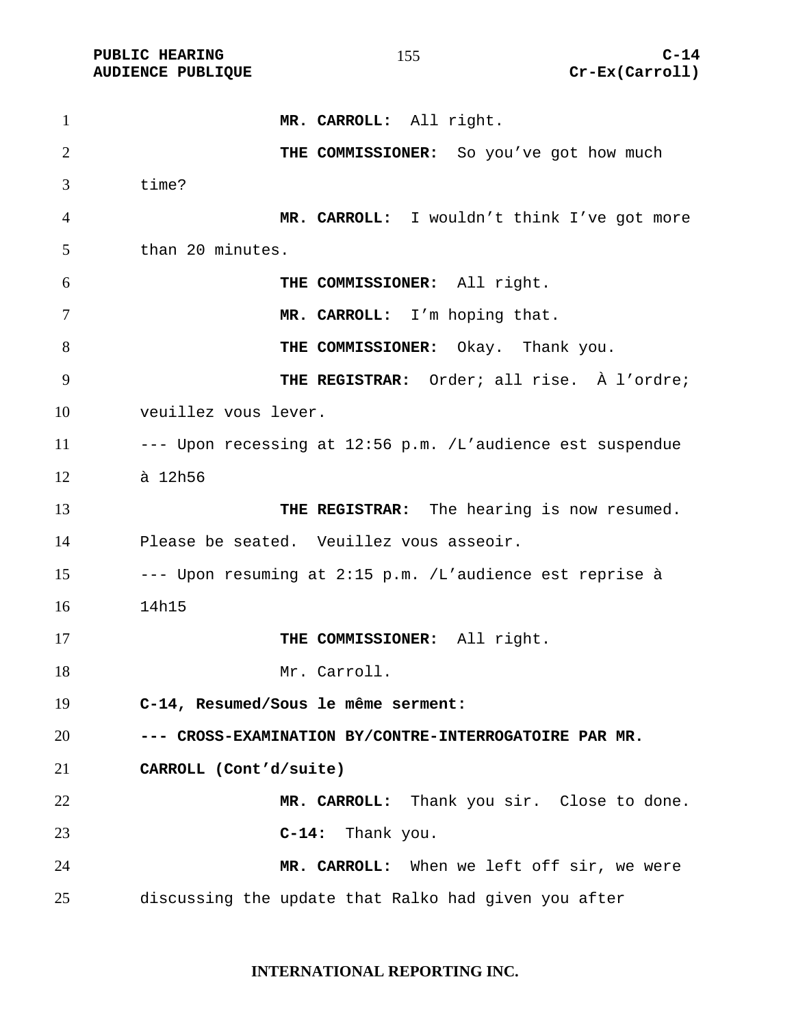**MR. CARROLL:** All right.

**THE COMMISSIONER:** So you've got how much time?

**MR. CARROLL:** I wouldn't think I've got more than 20 minutes.

**THE COMMISSIONER:** All right.

**MR. CARROLL:** I'm hoping that.

**THE COMMISSIONER:** Okay. Thank you.

**THE REGISTRAR:** Order; all rise. À l'ordre; veuillez vous lever.

--- Upon recessing at 12:56 p.m. /L'audience est suspendue à 12h56

**THE REGISTRAR:** The hearing is now resumed. Please be seated. Veuillez vous asseoir.

--- Upon resuming at 2:15 p.m. /L'audience est reprise à 14h15

**THE COMMISSIONER:** All right.

Mr. Carroll.

**C-14, Resumed/Sous le même serment:**

**--- CROSS-EXAMINATION BY/CONTRE-INTERROGATOIRE PAR MR. CARROLL (Cont'd/suite)**

**MR. CARROLL:** Thank you sir. Close to done.

**C-14:** Thank you.

**MR. CARROLL:** When we left off sir, we were discussing the update that Ralko had given you after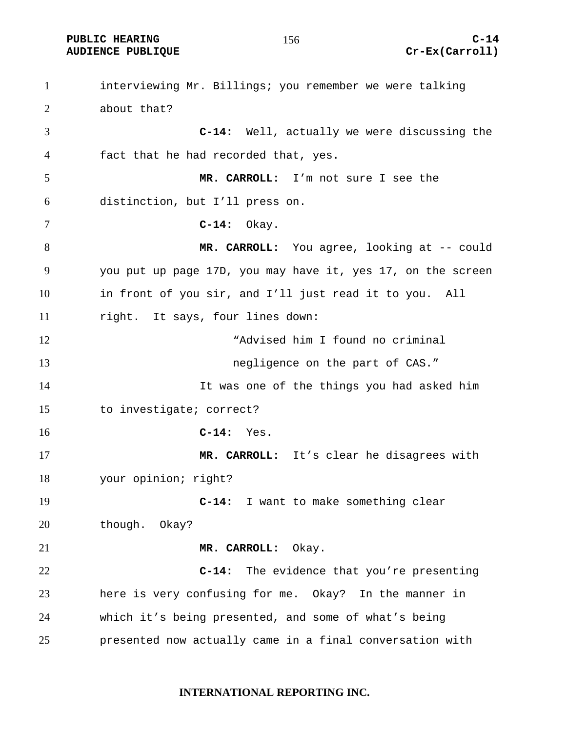interviewing Mr. Billings; you remember we were talking about that?

**C-14:** Well, actually we were discussing the fact that he had recorded that, yes.

**MR. CARROLL:** I'm not sure I see the distinction, but I'll press on.

**C-14:** Okay.

**MR. CARROLL:** You agree, looking at -- could you put up page 17D, you may have it, yes 17, on the screen in front of you sir, and I'll just read it to you. All right. It says, four lines down:

> "Advised him I found no criminal negligence on the part of CAS."

It was one of the things you had asked him to investigate; correct?

**C-14:** Yes.

**MR. CARROLL:** It's clear he disagrees with your opinion; right?

**C-14:** I want to make something clear though. Okay?

**MR. CARROLL:** Okay.

**C-14:** The evidence that you're presenting here is very confusing for me. Okay? In the manner in which it's being presented, and some of what's being presented now actually came in a final conversation with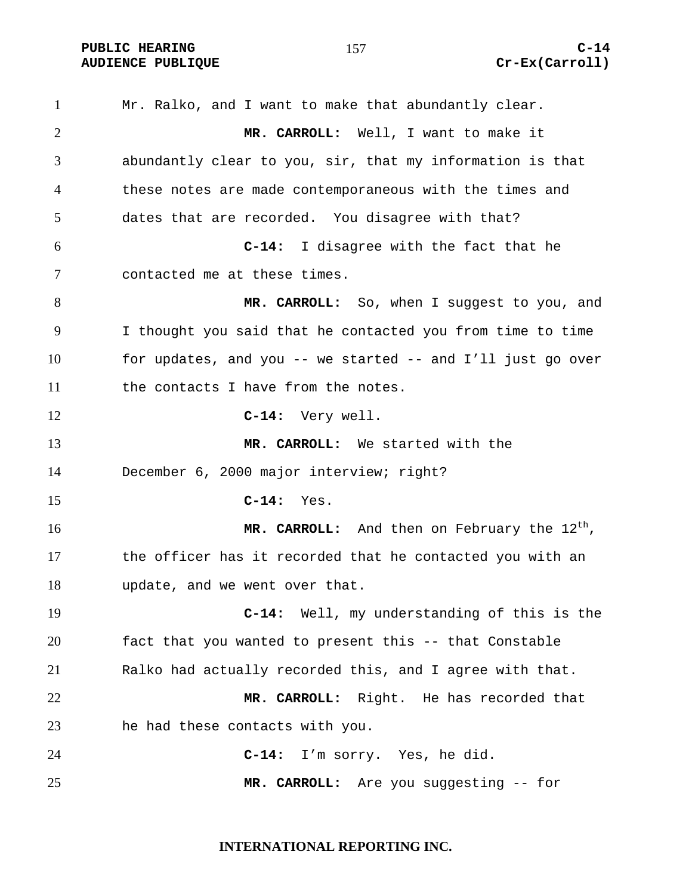Mr. Ralko, and I want to make that abundantly clear.

**MR. CARROLL:** Well, I want to make it abundantly clear to you, sir, that my information is that these notes are made contemporaneous with the times and dates that are recorded. You disagree with that?

**C-14:** I disagree with the fact that he contacted me at these times.

**MR. CARROLL:** So, when I suggest to you, and I thought you said that he contacted you from time to time for updates, and you -- we started -- and I'll just go over the contacts I have from the notes.

**C-14:** Very well.

**MR. CARROLL:** We started with the December 6, 2000 major interview; right?

**C-14:** Yes.

**MR. CARROLL:** And then on February the 12th, the officer has it recorded that he contacted you with an update, and we went over that.

**C-14:** Well, my understanding of this is the fact that you wanted to present this -- that Constable Ralko had actually recorded this, and I agree with that.

**MR. CARROLL:** Right. He has recorded that he had these contacts with you.

**C-14:** I'm sorry. Yes, he did.

**MR. CARROLL:** Are you suggesting -- for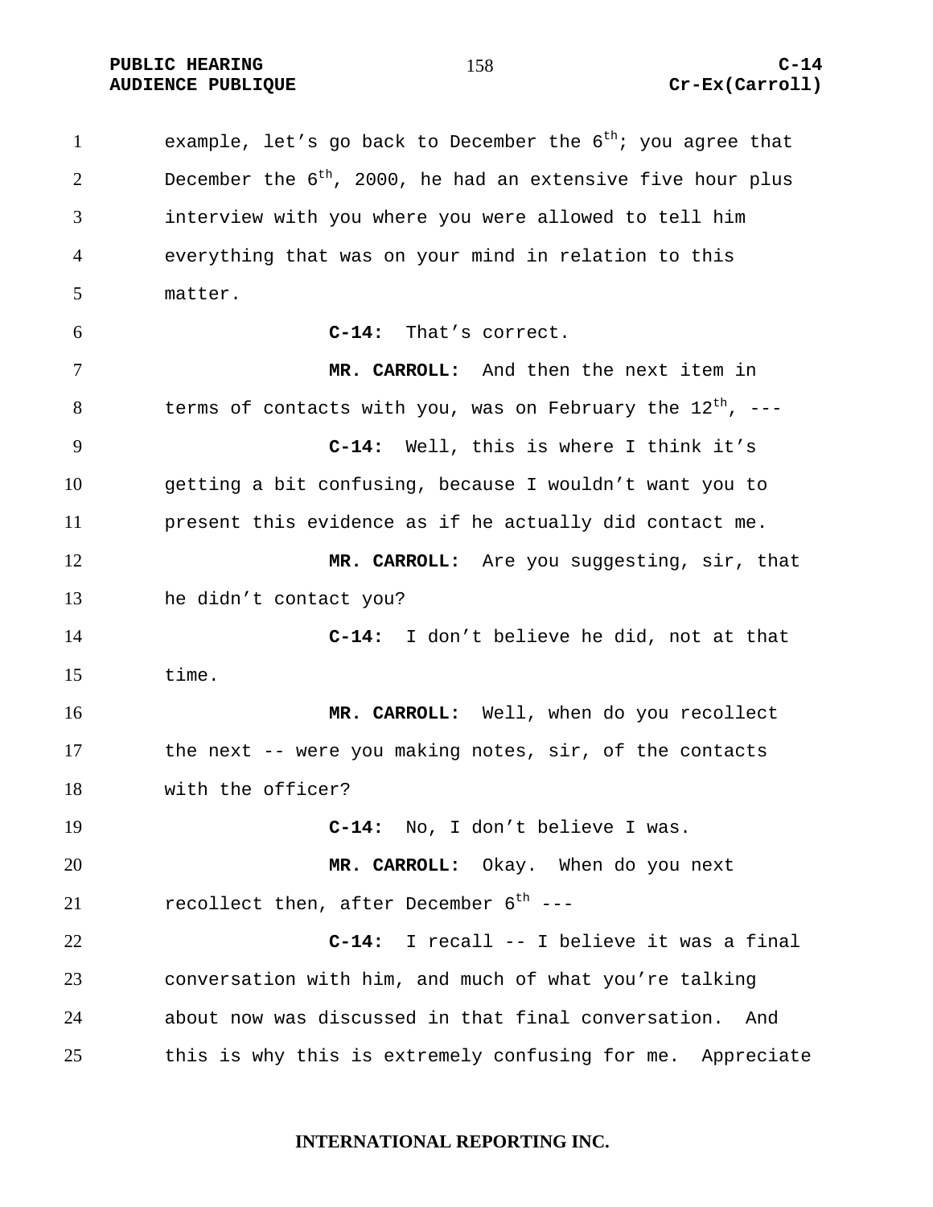example, let's go back to December the 6th; you agree that December the 6th, 2000, he had an extensive five hour plus interview with you where you were allowed to tell him everything that was on your mind in relation to this matter.

**C-14:** That's correct.

**MR. CARROLL:** And then the next item in terms of contacts with you, was on February the 12th, ---

**C-14:** Well, this is where I think it's getting a bit confusing, because I wouldn't want you to present this evidence as if he actually did contact me.

**MR. CARROLL:** Are you suggesting, sir, that he didn't contact you?

**C-14:** I don't believe he did, not at that time.

**MR. CARROLL:** Well, when do you recollect the next -- were you making notes, sir, of the contacts with the officer?

**C-14:** No, I don't believe I was.

**MR. CARROLL:** Okay. When do you next recollect then, after December 6th ---

**C-14:** I recall -- I believe it was a final conversation with him, and much of what you're talking about now was discussed in that final conversation. And this is why this is extremely confusing for me. Appreciate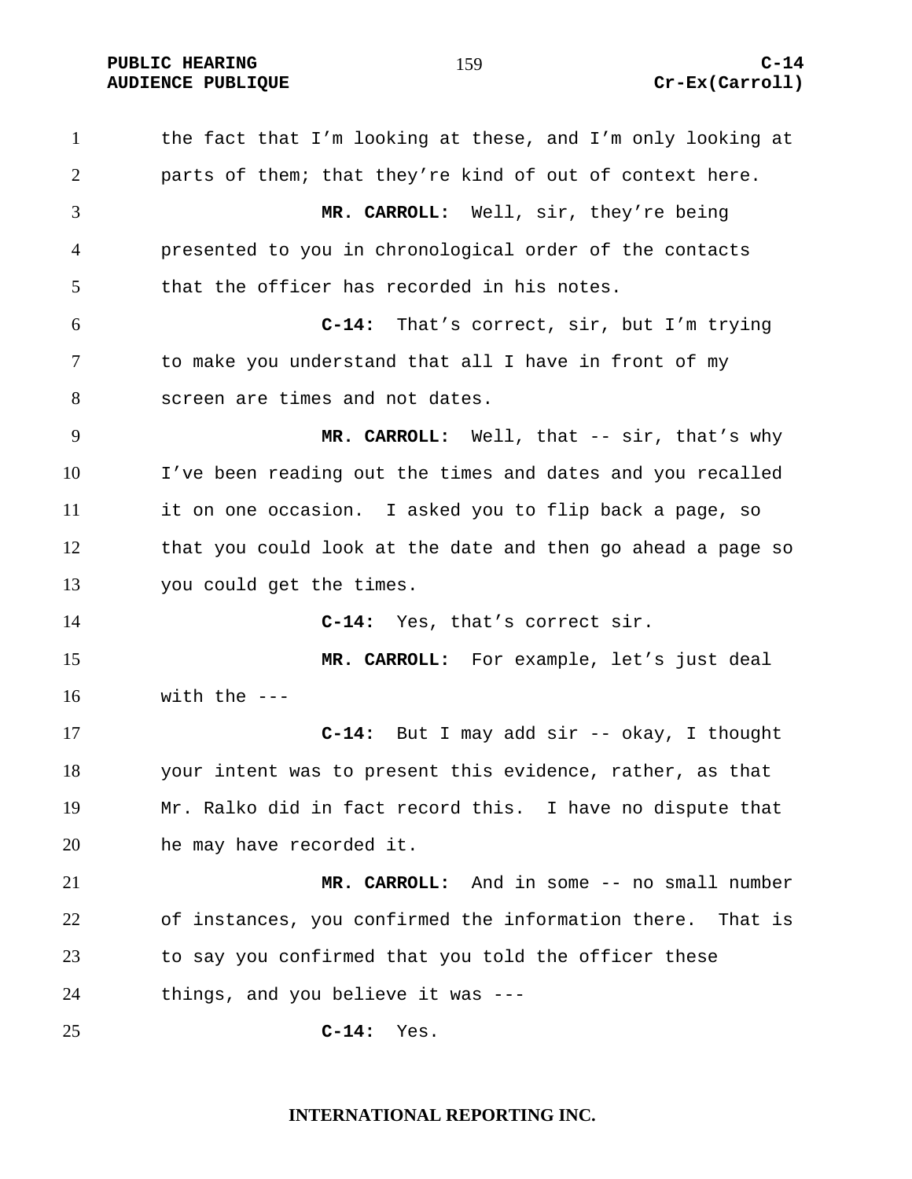the fact that I'm looking at these, and I'm only looking at parts of them; that they're kind of out of context here.

**MR. CARROLL:** Well, sir, they're being presented to you in chronological order of the contacts that the officer has recorded in his notes.

**C-14:** That's correct, sir, but I'm trying to make you understand that all I have in front of my screen are times and not dates.

**MR. CARROLL:** Well, that -- sir, that's why I've been reading out the times and dates and you recalled it on one occasion. I asked you to flip back a page, so that you could look at the date and then go ahead a page so you could get the times.

**C-14:** Yes, that's correct sir.

**MR. CARROLL:** For example, let's just deal with the ---

**C-14:** But I may add sir -- okay, I thought your intent was to present this evidence, rather, as that Mr. Ralko did in fact record this. I have no dispute that he may have recorded it.

**MR. CARROLL:** And in some -- no small number of instances, you confirmed the information there. That is to say you confirmed that you told the officer these things, and you believe it was ---

**C-14:** Yes.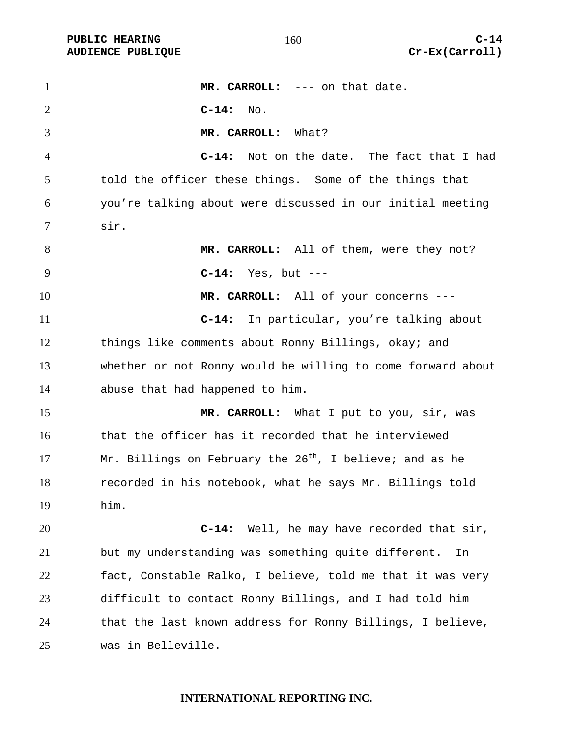**MR. CARROLL:** --- on that date.

**C-14:** No.

**MR. CARROLL:** What?

**C-14:** Not on the date. The fact that I had told the officer these things. Some of the things that you're talking about were discussed in our initial meeting sir.

**MR. CARROLL:** All of them, were they not?

**C-14:** Yes, but ---

**MR. CARROLL:** All of your concerns ---

**C-14:** In particular, you're talking about things like comments about Ronny Billings, okay; and whether or not Ronny would be willing to come forward about abuse that had happened to him.

**MR. CARROLL:** What I put to you, sir, was that the officer has it recorded that he interviewed Mr. Billings on February the 26th, I believe; and as he recorded in his notebook, what he says Mr. Billings told him.

**C-14:** Well, he may have recorded that sir, but my understanding was something quite different. In fact, Constable Ralko, I believe, told me that it was very difficult to contact Ronny Billings, and I had told him that the last known address for Ronny Billings, I believe, was in Belleville.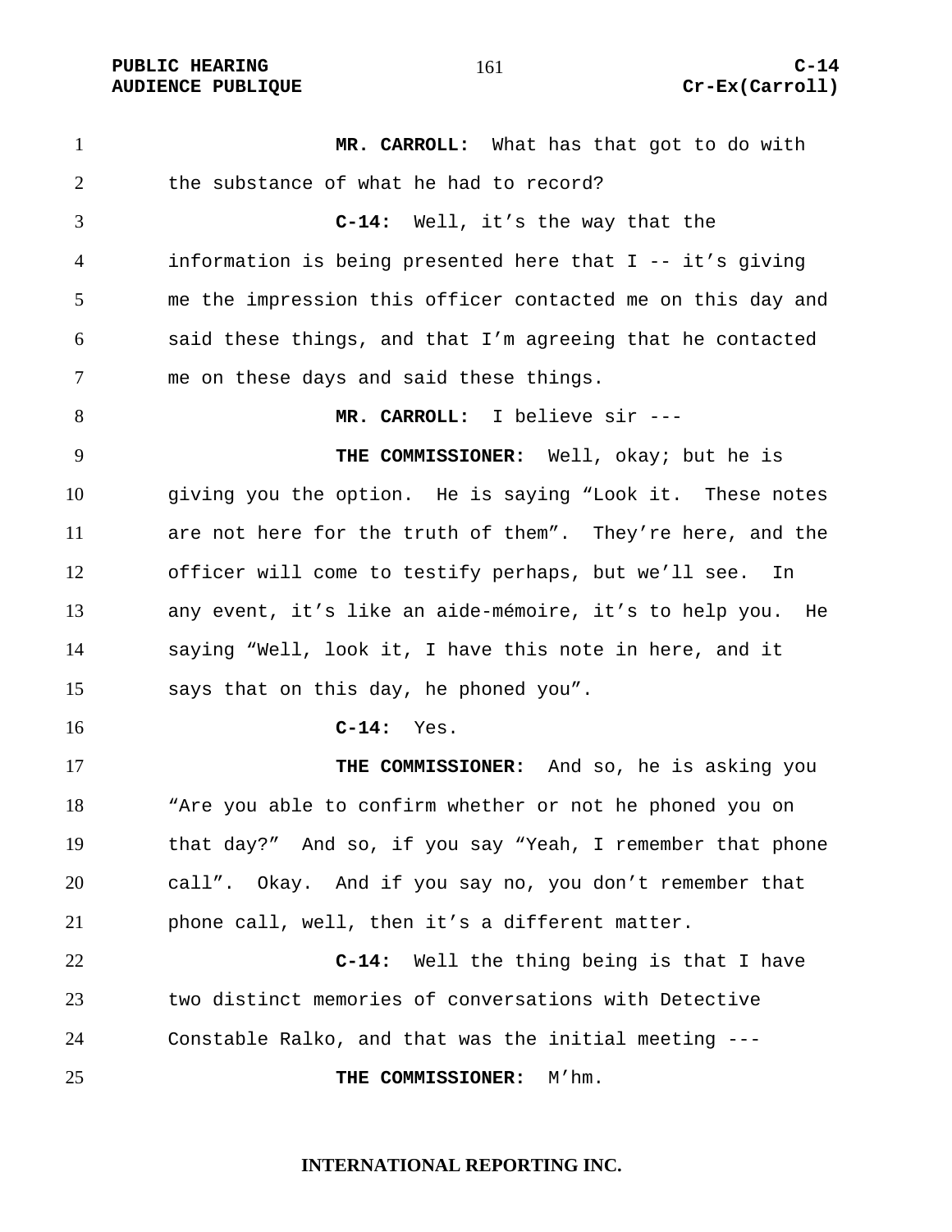**MR. CARROLL:** What has that got to do with the substance of what he had to record?

**C-14:** Well, it's the way that the information is being presented here that I -- it's giving me the impression this officer contacted me on this day and said these things, and that I'm agreeing that he contacted me on these days and said these things.

**MR. CARROLL:** I believe sir ---

**THE COMMISSIONER:** Well, okay; but he is giving you the option. He is saying "Look it. These notes are not here for the truth of them". They're here, and the officer will come to testify perhaps, but we'll see. In any event, it's like an aide-mémoire, it's to help you. He saying "Well, look it, I have this note in here, and it says that on this day, he phoned you".

**C-14:** Yes.

**THE COMMISSIONER:** And so, he is asking you "Are you able to confirm whether or not he phoned you on that day?" And so, if you say "Yeah, I remember that phone call". Okay. And if you say no, you don't remember that phone call, well, then it's a different matter.

**C-14:** Well the thing being is that I have two distinct memories of conversations with Detective Constable Ralko, and that was the initial meeting ---

**THE COMMISSIONER:** M'hm.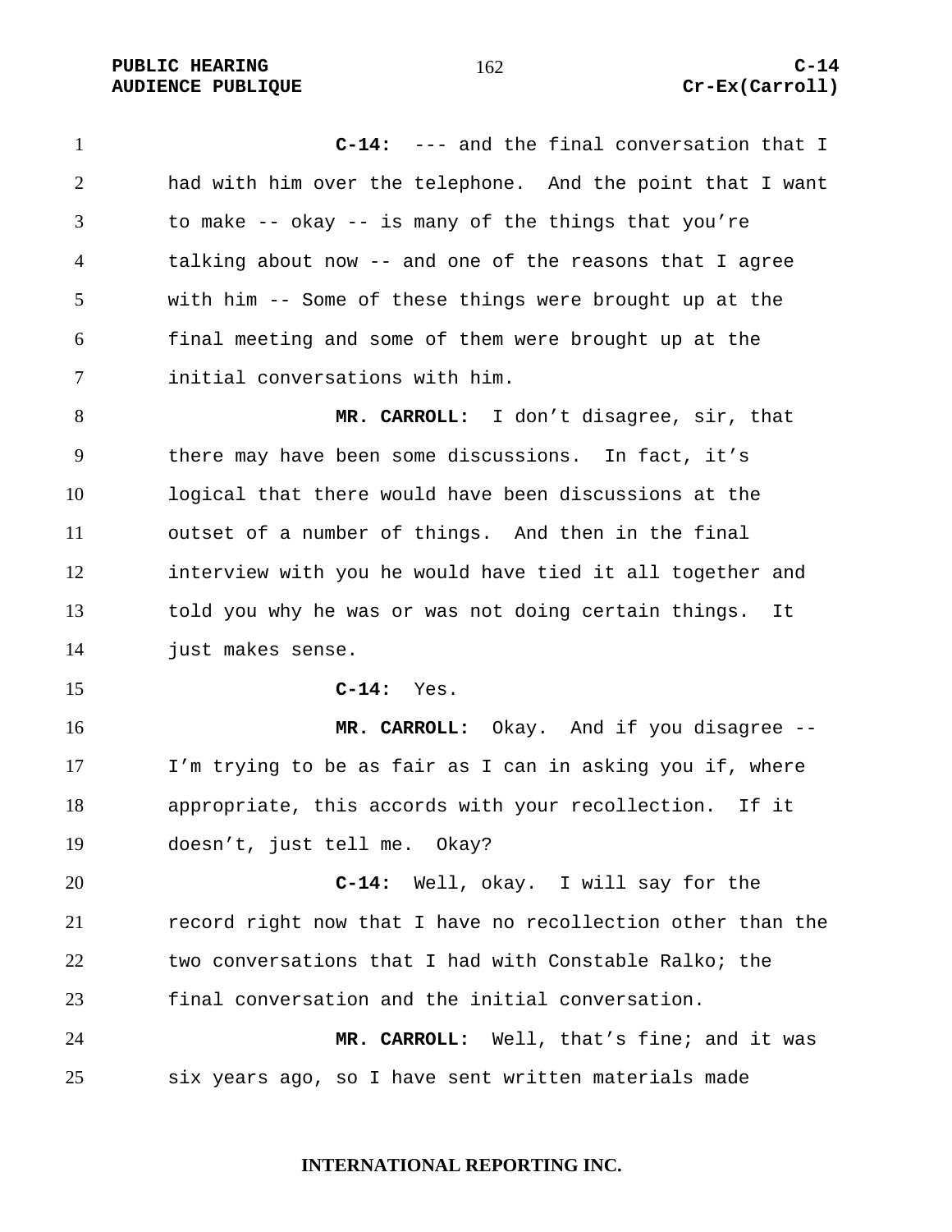**C-14:** --- and the final conversation that I had with him over the telephone. And the point that I want to make -- okay -- is many of the things that you're talking about now -- and one of the reasons that I agree with him -- Some of these things were brought up at the final meeting and some of them were brought up at the initial conversations with him.

**MR. CARROLL:** I don't disagree, sir, that there may have been some discussions. In fact, it's logical that there would have been discussions at the outset of a number of things. And then in the final interview with you he would have tied it all together and told you why he was or was not doing certain things. It just makes sense.

**C-14:** Yes.

**MR. CARROLL:** Okay. And if you disagree -- I'm trying to be as fair as I can in asking you if, where appropriate, this accords with your recollection. If it doesn't, just tell me. Okay?

**C-14:** Well, okay. I will say for the record right now that I have no recollection other than the two conversations that I had with Constable Ralko; the final conversation and the initial conversation.

**MR. CARROLL:** Well, that's fine; and it was six years ago, so I have sent written materials made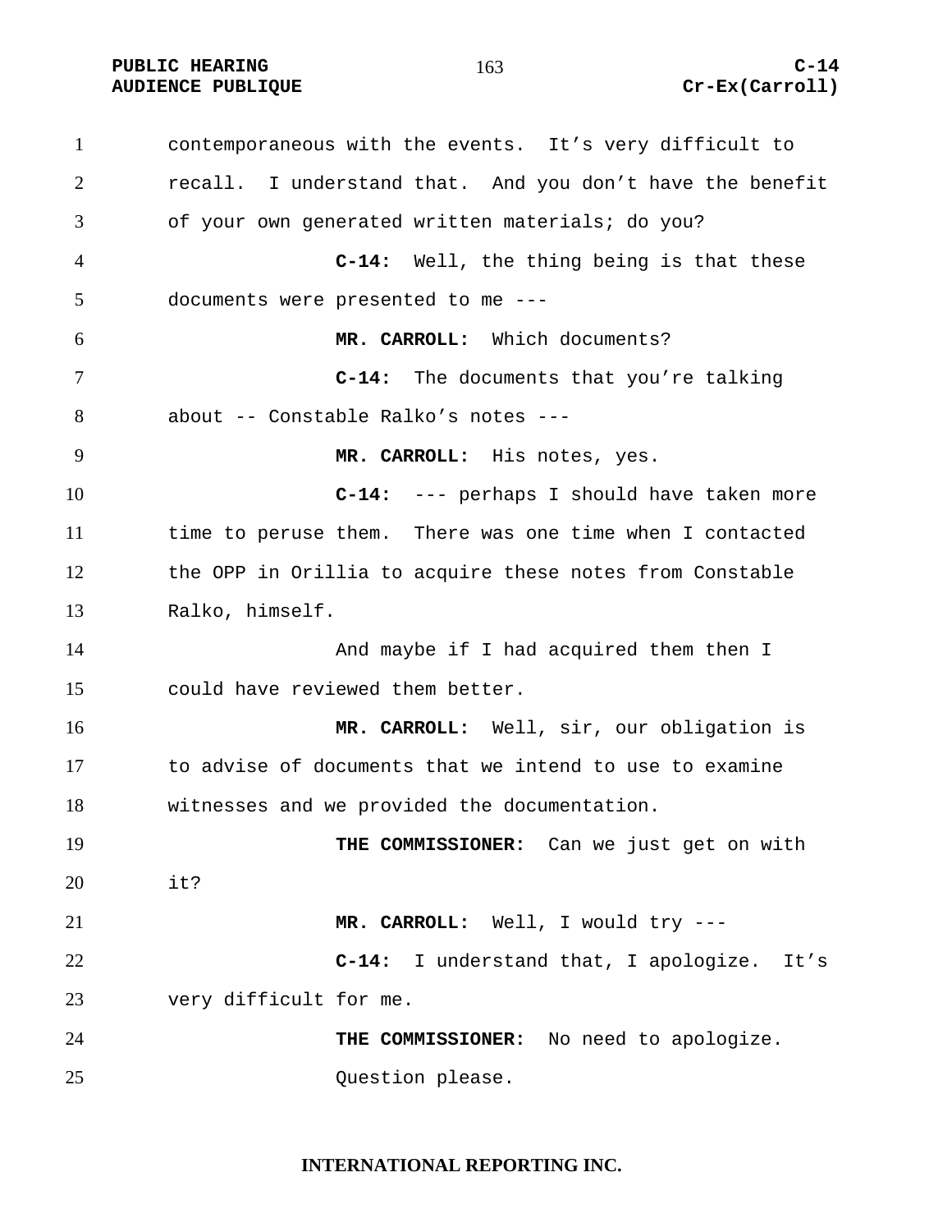contemporaneous with the events. It's very difficult to recall. I understand that. And you don't have the benefit of your own generated written materials; do you?

**C-14:** Well, the thing being is that these documents were presented to me ---

**MR. CARROLL:** Which documents?

**C-14:** The documents that you're talking about -- Constable Ralko's notes ---

**MR. CARROLL:** His notes, yes.

**C-14:** --- perhaps I should have taken more time to peruse them. There was one time when I contacted the OPP in Orillia to acquire these notes from Constable Ralko, himself.

And maybe if I had acquired them then I could have reviewed them better.

**MR. CARROLL:** Well, sir, our obligation is to advise of documents that we intend to use to examine witnesses and we provided the documentation.

**THE COMMISSIONER:** Can we just get on with it?

**MR. CARROLL:** Well, I would try ---

**C-14:** I understand that, I apologize. It's very difficult for me.

**THE COMMISSIONER:** No need to apologize. Question please.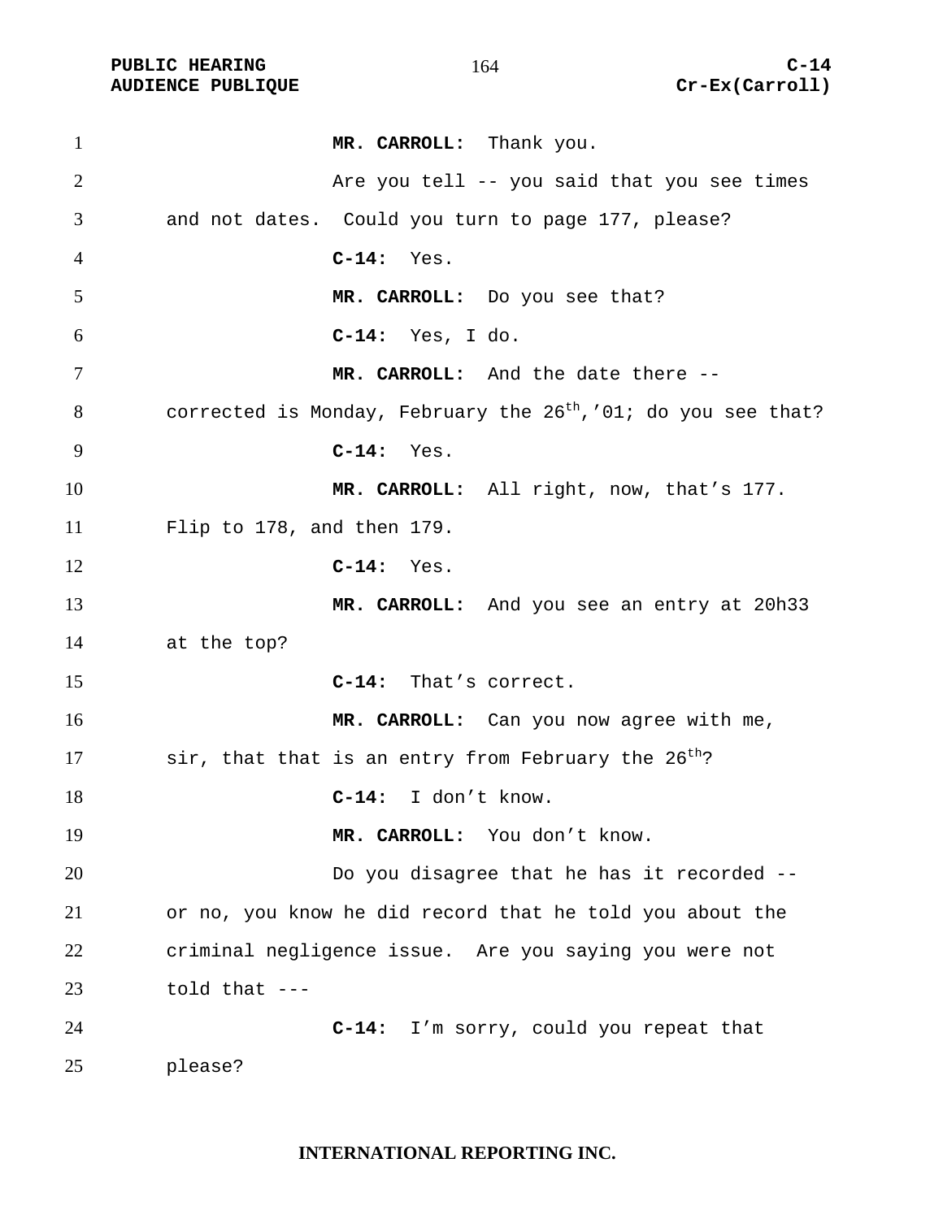**MR. CARROLL:** Thank you.

Are you tell -- you said that you see times and not dates. Could you turn to page 177, please?

**C-14:** Yes.

**MR. CARROLL:** Do you see that?

**C-14:** Yes, I do.

**MR. CARROLL:** And the date there -- corrected is Monday, February the 26th,'01; do you see that?

**C-14:** Yes.

**MR. CARROLL:** All right, now, that's 177. Flip to 178, and then 179.

**C-14:** Yes.

**MR. CARROLL:** And you see an entry at 20h33 at the top?

**C-14:** That's correct.

**MR. CARROLL:** Can you now agree with me, sir, that that is an entry from February the 26th?

**C-14:** I don't know.

**MR. CARROLL:** You don't know.

Do you disagree that he has it recorded -- or no, you know he did record that he told you about the criminal negligence issue. Are you saying you were not told that ---

**C-14:** I'm sorry, could you repeat that please?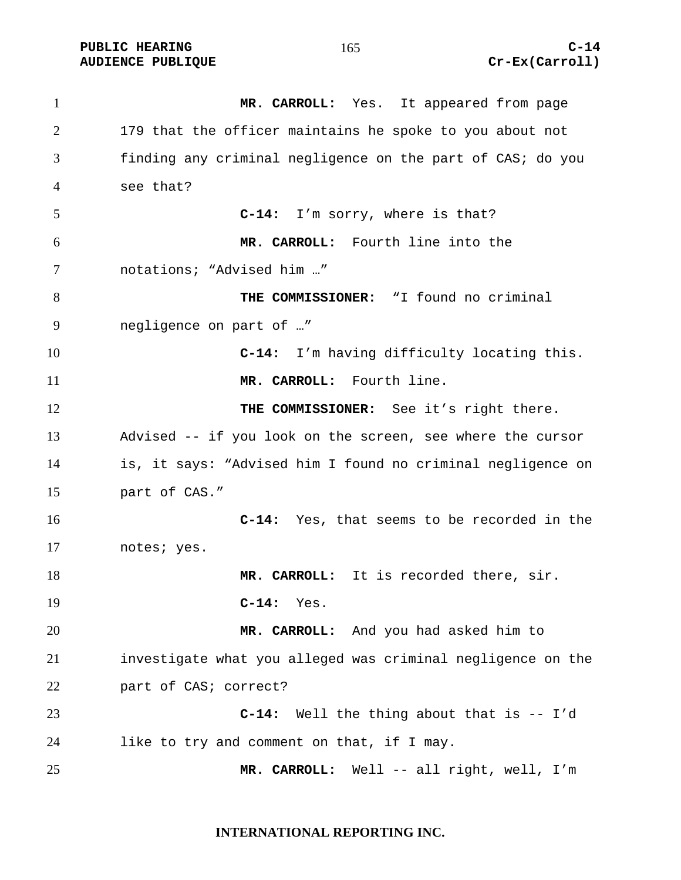**MR. CARROLL:** Yes. It appeared from page 179 that the officer maintains he spoke to you about not finding any criminal negligence on the part of CAS; do you see that?

**C-14:** I'm sorry, where is that?

**MR. CARROLL:** Fourth line into the notations; "Advised him …"

**THE COMMISSIONER:** "I found no criminal negligence on part of …"

**C-14:** I'm having difficulty locating this.

**MR. CARROLL:** Fourth line.

**THE COMMISSIONER:** See it's right there. Advised -- if you look on the screen, see where the cursor is, it says: "Advised him I found no criminal negligence on part of CAS."

**C-14:** Yes, that seems to be recorded in the notes; yes.

**MR. CARROLL:** It is recorded there, sir.

**C-14:** Yes.

**MR. CARROLL:** And you had asked him to investigate what you alleged was criminal negligence on the part of CAS; correct?

**C-14:** Well the thing about that is -- I'd like to try and comment on that, if I may.

**MR. CARROLL:** Well -- all right, well, I'm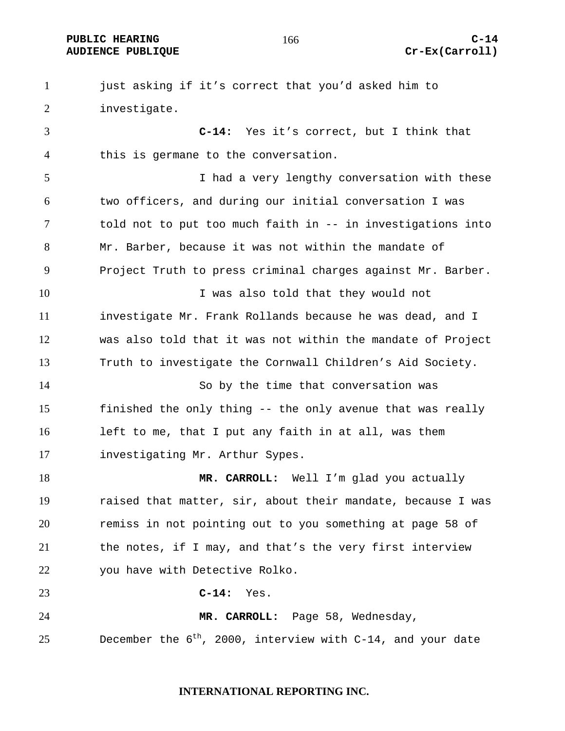just asking if it's correct that you'd asked him to investigate.

**C-14:** Yes it's correct, but I think that this is germane to the conversation.

I had a very lengthy conversation with these two officers, and during our initial conversation I was told not to put too much faith in -- in investigations into Mr. Barber, because it was not within the mandate of Project Truth to press criminal charges against Mr. Barber.

I was also told that they would not investigate Mr. Frank Rollands because he was dead, and I was also told that it was not within the mandate of Project Truth to investigate the Cornwall Children's Aid Society.

So by the time that conversation was finished the only thing -- the only avenue that was really left to me, that I put any faith in at all, was them investigating Mr. Arthur Sypes.

**MR. CARROLL:** Well I'm glad you actually raised that matter, sir, about their mandate, because I was remiss in not pointing out to you something at page 58 of the notes, if I may, and that's the very first interview you have with Detective Rolko.

**C-14:** Yes.

**MR. CARROLL:** Page 58, Wednesday, December the 6th, 2000, interview with C-14, and your date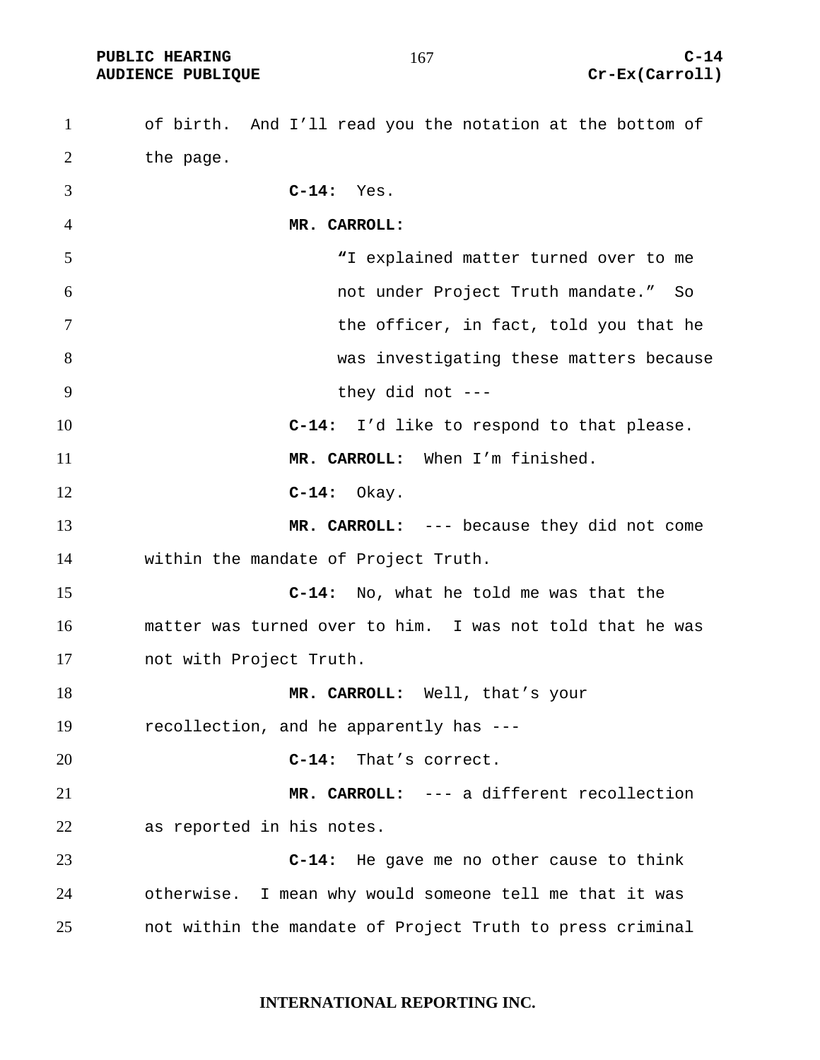of birth. And I'll read you the notation at the bottom of the page.

**C-14:** Yes.

**MR. CARROLL:**

> "I explained matter turned over to me not under Project Truth mandate." So the officer, in fact, told you that he was investigating these matters because they did not ---

**C-14:** I'd like to respond to that please.

**MR. CARROLL:** When I'm finished.

**C-14:** Okay.

**MR. CARROLL:** --- because they did not come within the mandate of Project Truth.

**C-14:** No, what he told me was that the matter was turned over to him. I was not told that he was not with Project Truth.

**MR. CARROLL:** Well, that's your recollection, and he apparently has ---

**C-14:** That's correct.

**MR. CARROLL:** --- a different recollection as reported in his notes.

**C-14:** He gave me no other cause to think otherwise. I mean why would someone tell me that it was not within the mandate of Project Truth to press criminal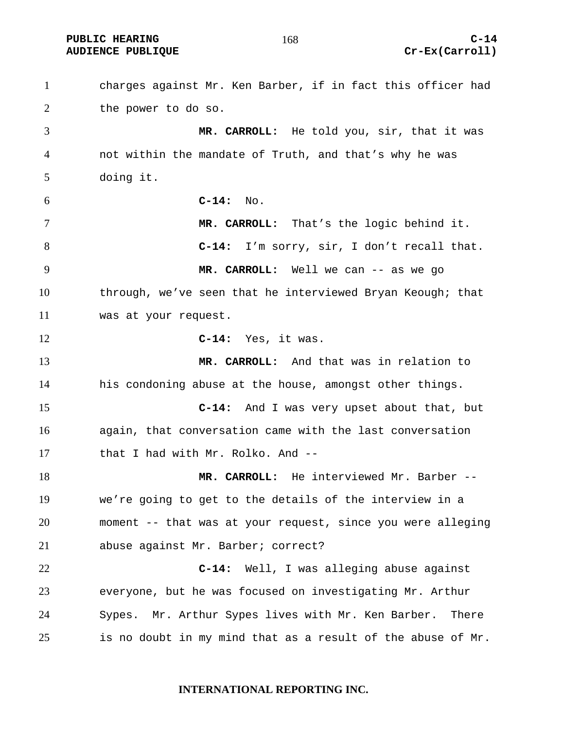charges against Mr. Ken Barber, if in fact this officer had the power to do so.

**MR. CARROLL:** He told you, sir, that it was not within the mandate of Truth, and that's why he was doing it.

**C-14:** No.

**MR. CARROLL:** That's the logic behind it.

**C-14:** I'm sorry, sir, I don't recall that.

**MR. CARROLL:** Well we can -- as we go through, we've seen that he interviewed Bryan Keough; that was at your request.

**C-14:** Yes, it was.

**MR. CARROLL:** And that was in relation to his condoning abuse at the house, amongst other things.

**C-14:** And I was very upset about that, but again, that conversation came with the last conversation that I had with Mr. Rolko. And --

**MR. CARROLL:** He interviewed Mr. Barber -- we're going to get to the details of the interview in a moment -- that was at your request, since you were alleging abuse against Mr. Barber; correct?

**C-14:** Well, I was alleging abuse against everyone, but he was focused on investigating Mr. Arthur Sypes. Mr. Arthur Sypes lives with Mr. Ken Barber. There is no doubt in my mind that as a result of the abuse of Mr.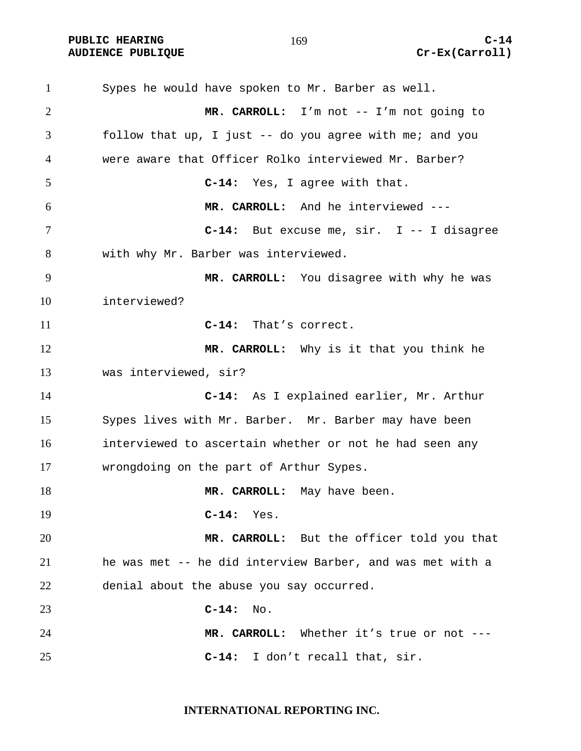Sypes he would have spoken to Mr. Barber as well.

**MR. CARROLL:** I'm not -- I'm not going to follow that up, I just -- do you agree with me; and you were aware that Officer Rolko interviewed Mr. Barber?

**C-14:** Yes, I agree with that.

**MR. CARROLL:** And he interviewed ---

**C-14:** But excuse me, sir. I -- I disagree with why Mr. Barber was interviewed.

**MR. CARROLL:** You disagree with why he was interviewed?

**C-14:** That's correct.

**MR. CARROLL:** Why is it that you think he was interviewed, sir?

**C-14:** As I explained earlier, Mr. Arthur Sypes lives with Mr. Barber. Mr. Barber may have been interviewed to ascertain whether or not he had seen any wrongdoing on the part of Arthur Sypes.

**MR. CARROLL:** May have been.

**C-14:** Yes.

**MR. CARROLL:** But the officer told you that he was met -- he did interview Barber, and was met with a denial about the abuse you say occurred.

**C-14:** No.

**MR. CARROLL:** Whether it's true or not ---

**C-14:** I don't recall that, sir.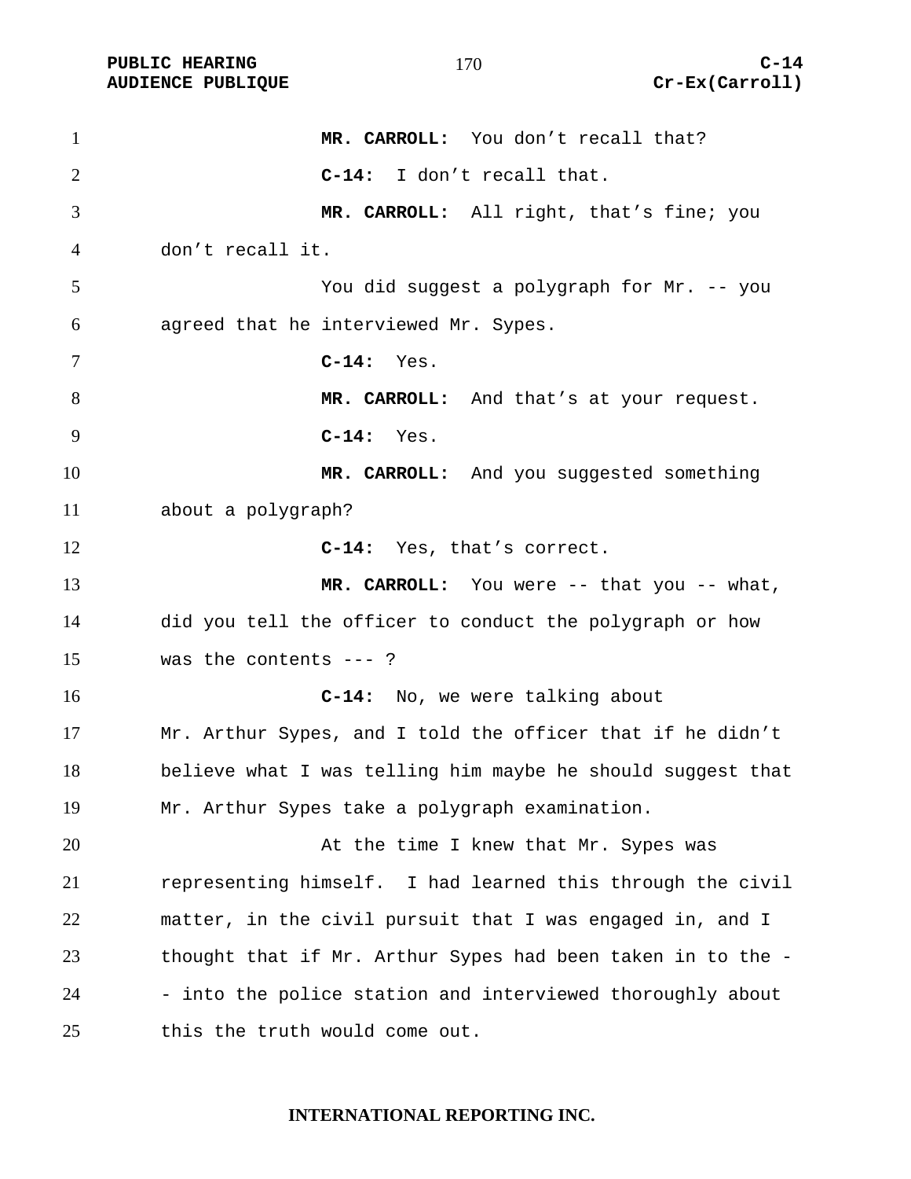**MR. CARROLL:** You don't recall that?

**C-14:** I don't recall that.

**MR. CARROLL:** All right, that's fine; you don't recall it.

You did suggest a polygraph for Mr. -- you agreed that he interviewed Mr. Sypes.

**C-14:** Yes.

**MR. CARROLL:** And that's at your request.

**C-14:** Yes.

**MR. CARROLL:** And you suggested something about a polygraph?

**C-14:** Yes, that's correct.

**MR. CARROLL:** You were -- that you -- what, did you tell the officer to conduct the polygraph or how was the contents --- ?

**C-14:** No, we were talking about Mr. Arthur Sypes, and I told the officer that if he didn't believe what I was telling him maybe he should suggest that Mr. Arthur Sypes take a polygraph examination.

At the time I knew that Mr. Sypes was representing himself. I had learned this through the civil matter, in the civil pursuit that I was engaged in, and I thought that if Mr. Arthur Sypes had been taken in to the -- into the police station and interviewed thoroughly about this the truth would come out.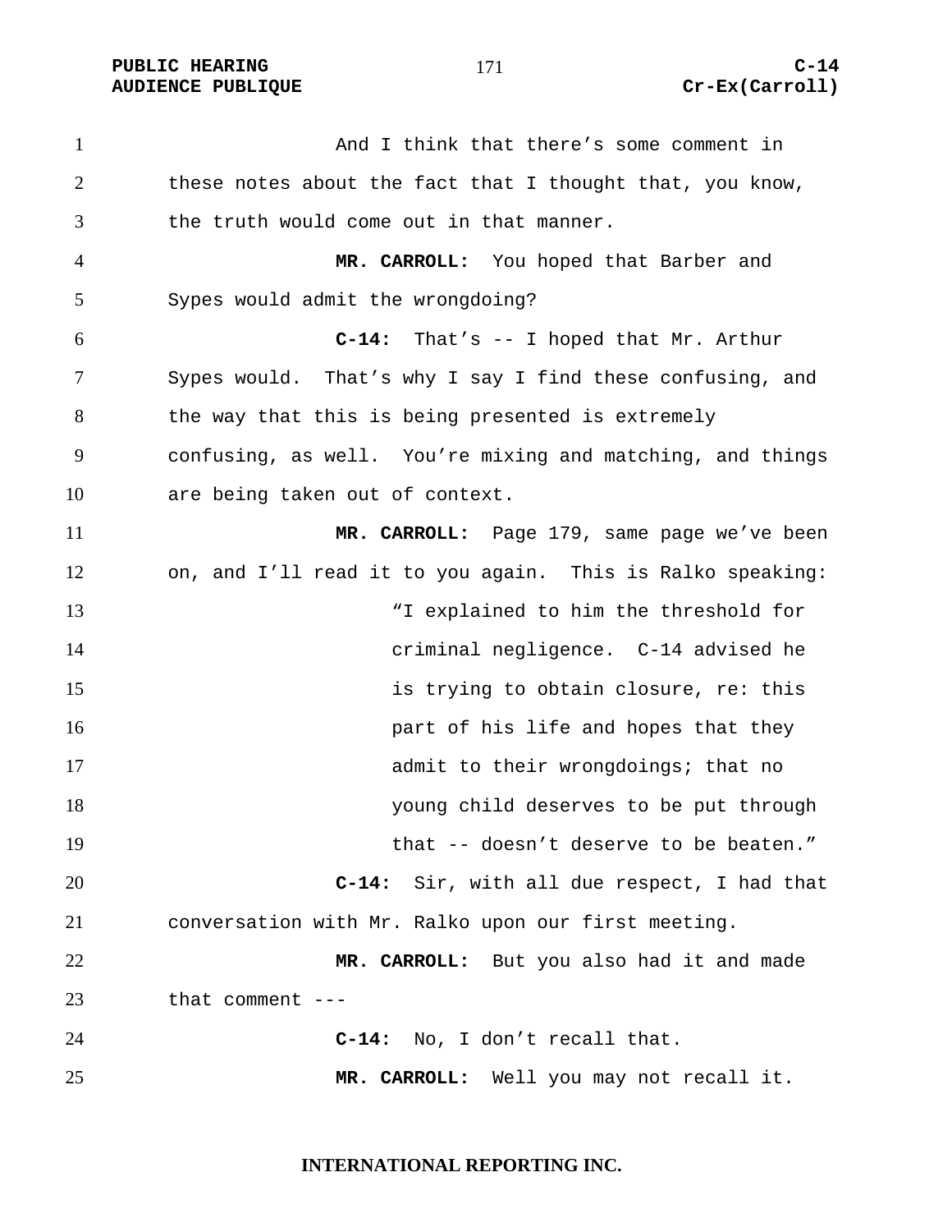And I think that there's some comment in these notes about the fact that I thought that, you know, the truth would come out in that manner.

**MR. CARROLL:** You hoped that Barber and Sypes would admit the wrongdoing?

**C-14:** That's -- I hoped that Mr. Arthur Sypes would. That's why I say I find these confusing, and the way that this is being presented is extremely confusing, as well. You're mixing and matching, and things are being taken out of context.

**MR. CARROLL:** Page 179, same page we've been on, and I'll read it to you again. This is Ralko speaking:

> "I explained to him the threshold for criminal negligence. C-14 advised he is trying to obtain closure, re: this part of his life and hopes that they admit to their wrongdoings; that no young child deserves to be put through that -- doesn't deserve to be beaten."

**C-14:** Sir, with all due respect, I had that conversation with Mr. Ralko upon our first meeting.

**MR. CARROLL:** But you also had it and made that comment ---

**C-14:** No, I don't recall that.

**MR. CARROLL:** Well you may not recall it.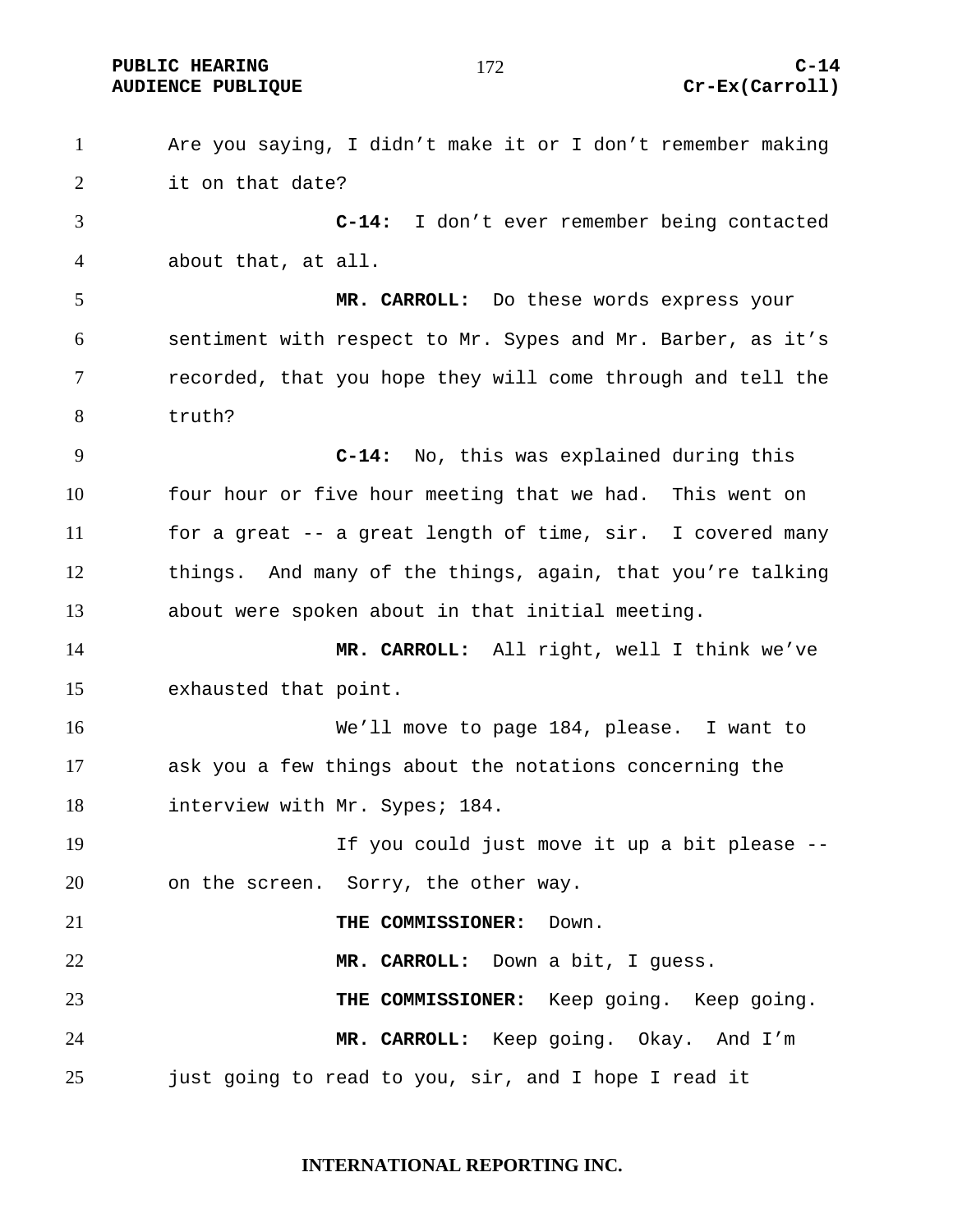Are you saying, I didn't make it or I don't remember making it on that date?

**C-14:** I don't ever remember being contacted about that, at all.

**MR. CARROLL:** Do these words express your sentiment with respect to Mr. Sypes and Mr. Barber, as it's recorded, that you hope they will come through and tell the truth?

**C-14:** No, this was explained during this four hour or five hour meeting that we had. This went on for a great -- a great length of time, sir. I covered many things. And many of the things, again, that you're talking about were spoken about in that initial meeting.

**MR. CARROLL:** All right, well I think we've exhausted that point.

We'll move to page 184, please. I want to ask you a few things about the notations concerning the interview with Mr. Sypes; 184.

If you could just move it up a bit please -- on the screen. Sorry, the other way.

**THE COMMISSIONER:** Down.

**MR. CARROLL:** Down a bit, I guess.

**THE COMMISSIONER:** Keep going. Keep going.

**MR. CARROLL:** Keep going. Okay. And I'm just going to read to you, sir, and I hope I read it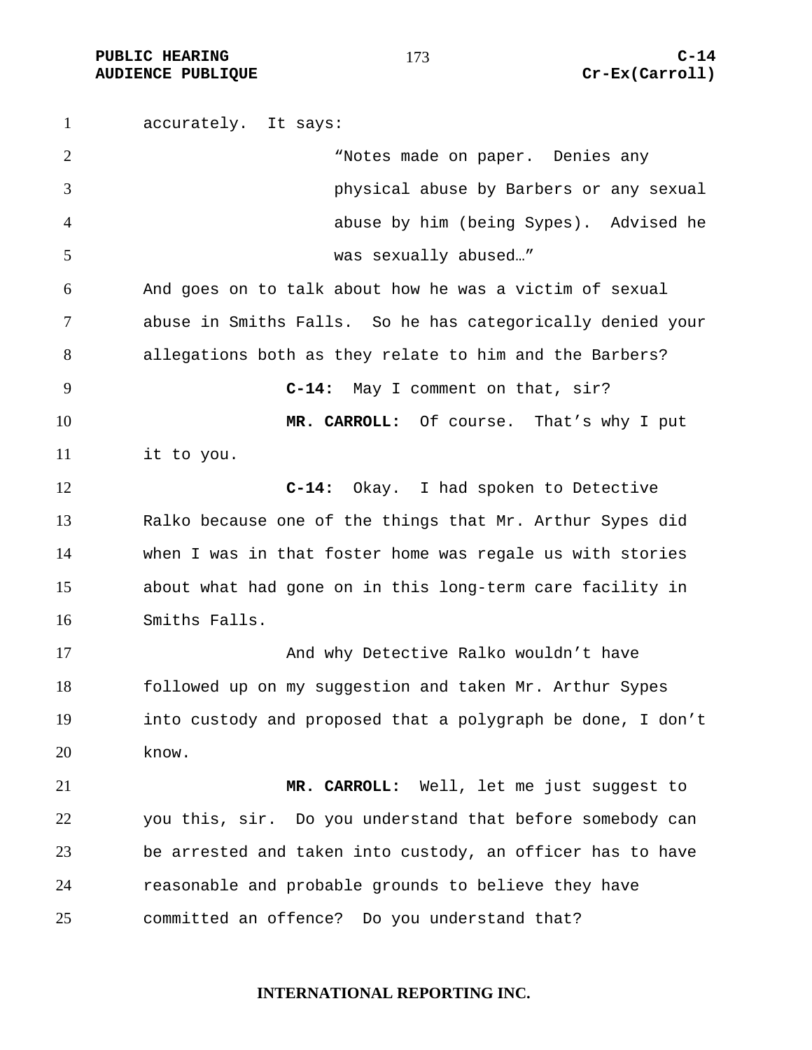accurately. It says:

> "Notes made on paper. Denies any physical abuse by Barbers or any sexual abuse by him (being Sypes). Advised he was sexually abused…"

And goes on to talk about how he was a victim of sexual abuse in Smiths Falls. So he has categorically denied your allegations both as they relate to him and the Barbers?

**C-14:** May I comment on that, sir?

**MR. CARROLL:** Of course. That's why I put it to you.

**C-14:** Okay. I had spoken to Detective Ralko because one of the things that Mr. Arthur Sypes did when I was in that foster home was regale us with stories about what had gone on in this long-term care facility in Smiths Falls.

And why Detective Ralko wouldn't have followed up on my suggestion and taken Mr. Arthur Sypes into custody and proposed that a polygraph be done, I don't know.

**MR. CARROLL:** Well, let me just suggest to you this, sir. Do you understand that before somebody can be arrested and taken into custody, an officer has to have reasonable and probable grounds to believe they have committed an offence? Do you understand that?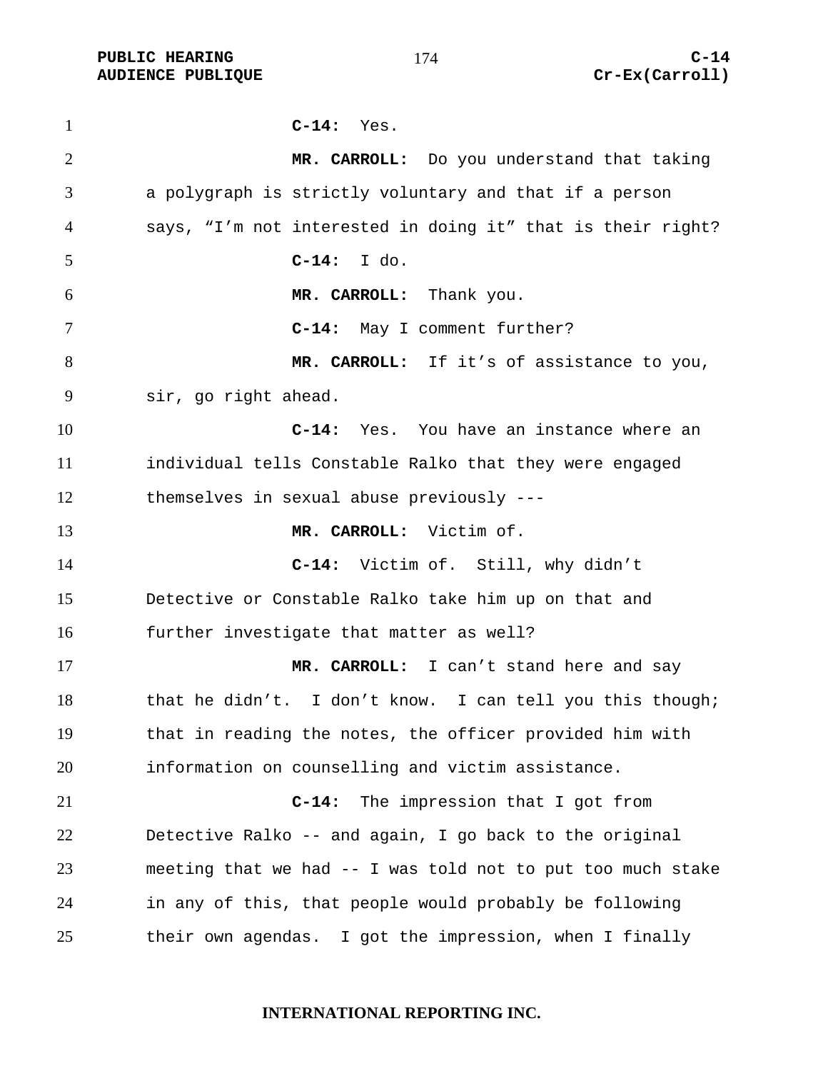**C-14:** Yes.

**MR. CARROLL:** Do you understand that taking a polygraph is strictly voluntary and that if a person says, "I'm not interested in doing it" that is their right?

**C-14:** I do.

**MR. CARROLL:** Thank you.

**C-14:** May I comment further?

**MR. CARROLL:** If it's of assistance to you, sir, go right ahead.

**C-14:** Yes. You have an instance where an individual tells Constable Ralko that they were engaged themselves in sexual abuse previously ---

**MR. CARROLL:** Victim of.

**C-14:** Victim of. Still, why didn't Detective or Constable Ralko take him up on that and further investigate that matter as well?

**MR. CARROLL:** I can't stand here and say that he didn't. I don't know. I can tell you this though; that in reading the notes, the officer provided him with information on counselling and victim assistance.

**C-14:** The impression that I got from Detective Ralko -- and again, I go back to the original meeting that we had -- I was told not to put too much stake in any of this, that people would probably be following their own agendas. I got the impression, when I finally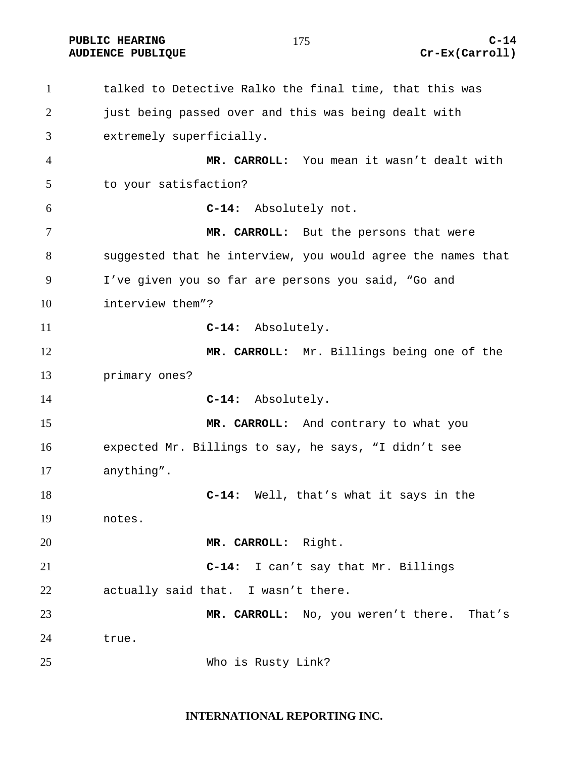talked to Detective Ralko the final time, that this was just being passed over and this was being dealt with extremely superficially.

**MR. CARROLL:** You mean it wasn't dealt with to your satisfaction?

**C-14:** Absolutely not.

**MR. CARROLL:** But the persons that were suggested that he interview, you would agree the names that I've given you so far are persons you said, "Go and interview them"?

**C-14:** Absolutely.

**MR. CARROLL:** Mr. Billings being one of the primary ones?

**C-14:** Absolutely.

**MR. CARROLL:** And contrary to what you expected Mr. Billings to say, he says, "I didn't see anything".

**C-14:** Well, that's what it says in the notes.

**MR. CARROLL:** Right.

**C-14:** I can't say that Mr. Billings actually said that. I wasn't there.

**MR. CARROLL:** No, you weren't there. That's true.

Who is Rusty Link?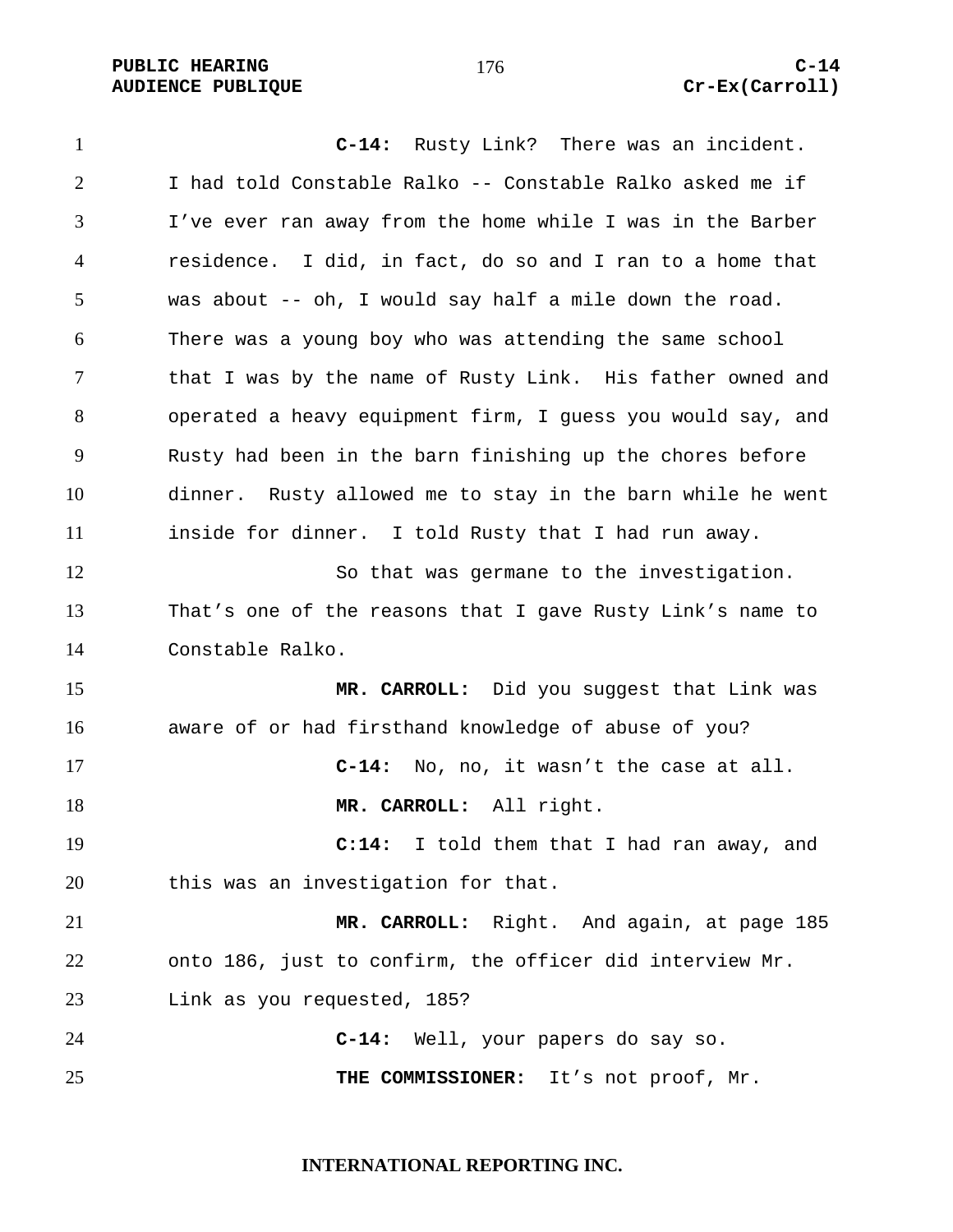**C-14:** Rusty Link? There was an incident. I had told Constable Ralko -- Constable Ralko asked me if I've ever ran away from the home while I was in the Barber residence. I did, in fact, do so and I ran to a home that was about -- oh, I would say half a mile down the road. There was a young boy who was attending the same school that I was by the name of Rusty Link. His father owned and operated a heavy equipment firm, I guess you would say, and Rusty had been in the barn finishing up the chores before dinner. Rusty allowed me to stay in the barn while he went inside for dinner. I told Rusty that I had run away.

So that was germane to the investigation. That's one of the reasons that I gave Rusty Link's name to Constable Ralko.

**MR. CARROLL:** Did you suggest that Link was aware of or had firsthand knowledge of abuse of you?

**C-14:** No, no, it wasn't the case at all.

**MR. CARROLL:** All right.

**C:14:** I told them that I had ran away, and this was an investigation for that.

**MR. CARROLL:** Right. And again, at page 185 onto 186, just to confirm, the officer did interview Mr. Link as you requested, 185?

**C-14:** Well, your papers do say so.

**THE COMMISSIONER:** It's not proof, Mr.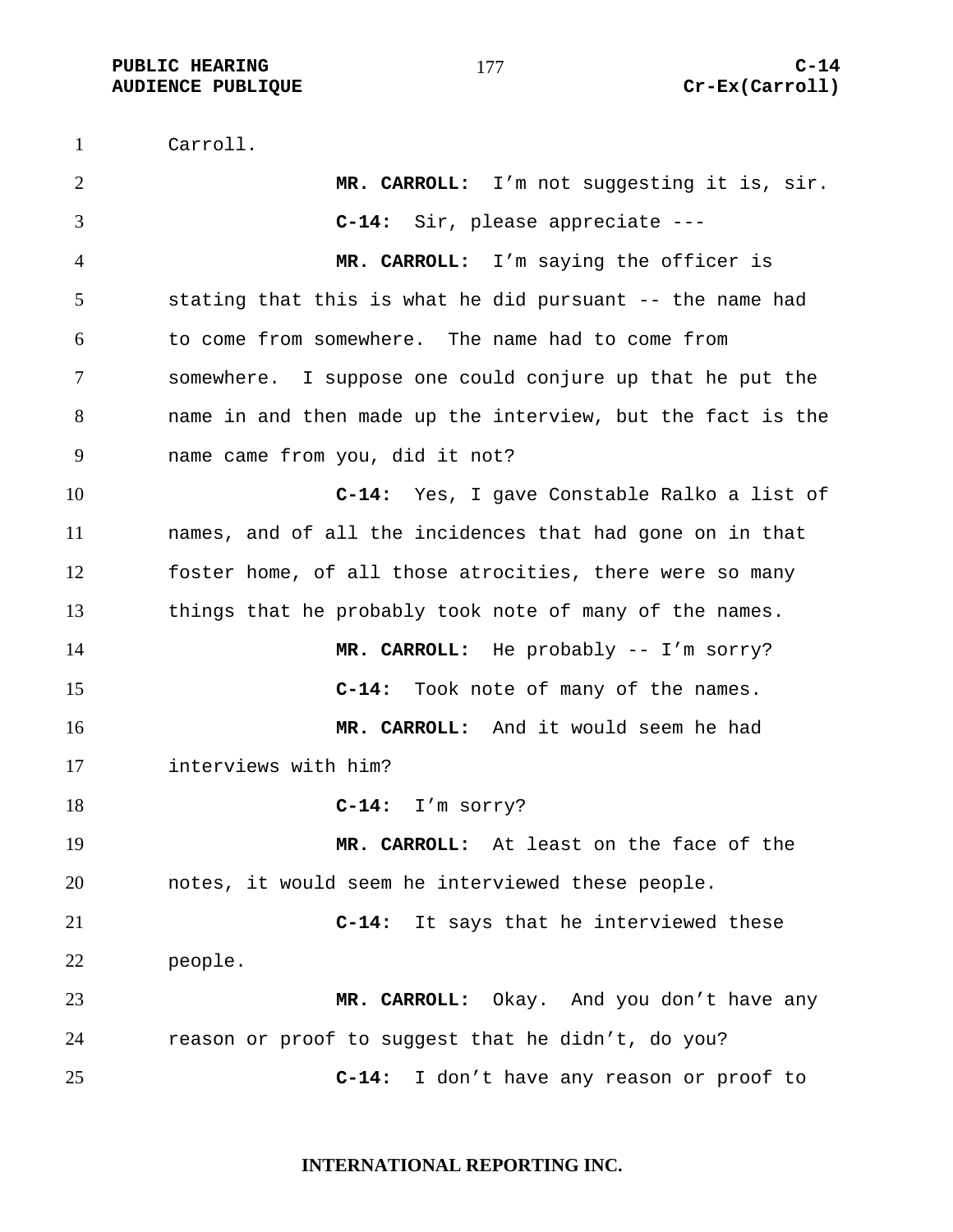Carroll.

**MR. CARROLL:** I'm not suggesting it is, sir.

**C-14:** Sir, please appreciate ---

**MR. CARROLL:** I'm saying the officer is stating that this is what he did pursuant -- the name had to come from somewhere. The name had to come from somewhere. I suppose one could conjure up that he put the name in and then made up the interview, but the fact is the name came from you, did it not?

**C-14:** Yes, I gave Constable Ralko a list of names, and of all the incidences that had gone on in that foster home, of all those atrocities, there were so many things that he probably took note of many of the names.

**MR. CARROLL:** He probably -- I'm sorry?

**C-14:** Took note of many of the names.

**MR. CARROLL:** And it would seem he had interviews with him?

**C-14:** I'm sorry?

**MR. CARROLL:** At least on the face of the notes, it would seem he interviewed these people.

**C-14:** It says that he interviewed these people.

**MR. CARROLL:** Okay. And you don't have any reason or proof to suggest that he didn't, do you?

**C-14:** I don't have any reason or proof to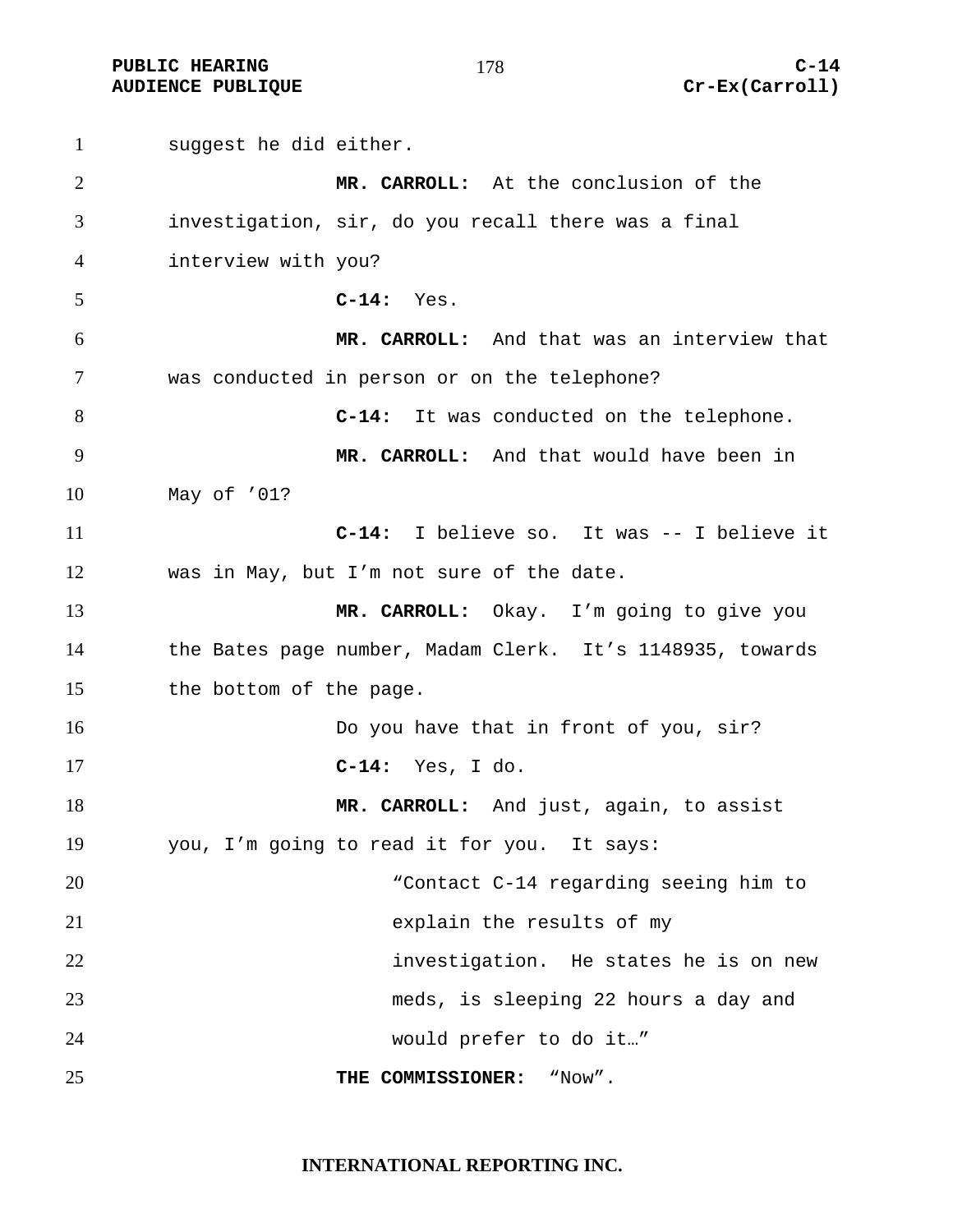suggest he did either.

**MR. CARROLL:** At the conclusion of the investigation, sir, do you recall there was a final interview with you?

**C-14:** Yes.

**MR. CARROLL:** And that was an interview that was conducted in person or on the telephone?

**C-14:** It was conducted on the telephone.

**MR. CARROLL:** And that would have been in May of ’01?

**C-14:** I believe so. It was -- I believe it was in May, but I’m not sure of the date.

**MR. CARROLL:** Okay. I’m going to give you the Bates page number, Madam Clerk. It’s 1148935, towards the bottom of the page.

Do you have that in front of you, sir?

**C-14:** Yes, I do.

**MR. CARROLL:** And just, again, to assist you, I’m going to read it for you. It says:

> “Contact C-14 regarding seeing him to explain the results of my investigation. He states he is on new meds, is sleeping 22 hours a day and would prefer to do it…”

**THE COMMISSIONER:** “Now”.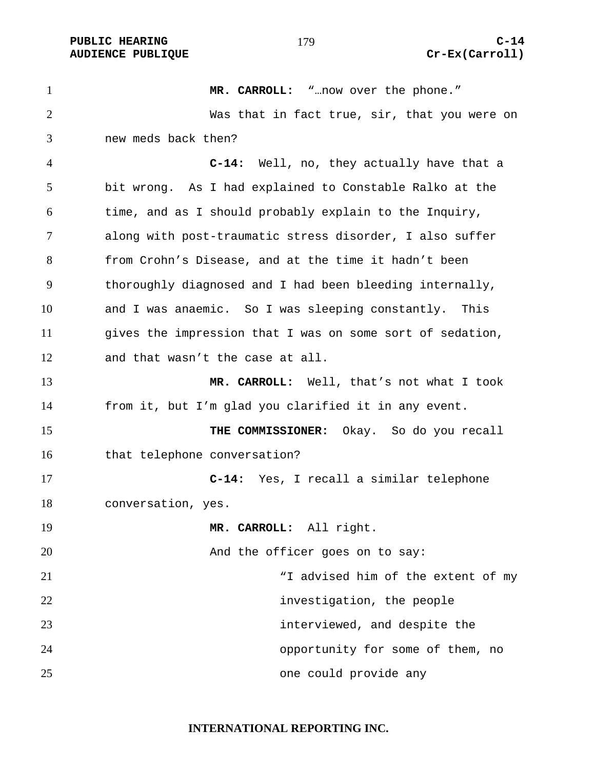**MR. CARROLL:** "…now over the phone."

Was that in fact true, sir, that you were on new meds back then?

**C-14:** Well, no, they actually have that a bit wrong. As I had explained to Constable Ralko at the time, and as I should probably explain to the Inquiry, along with post-traumatic stress disorder, I also suffer from Crohn's Disease, and at the time it hadn't been thoroughly diagnosed and I had been bleeding internally, and I was anaemic. So I was sleeping constantly. This gives the impression that I was on some sort of sedation, and that wasn't the case at all.

**MR. CARROLL:** Well, that's not what I took from it, but I'm glad you clarified it in any event.

**THE COMMISSIONER:** Okay. So do you recall that telephone conversation?

**C-14:** Yes, I recall a similar telephone conversation, yes.

**MR. CARROLL:** All right.

And the officer goes on to say:

> "I advised him of the extent of my investigation, the people interviewed, and despite the opportunity for some of them, no one could provide any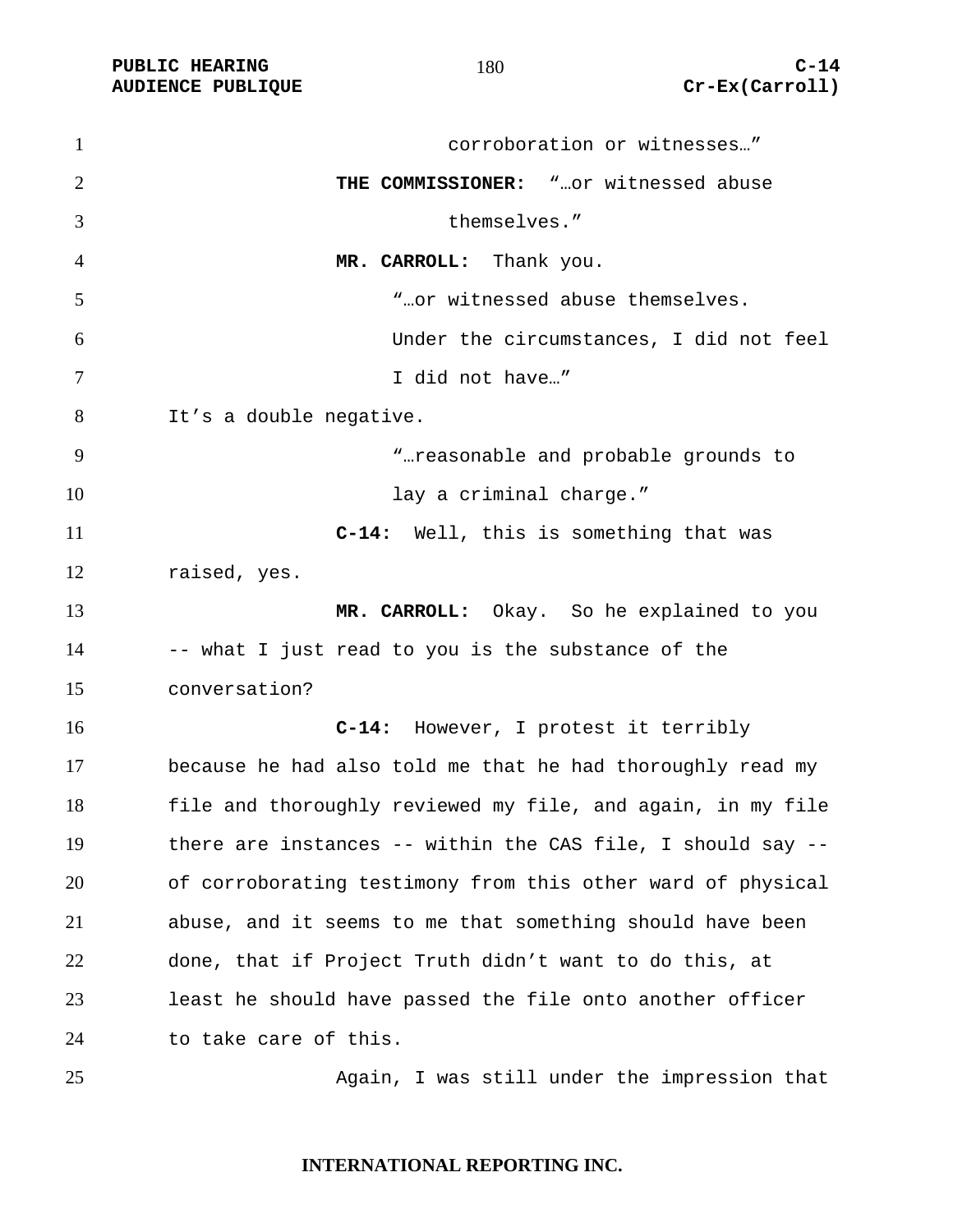corroboration or witnesses…"

**THE COMMISSIONER:** "…or witnessed abuse themselves."

**MR. CARROLL:** Thank you.

"…or witnessed abuse themselves. Under the circumstances, I did not feel I did not have…"

It's a double negative.

"…reasonable and probable grounds to lay a criminal charge."

**C-14:** Well, this is something that was raised, yes.

**MR. CARROLL:** Okay. So he explained to you -- what I just read to you is the substance of the conversation?

**C-14:** However, I protest it terribly because he had also told me that he had thoroughly read my file and thoroughly reviewed my file, and again, in my file there are instances -- within the CAS file, I should say -- of corroborating testimony from this other ward of physical abuse, and it seems to me that something should have been done, that if Project Truth didn't want to do this, at least he should have passed the file onto another officer to take care of this.

Again, I was still under the impression that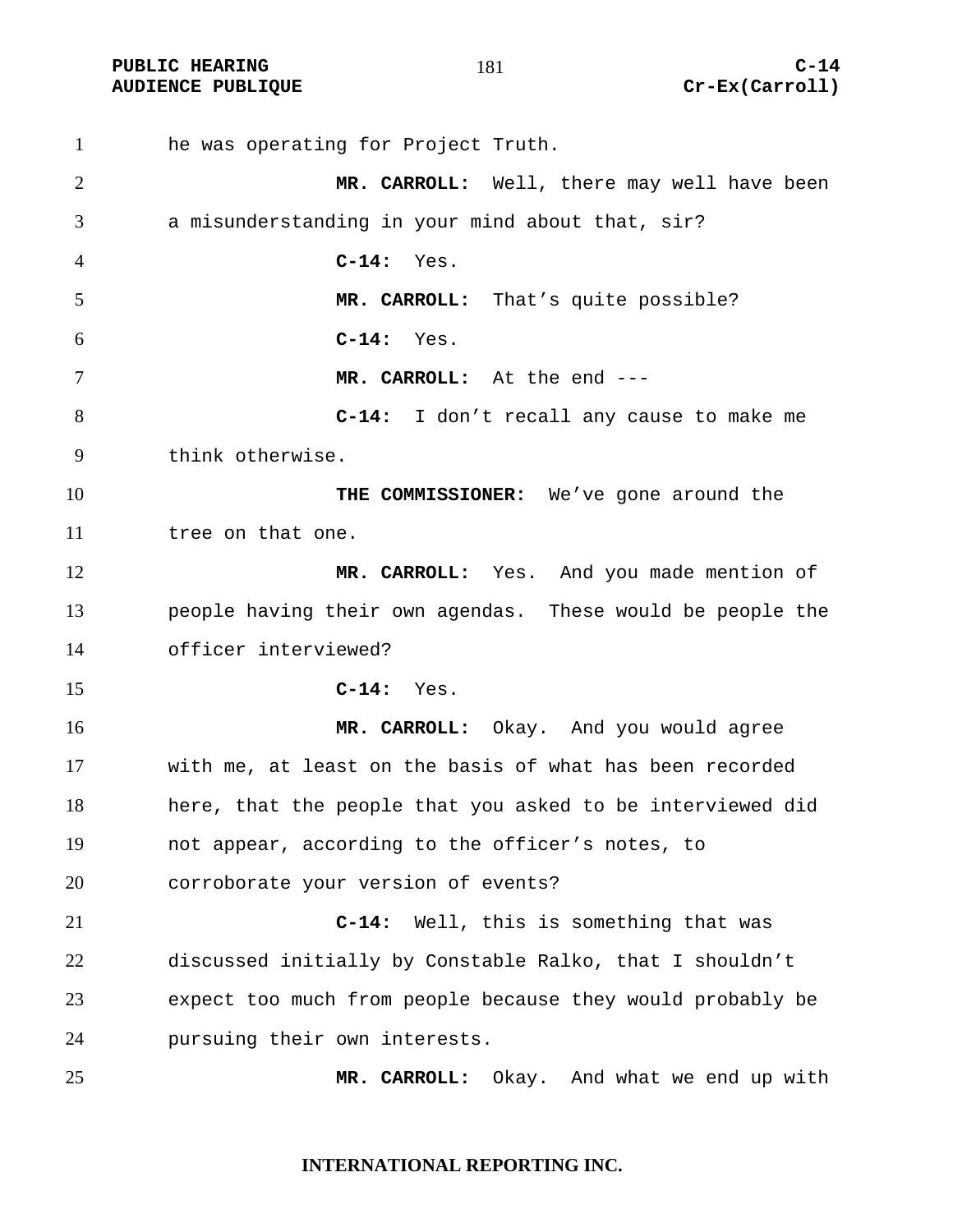he was operating for Project Truth.

**MR. CARROLL:** Well, there may well have been a misunderstanding in your mind about that, sir?

**C-14:** Yes.

**MR. CARROLL:** That's quite possible?

**C-14:** Yes.

**MR. CARROLL:** At the end ---

**C-14:** I don't recall any cause to make me think otherwise.

**THE COMMISSIONER:** We've gone around the tree on that one.

**MR. CARROLL:** Yes. And you made mention of people having their own agendas. These would be people the officer interviewed?

**C-14:** Yes.

**MR. CARROLL:** Okay. And you would agree with me, at least on the basis of what has been recorded here, that the people that you asked to be interviewed did not appear, according to the officer's notes, to corroborate your version of events?

**C-14:** Well, this is something that was discussed initially by Constable Ralko, that I shouldn't expect too much from people because they would probably be pursuing their own interests.

**MR. CARROLL:** Okay. And what we end up with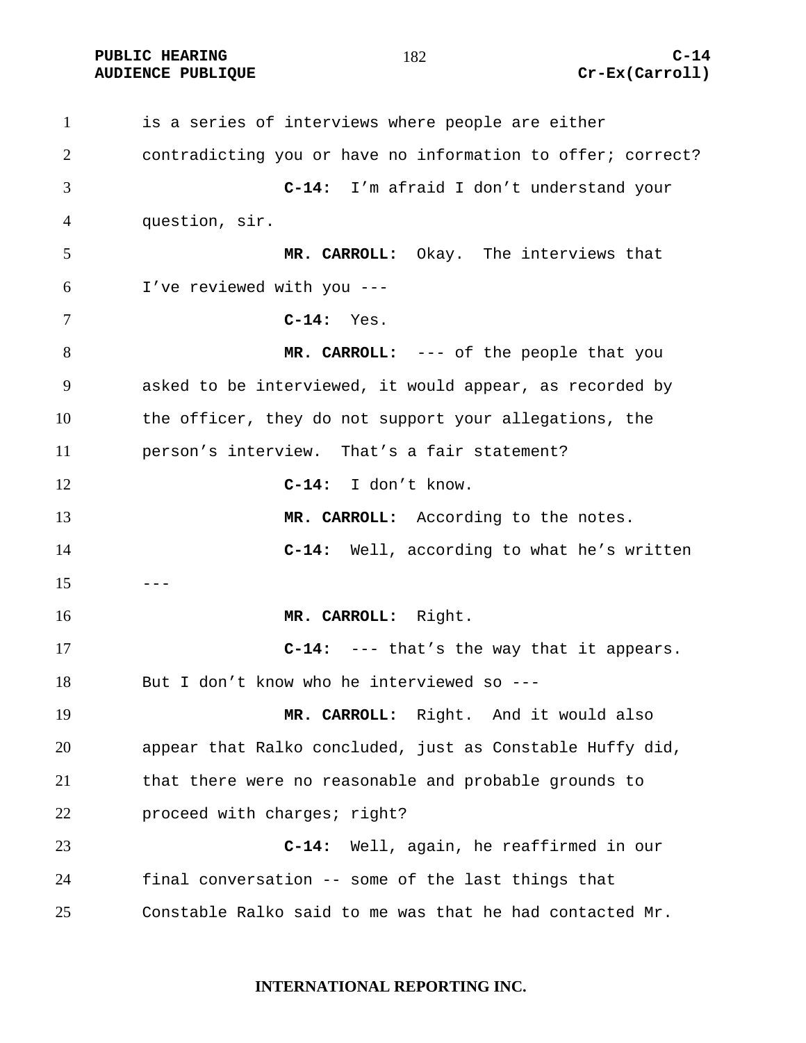is a series of interviews where people are either contradicting you or have no information to offer; correct?

**C-14:** I'm afraid I don't understand your question, sir.

**MR. CARROLL:** Okay. The interviews that I've reviewed with you ---

**C-14:** Yes.

**MR. CARROLL:** --- of the people that you asked to be interviewed, it would appear, as recorded by the officer, they do not support your allegations, the person's interview. That's a fair statement?

**C-14:** I don't know.

**MR. CARROLL:** According to the notes.

**C-14:** Well, according to what he's written ---

**MR. CARROLL:** Right.

**C-14:** --- that's the way that it appears. But I don't know who he interviewed so ---

**MR. CARROLL:** Right. And it would also appear that Ralko concluded, just as Constable Huffy did, that there were no reasonable and probable grounds to proceed with charges; right?

**C-14:** Well, again, he reaffirmed in our final conversation -- some of the last things that Constable Ralko said to me was that he had contacted Mr.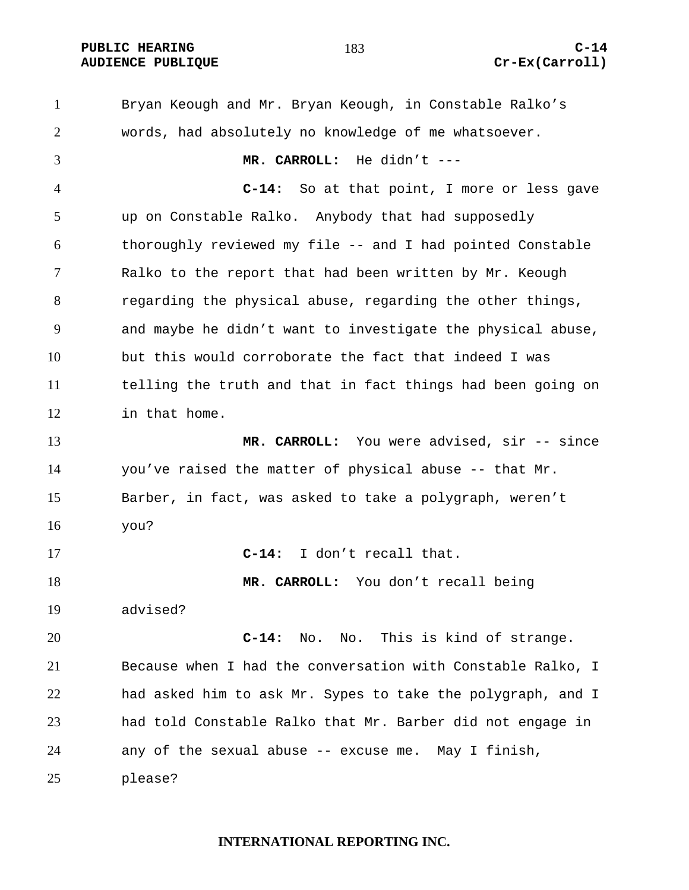Bryan Keough and Mr. Bryan Keough, in Constable Ralko's words, had absolutely no knowledge of me whatsoever.

**MR. CARROLL:** He didn't ---

**C-14:** So at that point, I more or less gave up on Constable Ralko. Anybody that had supposedly thoroughly reviewed my file -- and I had pointed Constable Ralko to the report that had been written by Mr. Keough regarding the physical abuse, regarding the other things, and maybe he didn't want to investigate the physical abuse, but this would corroborate the fact that indeed I was telling the truth and that in fact things had been going on in that home.

**MR. CARROLL:** You were advised, sir -- since you've raised the matter of physical abuse -- that Mr. Barber, in fact, was asked to take a polygraph, weren't you?

**C-14:** I don't recall that.

**MR. CARROLL:** You don't recall being advised?

**C-14:** No. No. This is kind of strange. Because when I had the conversation with Constable Ralko, I had asked him to ask Mr. Sypes to take the polygraph, and I had told Constable Ralko that Mr. Barber did not engage in any of the sexual abuse -- excuse me. May I finish, please?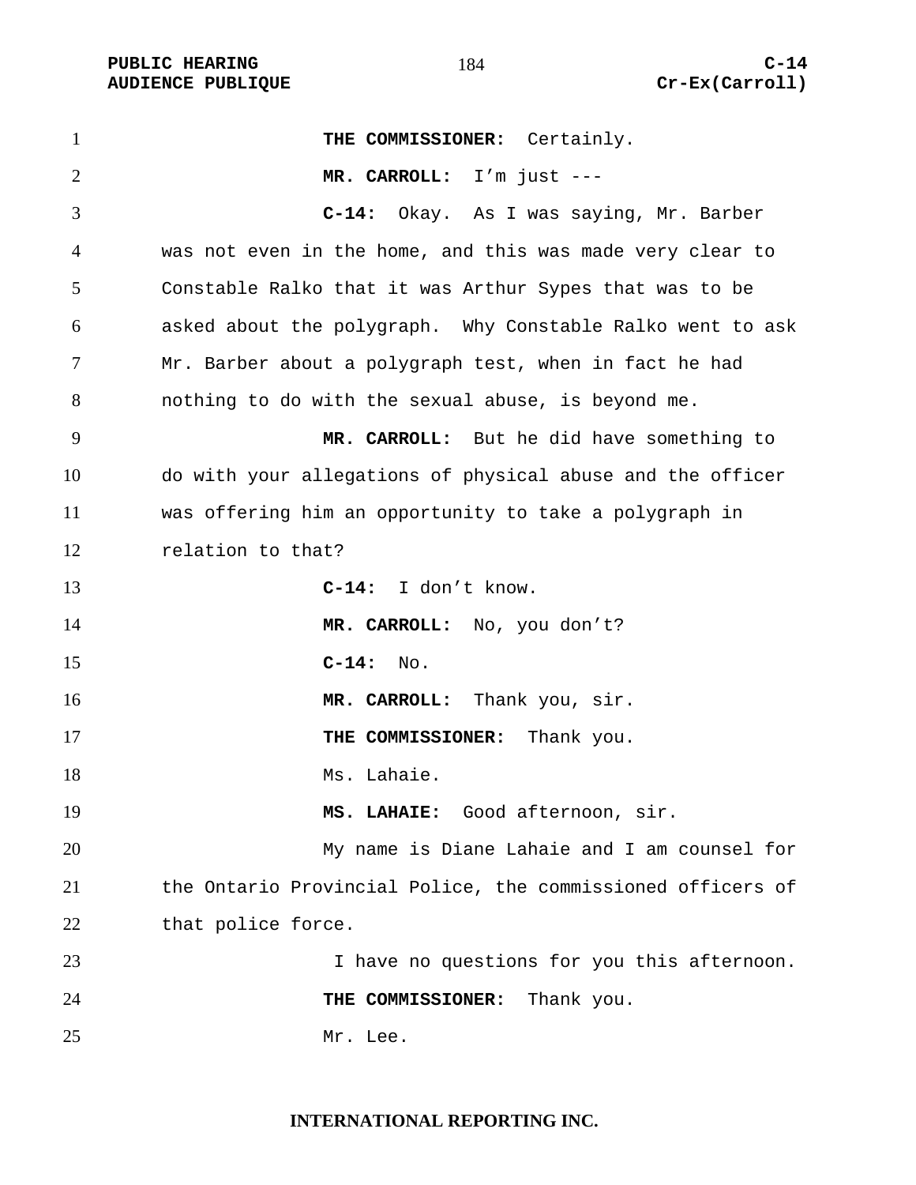**THE COMMISSIONER:** Certainly.

**MR. CARROLL:** I'm just ---

**C-14:** Okay. As I was saying, Mr. Barber was not even in the home, and this was made very clear to Constable Ralko that it was Arthur Sypes that was to be asked about the polygraph. Why Constable Ralko went to ask Mr. Barber about a polygraph test, when in fact he had nothing to do with the sexual abuse, is beyond me.

**MR. CARROLL:** But he did have something to do with your allegations of physical abuse and the officer was offering him an opportunity to take a polygraph in relation to that?

**C-14:** I don't know.

**MR. CARROLL:** No, you don't?

**C-14:** No.

**MR. CARROLL:** Thank you, sir.

**THE COMMISSIONER:** Thank you.

Ms. Lahaie.

**MS. LAHAIE:** Good afternoon, sir.

My name is Diane Lahaie and I am counsel for the Ontario Provincial Police, the commissioned officers of that police force.

I have no questions for you this afternoon.

**THE COMMISSIONER:** Thank you.

Mr. Lee.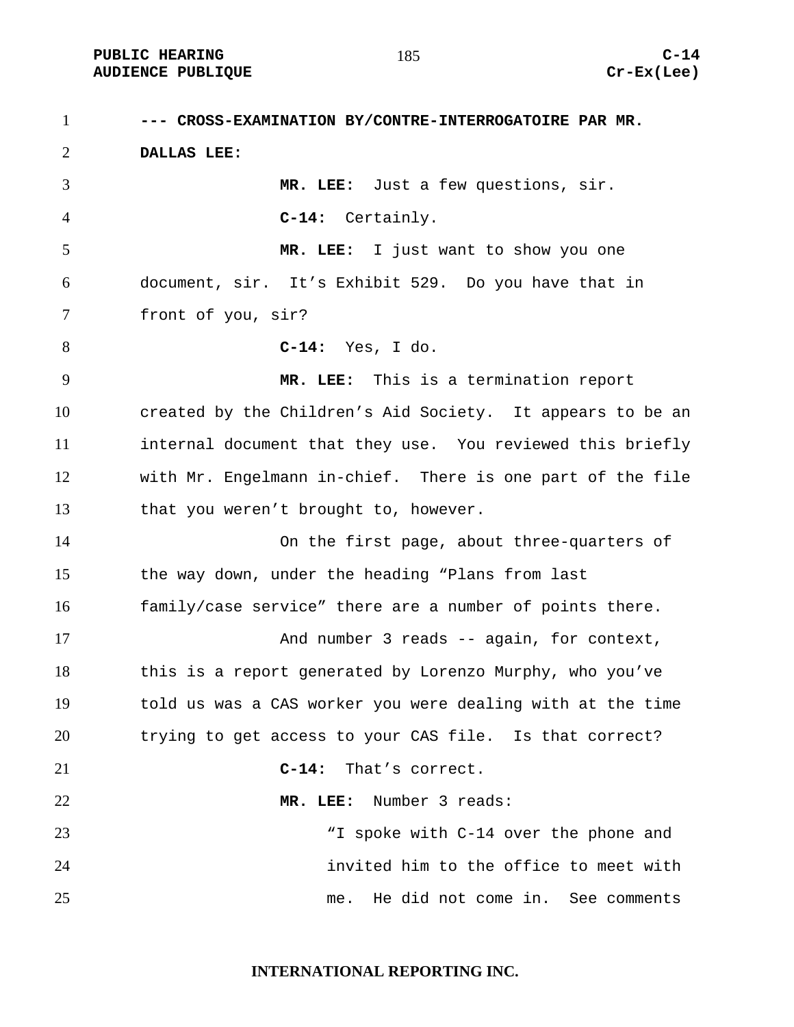**--- CROSS-EXAMINATION BY/CONTRE-INTERROGATOIRE PAR MR. DALLAS LEE:**

**MR. LEE:** Just a few questions, sir.

**C-14:** Certainly.

**MR. LEE:** I just want to show you one document, sir. It's Exhibit 529. Do you have that in front of you, sir?

**C-14:** Yes, I do.

**MR. LEE:** This is a termination report created by the Children's Aid Society. It appears to be an internal document that they use. You reviewed this briefly with Mr. Engelmann in-chief. There is one part of the file that you weren't brought to, however.

On the first page, about three-quarters of the way down, under the heading "Plans from last family/case service" there are a number of points there.

And number 3 reads -- again, for context, this is a report generated by Lorenzo Murphy, who you've told us was a CAS worker you were dealing with at the time trying to get access to your CAS file. Is that correct?

**C-14:** That's correct.

**MR. LEE:** Number 3 reads:

> "I spoke with C-14 over the phone and invited him to the office to meet with me. He did not come in. See comments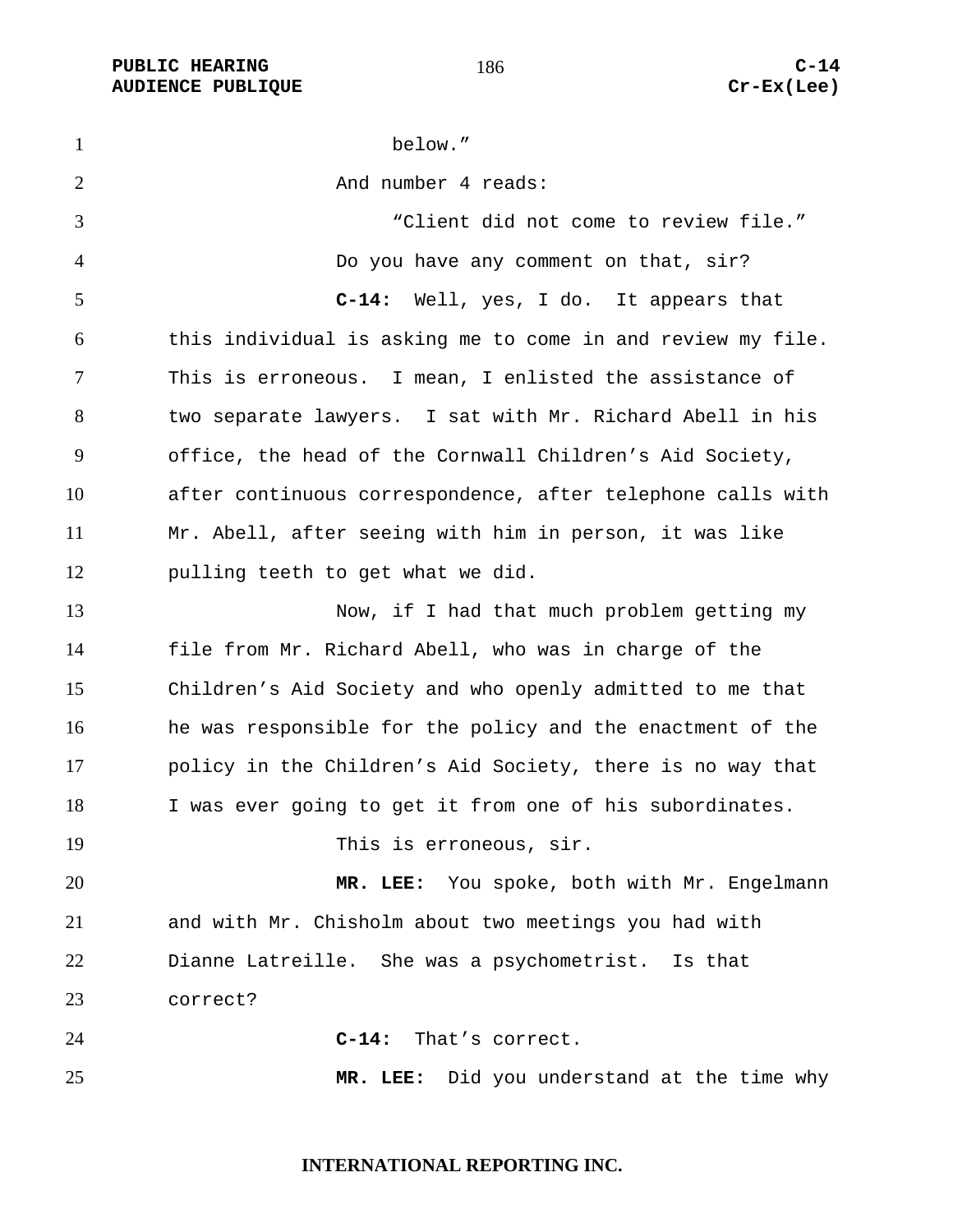below."

And number 4 reads:

"Client did not come to review file."

Do you have any comment on that, sir?

**C-14:** Well, yes, I do. It appears that this individual is asking me to come in and review my file. This is erroneous. I mean, I enlisted the assistance of two separate lawyers. I sat with Mr. Richard Abell in his office, the head of the Cornwall Children's Aid Society, after continuous correspondence, after telephone calls with Mr. Abell, after seeing with him in person, it was like pulling teeth to get what we did.

Now, if I had that much problem getting my file from Mr. Richard Abell, who was in charge of the Children's Aid Society and who openly admitted to me that he was responsible for the policy and the enactment of the policy in the Children's Aid Society, there is no way that I was ever going to get it from one of his subordinates.

This is erroneous, sir.

**MR. LEE:** You spoke, both with Mr. Engelmann and with Mr. Chisholm about two meetings you had with Dianne Latreille. She was a psychometrist. Is that correct?

**C-14:** That's correct.

**MR. LEE:** Did you understand at the time why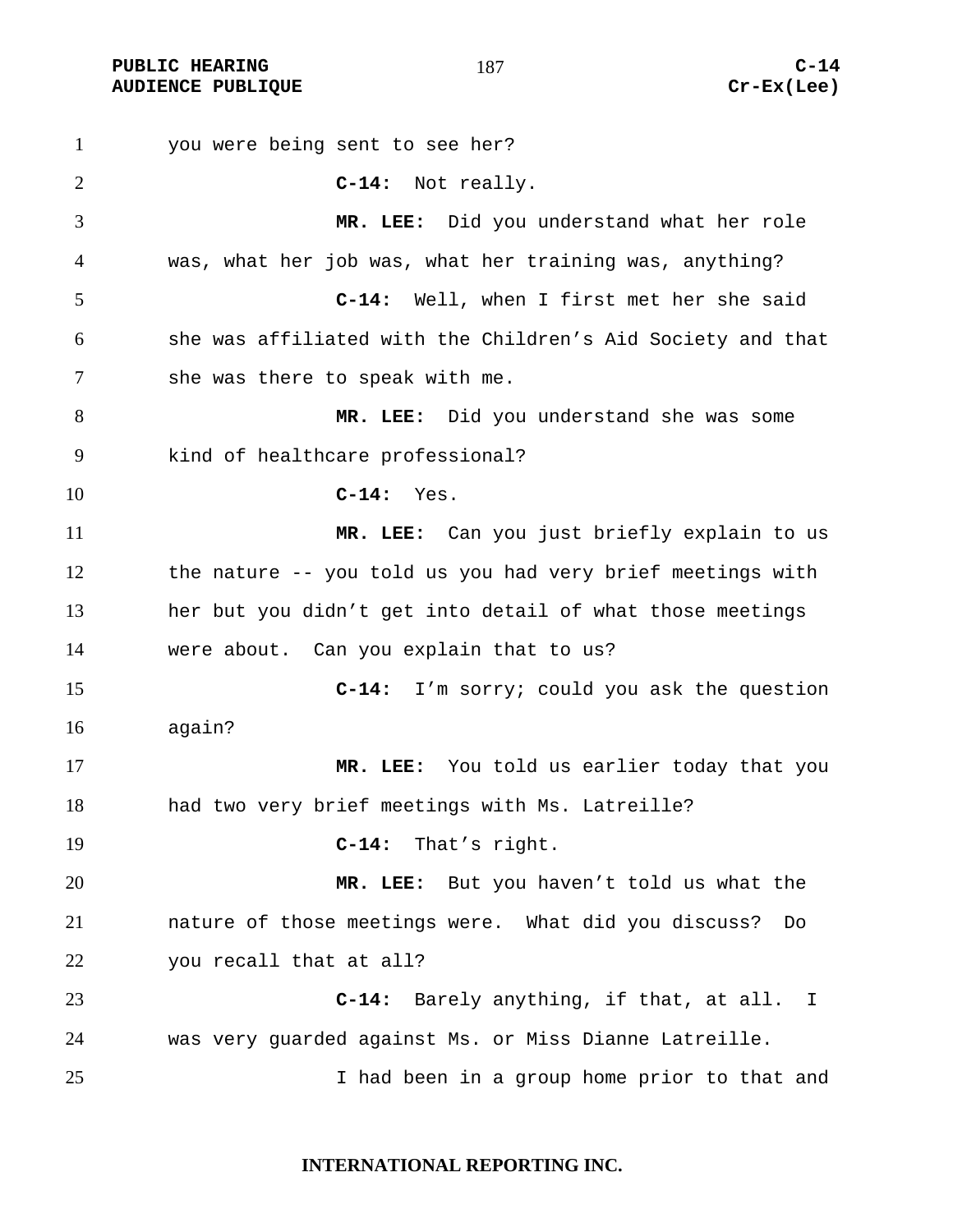you were being sent to see her?

**C-14:** Not really.

**MR. LEE:** Did you understand what her role was, what her job was, what her training was, anything?

**C-14:** Well, when I first met her she said she was affiliated with the Children's Aid Society and that she was there to speak with me.

**MR. LEE:** Did you understand she was some kind of healthcare professional?

**C-14:** Yes.

**MR. LEE:** Can you just briefly explain to us the nature -- you told us you had very brief meetings with her but you didn't get into detail of what those meetings were about. Can you explain that to us?

**C-14:** I'm sorry; could you ask the question again?

**MR. LEE:** You told us earlier today that you had two very brief meetings with Ms. Latreille?

**C-14:** That's right.

**MR. LEE:** But you haven't told us what the nature of those meetings were. What did you discuss? Do you recall that at all?

**C-14:** Barely anything, if that, at all. I was very guarded against Ms. or Miss Dianne Latreille.

I had been in a group home prior to that and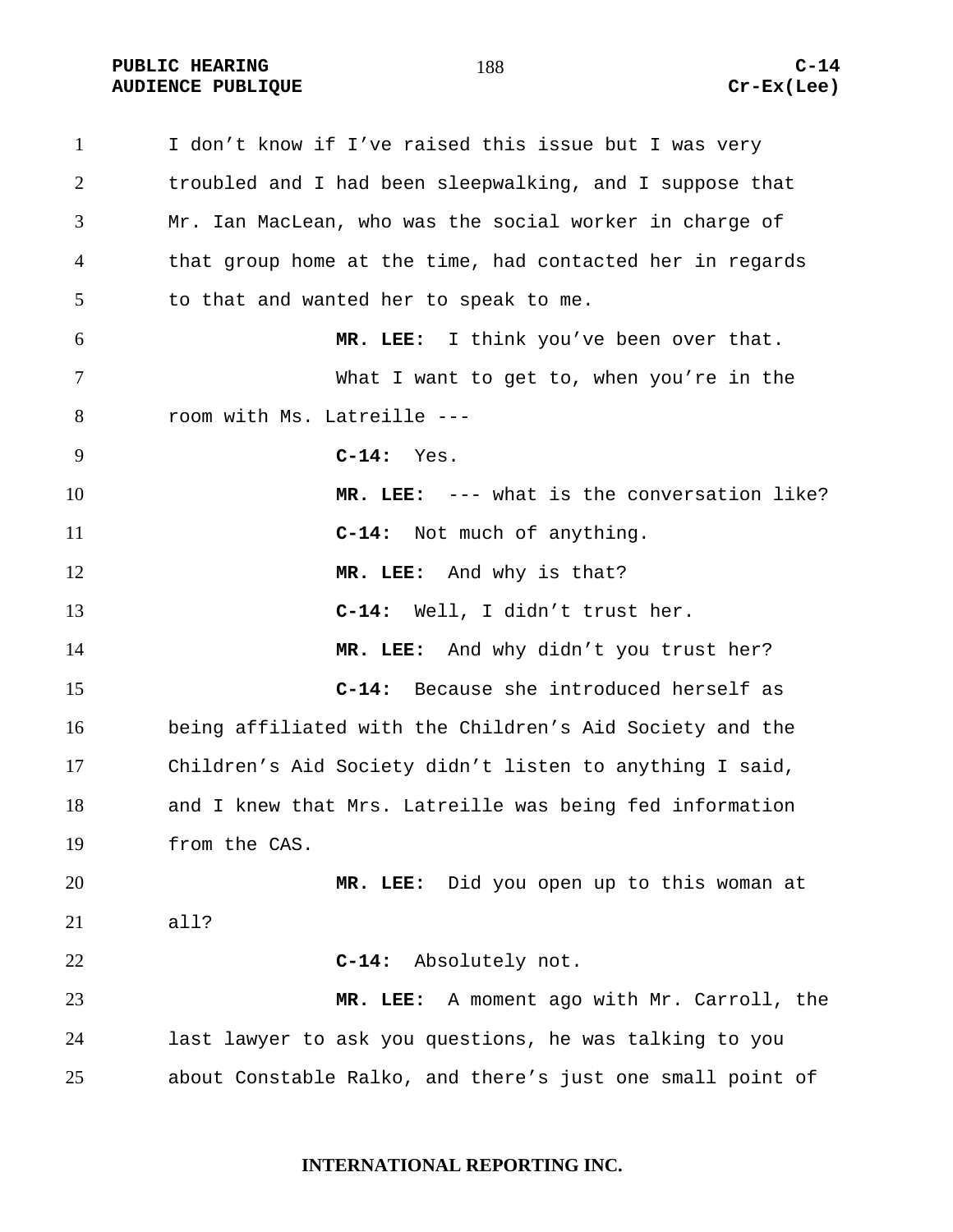I don't know if I've raised this issue but I was very troubled and I had been sleepwalking, and I suppose that Mr. Ian MacLean, who was the social worker in charge of that group home at the time, had contacted her in regards to that and wanted her to speak to me.

**MR. LEE:** I think you've been over that.

What I want to get to, when you're in the room with Ms. Latreille ---

**C-14:** Yes.

**MR. LEE:** --- what is the conversation like?

**C-14:** Not much of anything.

**MR. LEE:** And why is that?

**C-14:** Well, I didn't trust her.

**MR. LEE:** And why didn't you trust her?

**C-14:** Because she introduced herself as being affiliated with the Children's Aid Society and the Children's Aid Society didn't listen to anything I said, and I knew that Mrs. Latreille was being fed information from the CAS.

**MR. LEE:** Did you open up to this woman at all?

**C-14:** Absolutely not.

**MR. LEE:** A moment ago with Mr. Carroll, the last lawyer to ask you questions, he was talking to you about Constable Ralko, and there's just one small point of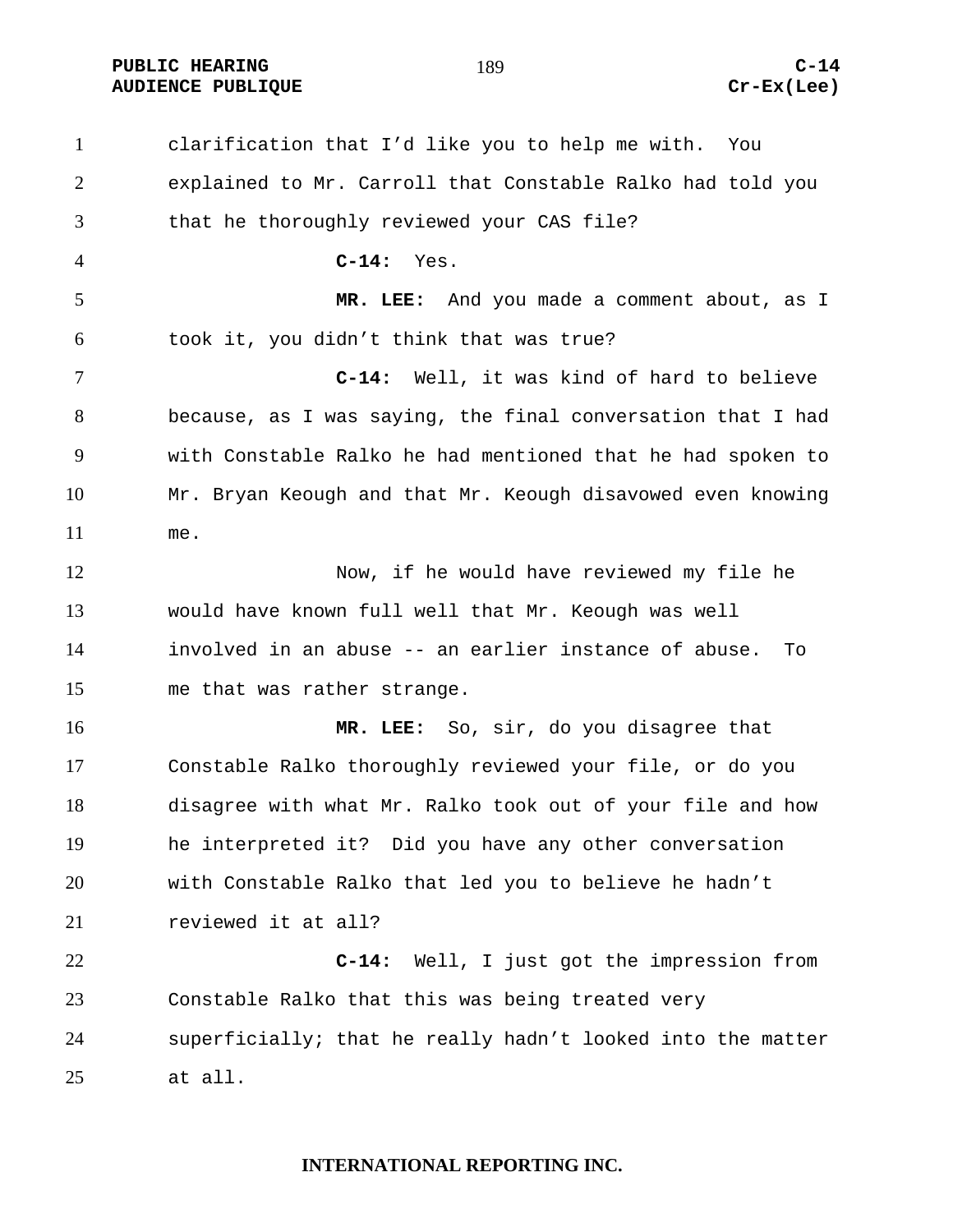clarification that I'd like you to help me with. You explained to Mr. Carroll that Constable Ralko had told you that he thoroughly reviewed your CAS file?

**C-14:** Yes.

**MR. LEE:** And you made a comment about, as I took it, you didn't think that was true?

**C-14:** Well, it was kind of hard to believe because, as I was saying, the final conversation that I had with Constable Ralko he had mentioned that he had spoken to Mr. Bryan Keough and that Mr. Keough disavowed even knowing me.

Now, if he would have reviewed my file he would have known full well that Mr. Keough was well involved in an abuse -- an earlier instance of abuse. To me that was rather strange.

**MR. LEE:** So, sir, do you disagree that Constable Ralko thoroughly reviewed your file, or do you disagree with what Mr. Ralko took out of your file and how he interpreted it? Did you have any other conversation with Constable Ralko that led you to believe he hadn't reviewed it at all?

**C-14:** Well, I just got the impression from Constable Ralko that this was being treated very superficially; that he really hadn't looked into the matter at all.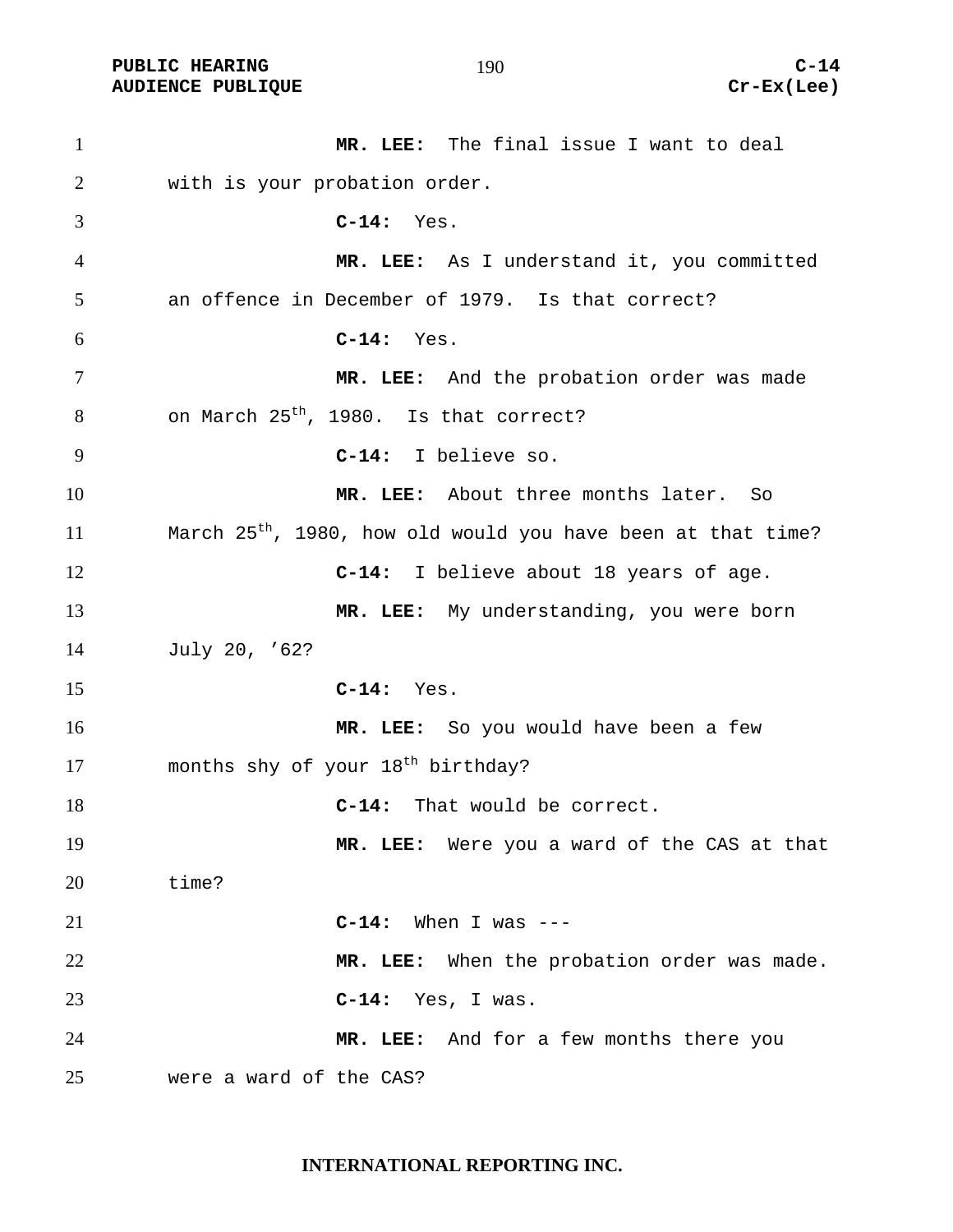**MR. LEE:** The final issue I want to deal with is your probation order.

**C-14:** Yes.

**MR. LEE:** As I understand it, you committed an offence in December of 1979. Is that correct?

**C-14:** Yes.

**MR. LEE:** And the probation order was made on March 25th, 1980. Is that correct?

**C-14:** I believe so.

**MR. LEE:** About three months later. So March 25th, 1980, how old would you have been at that time?

**C-14:** I believe about 18 years of age.

**MR. LEE:** My understanding, you were born July 20, '62?

**C-14:** Yes.

**MR. LEE:** So you would have been a few months shy of your 18th birthday?

**C-14:** That would be correct.

**MR. LEE:** Were you a ward of the CAS at that time?

**C-14:** When I was ---

**MR. LEE:** When the probation order was made.

**C-14:** Yes, I was.

**MR. LEE:** And for a few months there you were a ward of the CAS?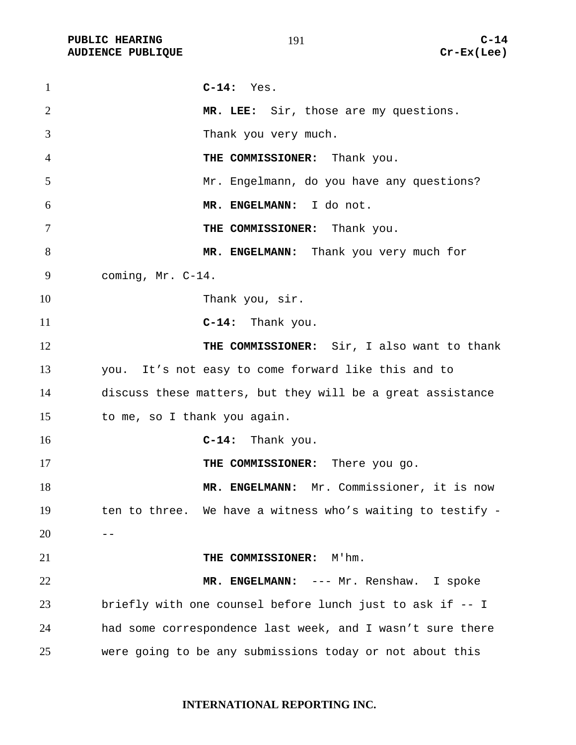**C-14:** Yes.

**MR. LEE:** Sir, those are my questions. Thank you very much.

**THE COMMISSIONER:** Thank you.

Mr. Engelmann, do you have any questions?

**MR. ENGELMANN:** I do not.

**THE COMMISSIONER:** Thank you.

**MR. ENGELMANN:** Thank you very much for coming, Mr. C-14.

Thank you, sir.

**C-14:** Thank you.

**THE COMMISSIONER:** Sir, I also want to thank you. It's not easy to come forward like this and to discuss these matters, but they will be a great assistance to me, so I thank you again.

**C-14:** Thank you.

**THE COMMISSIONER:** There you go.

**MR. ENGELMANN:** Mr. Commissioner, it is now ten to three. We have a witness who's waiting to testify ---

**THE COMMISSIONER:** M'hm.

**MR. ENGELMANN:** --- Mr. Renshaw. I spoke briefly with one counsel before lunch just to ask if -- I had some correspondence last week, and I wasn't sure there were going to be any submissions today or not about this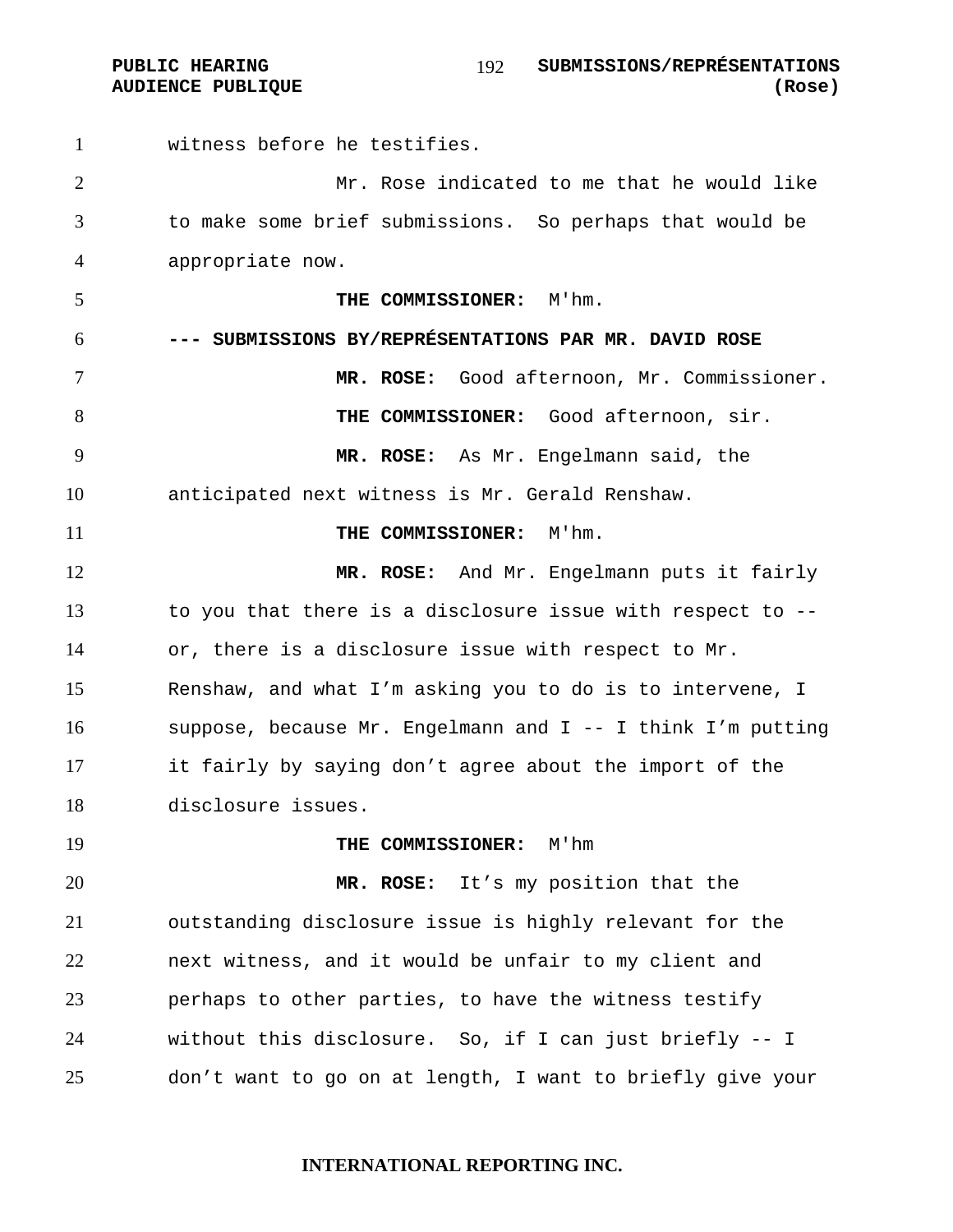witness before he testifies.

Mr. Rose indicated to me that he would like to make some brief submissions. So perhaps that would be appropriate now.

**THE COMMISSIONER:** M'hm.

**--- SUBMISSIONS BY/REPRÉSENTATIONS PAR MR. DAVID ROSE**

**MR. ROSE:** Good afternoon, Mr. Commissioner.

**THE COMMISSIONER:** Good afternoon, sir.

**MR. ROSE:** As Mr. Engelmann said, the anticipated next witness is Mr. Gerald Renshaw.

**THE COMMISSIONER:** M'hm.

**MR. ROSE:** And Mr. Engelmann puts it fairly to you that there is a disclosure issue with respect to -- or, there is a disclosure issue with respect to Mr. Renshaw, and what I'm asking you to do is to intervene, I suppose, because Mr. Engelmann and I -- I think I'm putting it fairly by saying don't agree about the import of the disclosure issues.

**THE COMMISSIONER:** M'hm

**MR. ROSE:** It's my position that the outstanding disclosure issue is highly relevant for the next witness, and it would be unfair to my client and perhaps to other parties, to have the witness testify without this disclosure. So, if I can just briefly -- I don't want to go on at length, I want to briefly give your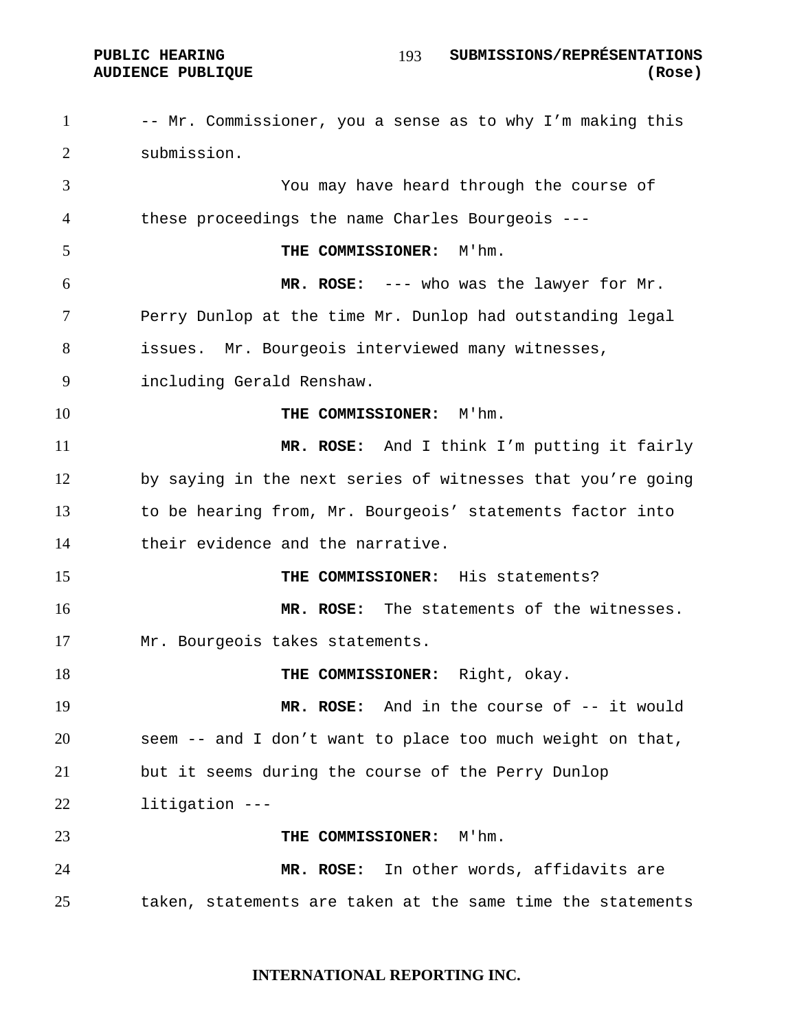-- Mr. Commissioner, you a sense as to why I'm making this submission.

You may have heard through the course of these proceedings the name Charles Bourgeois ---

**THE COMMISSIONER:** M'hm.

**MR. ROSE:** --- who was the lawyer for Mr. Perry Dunlop at the time Mr. Dunlop had outstanding legal issues. Mr. Bourgeois interviewed many witnesses, including Gerald Renshaw.

**THE COMMISSIONER:** M'hm.

**MR. ROSE:** And I think I'm putting it fairly by saying in the next series of witnesses that you're going to be hearing from, Mr. Bourgeois' statements factor into their evidence and the narrative.

**THE COMMISSIONER:** His statements?

**MR. ROSE:** The statements of the witnesses. Mr. Bourgeois takes statements.

**THE COMMISSIONER:** Right, okay.

**MR. ROSE:** And in the course of -- it would seem -- and I don't want to place too much weight on that, but it seems during the course of the Perry Dunlop litigation ---

**THE COMMISSIONER:** M'hm.

**MR. ROSE:** In other words, affidavits are taken, statements are taken at the same time the statements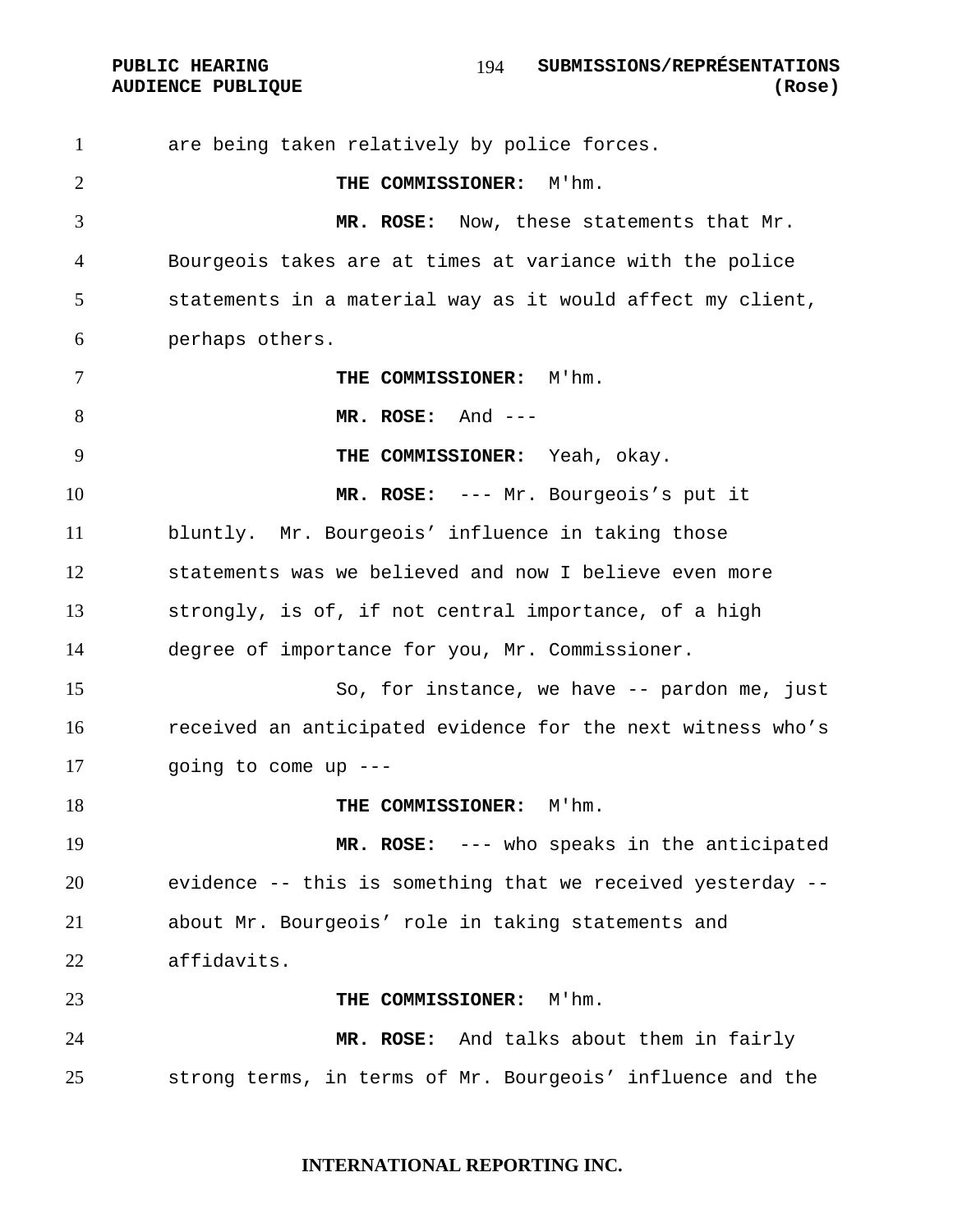are being taken relatively by police forces.

**THE COMMISSIONER:** M'hm.

**MR. ROSE:** Now, these statements that Mr. Bourgeois takes are at times at variance with the police statements in a material way as it would affect my client, perhaps others.

**THE COMMISSIONER:** M'hm.

**MR. ROSE:** And ---

**THE COMMISSIONER:** Yeah, okay.

**MR. ROSE:** --- Mr. Bourgeois's put it bluntly. Mr. Bourgeois' influence in taking those statements was we believed and now I believe even more strongly, is of, if not central importance, of a high degree of importance for you, Mr. Commissioner.

So, for instance, we have -- pardon me, just received an anticipated evidence for the next witness who's going to come up ---

**THE COMMISSIONER:** M'hm.

**MR. ROSE:** --- who speaks in the anticipated evidence -- this is something that we received yesterday -- about Mr. Bourgeois' role in taking statements and affidavits.

**THE COMMISSIONER:** M'hm.

**MR. ROSE:** And talks about them in fairly strong terms, in terms of Mr. Bourgeois' influence and the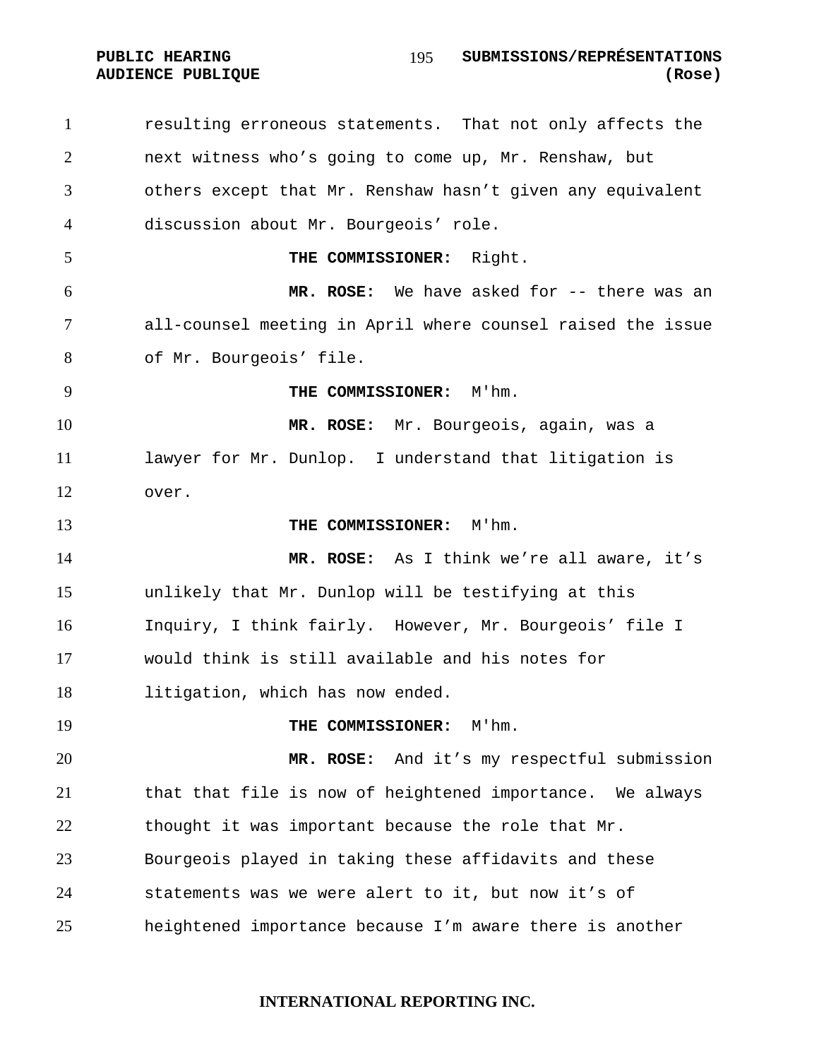resulting erroneous statements. That not only affects the next witness who's going to come up, Mr. Renshaw, but others except that Mr. Renshaw hasn't given any equivalent discussion about Mr. Bourgeois' role.

**THE COMMISSIONER:** Right.

**MR. ROSE:** We have asked for -- there was an all-counsel meeting in April where counsel raised the issue of Mr. Bourgeois' file.

**THE COMMISSIONER:** M'hm.

**MR. ROSE:** Mr. Bourgeois, again, was a lawyer for Mr. Dunlop. I understand that litigation is over.

**THE COMMISSIONER:** M'hm.

**MR. ROSE:** As I think we're all aware, it's unlikely that Mr. Dunlop will be testifying at this Inquiry, I think fairly. However, Mr. Bourgeois' file I would think is still available and his notes for litigation, which has now ended.

**THE COMMISSIONER:** M'hm.

**MR. ROSE:** And it's my respectful submission that that file is now of heightened importance. We always thought it was important because the role that Mr. Bourgeois played in taking these affidavits and these statements was we were alert to it, but now it's of heightened importance because I'm aware there is another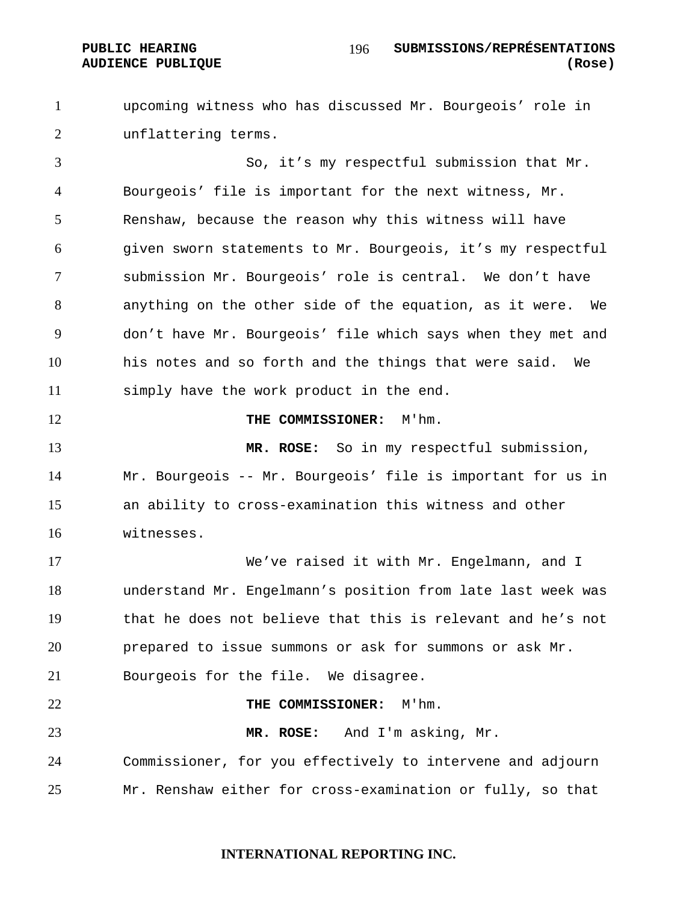upcoming witness who has discussed Mr. Bourgeois' role in unflattering terms.

So, it's my respectful submission that Mr. Bourgeois' file is important for the next witness, Mr. Renshaw, because the reason why this witness will have given sworn statements to Mr. Bourgeois, it's my respectful submission Mr. Bourgeois' role is central. We don't have anything on the other side of the equation, as it were. We don't have Mr. Bourgeois' file which says when they met and his notes and so forth and the things that were said. We simply have the work product in the end.

**THE COMMISSIONER:** M'hm.

**MR. ROSE:** So in my respectful submission, Mr. Bourgeois -- Mr. Bourgeois' file is important for us in an ability to cross-examination this witness and other witnesses.

We've raised it with Mr. Engelmann, and I understand Mr. Engelmann's position from late last week was that he does not believe that this is relevant and he's not prepared to issue summons or ask for summons or ask Mr. Bourgeois for the file. We disagree.

**THE COMMISSIONER:** M'hm.

**MR. ROSE:** And I'm asking, Mr. Commissioner, for you effectively to intervene and adjourn Mr. Renshaw either for cross-examination or fully, so that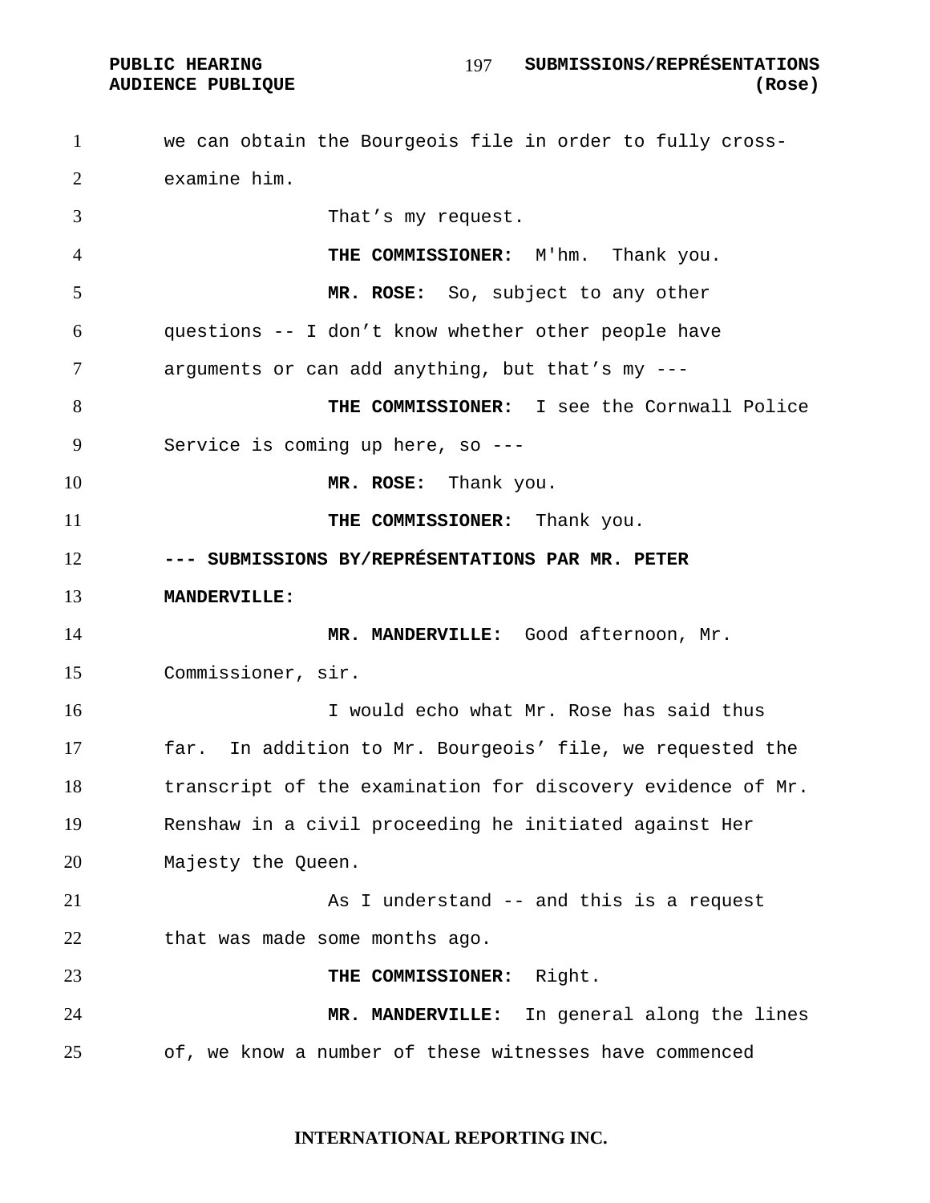we can obtain the Bourgeois file in order to fully cross-examine him.

That's my request.

**THE COMMISSIONER:** M'hm. Thank you.

**MR. ROSE:** So, subject to any other questions -- I don't know whether other people have arguments or can add anything, but that's my ---

**THE COMMISSIONER:** I see the Cornwall Police Service is coming up here, so ---

**MR. ROSE:** Thank you.

**THE COMMISSIONER:** Thank you.

**--- SUBMISSIONS BY/REPRÉSENTATIONS PAR MR. PETER MANDERVILLE:**

**MR. MANDERVILLE:** Good afternoon, Mr. Commissioner, sir.

I would echo what Mr. Rose has said thus far. In addition to Mr. Bourgeois' file, we requested the transcript of the examination for discovery evidence of Mr. Renshaw in a civil proceeding he initiated against Her Majesty the Queen.

As I understand -- and this is a request that was made some months ago.

**THE COMMISSIONER:** Right.

**MR. MANDERVILLE:** In general along the lines of, we know a number of these witnesses have commenced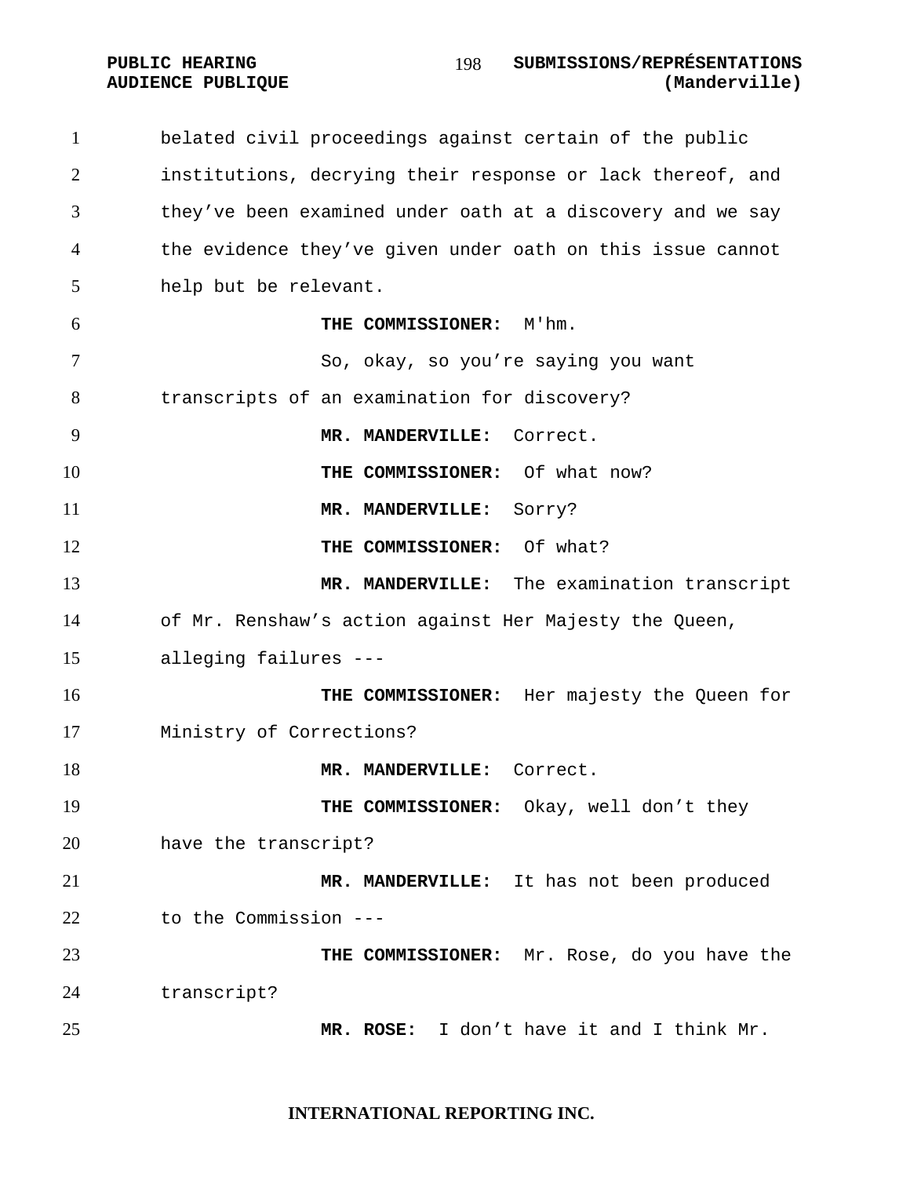belated civil proceedings against certain of the public institutions, decrying their response or lack thereof, and they've been examined under oath at a discovery and we say the evidence they've given under oath on this issue cannot help but be relevant.

**THE COMMISSIONER:** M'hm.

So, okay, so you're saying you want transcripts of an examination for discovery?

**MR. MANDERVILLE:** Correct.

**THE COMMISSIONER:** Of what now?

**MR. MANDERVILLE:** Sorry?

**THE COMMISSIONER:** Of what?

**MR. MANDERVILLE:** The examination transcript of Mr. Renshaw's action against Her Majesty the Queen, alleging failures ---

**THE COMMISSIONER:** Her majesty the Queen for Ministry of Corrections?

**MR. MANDERVILLE:** Correct.

**THE COMMISSIONER:** Okay, well don't they have the transcript?

**MR. MANDERVILLE:** It has not been produced to the Commission ---

**THE COMMISSIONER:** Mr. Rose, do you have the transcript?

**MR. ROSE:** I don't have it and I think Mr.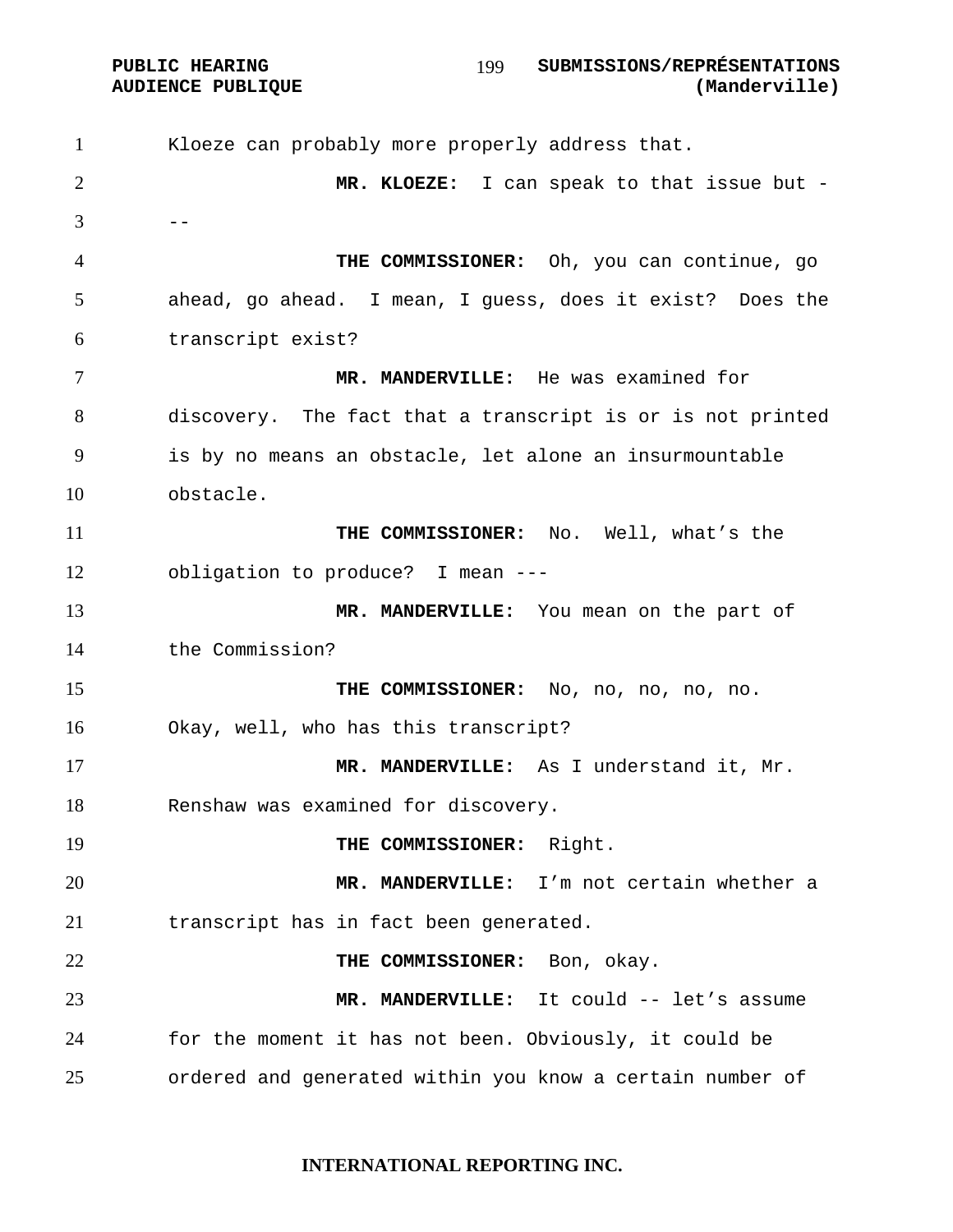Kloeze can probably more properly address that.

**MR. KLOEZE:** I can speak to that issue but ---

**THE COMMISSIONER:** Oh, you can continue, go ahead, go ahead. I mean, I guess, does it exist? Does the transcript exist?

**MR. MANDERVILLE:** He was examined for discovery. The fact that a transcript is or is not printed is by no means an obstacle, let alone an insurmountable obstacle.

**THE COMMISSIONER:** No. Well, what's the obligation to produce? I mean ---

**MR. MANDERVILLE:** You mean on the part of the Commission?

**THE COMMISSIONER:** No, no, no, no, no. Okay, well, who has this transcript?

**MR. MANDERVILLE:** As I understand it, Mr. Renshaw was examined for discovery.

**THE COMMISSIONER:** Right.

**MR. MANDERVILLE:** I'm not certain whether a transcript has in fact been generated.

**THE COMMISSIONER:** Bon, okay.

**MR. MANDERVILLE:** It could -- let's assume for the moment it has not been. Obviously, it could be ordered and generated within you know a certain number of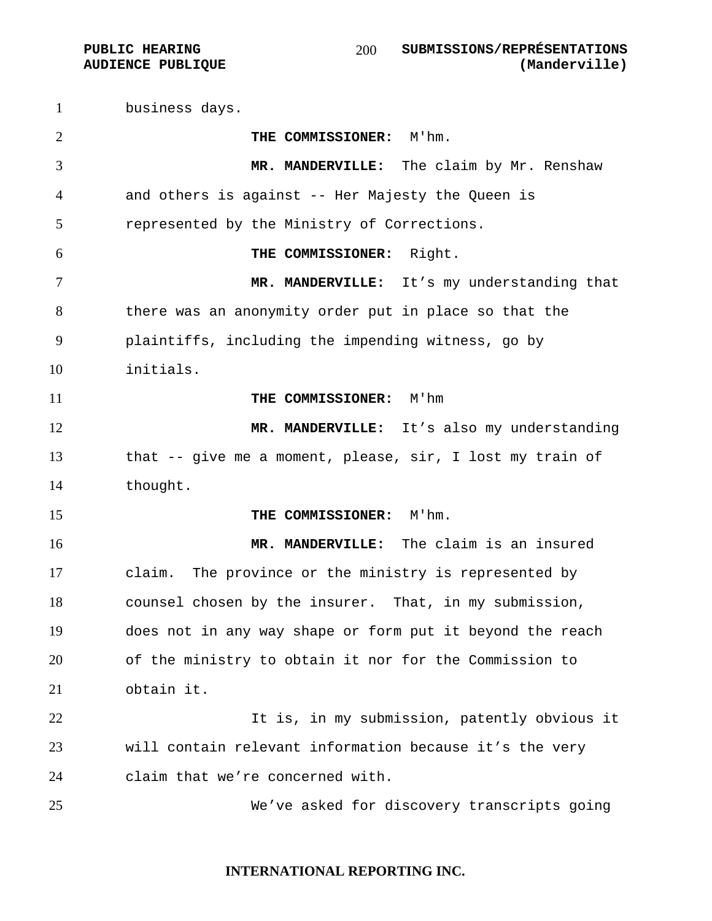business days.

**THE COMMISSIONER:** M'hm.

**MR. MANDERVILLE:** The claim by Mr. Renshaw and others is against -- Her Majesty the Queen is represented by the Ministry of Corrections.

**THE COMMISSIONER:** Right.

**MR. MANDERVILLE:** It's my understanding that there was an anonymity order put in place so that the plaintiffs, including the impending witness, go by initials.

**THE COMMISSIONER:** M'hm

**MR. MANDERVILLE:** It's also my understanding that -- give me a moment, please, sir, I lost my train of thought.

**THE COMMISSIONER:** M'hm.

**MR. MANDERVILLE:** The claim is an insured claim. The province or the ministry is represented by counsel chosen by the insurer. That, in my submission, does not in any way shape or form put it beyond the reach of the ministry to obtain it nor for the Commission to obtain it.

It is, in my submission, patently obvious it will contain relevant information because it's the very claim that we're concerned with.

We've asked for discovery transcripts going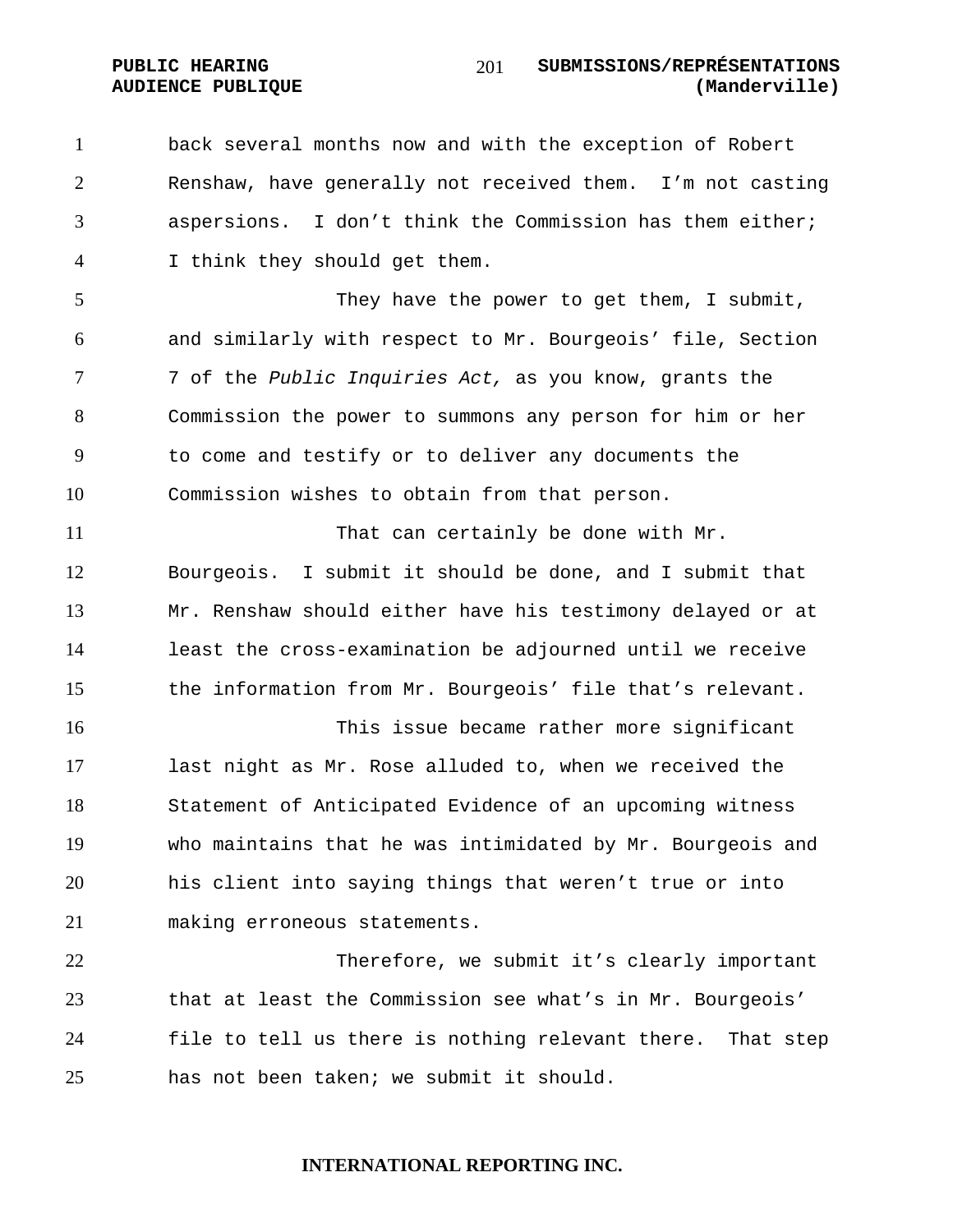back several months now and with the exception of Robert Renshaw, have generally not received them. I'm not casting aspersions. I don't think the Commission has them either; I think they should get them.

They have the power to get them, I submit, and similarly with respect to Mr. Bourgeois' file, Section 7 of the *Public Inquiries Act,* as you know, grants the Commission the power to summons any person for him or her to come and testify or to deliver any documents the Commission wishes to obtain from that person.

That can certainly be done with Mr. Bourgeois. I submit it should be done, and I submit that Mr. Renshaw should either have his testimony delayed or at least the cross-examination be adjourned until we receive the information from Mr. Bourgeois' file that's relevant.

This issue became rather more significant last night as Mr. Rose alluded to, when we received the Statement of Anticipated Evidence of an upcoming witness who maintains that he was intimidated by Mr. Bourgeois and his client into saying things that weren't true or into making erroneous statements.

Therefore, we submit it's clearly important that at least the Commission see what's in Mr. Bourgeois' file to tell us there is nothing relevant there. That step has not been taken; we submit it should.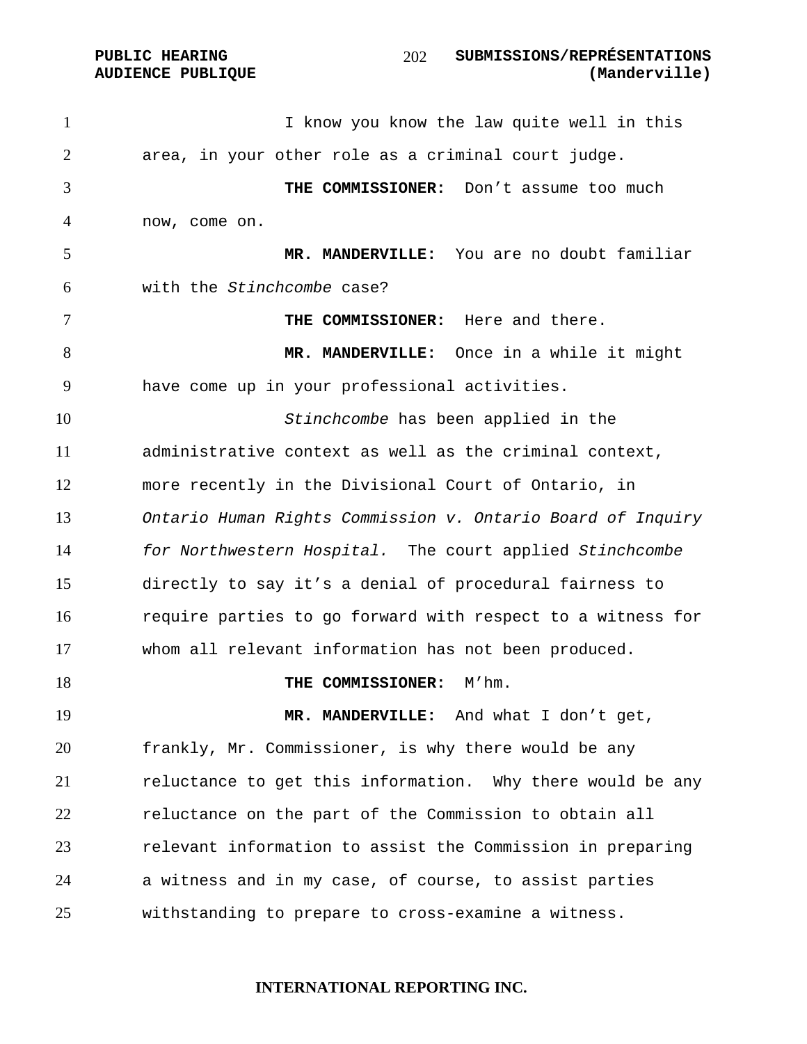I know you know the law quite well in this area, in your other role as a criminal court judge.

**THE COMMISSIONER:** Don't assume too much now, come on.

**MR. MANDERVILLE:** You are no doubt familiar with the *Stinchcombe* case?

**THE COMMISSIONER:** Here and there.

**MR. MANDERVILLE:** Once in a while it might have come up in your professional activities.

*Stinchcombe* has been applied in the administrative context as well as the criminal context, more recently in the Divisional Court of Ontario, in *Ontario Human Rights Commission v. Ontario Board of Inquiry for Northwestern Hospital.* The court applied *Stinchcombe* directly to say it's a denial of procedural fairness to require parties to go forward with respect to a witness for whom all relevant information has not been produced.

**THE COMMISSIONER:** M'hm.

**MR. MANDERVILLE:** And what I don't get, frankly, Mr. Commissioner, is why there would be any reluctance to get this information. Why there would be any reluctance on the part of the Commission to obtain all relevant information to assist the Commission in preparing a witness and in my case, of course, to assist parties withstanding to prepare to cross-examine a witness.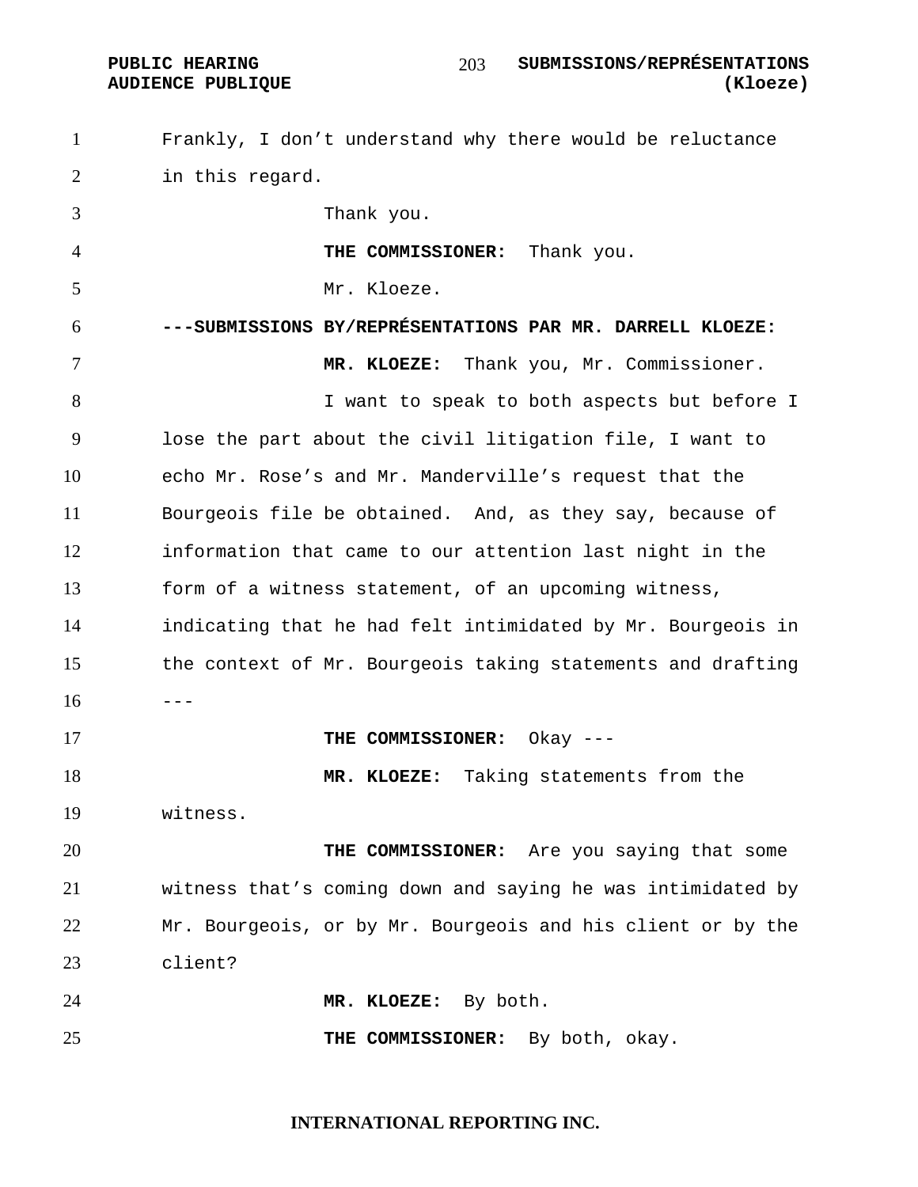Frankly, I don't understand why there would be reluctance in this regard.

Thank you.

**THE COMMISSIONER:** Thank you.

Mr. Kloeze.

**---SUBMISSIONS BY/REPRÉSENTATIONS PAR MR. DARRELL KLOEZE:**

**MR. KLOEZE:** Thank you, Mr. Commissioner.

I want to speak to both aspects but before I lose the part about the civil litigation file, I want to echo Mr. Rose's and Mr. Manderville's request that the Bourgeois file be obtained. And, as they say, because of information that came to our attention last night in the form of a witness statement, of an upcoming witness, indicating that he had felt intimidated by Mr. Bourgeois in the context of Mr. Bourgeois taking statements and drafting ---

**THE COMMISSIONER:** Okay ---

**MR. KLOEZE:** Taking statements from the witness.

**THE COMMISSIONER:** Are you saying that some witness that's coming down and saying he was intimidated by Mr. Bourgeois, or by Mr. Bourgeois and his client or by the client?

**MR. KLOEZE:** By both.

**THE COMMISSIONER:** By both, okay.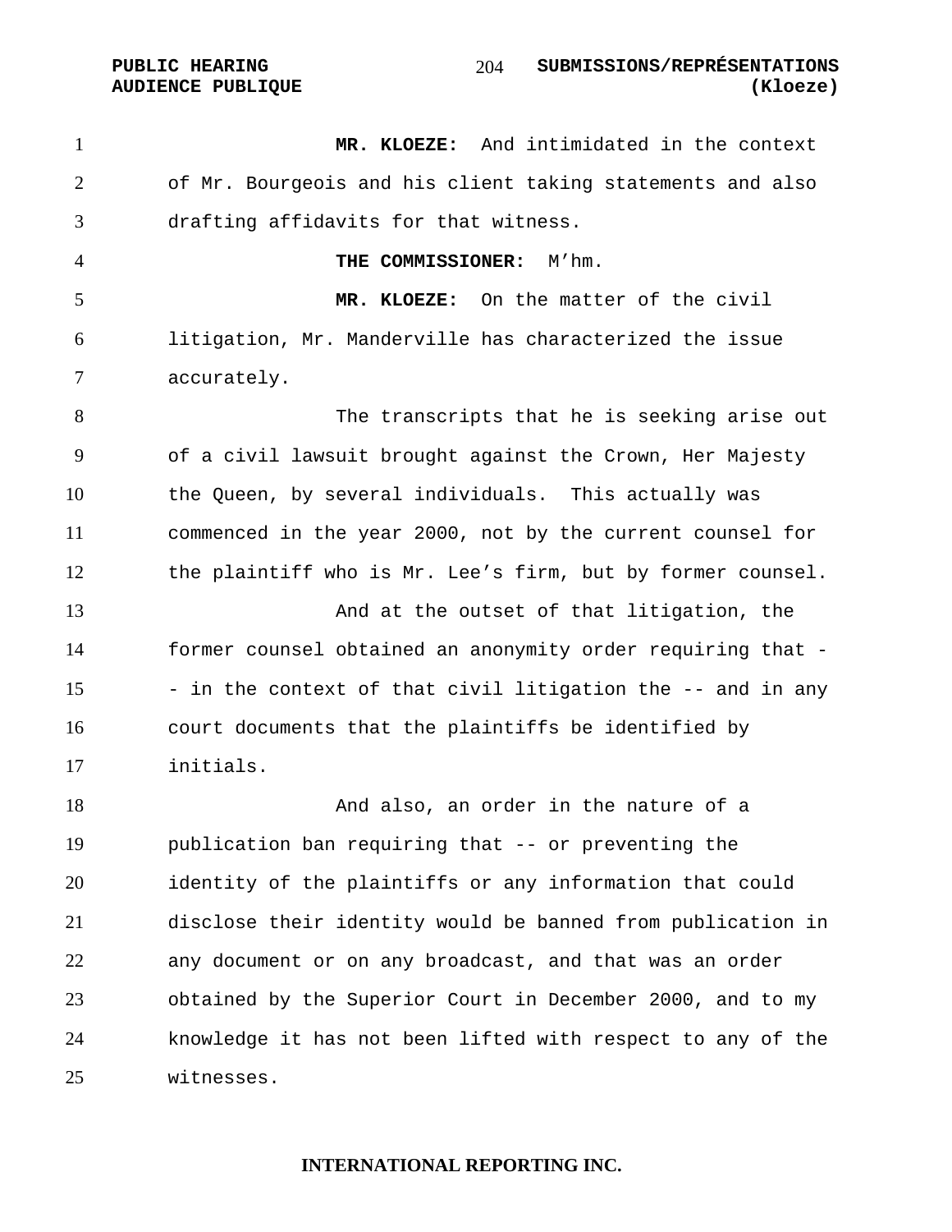**MR. KLOEZE:** And intimidated in the context of Mr. Bourgeois and his client taking statements and also drafting affidavits for that witness.

**THE COMMISSIONER:** M'hm.

**MR. KLOEZE:** On the matter of the civil litigation, Mr. Manderville has characterized the issue accurately.

The transcripts that he is seeking arise out of a civil lawsuit brought against the Crown, Her Majesty the Queen, by several individuals. This actually was commenced in the year 2000, not by the current counsel for the plaintiff who is Mr. Lee's firm, but by former counsel.

And at the outset of that litigation, the former counsel obtained an anonymity order requiring that -- in the context of that civil litigation the -- and in any court documents that the plaintiffs be identified by initials.

And also, an order in the nature of a publication ban requiring that -- or preventing the identity of the plaintiffs or any information that could disclose their identity would be banned from publication in any document or on any broadcast, and that was an order obtained by the Superior Court in December 2000, and to my knowledge it has not been lifted with respect to any of the witnesses.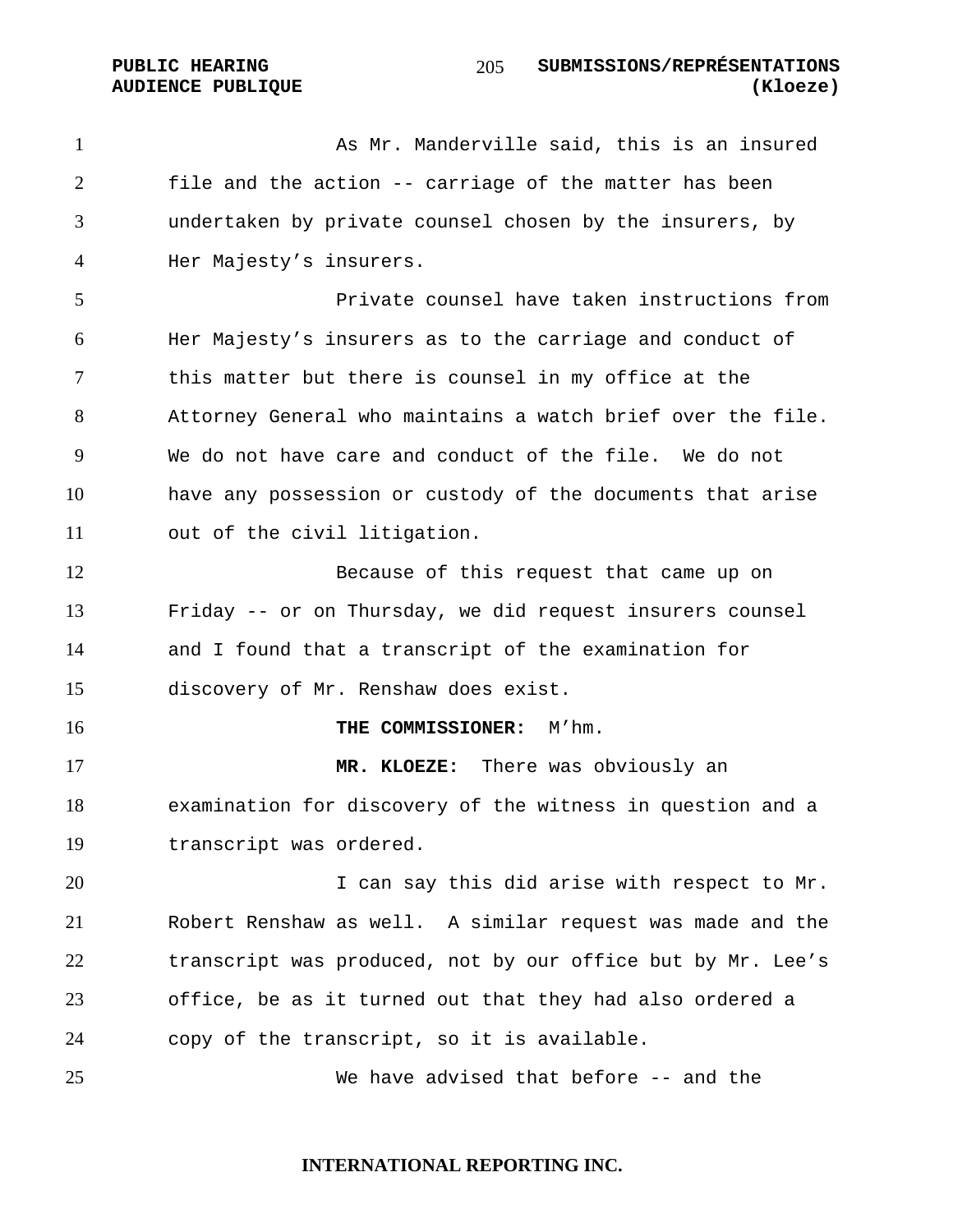As Mr. Manderville said, this is an insured file and the action -- carriage of the matter has been undertaken by private counsel chosen by the insurers, by Her Majesty's insurers.

Private counsel have taken instructions from Her Majesty's insurers as to the carriage and conduct of this matter but there is counsel in my office at the Attorney General who maintains a watch brief over the file. We do not have care and conduct of the file. We do not have any possession or custody of the documents that arise out of the civil litigation.

Because of this request that came up on Friday -- or on Thursday, we did request insurers counsel and I found that a transcript of the examination for discovery of Mr. Renshaw does exist.

**THE COMMISSIONER:** M'hm.

**MR. KLOEZE:** There was obviously an examination for discovery of the witness in question and a transcript was ordered.

I can say this did arise with respect to Mr. Robert Renshaw as well. A similar request was made and the transcript was produced, not by our office but by Mr. Lee's office, be as it turned out that they had also ordered a copy of the transcript, so it is available.

We have advised that before -- and the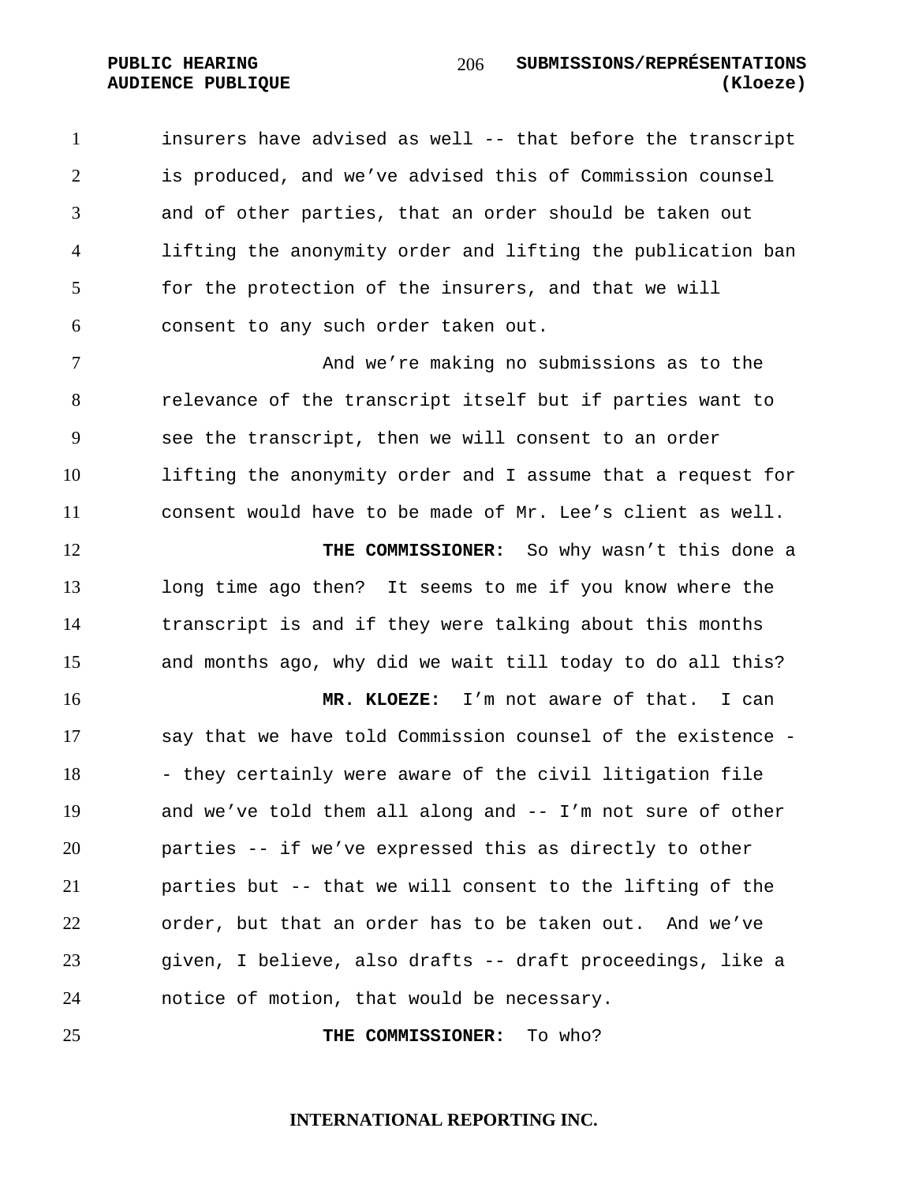insurers have advised as well -- that before the transcript is produced, and we've advised this of Commission counsel and of other parties, that an order should be taken out lifting the anonymity order and lifting the publication ban for the protection of the insurers, and that we will consent to any such order taken out.

And we're making no submissions as to the relevance of the transcript itself but if parties want to see the transcript, then we will consent to an order lifting the anonymity order and I assume that a request for consent would have to be made of Mr. Lee's client as well.

**THE COMMISSIONER:** So why wasn't this done a long time ago then? It seems to me if you know where the transcript is and if they were talking about this months and months ago, why did we wait till today to do all this?

**MR. KLOEZE:** I'm not aware of that. I can say that we have told Commission counsel of the existence -- they certainly were aware of the civil litigation file and we've told them all along and -- I'm not sure of other parties -- if we've expressed this as directly to other parties but -- that we will consent to the lifting of the order, but that an order has to be taken out. And we've given, I believe, also drafts -- draft proceedings, like a notice of motion, that would be necessary.

**THE COMMISSIONER:** To who?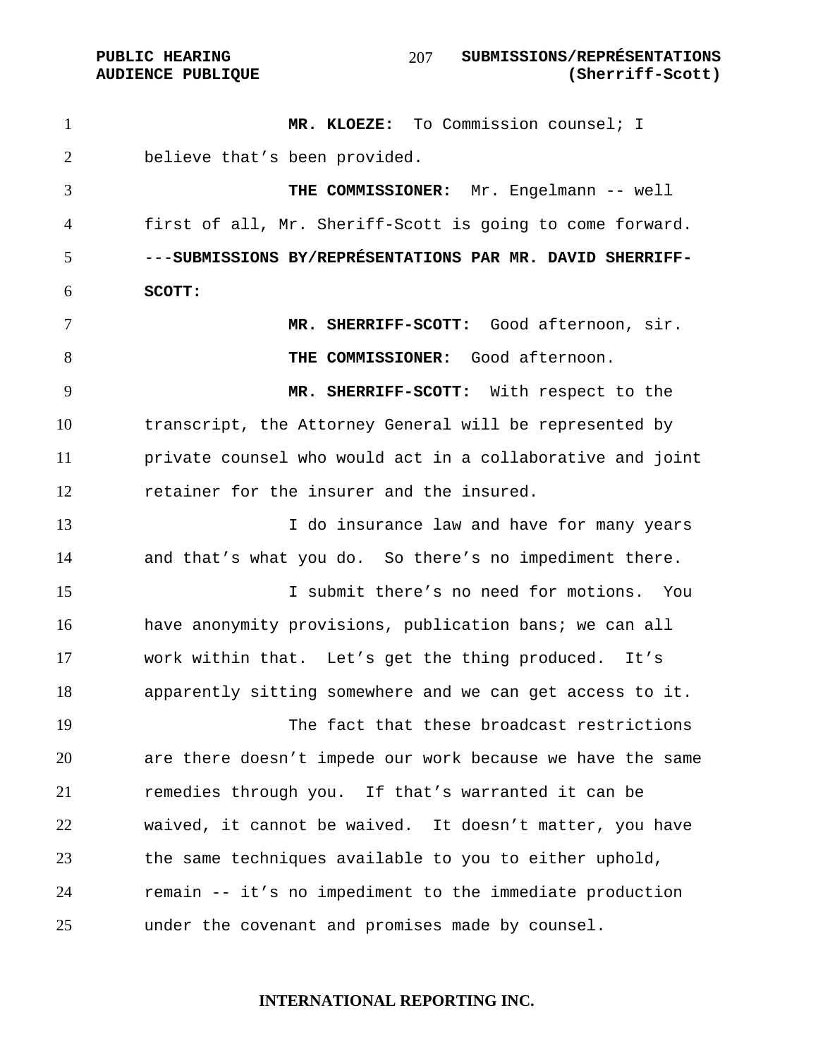**MR. KLOEZE:** To Commission counsel; I believe that's been provided.

**THE COMMISSIONER:** Mr. Engelmann -- well first of all, Mr. Sheriff-Scott is going to come forward.

---**SUBMISSIONS BY/REPRÉSENTATIONS PAR MR. DAVID SHERRIFF-SCOTT:**

**MR. SHERRIFF-SCOTT:** Good afternoon, sir.

**THE COMMISSIONER:** Good afternoon.

**MR. SHERRIFF-SCOTT:** With respect to the transcript, the Attorney General will be represented by private counsel who would act in a collaborative and joint retainer for the insurer and the insured.

I do insurance law and have for many years and that's what you do. So there's no impediment there.

I submit there's no need for motions. You have anonymity provisions, publication bans; we can all work within that. Let's get the thing produced. It's apparently sitting somewhere and we can get access to it.

The fact that these broadcast restrictions are there doesn't impede our work because we have the same remedies through you. If that's warranted it can be waived, it cannot be waived. It doesn't matter, you have the same techniques available to you to either uphold, remain -- it's no impediment to the immediate production under the covenant and promises made by counsel.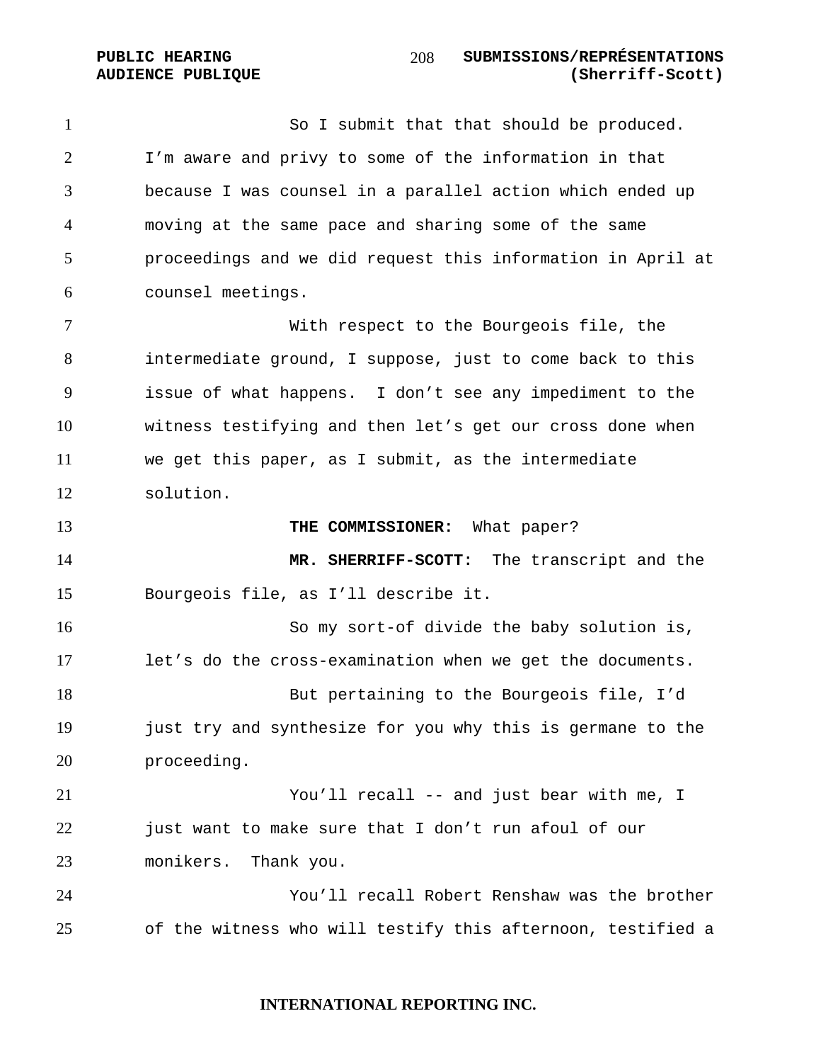So I submit that that should be produced. I'm aware and privy to some of the information in that because I was counsel in a parallel action which ended up moving at the same pace and sharing some of the same proceedings and we did request this information in April at counsel meetings.

With respect to the Bourgeois file, the intermediate ground, I suppose, just to come back to this issue of what happens. I don't see any impediment to the witness testifying and then let's get our cross done when we get this paper, as I submit, as the intermediate solution.

**THE COMMISSIONER:** What paper?

**MR. SHERRIFF-SCOTT:** The transcript and the Bourgeois file, as I'll describe it.

So my sort-of divide the baby solution is, let's do the cross-examination when we get the documents.

But pertaining to the Bourgeois file, I'd just try and synthesize for you why this is germane to the proceeding.

You'll recall -- and just bear with me, I just want to make sure that I don't run afoul of our monikers. Thank you.

You'll recall Robert Renshaw was the brother of the witness who will testify this afternoon, testified a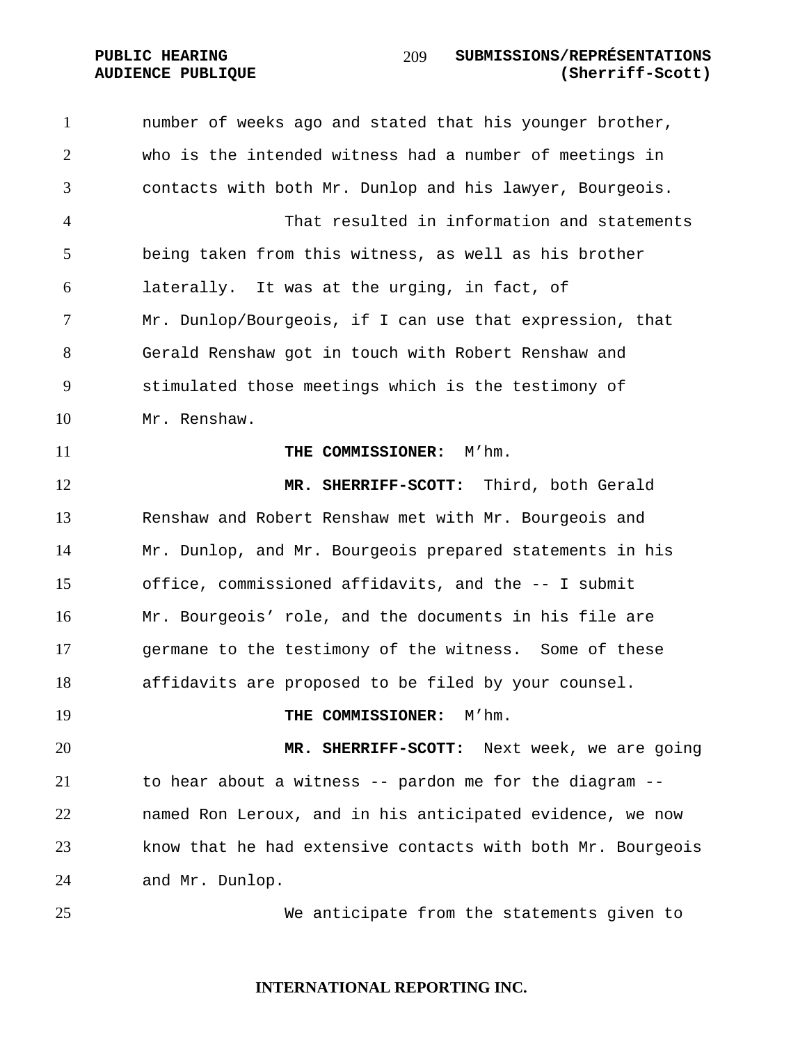number of weeks ago and stated that his younger brother, who is the intended witness had a number of meetings in contacts with both Mr. Dunlop and his lawyer, Bourgeois.

That resulted in information and statements being taken from this witness, as well as his brother laterally. It was at the urging, in fact, of Mr. Dunlop/Bourgeois, if I can use that expression, that Gerald Renshaw got in touch with Robert Renshaw and stimulated those meetings which is the testimony of Mr. Renshaw.

**THE COMMISSIONER:** M'hm.

**MR. SHERRIFF-SCOTT:** Third, both Gerald Renshaw and Robert Renshaw met with Mr. Bourgeois and Mr. Dunlop, and Mr. Bourgeois prepared statements in his office, commissioned affidavits, and the -- I submit Mr. Bourgeois' role, and the documents in his file are germane to the testimony of the witness. Some of these affidavits are proposed to be filed by your counsel.

**THE COMMISSIONER:** M'hm.

**MR. SHERRIFF-SCOTT:** Next week, we are going to hear about a witness -- pardon me for the diagram -- named Ron Leroux, and in his anticipated evidence, we now know that he had extensive contacts with both Mr. Bourgeois and Mr. Dunlop.

We anticipate from the statements given to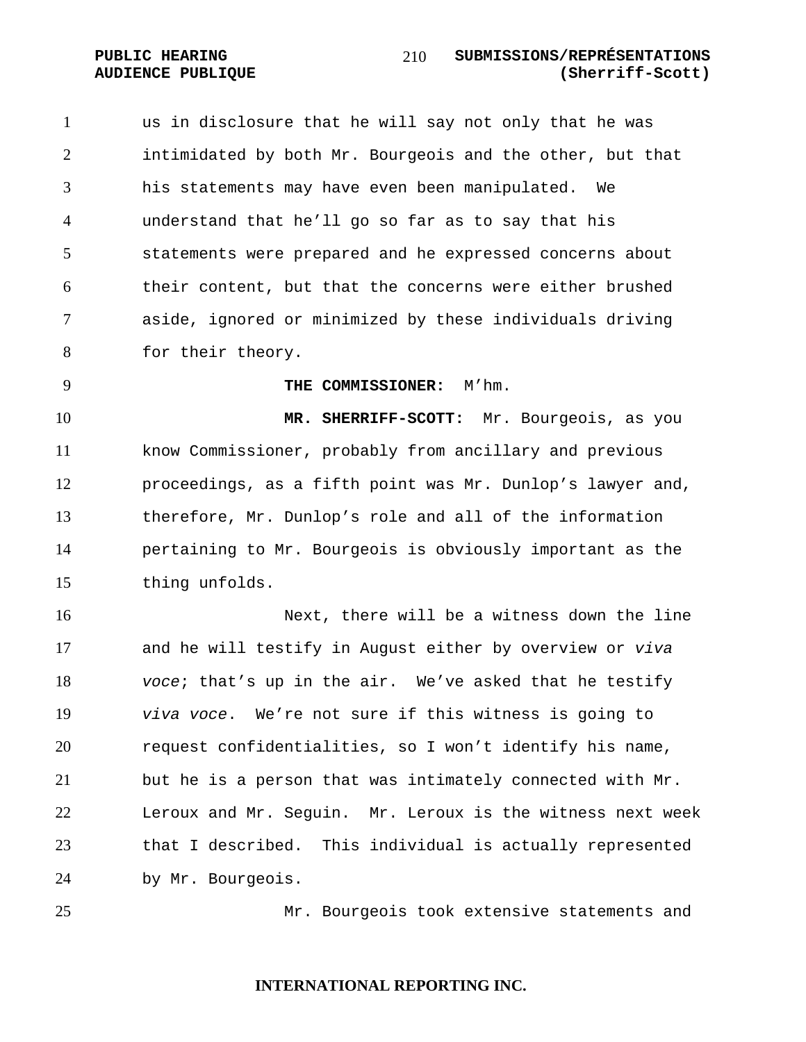us in disclosure that he will say not only that he was intimidated by both Mr. Bourgeois and the other, but that his statements may have even been manipulated. We understand that he'll go so far as to say that his statements were prepared and he expressed concerns about their content, but that the concerns were either brushed aside, ignored or minimized by these individuals driving for their theory.

**THE COMMISSIONER:** M'hm.

**MR. SHERRIFF-SCOTT:** Mr. Bourgeois, as you know Commissioner, probably from ancillary and previous proceedings, as a fifth point was Mr. Dunlop's lawyer and, therefore, Mr. Dunlop's role and all of the information pertaining to Mr. Bourgeois is obviously important as the thing unfolds.

Next, there will be a witness down the line and he will testify in August either by overview or *viva voce*; that's up in the air. We've asked that he testify *viva voce*. We're not sure if this witness is going to request confidentialities, so I won't identify his name, but he is a person that was intimately connected with Mr. Leroux and Mr. Seguin. Mr. Leroux is the witness next week that I described. This individual is actually represented by Mr. Bourgeois.

Mr. Bourgeois took extensive statements and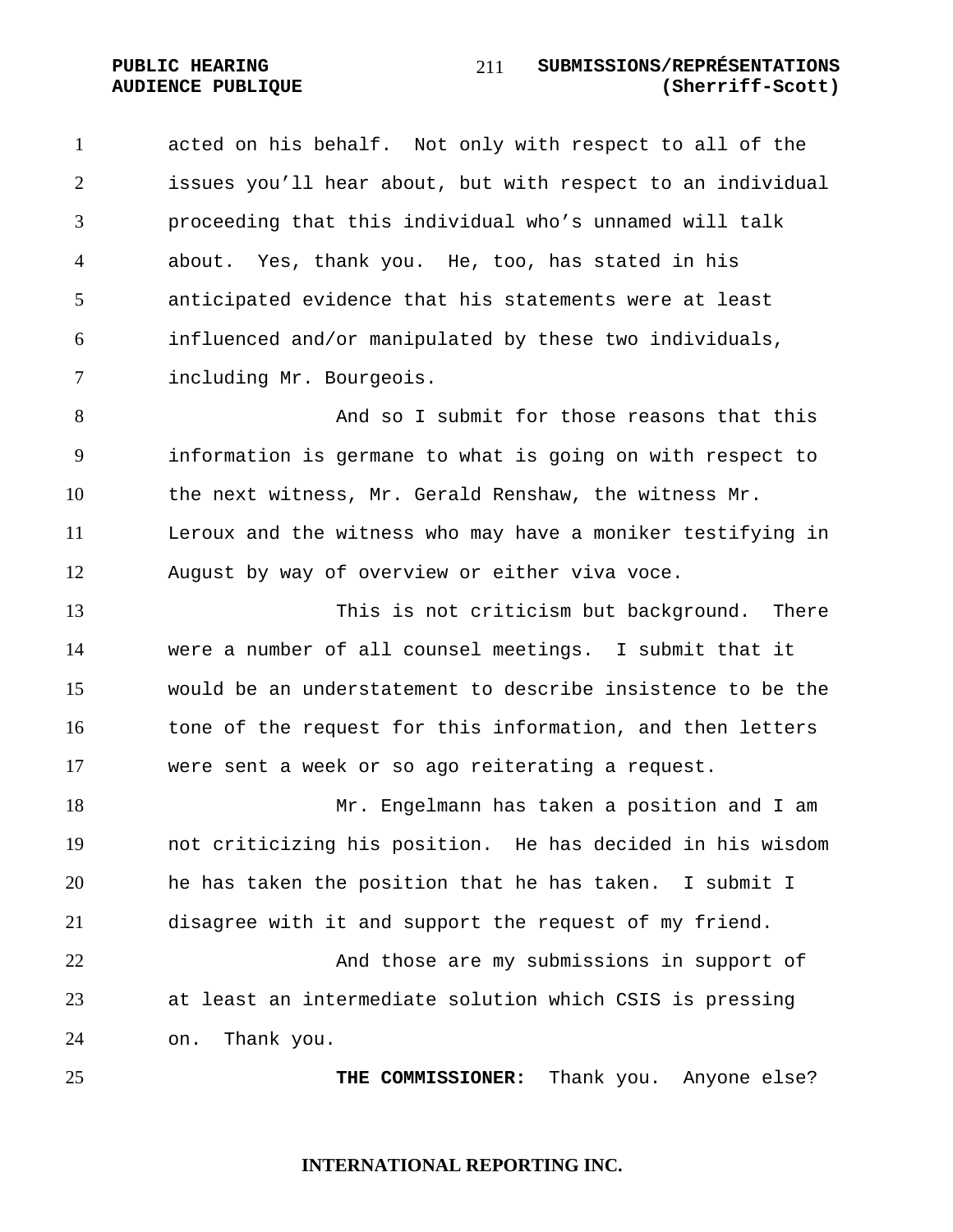acted on his behalf. Not only with respect to all of the issues you'll hear about, but with respect to an individual proceeding that this individual who's unnamed will talk about. Yes, thank you. He, too, has stated in his anticipated evidence that his statements were at least influenced and/or manipulated by these two individuals, including Mr. Bourgeois.

And so I submit for those reasons that this information is germane to what is going on with respect to the next witness, Mr. Gerald Renshaw, the witness Mr. Leroux and the witness who may have a moniker testifying in August by way of overview or either viva voce.

This is not criticism but background. There were a number of all counsel meetings. I submit that it would be an understatement to describe insistence to be the tone of the request for this information, and then letters were sent a week or so ago reiterating a request.

Mr. Engelmann has taken a position and I am not criticizing his position. He has decided in his wisdom he has taken the position that he has taken. I submit I disagree with it and support the request of my friend.

And those are my submissions in support of at least an intermediate solution which CSIS is pressing on. Thank you.

**THE COMMISSIONER:** Thank you. Anyone else?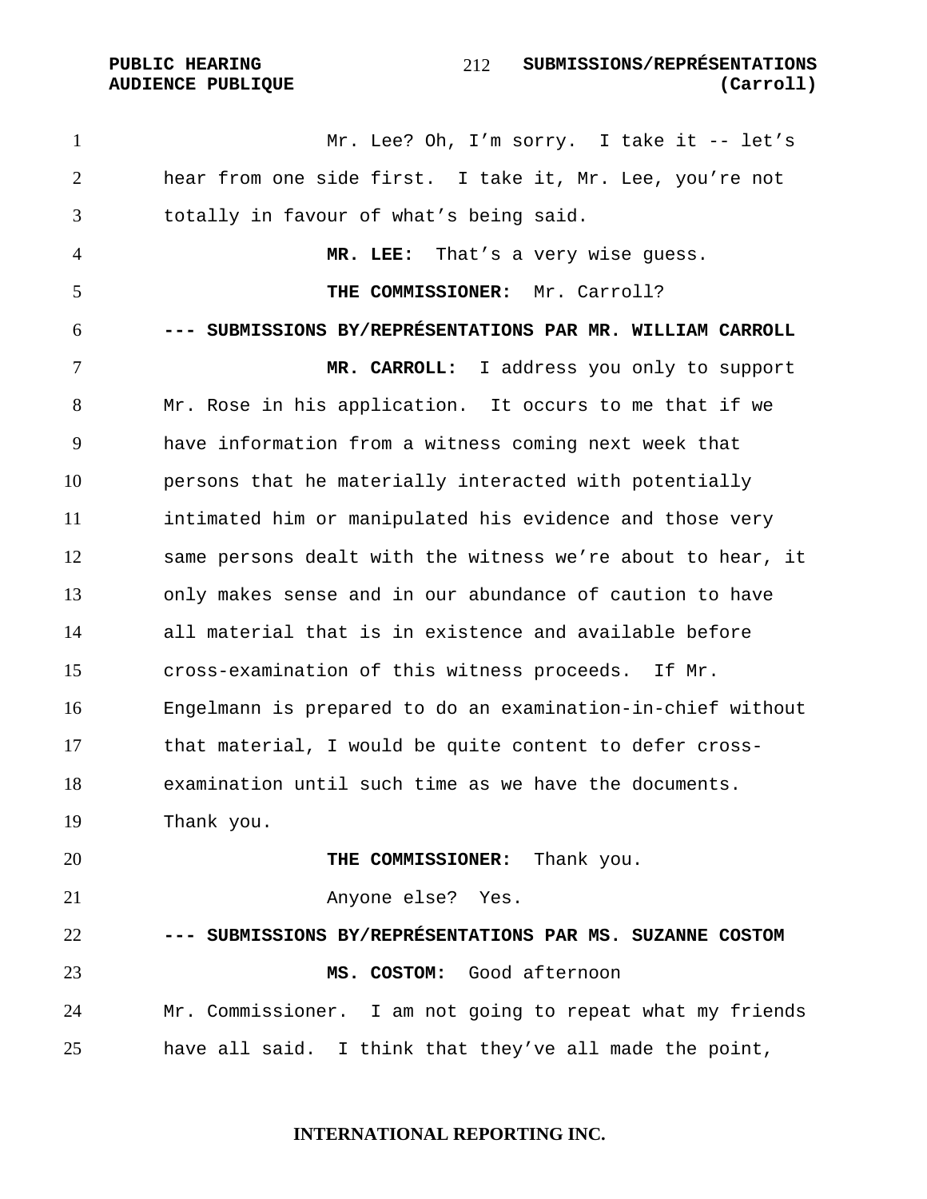Mr. Lee? Oh, I'm sorry. I take it -- let's hear from one side first. I take it, Mr. Lee, you're not totally in favour of what's being said.

**MR. LEE:** That's a very wise guess.

**THE COMMISSIONER:** Mr. Carroll?

**--- SUBMISSIONS BY/REPRÉSENTATIONS PAR MR. WILLIAM CARROLL**

**MR. CARROLL:** I address you only to support Mr. Rose in his application. It occurs to me that if we have information from a witness coming next week that persons that he materially interacted with potentially intimated him or manipulated his evidence and those very same persons dealt with the witness we're about to hear, it only makes sense and in our abundance of caution to have all material that is in existence and available before cross-examination of this witness proceeds. If Mr. Engelmann is prepared to do an examination-in-chief without that material, I would be quite content to defer cross-examination until such time as we have the documents. Thank you.

**THE COMMISSIONER:** Thank you.

Anyone else? Yes.

**--- SUBMISSIONS BY/REPRÉSENTATIONS PAR MS. SUZANNE COSTOM**

**MS. COSTOM:** Good afternoon Mr. Commissioner. I am not going to repeat what my friends have all said. I think that they've all made the point,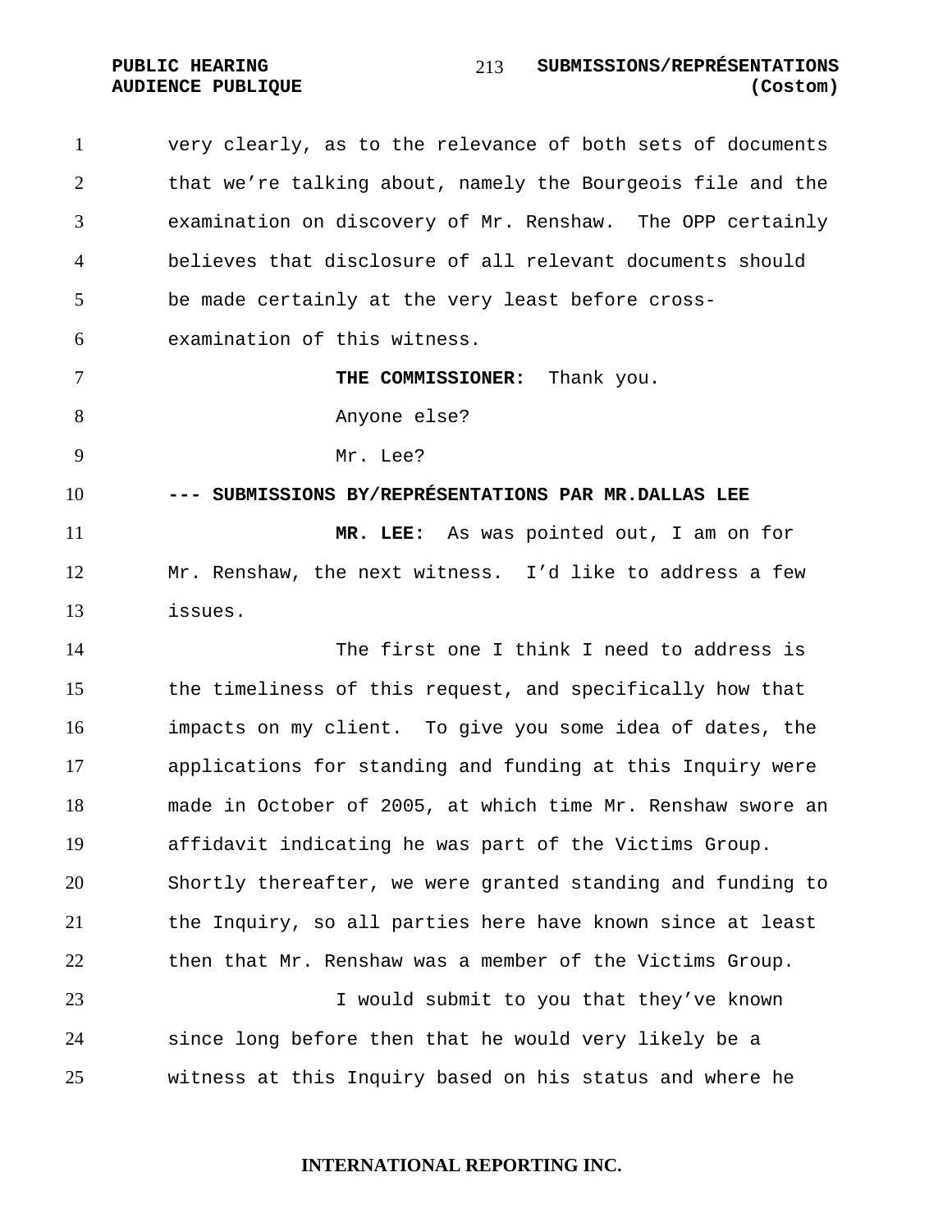very clearly, as to the relevance of both sets of documents that we're talking about, namely the Bourgeois file and the examination on discovery of Mr. Renshaw. The OPP certainly believes that disclosure of all relevant documents should be made certainly at the very least before cross-examination of this witness.

**THE COMMISSIONER:** Thank you.

Anyone else?

Mr. Lee?

**--- SUBMISSIONS BY/REPRÉSENTATIONS PAR MR.DALLAS LEE**

**MR. LEE:** As was pointed out, I am on for Mr. Renshaw, the next witness. I'd like to address a few issues.

The first one I think I need to address is the timeliness of this request, and specifically how that impacts on my client. To give you some idea of dates, the applications for standing and funding at this Inquiry were made in October of 2005, at which time Mr. Renshaw swore an affidavit indicating he was part of the Victims Group. Shortly thereafter, we were granted standing and funding to the Inquiry, so all parties here have known since at least then that Mr. Renshaw was a member of the Victims Group.

I would submit to you that they've known since long before then that he would very likely be a witness at this Inquiry based on his status and where he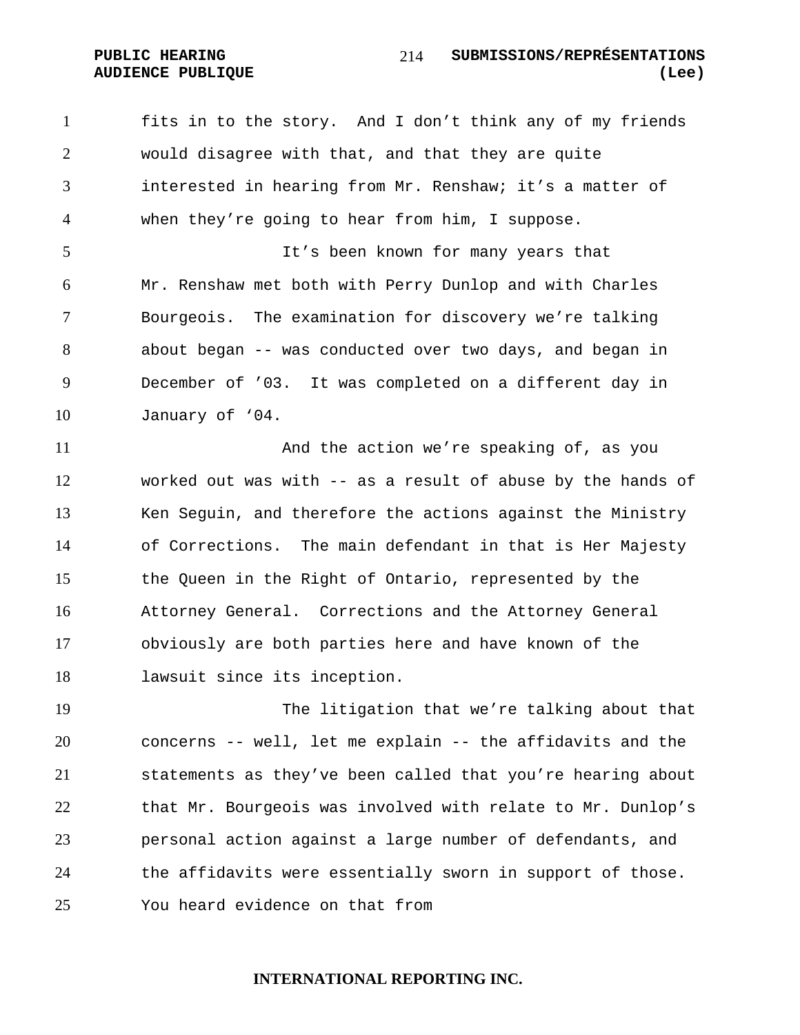fits in to the story. And I don't think any of my friends would disagree with that, and that they are quite interested in hearing from Mr. Renshaw; it's a matter of when they're going to hear from him, I suppose.

It's been known for many years that Mr. Renshaw met both with Perry Dunlop and with Charles Bourgeois. The examination for discovery we're talking about began -- was conducted over two days, and began in December of '03. It was completed on a different day in January of '04.

And the action we're speaking of, as you worked out was with -- as a result of abuse by the hands of Ken Seguin, and therefore the actions against the Ministry of Corrections. The main defendant in that is Her Majesty the Queen in the Right of Ontario, represented by the Attorney General. Corrections and the Attorney General obviously are both parties here and have known of the lawsuit since its inception.

The litigation that we're talking about that concerns -- well, let me explain -- the affidavits and the statements as they've been called that you're hearing about that Mr. Bourgeois was involved with relate to Mr. Dunlop's personal action against a large number of defendants, and the affidavits were essentially sworn in support of those. You heard evidence on that from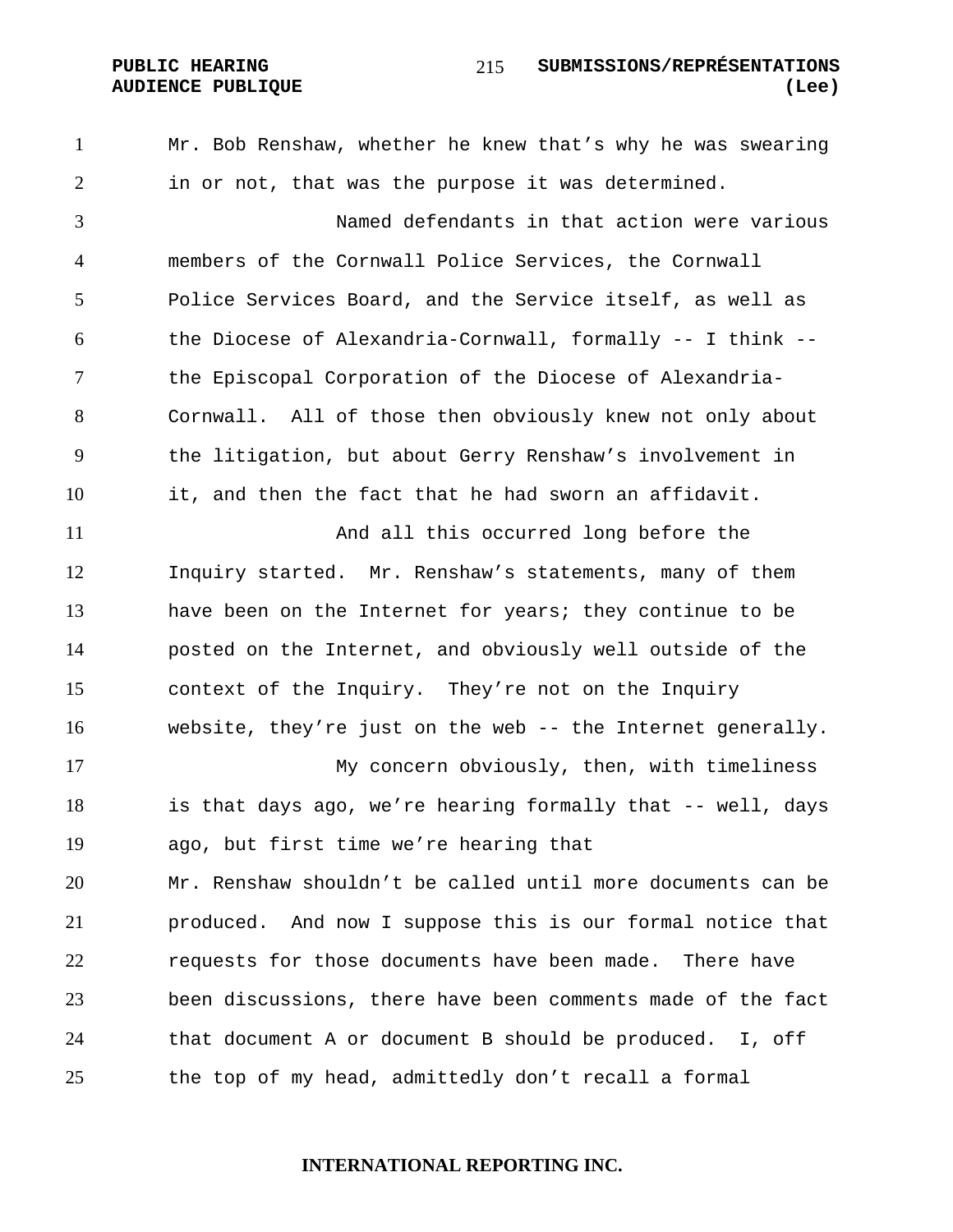Mr. Bob Renshaw, whether he knew that's why he was swearing in or not, that was the purpose it was determined.

Named defendants in that action were various members of the Cornwall Police Services, the Cornwall Police Services Board, and the Service itself, as well as the Diocese of Alexandria-Cornwall, formally -- I think -- the Episcopal Corporation of the Diocese of Alexandria-Cornwall. All of those then obviously knew not only about the litigation, but about Gerry Renshaw's involvement in it, and then the fact that he had sworn an affidavit.

And all this occurred long before the Inquiry started. Mr. Renshaw's statements, many of them have been on the Internet for years; they continue to be posted on the Internet, and obviously well outside of the context of the Inquiry. They're not on the Inquiry website, they're just on the web -- the Internet generally.

My concern obviously, then, with timeliness is that days ago, we're hearing formally that -- well, days ago, but first time we're hearing that Mr. Renshaw shouldn't be called until more documents can be produced. And now I suppose this is our formal notice that requests for those documents have been made. There have been discussions, there have been comments made of the fact that document A or document B should be produced. I, off the top of my head, admittedly don't recall a formal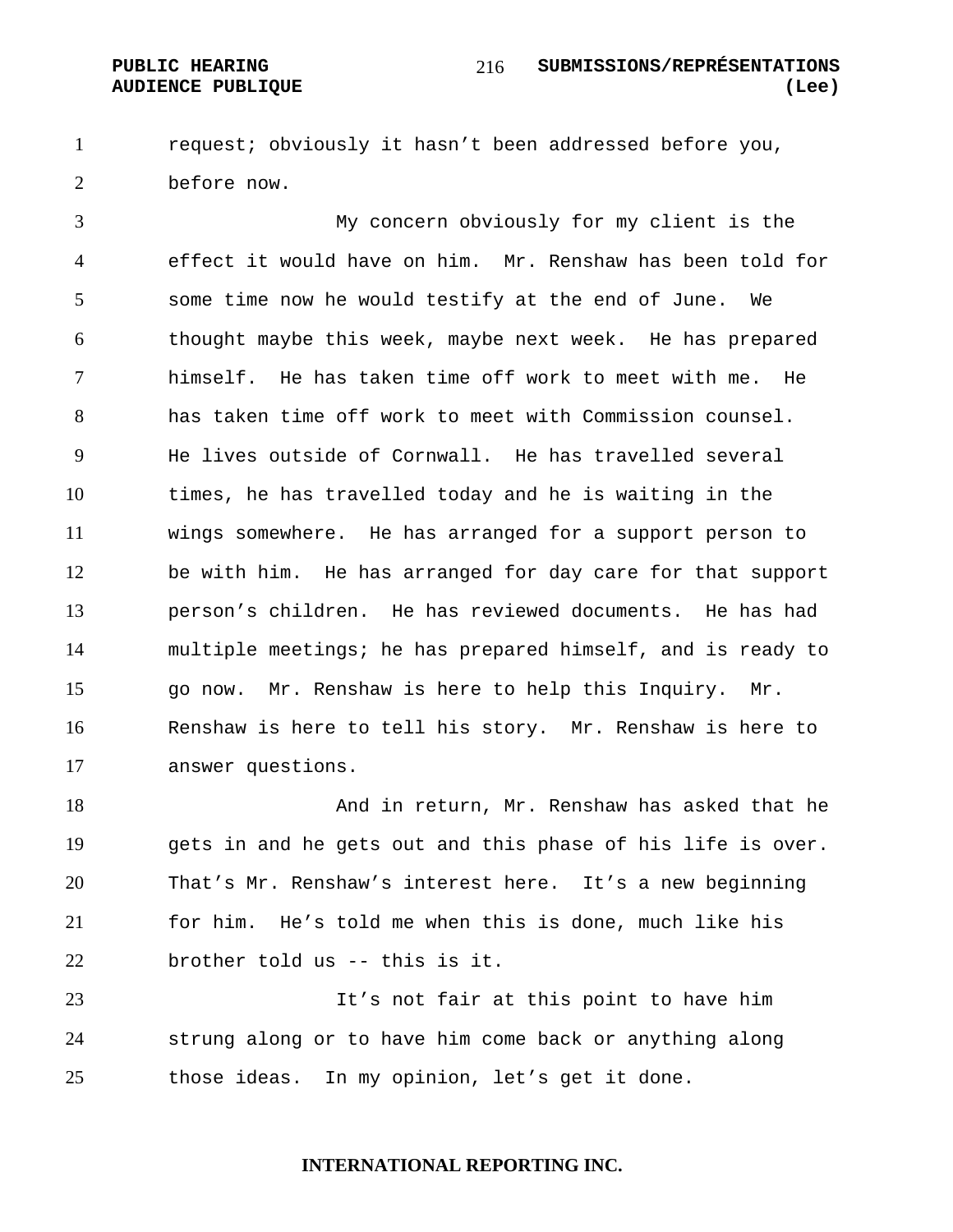request; obviously it hasn't been addressed before you, before now.

My concern obviously for my client is the effect it would have on him. Mr. Renshaw has been told for some time now he would testify at the end of June. We thought maybe this week, maybe next week. He has prepared himself. He has taken time off work to meet with me. He has taken time off work to meet with Commission counsel. He lives outside of Cornwall. He has travelled several times, he has travelled today and he is waiting in the wings somewhere. He has arranged for a support person to be with him. He has arranged for day care for that support person's children. He has reviewed documents. He has had multiple meetings; he has prepared himself, and is ready to go now. Mr. Renshaw is here to help this Inquiry. Mr. Renshaw is here to tell his story. Mr. Renshaw is here to answer questions.

And in return, Mr. Renshaw has asked that he gets in and he gets out and this phase of his life is over. That's Mr. Renshaw's interest here. It's a new beginning for him. He's told me when this is done, much like his brother told us -- this is it.

It's not fair at this point to have him strung along or to have him come back or anything along those ideas. In my opinion, let's get it done.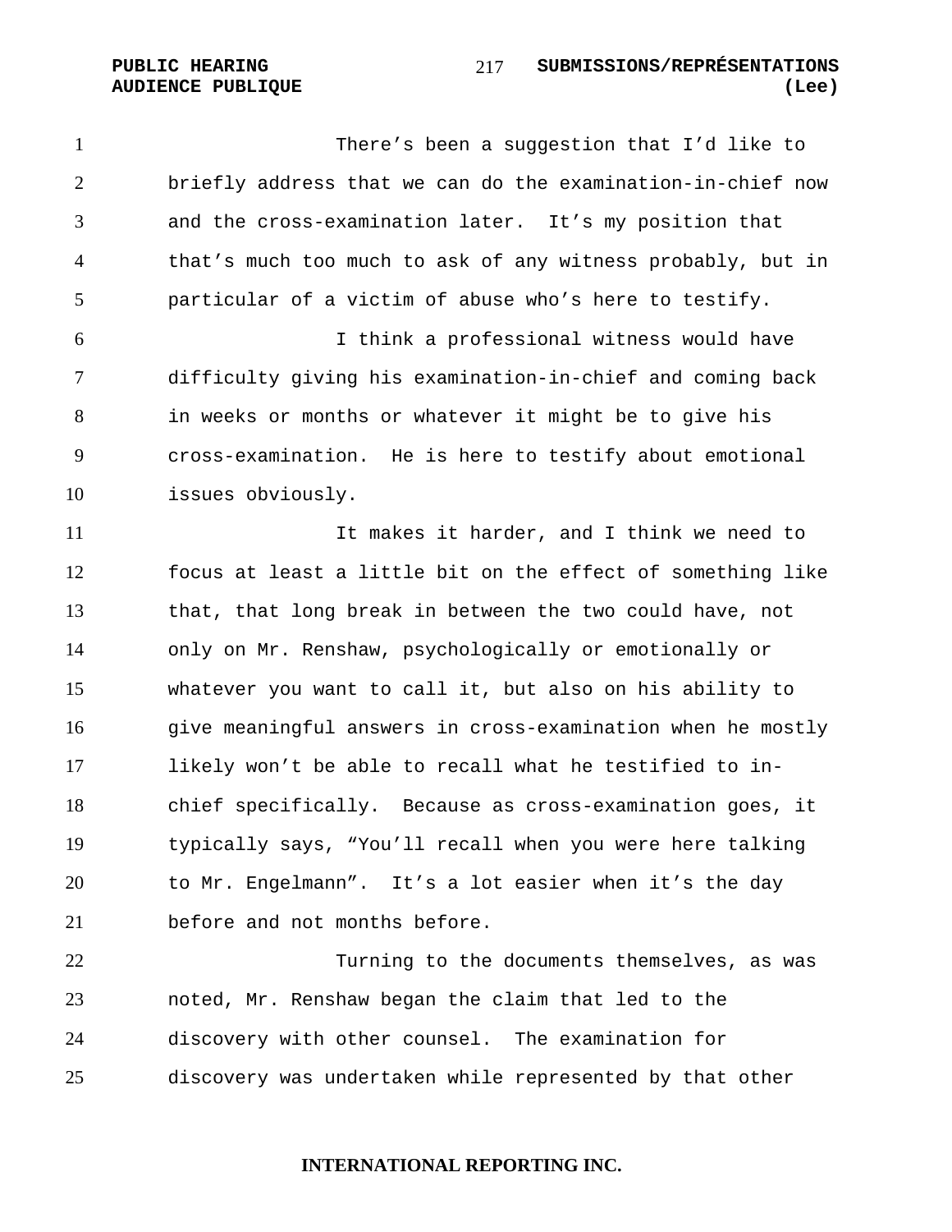There's been a suggestion that I'd like to briefly address that we can do the examination-in-chief now and the cross-examination later. It's my position that that's much too much to ask of any witness probably, but in particular of a victim of abuse who's here to testify.

I think a professional witness would have difficulty giving his examination-in-chief and coming back in weeks or months or whatever it might be to give his cross-examination. He is here to testify about emotional issues obviously.

It makes it harder, and I think we need to focus at least a little bit on the effect of something like that, that long break in between the two could have, not only on Mr. Renshaw, psychologically or emotionally or whatever you want to call it, but also on his ability to give meaningful answers in cross-examination when he mostly likely won't be able to recall what he testified to in-chief specifically. Because as cross-examination goes, it typically says, "You'll recall when you were here talking to Mr. Engelmann". It's a lot easier when it's the day before and not months before.

Turning to the documents themselves, as was noted, Mr. Renshaw began the claim that led to the discovery with other counsel. The examination for discovery was undertaken while represented by that other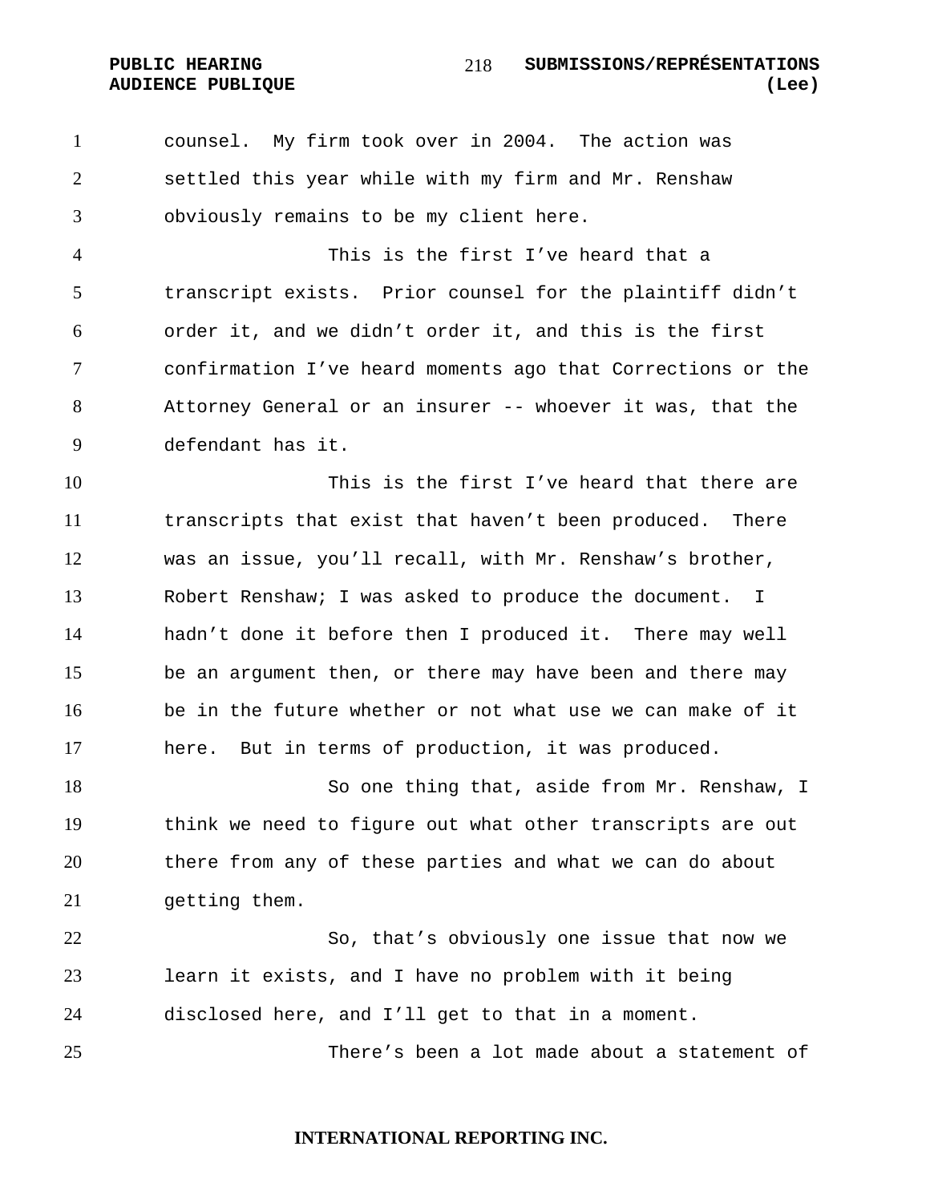counsel. My firm took over in 2004. The action was settled this year while with my firm and Mr. Renshaw obviously remains to be my client here.

This is the first I've heard that a transcript exists. Prior counsel for the plaintiff didn't order it, and we didn't order it, and this is the first confirmation I've heard moments ago that Corrections or the Attorney General or an insurer -- whoever it was, that the defendant has it.

This is the first I've heard that there are transcripts that exist that haven't been produced. There was an issue, you'll recall, with Mr. Renshaw's brother, Robert Renshaw; I was asked to produce the document. I hadn't done it before then I produced it. There may well be an argument then, or there may have been and there may be in the future whether or not what use we can make of it here. But in terms of production, it was produced.

So one thing that, aside from Mr. Renshaw, I think we need to figure out what other transcripts are out there from any of these parties and what we can do about getting them.

So, that's obviously one issue that now we learn it exists, and I have no problem with it being disclosed here, and I'll get to that in a moment.

There's been a lot made about a statement of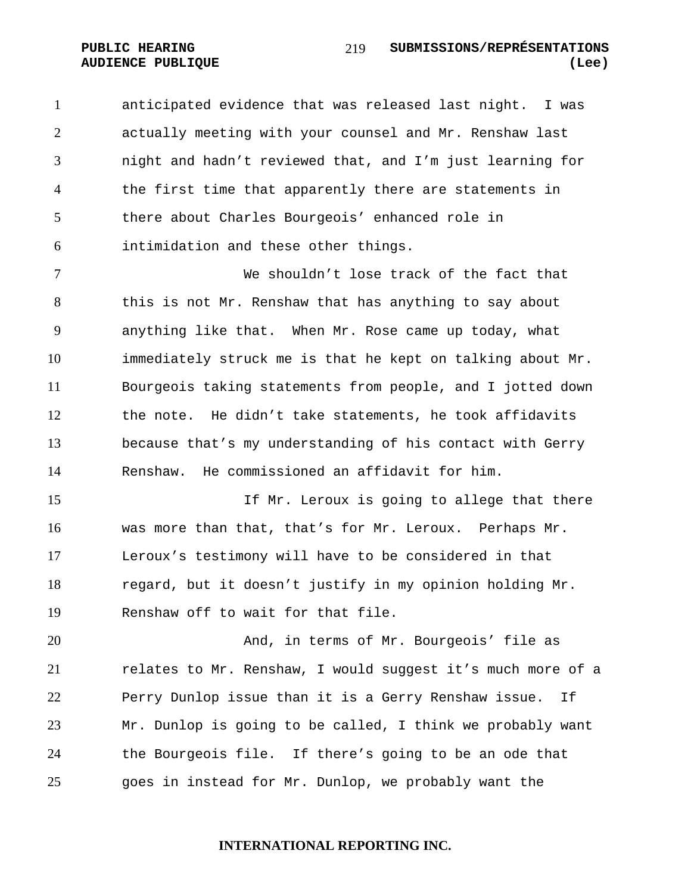anticipated evidence that was released last night. I was actually meeting with your counsel and Mr. Renshaw last night and hadn't reviewed that, and I'm just learning for the first time that apparently there are statements in there about Charles Bourgeois' enhanced role in intimidation and these other things.

We shouldn't lose track of the fact that this is not Mr. Renshaw that has anything to say about anything like that. When Mr. Rose came up today, what immediately struck me is that he kept on talking about Mr. Bourgeois taking statements from people, and I jotted down the note. He didn't take statements, he took affidavits because that's my understanding of his contact with Gerry Renshaw. He commissioned an affidavit for him.

If Mr. Leroux is going to allege that there was more than that, that's for Mr. Leroux. Perhaps Mr. Leroux's testimony will have to be considered in that regard, but it doesn't justify in my opinion holding Mr. Renshaw off to wait for that file.

And, in terms of Mr. Bourgeois' file as relates to Mr. Renshaw, I would suggest it's much more of a Perry Dunlop issue than it is a Gerry Renshaw issue. If Mr. Dunlop is going to be called, I think we probably want the Bourgeois file. If there's going to be an ode that goes in instead for Mr. Dunlop, we probably want the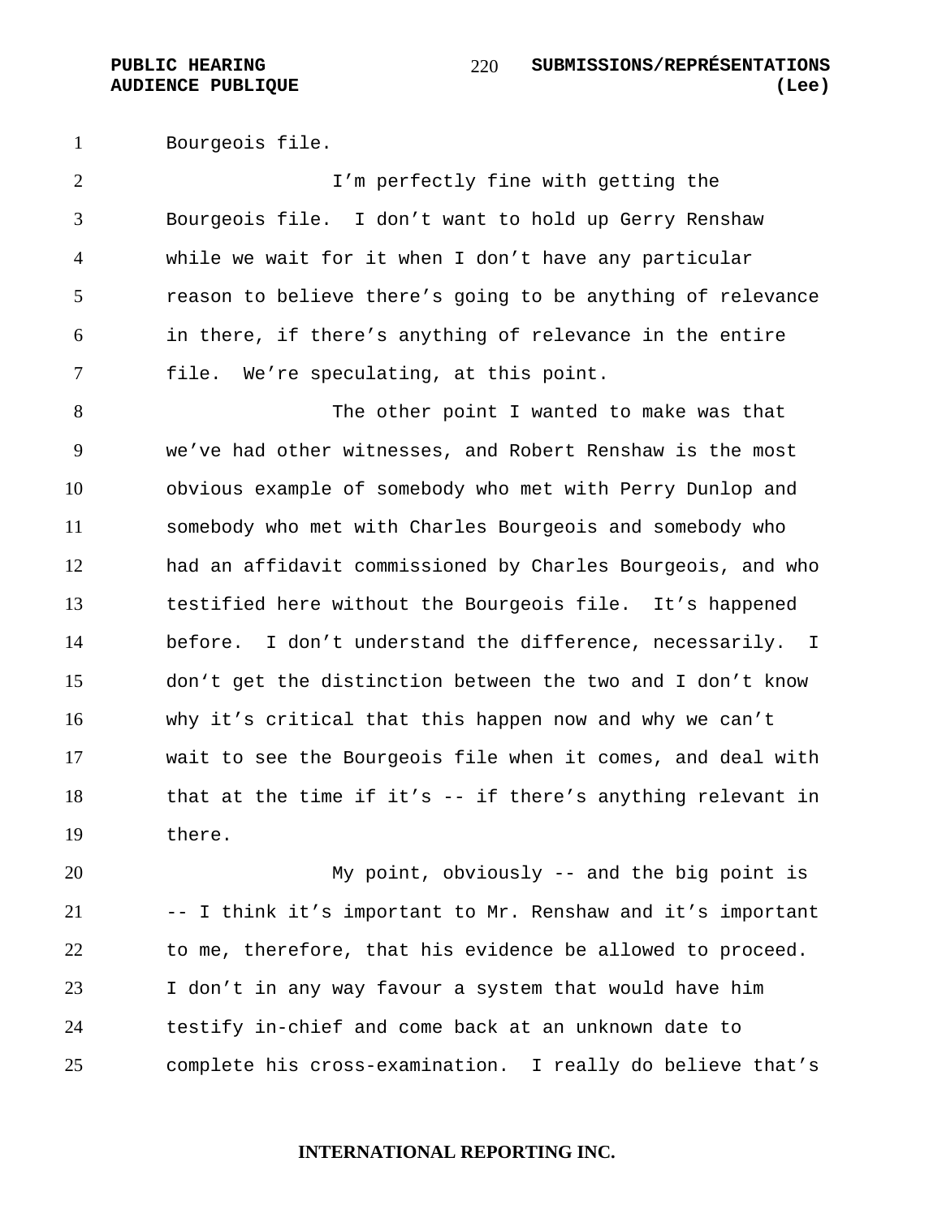Bourgeois file.

I'm perfectly fine with getting the Bourgeois file. I don't want to hold up Gerry Renshaw while we wait for it when I don't have any particular reason to believe there's going to be anything of relevance in there, if there's anything of relevance in the entire file. We're speculating, at this point.

The other point I wanted to make was that we've had other witnesses, and Robert Renshaw is the most obvious example of somebody who met with Perry Dunlop and somebody who met with Charles Bourgeois and somebody who had an affidavit commissioned by Charles Bourgeois, and who testified here without the Bourgeois file. It's happened before. I don't understand the difference, necessarily. I don't get the distinction between the two and I don't know why it's critical that this happen now and why we can't wait to see the Bourgeois file when it comes, and deal with that at the time if it's -- if there's anything relevant in there.

My point, obviously -- and the big point is -- I think it's important to Mr. Renshaw and it's important to me, therefore, that his evidence be allowed to proceed. I don't in any way favour a system that would have him testify in-chief and come back at an unknown date to complete his cross-examination. I really do believe that's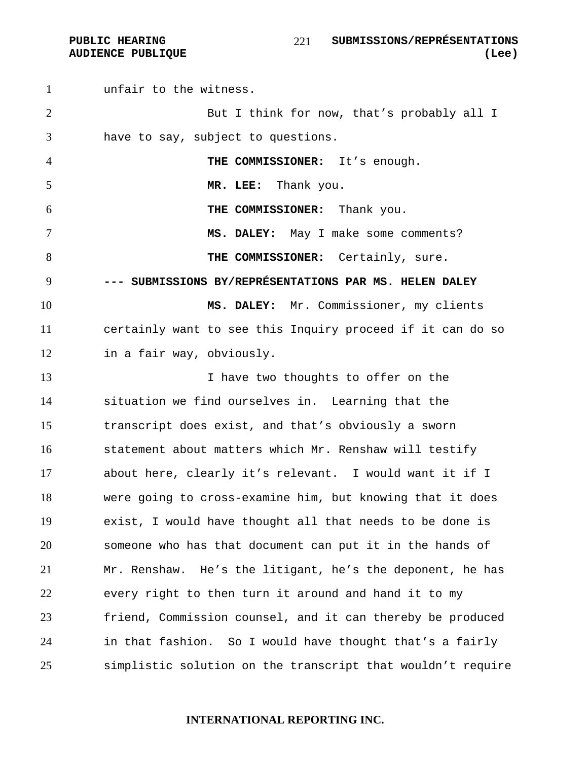unfair to the witness.

But I think for now, that's probably all I have to say, subject to questions.

**THE COMMISSIONER:** It's enough.

**MR. LEE:** Thank you.

**THE COMMISSIONER:** Thank you.

**MS. DALEY:** May I make some comments?

**THE COMMISSIONER:** Certainly, sure.

**--- SUBMISSIONS BY/REPRÉSENTATIONS PAR MS. HELEN DALEY**

**MS. DALEY:** Mr. Commissioner, my clients certainly want to see this Inquiry proceed if it can do so in a fair way, obviously.

I have two thoughts to offer on the situation we find ourselves in. Learning that the transcript does exist, and that's obviously a sworn statement about matters which Mr. Renshaw will testify about here, clearly it's relevant. I would want it if I were going to cross-examine him, but knowing that it does exist, I would have thought all that needs to be done is someone who has that document can put it in the hands of Mr. Renshaw. He's the litigant, he's the deponent, he has every right to then turn it around and hand it to my friend, Commission counsel, and it can thereby be produced in that fashion. So I would have thought that's a fairly simplistic solution on the transcript that wouldn't require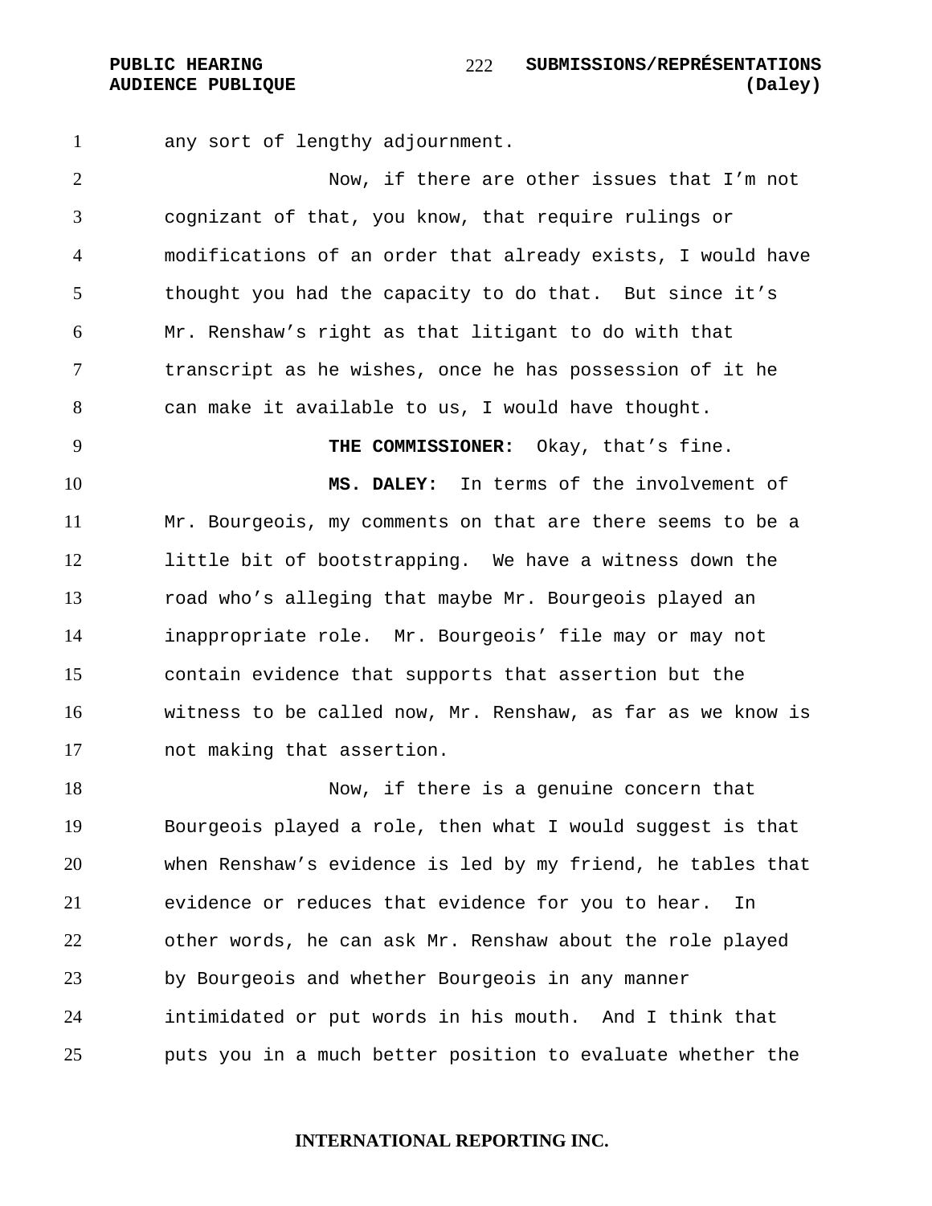any sort of lengthy adjournment.

Now, if there are other issues that I’m not cognizant of that, you know, that require rulings or modifications of an order that already exists, I would have thought you had the capacity to do that. But since it’s Mr. Renshaw’s right as that litigant to do with that transcript as he wishes, once he has possession of it he can make it available to us, I would have thought.

**THE COMMISSIONER:** Okay, that’s fine.

**MS. DALEY:** In terms of the involvement of Mr. Bourgeois, my comments on that are there seems to be a little bit of bootstrapping. We have a witness down the road who’s alleging that maybe Mr. Bourgeois played an inappropriate role. Mr. Bourgeois’ file may or may not contain evidence that supports that assertion but the witness to be called now, Mr. Renshaw, as far as we know is not making that assertion.

Now, if there is a genuine concern that Bourgeois played a role, then what I would suggest is that when Renshaw’s evidence is led by my friend, he tables that evidence or reduces that evidence for you to hear. In other words, he can ask Mr. Renshaw about the role played by Bourgeois and whether Bourgeois in any manner intimidated or put words in his mouth. And I think that puts you in a much better position to evaluate whether the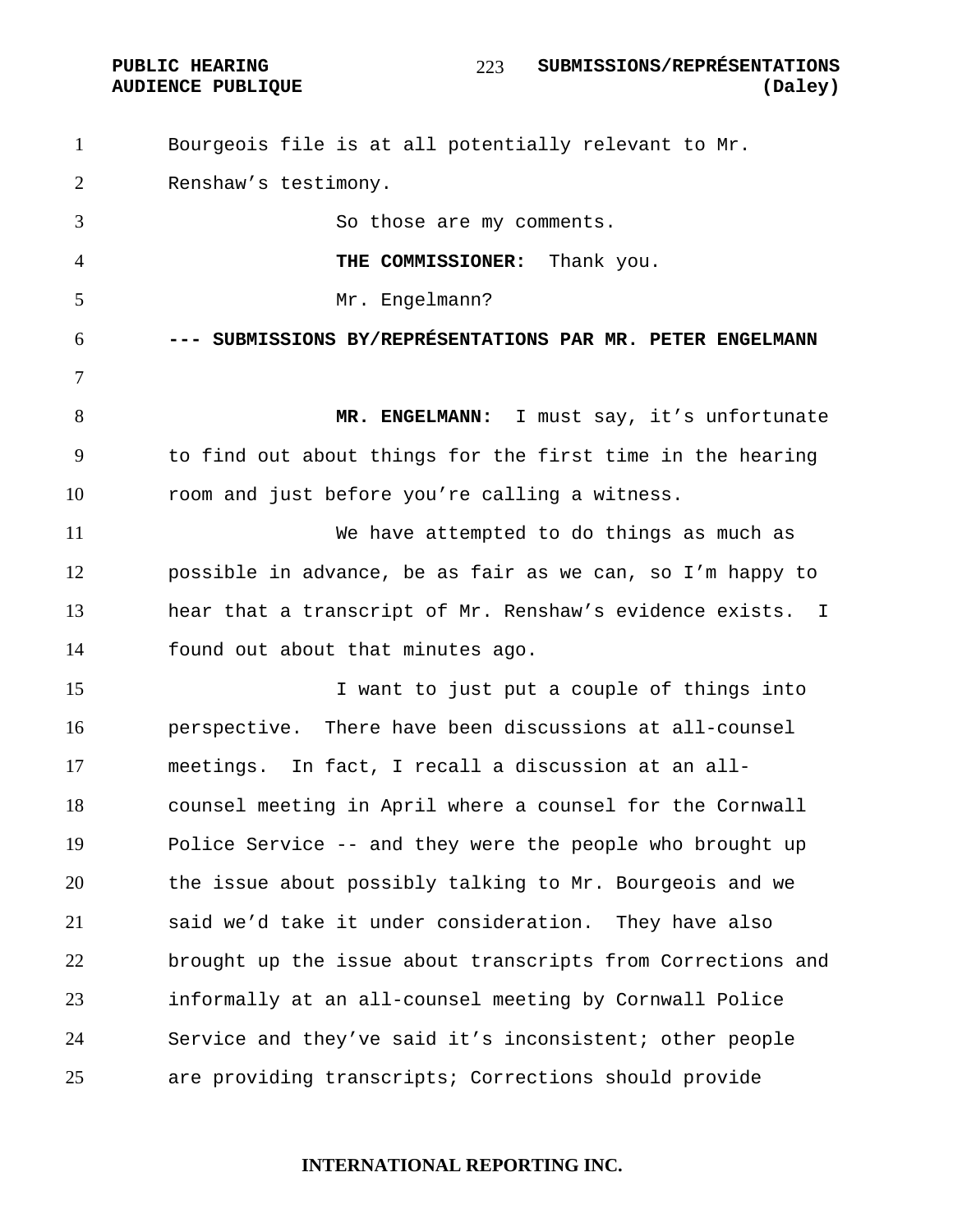Bourgeois file is at all potentially relevant to Mr. Renshaw's testimony.

So those are my comments.

**THE COMMISSIONER:** Thank you.

Mr. Engelmann?

**--- SUBMISSIONS BY/REPRÉSENTATIONS PAR MR. PETER ENGELMANN**

**MR. ENGELMANN:** I must say, it's unfortunate to find out about things for the first time in the hearing room and just before you're calling a witness.

We have attempted to do things as much as possible in advance, be as fair as we can, so I'm happy to hear that a transcript of Mr. Renshaw's evidence exists. I found out about that minutes ago.

I want to just put a couple of things into perspective. There have been discussions at all-counsel meetings. In fact, I recall a discussion at an all-counsel meeting in April where a counsel for the Cornwall Police Service -- and they were the people who brought up the issue about possibly talking to Mr. Bourgeois and we said we'd take it under consideration. They have also brought up the issue about transcripts from Corrections and informally at an all-counsel meeting by Cornwall Police Service and they've said it's inconsistent; other people are providing transcripts; Corrections should provide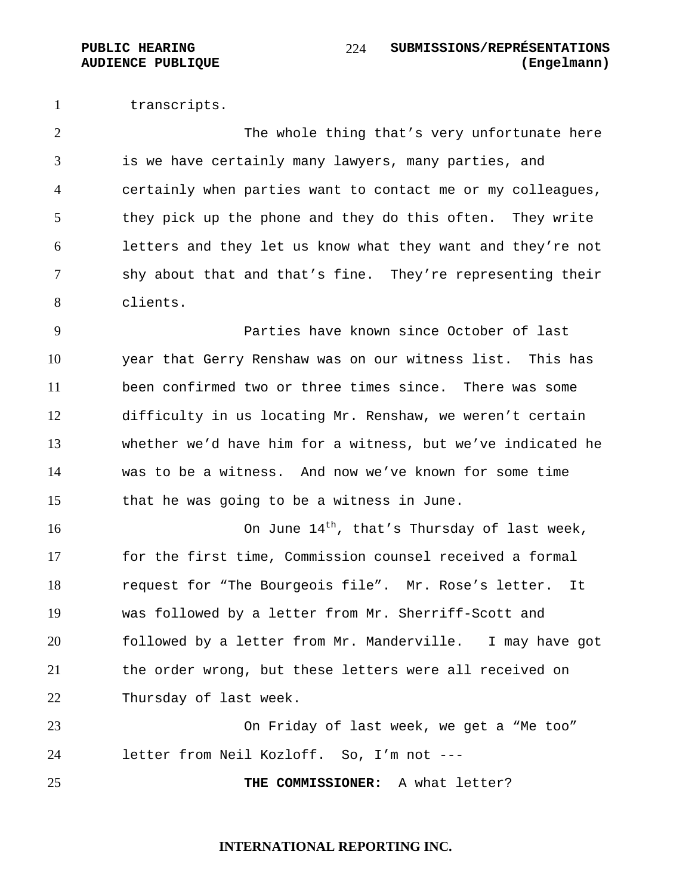transcripts.

The whole thing that's very unfortunate here is we have certainly many lawyers, many parties, and certainly when parties want to contact me or my colleagues, they pick up the phone and they do this often. They write letters and they let us know what they want and they're not shy about that and that's fine. They're representing their clients.

Parties have known since October of last year that Gerry Renshaw was on our witness list. This has been confirmed two or three times since. There was some difficulty in us locating Mr. Renshaw, we weren't certain whether we'd have him for a witness, but we've indicated he was to be a witness. And now we've known for some time that he was going to be a witness in June.

On June 14th, that's Thursday of last week, for the first time, Commission counsel received a formal request for "The Bourgeois file". Mr. Rose's letter. It was followed by a letter from Mr. Sherriff-Scott and followed by a letter from Mr. Manderville. I may have got the order wrong, but these letters were all received on Thursday of last week.

On Friday of last week, we get a "Me too" letter from Neil Kozloff. So, I'm not ---

**THE COMMISSIONER:** A what letter?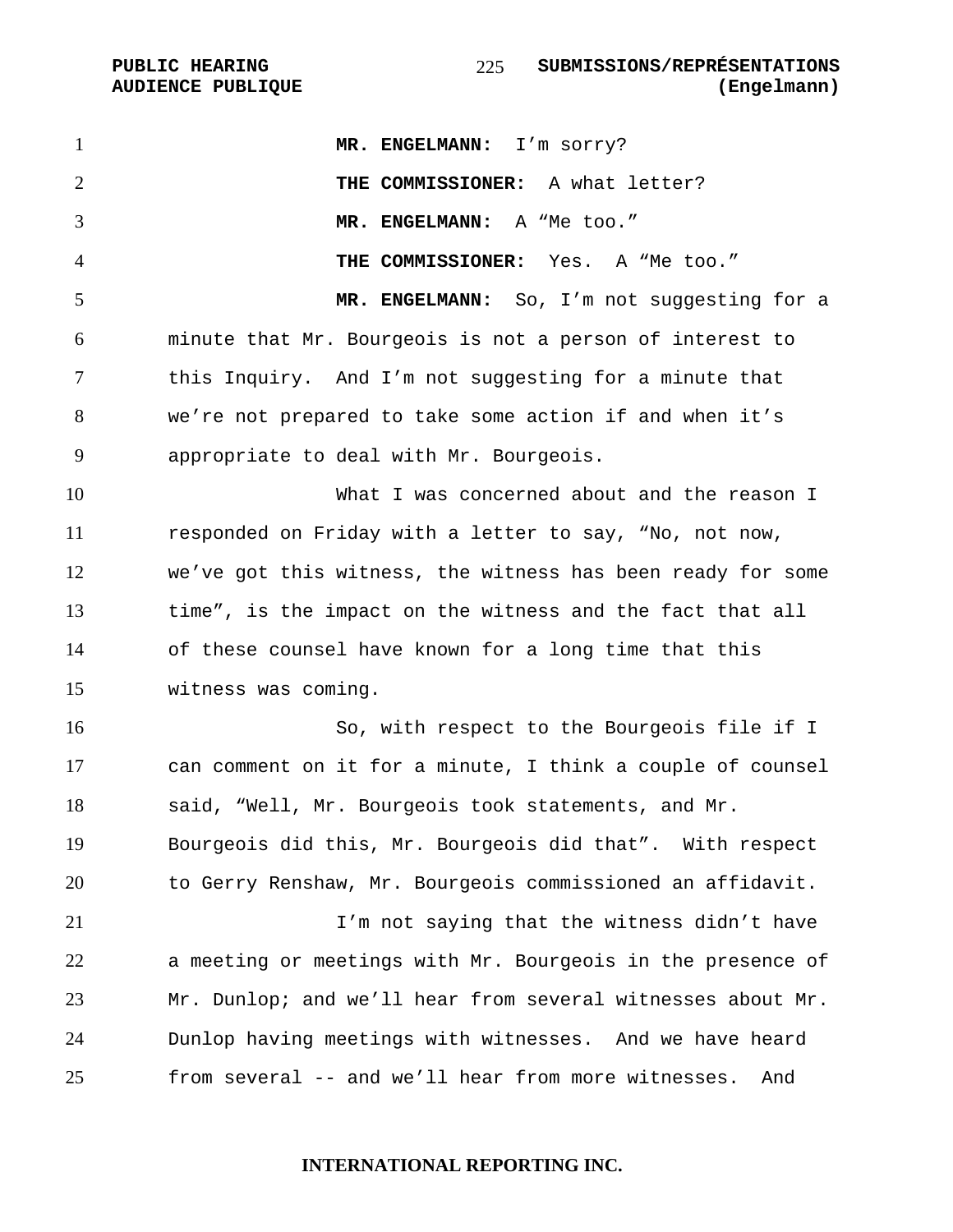**MR. ENGELMANN:** I'm sorry?

**THE COMMISSIONER:** A what letter?

**MR. ENGELMANN:** A "Me too."

**THE COMMISSIONER:** Yes. A "Me too."

**MR. ENGELMANN:** So, I'm not suggesting for a minute that Mr. Bourgeois is not a person of interest to this Inquiry. And I'm not suggesting for a minute that we're not prepared to take some action if and when it's appropriate to deal with Mr. Bourgeois.

What I was concerned about and the reason I responded on Friday with a letter to say, "No, not now, we've got this witness, the witness has been ready for some time", is the impact on the witness and the fact that all of these counsel have known for a long time that this witness was coming.

So, with respect to the Bourgeois file if I can comment on it for a minute, I think a couple of counsel said, "Well, Mr. Bourgeois took statements, and Mr. Bourgeois did this, Mr. Bourgeois did that". With respect to Gerry Renshaw, Mr. Bourgeois commissioned an affidavit.

I'm not saying that the witness didn't have a meeting or meetings with Mr. Bourgeois in the presence of Mr. Dunlop; and we'll hear from several witnesses about Mr. Dunlop having meetings with witnesses. And we have heard from several -- and we'll hear from more witnesses. And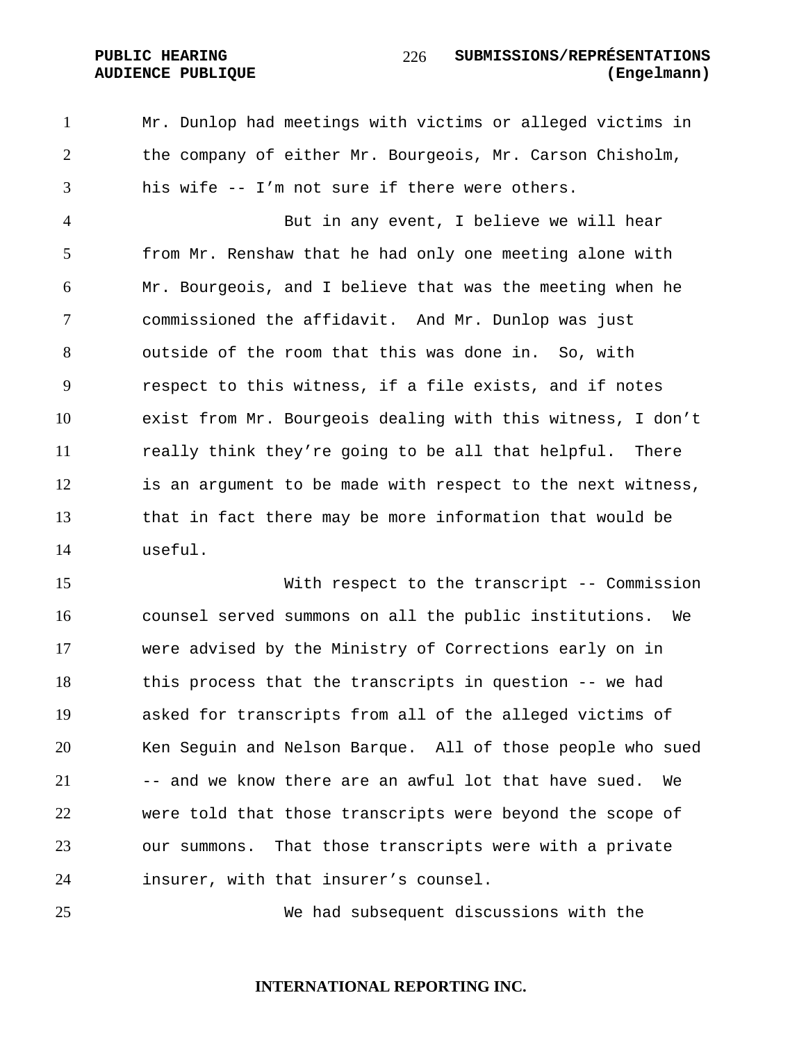Mr. Dunlop had meetings with victims or alleged victims in the company of either Mr. Bourgeois, Mr. Carson Chisholm, his wife -- I'm not sure if there were others.

But in any event, I believe we will hear from Mr. Renshaw that he had only one meeting alone with Mr. Bourgeois, and I believe that was the meeting when he commissioned the affidavit. And Mr. Dunlop was just outside of the room that this was done in. So, with respect to this witness, if a file exists, and if notes exist from Mr. Bourgeois dealing with this witness, I don't really think they're going to be all that helpful. There is an argument to be made with respect to the next witness, that in fact there may be more information that would be useful.

With respect to the transcript -- Commission counsel served summons on all the public institutions. We were advised by the Ministry of Corrections early on in this process that the transcripts in question -- we had asked for transcripts from all of the alleged victims of Ken Seguin and Nelson Barque. All of those people who sued -- and we know there are an awful lot that have sued. We were told that those transcripts were beyond the scope of our summons. That those transcripts were with a private insurer, with that insurer's counsel.

We had subsequent discussions with the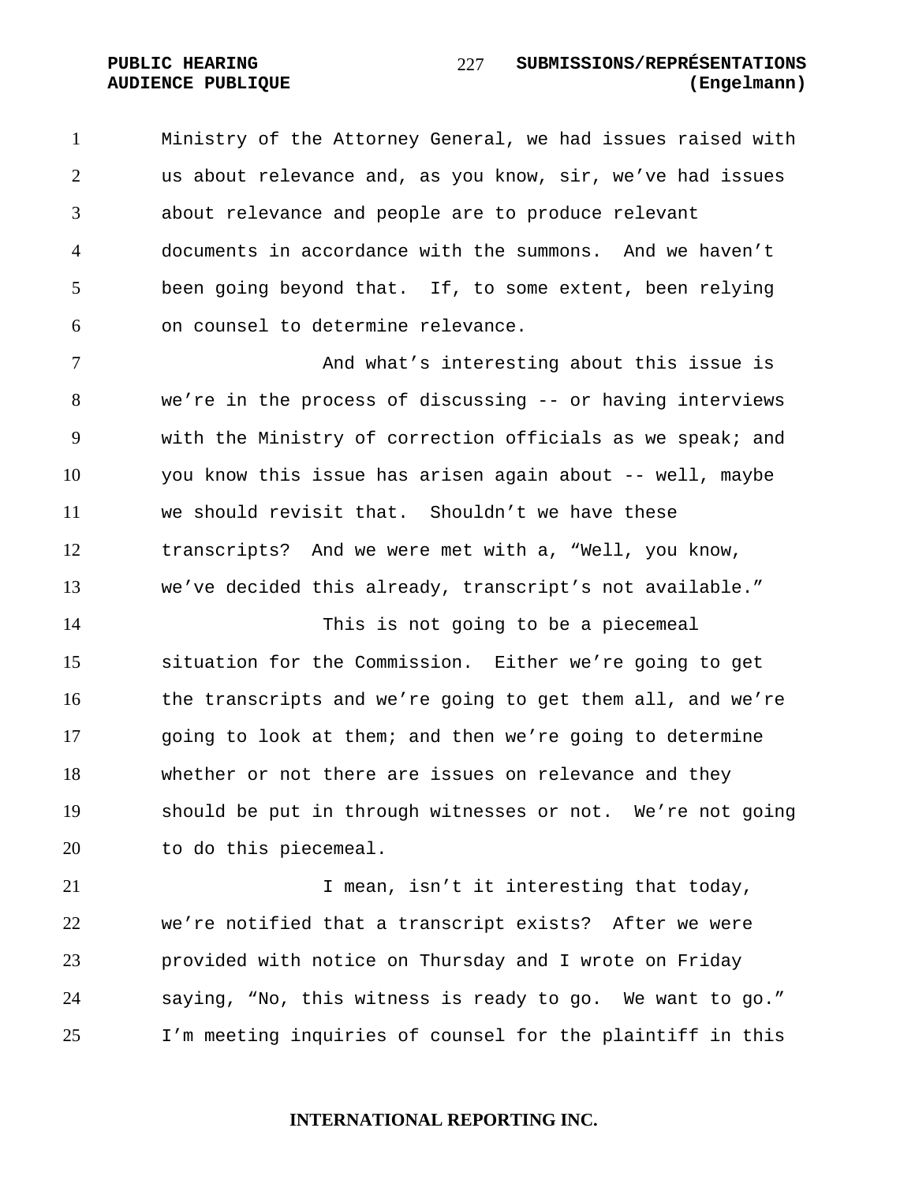Ministry of the Attorney General, we had issues raised with us about relevance and, as you know, sir, we've had issues about relevance and people are to produce relevant documents in accordance with the summons. And we haven't been going beyond that. If, to some extent, been relying on counsel to determine relevance.

And what's interesting about this issue is we're in the process of discussing -- or having interviews with the Ministry of correction officials as we speak; and you know this issue has arisen again about -- well, maybe we should revisit that. Shouldn't we have these transcripts? And we were met with a, "Well, you know, we've decided this already, transcript's not available."

This is not going to be a piecemeal situation for the Commission. Either we're going to get the transcripts and we're going to get them all, and we're going to look at them; and then we're going to determine whether or not there are issues on relevance and they should be put in through witnesses or not. We're not going to do this piecemeal.

I mean, isn't it interesting that today, we're notified that a transcript exists? After we were provided with notice on Thursday and I wrote on Friday saying, "No, this witness is ready to go. We want to go." I'm meeting inquiries of counsel for the plaintiff in this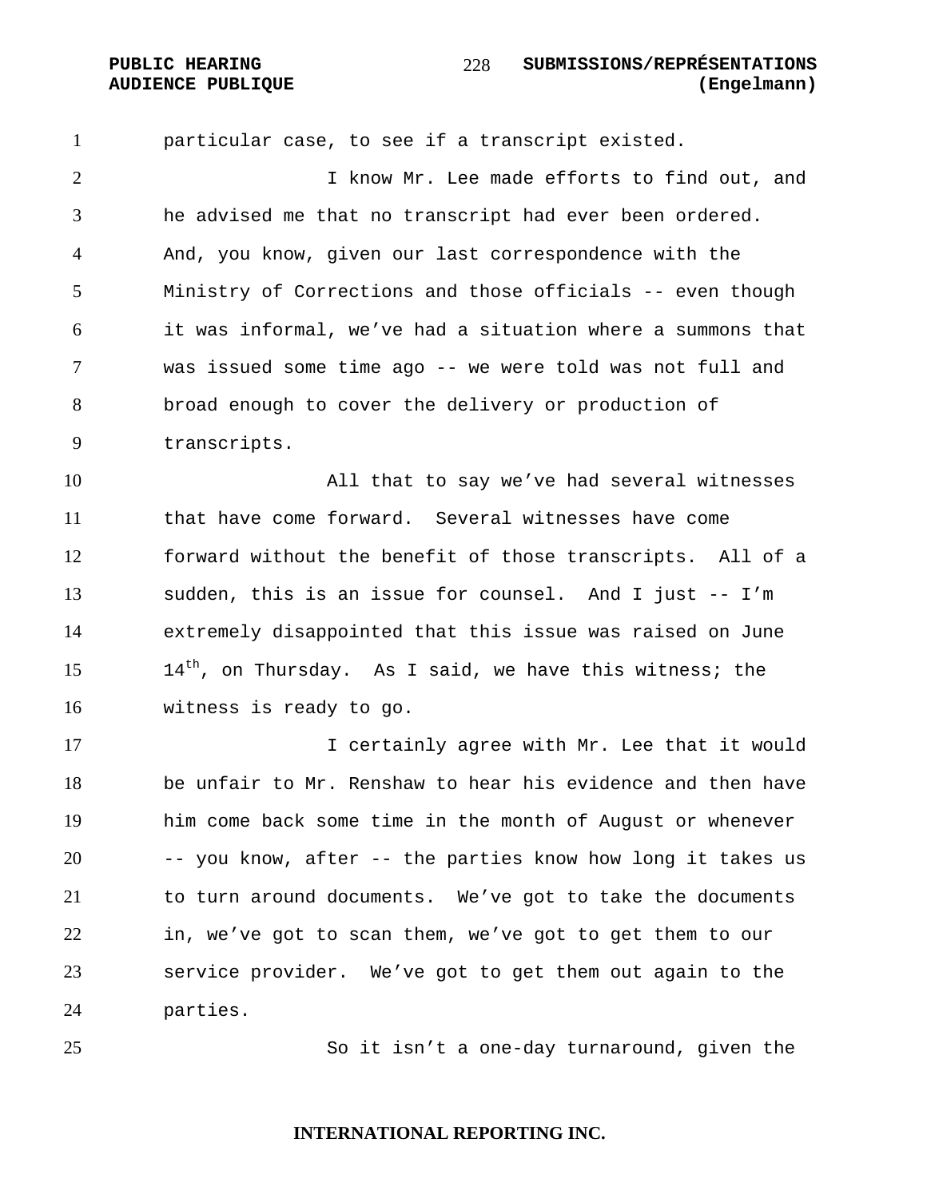particular case, to see if a transcript existed.

I know Mr. Lee made efforts to find out, and he advised me that no transcript had ever been ordered. And, you know, given our last correspondence with the Ministry of Corrections and those officials -- even though it was informal, we've had a situation where a summons that was issued some time ago -- we were told was not full and broad enough to cover the delivery or production of transcripts.

All that to say we've had several witnesses that have come forward. Several witnesses have come forward without the benefit of those transcripts. All of a sudden, this is an issue for counsel. And I just -- I'm extremely disappointed that this issue was raised on June 14th, on Thursday. As I said, we have this witness; the witness is ready to go.

I certainly agree with Mr. Lee that it would be unfair to Mr. Renshaw to hear his evidence and then have him come back some time in the month of August or whenever -- you know, after -- the parties know how long it takes us to turn around documents. We've got to take the documents in, we've got to scan them, we've got to get them to our service provider. We've got to get them out again to the parties.

So it isn't a one-day turnaround, given the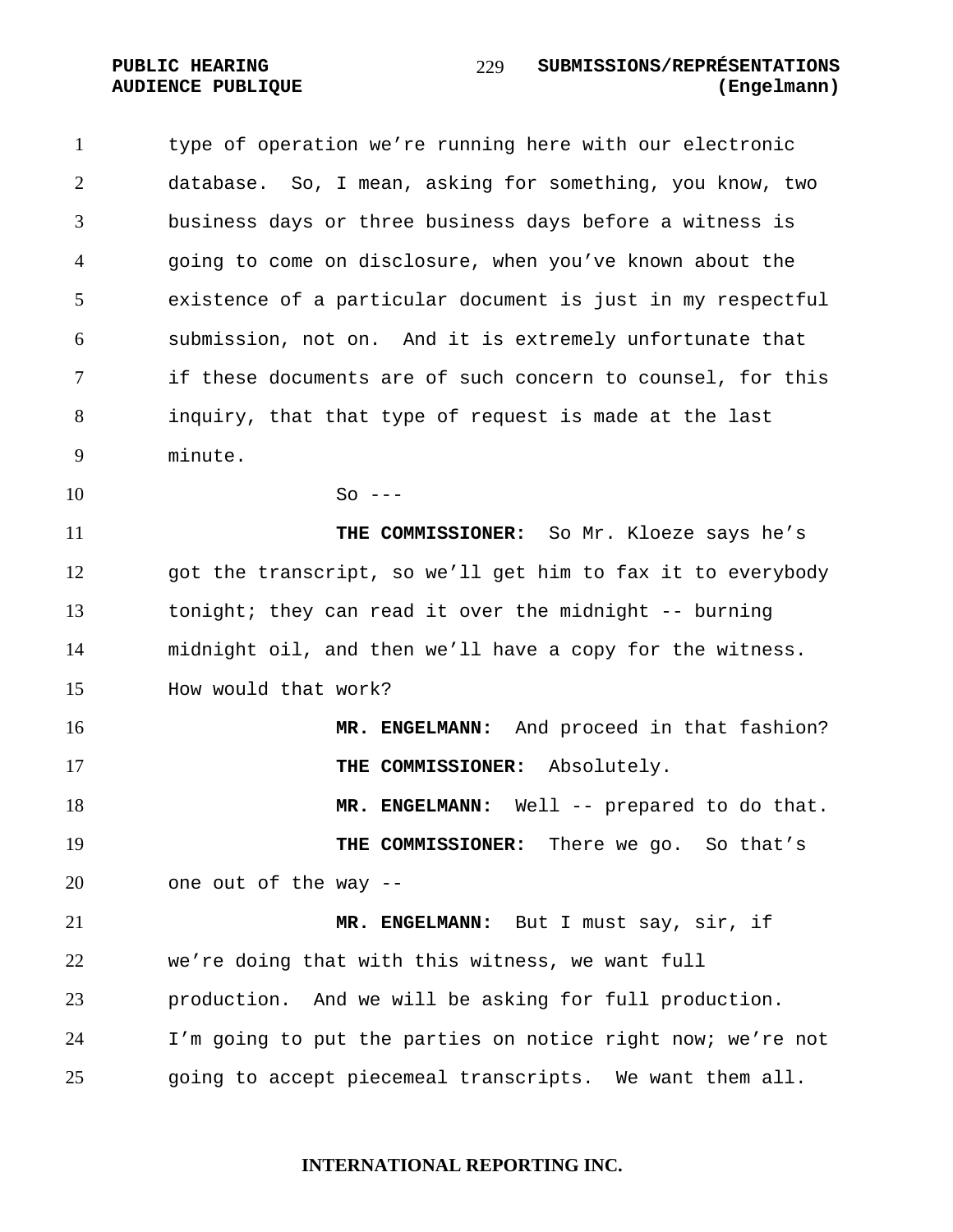type of operation we’re running here with our electronic database. So, I mean, asking for something, you know, two business days or three business days before a witness is going to come on disclosure, when you’ve known about the existence of a particular document is just in my respectful submission, not on. And it is extremely unfortunate that if these documents are of such concern to counsel, for this inquiry, that that type of request is made at the last minute.

So ---

**THE COMMISSIONER:** So Mr. Kloeze says he’s got the transcript, so we’ll get him to fax it to everybody tonight; they can read it over the midnight -- burning midnight oil, and then we’ll have a copy for the witness. How would that work?

**MR. ENGELMANN:** And proceed in that fashion?

**THE COMMISSIONER:** Absolutely.

**MR. ENGELMANN:** Well -- prepared to do that.

**THE COMMISSIONER:** There we go. So that’s one out of the way --

**MR. ENGELMANN:** But I must say, sir, if we’re doing that with this witness, we want full production. And we will be asking for full production. I’m going to put the parties on notice right now; we’re not going to accept piecemeal transcripts. We want them all.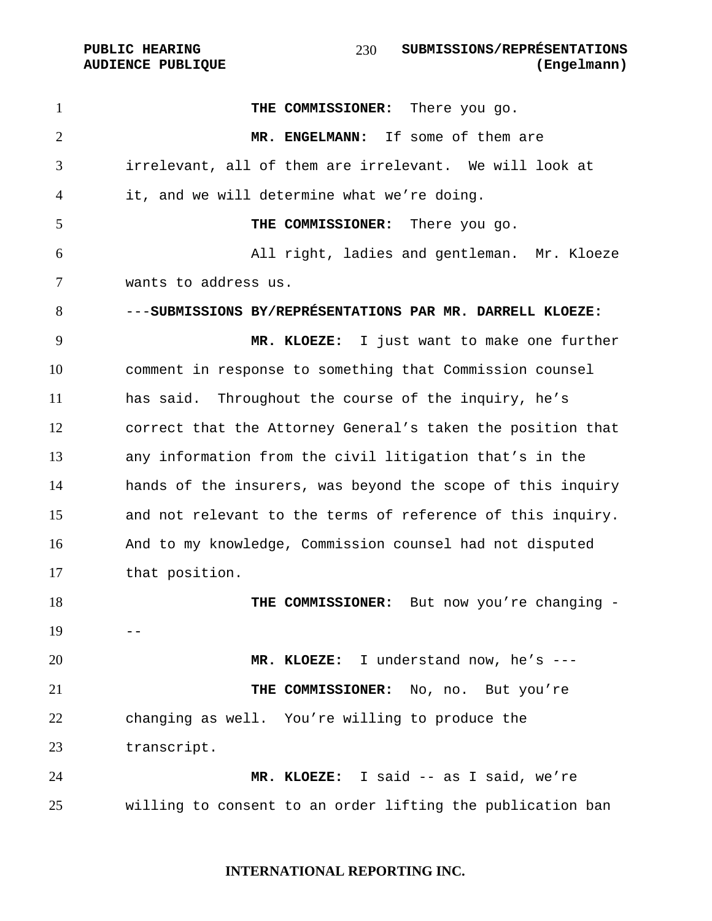**THE COMMISSIONER:** There you go.

**MR. ENGELMANN:** If some of them are irrelevant, all of them are irrelevant. We will look at it, and we will determine what we're doing.

**THE COMMISSIONER:** There you go.

All right, ladies and gentleman. Mr. Kloeze wants to address us.

---**SUBMISSIONS BY/REPRÉSENTATIONS PAR MR. DARRELL KLOEZE:**

**MR. KLOEZE:** I just want to make one further comment in response to something that Commission counsel has said. Throughout the course of the inquiry, he's correct that the Attorney General's taken the position that any information from the civil litigation that's in the hands of the insurers, was beyond the scope of this inquiry and not relevant to the terms of reference of this inquiry. And to my knowledge, Commission counsel had not disputed that position.

**THE COMMISSIONER:** But now you're changing ---

**MR. KLOEZE:** I understand now, he's ---

**THE COMMISSIONER:** No, no. But you're changing as well. You're willing to produce the transcript.

**MR. KLOEZE:** I said -- as I said, we're willing to consent to an order lifting the publication ban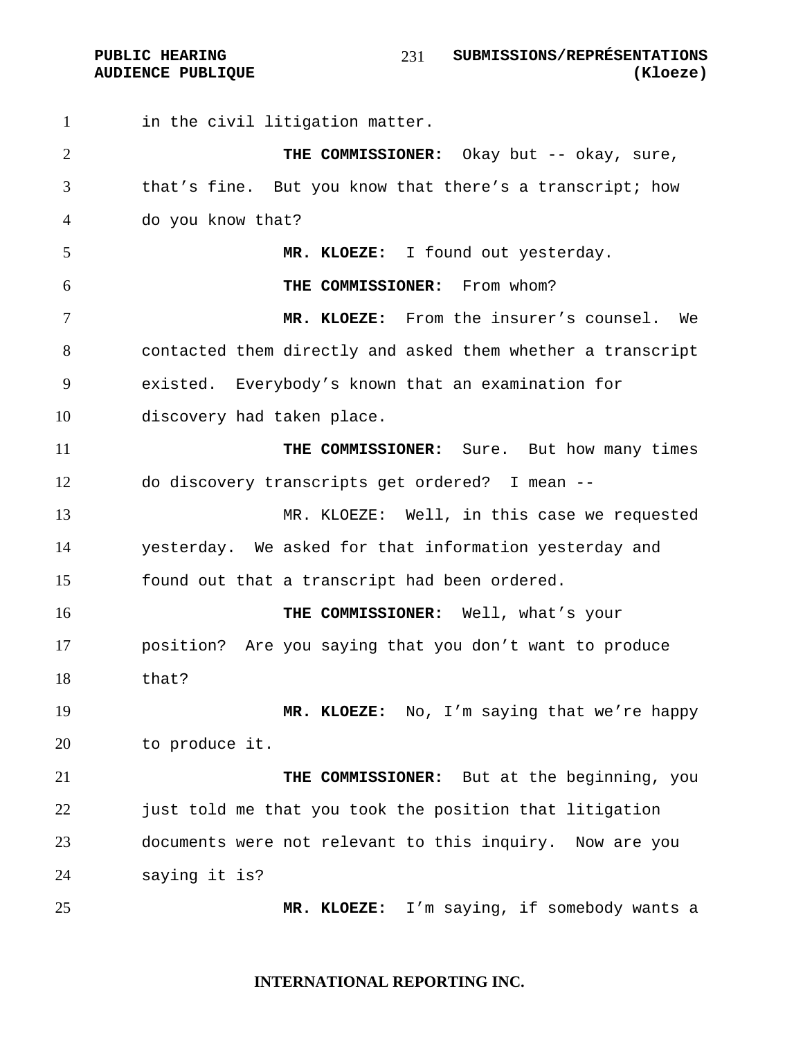in the civil litigation matter.

**THE COMMISSIONER:** Okay but -- okay, sure, that's fine. But you know that there's a transcript; how do you know that?

**MR. KLOEZE:** I found out yesterday.

**THE COMMISSIONER:** From whom?

**MR. KLOEZE:** From the insurer's counsel. We contacted them directly and asked them whether a transcript existed. Everybody's known that an examination for discovery had taken place.

**THE COMMISSIONER:** Sure. But how many times do discovery transcripts get ordered? I mean --

MR. KLOEZE: Well, in this case we requested yesterday. We asked for that information yesterday and found out that a transcript had been ordered.

**THE COMMISSIONER:** Well, what's your position? Are you saying that you don't want to produce that?

**MR. KLOEZE:** No, I'm saying that we're happy to produce it.

**THE COMMISSIONER:** But at the beginning, you just told me that you took the position that litigation documents were not relevant to this inquiry. Now are you saying it is?

**MR. KLOEZE:** I'm saying, if somebody wants a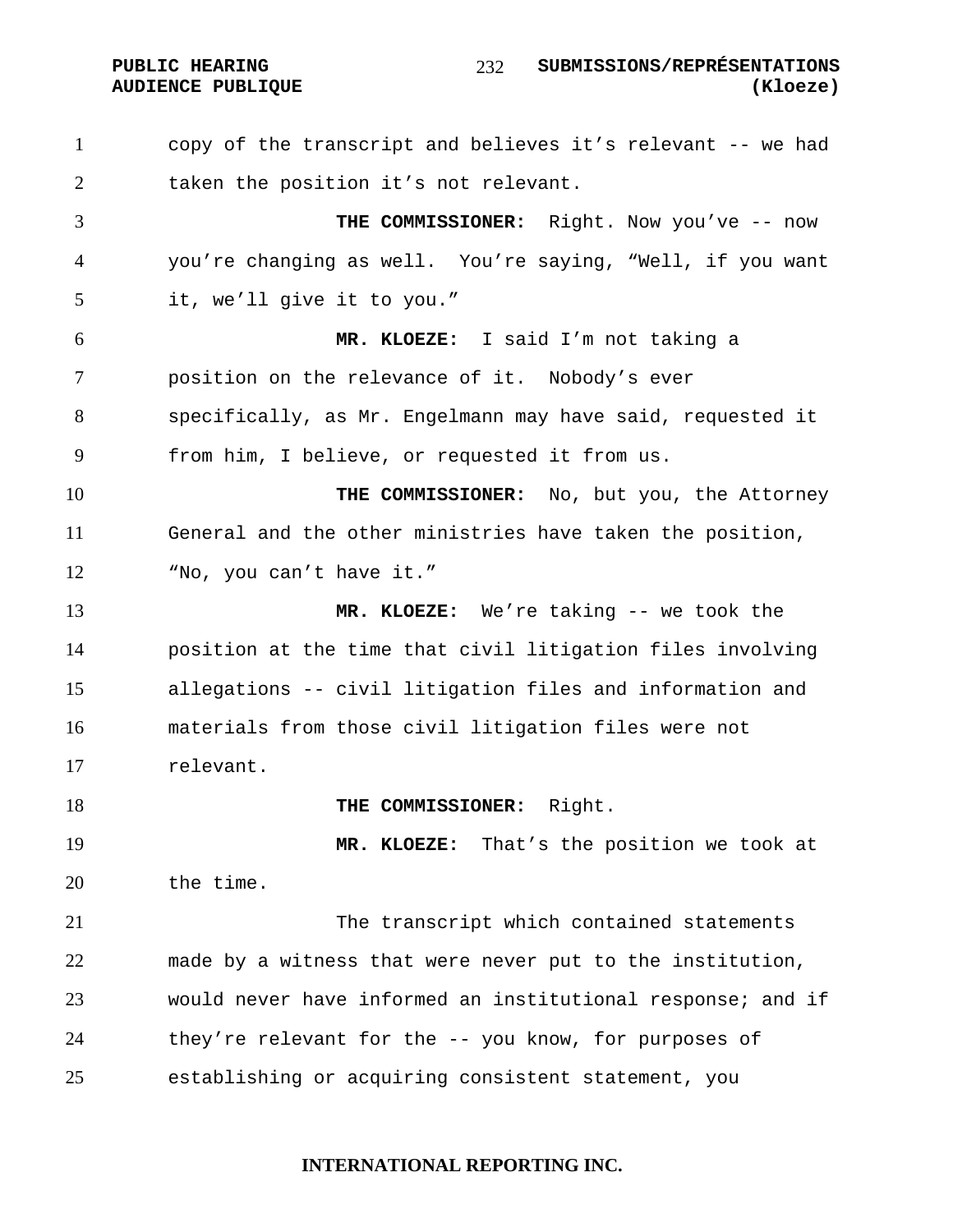copy of the transcript and believes it's relevant -- we had taken the position it's not relevant.

**THE COMMISSIONER:** Right. Now you've -- now you're changing as well. You're saying, "Well, if you want it, we'll give it to you."

**MR. KLOEZE:** I said I'm not taking a position on the relevance of it. Nobody's ever specifically, as Mr. Engelmann may have said, requested it from him, I believe, or requested it from us.

**THE COMMISSIONER:** No, but you, the Attorney General and the other ministries have taken the position, "No, you can't have it."

**MR. KLOEZE:** We're taking -- we took the position at the time that civil litigation files involving allegations -- civil litigation files and information and materials from those civil litigation files were not relevant.

**THE COMMISSIONER:** Right.

**MR. KLOEZE:** That's the position we took at the time.

The transcript which contained statements made by a witness that were never put to the institution, would never have informed an institutional response; and if they're relevant for the -- you know, for purposes of establishing or acquiring consistent statement, you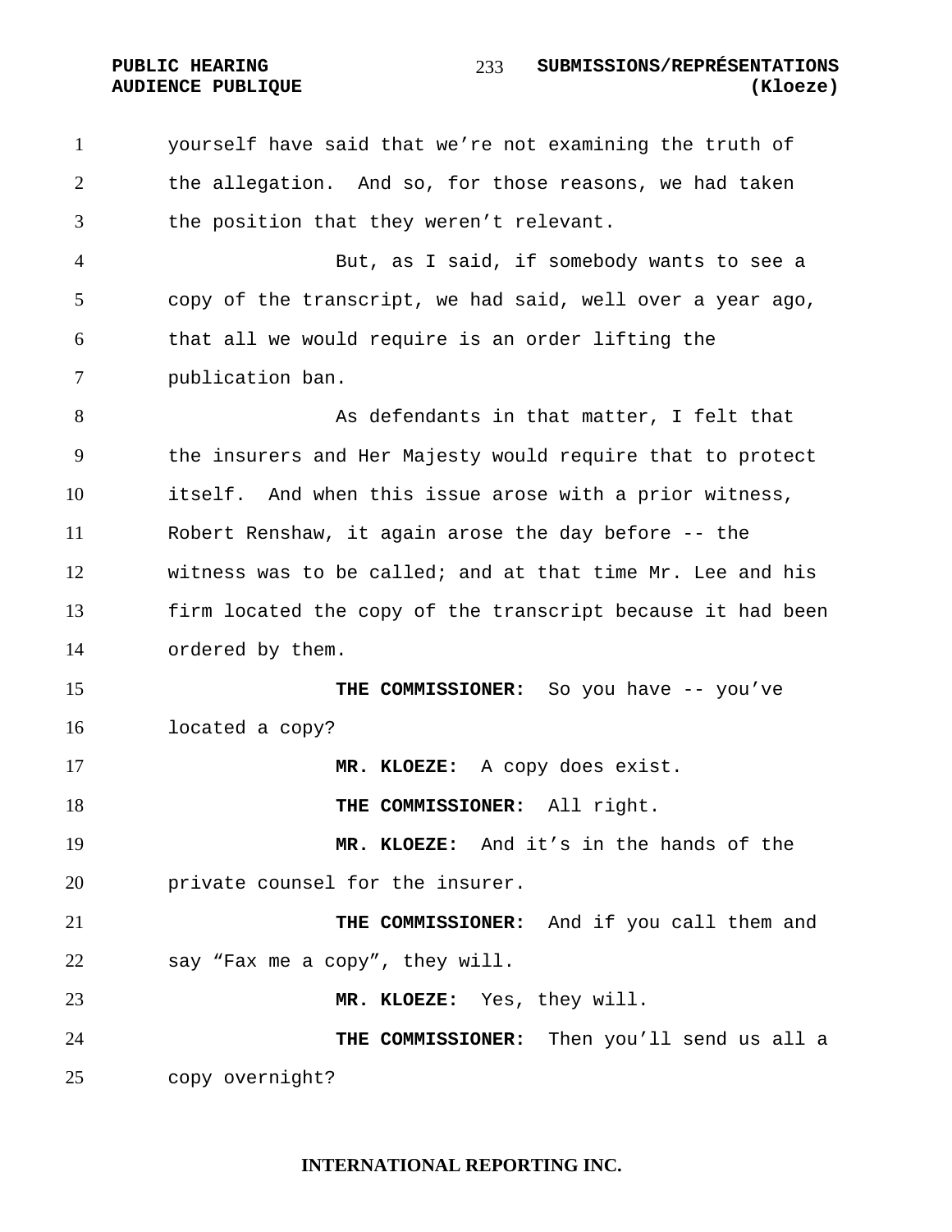yourself have said that we're not examining the truth of the allegation. And so, for those reasons, we had taken the position that they weren't relevant.

But, as I said, if somebody wants to see a copy of the transcript, we had said, well over a year ago, that all we would require is an order lifting the publication ban.

As defendants in that matter, I felt that the insurers and Her Majesty would require that to protect itself. And when this issue arose with a prior witness, Robert Renshaw, it again arose the day before -- the witness was to be called; and at that time Mr. Lee and his firm located the copy of the transcript because it had been ordered by them.

**THE COMMISSIONER:** So you have -- you've located a copy?

**MR. KLOEZE:** A copy does exist.

**THE COMMISSIONER:** All right.

**MR. KLOEZE:** And it's in the hands of the private counsel for the insurer.

**THE COMMISSIONER:** And if you call them and say "Fax me a copy", they will.

**MR. KLOEZE:** Yes, they will.

**THE COMMISSIONER:** Then you'll send us all a copy overnight?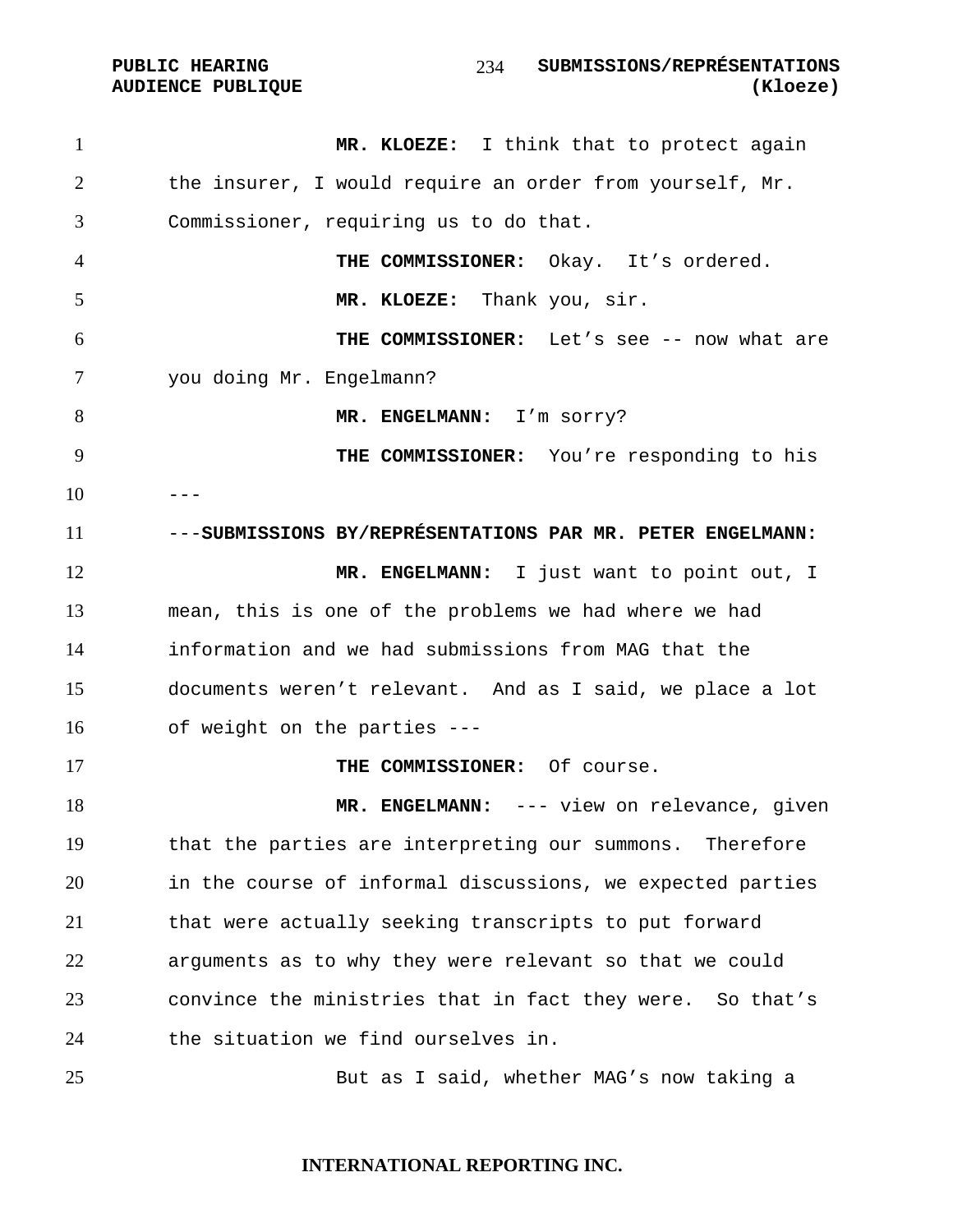**MR. KLOEZE:** I think that to protect again the insurer, I would require an order from yourself, Mr. Commissioner, requiring us to do that.

**THE COMMISSIONER:** Okay. It's ordered.

**MR. KLOEZE:** Thank you, sir.

**THE COMMISSIONER:** Let's see -- now what are you doing Mr. Engelmann?

**MR. ENGELMANN:** I'm sorry?

**THE COMMISSIONER:** You're responding to his ---

---**SUBMISSIONS BY/REPRÉSENTATIONS PAR MR. PETER ENGELMANN:**

**MR. ENGELMANN:** I just want to point out, I mean, this is one of the problems we had where we had information and we had submissions from MAG that the documents weren't relevant. And as I said, we place a lot of weight on the parties ---

**THE COMMISSIONER:** Of course.

**MR. ENGELMANN:** --- view on relevance, given that the parties are interpreting our summons. Therefore in the course of informal discussions, we expected parties that were actually seeking transcripts to put forward arguments as to why they were relevant so that we could convince the ministries that in fact they were. So that's the situation we find ourselves in.

But as I said, whether MAG's now taking a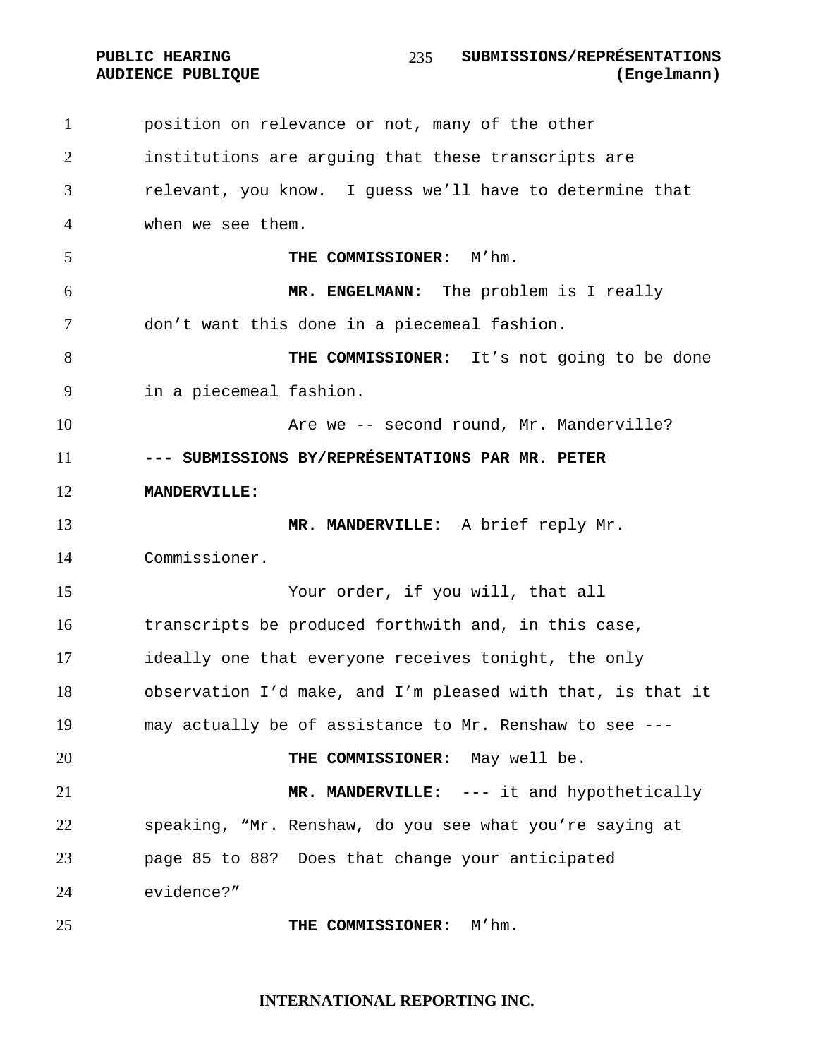position on relevance or not, many of the other institutions are arguing that these transcripts are relevant, you know. I guess we'll have to determine that when we see them.

**THE COMMISSIONER:** M'hm.

**MR. ENGELMANN:** The problem is I really don't want this done in a piecemeal fashion.

**THE COMMISSIONER:** It's not going to be done in a piecemeal fashion.

Are we -- second round, Mr. Manderville?

**--- SUBMISSIONS BY/REPRÉSENTATIONS PAR MR. PETER MANDERVILLE:**

**MR. MANDERVILLE:** A brief reply Mr. Commissioner.

Your order, if you will, that all transcripts be produced forthwith and, in this case, ideally one that everyone receives tonight, the only observation I'd make, and I'm pleased with that, is that it may actually be of assistance to Mr. Renshaw to see ---

**THE COMMISSIONER:** May well be.

**MR. MANDERVILLE:** --- it and hypothetically speaking, "Mr. Renshaw, do you see what you're saying at page 85 to 88? Does that change your anticipated evidence?"

**THE COMMISSIONER:** M'hm.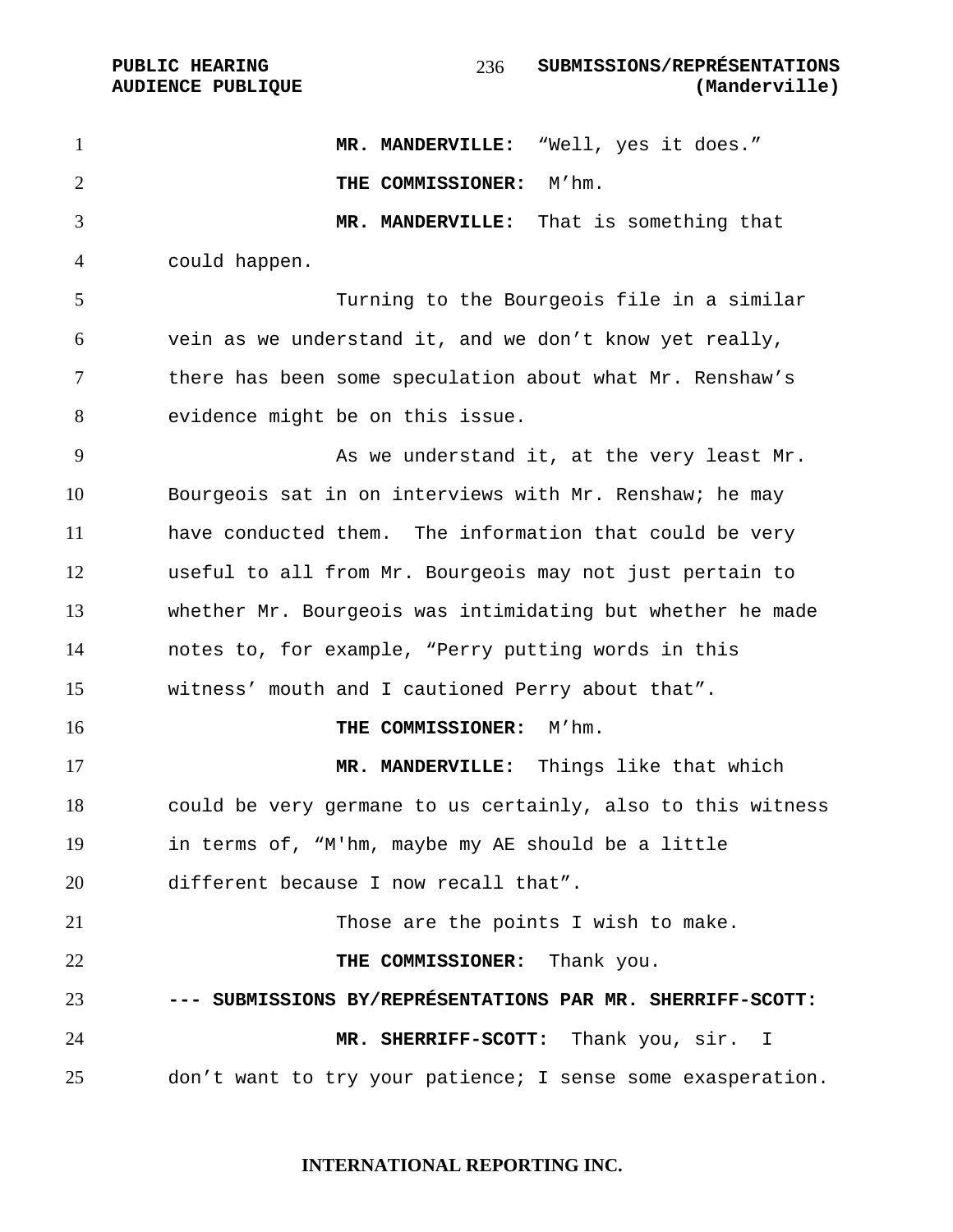**MR. MANDERVILLE:** "Well, yes it does."

**THE COMMISSIONER:** M'hm.

**MR. MANDERVILLE:** That is something that could happen.

Turning to the Bourgeois file in a similar vein as we understand it, and we don't know yet really, there has been some speculation about what Mr. Renshaw's evidence might be on this issue.

As we understand it, at the very least Mr. Bourgeois sat in on interviews with Mr. Renshaw; he may have conducted them. The information that could be very useful to all from Mr. Bourgeois may not just pertain to whether Mr. Bourgeois was intimidating but whether he made notes to, for example, "Perry putting words in this witness' mouth and I cautioned Perry about that".

**THE COMMISSIONER:** M'hm.

**MR. MANDERVILLE:** Things like that which could be very germane to us certainly, also to this witness in terms of, "M'hm, maybe my AE should be a little different because I now recall that".

Those are the points I wish to make.

**THE COMMISSIONER:** Thank you.

**--- SUBMISSIONS BY/REPRÉSENTATIONS PAR MR. SHERRIFF-SCOTT:**

**MR. SHERRIFF-SCOTT:** Thank you, sir. I don't want to try your patience; I sense some exasperation.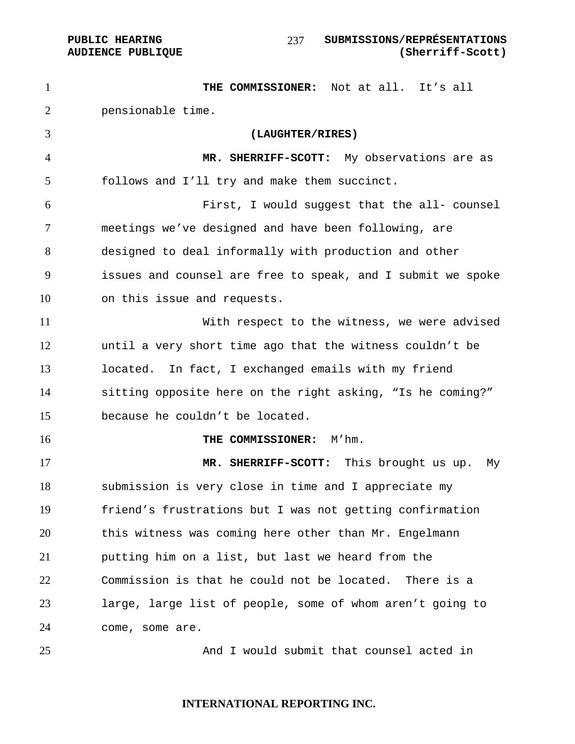**THE COMMISSIONER:** Not at all. It's all pensionable time.

**(LAUGHTER/RIRES)**

**MR. SHERRIFF-SCOTT:** My observations are as follows and I'll try and make them succinct.

First, I would suggest that the all- counsel meetings we've designed and have been following, are designed to deal informally with production and other issues and counsel are free to speak, and I submit we spoke on this issue and requests.

With respect to the witness, we were advised until a very short time ago that the witness couldn't be located. In fact, I exchanged emails with my friend sitting opposite here on the right asking, "Is he coming?" because he couldn't be located.

**THE COMMISSIONER:** M'hm.

**MR. SHERRIFF-SCOTT:** This brought us up. My submission is very close in time and I appreciate my friend's frustrations but I was not getting confirmation this witness was coming here other than Mr. Engelmann putting him on a list, but last we heard from the Commission is that he could not be located. There is a large, large list of people, some of whom aren't going to come, some are.

And I would submit that counsel acted in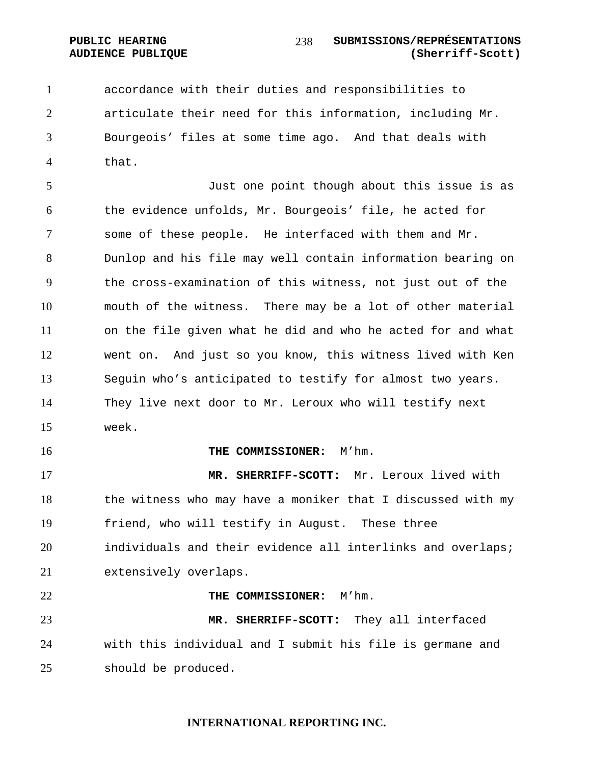accordance with their duties and responsibilities to articulate their need for this information, including Mr. Bourgeois' files at some time ago. And that deals with that.

Just one point though about this issue is as the evidence unfolds, Mr. Bourgeois' file, he acted for some of these people. He interfaced with them and Mr. Dunlop and his file may well contain information bearing on the cross-examination of this witness, not just out of the mouth of the witness. There may be a lot of other material on the file given what he did and who he acted for and what went on. And just so you know, this witness lived with Ken Seguin who's anticipated to testify for almost two years. They live next door to Mr. Leroux who will testify next week.

**THE COMMISSIONER:** M'hm.

**MR. SHERRIFF-SCOTT:** Mr. Leroux lived with the witness who may have a moniker that I discussed with my friend, who will testify in August. These three individuals and their evidence all interlinks and overlaps; extensively overlaps.

**THE COMMISSIONER:** M'hm.

**MR. SHERRIFF-SCOTT:** They all interfaced with this individual and I submit his file is germane and should be produced.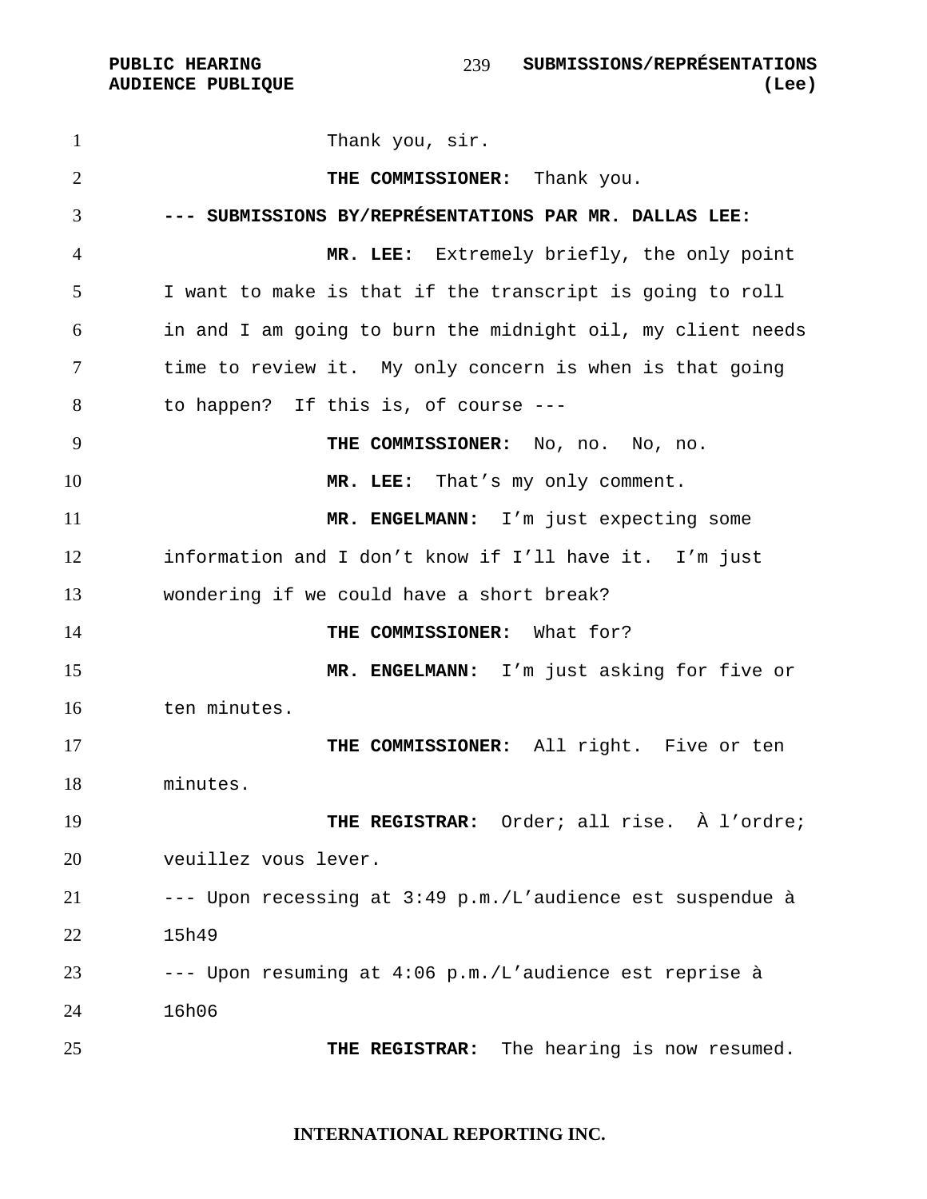Thank you, sir.

**THE COMMISSIONER:** Thank you.

**--- SUBMISSIONS BY/REPRÉSENTATIONS PAR MR. DALLAS LEE:**

**MR. LEE:** Extremely briefly, the only point I want to make is that if the transcript is going to roll in and I am going to burn the midnight oil, my client needs time to review it. My only concern is when is that going to happen? If this is, of course ---

**THE COMMISSIONER:** No, no. No, no.

**MR. LEE:** That's my only comment.

**MR. ENGELMANN:** I'm just expecting some information and I don't know if I'll have it. I'm just wondering if we could have a short break?

**THE COMMISSIONER:** What for?

**MR. ENGELMANN:** I'm just asking for five or ten minutes.

**THE COMMISSIONER:** All right. Five or ten minutes.

**THE REGISTRAR:** Order; all rise. À l'ordre; veuillez vous lever.

--- Upon recessing at 3:49 p.m./L'audience est suspendue à 15h49

--- Upon resuming at 4:06 p.m./L'audience est reprise à 16h06

**THE REGISTRAR:** The hearing is now resumed.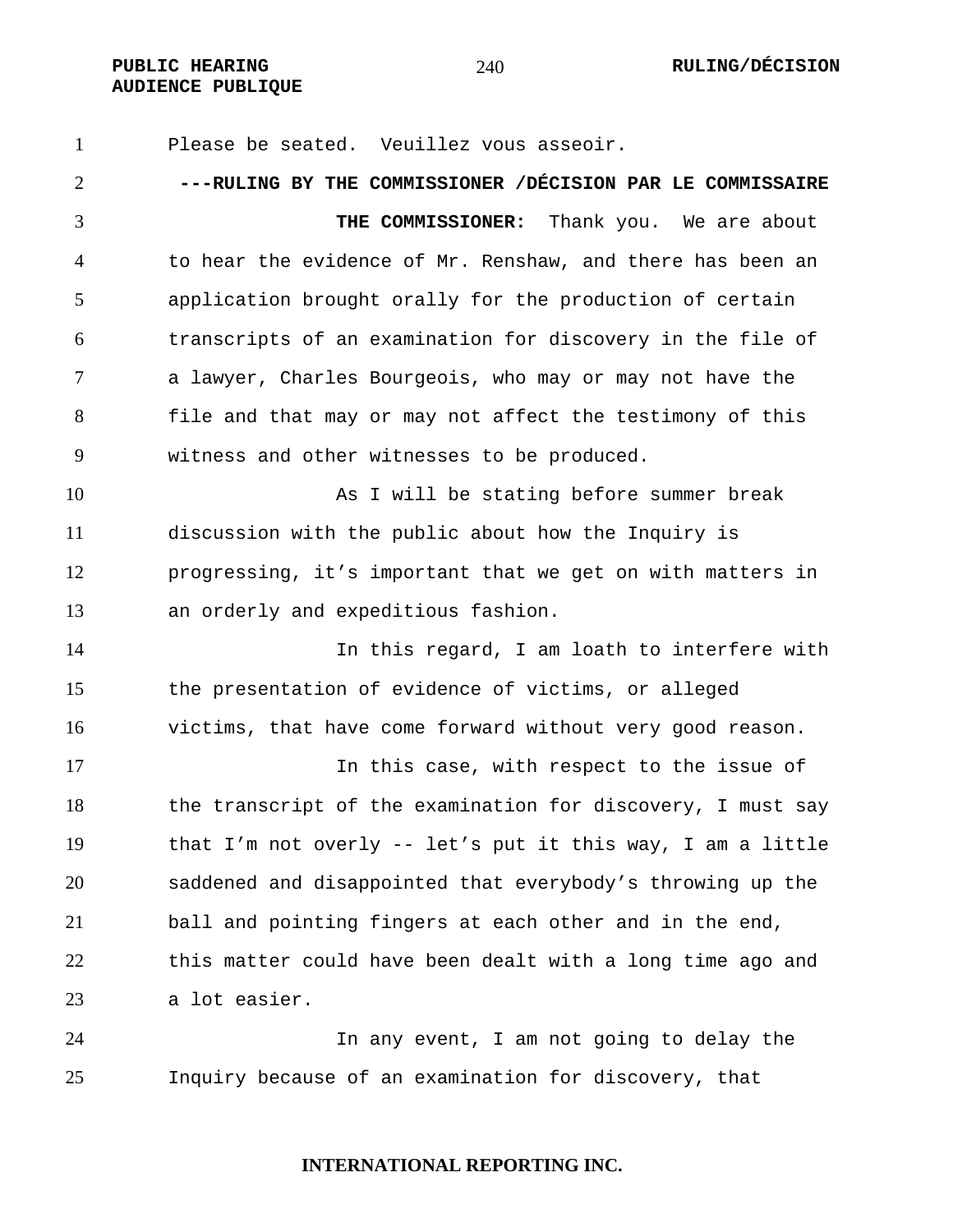Please be seated. Veuillez vous asseoir.

**---RULING BY THE COMMISSIONER /DÉCISION PAR LE COMMISSAIRE**

**THE COMMISSIONER:** Thank you. We are about to hear the evidence of Mr. Renshaw, and there has been an application brought orally for the production of certain transcripts of an examination for discovery in the file of a lawyer, Charles Bourgeois, who may or may not have the file and that may or may not affect the testimony of this witness and other witnesses to be produced.

As I will be stating before summer break discussion with the public about how the Inquiry is progressing, it's important that we get on with matters in an orderly and expeditious fashion.

In this regard, I am loath to interfere with the presentation of evidence of victims, or alleged victims, that have come forward without very good reason.

In this case, with respect to the issue of the transcript of the examination for discovery, I must say that I'm not overly -- let's put it this way, I am a little saddened and disappointed that everybody's throwing up the ball and pointing fingers at each other and in the end, this matter could have been dealt with a long time ago and a lot easier.

In any event, I am not going to delay the Inquiry because of an examination for discovery, that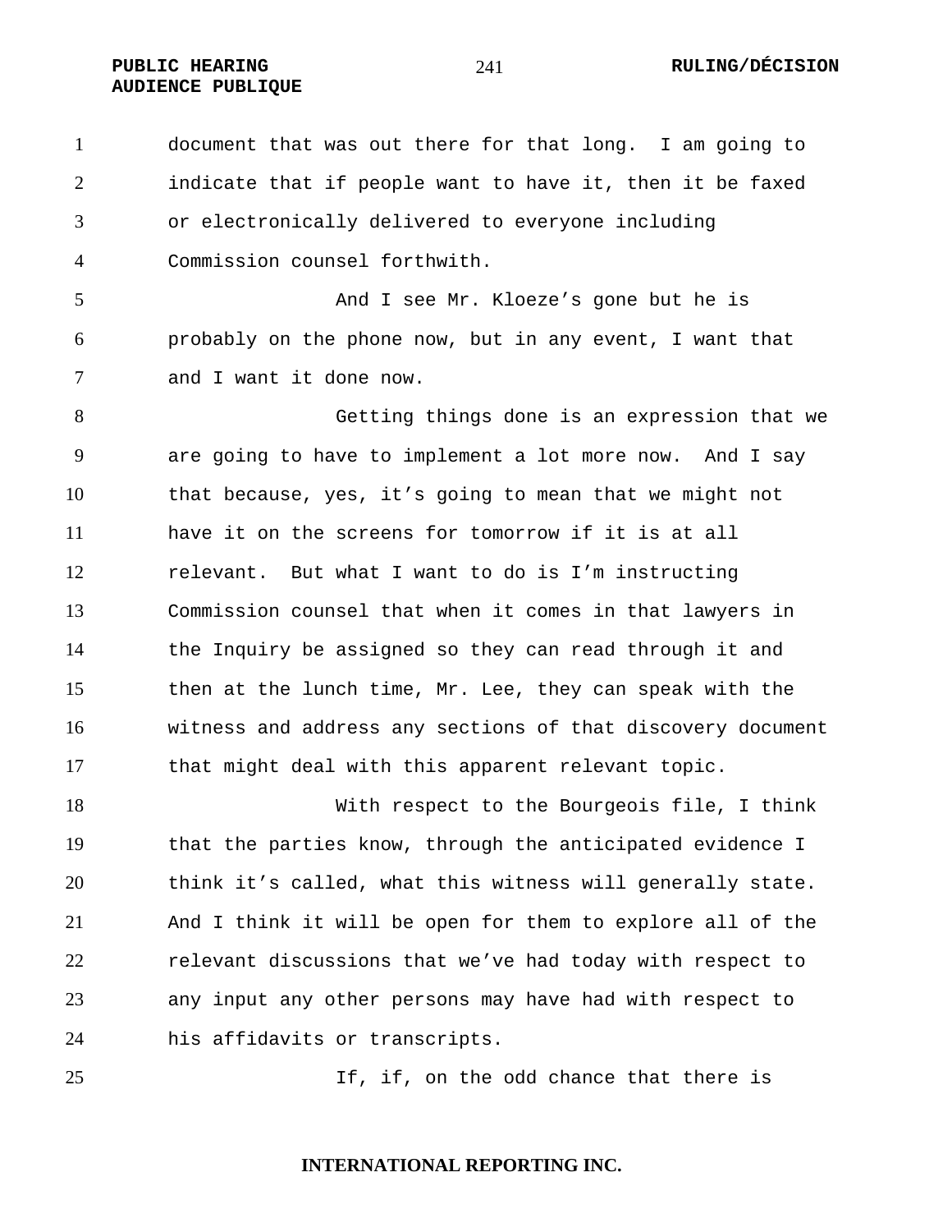document that was out there for that long. I am going to indicate that if people want to have it, then it be faxed or electronically delivered to everyone including Commission counsel forthwith.

And I see Mr. Kloeze's gone but he is probably on the phone now, but in any event, I want that and I want it done now.

Getting things done is an expression that we are going to have to implement a lot more now. And I say that because, yes, it's going to mean that we might not have it on the screens for tomorrow if it is at all relevant. But what I want to do is I'm instructing Commission counsel that when it comes in that lawyers in the Inquiry be assigned so they can read through it and then at the lunch time, Mr. Lee, they can speak with the witness and address any sections of that discovery document that might deal with this apparent relevant topic.

With respect to the Bourgeois file, I think that the parties know, through the anticipated evidence I think it's called, what this witness will generally state. And I think it will be open for them to explore all of the relevant discussions that we've had today with respect to any input any other persons may have had with respect to his affidavits or transcripts.

If, if, on the odd chance that there is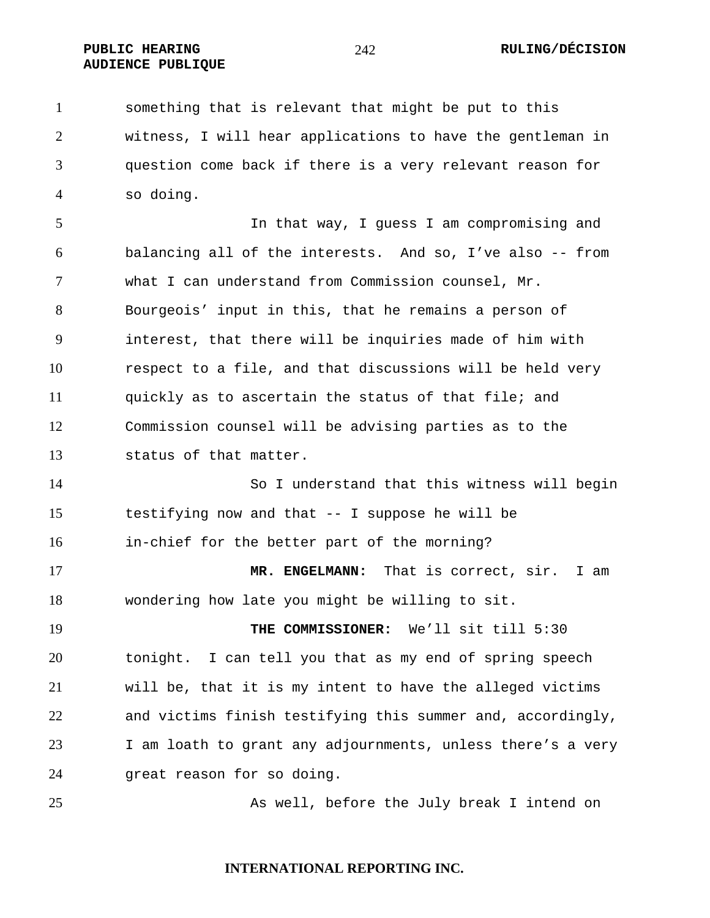something that is relevant that might be put to this witness, I will hear applications to have the gentleman in question come back if there is a very relevant reason for so doing.

In that way, I guess I am compromising and balancing all of the interests. And so, I've also -- from what I can understand from Commission counsel, Mr. Bourgeois' input in this, that he remains a person of interest, that there will be inquiries made of him with respect to a file, and that discussions will be held very quickly as to ascertain the status of that file; and Commission counsel will be advising parties as to the status of that matter.

So I understand that this witness will begin testifying now and that -- I suppose he will be in-chief for the better part of the morning?

**MR. ENGELMANN:** That is correct, sir. I am wondering how late you might be willing to sit.

**THE COMMISSIONER:** We'll sit till 5:30 tonight. I can tell you that as my end of spring speech will be, that it is my intent to have the alleged victims and victims finish testifying this summer and, accordingly, I am loath to grant any adjournments, unless there's a very great reason for so doing.

As well, before the July break I intend on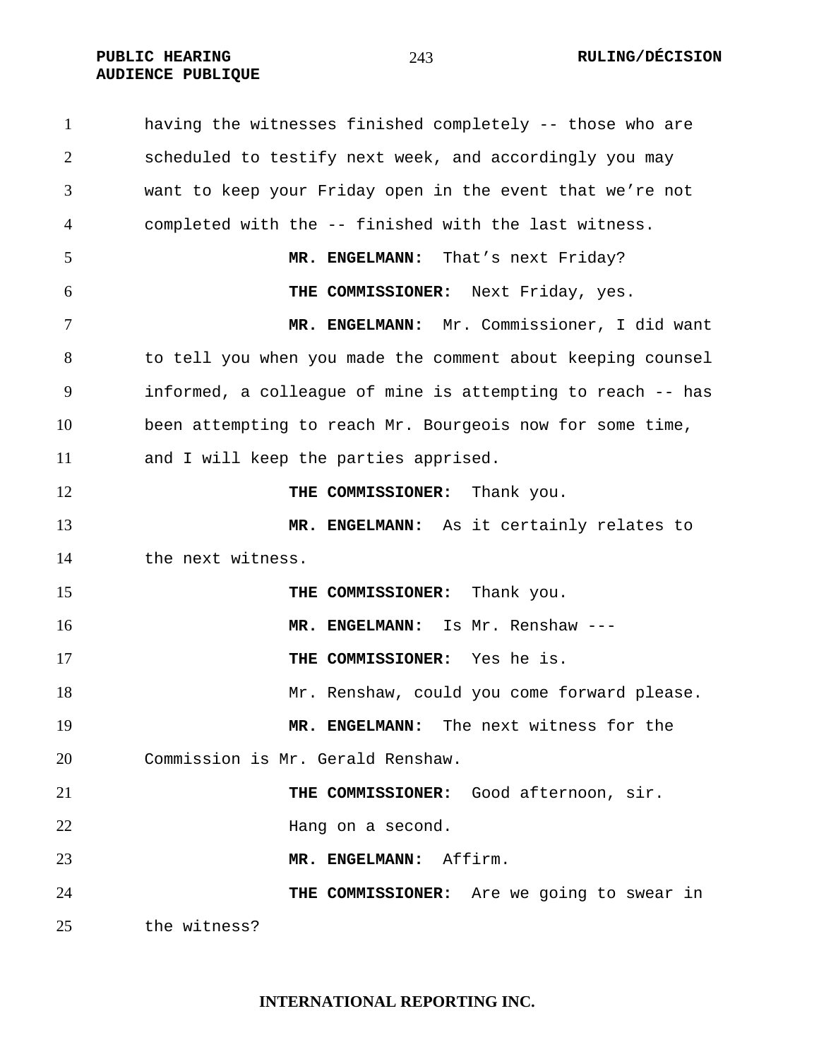having the witnesses finished completely -- those who are scheduled to testify next week, and accordingly you may want to keep your Friday open in the event that we're not completed with the -- finished with the last witness.

**MR. ENGELMANN:** That's next Friday?

**THE COMMISSIONER:** Next Friday, yes.

**MR. ENGELMANN:** Mr. Commissioner, I did want to tell you when you made the comment about keeping counsel informed, a colleague of mine is attempting to reach -- has been attempting to reach Mr. Bourgeois now for some time, and I will keep the parties apprised.

**THE COMMISSIONER:** Thank you.

**MR. ENGELMANN:** As it certainly relates to the next witness.

**THE COMMISSIONER:** Thank you.

**MR. ENGELMANN:** Is Mr. Renshaw ---

**THE COMMISSIONER:** Yes he is.

Mr. Renshaw, could you come forward please.

**MR. ENGELMANN:** The next witness for the Commission is Mr. Gerald Renshaw.

**THE COMMISSIONER:** Good afternoon, sir.

Hang on a second.

**MR. ENGELMANN:** Affirm.

**THE COMMISSIONER:** Are we going to swear in the witness?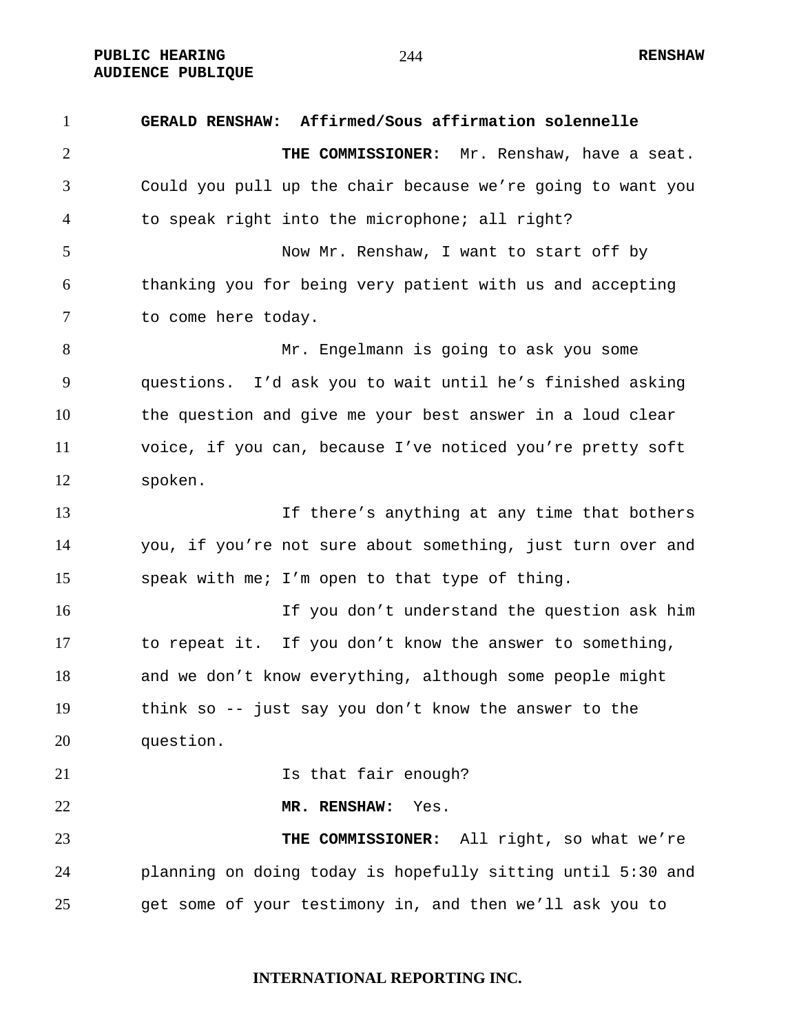**GERALD RENSHAW: Affirmed/Sous affirmation solennelle**

**THE COMMISSIONER:** Mr. Renshaw, have a seat. Could you pull up the chair because we're going to want you to speak right into the microphone; all right?

Now Mr. Renshaw, I want to start off by thanking you for being very patient with us and accepting to come here today.

Mr. Engelmann is going to ask you some questions. I'd ask you to wait until he's finished asking the question and give me your best answer in a loud clear voice, if you can, because I've noticed you're pretty soft spoken.

If there's anything at any time that bothers you, if you're not sure about something, just turn over and speak with me; I'm open to that type of thing.

If you don't understand the question ask him to repeat it. If you don't know the answer to something, and we don't know everything, although some people might think so -- just say you don't know the answer to the question.

Is that fair enough?

**MR. RENSHAW:** Yes.

**THE COMMISSIONER:** All right, so what we're planning on doing today is hopefully sitting until 5:30 and get some of your testimony in, and then we'll ask you to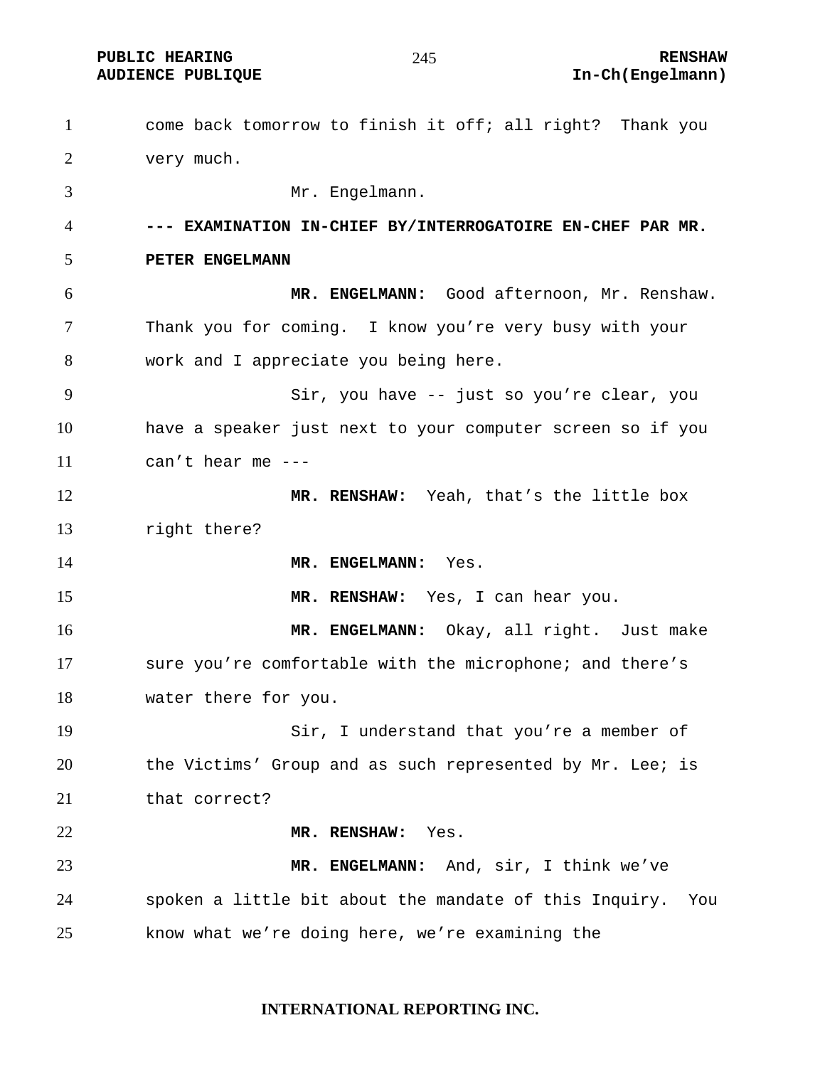come back tomorrow to finish it off; all right? Thank you very much.

Mr. Engelmann.

**--- EXAMINATION IN-CHIEF BY/INTERROGATOIRE EN-CHEF PAR MR. PETER ENGELMANN**

**MR. ENGELMANN:** Good afternoon, Mr. Renshaw. Thank you for coming. I know you're very busy with your work and I appreciate you being here.

Sir, you have -- just so you're clear, you have a speaker just next to your computer screen so if you can't hear me ---

**MR. RENSHAW:** Yeah, that's the little box right there?

**MR. ENGELMANN:** Yes.

**MR. RENSHAW:** Yes, I can hear you.

**MR. ENGELMANN:** Okay, all right. Just make sure you're comfortable with the microphone; and there's water there for you.

Sir, I understand that you're a member of the Victims' Group and as such represented by Mr. Lee; is that correct?

**MR. RENSHAW:** Yes.

**MR. ENGELMANN:** And, sir, I think we've spoken a little bit about the mandate of this Inquiry. You know what we're doing here, we're examining the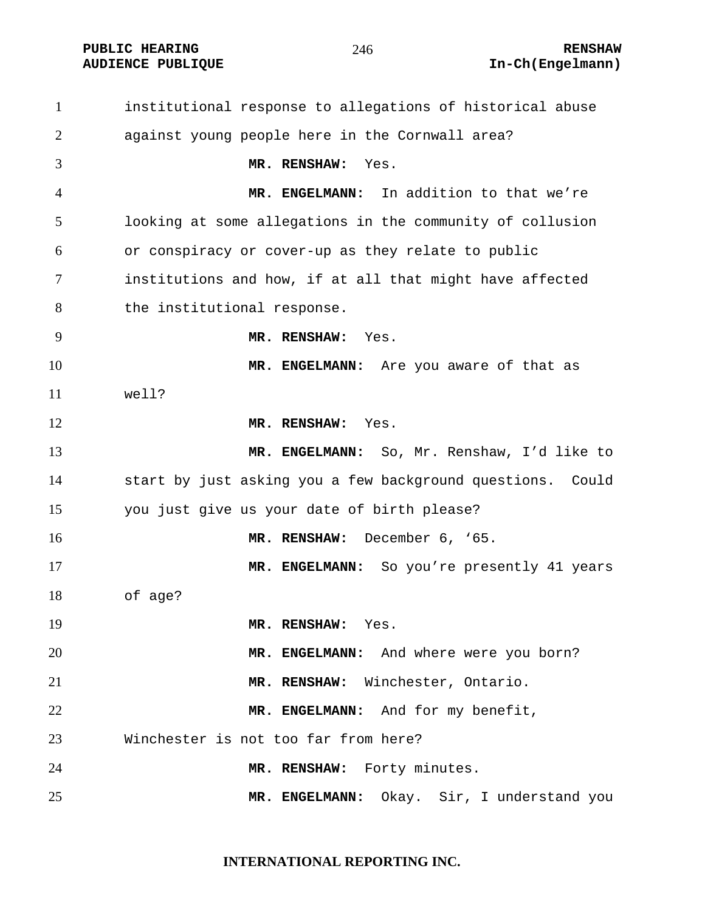institutional response to allegations of historical abuse against young people here in the Cornwall area?

**MR. RENSHAW:** Yes.

**MR. ENGELMANN:** In addition to that we're looking at some allegations in the community of collusion or conspiracy or cover-up as they relate to public institutions and how, if at all that might have affected the institutional response.

**MR. RENSHAW:** Yes.

**MR. ENGELMANN:** Are you aware of that as well?

**MR. RENSHAW:** Yes.

**MR. ENGELMANN:** So, Mr. Renshaw, I'd like to start by just asking you a few background questions. Could you just give us your date of birth please?

**MR. RENSHAW:** December 6, '65.

**MR. ENGELMANN:** So you're presently 41 years of age?

**MR. RENSHAW:** Yes.

**MR. ENGELMANN:** And where were you born?

**MR. RENSHAW:** Winchester, Ontario.

**MR. ENGELMANN:** And for my benefit, Winchester is not too far from here?

**MR. RENSHAW:** Forty minutes.

**MR. ENGELMANN:** Okay. Sir, I understand you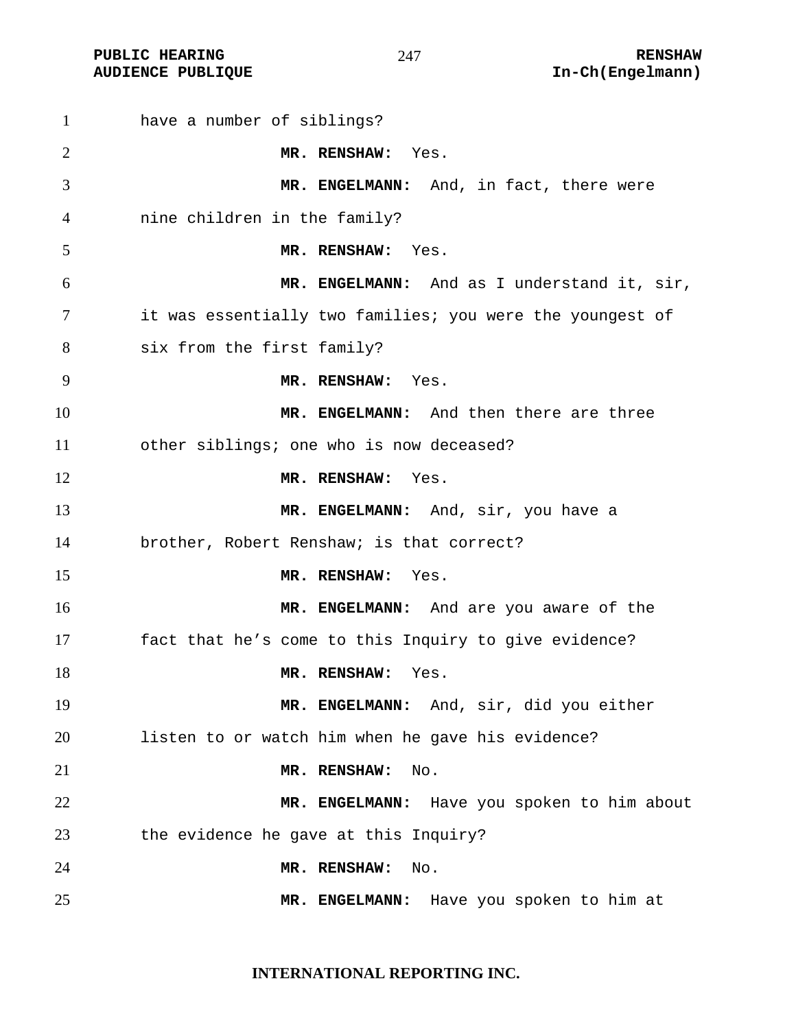have a number of siblings?

**MR. RENSHAW:** Yes.

**MR. ENGELMANN:** And, in fact, there were nine children in the family?

**MR. RENSHAW:** Yes.

**MR. ENGELMANN:** And as I understand it, sir, it was essentially two families; you were the youngest of six from the first family?

**MR. RENSHAW:** Yes.

**MR. ENGELMANN:** And then there are three other siblings; one who is now deceased?

**MR. RENSHAW:** Yes.

**MR. ENGELMANN:** And, sir, you have a brother, Robert Renshaw; is that correct?

**MR. RENSHAW:** Yes.

**MR. ENGELMANN:** And are you aware of the fact that he's come to this Inquiry to give evidence?

**MR. RENSHAW:** Yes.

**MR. ENGELMANN:** And, sir, did you either listen to or watch him when he gave his evidence?

**MR. RENSHAW:** No.

**MR. ENGELMANN:** Have you spoken to him about the evidence he gave at this Inquiry?

**MR. RENSHAW:** No.

**MR. ENGELMANN:** Have you spoken to him at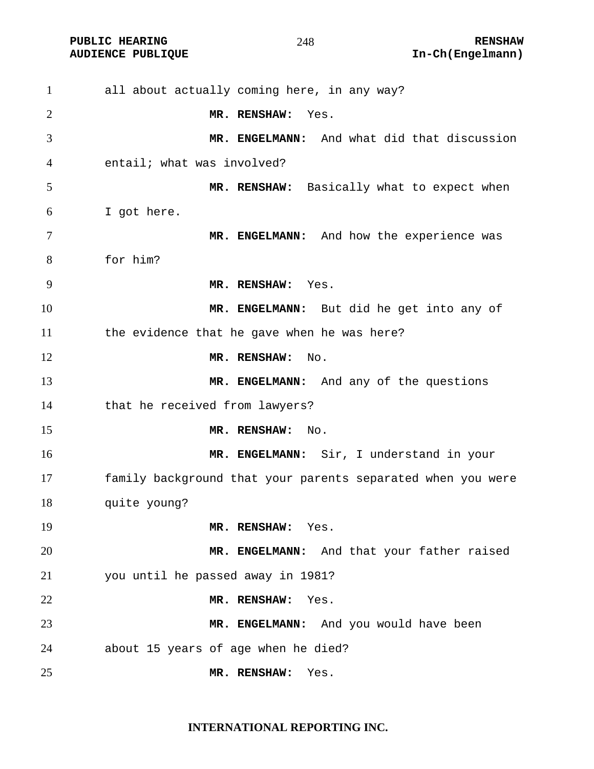all about actually coming here, in any way?

**MR. RENSHAW:** Yes.

**MR. ENGELMANN:** And what did that discussion entail; what was involved?

**MR. RENSHAW:** Basically what to expect when I got here.

**MR. ENGELMANN:** And how the experience was for him?

**MR. RENSHAW:** Yes.

**MR. ENGELMANN:** But did he get into any of the evidence that he gave when he was here?

**MR. RENSHAW:** No.

**MR. ENGELMANN:** And any of the questions that he received from lawyers?

**MR. RENSHAW:** No.

**MR. ENGELMANN:** Sir, I understand in your family background that your parents separated when you were quite young?

**MR. RENSHAW:** Yes.

**MR. ENGELMANN:** And that your father raised you until he passed away in 1981?

**MR. RENSHAW:** Yes.

**MR. ENGELMANN:** And you would have been about 15 years of age when he died?

**MR. RENSHAW:** Yes.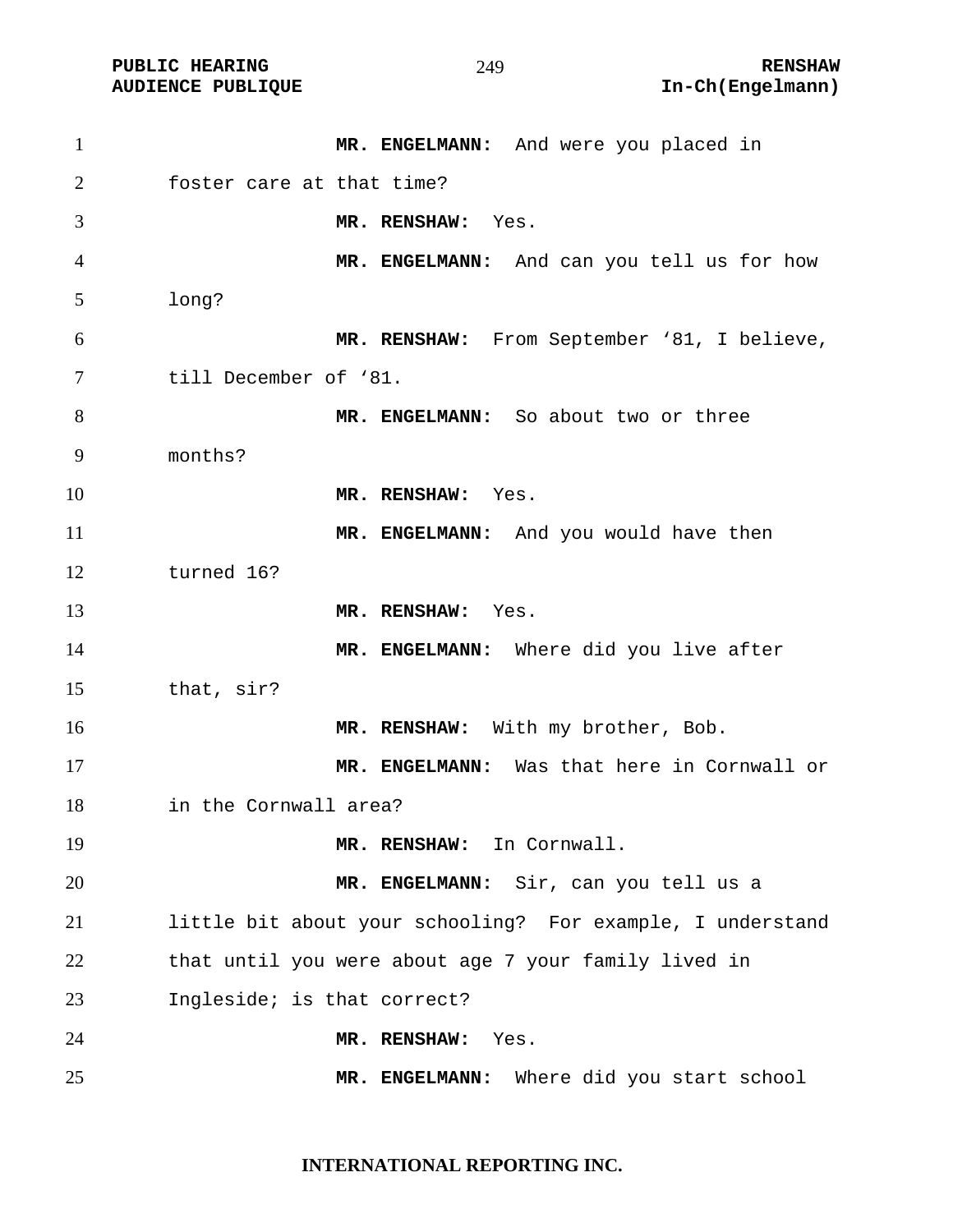**MR. ENGELMANN:** And were you placed in foster care at that time?

**MR. RENSHAW:** Yes.

**MR. ENGELMANN:** And can you tell us for how long?

**MR. RENSHAW:** From September ‘81, I believe, till December of ‘81.

**MR. ENGELMANN:** So about two or three months?

**MR. RENSHAW:** Yes.

**MR. ENGELMANN:** And you would have then turned 16?

**MR. RENSHAW:** Yes.

**MR. ENGELMANN:** Where did you live after that, sir?

**MR. RENSHAW:** With my brother, Bob.

**MR. ENGELMANN:** Was that here in Cornwall or in the Cornwall area?

**MR. RENSHAW:** In Cornwall.

**MR. ENGELMANN:** Sir, can you tell us a little bit about your schooling? For example, I understand that until you were about age 7 your family lived in Ingleside; is that correct?

**MR. RENSHAW:** Yes.

**MR. ENGELMANN:** Where did you start school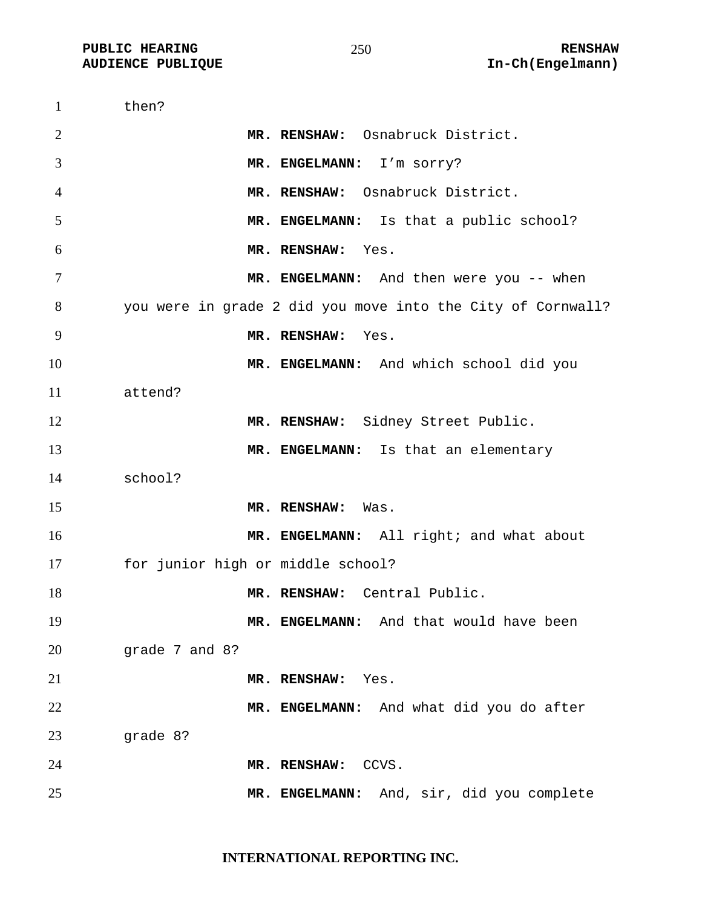then?

**MR. RENSHAW:** Osnabruck District.

**MR. ENGELMANN:** I'm sorry?

**MR. RENSHAW:** Osnabruck District.

**MR. ENGELMANN:** Is that a public school?

**MR. RENSHAW:** Yes.

**MR. ENGELMANN:** And then were you -- when you were in grade 2 did you move into the City of Cornwall?

**MR. RENSHAW:** Yes.

**MR. ENGELMANN:** And which school did you attend?

**MR. RENSHAW:** Sidney Street Public.

**MR. ENGELMANN:** Is that an elementary school?

**MR. RENSHAW:** Was.

**MR. ENGELMANN:** All right; and what about for junior high or middle school?

**MR. RENSHAW:** Central Public.

**MR. ENGELMANN:** And that would have been grade 7 and 8?

**MR. RENSHAW:** Yes.

**MR. ENGELMANN:** And what did you do after grade 8?

**MR. RENSHAW:** CCVS.

**MR. ENGELMANN:** And, sir, did you complete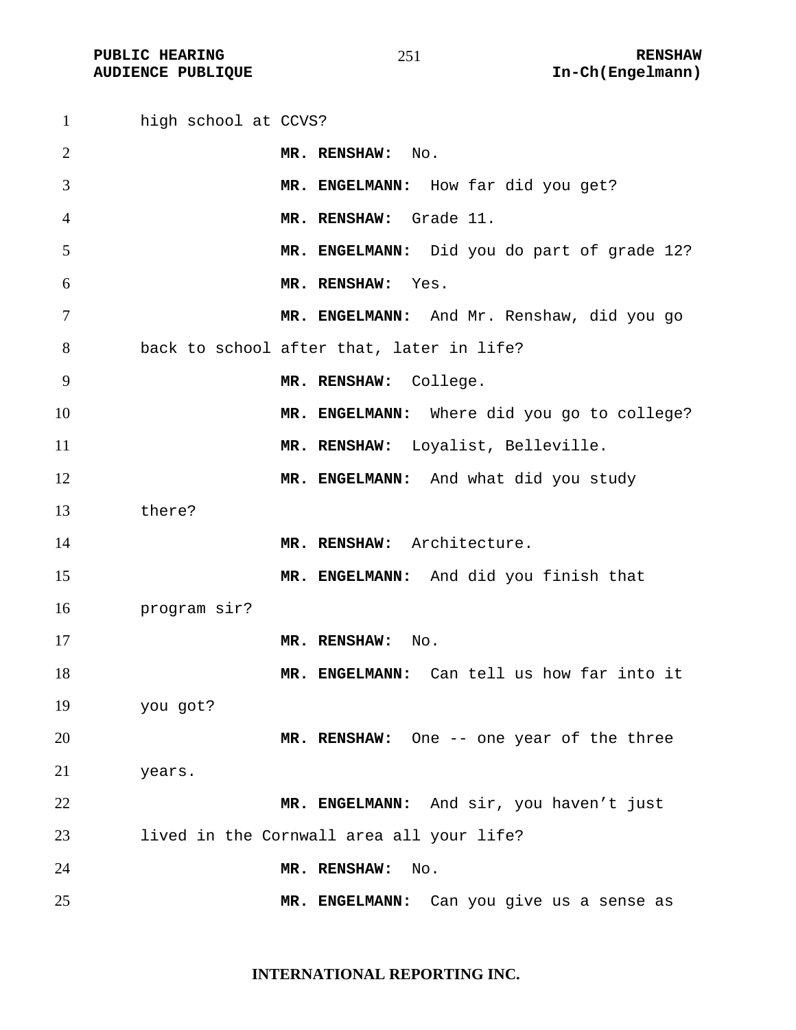high school at CCVS?

**MR. RENSHAW:** No.

**MR. ENGELMANN:** How far did you get?

**MR. RENSHAW:** Grade 11.

**MR. ENGELMANN:** Did you do part of grade 12?

**MR. RENSHAW:** Yes.

**MR. ENGELMANN:** And Mr. Renshaw, did you go back to school after that, later in life?

**MR. RENSHAW:** College.

**MR. ENGELMANN:** Where did you go to college?

**MR. RENSHAW:** Loyalist, Belleville.

**MR. ENGELMANN:** And what did you study there?

**MR. RENSHAW:** Architecture.

**MR. ENGELMANN:** And did you finish that program sir?

**MR. RENSHAW:** No.

**MR. ENGELMANN:** Can tell us how far into it you got?

**MR. RENSHAW:** One -- one year of the three years.

**MR. ENGELMANN:** And sir, you haven't just lived in the Cornwall area all your life?

**MR. RENSHAW:** No.

**MR. ENGELMANN:** Can you give us a sense as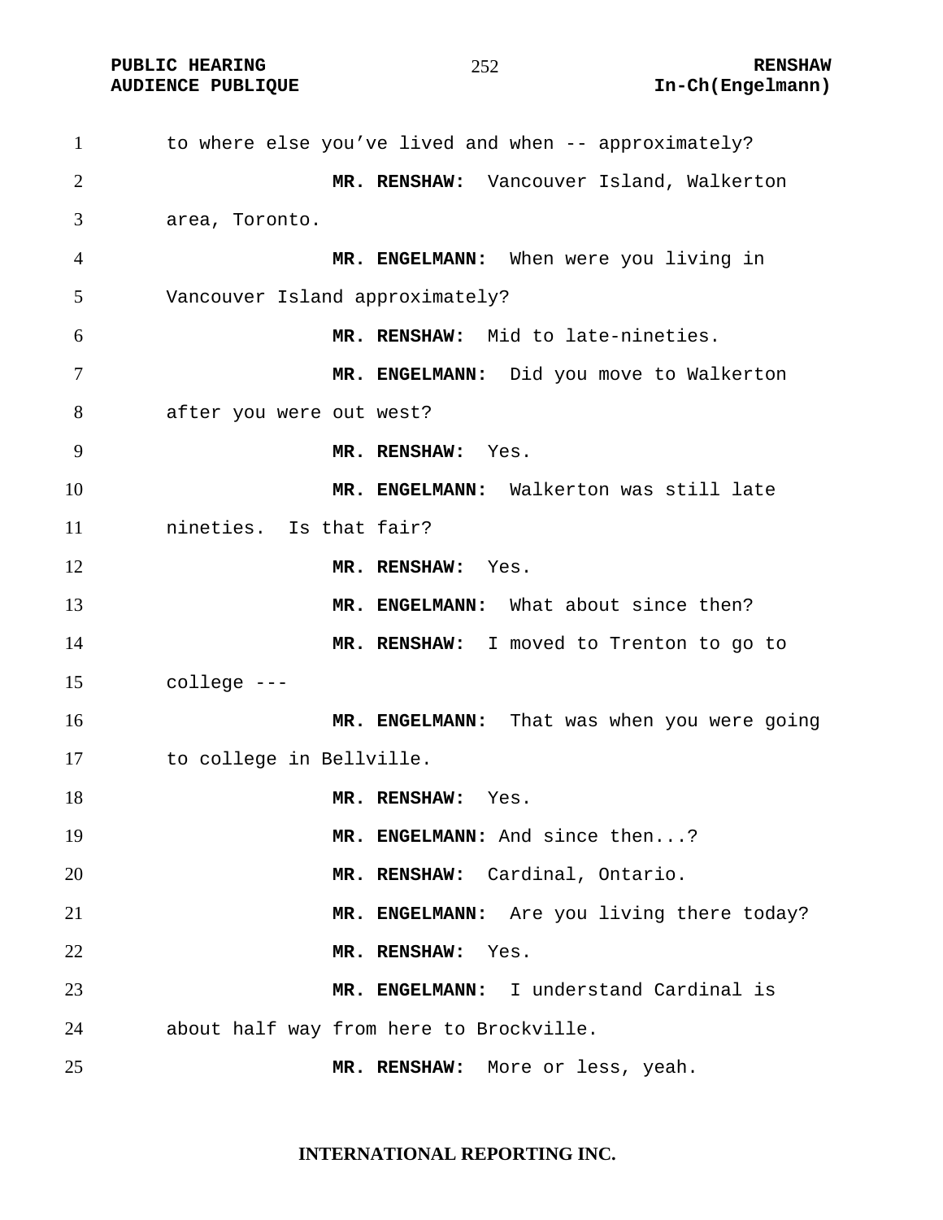to where else you've lived and when -- approximately?

**MR. RENSHAW:** Vancouver Island, Walkerton area, Toronto.

**MR. ENGELMANN:** When were you living in Vancouver Island approximately?

**MR. RENSHAW:** Mid to late-nineties.

**MR. ENGELMANN:** Did you move to Walkerton after you were out west?

**MR. RENSHAW:** Yes.

**MR. ENGELMANN:** Walkerton was still late nineties. Is that fair?

**MR. RENSHAW:** Yes.

**MR. ENGELMANN:** What about since then?

**MR. RENSHAW:** I moved to Trenton to go to college ---

**MR. ENGELMANN:** That was when you were going to college in Bellville.

**MR. RENSHAW:** Yes.

**MR. ENGELMANN:** And since then...?

**MR. RENSHAW:** Cardinal, Ontario.

**MR. ENGELMANN:** Are you living there today?

**MR. RENSHAW:** Yes.

**MR. ENGELMANN:** I understand Cardinal is about half way from here to Brockville.

**MR. RENSHAW:** More or less, yeah.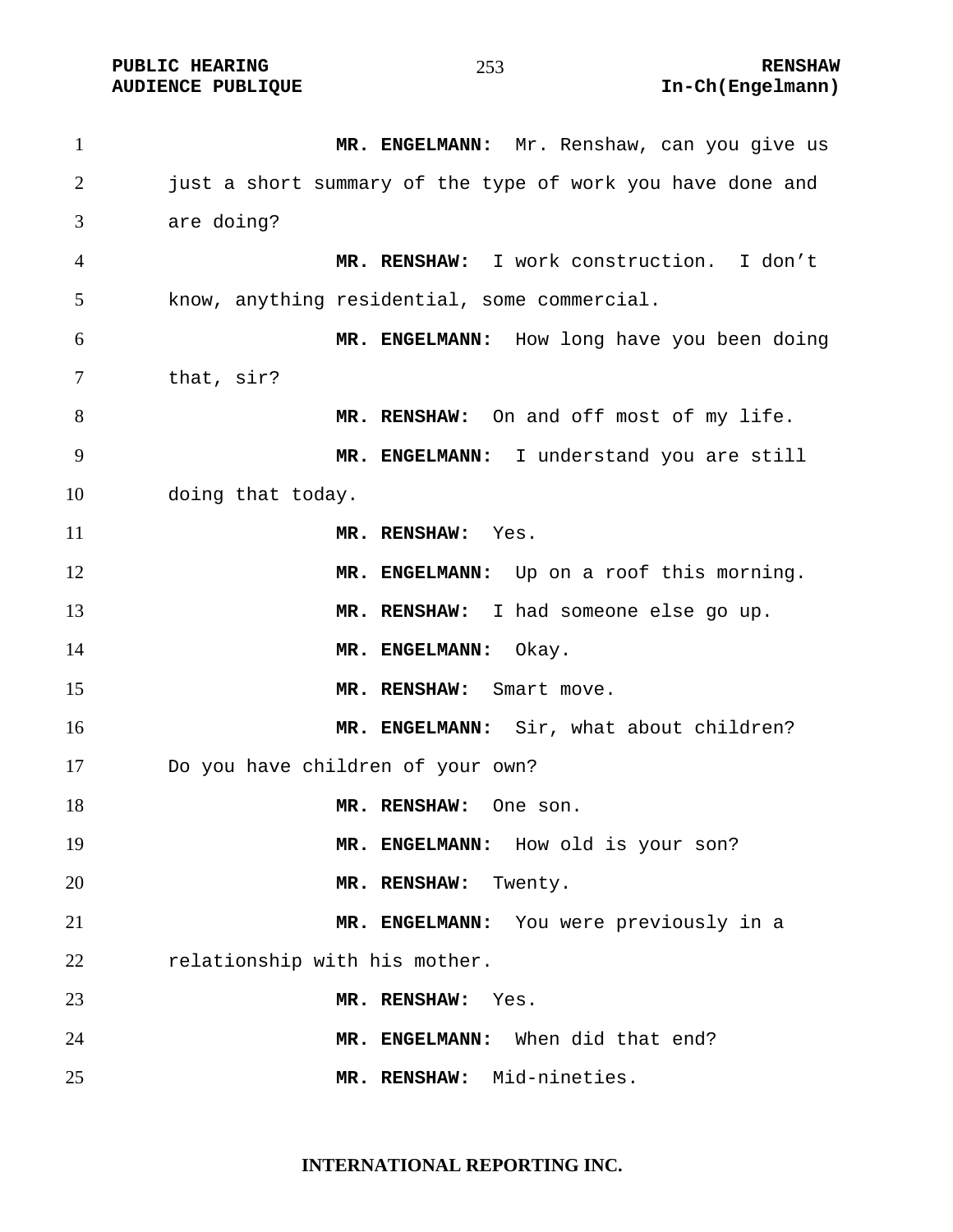**MR. ENGELMANN:** Mr. Renshaw, can you give us just a short summary of the type of work you have done and are doing?

**MR. RENSHAW:** I work construction. I don't know, anything residential, some commercial.

**MR. ENGELMANN:** How long have you been doing that, sir?

**MR. RENSHAW:** On and off most of my life.

**MR. ENGELMANN:** I understand you are still doing that today.

**MR. RENSHAW:** Yes.

**MR. ENGELMANN:** Up on a roof this morning.

**MR. RENSHAW:** I had someone else go up.

**MR. ENGELMANN:** Okay.

**MR. RENSHAW:** Smart move.

**MR. ENGELMANN:** Sir, what about children? Do you have children of your own?

**MR. RENSHAW:** One son.

**MR. ENGELMANN:** How old is your son?

**MR. RENSHAW:** Twenty.

**MR. ENGELMANN:** You were previously in a relationship with his mother.

**MR. RENSHAW:** Yes.

**MR. ENGELMANN:** When did that end?

**MR. RENSHAW:** Mid-nineties.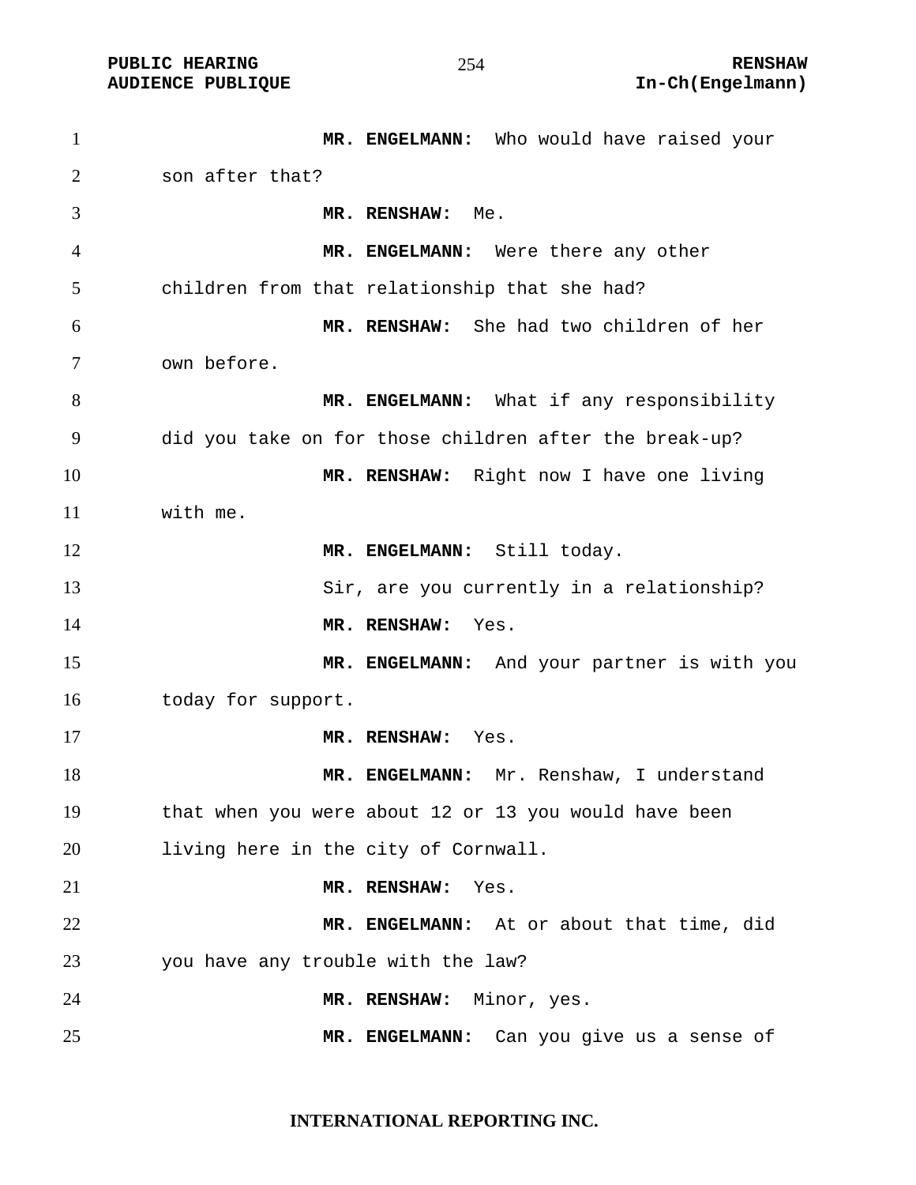**MR. ENGELMANN:** Who would have raised your son after that?

**MR. RENSHAW:** Me.

**MR. ENGELMANN:** Were there any other children from that relationship that she had?

**MR. RENSHAW:** She had two children of her own before.

**MR. ENGELMANN:** What if any responsibility did you take on for those children after the break-up?

**MR. RENSHAW:** Right now I have one living with me.

**MR. ENGELMANN:** Still today.

Sir, are you currently in a relationship?

**MR. RENSHAW:** Yes.

**MR. ENGELMANN:** And your partner is with you today for support.

**MR. RENSHAW:** Yes.

**MR. ENGELMANN:** Mr. Renshaw, I understand that when you were about 12 or 13 you would have been living here in the city of Cornwall.

**MR. RENSHAW:** Yes.

**MR. ENGELMANN:** At or about that time, did you have any trouble with the law?

**MR. RENSHAW:** Minor, yes.

**MR. ENGELMANN:** Can you give us a sense of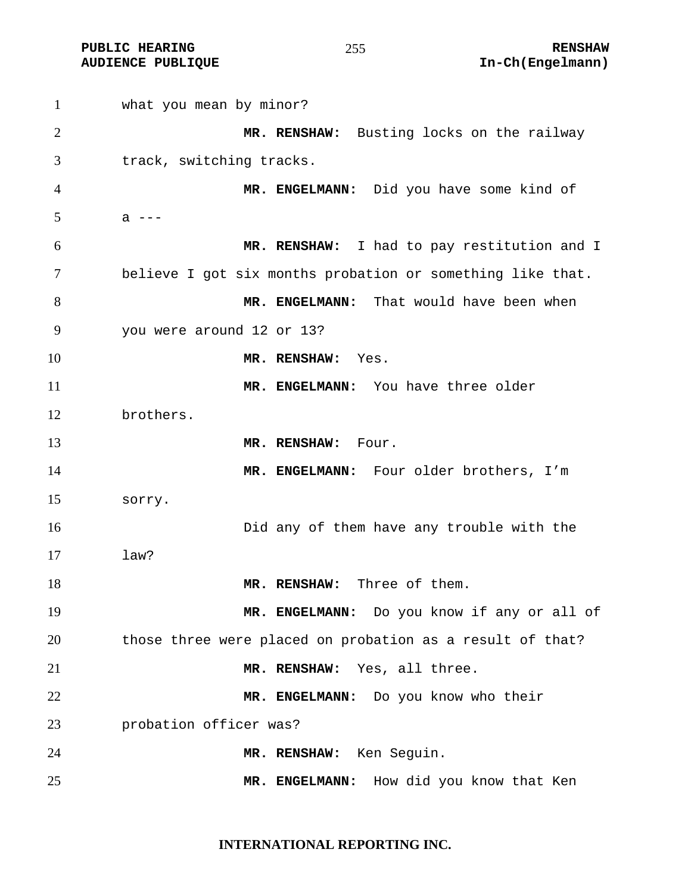what you mean by minor?

**MR. RENSHAW:** Busting locks on the railway track, switching tracks.

**MR. ENGELMANN:** Did you have some kind of a ---

**MR. RENSHAW:** I had to pay restitution and I believe I got six months probation or something like that.

**MR. ENGELMANN:** That would have been when you were around 12 or 13?

**MR. RENSHAW:** Yes.

**MR. ENGELMANN:** You have three older brothers.

**MR. RENSHAW:** Four.

**MR. ENGELMANN:** Four older brothers, I'm sorry.

Did any of them have any trouble with the law?

**MR. RENSHAW:** Three of them.

**MR. ENGELMANN:** Do you know if any or all of those three were placed on probation as a result of that?

**MR. RENSHAW:** Yes, all three.

**MR. ENGELMANN:** Do you know who their probation officer was?

**MR. RENSHAW:** Ken Seguin.

**MR. ENGELMANN:** How did you know that Ken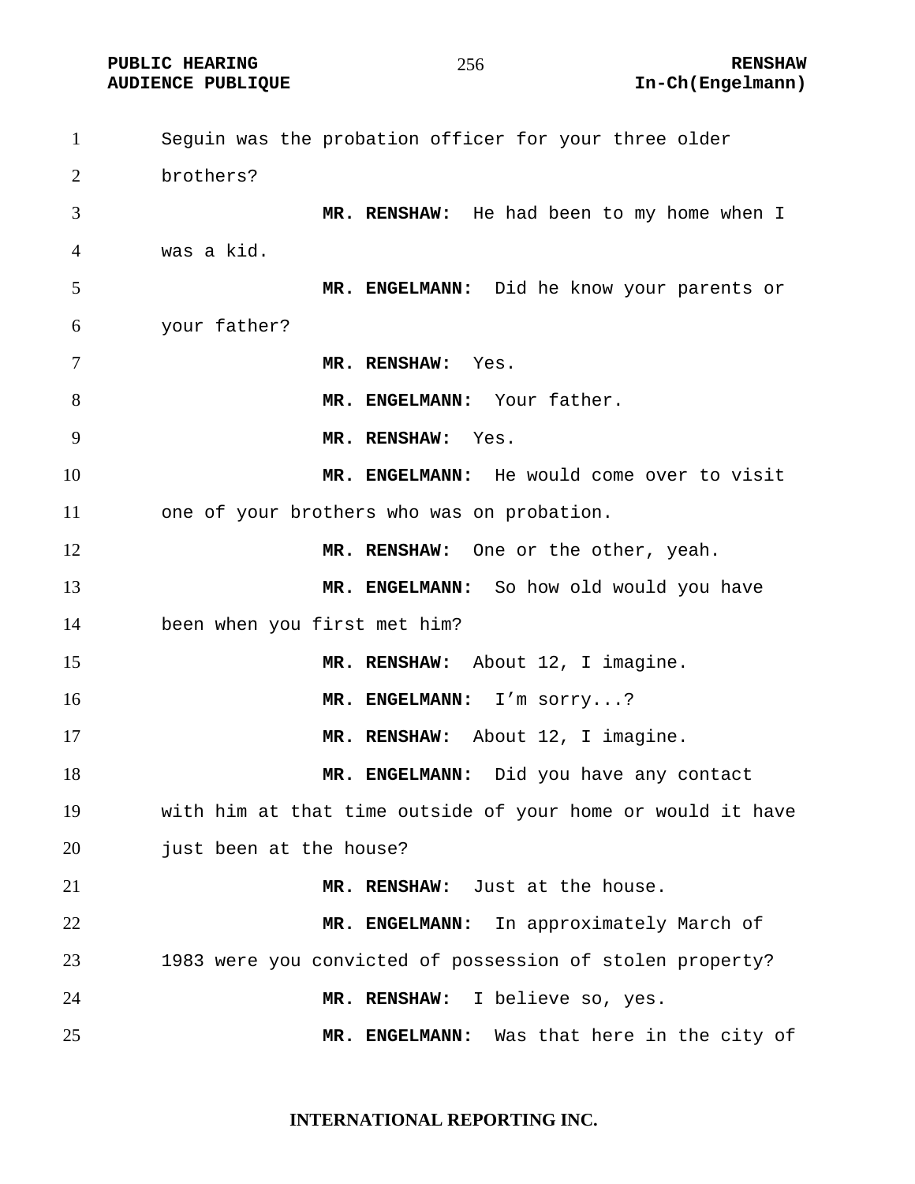Seguin was the probation officer for your three older brothers?

**MR. RENSHAW:** He had been to my home when I was a kid.

**MR. ENGELMANN:** Did he know your parents or your father?

**MR. RENSHAW:** Yes.

**MR. ENGELMANN:** Your father.

**MR. RENSHAW:** Yes.

**MR. ENGELMANN:** He would come over to visit one of your brothers who was on probation.

**MR. RENSHAW:** One or the other, yeah.

**MR. ENGELMANN:** So how old would you have been when you first met him?

**MR. RENSHAW:** About 12, I imagine.

**MR. ENGELMANN:** I'm sorry...?

**MR. RENSHAW:** About 12, I imagine.

**MR. ENGELMANN:** Did you have any contact with him at that time outside of your home or would it have just been at the house?

**MR. RENSHAW:** Just at the house.

**MR. ENGELMANN:** In approximately March of 1983 were you convicted of possession of stolen property?

**MR. RENSHAW:** I believe so, yes.

**MR. ENGELMANN:** Was that here in the city of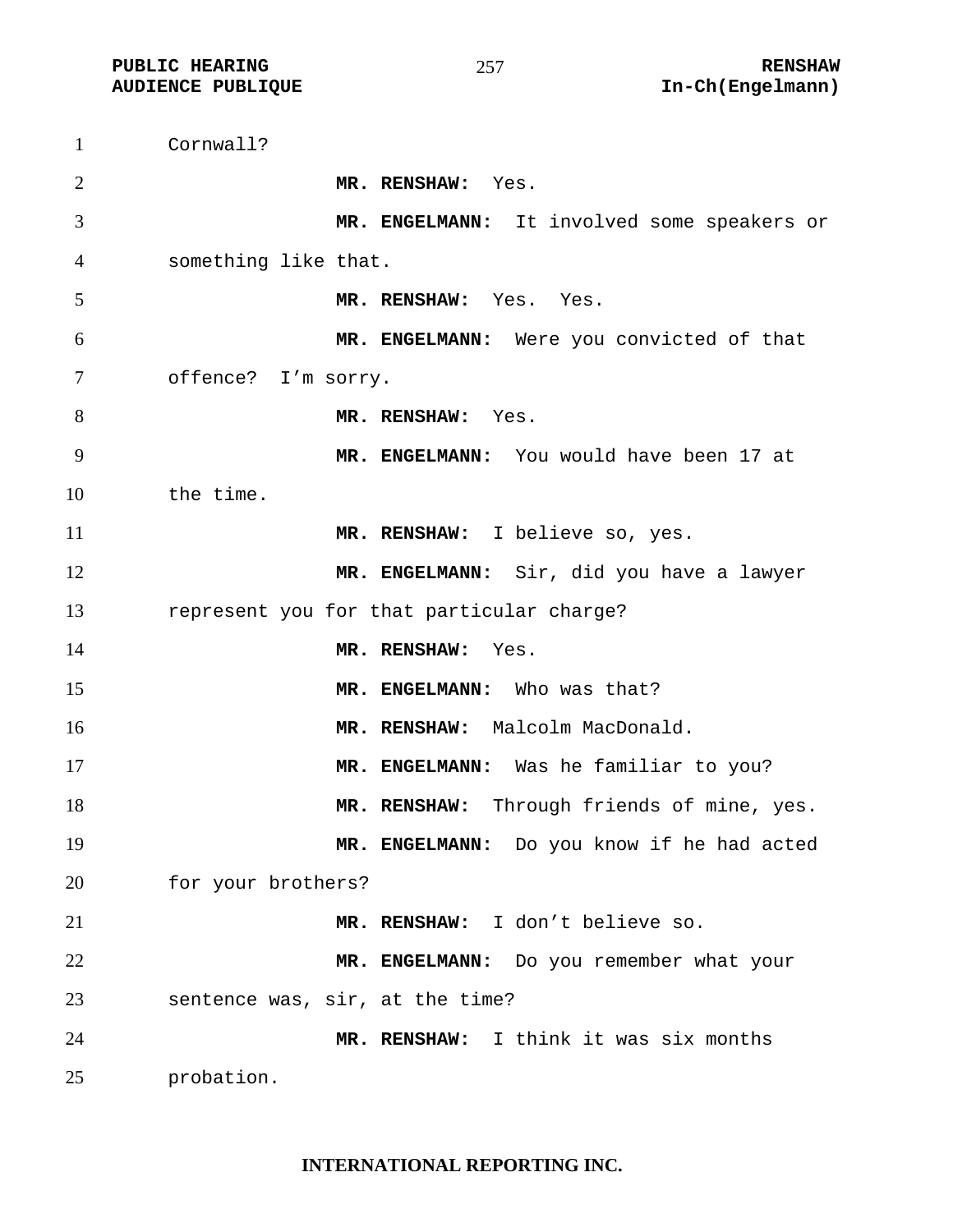Cornwall?

**MR. RENSHAW:** Yes.

**MR. ENGELMANN:** It involved some speakers or something like that.

**MR. RENSHAW:** Yes. Yes.

**MR. ENGELMANN:** Were you convicted of that offence? I'm sorry.

**MR. RENSHAW:** Yes.

**MR. ENGELMANN:** You would have been 17 at the time.

**MR. RENSHAW:** I believe so, yes.

**MR. ENGELMANN:** Sir, did you have a lawyer represent you for that particular charge?

**MR. RENSHAW:** Yes.

**MR. ENGELMANN:** Who was that?

**MR. RENSHAW:** Malcolm MacDonald.

**MR. ENGELMANN:** Was he familiar to you?

**MR. RENSHAW:** Through friends of mine, yes.

**MR. ENGELMANN:** Do you know if he had acted for your brothers?

**MR. RENSHAW:** I don't believe so.

**MR. ENGELMANN:** Do you remember what your sentence was, sir, at the time?

**MR. RENSHAW:** I think it was six months probation.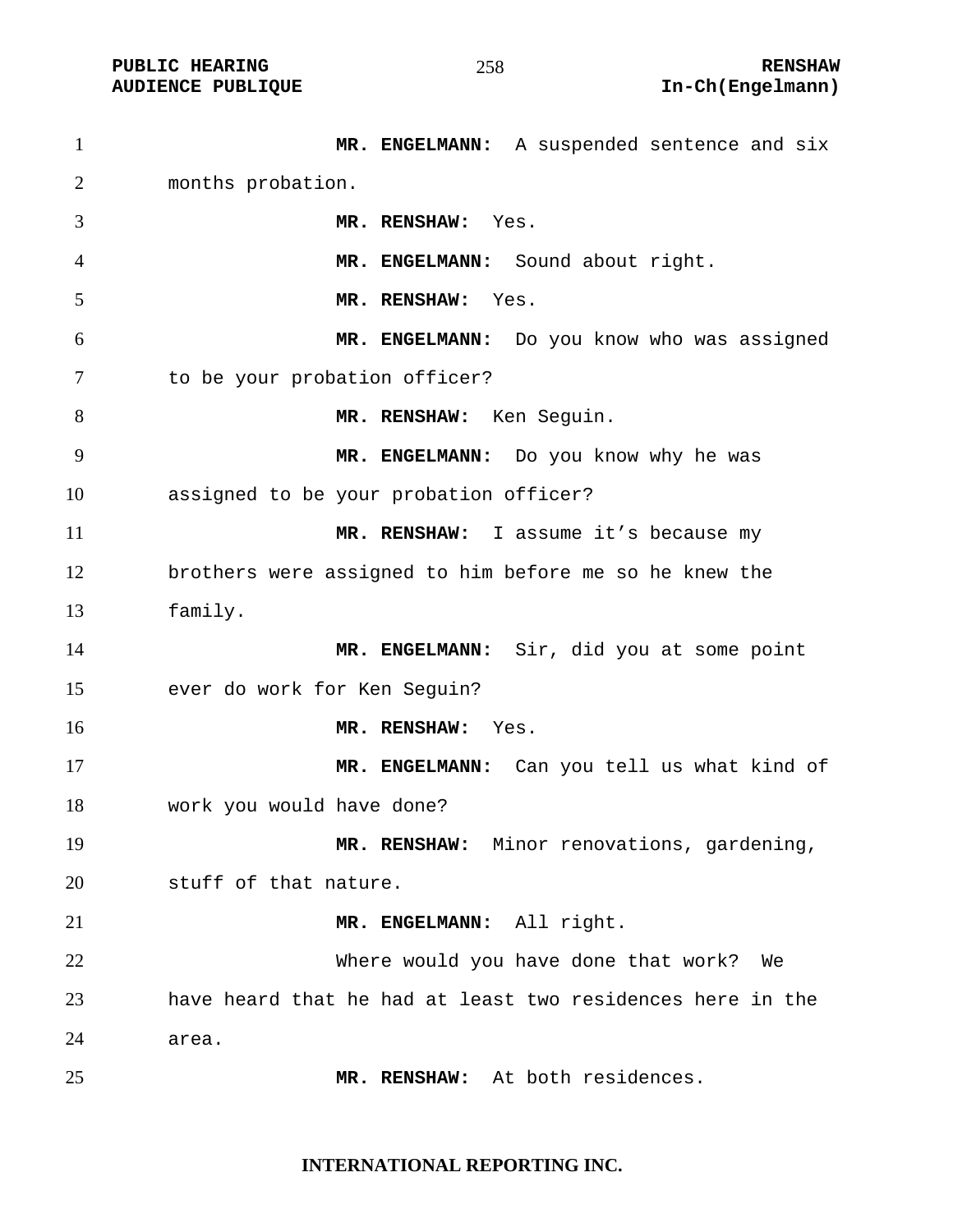**MR. ENGELMANN:** A suspended sentence and six months probation.

**MR. RENSHAW:** Yes.

**MR. ENGELMANN:** Sound about right.

**MR. RENSHAW:** Yes.

**MR. ENGELMANN:** Do you know who was assigned to be your probation officer?

**MR. RENSHAW:** Ken Seguin.

**MR. ENGELMANN:** Do you know why he was assigned to be your probation officer?

**MR. RENSHAW:** I assume it's because my brothers were assigned to him before me so he knew the family.

**MR. ENGELMANN:** Sir, did you at some point ever do work for Ken Seguin?

**MR. RENSHAW:** Yes.

**MR. ENGELMANN:** Can you tell us what kind of work you would have done?

**MR. RENSHAW:** Minor renovations, gardening, stuff of that nature.

**MR. ENGELMANN:** All right.

Where would you have done that work? We have heard that he had at least two residences here in the area.

**MR. RENSHAW:** At both residences.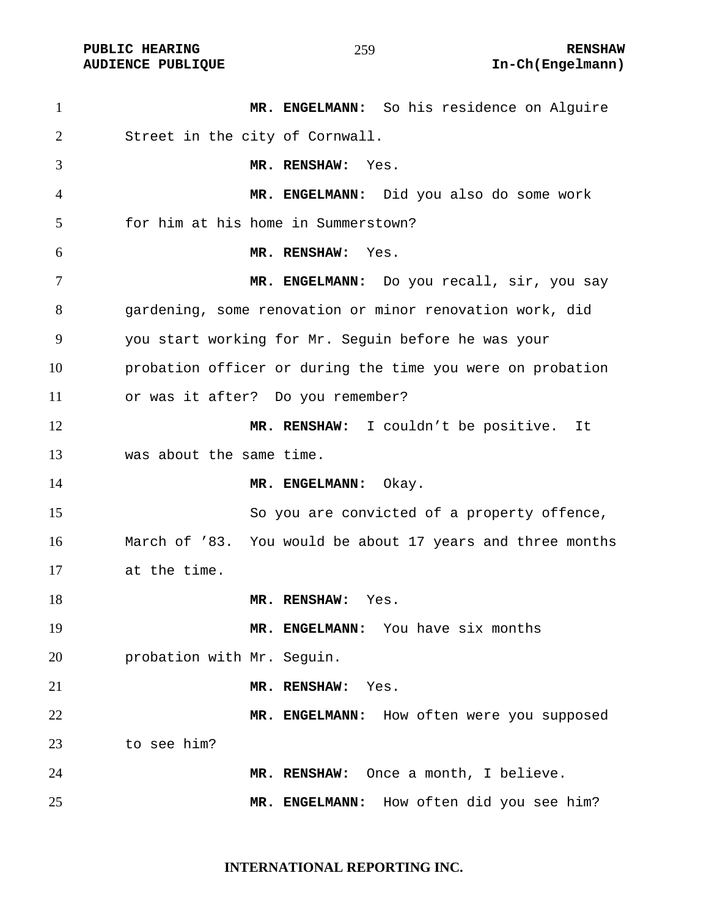**MR. ENGELMANN:** So his residence on Alguire Street in the city of Cornwall.

**MR. RENSHAW:** Yes.

**MR. ENGELMANN:** Did you also do some work for him at his home in Summerstown?

**MR. RENSHAW:** Yes.

**MR. ENGELMANN:** Do you recall, sir, you say gardening, some renovation or minor renovation work, did you start working for Mr. Seguin before he was your probation officer or during the time you were on probation or was it after? Do you remember?

**MR. RENSHAW:** I couldn't be positive. It was about the same time.

**MR. ENGELMANN:** Okay.

So you are convicted of a property offence, March of '83. You would be about 17 years and three months at the time.

**MR. RENSHAW:** Yes.

**MR. ENGELMANN:** You have six months probation with Mr. Seguin.

**MR. RENSHAW:** Yes.

**MR. ENGELMANN:** How often were you supposed to see him?

**MR. RENSHAW:** Once a month, I believe.

**MR. ENGELMANN:** How often did you see him?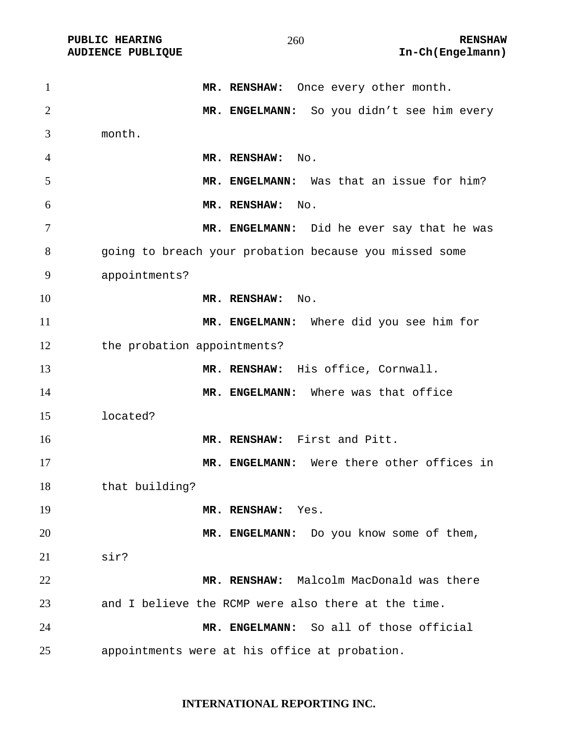**MR. RENSHAW:** Once every other month.

**MR. ENGELMANN:** So you didn't see him every month.

**MR. RENSHAW:** No.

**MR. ENGELMANN:** Was that an issue for him?

**MR. RENSHAW:** No.

**MR. ENGELMANN:** Did he ever say that he was going to breach your probation because you missed some appointments?

**MR. RENSHAW:** No.

**MR. ENGELMANN:** Where did you see him for the probation appointments?

**MR. RENSHAW:** His office, Cornwall.

**MR. ENGELMANN:** Where was that office located?

**MR. RENSHAW:** First and Pitt.

**MR. ENGELMANN:** Were there other offices in that building?

**MR. RENSHAW:** Yes.

**MR. ENGELMANN:** Do you know some of them, sir?

**MR. RENSHAW:** Malcolm MacDonald was there and I believe the RCMP were also there at the time.

**MR. ENGELMANN:** So all of those official appointments were at his office at probation.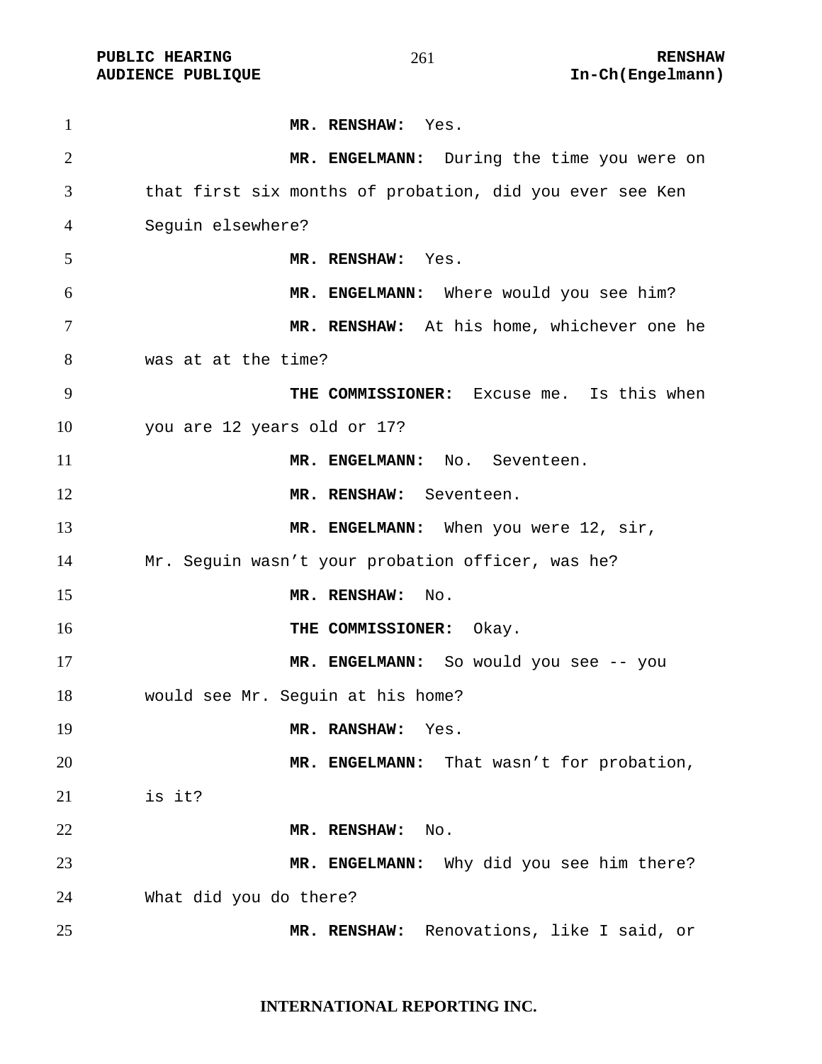**MR. RENSHAW:** Yes.

**MR. ENGELMANN:** During the time you were on that first six months of probation, did you ever see Ken Seguin elsewhere?

**MR. RENSHAW:** Yes.

**MR. ENGELMANN:** Where would you see him?

**MR. RENSHAW:** At his home, whichever one he was at at the time?

**THE COMMISSIONER:** Excuse me. Is this when you are 12 years old or 17?

**MR. ENGELMANN:** No. Seventeen.

**MR. RENSHAW:** Seventeen.

**MR. ENGELMANN:** When you were 12, sir, Mr. Seguin wasn't your probation officer, was he?

**MR. RENSHAW:** No.

**THE COMMISSIONER:** Okay.

**MR. ENGELMANN:** So would you see -- you would see Mr. Seguin at his home?

**MR. RANSHAW:** Yes.

**MR. ENGELMANN:** That wasn't for probation, is it?

**MR. RENSHAW:** No.

**MR. ENGELMANN:** Why did you see him there? What did you do there?

**MR. RENSHAW:** Renovations, like I said, or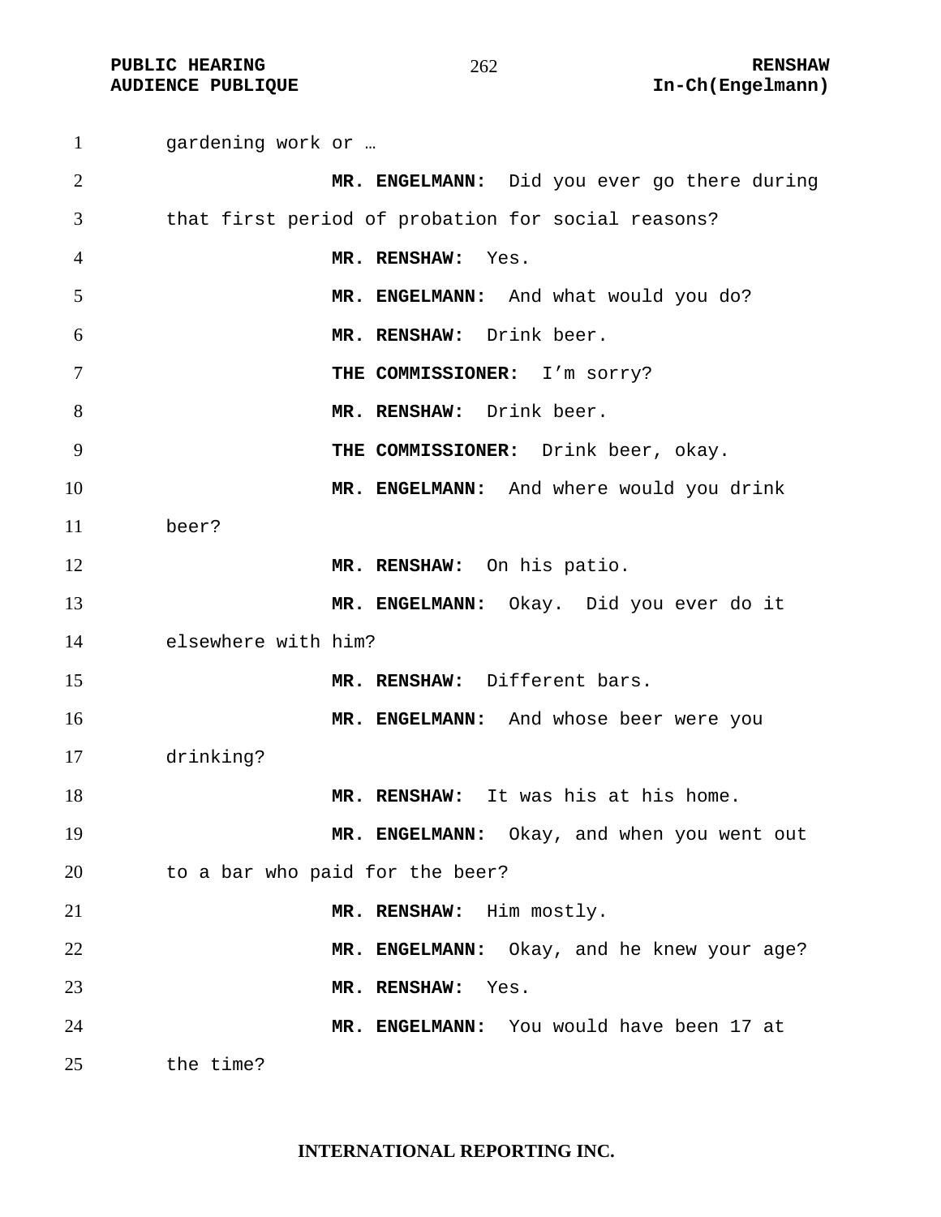gardening work or …

**MR. ENGELMANN:** Did you ever go there during that first period of probation for social reasons?

**MR. RENSHAW:** Yes.

**MR. ENGELMANN:** And what would you do?

**MR. RENSHAW:** Drink beer.

**THE COMMISSIONER:** I'm sorry?

**MR. RENSHAW:** Drink beer.

**THE COMMISSIONER:** Drink beer, okay.

**MR. ENGELMANN:** And where would you drink beer?

**MR. RENSHAW:** On his patio.

**MR. ENGELMANN:** Okay. Did you ever do it elsewhere with him?

**MR. RENSHAW:** Different bars.

**MR. ENGELMANN:** And whose beer were you drinking?

**MR. RENSHAW:** It was his at his home.

**MR. ENGELMANN:** Okay, and when you went out to a bar who paid for the beer?

**MR. RENSHAW:** Him mostly.

**MR. ENGELMANN:** Okay, and he knew your age?

**MR. RENSHAW:** Yes.

**MR. ENGELMANN:** You would have been 17 at the time?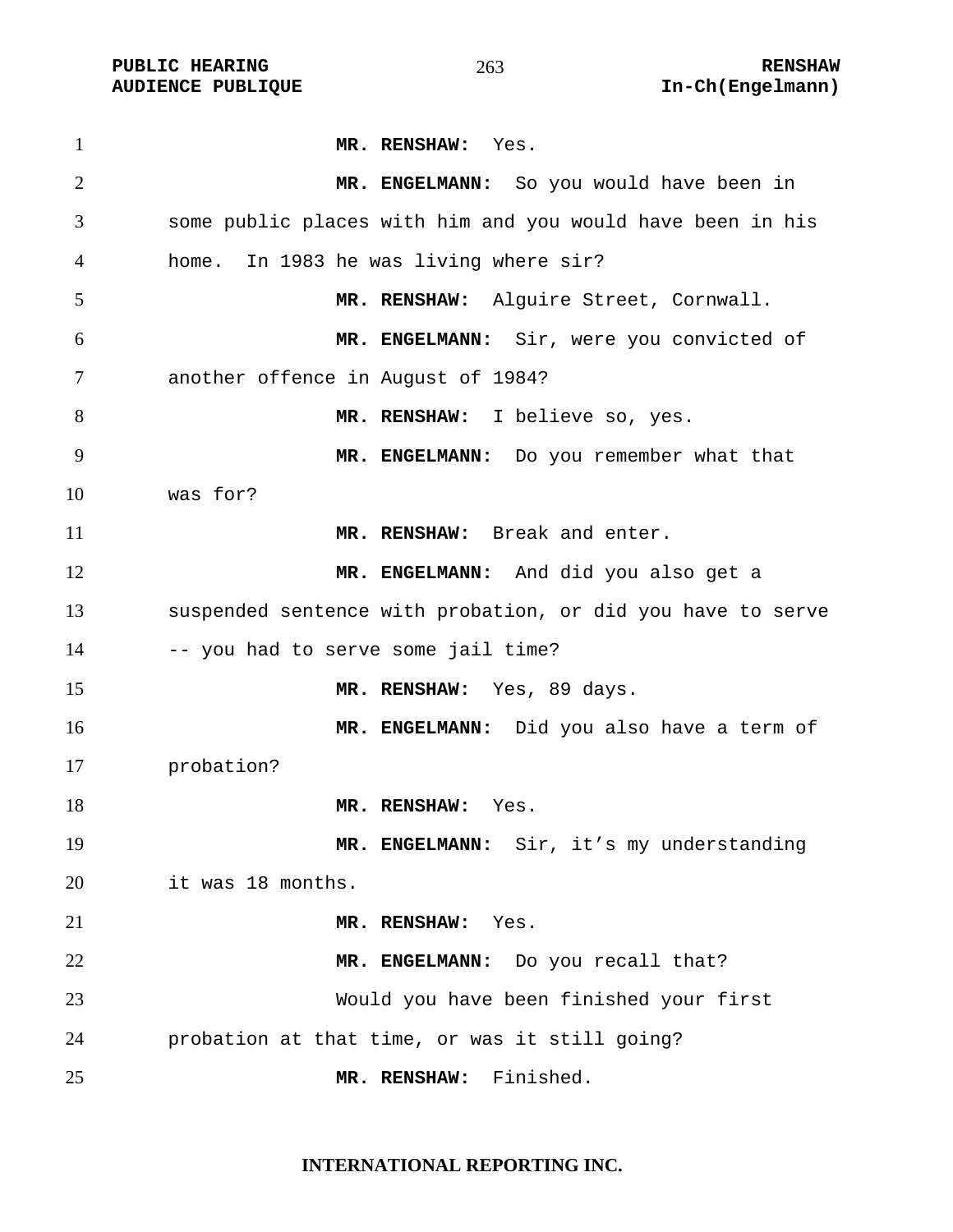**MR. RENSHAW:** Yes.

**MR. ENGELMANN:** So you would have been in some public places with him and you would have been in his home. In 1983 he was living where sir?

**MR. RENSHAW:** Alguire Street, Cornwall.

**MR. ENGELMANN:** Sir, were you convicted of another offence in August of 1984?

**MR. RENSHAW:** I believe so, yes.

**MR. ENGELMANN:** Do you remember what that was for?

**MR. RENSHAW:** Break and enter.

**MR. ENGELMANN:** And did you also get a suspended sentence with probation, or did you have to serve -- you had to serve some jail time?

**MR. RENSHAW:** Yes, 89 days.

**MR. ENGELMANN:** Did you also have a term of probation?

**MR. RENSHAW:** Yes.

**MR. ENGELMANN:** Sir, it’s my understanding it was 18 months.

**MR. RENSHAW:** Yes.

**MR. ENGELMANN:** Do you recall that?

Would you have been finished your first probation at that time, or was it still going?

**MR. RENSHAW:** Finished.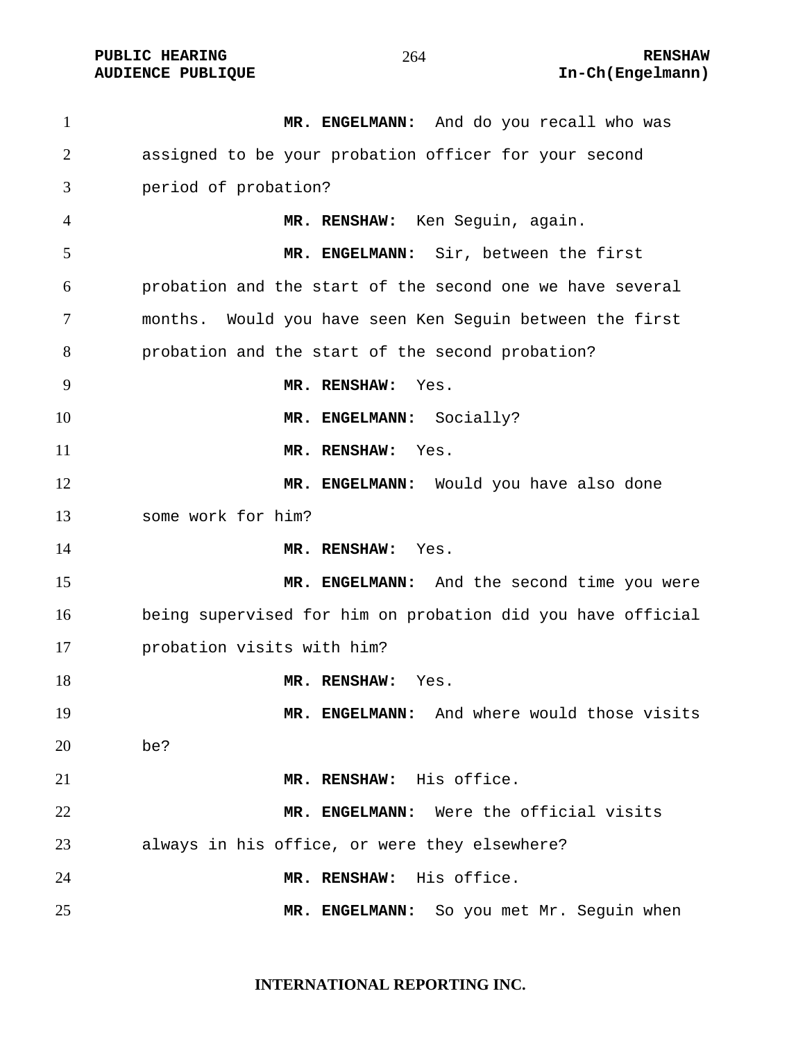**MR. ENGELMANN:** And do you recall who was assigned to be your probation officer for your second period of probation?

**MR. RENSHAW:** Ken Seguin, again.

**MR. ENGELMANN:** Sir, between the first probation and the start of the second one we have several months. Would you have seen Ken Seguin between the first probation and the start of the second probation?

**MR. RENSHAW:** Yes.

**MR. ENGELMANN:** Socially?

**MR. RENSHAW:** Yes.

**MR. ENGELMANN:** Would you have also done some work for him?

**MR. RENSHAW:** Yes.

**MR. ENGELMANN:** And the second time you were being supervised for him on probation did you have official probation visits with him?

**MR. RENSHAW:** Yes.

**MR. ENGELMANN:** And where would those visits be?

**MR. RENSHAW:** His office.

**MR. ENGELMANN:** Were the official visits always in his office, or were they elsewhere?

**MR. RENSHAW:** His office.

**MR. ENGELMANN:** So you met Mr. Seguin when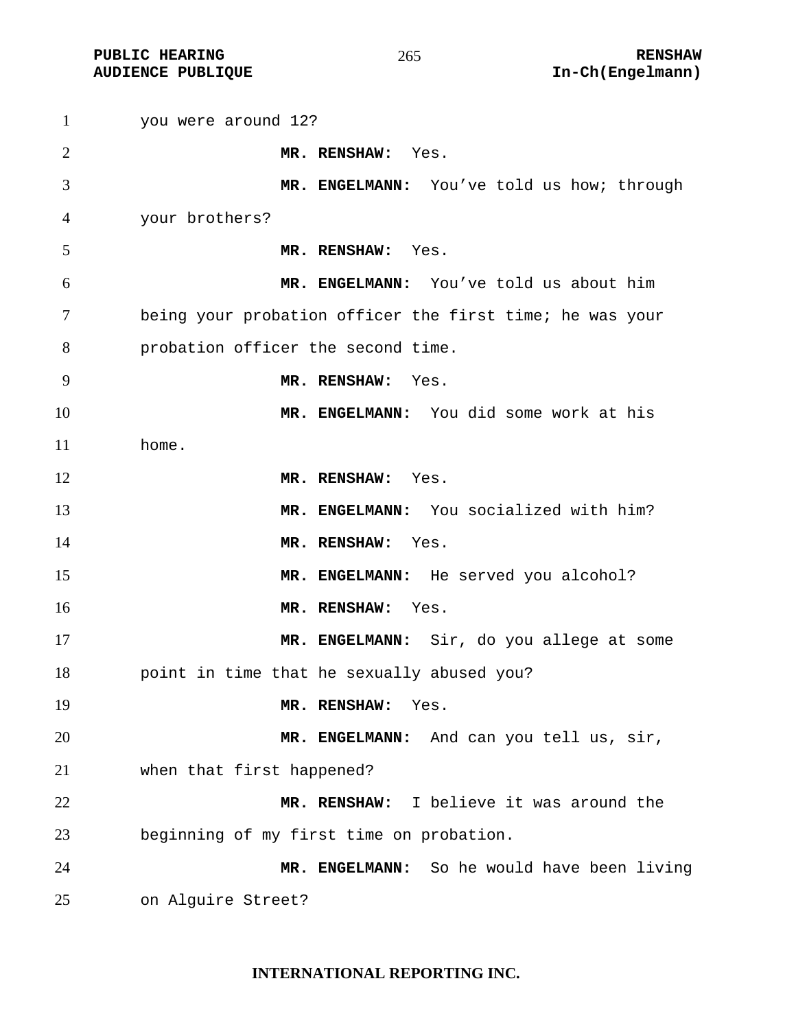you were around 12?

**MR. RENSHAW:** Yes.

**MR. ENGELMANN:** You've told us how; through your brothers?

**MR. RENSHAW:** Yes.

**MR. ENGELMANN:** You've told us about him being your probation officer the first time; he was your probation officer the second time.

**MR. RENSHAW:** Yes.

**MR. ENGELMANN:** You did some work at his home.

**MR. RENSHAW:** Yes.

**MR. ENGELMANN:** You socialized with him?

**MR. RENSHAW:** Yes.

**MR. ENGELMANN:** He served you alcohol?

**MR. RENSHAW:** Yes.

**MR. ENGELMANN:** Sir, do you allege at some point in time that he sexually abused you?

**MR. RENSHAW:** Yes.

**MR. ENGELMANN:** And can you tell us, sir, when that first happened?

**MR. RENSHAW:** I believe it was around the beginning of my first time on probation.

**MR. ENGELMANN:** So he would have been living on Alguire Street?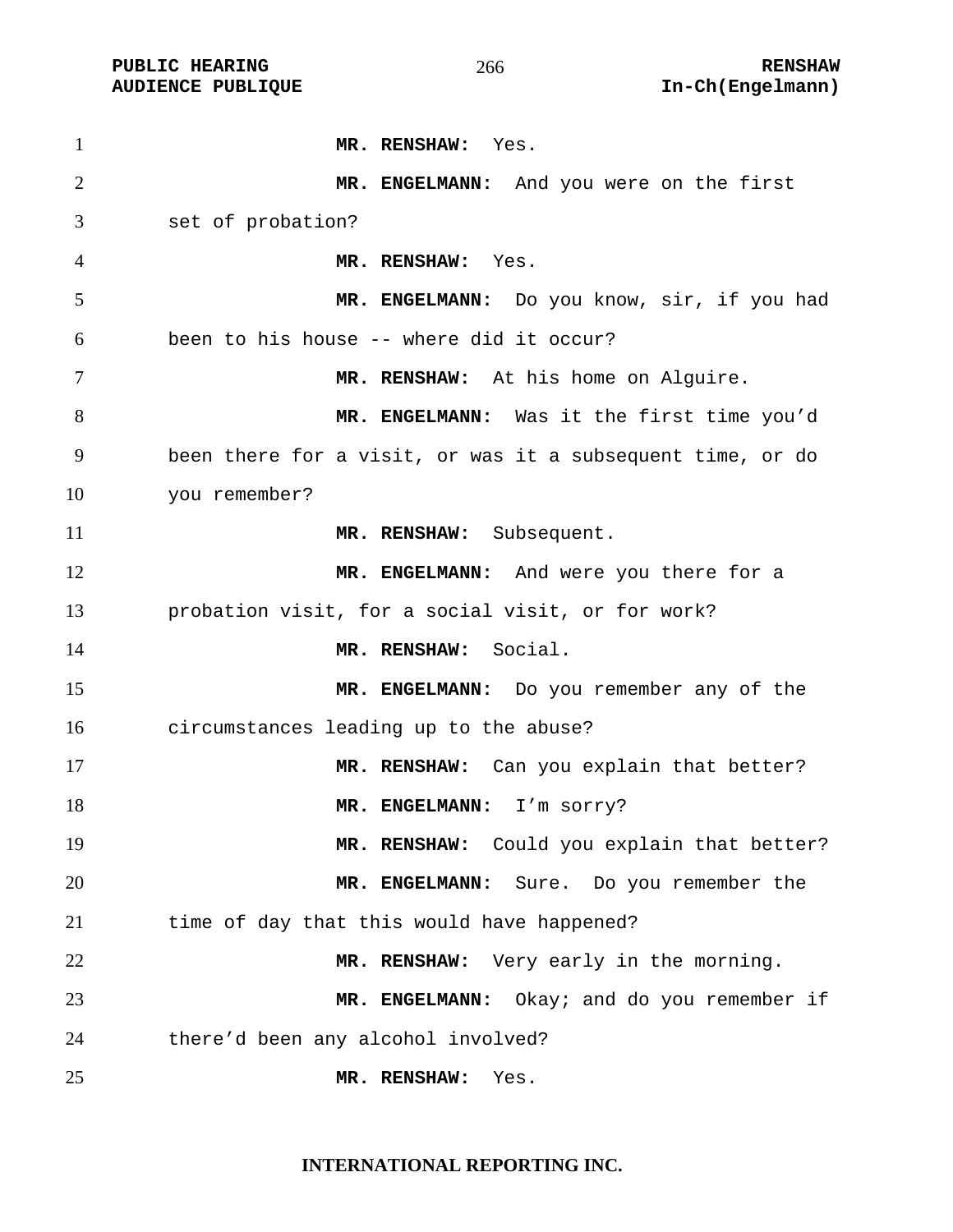**MR. RENSHAW:** Yes.

**MR. ENGELMANN:** And you were on the first set of probation?

**MR. RENSHAW:** Yes.

**MR. ENGELMANN:** Do you know, sir, if you had been to his house -- where did it occur?

**MR. RENSHAW:** At his home on Alguire.

**MR. ENGELMANN:** Was it the first time you'd been there for a visit, or was it a subsequent time, or do you remember?

**MR. RENSHAW:** Subsequent.

**MR. ENGELMANN:** And were you there for a probation visit, for a social visit, or for work?

**MR. RENSHAW:** Social.

**MR. ENGELMANN:** Do you remember any of the circumstances leading up to the abuse?

**MR. RENSHAW:** Can you explain that better?

**MR. ENGELMANN:** I'm sorry?

**MR. RENSHAW:** Could you explain that better?

**MR. ENGELMANN:** Sure. Do you remember the time of day that this would have happened?

**MR. RENSHAW:** Very early in the morning.

**MR. ENGELMANN:** Okay; and do you remember if there'd been any alcohol involved?

**MR. RENSHAW:** Yes.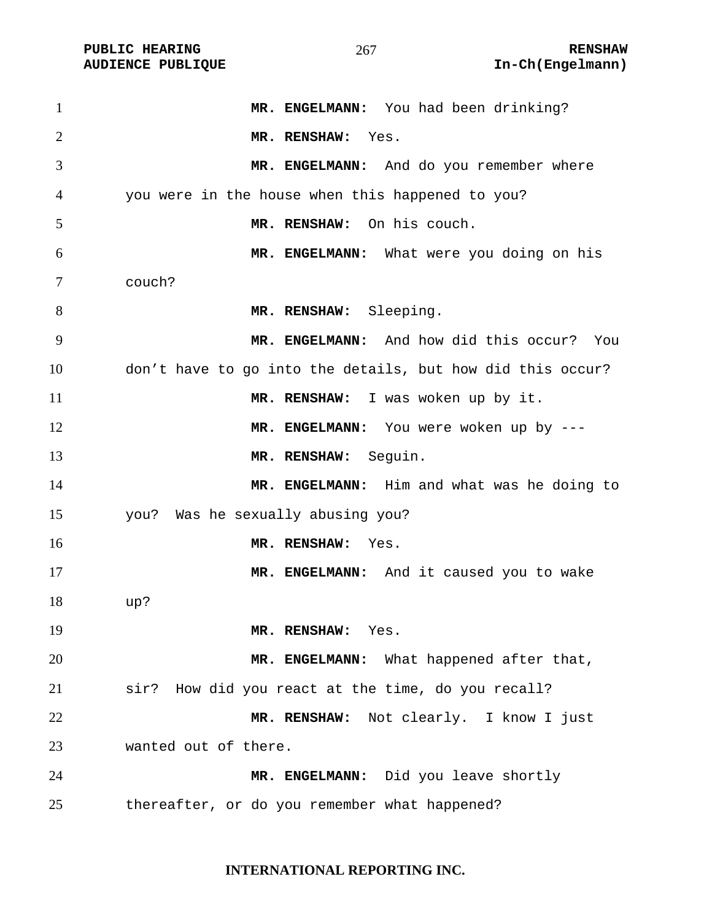**MR. ENGELMANN:** You had been drinking?

**MR. RENSHAW:** Yes.

**MR. ENGELMANN:** And do you remember where you were in the house when this happened to you?

**MR. RENSHAW:** On his couch.

**MR. ENGELMANN:** What were you doing on his couch?

**MR. RENSHAW:** Sleeping.

**MR. ENGELMANN:** And how did this occur? You don't have to go into the details, but how did this occur?

**MR. RENSHAW:** I was woken up by it.

**MR. ENGELMANN:** You were woken up by ---

**MR. RENSHAW:** Seguin.

**MR. ENGELMANN:** Him and what was he doing to you? Was he sexually abusing you?

**MR. RENSHAW:** Yes.

**MR. ENGELMANN:** And it caused you to wake up?

**MR. RENSHAW:** Yes.

**MR. ENGELMANN:** What happened after that, sir? How did you react at the time, do you recall?

**MR. RENSHAW:** Not clearly. I know I just wanted out of there.

**MR. ENGELMANN:** Did you leave shortly thereafter, or do you remember what happened?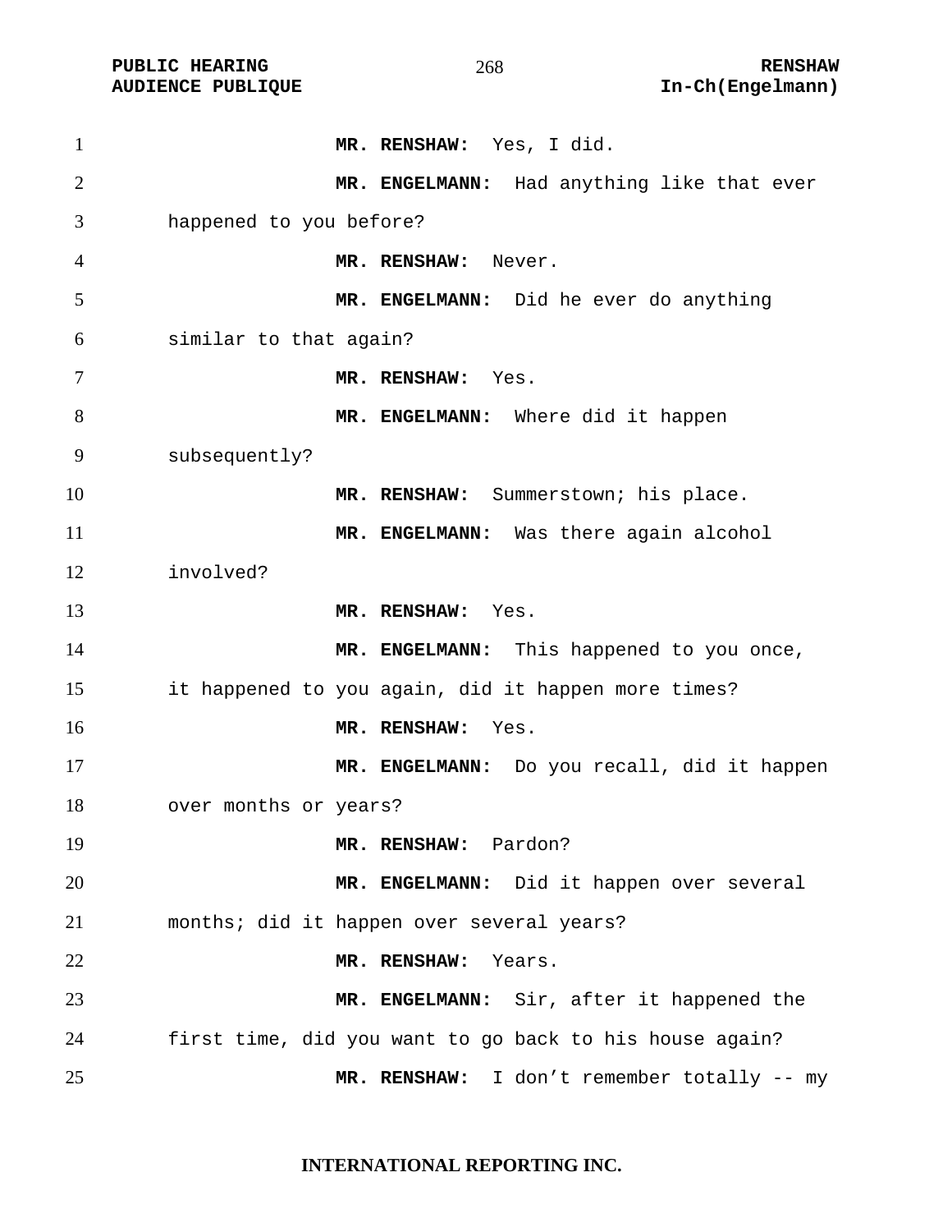**MR. RENSHAW:** Yes, I did.

**MR. ENGELMANN:** Had anything like that ever happened to you before?

**MR. RENSHAW:** Never.

**MR. ENGELMANN:** Did he ever do anything similar to that again?

**MR. RENSHAW:** Yes.

**MR. ENGELMANN:** Where did it happen subsequently?

**MR. RENSHAW:** Summerstown; his place.

**MR. ENGELMANN:** Was there again alcohol involved?

**MR. RENSHAW:** Yes.

**MR. ENGELMANN:** This happened to you once, it happened to you again, did it happen more times?

**MR. RENSHAW:** Yes.

**MR. ENGELMANN:** Do you recall, did it happen over months or years?

**MR. RENSHAW:** Pardon?

**MR. ENGELMANN:** Did it happen over several months; did it happen over several years?

**MR. RENSHAW:** Years.

**MR. ENGELMANN:** Sir, after it happened the first time, did you want to go back to his house again?

**MR. RENSHAW:** I don't remember totally -- my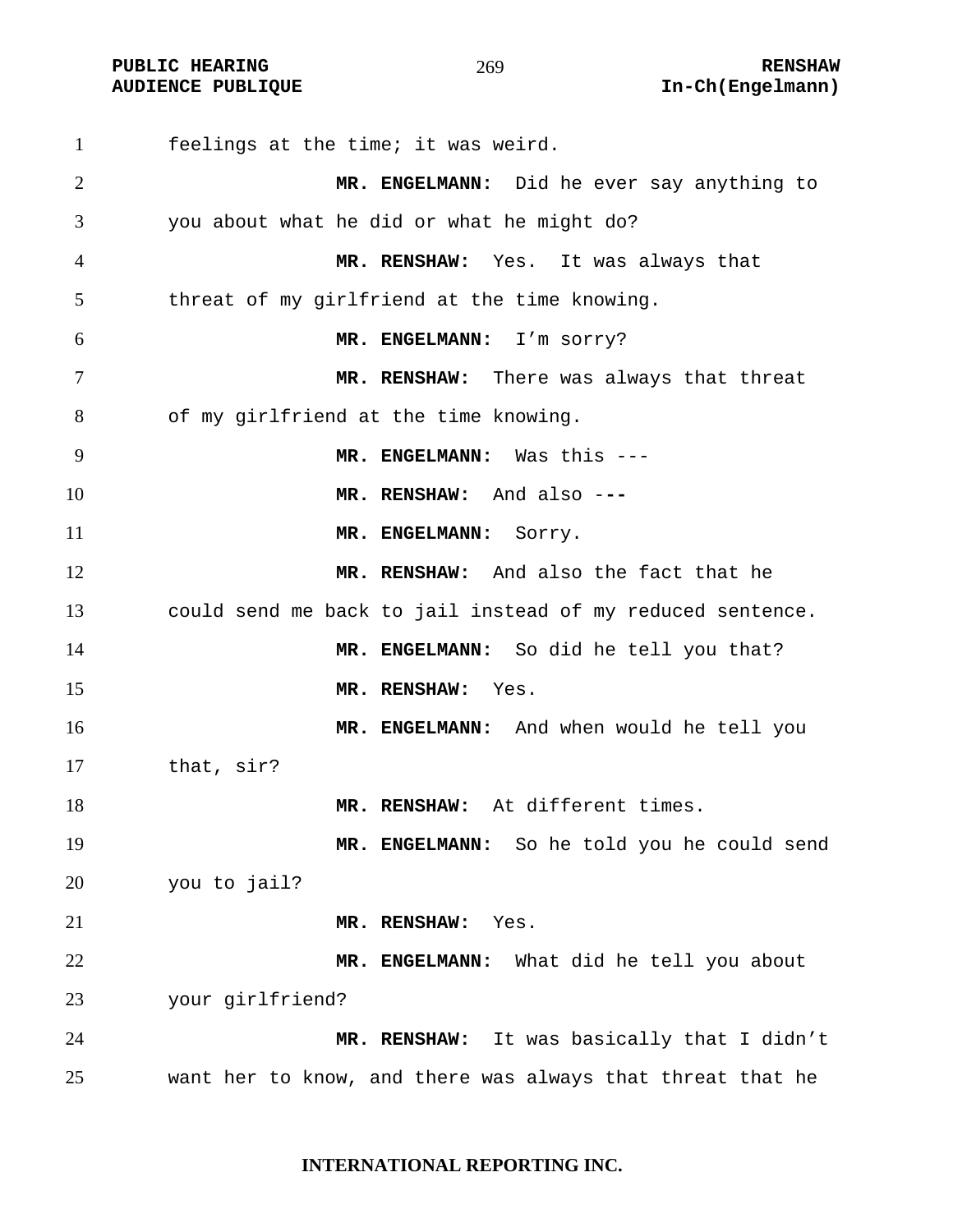feelings at the time; it was weird.

**MR. ENGELMANN:** Did he ever say anything to you about what he did or what he might do?

**MR. RENSHAW:** Yes. It was always that threat of my girlfriend at the time knowing.

**MR. ENGELMANN:** I'm sorry?

**MR. RENSHAW:** There was always that threat of my girlfriend at the time knowing.

**MR. ENGELMANN:** Was this ---

**MR. RENSHAW:** And also ---

**MR. ENGELMANN:** Sorry.

**MR. RENSHAW:** And also the fact that he could send me back to jail instead of my reduced sentence.

**MR. ENGELMANN:** So did he tell you that?

**MR. RENSHAW:** Yes.

**MR. ENGELMANN:** And when would he tell you that, sir?

**MR. RENSHAW:** At different times.

**MR. ENGELMANN:** So he told you he could send you to jail?

**MR. RENSHAW:** Yes.

**MR. ENGELMANN:** What did he tell you about your girlfriend?

**MR. RENSHAW:** It was basically that I didn't want her to know, and there was always that threat that he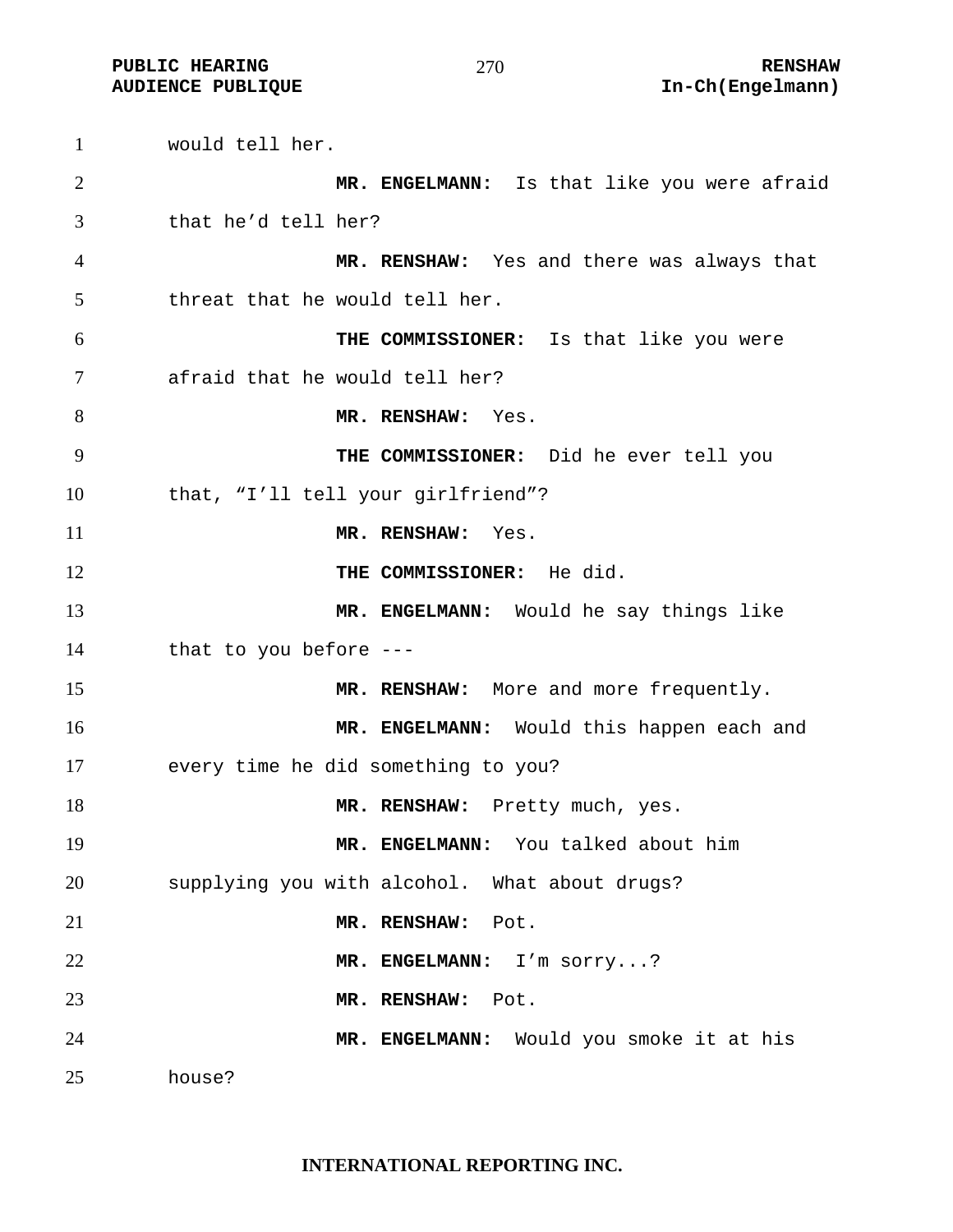would tell her.

**MR. ENGELMANN:** Is that like you were afraid that he'd tell her?

**MR. RENSHAW:** Yes and there was always that threat that he would tell her.

**THE COMMISSIONER:** Is that like you were afraid that he would tell her?

**MR. RENSHAW:** Yes.

**THE COMMISSIONER:** Did he ever tell you that, "I'll tell your girlfriend"?

**MR. RENSHAW:** Yes.

**THE COMMISSIONER:** He did.

**MR. ENGELMANN:** Would he say things like that to you before ---

**MR. RENSHAW:** More and more frequently.

**MR. ENGELMANN:** Would this happen each and every time he did something to you?

**MR. RENSHAW:** Pretty much, yes.

**MR. ENGELMANN:** You talked about him supplying you with alcohol. What about drugs?

**MR. RENSHAW:** Pot.

**MR. ENGELMANN:** I'm sorry...?

**MR. RENSHAW:** Pot.

**MR. ENGELMANN:** Would you smoke it at his house?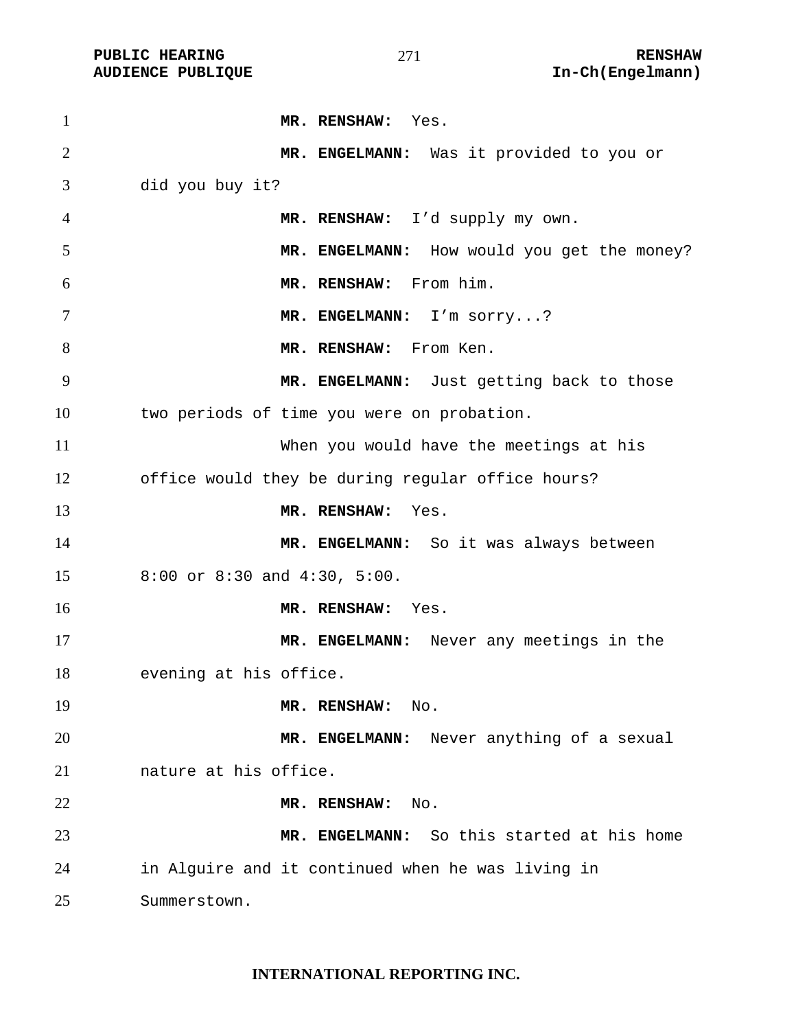**MR. RENSHAW:** Yes.

**MR. ENGELMANN:** Was it provided to you or did you buy it?

**MR. RENSHAW:** I'd supply my own.

**MR. ENGELMANN:** How would you get the money?

**MR. RENSHAW:** From him.

**MR. ENGELMANN:** I'm sorry...?

**MR. RENSHAW:** From Ken.

**MR. ENGELMANN:** Just getting back to those two periods of time you were on probation.

When you would have the meetings at his office would they be during regular office hours?

**MR. RENSHAW:** Yes.

**MR. ENGELMANN:** So it was always between 8:00 or 8:30 and 4:30, 5:00.

**MR. RENSHAW:** Yes.

**MR. ENGELMANN:** Never any meetings in the evening at his office.

**MR. RENSHAW:** No.

**MR. ENGELMANN:** Never anything of a sexual nature at his office.

**MR. RENSHAW:** No.

**MR. ENGELMANN:** So this started at his home in Alguire and it continued when he was living in Summerstown.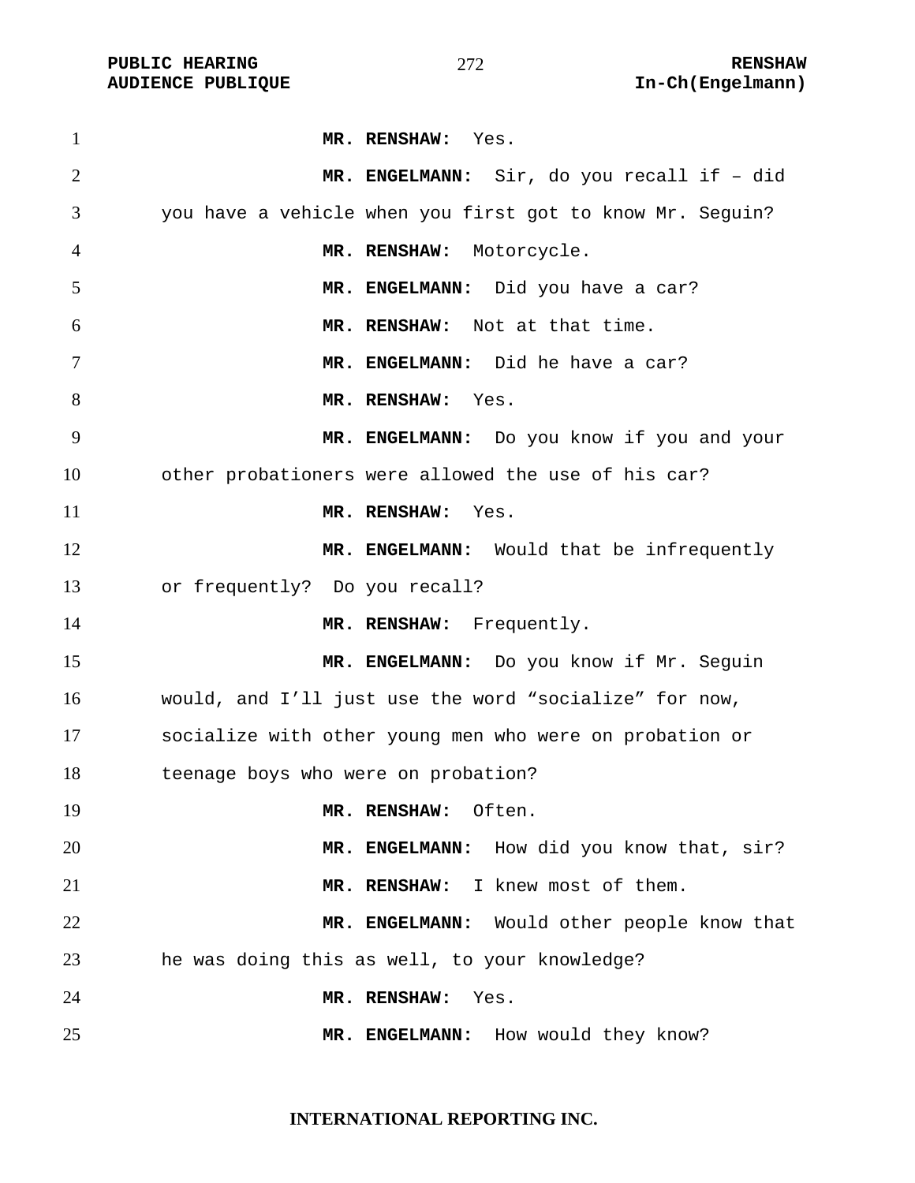**MR. RENSHAW:** Yes.

**MR. ENGELMANN:** Sir, do you recall if – did you have a vehicle when you first got to know Mr. Seguin?

**MR. RENSHAW:** Motorcycle.

**MR. ENGELMANN:** Did you have a car?

**MR. RENSHAW:** Not at that time.

**MR. ENGELMANN:** Did he have a car?

**MR. RENSHAW:** Yes.

**MR. ENGELMANN:** Do you know if you and your other probationers were allowed the use of his car?

**MR. RENSHAW:** Yes.

**MR. ENGELMANN:** Would that be infrequently or frequently? Do you recall?

**MR. RENSHAW:** Frequently.

**MR. ENGELMANN:** Do you know if Mr. Seguin would, and I'll just use the word "socialize" for now, socialize with other young men who were on probation or teenage boys who were on probation?

**MR. RENSHAW:** Often.

**MR. ENGELMANN:** How did you know that, sir?

**MR. RENSHAW:** I knew most of them.

**MR. ENGELMANN:** Would other people know that he was doing this as well, to your knowledge?

**MR. RENSHAW:** Yes.

**MR. ENGELMANN:** How would they know?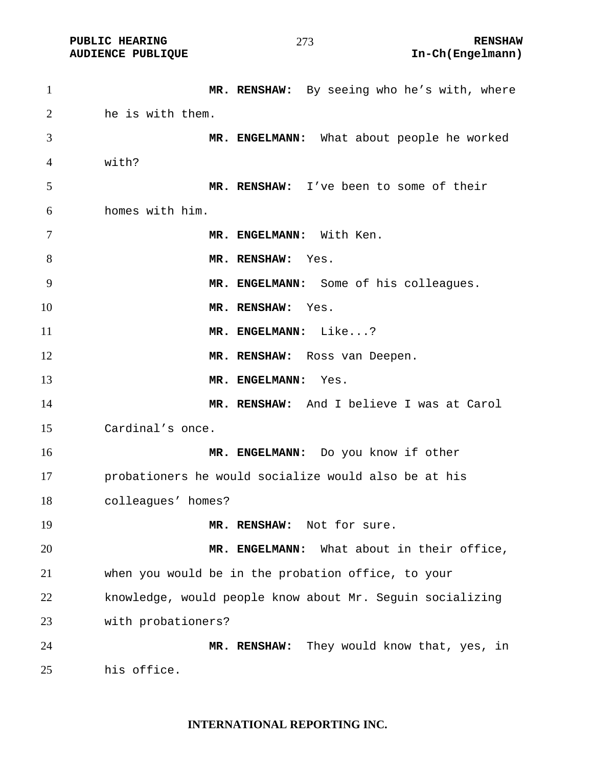**MR. RENSHAW:** By seeing who he's with, where he is with them.

**MR. ENGELMANN:** What about people he worked with?

**MR. RENSHAW:** I've been to some of their homes with him.

**MR. ENGELMANN:** With Ken.

**MR. RENSHAW:** Yes.

**MR. ENGELMANN:** Some of his colleagues.

**MR. RENSHAW:** Yes.

**MR. ENGELMANN:** Like...?

**MR. RENSHAW:** Ross van Deepen.

**MR. ENGELMANN:** Yes.

**MR. RENSHAW:** And I believe I was at Carol Cardinal's once.

**MR. ENGELMANN:** Do you know if other probationers he would socialize would also be at his colleagues' homes?

**MR. RENSHAW:** Not for sure.

**MR. ENGELMANN:** What about in their office, when you would be in the probation office, to your knowledge, would people know about Mr. Seguin socializing with probationers?

**MR. RENSHAW:** They would know that, yes, in his office.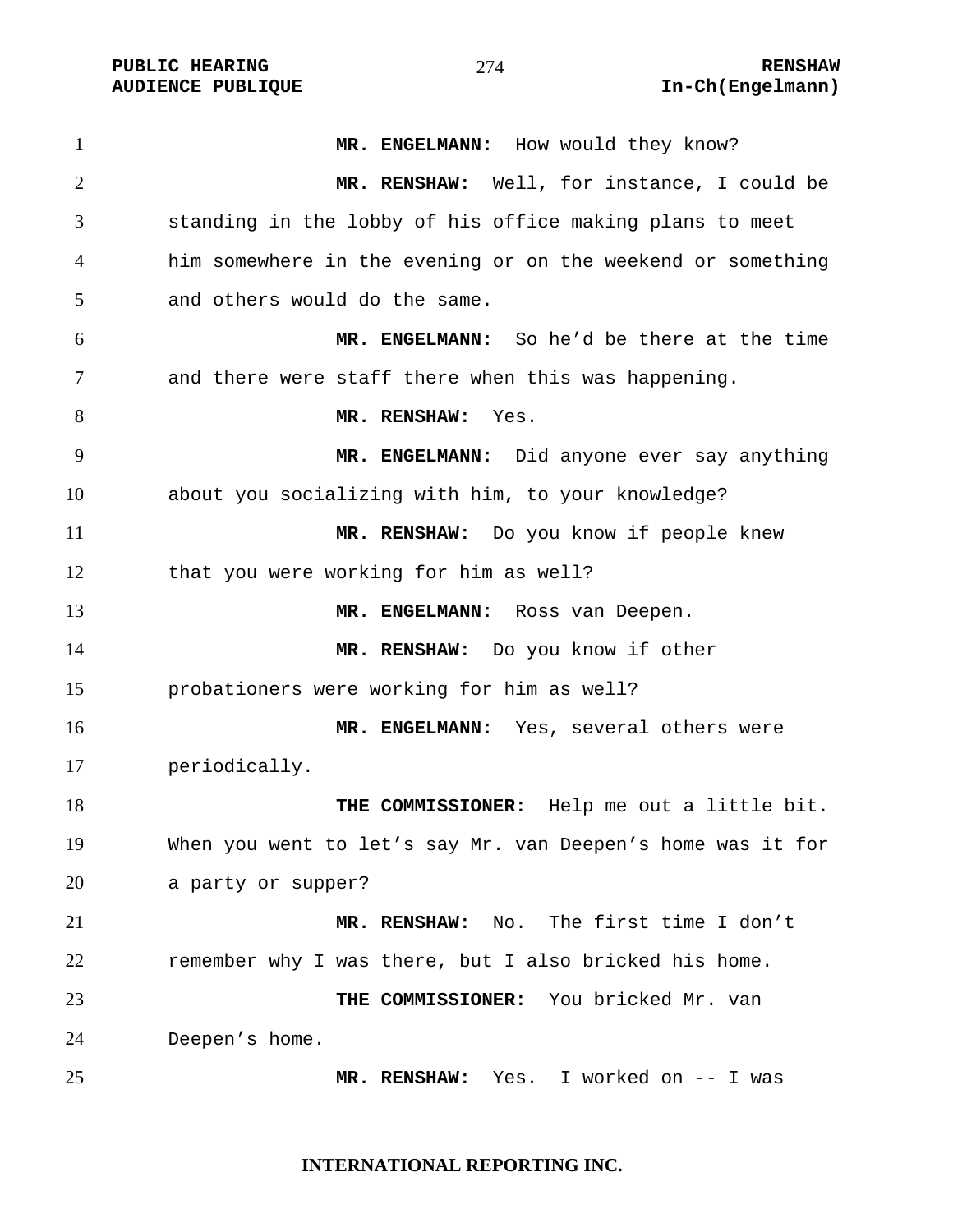**MR. ENGELMANN:** How would they know?

**MR. RENSHAW:** Well, for instance, I could be standing in the lobby of his office making plans to meet him somewhere in the evening or on the weekend or something and others would do the same.

**MR. ENGELMANN:** So he'd be there at the time and there were staff there when this was happening.

**MR. RENSHAW:** Yes.

**MR. ENGELMANN:** Did anyone ever say anything about you socializing with him, to your knowledge?

**MR. RENSHAW:** Do you know if people knew that you were working for him as well?

**MR. ENGELMANN:** Ross van Deepen.

**MR. RENSHAW:** Do you know if other probationers were working for him as well?

**MR. ENGELMANN:** Yes, several others were periodically.

**THE COMMISSIONER:** Help me out a little bit. When you went to let's say Mr. van Deepen's home was it for a party or supper?

**MR. RENSHAW:** No. The first time I don't remember why I was there, but I also bricked his home.

**THE COMMISSIONER:** You bricked Mr. van Deepen's home.

**MR. RENSHAW:** Yes. I worked on -- I was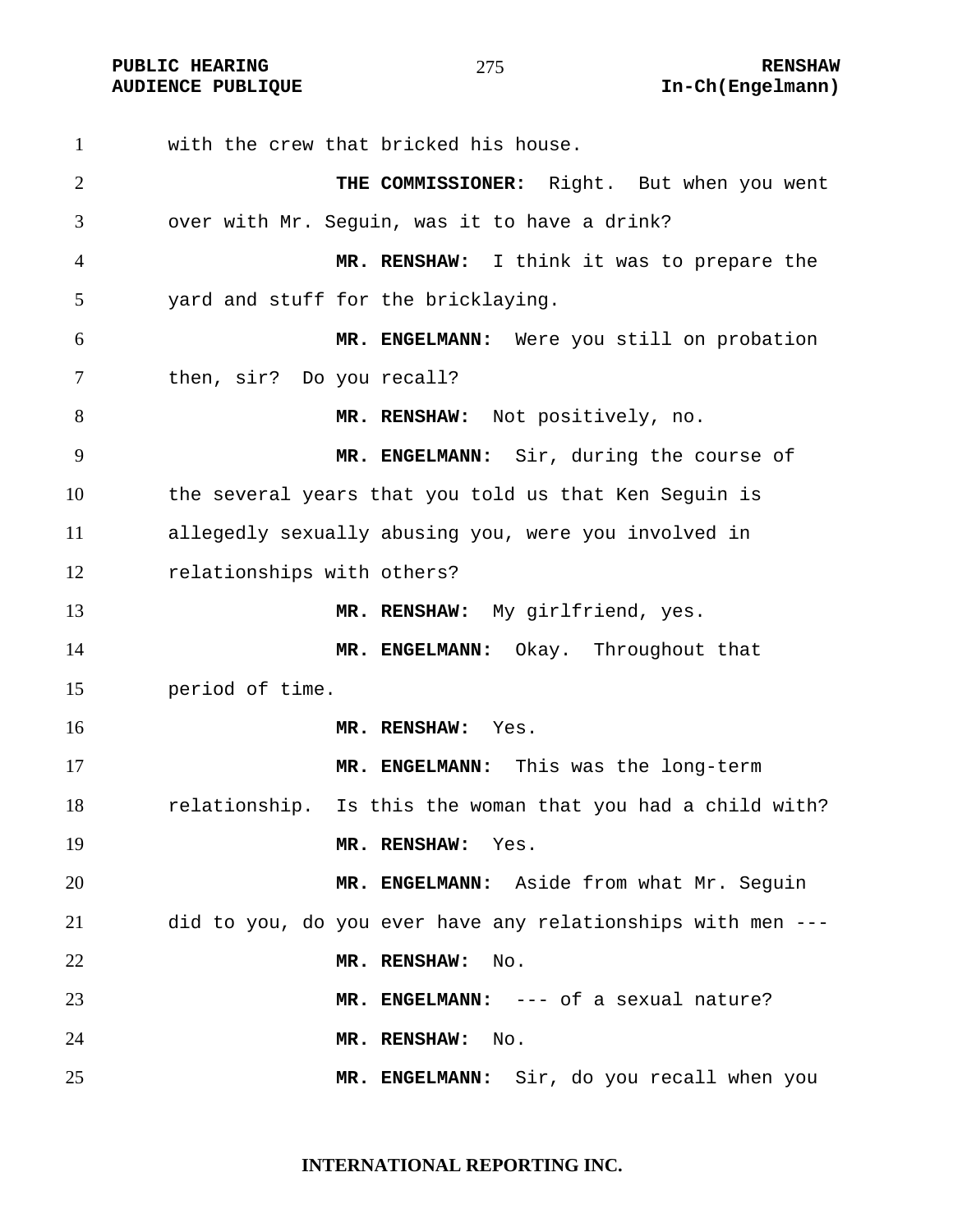with the crew that bricked his house.

**THE COMMISSIONER:** Right. But when you went over with Mr. Seguin, was it to have a drink?

**MR. RENSHAW:** I think it was to prepare the yard and stuff for the bricklaying.

**MR. ENGELMANN:** Were you still on probation then, sir? Do you recall?

**MR. RENSHAW:** Not positively, no.

**MR. ENGELMANN:** Sir, during the course of the several years that you told us that Ken Seguin is allegedly sexually abusing you, were you involved in relationships with others?

**MR. RENSHAW:** My girlfriend, yes.

**MR. ENGELMANN:** Okay. Throughout that period of time.

**MR. RENSHAW:** Yes.

**MR. ENGELMANN:** This was the long-term relationship. Is this the woman that you had a child with?

**MR. RENSHAW:** Yes.

**MR. ENGELMANN:** Aside from what Mr. Seguin did to you, do you ever have any relationships with men ---

**MR. RENSHAW:** No.

**MR. ENGELMANN:** --- of a sexual nature?

**MR. RENSHAW:** No.

**MR. ENGELMANN:** Sir, do you recall when you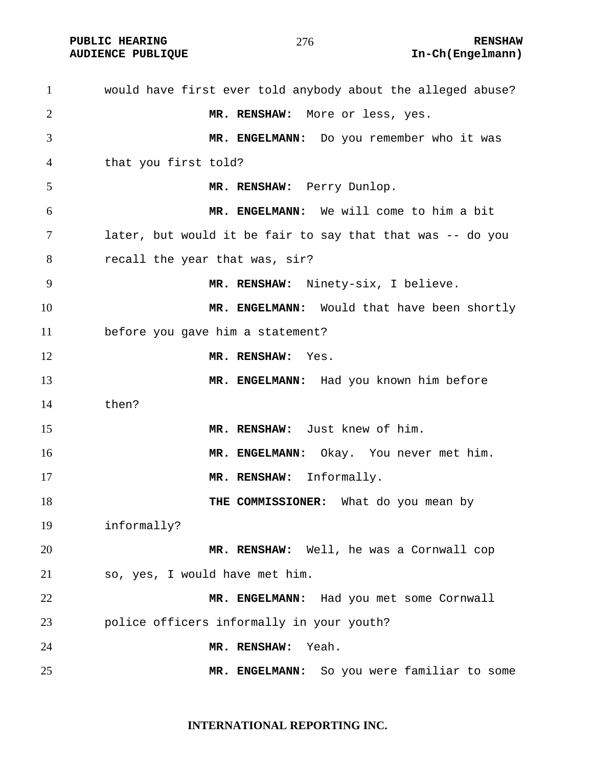would have first ever told anybody about the alleged abuse?

**MR. RENSHAW:** More or less, yes.

**MR. ENGELMANN:** Do you remember who it was that you first told?

**MR. RENSHAW:** Perry Dunlop.

**MR. ENGELMANN:** We will come to him a bit later, but would it be fair to say that that was -- do you recall the year that was, sir?

**MR. RENSHAW:** Ninety-six, I believe.

**MR. ENGELMANN:** Would that have been shortly before you gave him a statement?

**MR. RENSHAW:** Yes.

**MR. ENGELMANN:** Had you known him before then?

**MR. RENSHAW:** Just knew of him.

**MR. ENGELMANN:** Okay. You never met him.

**MR. RENSHAW:** Informally.

**THE COMMISSIONER:** What do you mean by informally?

**MR. RENSHAW:** Well, he was a Cornwall cop so, yes, I would have met him.

**MR. ENGELMANN:** Had you met some Cornwall police officers informally in your youth?

**MR. RENSHAW:** Yeah.

**MR. ENGELMANN:** So you were familiar to some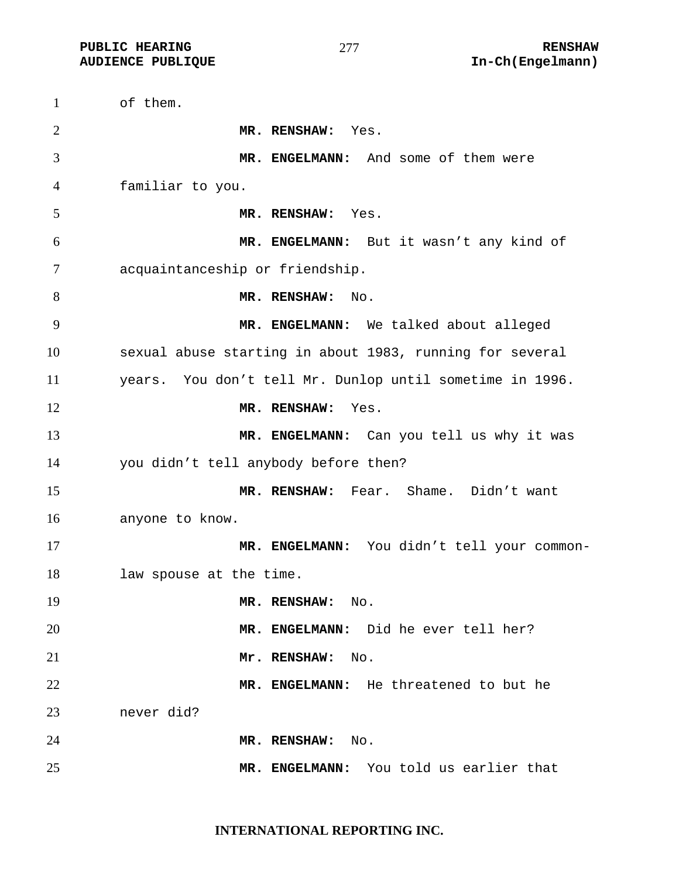of them.

**MR. RENSHAW:** Yes.

**MR. ENGELMANN:** And some of them were familiar to you.

**MR. RENSHAW:** Yes.

**MR. ENGELMANN:** But it wasn't any kind of acquaintanceship or friendship.

**MR. RENSHAW:** No.

**MR. ENGELMANN:** We talked about alleged sexual abuse starting in about 1983, running for several years. You don't tell Mr. Dunlop until sometime in 1996.

**MR. RENSHAW:** Yes.

**MR. ENGELMANN:** Can you tell us why it was you didn't tell anybody before then?

**MR. RENSHAW:** Fear. Shame. Didn't want anyone to know.

**MR. ENGELMANN:** You didn't tell your common-law spouse at the time.

**MR. RENSHAW:** No.

**MR. ENGELMANN:** Did he ever tell her?

**Mr. RENSHAW:** No.

**MR. ENGELMANN:** He threatened to but he never did?

**MR. RENSHAW:** No.

**MR. ENGELMANN:** You told us earlier that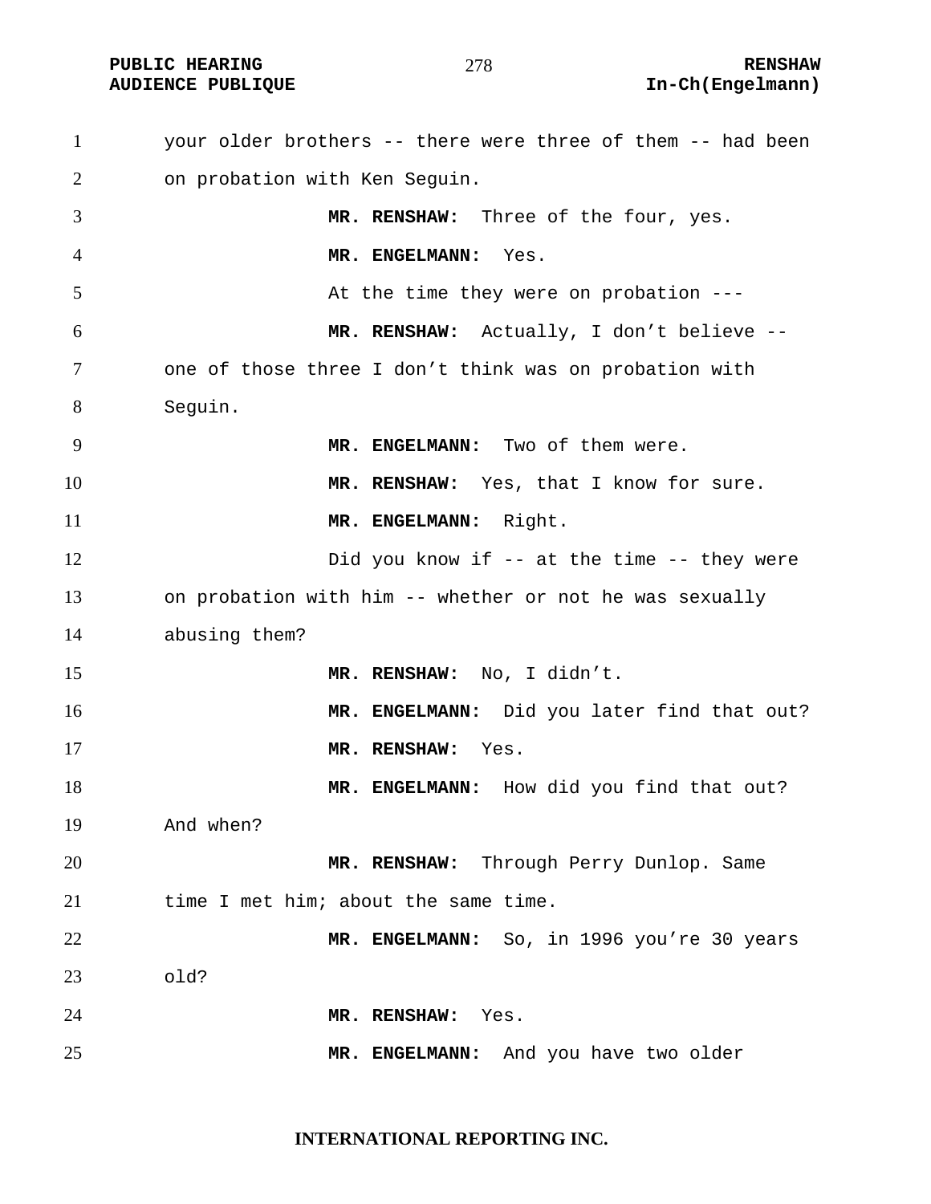your older brothers -- there were three of them -- had been on probation with Ken Seguin.

**MR. RENSHAW:** Three of the four, yes.

**MR. ENGELMANN:** Yes.

At the time they were on probation ---

**MR. RENSHAW:** Actually, I don't believe -- one of those three I don't think was on probation with Seguin.

**MR. ENGELMANN:** Two of them were.

**MR. RENSHAW:** Yes, that I know for sure.

**MR. ENGELMANN:** Right.

Did you know if -- at the time -- they were on probation with him -- whether or not he was sexually abusing them?

**MR. RENSHAW:** No, I didn't.

**MR. ENGELMANN:** Did you later find that out?

**MR. RENSHAW:** Yes.

**MR. ENGELMANN:** How did you find that out? And when?

**MR. RENSHAW:** Through Perry Dunlop. Same time I met him; about the same time.

**MR. ENGELMANN:** So, in 1996 you're 30 years old?

**MR. RENSHAW:** Yes.

**MR. ENGELMANN:** And you have two older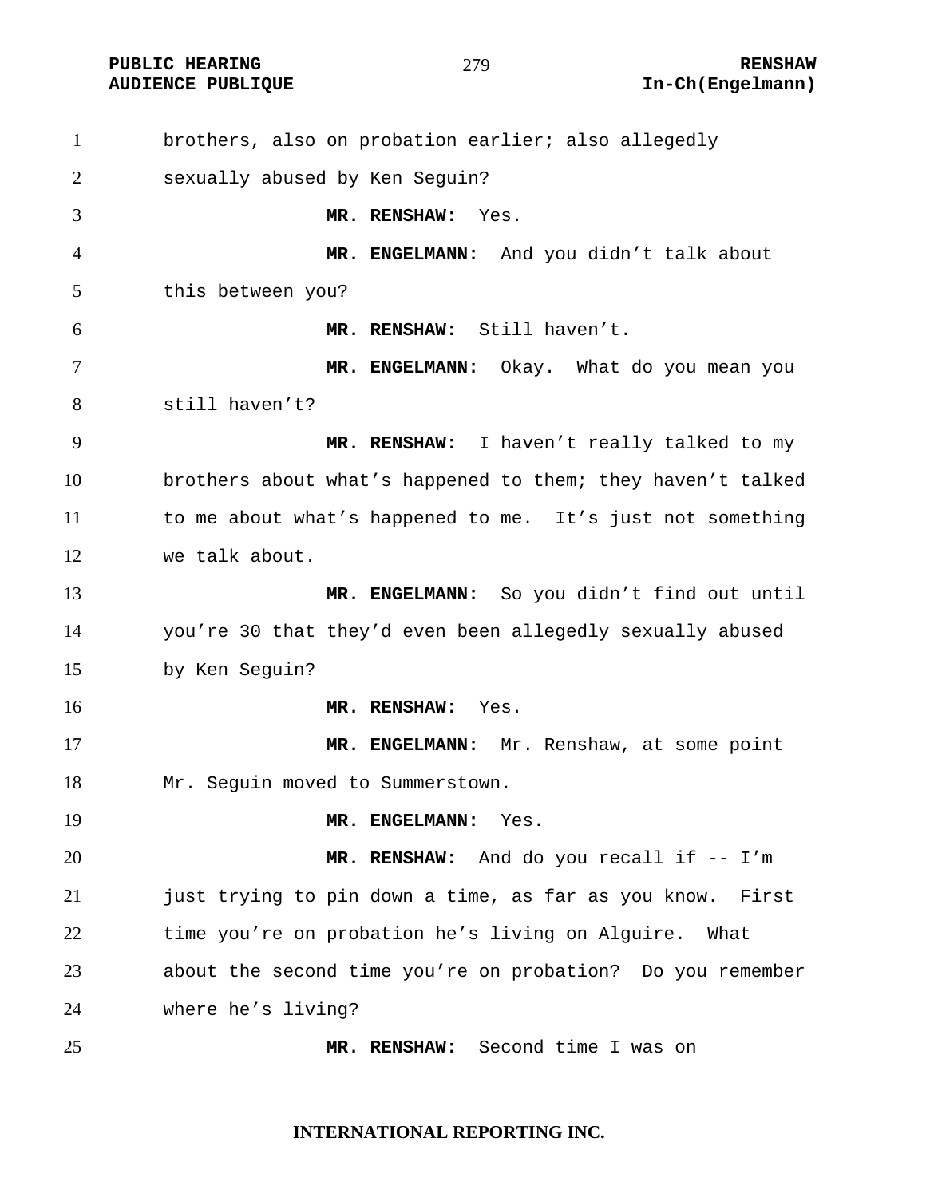brothers, also on probation earlier; also allegedly sexually abused by Ken Seguin?

**MR. RENSHAW:** Yes.

**MR. ENGELMANN:** And you didn't talk about this between you?

**MR. RENSHAW:** Still haven't.

**MR. ENGELMANN:** Okay. What do you mean you still haven't?

**MR. RENSHAW:** I haven't really talked to my brothers about what's happened to them; they haven't talked to me about what's happened to me. It's just not something we talk about.

**MR. ENGELMANN:** So you didn't find out until you're 30 that they'd even been allegedly sexually abused by Ken Seguin?

**MR. RENSHAW:** Yes.

**MR. ENGELMANN:** Mr. Renshaw, at some point Mr. Seguin moved to Summerstown.

**MR. ENGELMANN:** Yes.

**MR. RENSHAW:** And do you recall if -- I'm just trying to pin down a time, as far as you know. First time you're on probation he's living on Alguire. What about the second time you're on probation? Do you remember where he's living?

**MR. RENSHAW:** Second time I was on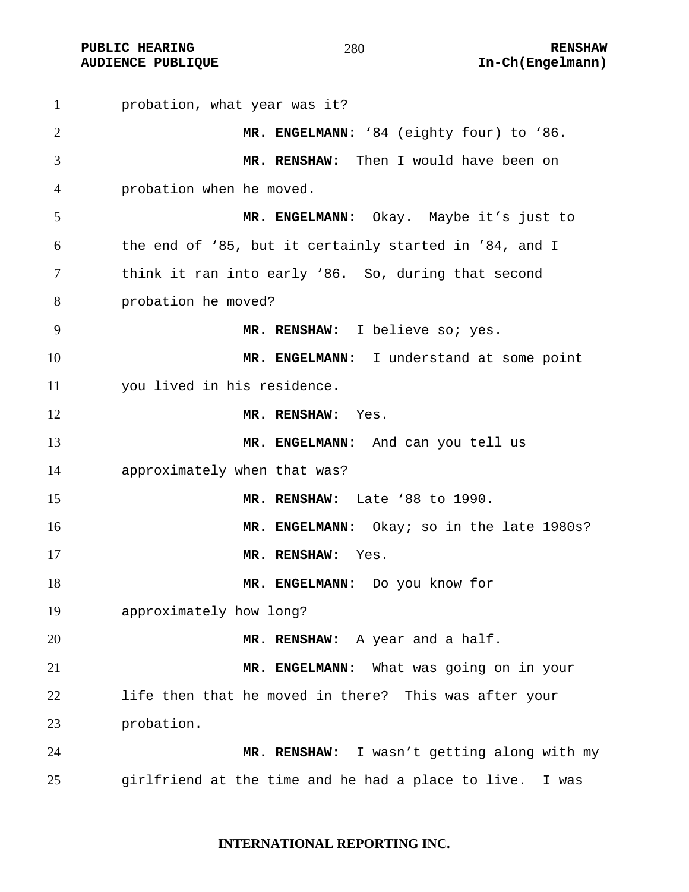probation, what year was it?

**MR. ENGELMANN:** ‘84 (eighty four) to ‘86.

**MR. RENSHAW:** Then I would have been on probation when he moved.

**MR. ENGELMANN:** Okay. Maybe it’s just to the end of ‘85, but it certainly started in ’84, and I think it ran into early ‘86. So, during that second probation he moved?

**MR. RENSHAW:** I believe so; yes.

**MR. ENGELMANN:** I understand at some point you lived in his residence.

**MR. RENSHAW:** Yes.

**MR. ENGELMANN:** And can you tell us approximately when that was?

**MR. RENSHAW:** Late ‘88 to 1990.

**MR. ENGELMANN:** Okay; so in the late 1980s?

**MR. RENSHAW:** Yes.

**MR. ENGELMANN:** Do you know for approximately how long?

**MR. RENSHAW:** A year and a half.

**MR. ENGELMANN:** What was going on in your life then that he moved in there? This was after your probation.

**MR. RENSHAW:** I wasn’t getting along with my girlfriend at the time and he had a place to live. I was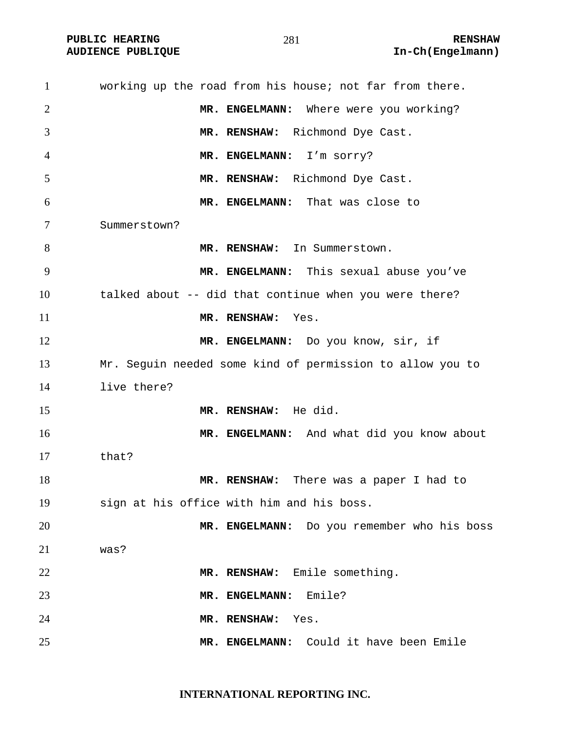working up the road from his house; not far from there.

**MR. ENGELMANN:** Where were you working?

**MR. RENSHAW:** Richmond Dye Cast.

**MR. ENGELMANN:** I'm sorry?

**MR. RENSHAW:** Richmond Dye Cast.

**MR. ENGELMANN:** That was close to Summerstown?

**MR. RENSHAW:** In Summerstown.

**MR. ENGELMANN:** This sexual abuse you've talked about -- did that continue when you were there?

**MR. RENSHAW:** Yes.

**MR. ENGELMANN:** Do you know, sir, if Mr. Seguin needed some kind of permission to allow you to live there?

**MR. RENSHAW:** He did.

**MR. ENGELMANN:** And what did you know about that?

**MR. RENSHAW:** There was a paper I had to sign at his office with him and his boss.

**MR. ENGELMANN:** Do you remember who his boss was?

**MR. RENSHAW:** Emile something.

**MR. ENGELMANN:** Emile?

**MR. RENSHAW:** Yes.

**MR. ENGELMANN:** Could it have been Emile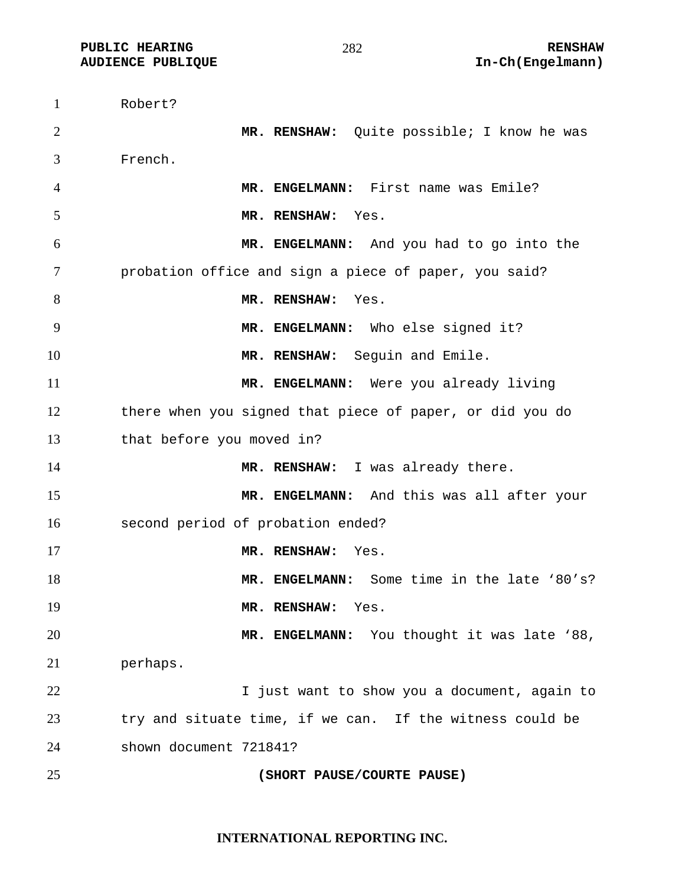Robert?

**MR. RENSHAW:** Quite possible; I know he was French.

**MR. ENGELMANN:** First name was Emile?

**MR. RENSHAW:** Yes.

**MR. ENGELMANN:** And you had to go into the probation office and sign a piece of paper, you said?

**MR. RENSHAW:** Yes.

**MR. ENGELMANN:** Who else signed it?

**MR. RENSHAW:** Seguin and Emile.

**MR. ENGELMANN:** Were you already living there when you signed that piece of paper, or did you do that before you moved in?

**MR. RENSHAW:** I was already there.

**MR. ENGELMANN:** And this was all after your second period of probation ended?

**MR. RENSHAW:** Yes.

**MR. ENGELMANN:** Some time in the late ‘80’s?

**MR. RENSHAW:** Yes.

**MR. ENGELMANN:** You thought it was late ‘88, perhaps.

I just want to show you a document, again to try and situate time, if we can. If the witness could be shown document 721841?

**(SHORT PAUSE/COURTE PAUSE)**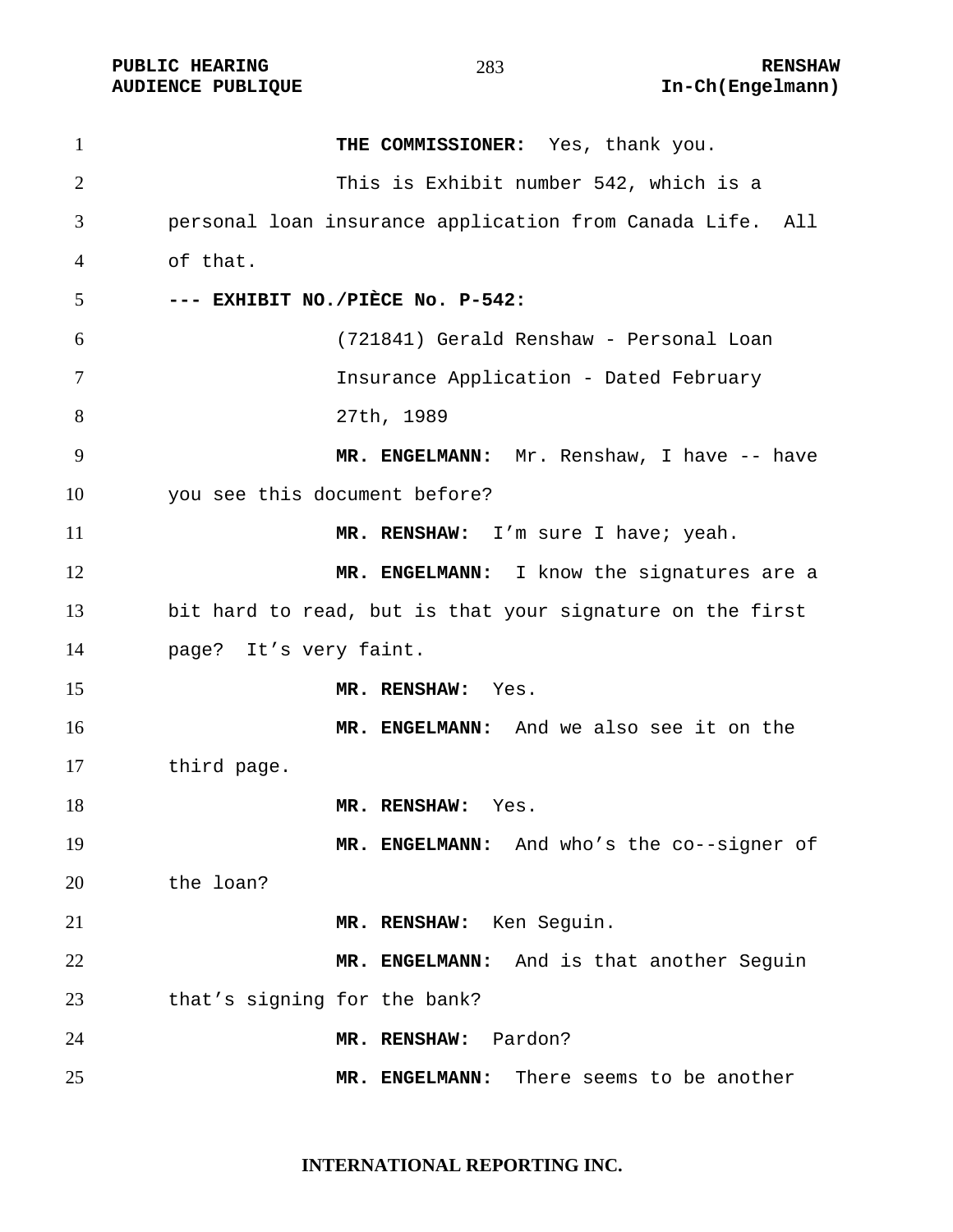**THE COMMISSIONER:** Yes, thank you.

This is Exhibit number 542, which is a personal loan insurance application from Canada Life. All of that.

**--- EXHIBIT NO./PIÈCE No. P-542:**

(721841) Gerald Renshaw - Personal Loan Insurance Application - Dated February 27th, 1989

**MR. ENGELMANN:** Mr. Renshaw, I have -- have you see this document before?

**MR. RENSHAW:** I'm sure I have; yeah.

**MR. ENGELMANN:** I know the signatures are a bit hard to read, but is that your signature on the first page? It's very faint.

**MR. RENSHAW:** Yes.

**MR. ENGELMANN:** And we also see it on the third page.

**MR. RENSHAW:** Yes.

**MR. ENGELMANN:** And who's the co--signer of the loan?

**MR. RENSHAW:** Ken Seguin.

**MR. ENGELMANN:** And is that another Seguin that's signing for the bank?

**MR. RENSHAW:** Pardon?

**MR. ENGELMANN:** There seems to be another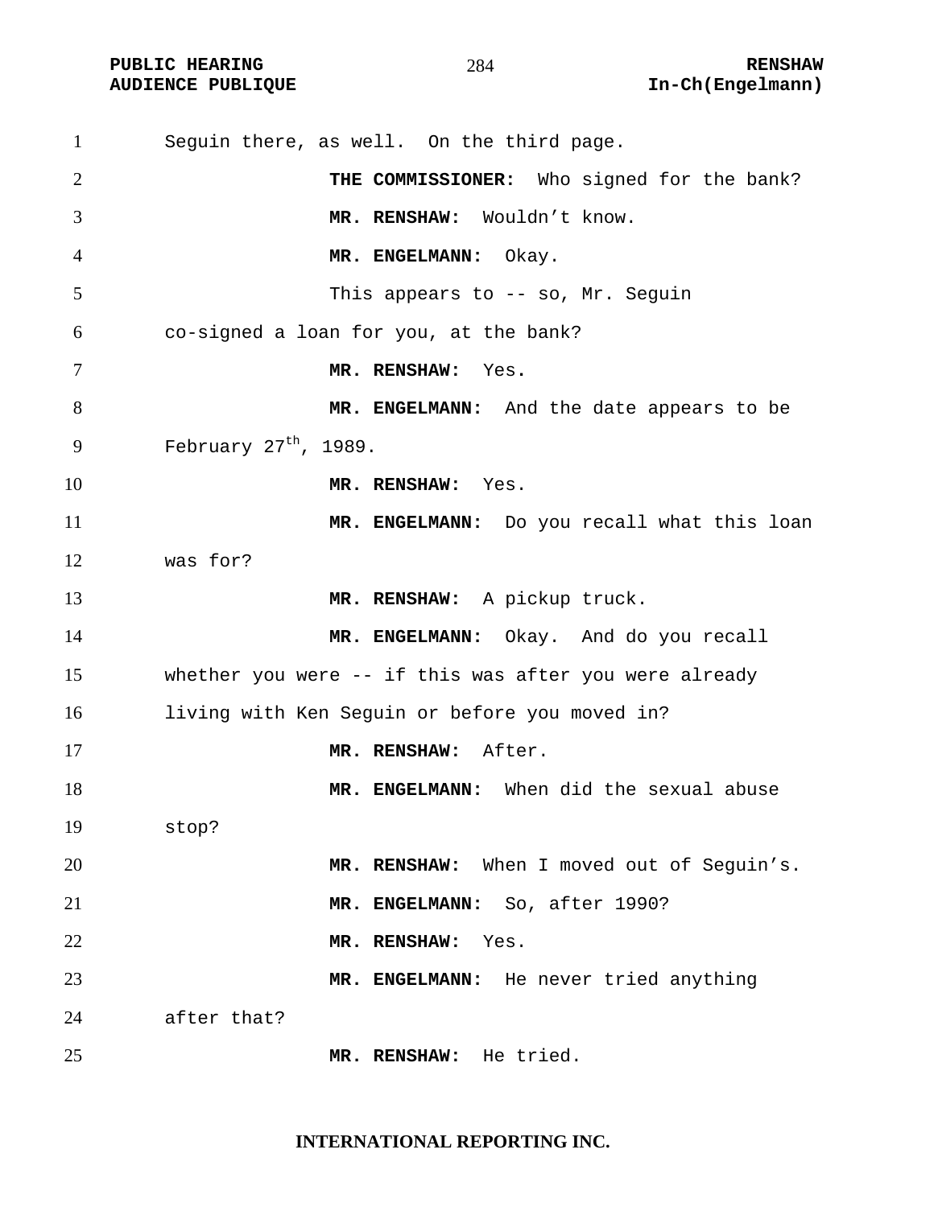Seguin there, as well. On the third page.

**THE COMMISSIONER:** Who signed for the bank?

**MR. RENSHAW:** Wouldn't know.

**MR. ENGELMANN:** Okay.

This appears to -- so, Mr. Seguin co-signed a loan for you, at the bank?

**MR. RENSHAW:** Yes.

**MR. ENGELMANN:** And the date appears to be February 27th, 1989.

**MR. RENSHAW:** Yes.

**MR. ENGELMANN:** Do you recall what this loan was for?

**MR. RENSHAW:** A pickup truck.

**MR. ENGELMANN:** Okay. And do you recall whether you were -- if this was after you were already living with Ken Seguin or before you moved in?

**MR. RENSHAW:** After.

**MR. ENGELMANN:** When did the sexual abuse stop?

**MR. RENSHAW:** When I moved out of Seguin's.

**MR. ENGELMANN:** So, after 1990?

**MR. RENSHAW:** Yes.

**MR. ENGELMANN:** He never tried anything after that?

**MR. RENSHAW:** He tried.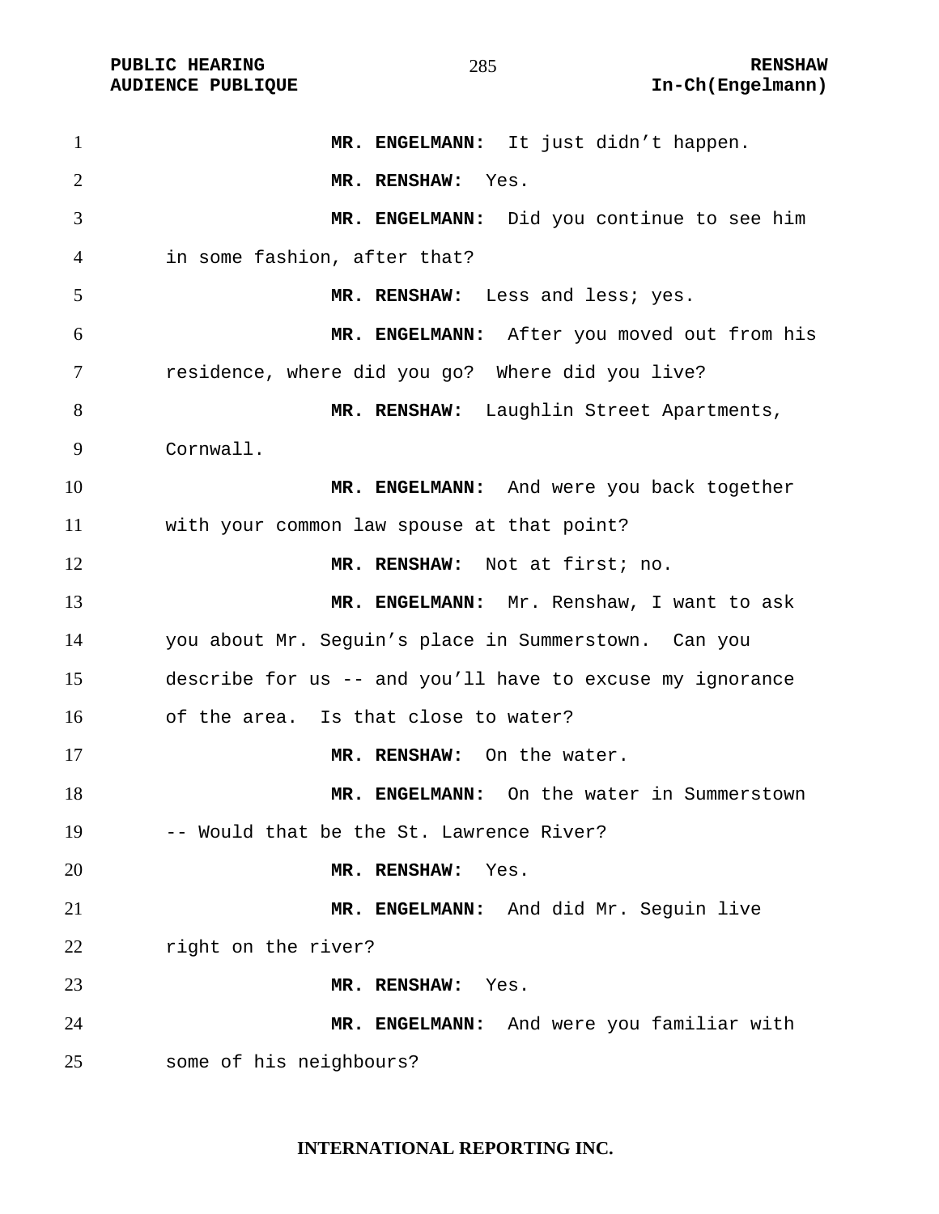**MR. ENGELMANN:** It just didn't happen.

**MR. RENSHAW:** Yes.

**MR. ENGELMANN:** Did you continue to see him in some fashion, after that?

**MR. RENSHAW:** Less and less; yes.

**MR. ENGELMANN:** After you moved out from his residence, where did you go? Where did you live?

**MR. RENSHAW:** Laughlin Street Apartments, Cornwall.

**MR. ENGELMANN:** And were you back together with your common law spouse at that point?

**MR. RENSHAW:** Not at first; no.

**MR. ENGELMANN:** Mr. Renshaw, I want to ask you about Mr. Seguin's place in Summerstown. Can you describe for us -- and you'll have to excuse my ignorance of the area. Is that close to water?

**MR. RENSHAW:** On the water.

**MR. ENGELMANN:** On the water in Summerstown -- Would that be the St. Lawrence River?

**MR. RENSHAW:** Yes.

**MR. ENGELMANN:** And did Mr. Seguin live right on the river?

**MR. RENSHAW:** Yes.

**MR. ENGELMANN:** And were you familiar with some of his neighbours?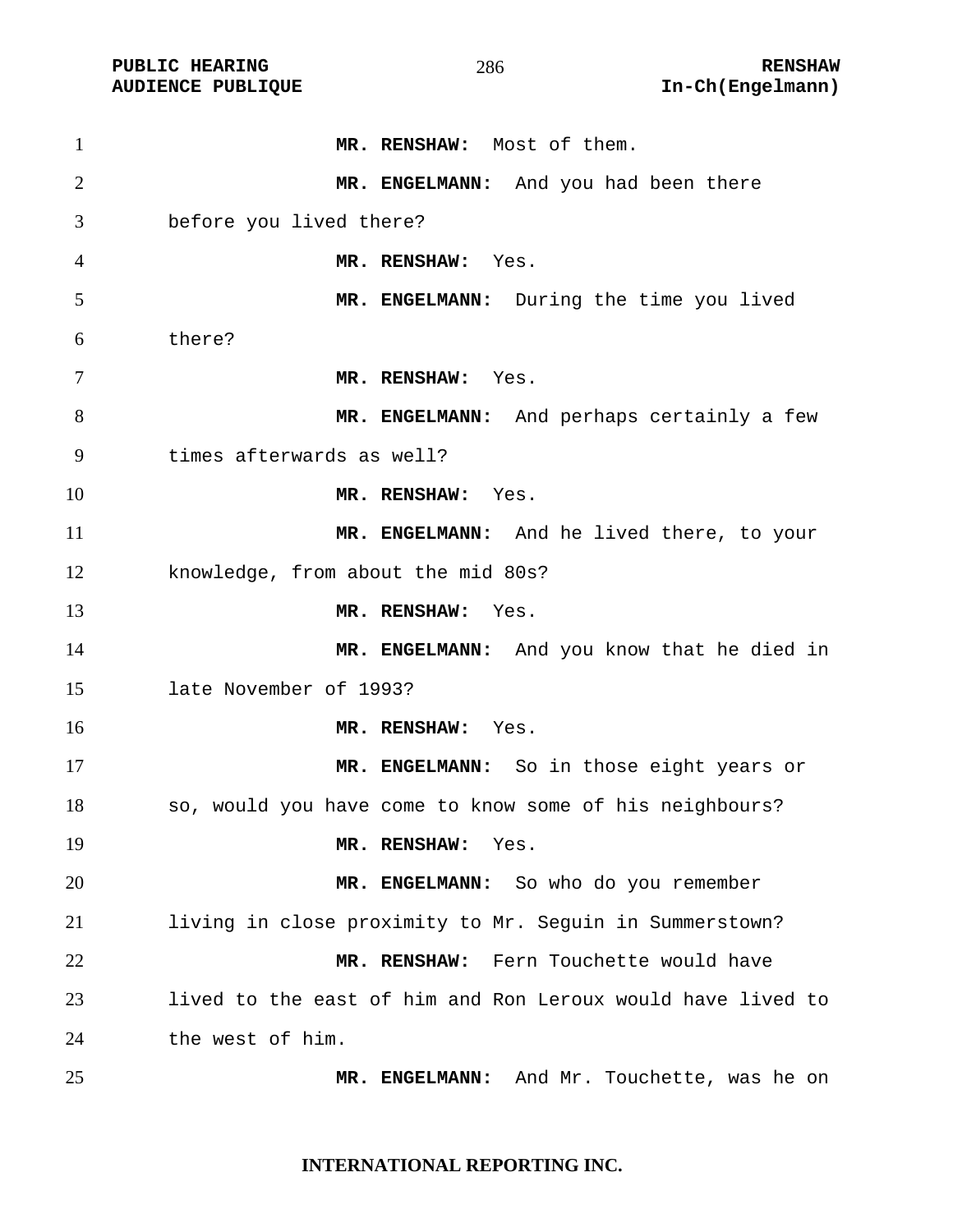**MR. RENSHAW:** Most of them.

**MR. ENGELMANN:** And you had been there before you lived there?

**MR. RENSHAW:** Yes.

**MR. ENGELMANN:** During the time you lived there?

**MR. RENSHAW:** Yes.

**MR. ENGELMANN:** And perhaps certainly a few times afterwards as well?

**MR. RENSHAW:** Yes.

**MR. ENGELMANN:** And he lived there, to your knowledge, from about the mid 80s?

**MR. RENSHAW:** Yes.

**MR. ENGELMANN:** And you know that he died in late November of 1993?

**MR. RENSHAW:** Yes.

**MR. ENGELMANN:** So in those eight years or so, would you have come to know some of his neighbours?

**MR. RENSHAW:** Yes.

**MR. ENGELMANN:** So who do you remember living in close proximity to Mr. Seguin in Summerstown?

**MR. RENSHAW:** Fern Touchette would have lived to the east of him and Ron Leroux would have lived to the west of him.

**MR. ENGELMANN:** And Mr. Touchette, was he on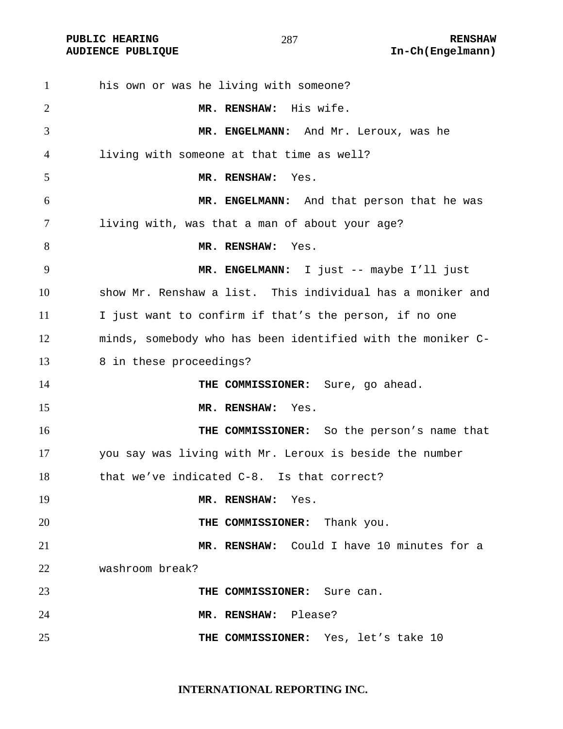his own or was he living with someone?

**MR. RENSHAW:** His wife.

**MR. ENGELMANN:** And Mr. Leroux, was he living with someone at that time as well?

**MR. RENSHAW:** Yes.

**MR. ENGELMANN:** And that person that he was living with, was that a man of about your age?

**MR. RENSHAW:** Yes.

**MR. ENGELMANN:** I just -- maybe I'll just show Mr. Renshaw a list. This individual has a moniker and I just want to confirm if that's the person, if no one minds, somebody who has been identified with the moniker C-8 in these proceedings?

**THE COMMISSIONER:** Sure, go ahead.

**MR. RENSHAW:** Yes.

**THE COMMISSIONER:** So the person's name that you say was living with Mr. Leroux is beside the number that we've indicated C-8. Is that correct?

**MR. RENSHAW:** Yes.

**THE COMMISSIONER:** Thank you.

**MR. RENSHAW:** Could I have 10 minutes for a washroom break?

**THE COMMISSIONER:** Sure can.

**MR. RENSHAW:** Please?

**THE COMMISSIONER:** Yes, let's take 10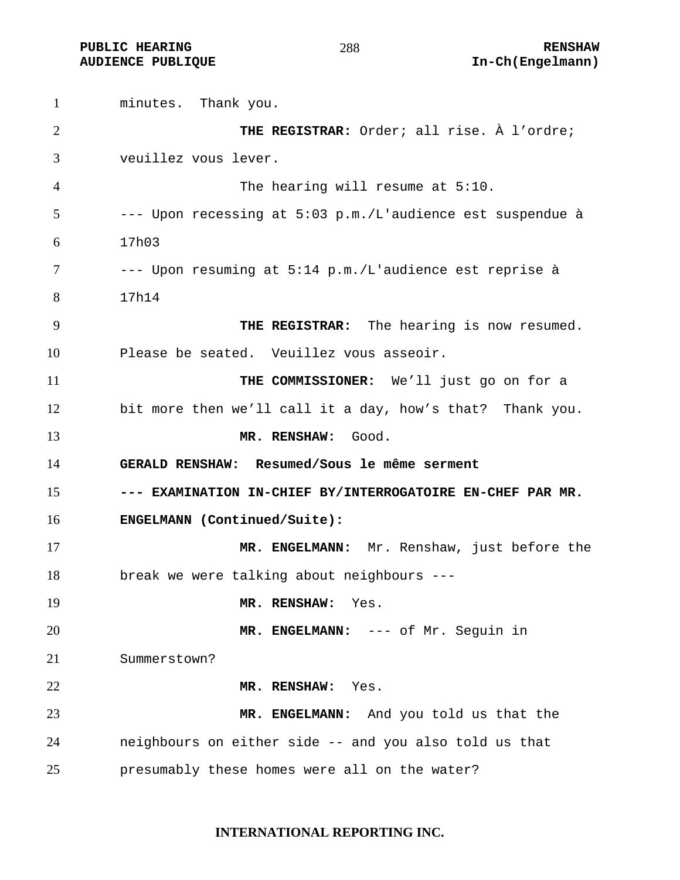minutes. Thank you.

**THE REGISTRAR:** Order; all rise. À l'ordre; veuillez vous lever.

The hearing will resume at 5:10.

--- Upon recessing at 5:03 p.m./L'audience est suspendue à 17h03

--- Upon resuming at 5:14 p.m./L'audience est reprise à 17h14

**THE REGISTRAR:** The hearing is now resumed. Please be seated. Veuillez vous asseoir.

**THE COMMISSIONER:** We'll just go on for a bit more then we'll call it a day, how's that? Thank you.

**MR. RENSHAW:** Good.

**GERALD RENSHAW: Resumed/Sous le même serment**

**--- EXAMINATION IN-CHIEF BY/INTERROGATOIRE EN-CHEF PAR MR. ENGELMANN (Continued/Suite):**

**MR. ENGELMANN:** Mr. Renshaw, just before the break we were talking about neighbours ---

**MR. RENSHAW:** Yes.

**MR. ENGELMANN:** --- of Mr. Seguin in Summerstown?

**MR. RENSHAW:** Yes.

**MR. ENGELMANN:** And you told us that the neighbours on either side -- and you also told us that presumably these homes were all on the water?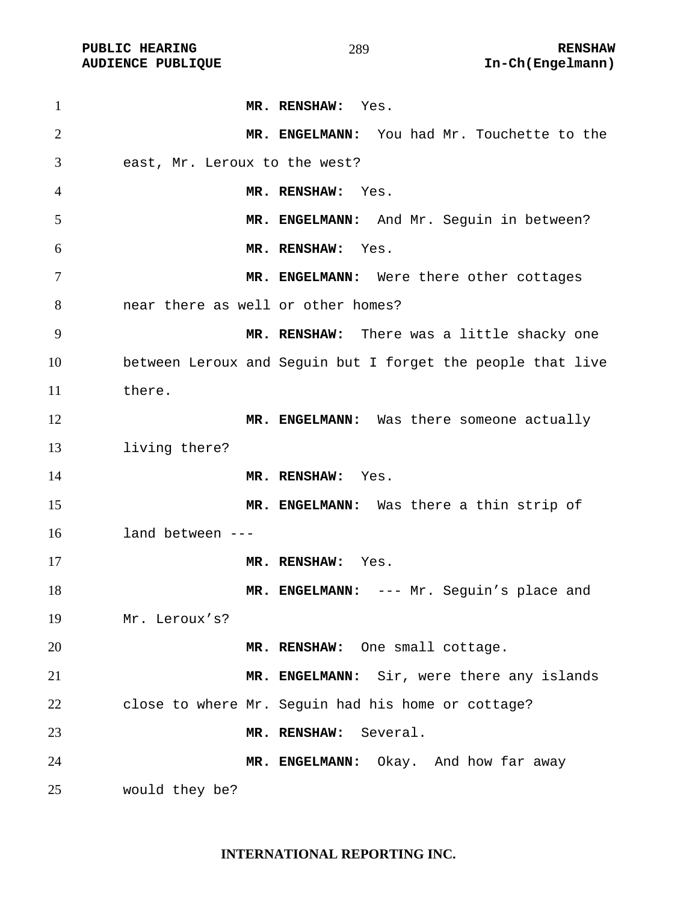**MR. RENSHAW:** Yes.

**MR. ENGELMANN:** You had Mr. Touchette to the east, Mr. Leroux to the west?

**MR. RENSHAW:** Yes.

**MR. ENGELMANN:** And Mr. Seguin in between?

**MR. RENSHAW:** Yes.

**MR. ENGELMANN:** Were there other cottages near there as well or other homes?

**MR. RENSHAW:** There was a little shacky one between Leroux and Seguin but I forget the people that live there.

**MR. ENGELMANN:** Was there someone actually living there?

**MR. RENSHAW:** Yes.

**MR. ENGELMANN:** Was there a thin strip of land between ---

**MR. RENSHAW:** Yes.

**MR. ENGELMANN:** --- Mr. Seguin's place and Mr. Leroux's?

**MR. RENSHAW:** One small cottage.

**MR. ENGELMANN:** Sir, were there any islands close to where Mr. Seguin had his home or cottage?

**MR. RENSHAW:** Several.

**MR. ENGELMANN:** Okay. And how far away would they be?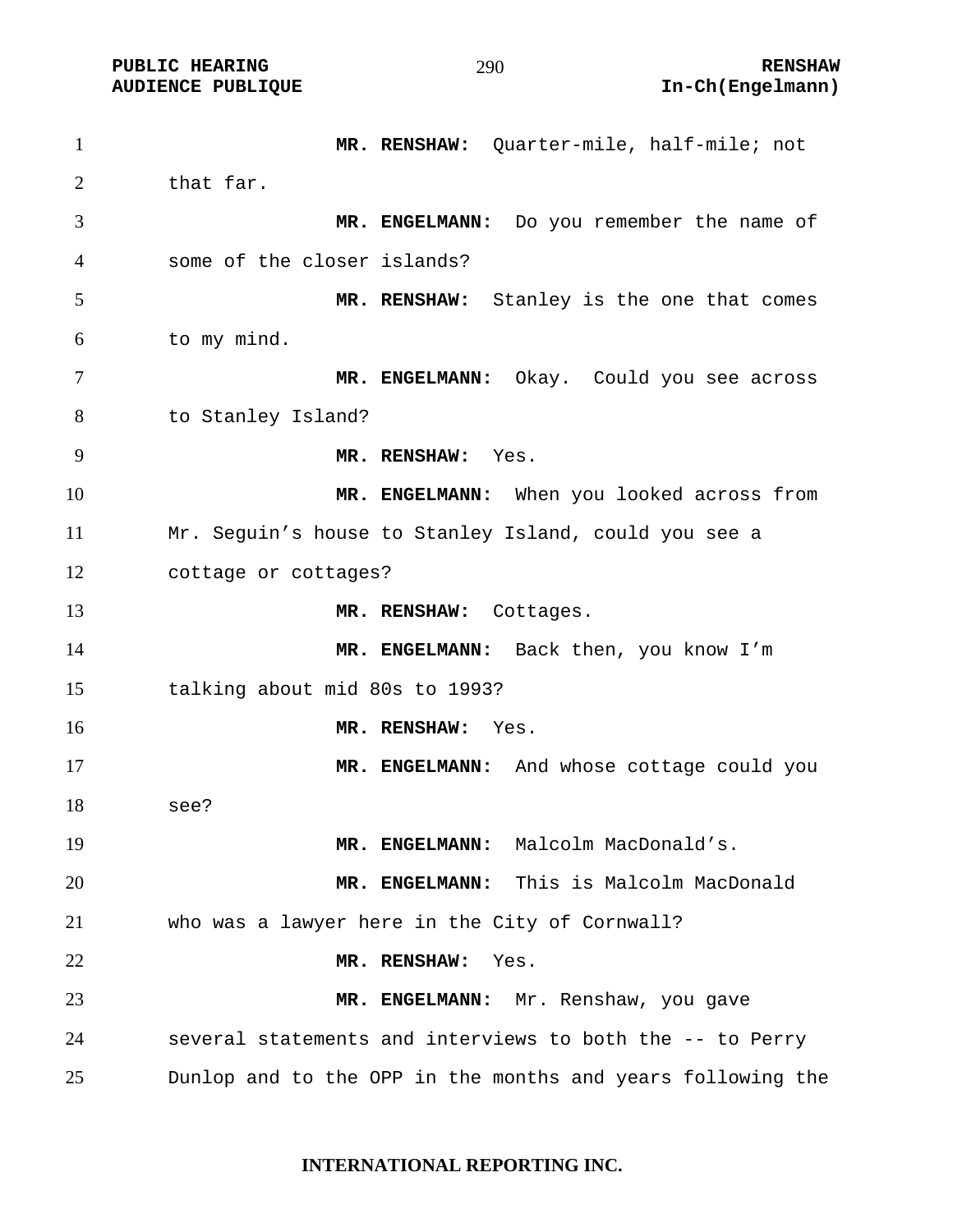**MR. RENSHAW:** Quarter-mile, half-mile; not that far.

**MR. ENGELMANN:** Do you remember the name of some of the closer islands?

**MR. RENSHAW:** Stanley is the one that comes to my mind.

**MR. ENGELMANN:** Okay. Could you see across to Stanley Island?

**MR. RENSHAW:** Yes.

**MR. ENGELMANN:** When you looked across from Mr. Seguin's house to Stanley Island, could you see a cottage or cottages?

**MR. RENSHAW:** Cottages.

**MR. ENGELMANN:** Back then, you know I'm talking about mid 80s to 1993?

**MR. RENSHAW:** Yes.

**MR. ENGELMANN:** And whose cottage could you see?

**MR. ENGELMANN:** Malcolm MacDonald's.

**MR. ENGELMANN:** This is Malcolm MacDonald who was a lawyer here in the City of Cornwall?

**MR. RENSHAW:** Yes.

**MR. ENGELMANN:** Mr. Renshaw, you gave several statements and interviews to both the -- to Perry Dunlop and to the OPP in the months and years following the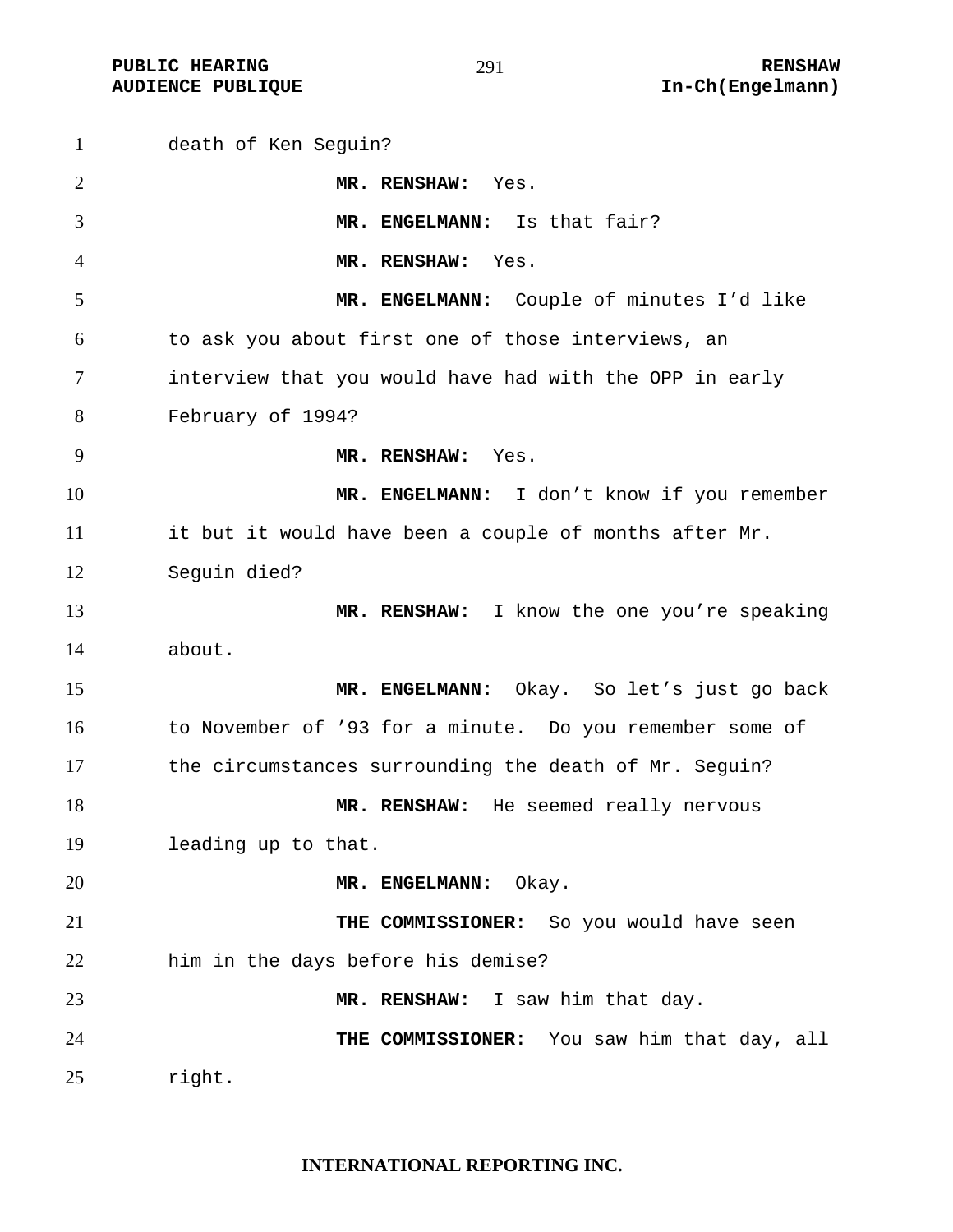death of Ken Seguin?

**MR. RENSHAW:** Yes.

**MR. ENGELMANN:** Is that fair?

**MR. RENSHAW:** Yes.

**MR. ENGELMANN:** Couple of minutes I'd like to ask you about first one of those interviews, an interview that you would have had with the OPP in early February of 1994?

**MR. RENSHAW:** Yes.

**MR. ENGELMANN:** I don't know if you remember it but it would have been a couple of months after Mr. Seguin died?

**MR. RENSHAW:** I know the one you're speaking about.

**MR. ENGELMANN:** Okay. So let's just go back to November of '93 for a minute. Do you remember some of the circumstances surrounding the death of Mr. Seguin?

**MR. RENSHAW:** He seemed really nervous leading up to that.

**MR. ENGELMANN:** Okay.

**THE COMMISSIONER:** So you would have seen him in the days before his demise?

**MR. RENSHAW:** I saw him that day.

**THE COMMISSIONER:** You saw him that day, all right.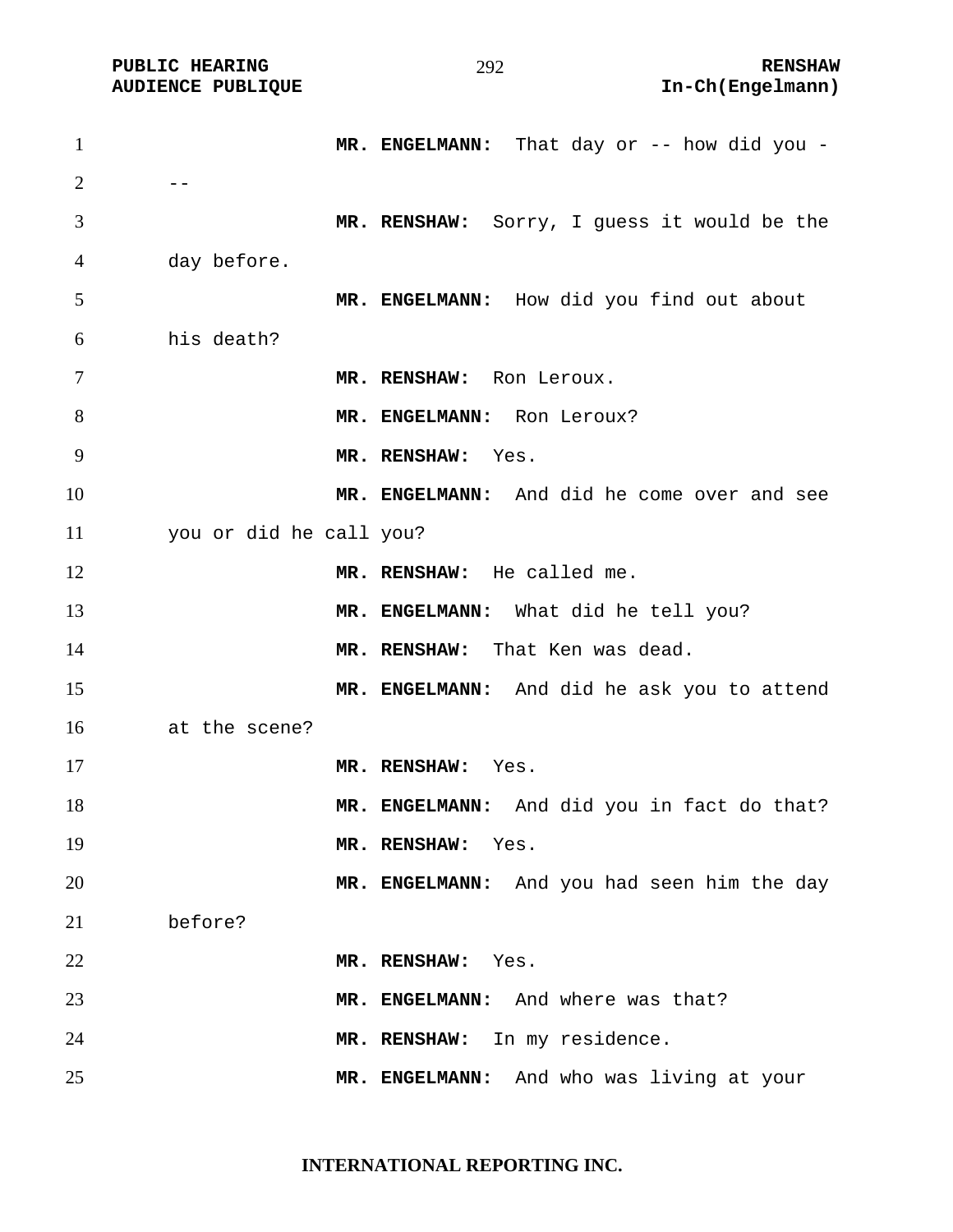**MR. ENGELMANN:** That day or -- how did you ---

**MR. RENSHAW:** Sorry, I guess it would be the day before.

**MR. ENGELMANN:** How did you find out about his death?

**MR. RENSHAW:** Ron Leroux.

**MR. ENGELMANN:** Ron Leroux?

**MR. RENSHAW:** Yes.

**MR. ENGELMANN:** And did he come over and see you or did he call you?

**MR. RENSHAW:** He called me.

**MR. ENGELMANN:** What did he tell you?

**MR. RENSHAW:** That Ken was dead.

**MR. ENGELMANN:** And did he ask you to attend at the scene?

**MR. RENSHAW:** Yes.

**MR. ENGELMANN:** And did you in fact do that?

**MR. RENSHAW:** Yes.

**MR. ENGELMANN:** And you had seen him the day before?

**MR. RENSHAW:** Yes.

**MR. ENGELMANN:** And where was that?

**MR. RENSHAW:** In my residence.

**MR. ENGELMANN:** And who was living at your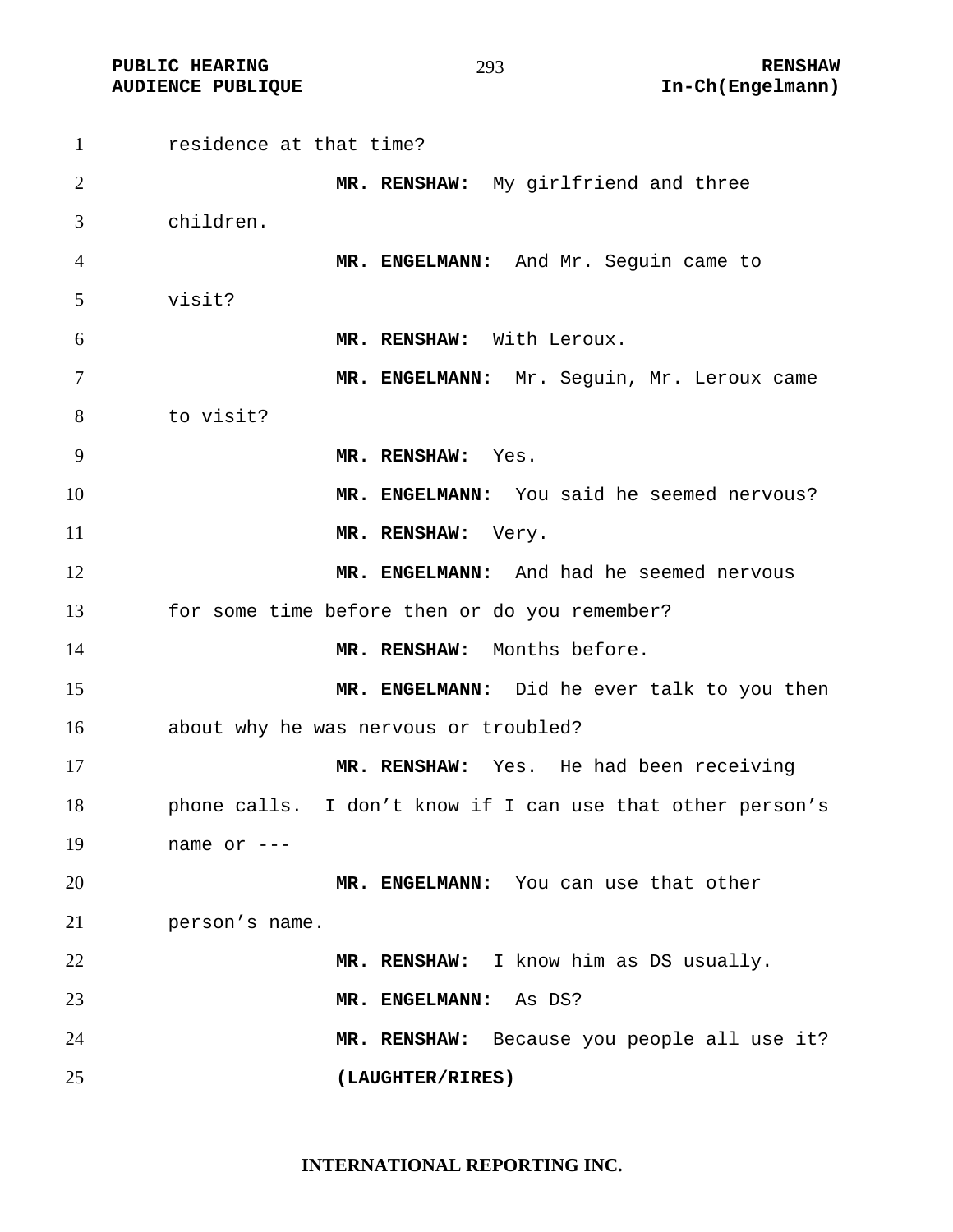residence at that time?

**MR. RENSHAW:** My girlfriend and three children.

**MR. ENGELMANN:** And Mr. Seguin came to visit?

**MR. RENSHAW:** With Leroux.

**MR. ENGELMANN:** Mr. Seguin, Mr. Leroux came to visit?

**MR. RENSHAW:** Yes.

**MR. ENGELMANN:** You said he seemed nervous?

**MR. RENSHAW:** Very.

**MR. ENGELMANN:** And had he seemed nervous for some time before then or do you remember?

**MR. RENSHAW:** Months before.

**MR. ENGELMANN:** Did he ever talk to you then about why he was nervous or troubled?

**MR. RENSHAW:** Yes. He had been receiving phone calls. I don't know if I can use that other person's name or ---

**MR. ENGELMANN:** You can use that other person's name.

**MR. RENSHAW:** I know him as DS usually.

**MR. ENGELMANN:** As DS?

**MR. RENSHAW:** Because you people all use it?

**(LAUGHTER/RIRES)**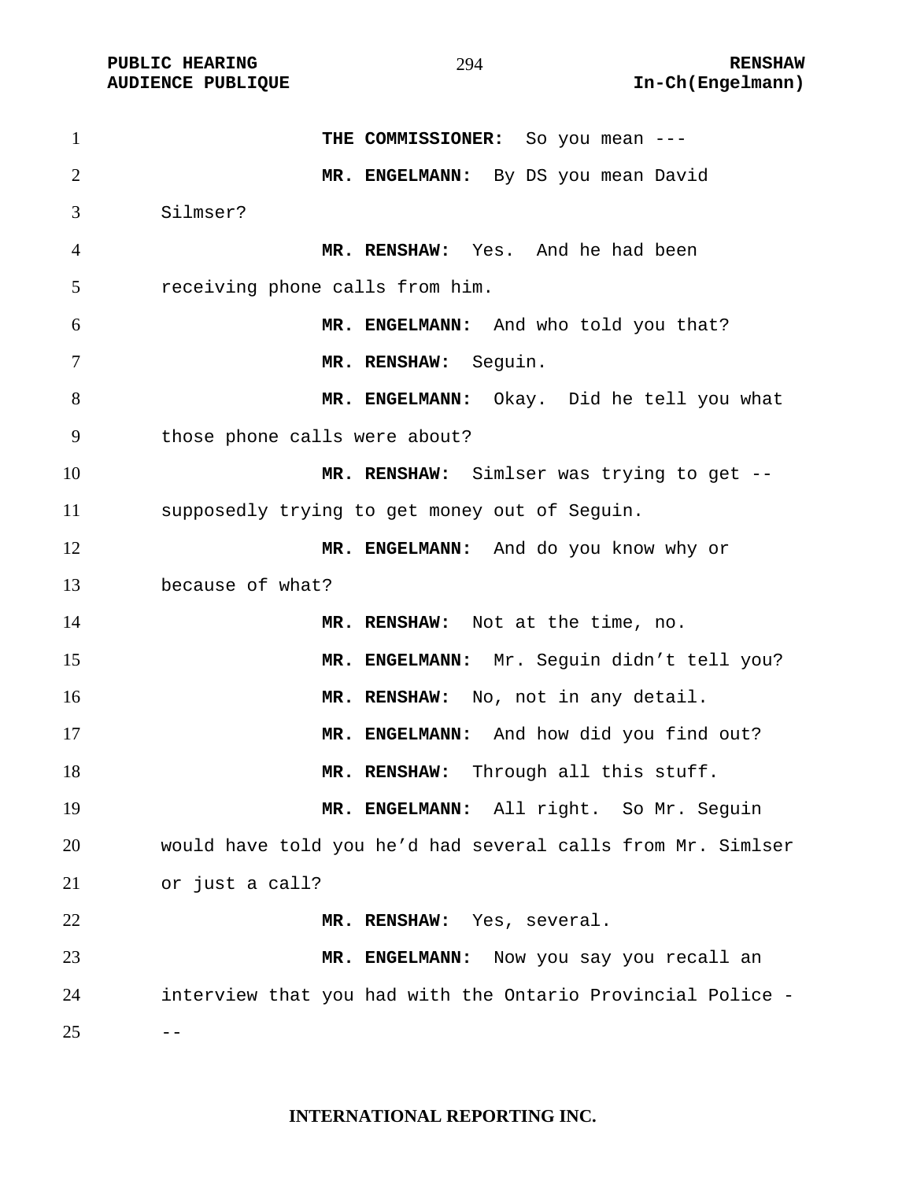**THE COMMISSIONER:** So you mean ---

**MR. ENGELMANN:** By DS you mean David Silmser?

**MR. RENSHAW:** Yes. And he had been receiving phone calls from him.

**MR. ENGELMANN:** And who told you that?

**MR. RENSHAW:** Seguin.

**MR. ENGELMANN:** Okay. Did he tell you what those phone calls were about?

**MR. RENSHAW:** Simlser was trying to get -- supposedly trying to get money out of Seguin.

**MR. ENGELMANN:** And do you know why or because of what?

**MR. RENSHAW:** Not at the time, no.

**MR. ENGELMANN:** Mr. Seguin didn't tell you?

**MR. RENSHAW:** No, not in any detail.

**MR. ENGELMANN:** And how did you find out?

**MR. RENSHAW:** Through all this stuff.

**MR. ENGELMANN:** All right. So Mr. Seguin would have told you he'd had several calls from Mr. Simlser or just a call?

**MR. RENSHAW:** Yes, several.

**MR. ENGELMANN:** Now you say you recall an interview that you had with the Ontario Provincial Police ---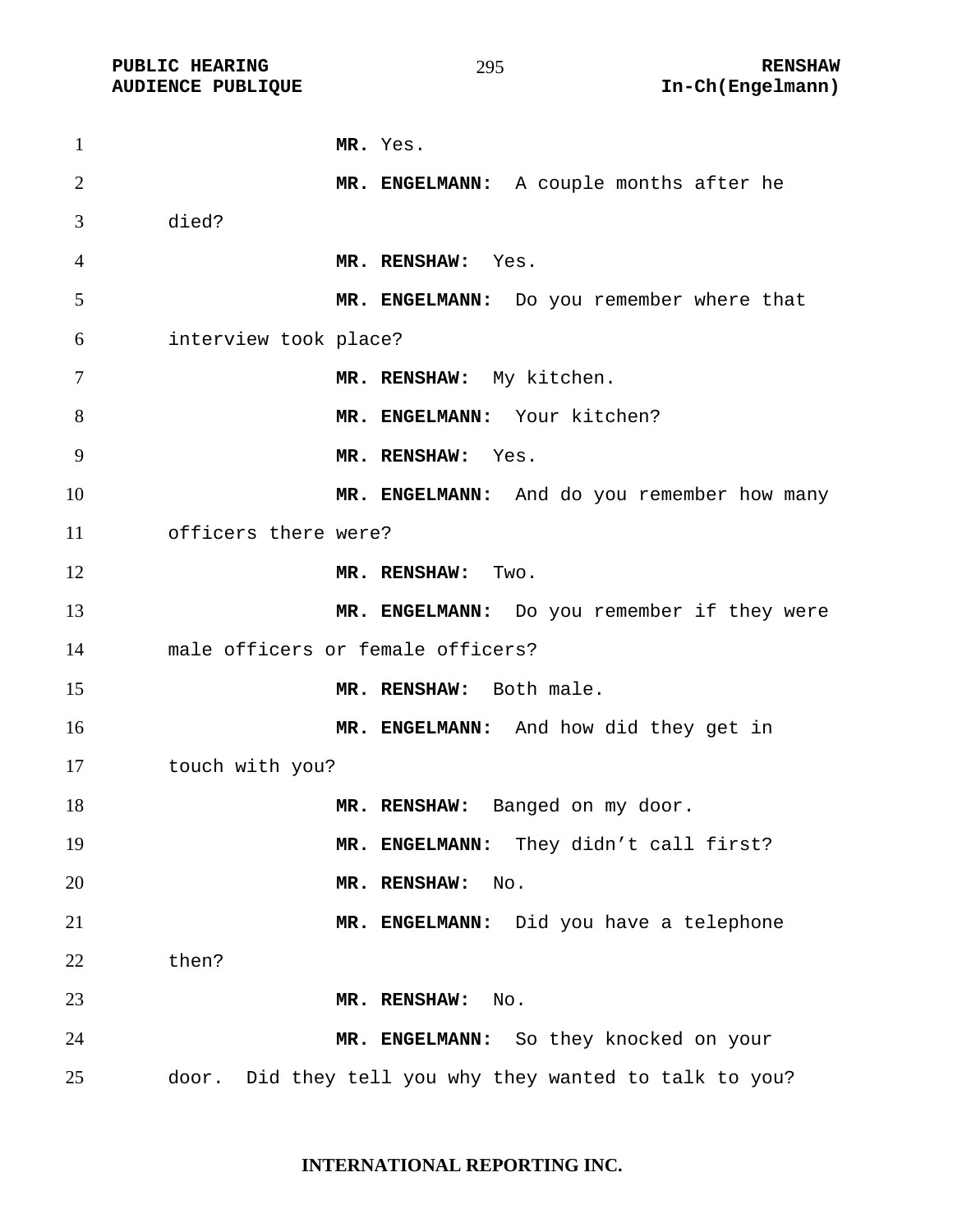**MR.** Yes.

**MR. ENGELMANN:** A couple months after he died?

**MR. RENSHAW:** Yes.

**MR. ENGELMANN:** Do you remember where that interview took place?

**MR. RENSHAW:** My kitchen.

**MR. ENGELMANN:** Your kitchen?

**MR. RENSHAW:** Yes.

**MR. ENGELMANN:** And do you remember how many officers there were?

**MR. RENSHAW:** Two.

**MR. ENGELMANN:** Do you remember if they were male officers or female officers?

**MR. RENSHAW:** Both male.

**MR. ENGELMANN:** And how did they get in touch with you?

**MR. RENSHAW:** Banged on my door.

**MR. ENGELMANN:** They didn't call first?

**MR. RENSHAW:** No.

**MR. ENGELMANN:** Did you have a telephone then?

**MR. RENSHAW:** No.

**MR. ENGELMANN:** So they knocked on your door. Did they tell you why they wanted to talk to you?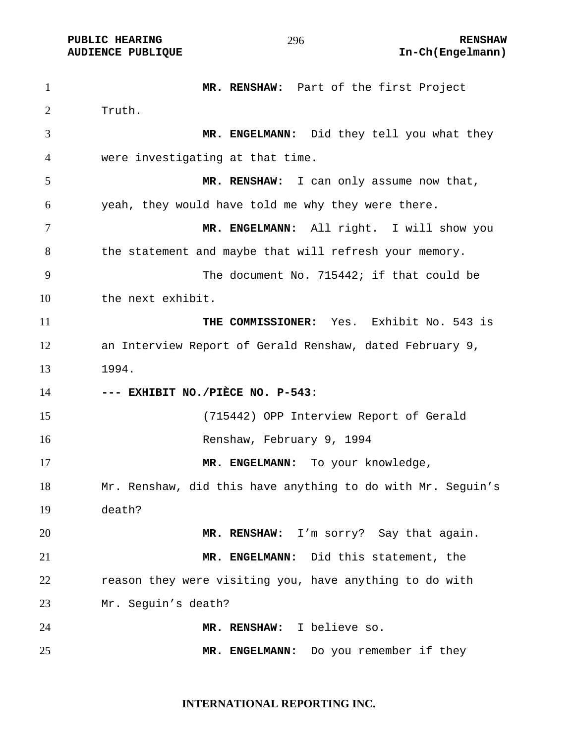**MR. RENSHAW:** Part of the first Project Truth.

**MR. ENGELMANN:** Did they tell you what they were investigating at that time.

**MR. RENSHAW:** I can only assume now that, yeah, they would have told me why they were there.

**MR. ENGELMANN:** All right. I will show you the statement and maybe that will refresh your memory.

The document No. 715442; if that could be the next exhibit.

**THE COMMISSIONER:** Yes. Exhibit No. 543 is an Interview Report of Gerald Renshaw, dated February 9, 1994.

**--- EXHIBIT NO./PIÈCE NO. P-543**:

(715442) OPP Interview Report of Gerald Renshaw, February 9, 1994

**MR. ENGELMANN:** To your knowledge, Mr. Renshaw, did this have anything to do with Mr. Seguin's death?

**MR. RENSHAW:** I'm sorry? Say that again.

**MR. ENGELMANN:** Did this statement, the reason they were visiting you, have anything to do with Mr. Seguin's death?

**MR. RENSHAW:** I believe so.

**MR. ENGELMANN:** Do you remember if they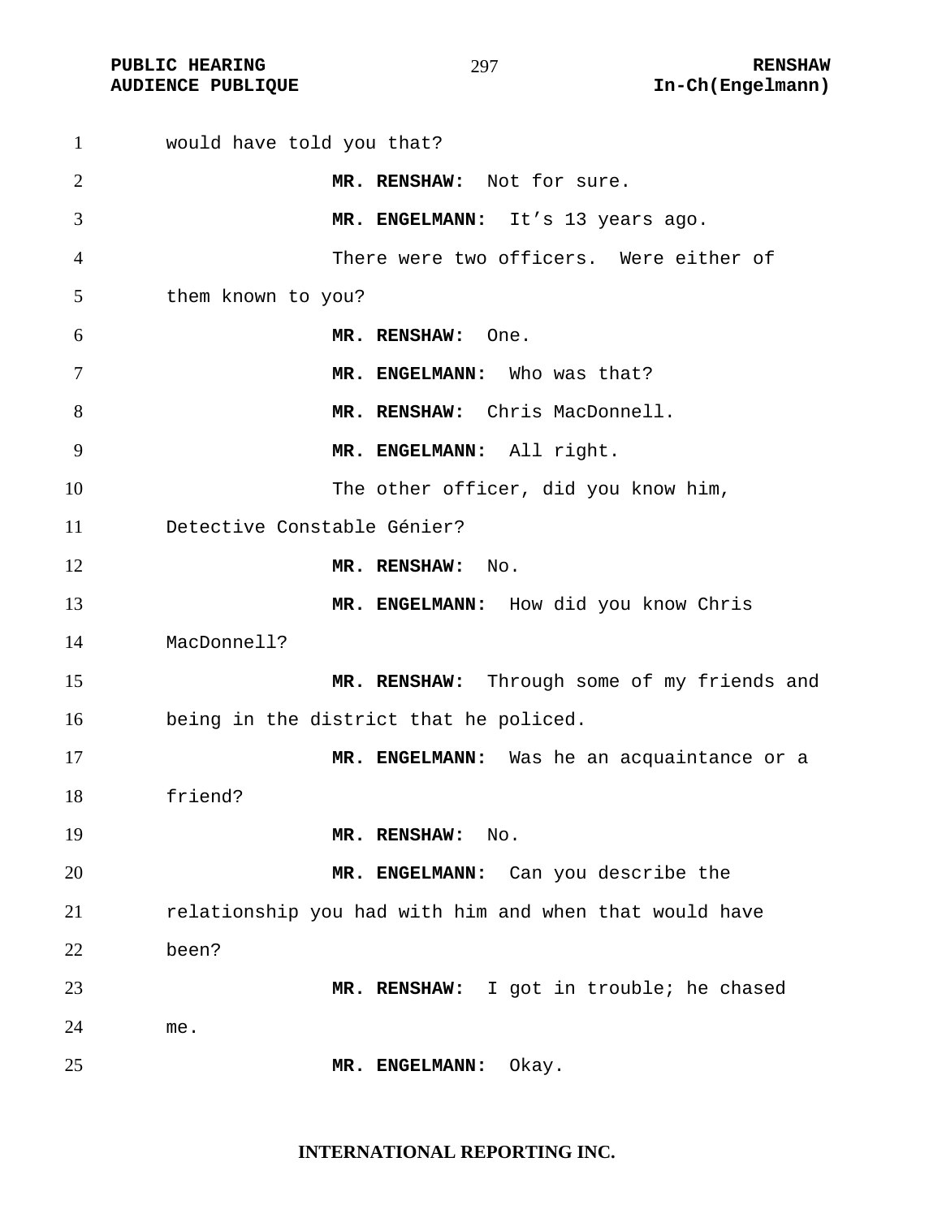would have told you that?

**MR. RENSHAW:** Not for sure.

**MR. ENGELMANN:** It's 13 years ago.

There were two officers. Were either of them known to you?

**MR. RENSHAW:** One.

**MR. ENGELMANN:** Who was that?

**MR. RENSHAW:** Chris MacDonnell.

**MR. ENGELMANN:** All right.

The other officer, did you know him, Detective Constable Génier?

**MR. RENSHAW:** No.

**MR. ENGELMANN:** How did you know Chris MacDonnell?

**MR. RENSHAW:** Through some of my friends and being in the district that he policed.

**MR. ENGELMANN:** Was he an acquaintance or a friend?

**MR. RENSHAW:** No.

**MR. ENGELMANN:** Can you describe the relationship you had with him and when that would have been?

**MR. RENSHAW:** I got in trouble; he chased me.

**MR. ENGELMANN:** Okay.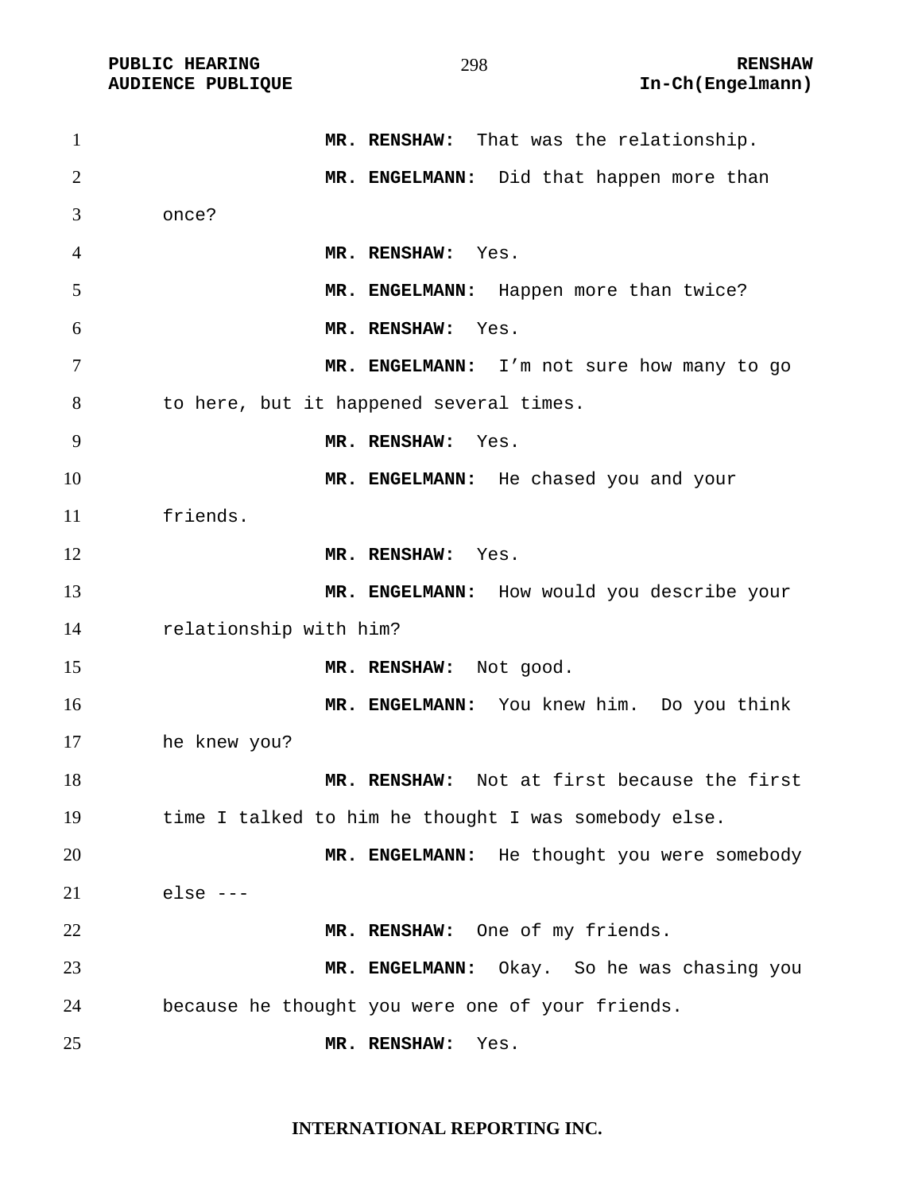**MR. RENSHAW:** That was the relationship.

**MR. ENGELMANN:** Did that happen more than once?

**MR. RENSHAW:** Yes.

**MR. ENGELMANN:** Happen more than twice?

**MR. RENSHAW:** Yes.

**MR. ENGELMANN:** I'm not sure how many to go to here, but it happened several times.

**MR. RENSHAW:** Yes.

**MR. ENGELMANN:** He chased you and your friends.

**MR. RENSHAW:** Yes.

**MR. ENGELMANN:** How would you describe your relationship with him?

**MR. RENSHAW:** Not good.

**MR. ENGELMANN:** You knew him. Do you think he knew you?

**MR. RENSHAW:** Not at first because the first time I talked to him he thought I was somebody else.

**MR. ENGELMANN:** He thought you were somebody else ---

**MR. RENSHAW:** One of my friends.

**MR. ENGELMANN:** Okay. So he was chasing you because he thought you were one of your friends.

**MR. RENSHAW:** Yes.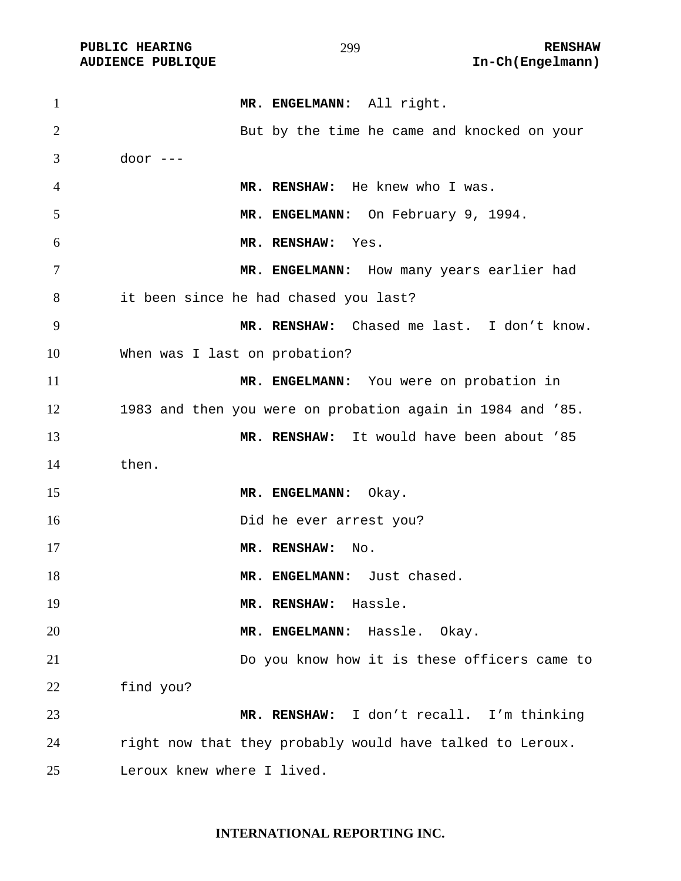**MR. ENGELMANN:** All right.

But by the time he came and knocked on your door ---

**MR. RENSHAW:** He knew who I was.

**MR. ENGELMANN:** On February 9, 1994.

**MR. RENSHAW:** Yes.

**MR. ENGELMANN:** How many years earlier had it been since he had chased you last?

**MR. RENSHAW:** Chased me last. I don't know. When was I last on probation?

**MR. ENGELMANN:** You were on probation in 1983 and then you were on probation again in 1984 and '85.

**MR. RENSHAW:** It would have been about '85 then.

**MR. ENGELMANN:** Okay.

Did he ever arrest you?

**MR. RENSHAW:** No.

**MR. ENGELMANN:** Just chased.

**MR. RENSHAW:** Hassle.

**MR. ENGELMANN:** Hassle. Okay.

Do you know how it is these officers came to find you?

**MR. RENSHAW:** I don't recall. I'm thinking right now that they probably would have talked to Leroux. Leroux knew where I lived.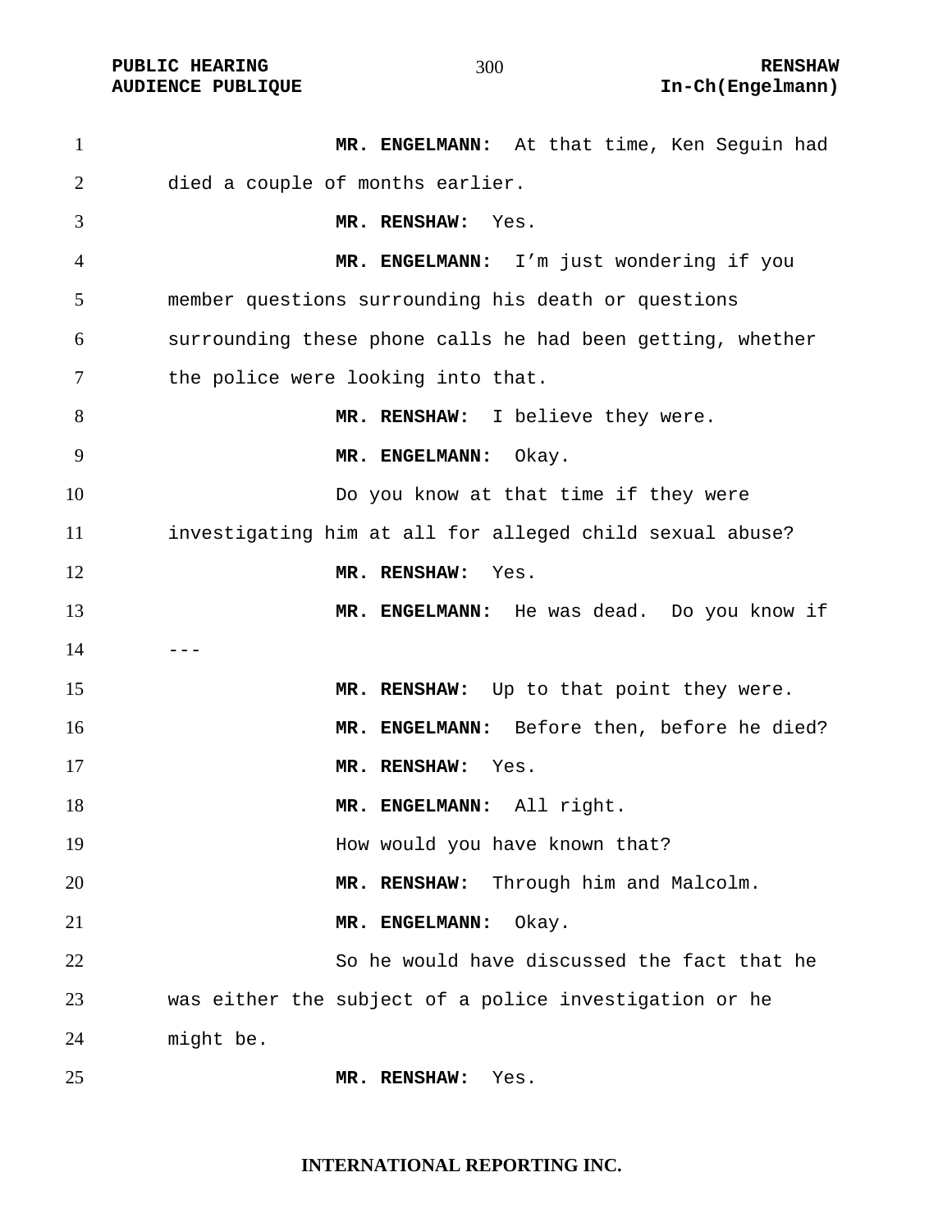**MR. ENGELMANN:** At that time, Ken Seguin had died a couple of months earlier.

**MR. RENSHAW:** Yes.

**MR. ENGELMANN:** I'm just wondering if you member questions surrounding his death or questions surrounding these phone calls he had been getting, whether the police were looking into that.

**MR. RENSHAW:** I believe they were.

**MR. ENGELMANN:** Okay.

Do you know at that time if they were investigating him at all for alleged child sexual abuse?

**MR. RENSHAW:** Yes.

**MR. ENGELMANN:** He was dead. Do you know if ---

**MR. RENSHAW:** Up to that point they were.

**MR. ENGELMANN:** Before then, before he died?

**MR. RENSHAW:** Yes.

**MR. ENGELMANN:** All right.

How would you have known that?

**MR. RENSHAW:** Through him and Malcolm.

**MR. ENGELMANN:** Okay.

So he would have discussed the fact that he was either the subject of a police investigation or he might be.

**MR. RENSHAW:** Yes.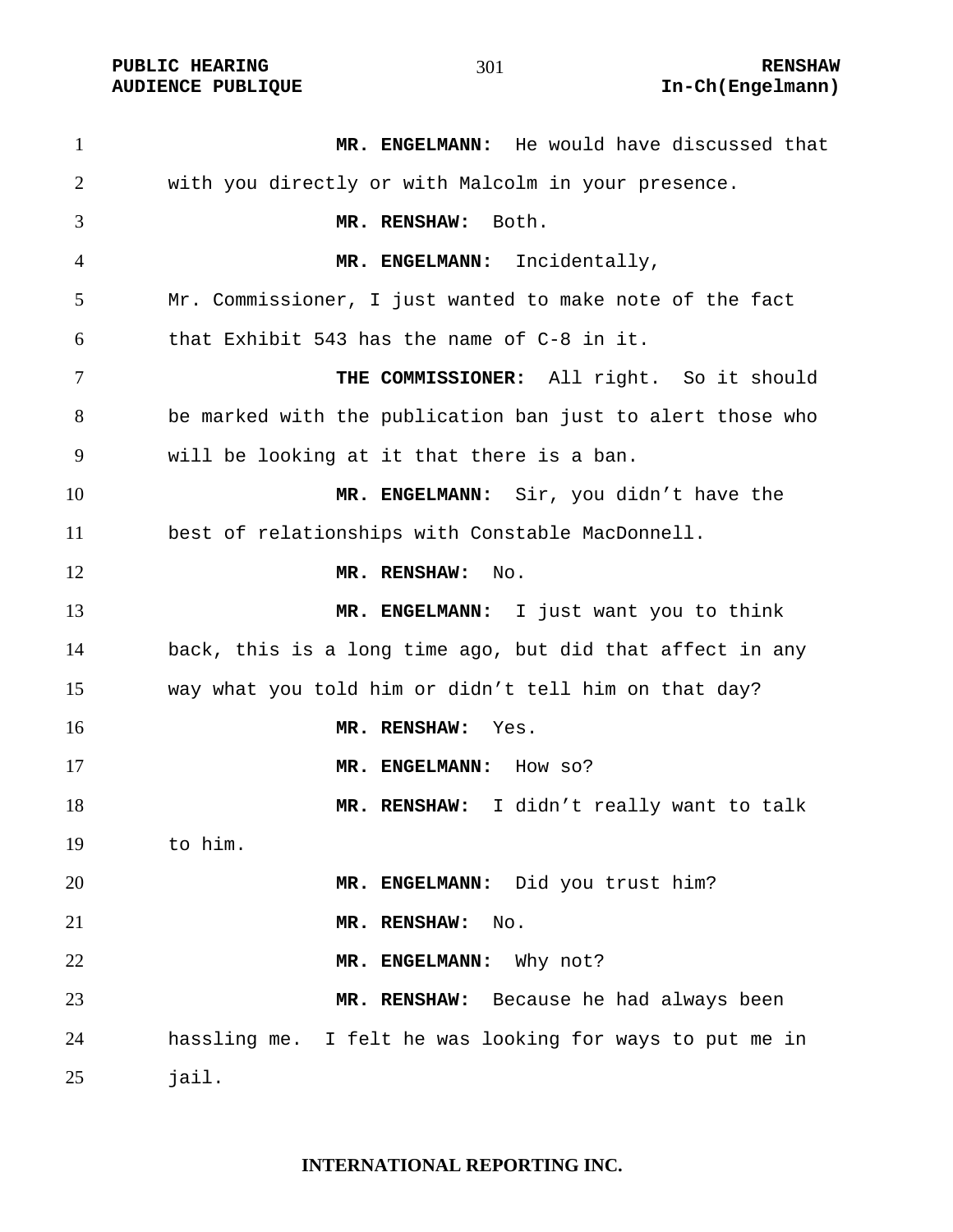**MR. ENGELMANN:** He would have discussed that with you directly or with Malcolm in your presence.

**MR. RENSHAW:** Both.

**MR. ENGELMANN:** Incidentally, Mr. Commissioner, I just wanted to make note of the fact that Exhibit 543 has the name of C-8 in it.

**THE COMMISSIONER:** All right. So it should be marked with the publication ban just to alert those who will be looking at it that there is a ban.

**MR. ENGELMANN:** Sir, you didn't have the best of relationships with Constable MacDonnell.

**MR. RENSHAW:** No.

**MR. ENGELMANN:** I just want you to think back, this is a long time ago, but did that affect in any way what you told him or didn't tell him on that day?

**MR. RENSHAW:** Yes.

**MR. ENGELMANN:** How so?

**MR. RENSHAW:** I didn't really want to talk to him.

**MR. ENGELMANN:** Did you trust him?

**MR. RENSHAW:** No.

**MR. ENGELMANN:** Why not?

**MR. RENSHAW:** Because he had always been hassling me. I felt he was looking for ways to put me in jail.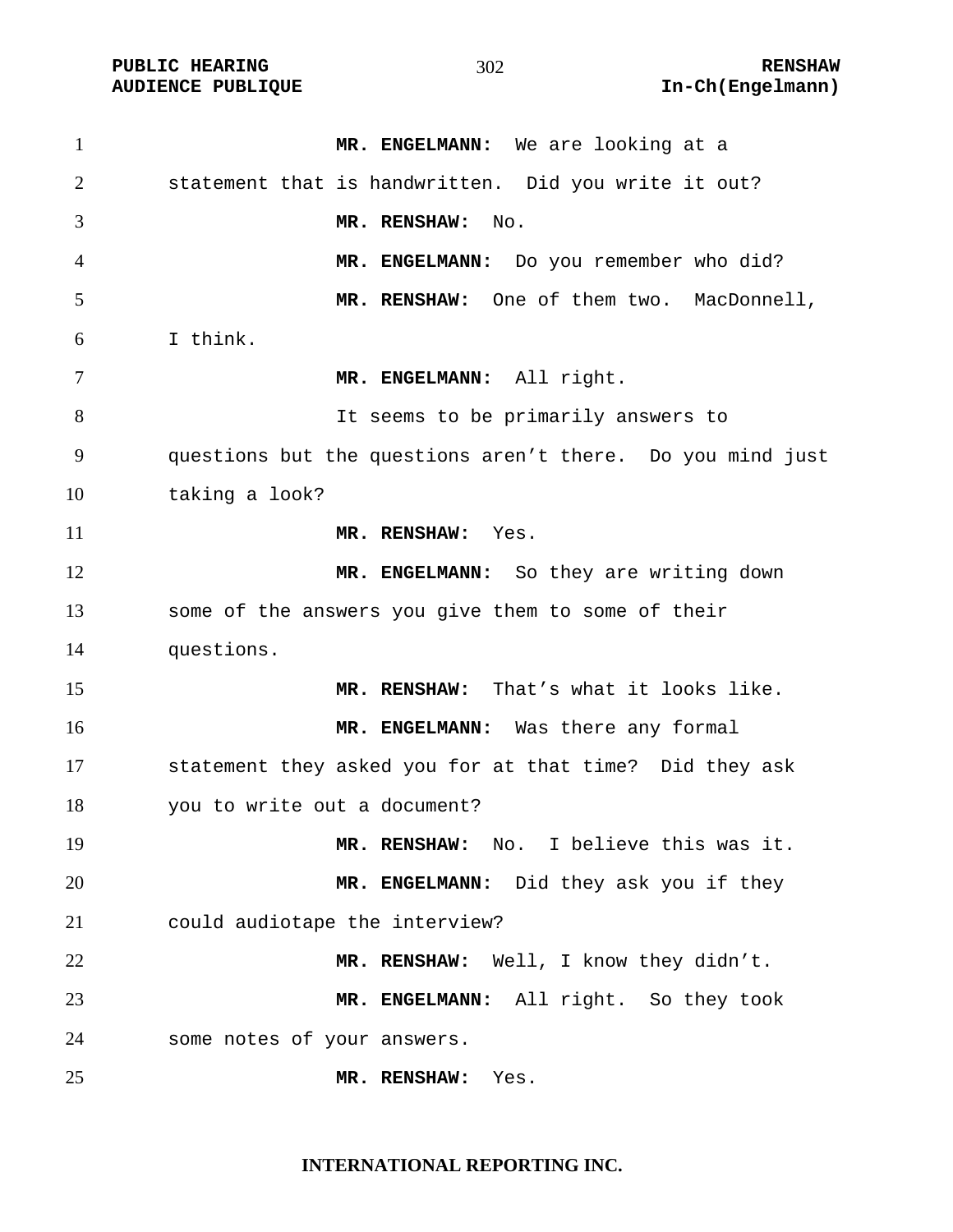**MR. ENGELMANN:** We are looking at a statement that is handwritten. Did you write it out?

**MR. RENSHAW:** No.

**MR. ENGELMANN:** Do you remember who did?

**MR. RENSHAW:** One of them two. MacDonnell, I think.

**MR. ENGELMANN:** All right.

It seems to be primarily answers to questions but the questions aren't there. Do you mind just taking a look?

**MR. RENSHAW:** Yes.

**MR. ENGELMANN:** So they are writing down some of the answers you give them to some of their questions.

**MR. RENSHAW:** That's what it looks like.

**MR. ENGELMANN:** Was there any formal statement they asked you for at that time? Did they ask you to write out a document?

**MR. RENSHAW:** No. I believe this was it.

**MR. ENGELMANN:** Did they ask you if they could audiotape the interview?

**MR. RENSHAW:** Well, I know they didn't.

**MR. ENGELMANN:** All right. So they took some notes of your answers.

**MR. RENSHAW:** Yes.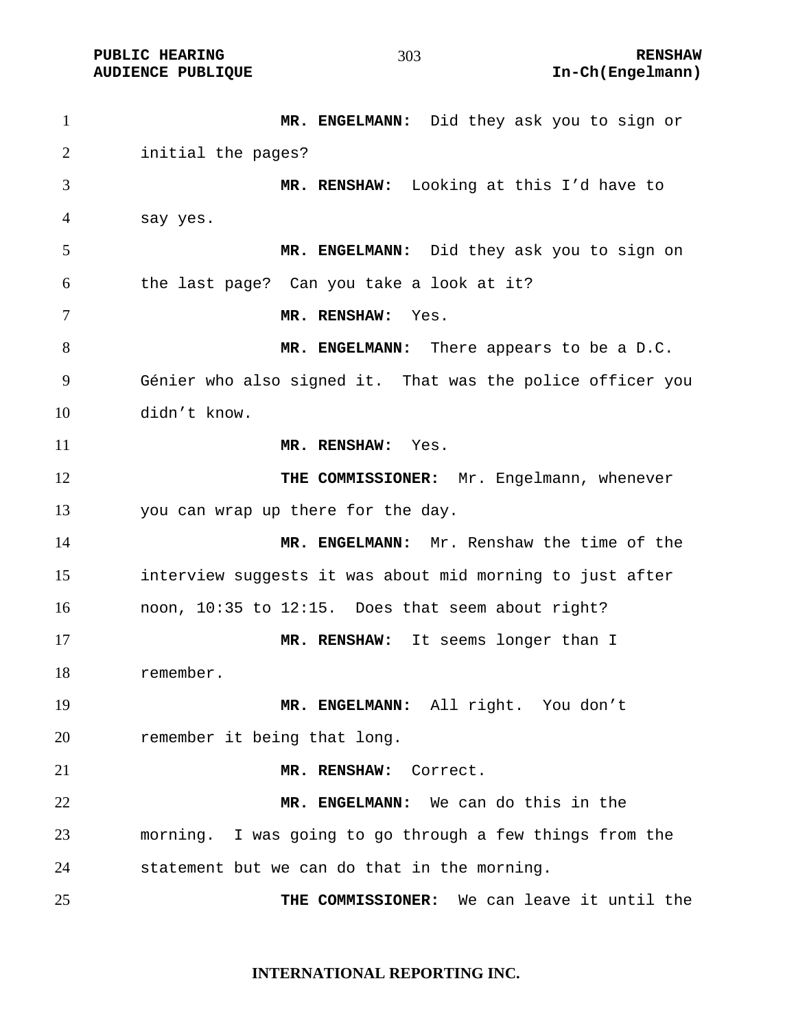**MR. ENGELMANN:** Did they ask you to sign or initial the pages?

**MR. RENSHAW:** Looking at this I'd have to say yes.

**MR. ENGELMANN:** Did they ask you to sign on the last page? Can you take a look at it?

**MR. RENSHAW:** Yes.

**MR. ENGELMANN:** There appears to be a D.C. Génier who also signed it. That was the police officer you didn't know.

**MR. RENSHAW:** Yes.

**THE COMMISSIONER:** Mr. Engelmann, whenever you can wrap up there for the day.

**MR. ENGELMANN:** Mr. Renshaw the time of the interview suggests it was about mid morning to just after noon, 10:35 to 12:15. Does that seem about right?

**MR. RENSHAW:** It seems longer than I remember.

**MR. ENGELMANN:** All right. You don't remember it being that long.

**MR. RENSHAW:** Correct.

**MR. ENGELMANN:** We can do this in the morning. I was going to go through a few things from the statement but we can do that in the morning.

**THE COMMISSIONER:** We can leave it until the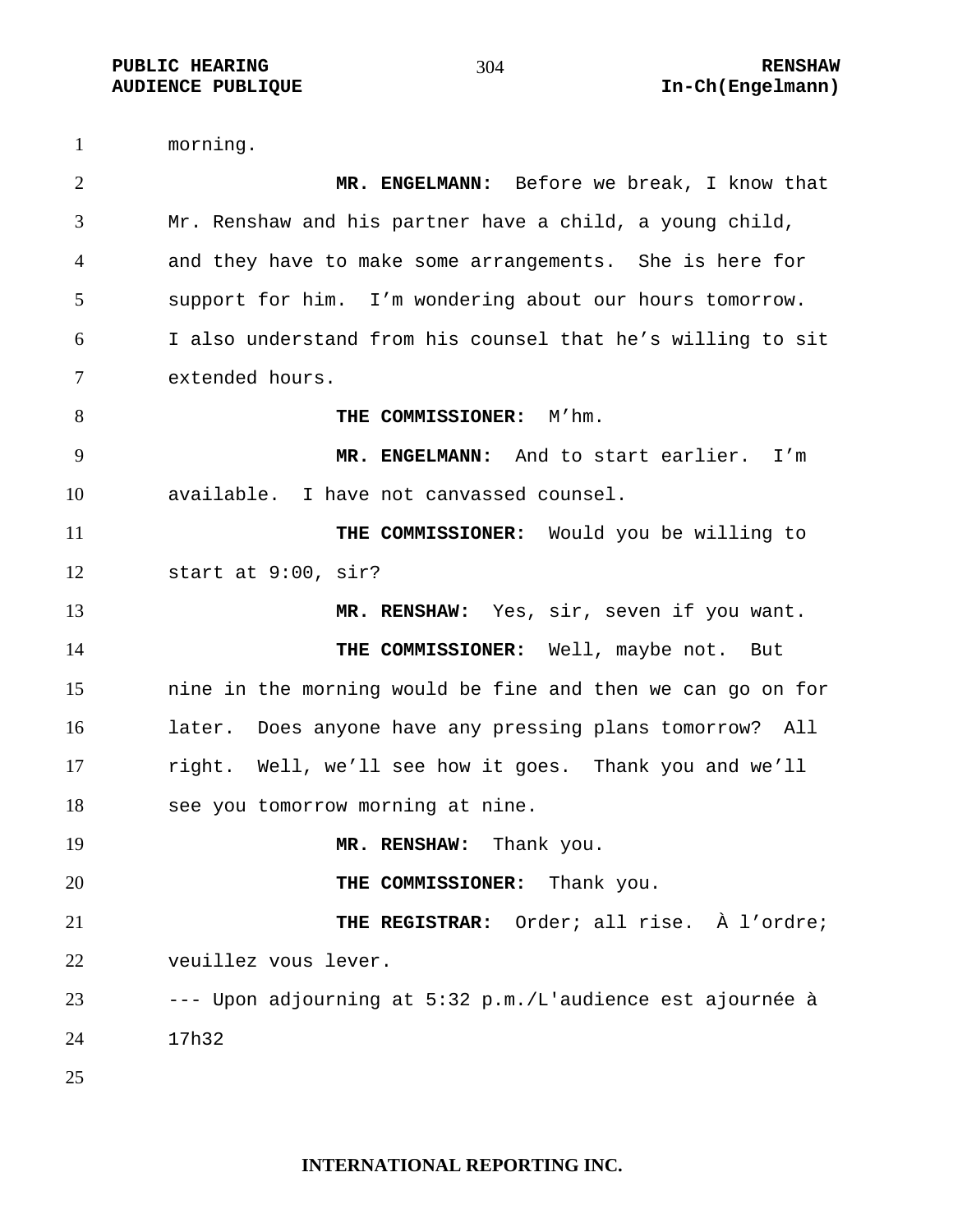morning.

**MR. ENGELMANN:** Before we break, I know that Mr. Renshaw and his partner have a child, a young child, and they have to make some arrangements. She is here for support for him. I'm wondering about our hours tomorrow. I also understand from his counsel that he's willing to sit extended hours.

**THE COMMISSIONER:** M'hm.

**MR. ENGELMANN:** And to start earlier. I'm available. I have not canvassed counsel.

**THE COMMISSIONER:** Would you be willing to start at 9:00, sir?

**MR. RENSHAW:** Yes, sir, seven if you want.

**THE COMMISSIONER:** Well, maybe not. But nine in the morning would be fine and then we can go on for later. Does anyone have any pressing plans tomorrow? All right. Well, we'll see how it goes. Thank you and we'll see you tomorrow morning at nine.

**MR. RENSHAW:** Thank you.

**THE COMMISSIONER:** Thank you.

**THE REGISTRAR:** Order; all rise. À l'ordre; veuillez vous lever.

--- Upon adjourning at 5:32 p.m./L'audience est ajournée à 17h32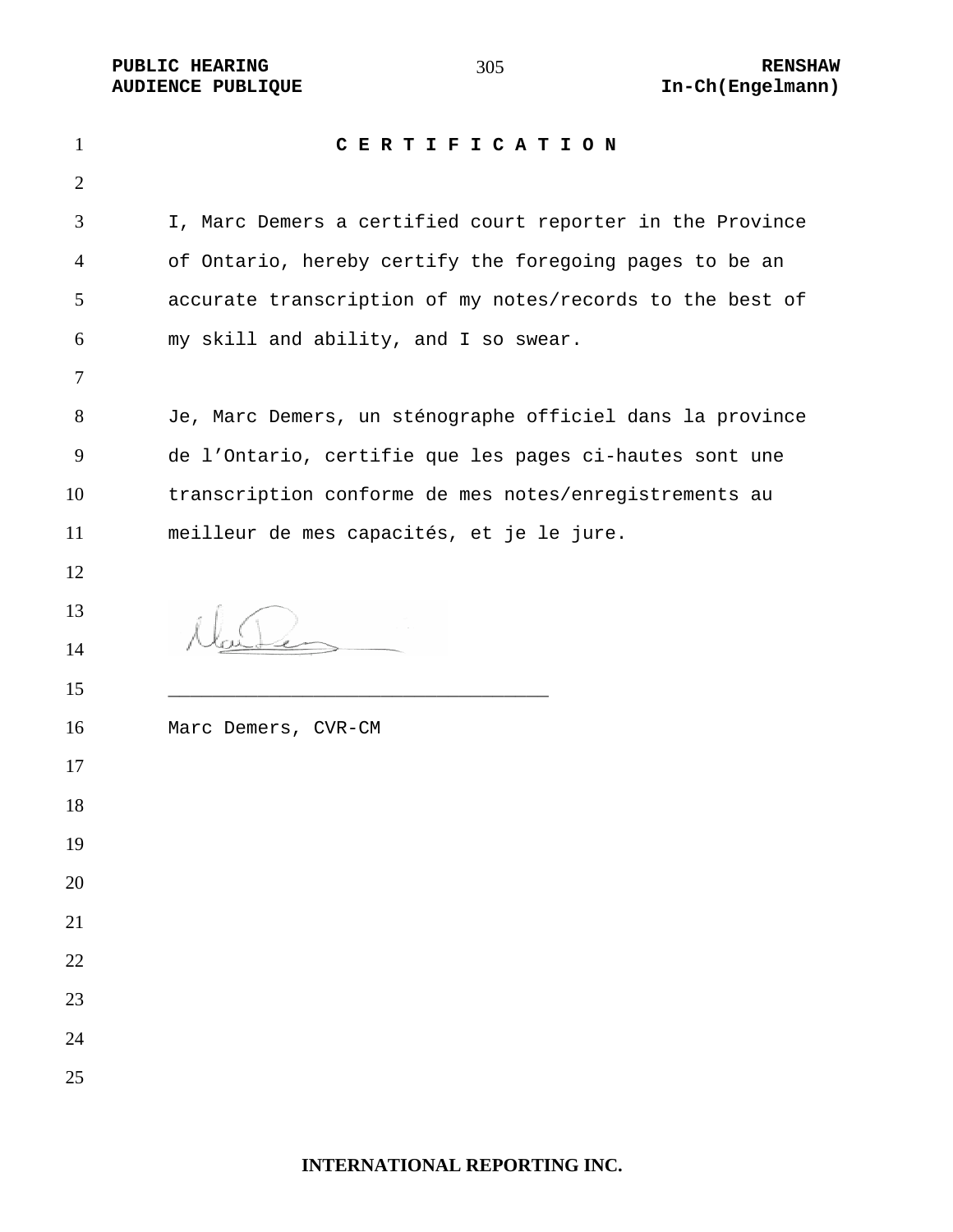# C E R T I F I C A T I O N

I, Marc Demers a certified court reporter in the Province of Ontario, hereby certify the foregoing pages to be an accurate transcription of my notes/records to the best of my skill and ability, and I so swear.

Je, Marc Demers, un sténographe officiel dans la province de l'Ontario, certifie que les pages ci-hautes sont une transcription conforme de mes notes/enregistrements au meilleur de mes capacités, et je le jure.

___________________________________

Marc Demers, CVR-CM